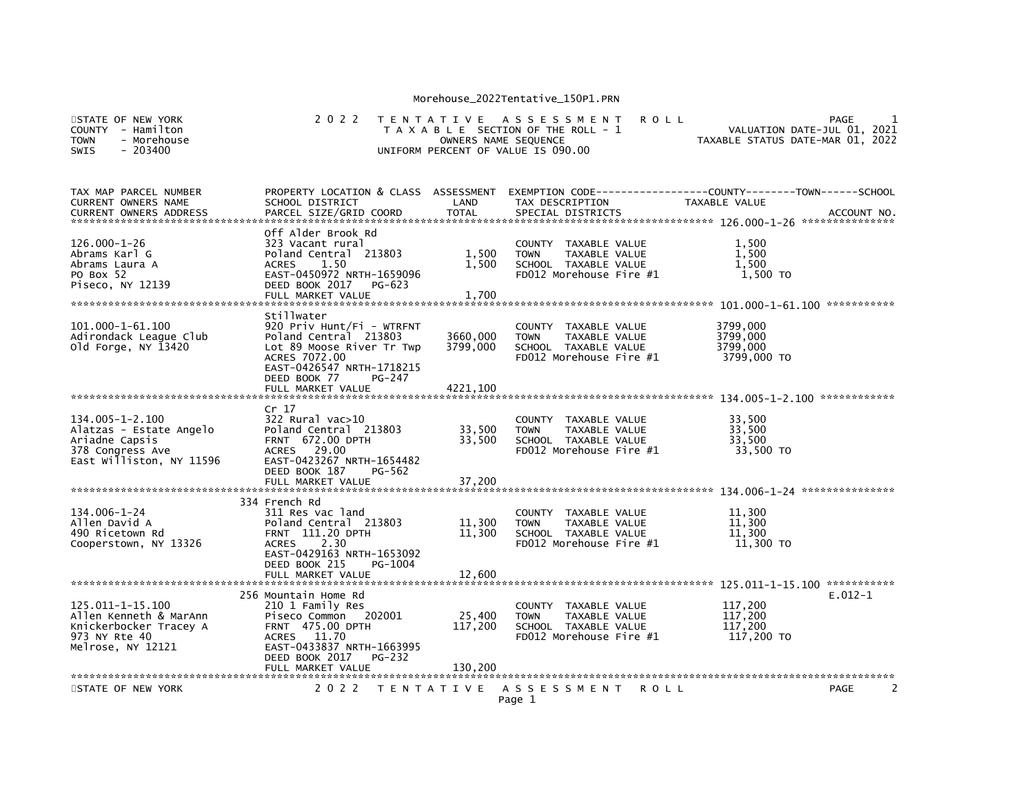Morehouse_2022Tentative_150P1.PRN

STATE OF NEW YORK
COUNTY - Hamilton
TOWN - Morehouse
SWIS - 203400

# 2022 TENTATIVE ASSESSMENT ROLL

TAXABLE SECTION OF THE ROLL - 1
OWNERS NAME SEQUENCE
UNIFORM PERCENT OF VALUE IS 090.00

VALUATION DATE-JUL 01, 2021
TAXABLE STATUS DATE-MAR 01, 2022

| TAX MAP PARCEL NUMBER / CURRENT OWNERS NAME / CURRENT OWNERS ADDRESS | PROPERTY LOCATION & CLASS / SCHOOL DISTRICT / PARCEL SIZE/GRID COORD | ASSESSMENT LAND / TOTAL | EXEMPTION CODE / TAX DESCRIPTION / SPECIAL DISTRICTS | COUNTY / TOWN / SCHOOL TAXABLE VALUE | ACCOUNT NO. |
|---|---|---|---|---|---|
| 126.000-1-26<br>Abrams Karl G<br>Abrams Laura A<br>PO Box 52<br>Piseco, NY 12139 | Off Alder Brook Rd<br>323 Vacant rural<br>Poland Central 213803<br>ACRES 1.50<br>EAST-0450972 NRTH-1659096<br>DEED BOOK 2017 PG-623<br>FULL MARKET VALUE | 1,500<br>1,500<br><br><br><br><br>1,700 | COUNTY TAXABLE VALUE<br>TOWN TAXABLE VALUE<br>SCHOOL TAXABLE VALUE<br>FD012 Morehouse Fire #1 | 1,500<br>1,500<br>1,500<br>1,500 TO | |
| 101.000-1-61.100<br>Adirondack League Club<br>Old Forge, NY 13420 | Stillwater<br>920 Priv Hunt/Fi - WTRFNT<br>Poland Central 213803<br>Lot 89 Moose River Tr Twp<br>ACRES 7072.00<br>EAST-0426547 NRTH-1718215<br>DEED BOOK 77 PG-247<br>FULL MARKET VALUE | 3660,000<br>3799,000<br><br><br><br><br>4221,100 | COUNTY TAXABLE VALUE<br>TOWN TAXABLE VALUE<br>SCHOOL TAXABLE VALUE<br>FD012 Morehouse Fire #1 | 3799,000<br>3799,000<br>3799,000<br>3799,000 TO | |
| 134.005-1-2.100<br>Alatzas - Estate Angelo<br>Ariadne Capsis<br>378 Congress Ave<br>East Williston, NY 11596 | Cr 17<br>322 Rural vac>10<br>Poland Central 213803<br>FRNT 672.00 DPTH<br>ACRES 29.00<br>EAST-0423267 NRTH-1654482<br>DEED BOOK 187 PG-562<br>FULL MARKET VALUE | 33,500<br>33,500<br><br><br><br><br>37,200 | COUNTY TAXABLE VALUE<br>TOWN TAXABLE VALUE<br>SCHOOL TAXABLE VALUE<br>FD012 Morehouse Fire #1 | 33,500<br>33,500<br>33,500<br>33,500 TO | |
| 134.006-1-24<br>Allen David A<br>490 Ricetown Rd<br>Cooperstown, NY 13326 | 334 French Rd<br>311 Res vac land<br>Poland Central 213803<br>FRNT 111.20 DPTH<br>ACRES 2.30<br>EAST-0429163 NRTH-1653092<br>DEED BOOK 215 PG-1004<br>FULL MARKET VALUE | 11,300<br>11,300<br><br><br><br><br>12,600 | COUNTY TAXABLE VALUE<br>TOWN TAXABLE VALUE<br>SCHOOL TAXABLE VALUE<br>FD012 Morehouse Fire #1 | 11,300<br>11,300<br>11,300<br>11,300 TO | |
| 125.011-1-15.100<br>Allen Kenneth & MarAnn<br>Knickerbocker Tracey A<br>973 NY Rte 40<br>Melrose, NY 12121 | 256 Mountain Home Rd<br>210 1 Family Res<br>Piseco Common 202001<br>FRNT 475.00 DPTH<br>ACRES 11.70<br>EAST-0433837 NRTH-1663995<br>DEED BOOK 2017 PG-232<br>FULL MARKET VALUE | 25,400<br>117,200<br><br><br><br><br>130,200 | COUNTY TAXABLE VALUE<br>TOWN TAXABLE VALUE<br>SCHOOL TAXABLE VALUE<br>FD012 Morehouse Fire #1 | 117,200<br>117,200<br>117,200<br>117,200 TO | E.012-1 |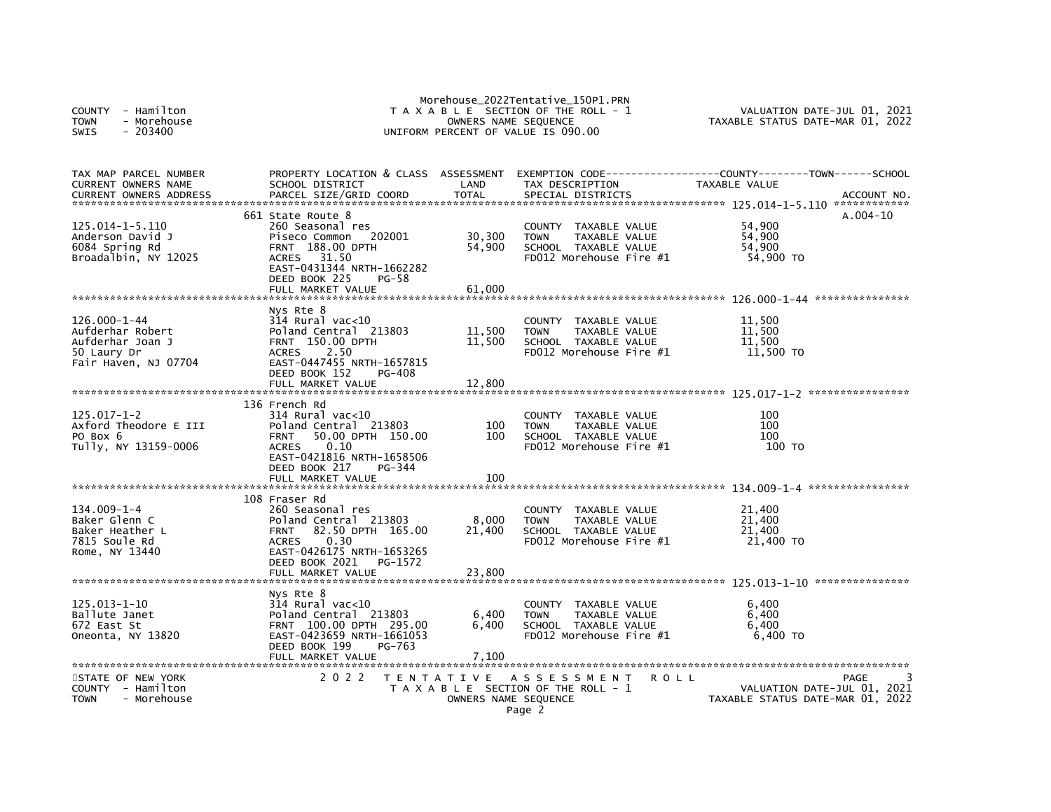Morehouse_2022Tentative_150P1.PRN

COUNTY - Hamilton
TOWN - Morehouse
SWIS - 203400

T A X A B L E SECTION OF THE ROLL - 1
OWNERS NAME SEQUENCE
UNIFORM PERCENT OF VALUE IS 090.00

VALUATION DATE-JUL 01, 2021
TAXABLE STATUS DATE-MAR 01, 2022

| TAX MAP PARCEL NUMBER / CURRENT OWNERS NAME / CURRENT OWNERS ADDRESS | PROPERTY LOCATION & CLASS / SCHOOL DISTRICT / PARCEL SIZE/GRID COORD | ASSESSMENT LAND / TOTAL | EXEMPTION CODE / TAX DESCRIPTION / SPECIAL DISTRICTS | COUNTY / TOWN / SCHOOL TAXABLE VALUE | ACCOUNT NO. |
|---|---|---|---|---|---|
| 125.014-1-5.110 | 661 State Route 8 | | | | A.004-10 |
| 125.014-1-5.110 | 260 Seasonal res | | COUNTY TAXABLE VALUE | 54,900 | |
| Anderson David J | Piseco Common 202001 | 30,300 | TOWN TAXABLE VALUE | 54,900 | |
| 6084 Spring Rd | FRNT 188.00 DPTH | 54,900 | SCHOOL TAXABLE VALUE | 54,900 | |
| Broadalbin, NY 12025 | ACRES 31.50 | | FD012 Morehouse Fire #1 | 54,900 TO | |
| | EAST-0431344 NRTH-1662282 | | | | |
| | DEED BOOK 225 PG-58 | | | | |
| | FULL MARKET VALUE | 61,000 | | | |
| 126.000-1-44 | Nys Rte 8 | | | | |
| 126.000-1-44 | 314 Rural vac<10 | | COUNTY TAXABLE VALUE | 11,500 | |
| Aufderhar Robert | Poland Central 213803 | 11,500 | TOWN TAXABLE VALUE | 11,500 | |
| Aufderhar Joan J | FRNT 150.00 DPTH | 11,500 | SCHOOL TAXABLE VALUE | 11,500 | |
| 50 Laury Dr | ACRES 2.50 | | FD012 Morehouse Fire #1 | 11,500 TO | |
| Fair Haven, NJ 07704 | EAST-0447455 NRTH-1657815 | | | | |
| | DEED BOOK 152 PG-408 | | | | |
| | FULL MARKET VALUE | 12,800 | | | |
| 125.017-1-2 | 136 French Rd | | | | |
| 125.017-1-2 | 314 Rural vac<10 | | COUNTY TAXABLE VALUE | 100 | |
| Axford Theodore E III | Poland Central 213803 | 100 | TOWN TAXABLE VALUE | 100 | |
| PO Box 6 | FRNT 50.00 DPTH 150.00 | 100 | SCHOOL TAXABLE VALUE | 100 | |
| Tully, NY 13159-0006 | ACRES 0.10 | | FD012 Morehouse Fire #1 | 100 TO | |
| | EAST-0421816 NRTH-1658506 | | | | |
| | DEED BOOK 217 PG-344 | | | | |
| | FULL MARKET VALUE | 100 | | | |
| 134.009-1-4 | 108 Fraser Rd | | | | |
| 134.009-1-4 | 260 Seasonal res | | COUNTY TAXABLE VALUE | 21,400 | |
| Baker Glenn C | Poland Central 213803 | 8,000 | TOWN TAXABLE VALUE | 21,400 | |
| Baker Heather L | FRNT 82.50 DPTH 165.00 | 21,400 | SCHOOL TAXABLE VALUE | 21,400 | |
| 7815 Soule Rd | ACRES 0.30 | | FD012 Morehouse Fire #1 | 21,400 TO | |
| Rome, NY 13440 | EAST-0426175 NRTH-1653265 | | | | |
| | DEED BOOK 2021 PG-1572 | | | | |
| | FULL MARKET VALUE | 23,800 | | | |
| 125.013-1-10 | Nys Rte 8 | | | | |
| 125.013-1-10 | 314 Rural vac<10 | | COUNTY TAXABLE VALUE | 6,400 | |
| Ballute Janet | Poland Central 213803 | 6,400 | TOWN TAXABLE VALUE | 6,400 | |
| 672 East St | FRNT 100.00 DPTH 295.00 | 6,400 | SCHOOL TAXABLE VALUE | 6,400 | |
| Oneonta, NY 13820 | EAST-0423659 NRTH-1661053 | | FD012 Morehouse Fire #1 | 6,400 TO | |
| | DEED BOOK 199 PG-763 | | | | |
| | FULL MARKET VALUE | 7,100 | | | |

STATE OF NEW YORK
COUNTY - Hamilton
TOWN - Morehouse

2 0 2 2 T E N T A T I V E A S S E S S M E N T R O L L
T A X A B L E SECTION OF THE ROLL - 1
OWNERS NAME SEQUENCE

PAGE 3
VALUATION DATE-JUL 01, 2021
TAXABLE STATUS DATE-MAR 01, 2022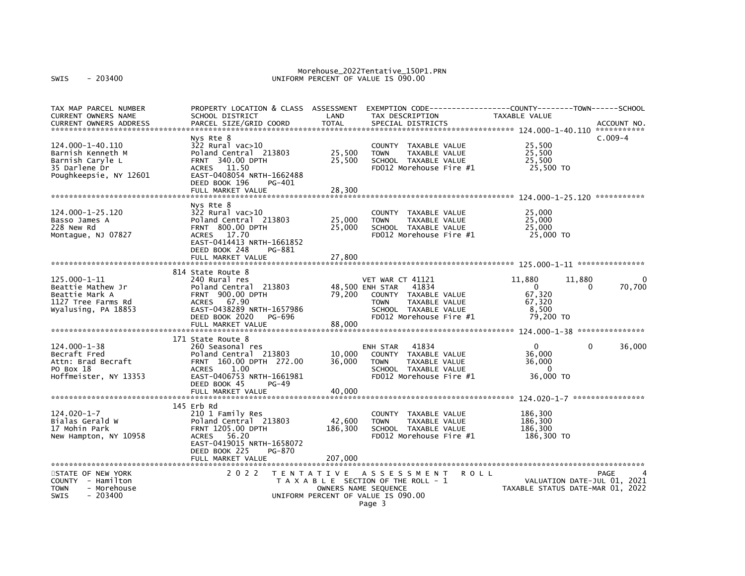Morehouse_2022Tentative_150P1.PRN
UNIFORM PERCENT OF VALUE IS 090.00

SWIS - 203400

| TAX MAP PARCEL NUMBER / CURRENT OWNERS NAME / CURRENT OWNERS ADDRESS | PROPERTY LOCATION & CLASS / SCHOOL DISTRICT / PARCEL SIZE/GRID COORD | ASSESSMENT LAND | ASSESSMENT TOTAL | EXEMPTION CODE / TAX DESCRIPTION / SPECIAL DISTRICTS | COUNTY TAXABLE VALUE | TOWN | SCHOOL | ACCOUNT NO. |
|---|---|---|---|---|---|---|---|---|
| **124.000-1-40.110** | Nys Rte 8 | | | | | | | C.009-4 |
| 124.000-1-40.110 | 322 Rural vac>10 | | | COUNTY TAXABLE VALUE | 25,500 | | | |
| Barnish Kenneth M | Poland Central 213803 | 25,500 | | TOWN TAXABLE VALUE | 25,500 | | | |
| Barnish Caryle L | FRNT 340.00 DPTH | | 25,500 | SCHOOL TAXABLE VALUE | 25,500 | | | |
| 35 Darlene Dr | ACRES 11.50 | | | FD012 Morehouse Fire #1 | 25,500 TO | | | |
| Poughkeepsie, NY 12601 | EAST-0408054 NRTH-1662488 | | | | | | | |
| | DEED BOOK 196 PG-401 | | | | | | | |
| | FULL MARKET VALUE | | 28,300 | | | | | |
| **124.000-1-25.120** | Nys Rte 8 | | | | | | | |
| 124.000-1-25.120 | 322 Rural vac>10 | | | COUNTY TAXABLE VALUE | 25,000 | | | |
| Basso James A | Poland Central 213803 | 25,000 | | TOWN TAXABLE VALUE | 25,000 | | | |
| 228 New Rd | FRNT 800.00 DPTH | | 25,000 | SCHOOL TAXABLE VALUE | 25,000 | | | |
| Montague, NJ 07827 | ACRES 17.70 | | | FD012 Morehouse Fire #1 | 25,000 TO | | | |
| | EAST-0414413 NRTH-1661852 | | | | | | | |
| | DEED BOOK 248 PG-881 | | | | | | | |
| | FULL MARKET VALUE | | 27,800 | | | | | |
| **125.000-1-11** | 814 State Route 8 | | | | | | | |
| 125.000-1-11 | 240 Rural res | | | VET WAR CT 41121 | 11,880 | 11,880 | 0 | |
| Beattie Mathew Jr | Poland Central 213803 | 48,500 | | ENH STAR 41834 | 0 | 0 | 70,700 | |
| Beattie Mark A | FRNT 900.00 DPTH | | 79,200 | COUNTY TAXABLE VALUE | 67,320 | | | |
| 1127 Tree Farms Rd | ACRES 67.90 | | | TOWN TAXABLE VALUE | 67,320 | | | |
| Wyalusing, PA 18853 | EAST-0438289 NRTH-1657986 | | | SCHOOL TAXABLE VALUE | 8,500 | | | |
| | DEED BOOK 2020 PG-696 | | | FD012 Morehouse Fire #1 | 79,200 TO | | | |
| | FULL MARKET VALUE | | 88,000 | | | | | |
| **124.000-1-38** | 171 State Route 8 | | | | | | | |
| 124.000-1-38 | 260 Seasonal res | | | ENH STAR 41834 | 0 | 0 | 36,000 | |
| Becraft Fred | Poland Central 213803 | 10,000 | | COUNTY TAXABLE VALUE | 36,000 | | | |
| Attn: Brad Becraft | FRNT 160.00 DPTH 272.00 | | 36,000 | TOWN TAXABLE VALUE | 36,000 | | | |
| PO Box 18 | ACRES 1.00 | | | SCHOOL TAXABLE VALUE | 0 | | | |
| Hoffmeister, NY 13353 | EAST-0406753 NRTH-1661981 | | | FD012 Morehouse Fire #1 | 36,000 TO | | | |
| | DEED BOOK 45 PG-49 | | | | | | | |
| | FULL MARKET VALUE | | 40,000 | | | | | |
| **124.020-1-7** | 145 Erb Rd | | | | | | | |
| 124.020-1-7 | 210 1 Family Res | | | COUNTY TAXABLE VALUE | 186,300 | | | |
| Bialas Gerald W | Poland Central 213803 | 42,600 | | TOWN TAXABLE VALUE | 186,300 | | | |
| 17 Mohin Park | FRNT 1205.00 DPTH | | 186,300 | SCHOOL TAXABLE VALUE | 186,300 | | | |
| New Hampton, NY 10958 | ACRES 56.20 | | | FD012 Morehouse Fire #1 | 186,300 TO | | | |
| | EAST-0419015 NRTH-1658072 | | | | | | | |
| | DEED BOOK 225 PG-870 | | | | | | | |
| | FULL MARKET VALUE | | 207,000 | | | | | |

STATE OF NEW YORK
COUNTY - Hamilton
TOWN - Morehouse
SWIS - 203400

2 0 2 2 TENTATIVE ASSESSMENT ROLL
TAXABLE SECTION OF THE ROLL - 1
OWNERS NAME SEQUENCE
UNIFORM PERCENT OF VALUE IS 090.00

PAGE 4
VALUATION DATE-JUL 01, 2021
TAXABLE STATUS DATE-MAR 01, 2022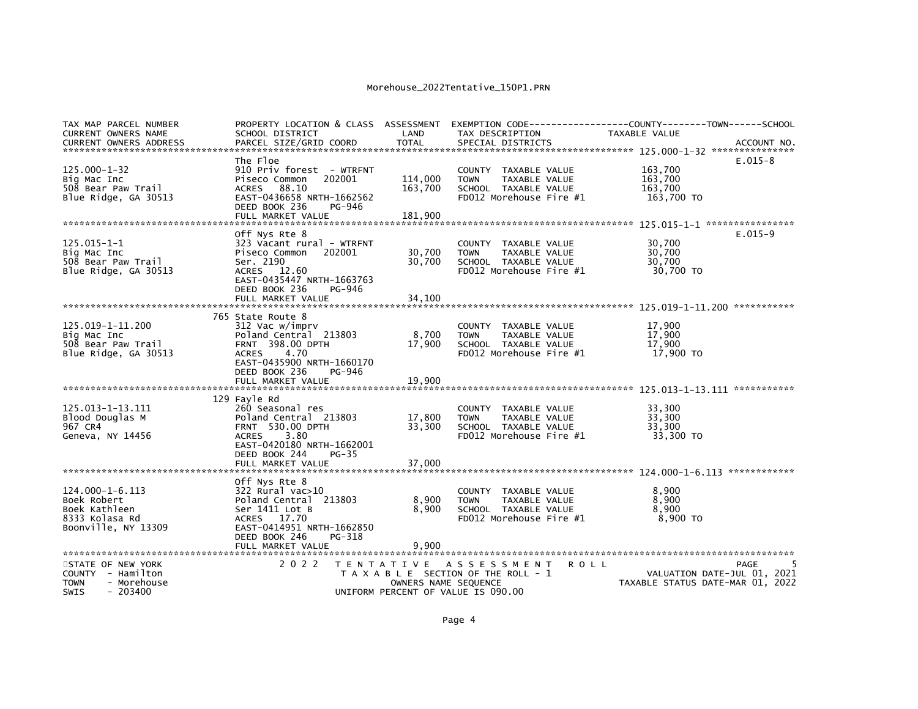Morehouse_2022Tentative_150P1.PRN

| TAX MAP PARCEL NUMBER<br>CURRENT OWNERS NAME<br>CURRENT OWNERS ADDRESS | PROPERTY LOCATION & CLASS<br>SCHOOL DISTRICT<br>PARCEL SIZE/GRID COORD | ASSESSMENT<br>LAND<br>TOTAL | EXEMPTION CODE------------------COUNTY--------TOWN------SCHOOL<br>TAX DESCRIPTION<br>SPECIAL DISTRICTS | TAXABLE VALUE | ACCOUNT NO. |
|---|---|---|---|---|---|
| ******** 125.000-1-32 ******** | | | | | |
| 125.000-1-32<br>Big Mac Inc<br>508 Bear Paw Trail<br>Blue Ridge, GA 30513 | The Floe<br>910 Priv forest - WTRFNT<br>Piseco Common 202001<br>ACRES 88.10<br>EAST-0436658 NRTH-1662562<br>DEED BOOK 236 PG-946<br>FULL MARKET VALUE | 114,000<br>163,700<br><br><br><br><br>181,900 | COUNTY TAXABLE VALUE<br>TOWN TAXABLE VALUE<br>SCHOOL TAXABLE VALUE<br>FD012 Morehouse Fire #1 | 163,700<br>163,700<br>163,700<br>163,700 TO | E.015-8 |
| ******** 125.015-1-1 ******** | | | | | |
| 125.015-1-1<br>Big Mac Inc<br>508 Bear Paw Trail<br>Blue Ridge, GA 30513 | Off Nys Rte 8<br>323 Vacant rural - WTRFNT<br>Piseco Common 202001<br>Ser. 2190<br>ACRES 12.60<br>EAST-0435447 NRTH-1663763<br>DEED BOOK 236 PG-946<br>FULL MARKET VALUE | 30,700<br>30,700<br><br><br><br><br><br>34,100 | COUNTY TAXABLE VALUE<br>TOWN TAXABLE VALUE<br>SCHOOL TAXABLE VALUE<br>FD012 Morehouse Fire #1 | 30,700<br>30,700<br>30,700<br>30,700 TO | E.015-9 |
| ******** 125.019-1-11.200 ******** | | | | | |
| 125.019-1-11.200<br>Big Mac Inc<br>508 Bear Paw Trail<br>Blue Ridge, GA 30513 | 765 State Route 8<br>312 Vac w/imprv<br>Poland Central 213803<br>FRNT 398.00 DPTH<br>ACRES 4.70<br>EAST-0435900 NRTH-1660170<br>DEED BOOK 236 PG-946<br>FULL MARKET VALUE | 8,700<br>17,900<br><br><br><br><br><br>19,900 | COUNTY TAXABLE VALUE<br>TOWN TAXABLE VALUE<br>SCHOOL TAXABLE VALUE<br>FD012 Morehouse Fire #1 | 17,900<br>17,900<br>17,900<br>17,900 TO | |
| ******** 125.013-1-13.111 ******** | | | | | |
| 125.013-1-13.111<br>Blood Douglas M<br>967 CR4<br>Geneva, NY 14456 | 129 Fayle Rd<br>260 Seasonal res<br>Poland Central 213803<br>FRNT 530.00 DPTH<br>ACRES 3.80<br>EAST-0420180 NRTH-1662001<br>DEED BOOK 244 PG-35<br>FULL MARKET VALUE | 17,800<br>33,300<br><br><br><br><br><br>37,000 | COUNTY TAXABLE VALUE<br>TOWN TAXABLE VALUE<br>SCHOOL TAXABLE VALUE<br>FD012 Morehouse Fire #1 | 33,300<br>33,300<br>33,300<br>33,300 TO | |
| ******** 124.000-1-6.113 ******** | | | | | |
| 124.000-1-6.113<br>Boek Robert<br>Boek Kathleen<br>8333 Kolasa Rd<br>Boonville, NY 13309 | Off Nys Rte 8<br>322 Rural vac>10<br>Poland Central 213803<br>Ser 1411 Lot B<br>ACRES 17.70<br>EAST-0414951 NRTH-1662850<br>DEED BOOK 246 PG-318<br>FULL MARKET VALUE | 8,900<br>8,900<br><br><br><br><br><br>9,900 | COUNTY TAXABLE VALUE<br>TOWN TAXABLE VALUE<br>SCHOOL TAXABLE VALUE<br>FD012 Morehouse Fire #1 | 8,900<br>8,900<br>8,900<br>8,900 TO | |

STATE OF NEW YORK
COUNTY - Hamilton
TOWN - Morehouse
SWIS - 203400

2 0 2 2 T E N T A T I V E A S S E S S M E N T R O L L
T A X A B L E SECTION OF THE ROLL - 1
OWNERS NAME SEQUENCE
UNIFORM PERCENT OF VALUE IS 090.00

PAGE 5
VALUATION DATE-JUL 01, 2021
TAXABLE STATUS DATE-MAR 01, 2022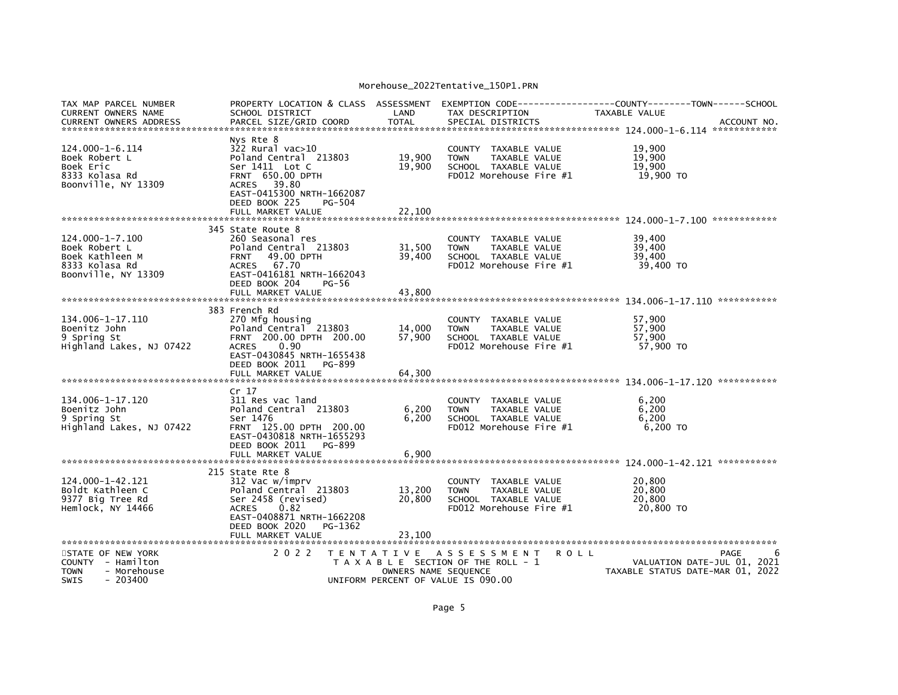Morehouse_2022Tentative_150P1.PRN

```
TAX MAP PARCEL NUMBER          PROPERTY LOCATION & CLASS  ASSESSMENT  EXEMPTION CODE------------------COUNTY--------TOWN------SCHOOL
CURRENT OWNERS NAME            SCHOOL DISTRICT               LAND      TAX DESCRIPTION            TAXABLE VALUE
CURRENT OWNERS ADDRESS         PARCEL SIZE/GRID COORD        TOTAL     SPECIAL DISTRICTS                                    ACCOUNT NO.
******************************************************************************************************* 124.000-1-6.114 ************
                               Nys Rte 8
124.000-1-6.114                322 Rural vac>10                        COUNTY  TAXABLE VALUE             19,900
Boek Robert L                  Poland Central  213803       19,900     TOWN    TAXABLE VALUE             19,900
Boek Eric                      Ser 1411  Lot C              19,900     SCHOOL  TAXABLE VALUE             19,900
8333 Kolasa Rd                 FRNT  650.00 DPTH                       FD012 Morehouse Fire #1            19,900 TO
Boonville, NY 13309            ACRES   39.80
                               EAST-0415300 NRTH-1662087
                               DEED BOOK 225     PG-504
                               FULL MARKET VALUE            22,100
******************************************************************************************************* 124.000-1-7.100 ************
                               345 State Route 8
124.000-1-7.100                260 Seasonal res                        COUNTY  TAXABLE VALUE             39,400
Boek Robert L                  Poland Central  213803       31,500     TOWN    TAXABLE VALUE             39,400
Boek Kathleen M                FRNT   49.00 DPTH            39,400     SCHOOL  TAXABLE VALUE             39,400
8333 Kolasa Rd                 ACRES   67.70                           FD012 Morehouse Fire #1            39,400 TO
Boonville, NY 13309            EAST-0416181 NRTH-1662043
                               DEED BOOK 204     PG-56
                               FULL MARKET VALUE            43,800
******************************************************************************************************* 134.006-1-17.110 ***********
                               383 French Rd
134.006-1-17.110               270 Mfg housing                         COUNTY  TAXABLE VALUE             57,900
Boenitz John                   Poland Central  213803       14,000     TOWN    TAXABLE VALUE             57,900
9 Spring St                    FRNT  200.00 DPTH  200.00    57,900     SCHOOL  TAXABLE VALUE             57,900
Highland Lakes, NJ 07422       ACRES    0.90                           FD012 Morehouse Fire #1            57,900 TO
                               EAST-0430845 NRTH-1655438
                               DEED BOOK 2011    PG-899
                               FULL MARKET VALUE            64,300
******************************************************************************************************* 134.006-1-17.120 ***********
                               Cr 17
134.006-1-17.120               311 Res vac land                        COUNTY  TAXABLE VALUE              6,200
Boenitz John                   Poland Central  213803        6,200     TOWN    TAXABLE VALUE              6,200
9 Spring St                    Ser 1476                      6,200     SCHOOL  TAXABLE VALUE              6,200
Highland Lakes, NJ 07422       FRNT  125.00 DPTH  200.00               FD012 Morehouse Fire #1             6,200 TO
                               EAST-0430818 NRTH-1655293
                               DEED BOOK 2011    PG-899
                               FULL MARKET VALUE             6,900
******************************************************************************************************* 124.000-1-42.121 ***********
                               215 State Rte 8
124.000-1-42.121               312 Vac w/imprv                         COUNTY  TAXABLE VALUE             20,800
Boldt Kathleen C               Poland Central  213803       13,200     TOWN    TAXABLE VALUE             20,800
9377 Big Tree Rd               Ser 2458 (revised)           20,800     SCHOOL  TAXABLE VALUE             20,800
Hemlock, NY 14466              ACRES    0.82                           FD012 Morehouse Fire #1            20,800 TO
                               EAST-0408871 NRTH-1662208
                               DEED BOOK 2020    PG-1362
                               FULL MARKET VALUE            23,100
************************************************************************************************************************************
STATE OF NEW YORK                 2 0 2 2   T E N T A T I V E   A S S E S S M E N T   R O L L                          PAGE     6
COUNTY  - Hamilton                          T A X A B L E  SECTION OF THE ROLL - 1                     VALUATION DATE-JUL 01, 2021
TOWN    - Morehouse                              OWNERS NAME SEQUENCE                              TAXABLE STATUS DATE-MAR 01, 2022
SWIS    - 203400                          UNIFORM PERCENT OF VALUE IS 090.00
```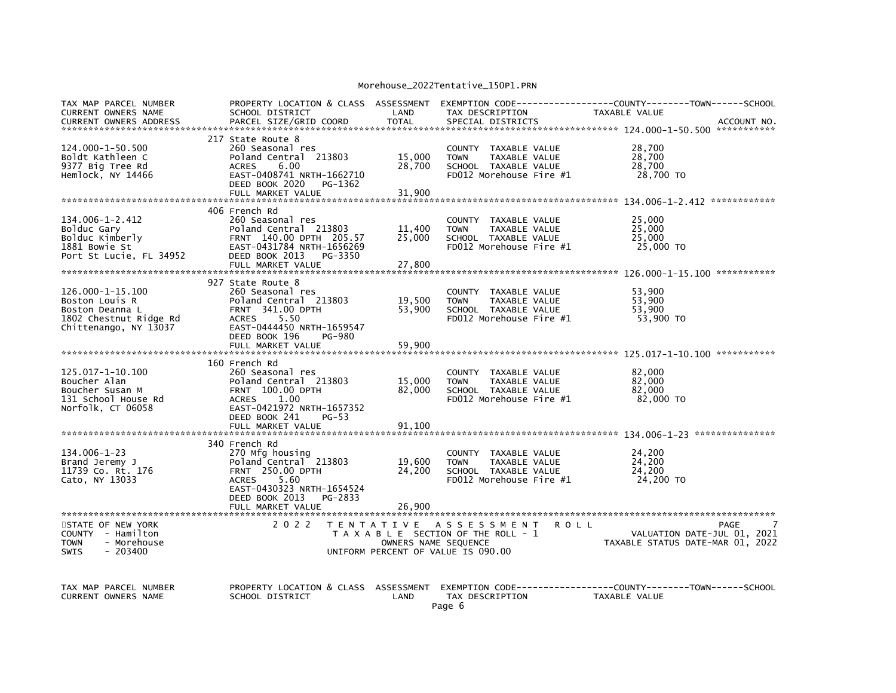Morehouse_2022Tentative_150P1.PRN

| TAX MAP PARCEL NUMBER<br>CURRENT OWNERS NAME<br>CURRENT OWNERS ADDRESS | PROPERTY LOCATION & CLASS<br>SCHOOL DISTRICT<br>PARCEL SIZE/GRID COORD | ASSESSMENT<br>LAND<br>TOTAL | EXEMPTION CODE------------------COUNTY--------TOWN------SCHOOL<br>TAX DESCRIPTION<br>SPECIAL DISTRICTS | TAXABLE VALUE<br><br>ACCOUNT NO. |
|---|---|---|---|---|
| 124.000-1-50.500<br>Boldt Kathleen C<br>9377 Big Tree Rd<br>Hemlock, NY 14466 | 217 State Route 8<br>260 Seasonal res<br>Poland Central 213803<br>ACRES 6.00<br>EAST-0408741 NRTH-1662710<br>DEED BOOK 2020 PG-1362<br>FULL MARKET VALUE | <br><br>15,000<br>28,700<br><br><br>31,900 | <br>COUNTY TAXABLE VALUE<br>TOWN TAXABLE VALUE<br>SCHOOL TAXABLE VALUE<br>FD012 Morehouse Fire #1 | <br>28,700<br>28,700<br>28,700<br>28,700 TO |
| 134.006-1-2.412<br>Bolduc Gary<br>Bolduc Kimberly<br>1881 Bowie St<br>Port St Lucie, FL 34952 | 406 French Rd<br>260 Seasonal res<br>Poland Central 213803<br>FRNT 140.00 DPTH 205.57<br>EAST-0431784 NRTH-1656269<br>DEED BOOK 2013 PG-3350<br>FULL MARKET VALUE | <br><br>11,400<br>25,000<br><br><br>27,800 | <br>COUNTY TAXABLE VALUE<br>TOWN TAXABLE VALUE<br>SCHOOL TAXABLE VALUE<br>FD012 Morehouse Fire #1 | <br>25,000<br>25,000<br>25,000<br>25,000 TO |
| 126.000-1-15.100<br>Boston Louis R<br>Boston Deanna L<br>1802 Chestnut Ridge Rd<br>Chittenango, NY 13037 | 927 State Route 8<br>260 Seasonal res<br>Poland Central 213803<br>FRNT 341.00 DPTH<br>ACRES 5.50<br>EAST-0444450 NRTH-1659547<br>DEED BOOK 196 PG-980<br>FULL MARKET VALUE | <br><br>19,500<br>53,900<br><br><br><br>59,900 | <br>COUNTY TAXABLE VALUE<br>TOWN TAXABLE VALUE<br>SCHOOL TAXABLE VALUE<br>FD012 Morehouse Fire #1 | <br>53,900<br>53,900<br>53,900<br>53,900 TO |
| 125.017-1-10.100<br>Boucher Alan<br>Boucher Susan M<br>131 School House Rd<br>Norfolk, CT 06058 | 160 French Rd<br>260 Seasonal res<br>Poland Central 213803<br>FRNT 100.00 DPTH<br>ACRES 1.00<br>EAST-0421972 NRTH-1657352<br>DEED BOOK 241 PG-53<br>FULL MARKET VALUE | <br><br>15,000<br>82,000<br><br><br><br>91,100 | <br>COUNTY TAXABLE VALUE<br>TOWN TAXABLE VALUE<br>SCHOOL TAXABLE VALUE<br>FD012 Morehouse Fire #1 | <br>82,000<br>82,000<br>82,000<br>82,000 TO |
| 134.006-1-23<br>Brand Jeremy J<br>11739 Co. Rt. 176<br>Cato, NY 13033 | 340 French Rd<br>270 Mfg housing<br>Poland Central 213803<br>FRNT 250.00 DPTH<br>ACRES 5.60<br>EAST-0430323 NRTH-1654524<br>DEED BOOK 2013 PG-2833<br>FULL MARKET VALUE | <br><br>19,600<br>24,200<br><br><br><br>26,900 | <br>COUNTY TAXABLE VALUE<br>TOWN TAXABLE VALUE<br>SCHOOL TAXABLE VALUE<br>FD012 Morehouse Fire #1 | <br>24,200<br>24,200<br>24,200<br>24,200 TO |

STATE OF NEW YORK
COUNTY - Hamilton
TOWN - Morehouse
SWIS - 203400

2 0 2 2 T E N T A T I V E A S S E S S M E N T R O L L
T A X A B L E SECTION OF THE ROLL - 1
OWNERS NAME SEQUENCE
UNIFORM PERCENT OF VALUE IS 090.00

PAGE 7
VALUATION DATE-JUL 01, 2021
TAXABLE STATUS DATE-MAR 01, 2022

| TAX MAP PARCEL NUMBER<br>CURRENT OWNERS NAME | PROPERTY LOCATION & CLASS<br>SCHOOL DISTRICT | ASSESSMENT<br>LAND | EXEMPTION CODE------------------COUNTY--------TOWN------SCHOOL<br>TAX DESCRIPTION | <br>TAXABLE VALUE |
|---|---|---|---|---|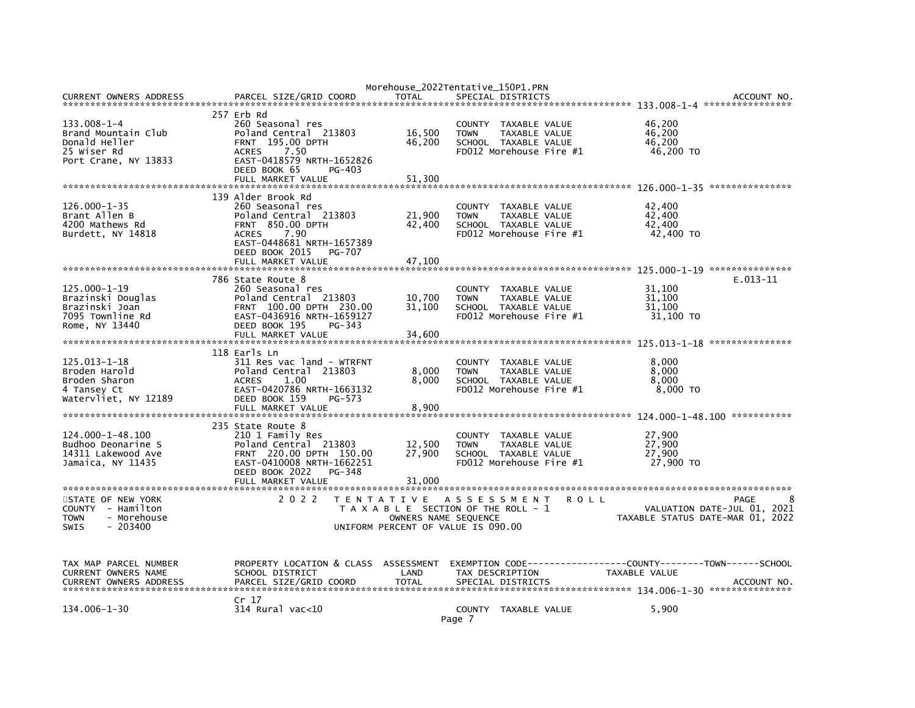| CURRENT OWNERS ADDRESS | PARCEL SIZE/GRID COORD | TOTAL | SPECIAL DISTRICTS | | ACCOUNT NO. |
|---|---|---|---|---|---|
| | 257 Erb Rd | | | | 133.008-1-4 |
| 133.008-1-4 | 260 Seasonal res | | COUNTY TAXABLE VALUE | 46,200 | |
| Brand Mountain Club | Poland Central 213803 | 16,500 | TOWN TAXABLE VALUE | 46,200 | |
| Donald Heller | FRNT 195.00 DPTH | 46,200 | SCHOOL TAXABLE VALUE | 46,200 | |
| 25 Wiser Rd | ACRES 7.50 | | FD012 Morehouse Fire #1 | 46,200 TO | |
| Port Crane, NY 13833 | EAST-0418579 NRTH-1652826 | | | | |
| | DEED BOOK 65 PG-403 | | | | |
| | FULL MARKET VALUE | 51,300 | | | |
| | 139 Alder Brook Rd | | | | 126.000-1-35 |
| 126.000-1-35 | 260 Seasonal res | | COUNTY TAXABLE VALUE | 42,400 | |
| Brant Allen B | Poland Central 213803 | 21,900 | TOWN TAXABLE VALUE | 42,400 | |
| 4200 Mathews Rd | FRNT 850.00 DPTH | 42,400 | SCHOOL TAXABLE VALUE | 42,400 | |
| Burdett, NY 14818 | ACRES 7.90 | | FD012 Morehouse Fire #1 | 42,400 TO | |
| | EAST-0448681 NRTH-1657389 | | | | |
| | DEED BOOK 2015 PG-707 | | | | |
| | FULL MARKET VALUE | 47,100 | | | |
| | 786 State Route 8 | | | | 125.000-1-19 |
| 125.000-1-19 | 260 Seasonal res | | COUNTY TAXABLE VALUE | 31,100 | E.013-11 |
| Brazinski Douglas | Poland Central 213803 | 10,700 | TOWN TAXABLE VALUE | 31,100 | |
| Brazinski Joan | FRNT 100.00 DPTH 230.00 | 31,100 | SCHOOL TAXABLE VALUE | 31,100 | |
| 7095 Townline Rd | EAST-0436916 NRTH-1659127 | | FD012 Morehouse Fire #1 | 31,100 TO | |
| Rome, NY 13440 | DEED BOOK 195 PG-343 | | | | |
| | FULL MARKET VALUE | 34,600 | | | |
| | 118 Earls Ln | | | | 125.013-1-18 |
| 125.013-1-18 | 311 Res vac land - WTRFNT | | COUNTY TAXABLE VALUE | 8,000 | |
| Broden Harold | Poland Central 213803 | 8,000 | TOWN TAXABLE VALUE | 8,000 | |
| Broden Sharon | ACRES 1.00 | 8,000 | SCHOOL TAXABLE VALUE | 8,000 | |
| 4 Tansey Ct | EAST-0420786 NRTH-1663132 | | FD012 Morehouse Fire #1 | 8,000 TO | |
| Watervliet, NY 12189 | DEED BOOK 159 PG-573 | | | | |
| | FULL MARKET VALUE | 8,900 | | | |
| | 235 State Route 8 | | | | 124.000-1-48.100 |
| 124.000-1-48.100 | 210 1 Family Res | | COUNTY TAXABLE VALUE | 27,900 | |
| Budhoo Deonarine S | Poland Central 213803 | 12,500 | TOWN TAXABLE VALUE | 27,900 | |
| 14311 Lakewood Ave | FRNT 220.00 DPTH 150.00 | 27,900 | SCHOOL TAXABLE VALUE | 27,900 | |
| Jamaica, NY 11435 | EAST-0410008 NRTH-1662251 | | FD012 Morehouse Fire #1 | 27,900 TO | |
| | DEED BOOK 2022 PG-348 | | | | |
| | FULL MARKET VALUE | 31,000 | | | |

STATE OF NEW YORK
COUNTY - Hamilton
TOWN - Morehouse
SWIS - 203400

2022 TENTATIVE ASSESSMENT ROLL
TAXABLE SECTION OF THE ROLL - 1
OWNERS NAME SEQUENCE
UNIFORM PERCENT OF VALUE IS 090.00

PAGE 8
VALUATION DATE-JUL 01, 2021
TAXABLE STATUS DATE-MAR 01, 2022

| TAX MAP PARCEL NUMBER | PROPERTY LOCATION & CLASS | ASSESSMENT | EXEMPTION CODE------------------COUNTY--------TOWN------SCHOOL | | |
|---|---|---|---|---|---|
| CURRENT OWNERS NAME | SCHOOL DISTRICT | LAND | TAX DESCRIPTION | TAXABLE VALUE | |
| CURRENT OWNERS ADDRESS | PARCEL SIZE/GRID COORD | TOTAL | SPECIAL DISTRICTS | | ACCOUNT NO. |
| | Cr 17 | | | | 134.006-1-30 |
| 134.006-1-30 | 314 Rural vac<10 | | COUNTY TAXABLE VALUE | 5,900 | |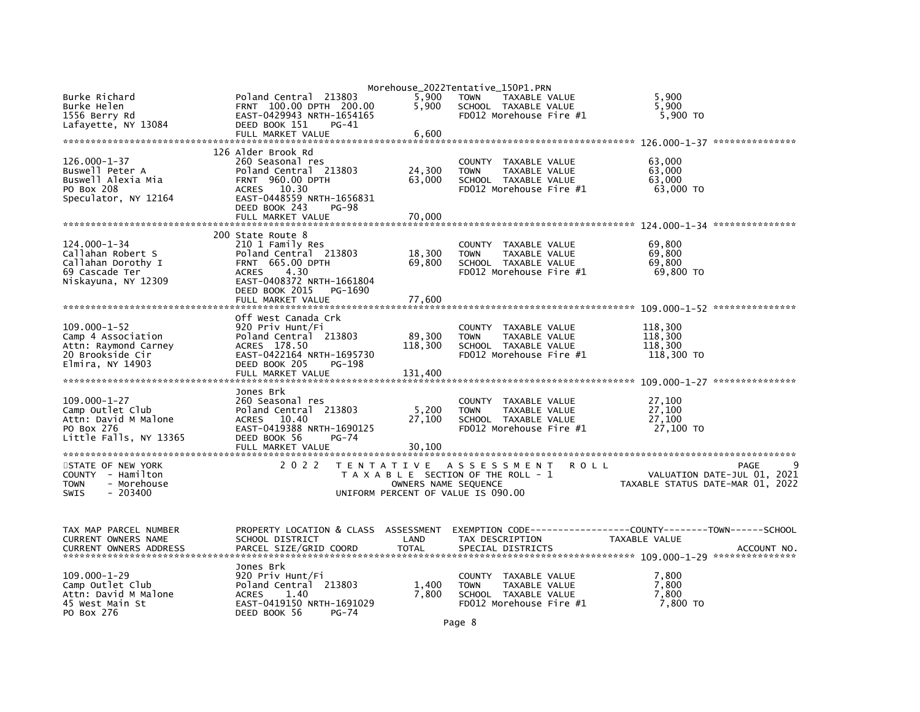| | | | | |
|---|---|---|---|---|
| Burke Richard<br>Burke Helen<br>1556 Berry Rd<br>Lafayette, NY 13084 | Poland Central 213803<br>FRNT 100.00 DPTH 200.00<br>EAST-0429943 NRTH-1654165<br>DEED BOOK 151 PG-41<br>FULL MARKET VALUE | 5,900<br>5,900<br><br><br>6,600 | TOWN TAXABLE VALUE<br>SCHOOL TAXABLE VALUE<br>FD012 Morehouse Fire #1 | 5,900<br>5,900<br>5,900 TO |

126.000-1-37

| | | | | |
|---|---|---|---|---|
| 126.000-1-37<br>Buswell Peter A<br>Buswell Alexia Mia<br>PO Box 208<br>Speculator, NY 12164 | 126 Alder Brook Rd<br>260 Seasonal res<br>Poland Central 213803<br>FRNT 960.00 DPTH<br>ACRES 10.30<br>EAST-0448559 NRTH-1656831<br>DEED BOOK 243 PG-98<br>FULL MARKET VALUE | <br><br>24,300<br>63,000<br><br><br><br>70,000 | COUNTY TAXABLE VALUE<br>TOWN TAXABLE VALUE<br>SCHOOL TAXABLE VALUE<br>FD012 Morehouse Fire #1 | 63,000<br>63,000<br>63,000<br>63,000 TO |

124.000-1-34

| | | | | |
|---|---|---|---|---|
| 124.000-1-34<br>Callahan Robert S<br>Callahan Dorothy I<br>69 Cascade Ter<br>Niskayuna, NY 12309 | 200 State Route 8<br>210 1 Family Res<br>Poland Central 213803<br>FRNT 665.00 DPTH<br>ACRES 4.30<br>EAST-0408372 NRTH-1661804<br>DEED BOOK 2015 PG-1690<br>FULL MARKET VALUE | <br><br>18,300<br>69,800<br><br><br><br>77,600 | COUNTY TAXABLE VALUE<br>TOWN TAXABLE VALUE<br>SCHOOL TAXABLE VALUE<br>FD012 Morehouse Fire #1 | 69,800<br>69,800<br>69,800<br>69,800 TO |

109.000-1-52

| | | | | |
|---|---|---|---|---|
| 109.000-1-52<br>Camp 4 Association<br>Attn: Raymond Carney<br>20 Brookside Cir<br>Elmira, NY 14903 | Off West Canada Crk<br>920 Priv Hunt/Fi<br>Poland Central 213803<br>ACRES 178.50<br>EAST-0422164 NRTH-1695730<br>DEED BOOK 205 PG-198<br>FULL MARKET VALUE | <br><br>89,300<br>118,300<br><br><br>131,400 | COUNTY TAXABLE VALUE<br>TOWN TAXABLE VALUE<br>SCHOOL TAXABLE VALUE<br>FD012 Morehouse Fire #1 | 118,300<br>118,300<br>118,300<br>118,300 TO |

109.000-1-27

| | | | | |
|---|---|---|---|---|
| 109.000-1-27<br>Camp Outlet Club<br>Attn: David M Malone<br>PO Box 276<br>Little Falls, NY 13365 | Jones Brk<br>260 Seasonal res<br>Poland Central 213803<br>ACRES 10.40<br>EAST-0419388 NRTH-1690125<br>DEED BOOK 56 PG-74<br>FULL MARKET VALUE | <br><br>5,200<br>27,100<br><br><br>30,100 | COUNTY TAXABLE VALUE<br>TOWN TAXABLE VALUE<br>SCHOOL TAXABLE VALUE<br>FD012 Morehouse Fire #1 | 27,100<br>27,100<br>27,100<br>27,100 TO |

STATE OF NEW YORK
COUNTY - Hamilton
TOWN - Morehouse
SWIS - 203400

2 0 2 2 T E N T A T I V E A S S E S S M E N T R O L L
T A X A B L E SECTION OF THE ROLL - 1
OWNERS NAME SEQUENCE
UNIFORM PERCENT OF VALUE IS 090.00

PAGE 9
VALUATION DATE-JUL 01, 2021
TAXABLE STATUS DATE-MAR 01, 2022

| TAX MAP PARCEL NUMBER<br>CURRENT OWNERS NAME<br>CURRENT OWNERS ADDRESS | PROPERTY LOCATION & CLASS<br>SCHOOL DISTRICT<br>PARCEL SIZE/GRID COORD | ASSESSMENT<br>LAND<br>TOTAL | EXEMPTION CODE------COUNTY------TOWN------SCHOOL<br>TAX DESCRIPTION<br>SPECIAL DISTRICTS | TAXABLE VALUE<br><br>ACCOUNT NO. |
|---|---|---|---|---|
| 109.000-1-29<br>Camp Outlet Club<br>Attn: David M Malone<br>45 West Main St<br>PO Box 276 | Jones Brk<br>920 Priv Hunt/Fi<br>Poland Central 213803<br>ACRES 1.40<br>EAST-0419150 NRTH-1691029<br>DEED BOOK 56 PG-74 | <br><br>1,400<br>7,800 | COUNTY TAXABLE VALUE<br>TOWN TAXABLE VALUE<br>SCHOOL TAXABLE VALUE<br>FD012 Morehouse Fire #1 | 7,800<br>7,800<br>7,800<br>7,800 TO |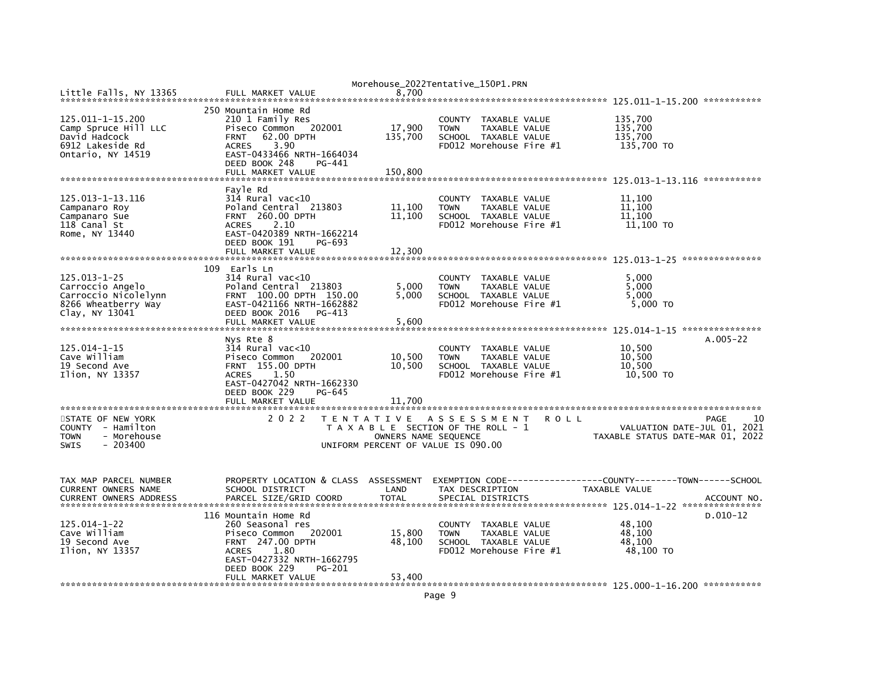Little Falls, NY 13365 FULL MARKET VALUE 8,700

**125.011-1-15.200**

| | | | | |
|---|---|---|---|---|
| 125.011-1-15.200 | 250 Mountain Home Rd | | | |
| Camp Spruce Hill LLC | 210 1 Family Res | | COUNTY TAXABLE VALUE | 135,700 |
| David Hadcock | Piseco Common 202001 | 17,900 | TOWN TAXABLE VALUE | 135,700 |
| 6912 Lakeside Rd | FRNT 62.00 DPTH | 135,700 | SCHOOL TAXABLE VALUE | 135,700 |
| Ontario, NY 14519 | ACRES 3.90 | | FD012 Morehouse Fire #1 | 135,700 TO |
| | EAST-0433466 NRTH-1664034 | | | |
| | DEED BOOK 248 PG-441 | | | |
| | FULL MARKET VALUE | 150,800 | | |

**125.013-1-13.116**

| | | | | |
|---|---|---|---|---|
| 125.013-1-13.116 | Fayle Rd | | | |
| Campanaro Roy | 314 Rural vac<10 | | COUNTY TAXABLE VALUE | 11,100 |
| Campanaro Sue | Poland Central 213803 | 11,100 | TOWN TAXABLE VALUE | 11,100 |
| 118 Canal St | FRNT 260.00 DPTH | 11,100 | SCHOOL TAXABLE VALUE | 11,100 |
| Rome, NY 13440 | ACRES 2.10 | | FD012 Morehouse Fire #1 | 11,100 TO |
| | EAST-0420389 NRTH-1662214 | | | |
| | DEED BOOK 191 PG-693 | | | |
| | FULL MARKET VALUE | 12,300 | | |

**125.013-1-25**

| | | | | |
|---|---|---|---|---|
| 125.013-1-25 | 109 Earls Ln | | | |
| Carroccio Angelo | 314 Rural vac<10 | | COUNTY TAXABLE VALUE | 5,000 |
| Carroccio Nicolelynn | Poland Central 213803 | 5,000 | TOWN TAXABLE VALUE | 5,000 |
| 8266 Wheatberry Way | FRNT 100.00 DPTH 150.00 | 5,000 | SCHOOL TAXABLE VALUE | 5,000 |
| Clay, NY 13041 | EAST-0421166 NRTH-1662882 | | FD012 Morehouse Fire #1 | 5,000 TO |
| | DEED BOOK 2016 PG-413 | | | |
| | FULL MARKET VALUE | 5,600 | | |

**125.014-1-15** A.005-22

| | | | | |
|---|---|---|---|---|
| 125.014-1-15 | Nys Rte 8 | | | |
| Cave William | 314 Rural vac<10 | | COUNTY TAXABLE VALUE | 10,500 |
| 19 Second Ave | Piseco Common 202001 | 10,500 | TOWN TAXABLE VALUE | 10,500 |
| Ilion, NY 13357 | FRNT 155.00 DPTH | 10,500 | SCHOOL TAXABLE VALUE | 10,500 |
| | ACRES 1.50 | | FD012 Morehouse Fire #1 | 10,500 TO |
| | EAST-0427042 NRTH-1662330 | | | |
| | DEED BOOK 229 PG-645 | | | |
| | FULL MARKET VALUE | 11,700 | | |

STATE OF NEW YORK
COUNTY - Hamilton
TOWN - Morehouse
SWIS - 203400

2 0 2 2 T E N T A T I V E A S S E S S M E N T R O L L
T A X A B L E SECTION OF THE ROLL - 1
OWNERS NAME SEQUENCE
UNIFORM PERCENT OF VALUE IS 090.00

PAGE 10
VALUATION DATE-JUL 01, 2021
TAXABLE STATUS DATE-MAR 01, 2022

| TAX MAP PARCEL NUMBER / CURRENT OWNERS NAME / CURRENT OWNERS ADDRESS | PROPERTY LOCATION & CLASS / SCHOOL DISTRICT / PARCEL SIZE/GRID COORD | ASSESSMENT LAND / TOTAL | EXEMPTION CODE-----COUNTY-----TOWN-----SCHOOL / TAX DESCRIPTION / SPECIAL DISTRICTS | TAXABLE VALUE / ACCOUNT NO. |
|---|---|---|---|---|
| **125.014-1-22** | 116 Mountain Home Rd | | | D.010-12 |
| 125.014-1-22 | 260 Seasonal res | | COUNTY TAXABLE VALUE | 48,100 |
| Cave William | Piseco Common 202001 | 15,800 | TOWN TAXABLE VALUE | 48,100 |
| 19 Second Ave | FRNT 247.00 DPTH | 48,100 | SCHOOL TAXABLE VALUE | 48,100 |
| Ilion, NY 13357 | ACRES 1.80 | | FD012 Morehouse Fire #1 | 48,100 TO |
| | EAST-0427332 NRTH-1662795 | | | |
| | DEED BOOK 229 PG-201 | | | |
| | FULL MARKET VALUE | 53,400 | | |

**125.000-1-16.200**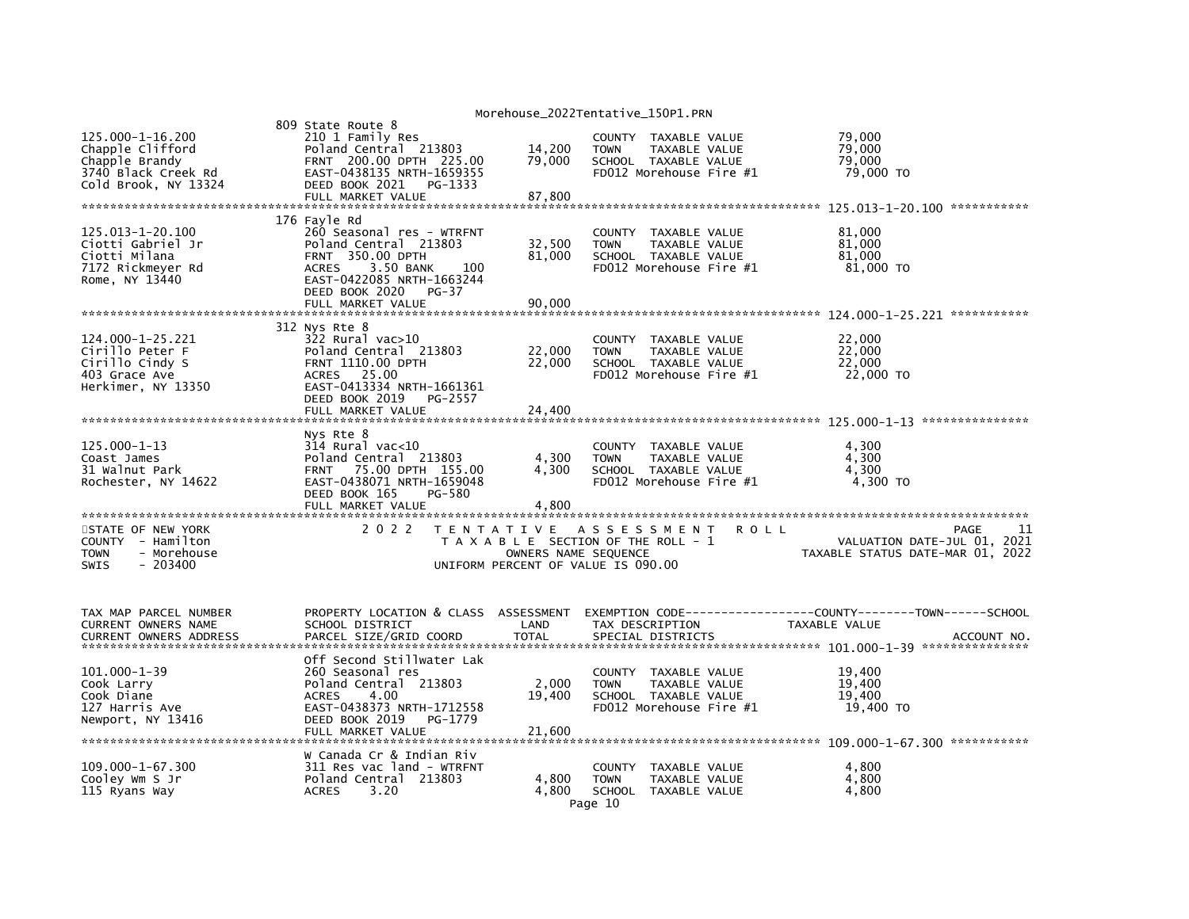809 State Route 8

| 125.000-1-16.200 | 210 1 Family Res | | COUNTY TAXABLE VALUE | 79,000 |
|---|---|---|---|---|
| Chapple Clifford | Poland Central 213803 | 14,200 | TOWN TAXABLE VALUE | 79,000 |
| Chapple Brandy | FRNT 200.00 DPTH 225.00 | 79,000 | SCHOOL TAXABLE VALUE | 79,000 |
| 3740 Black Creek Rd | EAST-0438135 NRTH-1659355 | | FD012 Morehouse Fire #1 | 79,000 TO |
| Cold Brook, NY 13324 | DEED BOOK 2021 PG-1333 | | | |
| | FULL MARKET VALUE | 87,800 | | |

176 Fayle Rd — 125.013-1-20.100

| 125.013-1-20.100 | 260 Seasonal res - WTRFNT | | COUNTY TAXABLE VALUE | 81,000 |
|---|---|---|---|---|
| Ciotti Gabriel Jr | Poland Central 213803 | 32,500 | TOWN TAXABLE VALUE | 81,000 |
| Ciotti Milana | FRNT 350.00 DPTH | 81,000 | SCHOOL TAXABLE VALUE | 81,000 |
| 7172 Rickmeyer Rd | ACRES 3.50 BANK 100 | | FD012 Morehouse Fire #1 | 81,000 TO |
| Rome, NY 13440 | EAST-0422085 NRTH-1663244 | | | |
| | DEED BOOK 2020 PG-37 | | | |
| | FULL MARKET VALUE | 90,000 | | |

312 Nys Rte 8 — 124.000-1-25.221

| 124.000-1-25.221 | 322 Rural vac>10 | | COUNTY TAXABLE VALUE | 22,000 |
|---|---|---|---|---|
| Cirillo Peter F | Poland Central 213803 | 22,000 | TOWN TAXABLE VALUE | 22,000 |
| Cirillo Cindy S | FRNT 1110.00 DPTH | 22,000 | SCHOOL TAXABLE VALUE | 22,000 |
| 403 Grace Ave | ACRES 25.00 | | FD012 Morehouse Fire #1 | 22,000 TO |
| Herkimer, NY 13350 | EAST-0413334 NRTH-1661361 | | | |
| | DEED BOOK 2019 PG-2557 | | | |
| | FULL MARKET VALUE | 24,400 | | |

Nys Rte 8 — 125.000-1-13

| 125.000-1-13 | 314 Rural vac<10 | | COUNTY TAXABLE VALUE | 4,300 |
|---|---|---|---|---|
| Coast James | Poland Central 213803 | 4,300 | TOWN TAXABLE VALUE | 4,300 |
| 31 Walnut Park | FRNT 75.00 DPTH 155.00 | 4,300 | SCHOOL TAXABLE VALUE | 4,300 |
| Rochester, NY 14622 | EAST-0438071 NRTH-1659048 | | FD012 Morehouse Fire #1 | 4,300 TO |
| | DEED BOOK 165 PG-580 | | | |
| | FULL MARKET VALUE | 4,800 | | |

STATE OF NEW YORK — 2022 TENTATIVE ASSESSMENT ROLL — PAGE 11
COUNTY - Hamilton — TAXABLE SECTION OF THE ROLL - 1 — VALUATION DATE-JUL 01, 2021
TOWN - Morehouse — OWNERS NAME SEQUENCE — TAXABLE STATUS DATE-MAR 01, 2022
SWIS - 203400 — UNIFORM PERCENT OF VALUE IS 090.00

| TAX MAP PARCEL NUMBER / CURRENT OWNERS NAME / CURRENT OWNERS ADDRESS | PROPERTY LOCATION & CLASS / SCHOOL DISTRICT / PARCEL SIZE/GRID COORD | ASSESSMENT LAND / TOTAL | EXEMPTION CODE / TAX DESCRIPTION / SPECIAL DISTRICTS | COUNTY--------TOWN------SCHOOL TAXABLE VALUE / ACCOUNT NO. |
|---|---|---|---|---|
| | Off Second Stillwater Lak | | | 101.000-1-39 |
| 101.000-1-39 | 260 Seasonal res | | COUNTY TAXABLE VALUE | 19,400 |
| Cook Larry | Poland Central 213803 | 2,000 | TOWN TAXABLE VALUE | 19,400 |
| Cook Diane | ACRES 4.00 | 19,400 | SCHOOL TAXABLE VALUE | 19,400 |
| 127 Harris Ave | EAST-0438373 NRTH-1712558 | | FD012 Morehouse Fire #1 | 19,400 TO |
| Newport, NY 13416 | DEED BOOK 2019 PG-1779 | | | |
| | FULL MARKET VALUE | 21,600 | | |
| | W Canada Cr & Indian Riv | | | 109.000-1-67.300 |
| 109.000-1-67.300 | 311 Res vac land - WTRFNT | | COUNTY TAXABLE VALUE | 4,800 |
| Cooley Wm S Jr | Poland Central 213803 | 4,800 | TOWN TAXABLE VALUE | 4,800 |
| 115 Ryans Way | ACRES 3.20 | 4,800 | SCHOOL TAXABLE VALUE | 4,800 |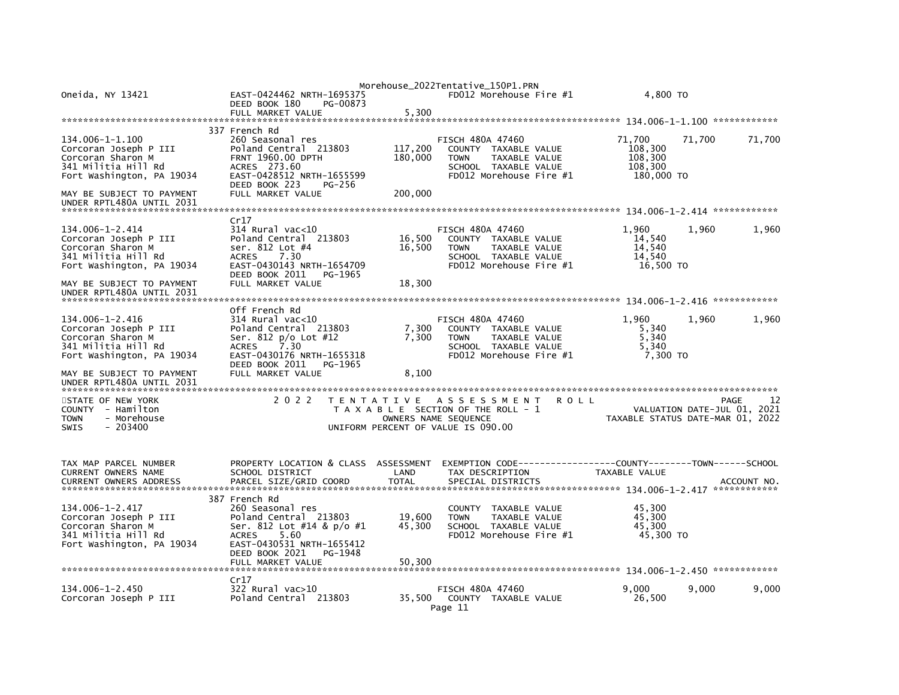```
Oneida, NY 13421              EAST-0424462 NRTH-1695375                   FD012 Morehouse Fire #1          4,800 TO
                              DEED BOOK 180     PG-00873
                              FULL MARKET VALUE                  5,300
******************************************************************************************************* 134.006-1-1.100 ************
                              337 French Rd
134.006-1-1.100               260 Seasonal res                         FISCH 480A 47460               71,700      71,700      71,700
Corcoran Joseph P III         Poland Central  213803        117,200   COUNTY  TAXABLE VALUE           108,300
Corcoran Sharon M             FRNT 1960.00 DPTH             180,000   TOWN    TAXABLE VALUE           108,300
341 Militia Hill Rd           ACRES  273.60                           SCHOOL  TAXABLE VALUE           108,300
Fort Washington, PA 19034     EAST-0428512 NRTH-1655599               FD012 Morehouse Fire #1          180,000 TO
                              DEED BOOK 223     PG-256
MAY BE SUBJECT TO PAYMENT     FULL MARKET VALUE                200,000
UNDER RPTL480A UNTIL 2031
******************************************************************************************************* 134.006-1-2.414 ************
                              Cr17
134.006-1-2.414               314 Rural vac<10                         FISCH 480A 47460                1,960       1,960       1,960
Corcoran Joseph P III         Poland Central  213803         16,500   COUNTY  TAXABLE VALUE            14,540
Corcoran Sharon M             ser. 812 Lot #4                16,500   TOWN    TAXABLE VALUE            14,540
341 Militia Hill Rd           ACRES    7.30                           SCHOOL  TAXABLE VALUE            14,540
Fort Washington, PA 19034     EAST-0430143 NRTH-1654709               FD012 Morehouse Fire #1           16,500 TO
                              DEED BOOK 2011    PG-1965
MAY BE SUBJECT TO PAYMENT     FULL MARKET VALUE                 18,300
UNDER RPTL480A UNTIL 2031
******************************************************************************************************* 134.006-1-2.416 ************
                              Off French Rd
134.006-1-2.416               314 Rural vac<10                         FISCH 480A 47460                1,960       1,960       1,960
Corcoran Joseph P III         Poland Central  213803          7,300   COUNTY  TAXABLE VALUE             5,340
Corcoran Sharon M             Ser. 812 p/o Lot #12            7,300   TOWN    TAXABLE VALUE             5,340
341 Militia Hill Rd           ACRES    7.30                           SCHOOL  TAXABLE VALUE             5,340
Fort Washington, PA 19034     EAST-0430176 NRTH-1655318               FD012 Morehouse Fire #1            7,300 TO
                              DEED BOOK 2011    PG-1965
MAY BE SUBJECT TO PAYMENT     FULL MARKET VALUE                  8,100
UNDER RPTL480A UNTIL 2031
************************************************************************************************************************************
STATE OF NEW YORK                2 0 2 2   T E N T A T I V E   A S S E S S M E N T   R O L L                          PAGE     12
COUNTY  - Hamilton                           T A X A B L E  SECTION OF THE ROLL - 1                 VALUATION DATE-JUL 01, 2021
TOWN    - Morehouse                              OWNERS NAME SEQUENCE                         TAXABLE STATUS DATE-MAR 01, 2022
SWIS    - 203400                           UNIFORM PERCENT OF VALUE IS 090.00


TAX MAP PARCEL NUMBER         PROPERTY LOCATION & CLASS  ASSESSMENT  EXEMPTION CODE-----------------COUNTY--------TOWN------SCHOOL
CURRENT OWNERS NAME           SCHOOL DISTRICT               LAND      TAX DESCRIPTION                 TAXABLE VALUE
CURRENT OWNERS ADDRESS        PARCEL SIZE/GRID COORD        TOTAL     SPECIAL DISTRICTS                                    ACCOUNT NO.
******************************************************************************************************* 134.006-1-2.417 ************
                              387 French Rd
134.006-1-2.417               260 Seasonal res                        COUNTY  TAXABLE VALUE            45,300
Corcoran Joseph P III         Poland Central  213803         19,600   TOWN    TAXABLE VALUE            45,300
Corcoran Sharon M             Ser. 812 Lot #14 & p/o #1      45,300   SCHOOL  TAXABLE VALUE            45,300
341 Militia Hill Rd           ACRES    5.60                           FD012 Morehouse Fire #1           45,300 TO
Fort Washington, PA 19034     EAST-0430531 NRTH-1655412
                              DEED BOOK 2021    PG-1948
                              FULL MARKET VALUE                 50,300
******************************************************************************************************* 134.006-1-2.450 ************
                              Cr17
134.006-1-2.450               322 Rural vac>10                         FISCH 480A 47460                9,000       9,000       9,000
Corcoran Joseph P III         Poland Central  213803         35,500   COUNTY  TAXABLE VALUE            26,500
```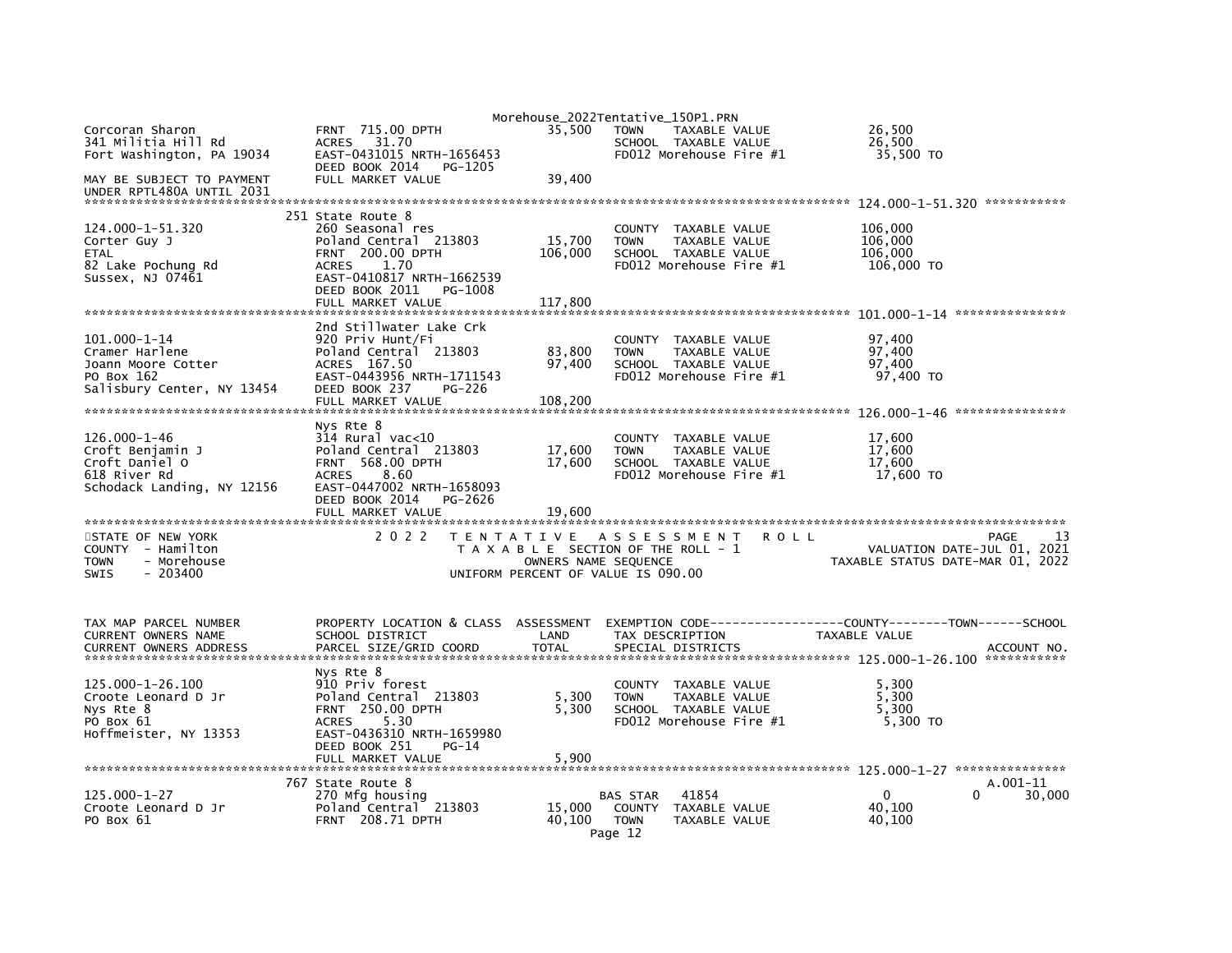```
Corcoran Sharon                FRNT 715.00 DPTH                 35,500   TOWN     TAXABLE VALUE            26,500
341 Militia Hill Rd            ACRES   31.70                             SCHOOL  TAXABLE VALUE             26,500
Fort Washington, PA 19034      EAST-0431015 NRTH-1656453                 FD012 Morehouse Fire #1            35,500 TO
                               DEED BOOK 2014   PG-1205
MAY BE SUBJECT TO PAYMENT      FULL MARKET VALUE                39,400
UNDER RPTL480A UNTIL 2031
******************************************************************************************************* 124.000-1-51.320 ***********
                               251 State Route 8
124.000-1-51.320               260 Seasonal res                          COUNTY  TAXABLE VALUE            106,000
Corter Guy J                   Poland Central  213803           15,700   TOWN     TAXABLE VALUE           106,000
ETAL                           FRNT 200.00 DPTH                106,000   SCHOOL  TAXABLE VALUE            106,000
82 Lake Pochung Rd             ACRES    1.70                             FD012 Morehouse Fire #1           106,000 TO
Sussex, NJ 07461               EAST-0410817 NRTH-1662539
                               DEED BOOK 2011   PG-1008
                               FULL MARKET VALUE               117,800
******************************************************************************************************* 101.000-1-14 ***************
                               2nd Stillwater Lake Crk
101.000-1-14                   920 Priv Hunt/Fi                          COUNTY  TAXABLE VALUE             97,400
Cramer Harlene                 Poland Central  213803           83,800   TOWN     TAXABLE VALUE            97,400
Joann Moore Cotter             ACRES  167.50                    97,400   SCHOOL  TAXABLE VALUE             97,400
PO Box 162                     EAST-0443956 NRTH-1711543                 FD012 Morehouse Fire #1            97,400 TO
Salisbury Center, NY 13454     DEED BOOK 237    PG-226
                               FULL MARKET VALUE               108,200
******************************************************************************************************* 126.000-1-46 ***************
                               Nys Rte 8
126.000-1-46                   314 Rural vac<10                          COUNTY  TAXABLE VALUE             17,600
Croft Benjamin J               Poland Central  213803           17,600   TOWN     TAXABLE VALUE            17,600
Croft Daniel O                 FRNT 568.00 DPTH                 17,600   SCHOOL  TAXABLE VALUE             17,600
618 River Rd                   ACRES    8.60                             FD012 Morehouse Fire #1            17,600 TO
Schodack Landing, NY 12156     EAST-0447002 NRTH-1658093
                               DEED BOOK 2014   PG-2626
                               FULL MARKET VALUE                19,600
*************************************************************************************************************************************
STATE OF NEW YORK              2 0 2 2   T E N T A T I V E   A S S E S S M E N T   R O L L                               PAGE     13
COUNTY  - Hamilton                       T A X A B L E  SECTION OF THE ROLL - 1                       VALUATION DATE-JUL 01, 2021
TOWN    - Morehouse                             OWNERS NAME SEQUENCE                               TAXABLE STATUS DATE-MAR 01, 2022
SWIS    - 203400                          UNIFORM PERCENT OF VALUE IS 090.00


TAX MAP PARCEL NUMBER          PROPERTY LOCATION & CLASS  ASSESSMENT  EXEMPTION CODE------------------COUNTY--------TOWN------SCHOOL
CURRENT OWNERS NAME            SCHOOL DISTRICT               LAND     TAX DESCRIPTION              TAXABLE VALUE
CURRENT OWNERS ADDRESS         PARCEL SIZE/GRID COORD        TOTAL    SPECIAL DISTRICTS                                   ACCOUNT NO.
******************************************************************************************************* 125.000-1-26.100 ***********
                               Nys Rte 8
125.000-1-26.100               910 Priv forest                           COUNTY  TAXABLE VALUE              5,300
Croote Leonard D Jr            Poland Central  213803            5,300   TOWN     TAXABLE VALUE             5,300
Nys Rte 8                      FRNT 250.00 DPTH                  5,300   SCHOOL  TAXABLE VALUE              5,300
PO Box 61                      ACRES    5.30                             FD012 Morehouse Fire #1             5,300 TO
Hoffmeister, NY 13353          EAST-0436310 NRTH-1659980
                               DEED BOOK 251    PG-14
                               FULL MARKET VALUE                 5,900
******************************************************************************************************* 125.000-1-27 ***************
                               767 State Route 8                                                                        A.001-11
125.000-1-27                   270 Mfg housing                           BAS STAR    41854                 0             0      30,000
Croote Leonard D Jr            Poland Central  213803           15,000   COUNTY  TAXABLE VALUE             40,100
PO Box 61                      FRNT 208.71 DPTH                 40,100   TOWN     TAXABLE VALUE            40,100
```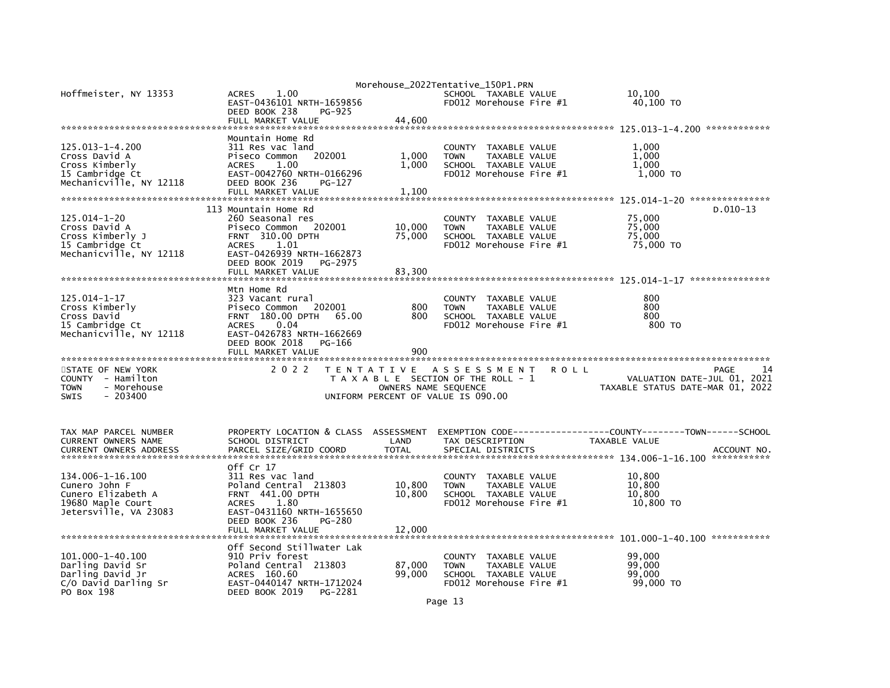```
Hoffmeister, NY 13353          ACRES     1.00                              SCHOOL  TAXABLE VALUE              10,100
                               EAST-0436101 NRTH-1659856                   FD012 Morehouse Fire #1             40,100 TO
                               DEED BOOK 238     PG-925
                               FULL MARKET VALUE                 44,600
******************************************************************************************************* 125.013-1-4.200 ************
                               Mountain Home Rd
125.013-1-4.200                311 Res vac land                            COUNTY  TAXABLE VALUE               1,000
Cross David A                  Piseco Common   202001         1,000        TOWN    TAXABLE VALUE               1,000
Cross Kimberly                 ACRES     1.00                 1,000        SCHOOL  TAXABLE VALUE               1,000
15 Cambridge Ct                EAST-0042760 NRTH-0166296                   FD012 Morehouse Fire #1              1,000 TO
Mechanicville, NY 12118        DEED BOOK 236     PG-127
                               FULL MARKET VALUE                  1,100
******************************************************************************************************* 125.014-1-20 ***************
                               113 Mountain Home Rd                                                                          D.010-13
125.014-1-20                   260 Seasonal res                            COUNTY  TAXABLE VALUE              75,000
Cross David A                  Piseco Common   202001        10,000        TOWN    TAXABLE VALUE              75,000
Cross Kimberly J               FRNT  310.00 DPTH             75,000        SCHOOL  TAXABLE VALUE              75,000
15 Cambridge Ct                ACRES     1.01                              FD012 Morehouse Fire #1             75,000 TO
Mechanicville, NY 12118        EAST-0426939 NRTH-1662873
                               DEED BOOK 2019    PG-2975
                               FULL MARKET VALUE                 83,300
******************************************************************************************************* 125.014-1-17 ***************
                               Mtn Home Rd
125.014-1-17                   323 Vacant rural                            COUNTY  TAXABLE VALUE                 800
Cross Kimberly                 Piseco Common   202001           800        TOWN    TAXABLE VALUE                 800
Cross David                    FRNT  180.00 DPTH   65.00        800        SCHOOL  TAXABLE VALUE                 800
15 Cambridge Ct                ACRES     0.04                              FD012 Morehouse Fire #1                800 TO
Mechanicville, NY 12118        EAST-0426783 NRTH-1662669
                               DEED BOOK 2018    PG-166
                               FULL MARKET VALUE                    900
************************************************************************************************************************************
STATE OF NEW YORK                 2 0 2 2   T E N T A T I V E   A S S E S S M E N T   R O L L                                PAGE    14
COUNTY  - Hamilton                             T A X A B L E  SECTION OF THE ROLL - 1                      VALUATION DATE-JUL 01, 2021
TOWN    - Morehouse                                  OWNERS NAME SEQUENCE                            TAXABLE STATUS DATE-MAR 01, 2022
SWIS    - 203400                               UNIFORM PERCENT OF VALUE IS 090.00


TAX MAP PARCEL NUMBER          PROPERTY LOCATION & CLASS  ASSESSMENT  EXEMPTION CODE------------------COUNTY--------TOWN------SCHOOL
CURRENT OWNERS NAME            SCHOOL DISTRICT               LAND      TAX DESCRIPTION              TAXABLE VALUE
CURRENT OWNERS ADDRESS         PARCEL SIZE/GRID COORD        TOTAL     SPECIAL DISTRICTS                                    ACCOUNT NO.
******************************************************************************************************* 134.006-1-16.100 ***********
                               Off Cr 17
134.006-1-16.100               311 Res vac land                            COUNTY  TAXABLE VALUE              10,800
Cunero John F                  Poland Central  213803        10,800        TOWN    TAXABLE VALUE              10,800
Cunero Elizabeth A             FRNT  441.00 DPTH             10,800        SCHOOL  TAXABLE VALUE              10,800
19680 Maple Court              ACRES     1.80                              FD012 Morehouse Fire #1             10,800 TO
Jetersville, VA 23083          EAST-0431160 NRTH-1655650
                               DEED BOOK 236     PG-280
                               FULL MARKET VALUE                 12,000
******************************************************************************************************* 101.000-1-40.100 ***********
                               Off Second Stillwater Lak
101.000-1-40.100               910 Priv forest                             COUNTY  TAXABLE VALUE              99,000
Darling David Sr               Poland Central  213803        87,000        TOWN    TAXABLE VALUE              99,000
Darling David Jr               ACRES  160.60                 99,000        SCHOOL  TAXABLE VALUE              99,000
C/O David Darling Sr           EAST-0440147 NRTH-1712024                   FD012 Morehouse Fire #1             99,000 TO
PO Box 198                     DEED BOOK 2019    PG-2281
```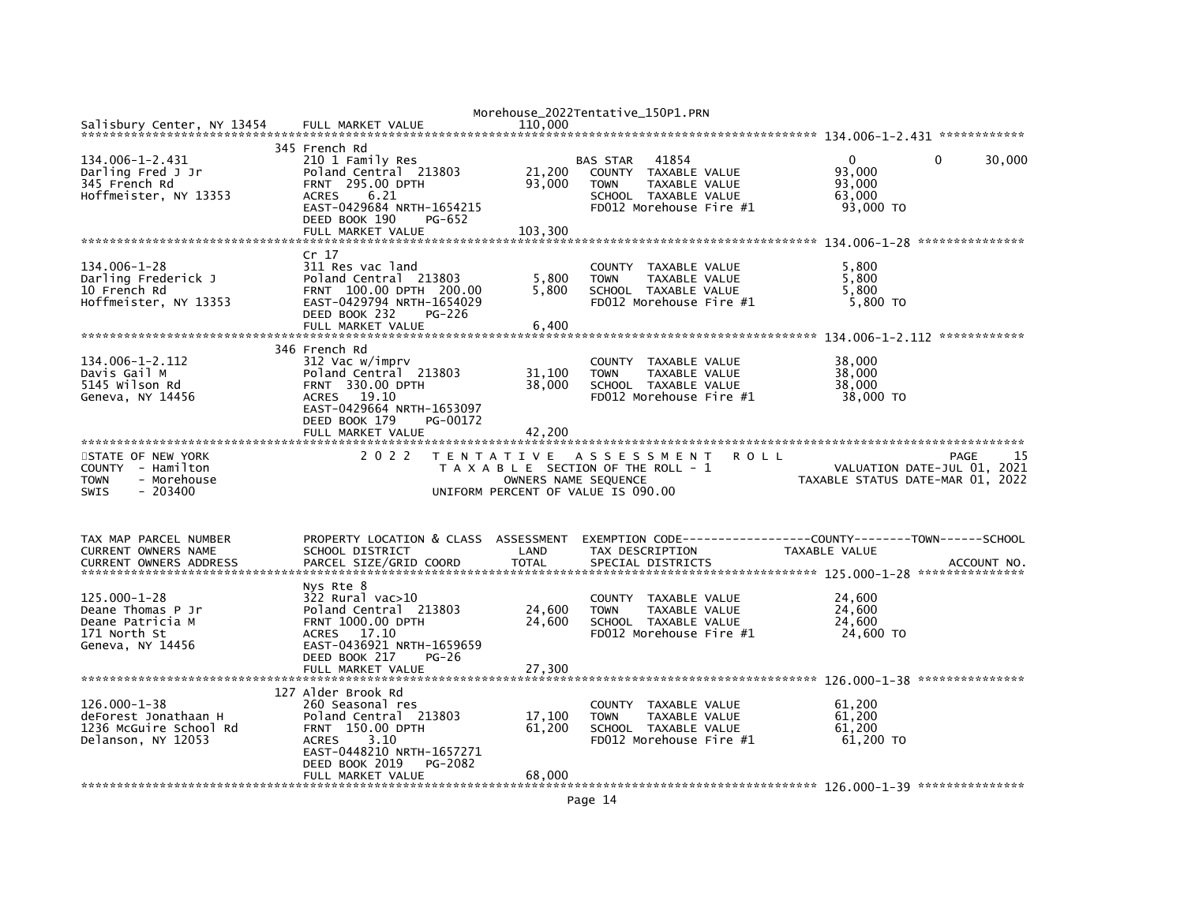Salisbury Center, NY 13454 FULL MARKET VALUE 110,000

| TAX MAP PARCEL NUMBER / CURRENT OWNERS NAME / CURRENT OWNERS ADDRESS | PROPERTY LOCATION & CLASS / SCHOOL DISTRICT / PARCEL SIZE/GRID COORD | ASSESSMENT LAND / TOTAL | EXEMPTION CODE / TAX DESCRIPTION / SPECIAL DISTRICTS | COUNTY | TOWN | SCHOOL |
|---|---|---|---|---|---|---|
| **134.006-1-2.431** | 345 French Rd | | | | | |
| 134.006-1-2.431 | 210 1 Family Res | | BAS STAR 41854 | 0 | 0 | 30,000 |
| Darling Fred J Jr | Poland Central 213803 | 21,200 | COUNTY TAXABLE VALUE | 93,000 | | |
| 345 French Rd | FRNT 295.00 DPTH | 93,000 | TOWN TAXABLE VALUE | 93,000 | | |
| Hoffmeister, NY 13353 | ACRES 6.21 | | SCHOOL TAXABLE VALUE | 63,000 | | |
| | EAST-0429684 NRTH-1654215 | | FD012 Morehouse Fire #1 | 93,000 TO | | |
| | DEED BOOK 190 PG-652 | | | | | |
| | FULL MARKET VALUE | 103,300 | | | | |
| **134.006-1-28** | Cr 17 | | | | | |
| 134.006-1-28 | 311 Res vac land | | COUNTY TAXABLE VALUE | 5,800 | | |
| Darling Frederick J | Poland Central 213803 | 5,800 | TOWN TAXABLE VALUE | 5,800 | | |
| 10 French Rd | FRNT 100.00 DPTH 200.00 | 5,800 | SCHOOL TAXABLE VALUE | 5,800 | | |
| Hoffmeister, NY 13353 | EAST-0429794 NRTH-1654029 | | FD012 Morehouse Fire #1 | 5,800 TO | | |
| | DEED BOOK 232 PG-226 | | | | | |
| | FULL MARKET VALUE | 6,400 | | | | |
| **134.006-1-2.112** | 346 French Rd | | | | | |
| 134.006-1-2.112 | 312 Vac w/imprv | | COUNTY TAXABLE VALUE | 38,000 | | |
| Davis Gail M | Poland Central 213803 | 31,100 | TOWN TAXABLE VALUE | 38,000 | | |
| 5145 Wilson Rd | FRNT 330.00 DPTH | 38,000 | SCHOOL TAXABLE VALUE | 38,000 | | |
| Geneva, NY 14456 | ACRES 19.10 | | FD012 Morehouse Fire #1 | 38,000 TO | | |
| | EAST-0429664 NRTH-1653097 | | | | | |
| | DEED BOOK 179 PG-00172 | | | | | |
| | FULL MARKET VALUE | 42,200 | | | | |

STATE OF NEW YORK
COUNTY - Hamilton
TOWN - Morehouse
SWIS - 203400

2022 TENTATIVE ASSESSMENT ROLL
TAXABLE SECTION OF THE ROLL - 1
OWNERS NAME SEQUENCE
UNIFORM PERCENT OF VALUE IS 090.00

PAGE 15
VALUATION DATE-JUL 01, 2021
TAXABLE STATUS DATE-MAR 01, 2022

| TAX MAP PARCEL NUMBER / CURRENT OWNERS NAME / CURRENT OWNERS ADDRESS | PROPERTY LOCATION & CLASS / SCHOOL DISTRICT / PARCEL SIZE/GRID COORD | ASSESSMENT LAND / TOTAL | EXEMPTION CODE / TAX DESCRIPTION / SPECIAL DISTRICTS | COUNTY TAXABLE VALUE | TOWN | SCHOOL / ACCOUNT NO. |
|---|---|---|---|---|---|---|
| **125.000-1-28** | Nys Rte 8 | | | | | |
| 125.000-1-28 | 322 Rural vac>10 | | COUNTY TAXABLE VALUE | 24,600 | | |
| Deane Thomas P Jr | Poland Central 213803 | 24,600 | TOWN TAXABLE VALUE | 24,600 | | |
| Deane Patricia M | FRNT 1000.00 DPTH | 24,600 | SCHOOL TAXABLE VALUE | 24,600 | | |
| 171 North St | ACRES 17.10 | | FD012 Morehouse Fire #1 | 24,600 TO | | |
| Geneva, NY 14456 | EAST-0436921 NRTH-1659659 | | | | | |
| | DEED BOOK 217 PG-26 | | | | | |
| | FULL MARKET VALUE | 27,300 | | | | |
| **126.000-1-38** | 127 Alder Brook Rd | | | | | |
| 126.000-1-38 | 260 Seasonal res | | COUNTY TAXABLE VALUE | 61,200 | | |
| deForest Jonathaan H | Poland Central 213803 | 17,100 | TOWN TAXABLE VALUE | 61,200 | | |
| 1236 McGuire School Rd | FRNT 150.00 DPTH | 61,200 | SCHOOL TAXABLE VALUE | 61,200 | | |
| Delanson, NY 12053 | ACRES 3.10 | | FD012 Morehouse Fire #1 | 61,200 TO | | |
| | EAST-0448210 NRTH-1657271 | | | | | |
| | DEED BOOK 2019 PG-2082 | | | | | |
| | FULL MARKET VALUE | 68,000 | | | | |
| **126.000-1-39** | | | | | | |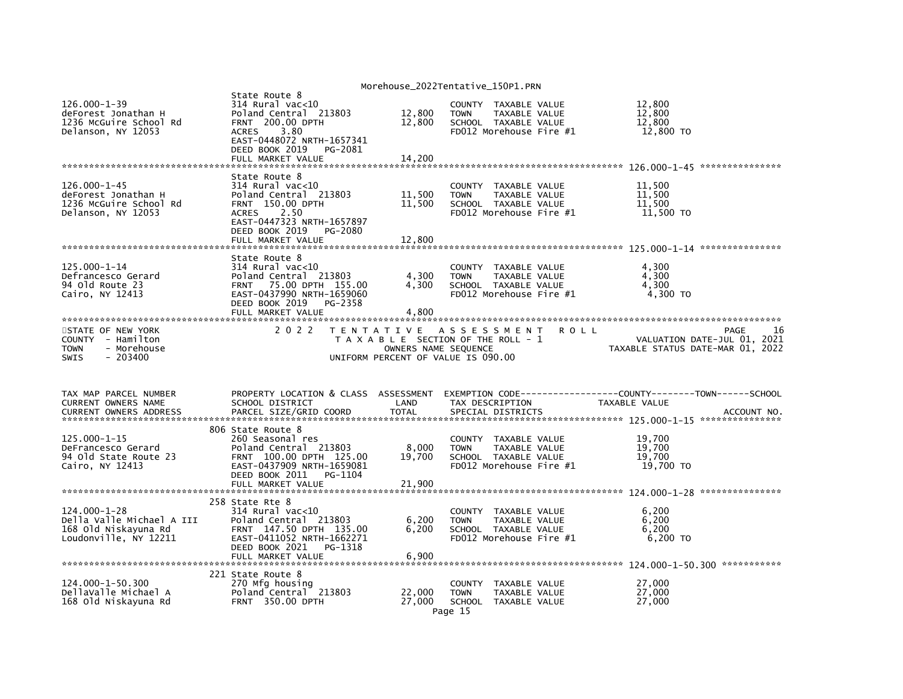126.000-1-39 | State Route 8
deForest Jonathan H | 314 Rural vac<10
1236 McGuire School Rd | Poland Central 213803 | 12,800 | COUNTY TAXABLE VALUE | 12,800
Delanson, NY 12053 | FRNT 200.00 DPTH | 12,800 | TOWN TAXABLE VALUE | 12,800
ACRES 3.80 | SCHOOL TAXABLE VALUE | 12,800
EAST-0448072 NRTH-1657341 | FD012 Morehouse Fire #1 | 12,800 TO
DEED BOOK 2019 PG-2081
FULL MARKET VALUE | 14,200

---

| TAX MAP PARCEL NUMBER / CURRENT OWNERS NAME / CURRENT OWNERS ADDRESS | PROPERTY LOCATION & CLASS / SCHOOL DISTRICT / PARCEL SIZE/GRID COORD | ASSESSMENT LAND | TOTAL | EXEMPTION CODE / TAX DESCRIPTION / SPECIAL DISTRICTS | TAXABLE VALUE |
|---|---|---|---|---|---|
| 126.000-1-39 | State Route 8 | | | | |
| deForest Jonathan H | 314 Rural vac<10 | | | COUNTY TAXABLE VALUE | 12,800 |
| 1236 McGuire School Rd | Poland Central 213803 | 12,800 | | TOWN TAXABLE VALUE | 12,800 |
| Delanson, NY 12053 | FRNT 200.00 DPTH | | 12,800 | SCHOOL TAXABLE VALUE | 12,800 |
| | ACRES 3.80 | | | FD012 Morehouse Fire #1 | 12,800 TO |
| | EAST-0448072 NRTH-1657341 | | | | |
| | DEED BOOK 2019 PG-2081 | | | | |
| | FULL MARKET VALUE | | 14,200 | | |
| 126.000-1-45 | State Route 8 | | | | |
| deForest Jonathan H | 314 Rural vac<10 | | | COUNTY TAXABLE VALUE | 11,500 |
| 1236 McGuire School Rd | Poland Central 213803 | 11,500 | | TOWN TAXABLE VALUE | 11,500 |
| Delanson, NY 12053 | FRNT 150.00 DPTH | | 11,500 | SCHOOL TAXABLE VALUE | 11,500 |
| | ACRES 2.50 | | | FD012 Morehouse Fire #1 | 11,500 TO |
| | EAST-0447323 NRTH-1657897 | | | | |
| | DEED BOOK 2019 PG-2080 | | | | |
| | FULL MARKET VALUE | | 12,800 | | |
| 125.000-1-14 | State Route 8 | | | | |
| Defrancesco Gerard | 314 Rural vac<10 | | | COUNTY TAXABLE VALUE | 4,300 |
| 94 Old Route 23 | Poland Central 213803 | 4,300 | | TOWN TAXABLE VALUE | 4,300 |
| Cairo, NY 12413 | FRNT 75.00 DPTH 155.00 | | 4,300 | SCHOOL TAXABLE VALUE | 4,300 |
| | EAST-0437990 NRTH-1659060 | | | FD012 Morehouse Fire #1 | 4,300 TO |
| | DEED BOOK 2019 PG-2358 | | | | |
| | FULL MARKET VALUE | | 4,800 | | |

STATE OF NEW YORK — 2022 TENTATIVE ASSESSMENT ROLL — PAGE 16
COUNTY - Hamilton — TAXABLE SECTION OF THE ROLL - 1 — VALUATION DATE-JUL 01, 2021
TOWN - Morehouse — OWNERS NAME SEQUENCE — TAXABLE STATUS DATE-MAR 01, 2022
SWIS - 203400 — UNIFORM PERCENT OF VALUE IS 090.00

| TAX MAP PARCEL NUMBER / CURRENT OWNERS NAME / CURRENT OWNERS ADDRESS | PROPERTY LOCATION & CLASS / SCHOOL DISTRICT / PARCEL SIZE/GRID COORD | ASSESSMENT LAND | TOTAL | EXEMPTION CODE-----COUNTY-----TOWN-----SCHOOL / TAX DESCRIPTION / SPECIAL DISTRICTS | TAXABLE VALUE / ACCOUNT NO. |
|---|---|---|---|---|---|
| 125.000-1-15 | 806 State Route 8 | | | | |
| DeFrancesco Gerard | 260 Seasonal res | | | COUNTY TAXABLE VALUE | 19,700 |
| 94 Old State Route 23 | Poland Central 213803 | 8,000 | | TOWN TAXABLE VALUE | 19,700 |
| Cairo, NY 12413 | FRNT 100.00 DPTH 125.00 | | 19,700 | SCHOOL TAXABLE VALUE | 19,700 |
| | EAST-0437909 NRTH-1659081 | | | FD012 Morehouse Fire #1 | 19,700 TO |
| | DEED BOOK 2011 PG-1104 | | | | |
| | FULL MARKET VALUE | | 21,900 | | |
| 124.000-1-28 | 258 State Rte 8 | | | | |
| Della Valle Michael A III | 314 Rural vac<10 | | | COUNTY TAXABLE VALUE | 6,200 |
| 168 Old Niskayuna Rd | Poland Central 213803 | 6,200 | | TOWN TAXABLE VALUE | 6,200 |
| Loudonville, NY 12211 | FRNT 147.50 DPTH 135.00 | | 6,200 | SCHOOL TAXABLE VALUE | 6,200 |
| | EAST-0411052 NRTH-1662271 | | | FD012 Morehouse Fire #1 | 6,200 TO |
| | DEED BOOK 2021 PG-1318 | | | | |
| | FULL MARKET VALUE | | 6,900 | | |
| 124.000-1-50.300 | 221 State Route 8 | | | | |
| DellaValle Michael A | 270 Mfg housing | | | COUNTY TAXABLE VALUE | 27,000 |
| 168 Old Niskayuna Rd | Poland Central 213803 | 22,000 | | TOWN TAXABLE VALUE | 27,000 |
| | FRNT 350.00 DPTH | | 27,000 | SCHOOL TAXABLE VALUE | 27,000 |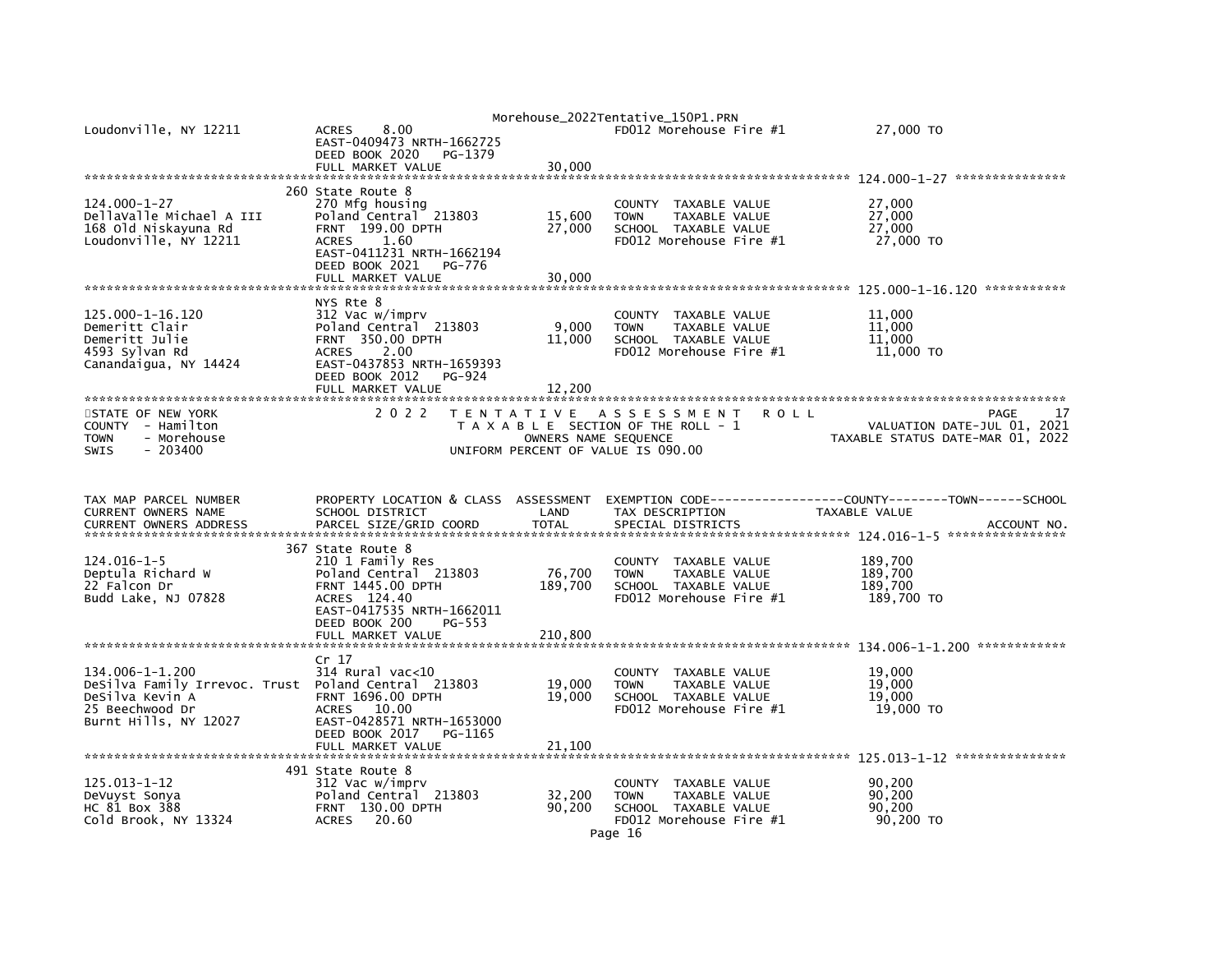| | | | | |
|---|---|---|---|---|
| Loudonville, NY 12211 | ACRES 8.00<br>EAST-0409473 NRTH-1662725<br>DEED BOOK 2020 PG-1379<br>FULL MARKET VALUE | 30,000 | FD012 Morehouse Fire #1 | 27,000 TO |

******************************************************************************************************* 124.000-1-27 ***************

| | | | | |
|---|---|---|---|---|
| 124.000-1-27<br>DellaValle Michael A III<br>168 Old Niskayuna Rd<br>Loudonville, NY 12211 | 260 State Route 8<br>270 Mfg housing<br>Poland Central 213803<br>FRNT 199.00 DPTH<br>ACRES 1.60<br>EAST-0411231 NRTH-1662194<br>DEED BOOK 2021 PG-776<br>FULL MARKET VALUE | <br><br>15,600<br>27,000<br><br><br><br>30,000 | <br><br>COUNTY TAXABLE VALUE<br>TOWN TAXABLE VALUE<br>SCHOOL TAXABLE VALUE<br>FD012 Morehouse Fire #1 | <br><br>27,000<br>27,000<br>27,000<br>27,000 TO |

******************************************************************************************************* 125.000-1-16.120 ***********

| | | | | |
|---|---|---|---|---|
| 125.000-1-16.120<br>Demeritt Clair<br>Demeritt Julie<br>4593 Sylvan Rd<br>Canandaigua, NY 14424 | NYS Rte 8<br>312 Vac w/imprv<br>Poland Central 213803<br>FRNT 350.00 DPTH<br>ACRES 2.00<br>EAST-0437853 NRTH-1659393<br>DEED BOOK 2012 PG-924<br>FULL MARKET VALUE | <br><br>9,000<br>11,000<br><br><br><br>12,200 | <br><br>COUNTY TAXABLE VALUE<br>TOWN TAXABLE VALUE<br>SCHOOL TAXABLE VALUE<br>FD012 Morehouse Fire #1 | <br><br>11,000<br>11,000<br>11,000<br>11,000 TO |

*******************************************************************************************************************************************

STATE OF NEW YORK | 2 0 2 2 T E N T A T I V E A S S E S S M E N T R O L L | PAGE 17
COUNTY - Hamilton | T A X A B L E SECTION OF THE ROLL - 1 | VALUATION DATE-JUL 01, 2021
TOWN - Morehouse | OWNERS NAME SEQUENCE | TAXABLE STATUS DATE-MAR 01, 2022
SWIS - 203400 | UNIFORM PERCENT OF VALUE IS 090.00

| TAX MAP PARCEL NUMBER<br>CURRENT OWNERS NAME<br>CURRENT OWNERS ADDRESS | PROPERTY LOCATION & CLASS<br>SCHOOL DISTRICT<br>PARCEL SIZE/GRID COORD | ASSESSMENT<br>LAND<br>TOTAL | EXEMPTION CODE-----------------COUNTY--------TOWN------SCHOOL<br>TAX DESCRIPTION<br>SPECIAL DISTRICTS | <br>TAXABLE VALUE<br>ACCOUNT NO. |
|---|---|---|---|---|

******************************************************************************************************* 124.016-1-5 *****************

| | | | | |
|---|---|---|---|---|
| 124.016-1-5<br>Deptula Richard W<br>22 Falcon Dr<br>Budd Lake, NJ 07828 | 367 State Route 8<br>210 1 Family Res<br>Poland Central 213803<br>FRNT 1445.00 DPTH<br>ACRES 124.40<br>EAST-0417535 NRTH-1662011<br>DEED BOOK 200 PG-553<br>FULL MARKET VALUE | <br><br>76,700<br>189,700<br><br><br><br>210,800 | <br><br>COUNTY TAXABLE VALUE<br>TOWN TAXABLE VALUE<br>SCHOOL TAXABLE VALUE<br>FD012 Morehouse Fire #1 | <br><br>189,700<br>189,700<br>189,700<br>189,700 TO |

******************************************************************************************************* 134.006-1-1.200 ************

| | | | | |
|---|---|---|---|---|
| 134.006-1-1.200<br>DeSilva Family Irrevoc. Trust<br>DeSilva Kevin A<br>25 Beechwood Dr<br>Burnt Hills, NY 12027 | Cr 17<br>314 Rural vac<10<br>Poland Central 213803<br>FRNT 1696.00 DPTH<br>ACRES 10.00<br>EAST-0428571 NRTH-1653000<br>DEED BOOK 2017 PG-1165<br>FULL MARKET VALUE | <br><br>19,000<br>19,000<br><br><br><br>21,100 | <br><br>COUNTY TAXABLE VALUE<br>TOWN TAXABLE VALUE<br>SCHOOL TAXABLE VALUE<br>FD012 Morehouse Fire #1 | <br><br>19,000<br>19,000<br>19,000<br>19,000 TO |

******************************************************************************************************* 125.013-1-12 ***************

| | | | | |
|---|---|---|---|---|
| 125.013-1-12<br>DeVuyst Sonya<br>HC 81 Box 388<br>Cold Brook, NY 13324 | 491 State Route 8<br>312 Vac w/imprv<br>Poland Central 213803<br>FRNT 130.00 DPTH<br>ACRES 20.60 | <br><br>32,200<br>90,200 | <br><br>COUNTY TAXABLE VALUE<br>TOWN TAXABLE VALUE<br>SCHOOL TAXABLE VALUE<br>FD012 Morehouse Fire #1 | <br><br>90,200<br>90,200<br>90,200<br>90,200 TO |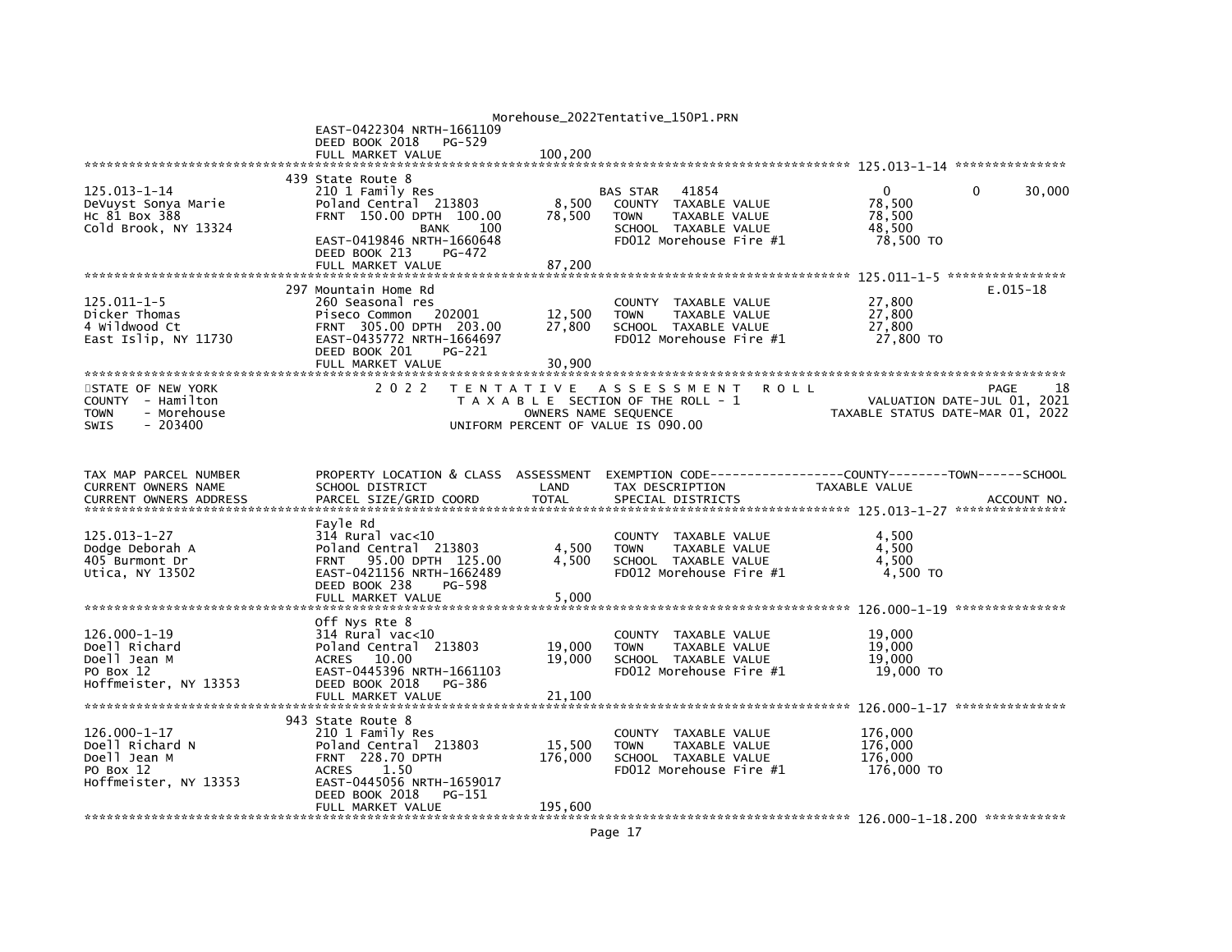```
                              EAST-0422304 NRTH-1661109
                              DEED BOOK 2018   PG-529
                              FULL MARKET VALUE              100,200
******************************************************************************************************* 125.013-1-14 ***************
                              439 State Route 8
125.013-1-14                  210 1 Family Res                      BAS STAR   41854               0            0       30,000
DeVuyst Sonya Marie           Poland Central  213803        8,500   COUNTY  TAXABLE VALUE          78,500
Hc 81 Box 388                 FRNT  150.00 DPTH  100.00    78,500   TOWN    TAXABLE VALUE          78,500
Cold Brook, NY 13324                         BANK    100            SCHOOL  TAXABLE VALUE          48,500
                              EAST-0419846 NRTH-1660648             FD012 Morehouse Fire #1         78,500 TO
                              DEED BOOK 213    PG-472
                              FULL MARKET VALUE               87,200
******************************************************************************************************* 125.011-1-5 ****************
                              297 Mountain Home Rd                                                               E.015-18
125.011-1-5                   260 Seasonal res                      COUNTY  TAXABLE VALUE          27,800
Dicker Thomas                 Piseco Common   202001       12,500   TOWN    TAXABLE VALUE          27,800
4 Wildwood Ct                 FRNT  305.00 DPTH  203.00    27,800   SCHOOL  TAXABLE VALUE          27,800
East Islip, NY 11730          EAST-0435772 NRTH-1664697             FD012 Morehouse Fire #1         27,800 TO
                              DEED BOOK 201    PG-221
                              FULL MARKET VALUE               30,900
************************************************************************************************************************************
STATE OF NEW YORK                  2 0 2 2   T E N T A T I V E   A S S E S S M E N T   R O L L                          PAGE    18
COUNTY  - Hamilton                         T A X A B L E  SECTION OF THE ROLL - 1                    VALUATION DATE-JUL 01, 2021
TOWN    - Morehouse                                OWNERS NAME SEQUENCE                        TAXABLE STATUS DATE-MAR 01, 2022
SWIS    - 203400                            UNIFORM PERCENT OF VALUE IS 090.00


TAX MAP PARCEL NUMBER         PROPERTY LOCATION & CLASS  ASSESSMENT  EXEMPTION CODE------------------COUNTY--------TOWN------SCHOOL
CURRENT OWNERS NAME           SCHOOL DISTRICT               LAND      TAX DESCRIPTION              TAXABLE VALUE
CURRENT OWNERS ADDRESS        PARCEL SIZE/GRID COORD        TOTAL     SPECIAL DISTRICTS                                  ACCOUNT NO.
******************************************************************************************************* 125.013-1-27 ***************
                              Fayle Rd
125.013-1-27                  314 Rural vac<10                      COUNTY  TAXABLE VALUE           4,500
Dodge Deborah A               Poland Central  213803        4,500   TOWN    TAXABLE VALUE           4,500
405 Burmont Dr                FRNT   95.00 DPTH  125.00     4,500   SCHOOL  TAXABLE VALUE           4,500
Utica, NY 13502               EAST-0421156 NRTH-1662489             FD012 Morehouse Fire #1          4,500 TO
                              DEED BOOK 238    PG-598
                              FULL MARKET VALUE                5,000
******************************************************************************************************* 126.000-1-19 ***************
                              Off Nys Rte 8
126.000-1-19                  314 Rural vac<10                      COUNTY  TAXABLE VALUE          19,000
Doell Richard                 Poland Central  213803       19,000   TOWN    TAXABLE VALUE          19,000
Doell Jean M                  ACRES   10.00                19,000   SCHOOL  TAXABLE VALUE          19,000
PO Box 12                     EAST-0445396 NRTH-1661103             FD012 Morehouse Fire #1         19,000 TO
Hoffmeister, NY 13353         DEED BOOK 2018   PG-386
                              FULL MARKET VALUE               21,100
******************************************************************************************************* 126.000-1-17 ***************
                              943 State Route 8
126.000-1-17                  210 1 Family Res                      COUNTY  TAXABLE VALUE         176,000
Doell Richard N               Poland Central  213803       15,500   TOWN    TAXABLE VALUE         176,000
Doell Jean M                  FRNT  228.70 DPTH           176,000   SCHOOL  TAXABLE VALUE         176,000
PO Box 12                     ACRES    1.50                         FD012 Morehouse Fire #1        176,000 TO
Hoffmeister, NY 13353         EAST-0445056 NRTH-1659017
                              DEED BOOK 2018   PG-151
                              FULL MARKET VALUE              195,600
******************************************************************************************************* 126.000-1-18.200 ***********
```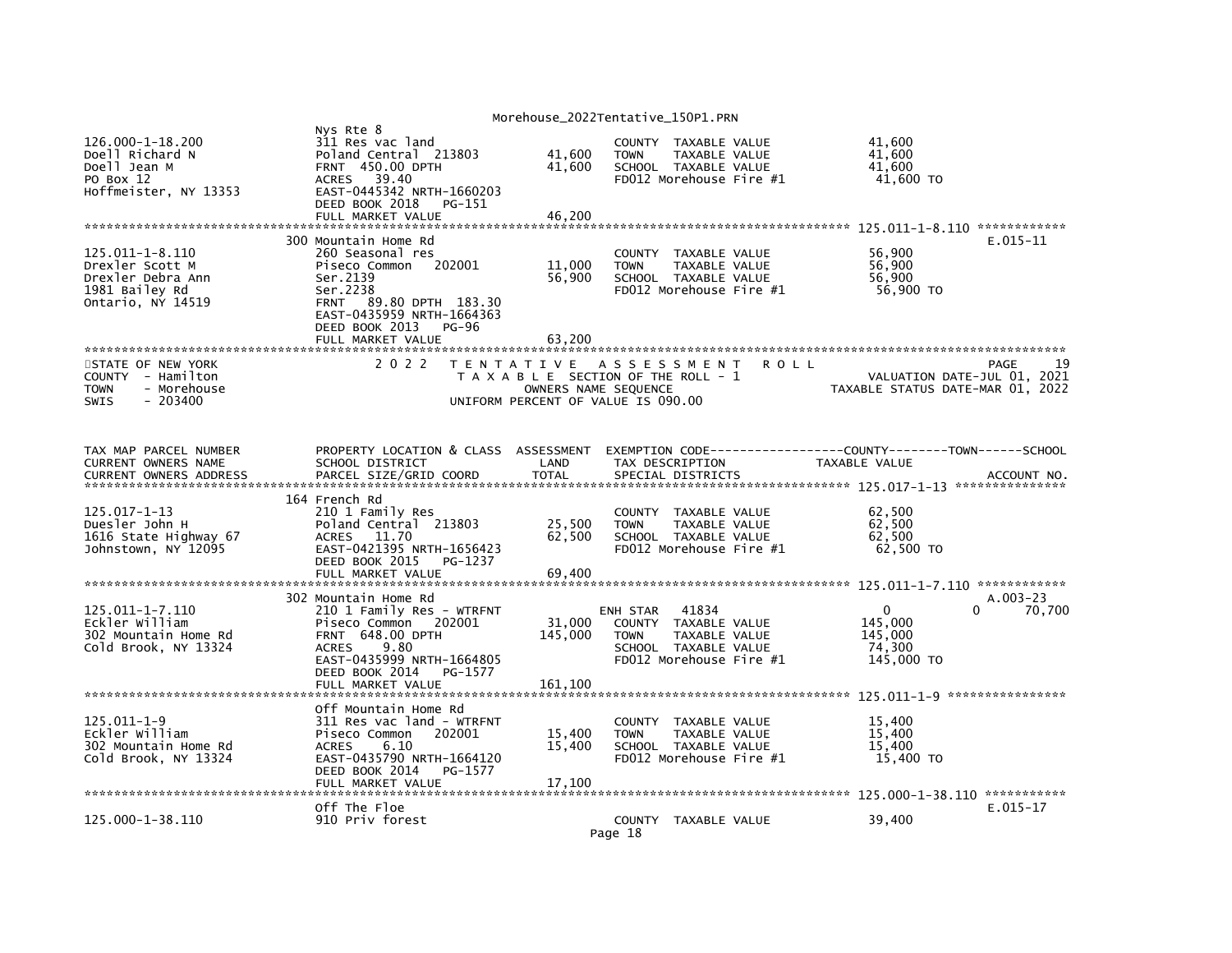```
                                                     Nys Rte 8
126.000-1-18.200                 311 Res vac land                        COUNTY  TAXABLE VALUE             41,600
Doell Richard N                  Poland Central  213803       41,600     TOWN    TAXABLE VALUE             41,600
Doell Jean M                     FRNT  450.00 DPTH            41,600     SCHOOL  TAXABLE VALUE             41,600
PO Box 12                        ACRES   39.40                           FD012 Morehouse Fire #1            41,600 TO
Hoffmeister, NY 13353            EAST-0445342 NRTH-1660203
                                 DEED BOOK 2018    PG-151
                                 FULL MARKET VALUE            46,200
******************************************************************************************************* 125.011-1-8.110 ************
                                 300 Mountain Home Rd                                                                    E.015-11
125.011-1-8.110                  260 Seasonal res                        COUNTY  TAXABLE VALUE             56,900
Drexler Scott M                  Piseco Common   202001       11,000     TOWN    TAXABLE VALUE             56,900
Drexler Debra Ann                Ser.2139                     56,900     SCHOOL  TAXABLE VALUE             56,900
1981 Bailey Rd                   Ser.2238                                FD012 Morehouse Fire #1            56,900 TO
Ontario, NY 14519                FRNT   89.80 DPTH  183.30
                                 EAST-0435959 NRTH-1664363
                                 DEED BOOK 2013    PG-96
                                 FULL MARKET VALUE            63,200
************************************************************************************************************************************
STATE OF NEW YORK                2 0 2 2   T E N T A T I V E   A S S E S S M E N T   R O L L                              PAGE    19
COUNTY  - Hamilton                         T A X A B L E  SECTION OF THE ROLL - 1                       VALUATION DATE-JUL 01, 2021
TOWN    - Morehouse                                OWNERS NAME SEQUENCE                              TAXABLE STATUS DATE-MAR 01, 2022
SWIS    - 203400                           UNIFORM PERCENT OF VALUE IS 090.00


TAX MAP PARCEL NUMBER            PROPERTY LOCATION & CLASS  ASSESSMENT  EXEMPTION CODE-----------------COUNTY--------TOWN------SCHOOL
CURRENT OWNERS NAME              SCHOOL DISTRICT               LAND     TAX DESCRIPTION             TAXABLE VALUE
CURRENT OWNERS ADDRESS           PARCEL SIZE/GRID COORD        TOTAL    SPECIAL DISTRICTS                                  ACCOUNT NO.
******************************************************************************************************* 125.017-1-13 ***************
                                 164 French Rd
125.017-1-13                     210 1 Family Res                        COUNTY  TAXABLE VALUE             62,500
Duesler John H                   Poland Central  213803       25,500     TOWN    TAXABLE VALUE             62,500
1616 State Highway 67            ACRES   11.70                62,500     SCHOOL  TAXABLE VALUE             62,500
Johnstown, NY 12095              EAST-0421395 NRTH-1656423               FD012 Morehouse Fire #1            62,500 TO
                                 DEED BOOK 2015    PG-1237
                                 FULL MARKET VALUE            69,400
******************************************************************************************************* 125.011-1-7.110 ************
                                 302 Mountain Home Rd                                                                    A.003-23
125.011-1-7.110                  210 1 Family Res - WTRFNT               ENH STAR    41834                    0             0     70,700
Eckler William                   Piseco Common   202001       31,000     COUNTY  TAXABLE VALUE            145,000
302 Mountain Home Rd             FRNT  648.00 DPTH           145,000     TOWN    TAXABLE VALUE            145,000
Cold Brook, NY 13324             ACRES    9.80                           SCHOOL  TAXABLE VALUE             74,300
                                 EAST-0435999 NRTH-1664805               FD012 Morehouse Fire #1           145,000 TO
                                 DEED BOOK 2014    PG-1577
                                 FULL MARKET VALUE           161,100
******************************************************************************************************* 125.011-1-9 ****************
                                 Off Mountain Home Rd
125.011-1-9                      311 Res vac land - WTRFNT               COUNTY  TAXABLE VALUE             15,400
Eckler William                   Piseco Common   202001       15,400     TOWN    TAXABLE VALUE             15,400
302 Mountain Home Rd             ACRES    6.10                15,400     SCHOOL  TAXABLE VALUE             15,400
Cold Brook, NY 13324             EAST-0435790 NRTH-1664120               FD012 Morehouse Fire #1            15,400 TO
                                 DEED BOOK 2014    PG-1577
                                 FULL MARKET VALUE            17,100
******************************************************************************************************* 125.000-1-38.110 ***********
                                 Off The Floe                                                                            E.015-17
125.000-1-38.110                 910 Priv forest                         COUNTY  TAXABLE VALUE             39,400
```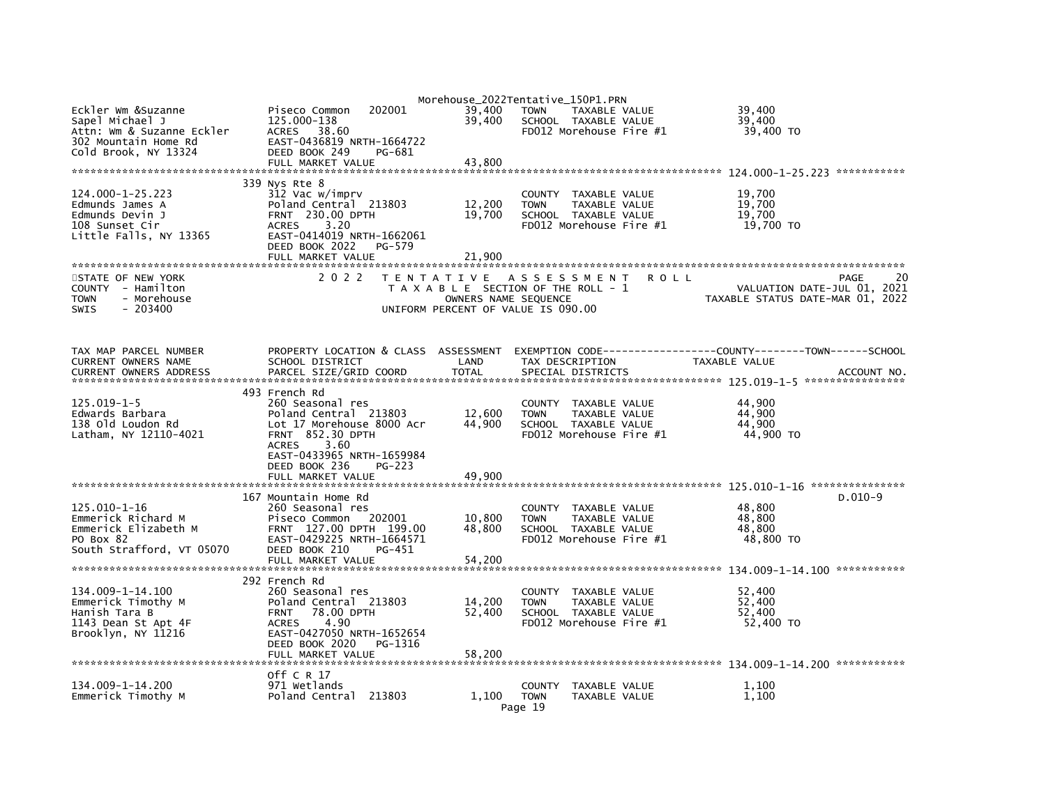```
Eckler Wm &Suzanne            Piseco Common   202001          39,400   TOWN     TAXABLE VALUE              39,400
Sapel Michael J               125.000-138                     39,400   SCHOOL  TAXABLE VALUE              39,400
Attn: Wm & Suzanne Eckler     ACRES   38.60                            FD012 Morehouse Fire #1             39,400 TO
302 Mountain Home Rd          EAST-0436819 NRTH-1664722
Cold Brook, NY 13324          DEED BOOK 249     PG-681
                              FULL MARKET VALUE               43,800
******************************************************************************************************* 124.000-1-25.223 ***********
                              339 Nys Rte 8
124.000-1-25.223              312 Vac w/imprv                          COUNTY  TAXABLE VALUE              19,700
Edmunds James A               Poland Central  213803          12,200   TOWN     TAXABLE VALUE              19,700
Edmunds Devin J               FRNT  230.00 DPTH               19,700   SCHOOL  TAXABLE VALUE              19,700
108 Sunset Cir                ACRES    3.20                            FD012 Morehouse Fire #1             19,700 TO
Little Falls, NY 13365        EAST-0414019 NRTH-1662061
                              DEED BOOK 2022   PG-579
                              FULL MARKET VALUE               21,900
************************************************************************************************************************************
STATE OF NEW YORK                2 0 2 2   T E N T A T I V E   A S S E S S M E N T   R O L L                          PAGE    20
COUNTY  - Hamilton                         T A X A B L E  SECTION OF THE ROLL - 1                       VALUATION DATE-JUL 01, 2021
TOWN    - Morehouse                              OWNERS NAME SEQUENCE                                TAXABLE STATUS DATE-MAR 01, 2022
SWIS    - 203400                          UNIFORM PERCENT OF VALUE IS 090.00


TAX MAP PARCEL NUMBER         PROPERTY LOCATION & CLASS  ASSESSMENT  EXEMPTION CODE------------------COUNTY--------TOWN------SCHOOL
CURRENT OWNERS NAME           SCHOOL DISTRICT               LAND      TAX DESCRIPTION                TAXABLE VALUE
CURRENT OWNERS ADDRESS        PARCEL SIZE/GRID COORD        TOTAL     SPECIAL DISTRICTS                                      ACCOUNT NO.
******************************************************************************************************* 125.019-1-5 ****************
                              493 French Rd
125.019-1-5                   260 Seasonal res                         COUNTY  TAXABLE VALUE              44,900
Edwards Barbara               Poland Central  213803          12,600   TOWN     TAXABLE VALUE              44,900
138 Old Loudon Rd             Lot 17 Morehouse 8000 Acr       44,900   SCHOOL  TAXABLE VALUE              44,900
Latham, NY 12110-4021         FRNT  852.30 DPTH                        FD012 Morehouse Fire #1             44,900 TO
                              ACRES    3.60
                              EAST-0433965 NRTH-1659984
                              DEED BOOK 236     PG-223
                              FULL MARKET VALUE               49,900
******************************************************************************************************* 125.010-1-16 ***************
                              167 Mountain Home Rd                                                                       D.010-9
125.010-1-16                  260 Seasonal res                         COUNTY  TAXABLE VALUE              48,800
Emmerick Richard M            Piseco Common   202001          10,800   TOWN     TAXABLE VALUE              48,800
Emmerick Elizabeth M          FRNT  127.00 DPTH  199.00       48,800   SCHOOL  TAXABLE VALUE              48,800
PO Box 82                     EAST-0429225 NRTH-1664571                FD012 Morehouse Fire #1             48,800 TO
South Strafford, VT 05070     DEED BOOK 210     PG-451
                              FULL MARKET VALUE               54,200
******************************************************************************************************* 134.009-1-14.100 ***********
                              292 French Rd
134.009-1-14.100              260 Seasonal res                         COUNTY  TAXABLE VALUE              52,400
Emmerick Timothy M            Poland Central  213803          14,200   TOWN     TAXABLE VALUE              52,400
Hanish Tara B                 FRNT   78.00 DPTH               52,400   SCHOOL  TAXABLE VALUE              52,400
1143 Dean St Apt 4F           ACRES    4.90                            FD012 Morehouse Fire #1             52,400 TO
Brooklyn, NY 11216            EAST-0427050 NRTH-1652654
                              DEED BOOK 2020   PG-1316
                              FULL MARKET VALUE               58,200
******************************************************************************************************* 134.009-1-14.200 ***********
                              Off C R 17
134.009-1-14.200              971 Wetlands                             COUNTY  TAXABLE VALUE               1,100
Emmerick Timothy M            Poland Central  213803           1,100   TOWN     TAXABLE VALUE               1,100
```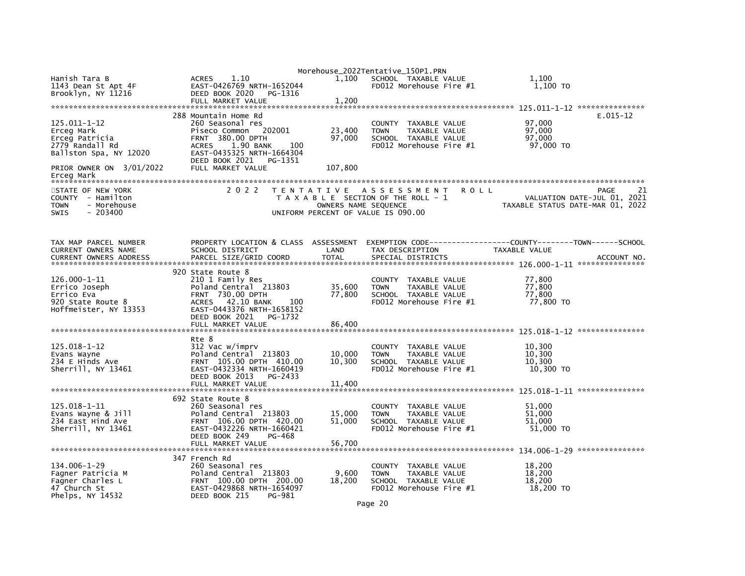| | | | | |
|---|---|---|---|---|
| Hanish Tara B<br>1143 Dean St Apt 4F<br>Brooklyn, NY 11216 | ACRES 1.10<br>EAST-0426769 NRTH-1652044<br>DEED BOOK 2020 PG-1316<br>FULL MARKET VALUE | 1,100<br><br><br>1,200 | SCHOOL TAXABLE VALUE<br>FD012 Morehouse Fire #1 | 1,100<br>1,100 TO |

**125.011-1-12**

| | | | | | |
|---|---|---|---|---|---|
| 125.011-1-12<br>Erceg Mark<br>Erceg Patricia<br>2779 Randall Rd<br>Ballston Spa, NY 12020<br><br>PRIOR OWNER ON 3/01/2022<br>Erceg Mark | 288 Mountain Home Rd<br>260 Seasonal res<br>Piseco Common 202001<br>FRNT 380.00 DPTH<br>ACRES 1.90 BANK 100<br>EAST-0435325 NRTH-1664304<br>DEED BOOK 2021 PG-1351<br>FULL MARKET VALUE | <br><br>23,400<br>97,000<br><br><br><br>107,800 | COUNTY TAXABLE VALUE<br>TOWN TAXABLE VALUE<br>SCHOOL TAXABLE VALUE<br>FD012 Morehouse Fire #1 | 97,000<br>97,000<br>97,000<br>97,000 TO | E.015-12 |

STATE OF NEW YORK
COUNTY - Hamilton
TOWN - Morehouse
SWIS - 203400

2022 TENTATIVE ASSESSMENT ROLL
TAXABLE SECTION OF THE ROLL - 1
OWNERS NAME SEQUENCE
UNIFORM PERCENT OF VALUE IS 090.00

PAGE 21
VALUATION DATE-JUL 01, 2021
TAXABLE STATUS DATE-MAR 01, 2022

| TAX MAP PARCEL NUMBER<br>CURRENT OWNERS NAME<br>CURRENT OWNERS ADDRESS | PROPERTY LOCATION & CLASS<br>SCHOOL DISTRICT<br>PARCEL SIZE/GRID COORD | ASSESSMENT<br>LAND<br>TOTAL | EXEMPTION CODE------COUNTY-------TOWN------SCHOOL<br>TAX DESCRIPTION<br>SPECIAL DISTRICTS | TAXABLE VALUE | ACCOUNT NO. |
|---|---|---|---|---|---|
| **126.000-1-11** | | | | | |
| 126.000-1-11<br>Errico Joseph<br>Errico Eva<br>920 State Route 8<br>Hoffmeister, NY 13353 | 920 State Route 8<br>210 1 Family Res<br>Poland Central 213803<br>FRNT 730.00 DPTH<br>ACRES 42.10 BANK 100<br>EAST-0443376 NRTH-1658152<br>DEED BOOK 2021 PG-1732<br>FULL MARKET VALUE | <br><br>35,600<br>77,800<br><br><br><br>86,400 | COUNTY TAXABLE VALUE<br>TOWN TAXABLE VALUE<br>SCHOOL TAXABLE VALUE<br>FD012 Morehouse Fire #1 | 77,800<br>77,800<br>77,800<br>77,800 TO | |
| **125.018-1-12** | | | | | |
| 125.018-1-12<br>Evans Wayne<br>234 E Hinds Ave<br>Sherrill, NY 13461 | Rte 8<br>312 Vac w/imprv<br>Poland Central 213803<br>FRNT 105.00 DPTH 410.00<br>EAST-0432334 NRTH-1660419<br>DEED BOOK 2013 PG-2433<br>FULL MARKET VALUE | <br><br>10,000<br>10,300<br><br><br>11,400 | COUNTY TAXABLE VALUE<br>TOWN TAXABLE VALUE<br>SCHOOL TAXABLE VALUE<br>FD012 Morehouse Fire #1 | 10,300<br>10,300<br>10,300<br>10,300 TO | |
| **125.018-1-11** | | | | | |
| 125.018-1-11<br>Evans Wayne & Jill<br>234 East Hind Ave<br>Sherrill, NY 13461 | 692 State Route 8<br>260 Seasonal res<br>Poland Central 213803<br>FRNT 106.00 DPTH 420.00<br>EAST-0432226 NRTH-1660421<br>DEED BOOK 249 PG-468<br>FULL MARKET VALUE | <br><br>15,000<br>51,000<br><br><br>56,700 | COUNTY TAXABLE VALUE<br>TOWN TAXABLE VALUE<br>SCHOOL TAXABLE VALUE<br>FD012 Morehouse Fire #1 | 51,000<br>51,000<br>51,000<br>51,000 TO | |
| **134.006-1-29** | | | | | |
| 134.006-1-29<br>Fagner Patricia M<br>Fagner Charles L<br>47 Church St<br>Phelps, NY 14532 | 347 French Rd<br>260 Seasonal res<br>Poland Central 213803<br>FRNT 100.00 DPTH 200.00<br>EAST-0429868 NRTH-1654097<br>DEED BOOK 215 PG-981 | <br><br>9,600<br>18,200 | COUNTY TAXABLE VALUE<br>TOWN TAXABLE VALUE<br>SCHOOL TAXABLE VALUE<br>FD012 Morehouse Fire #1 | 18,200<br>18,200<br>18,200<br>18,200 TO | |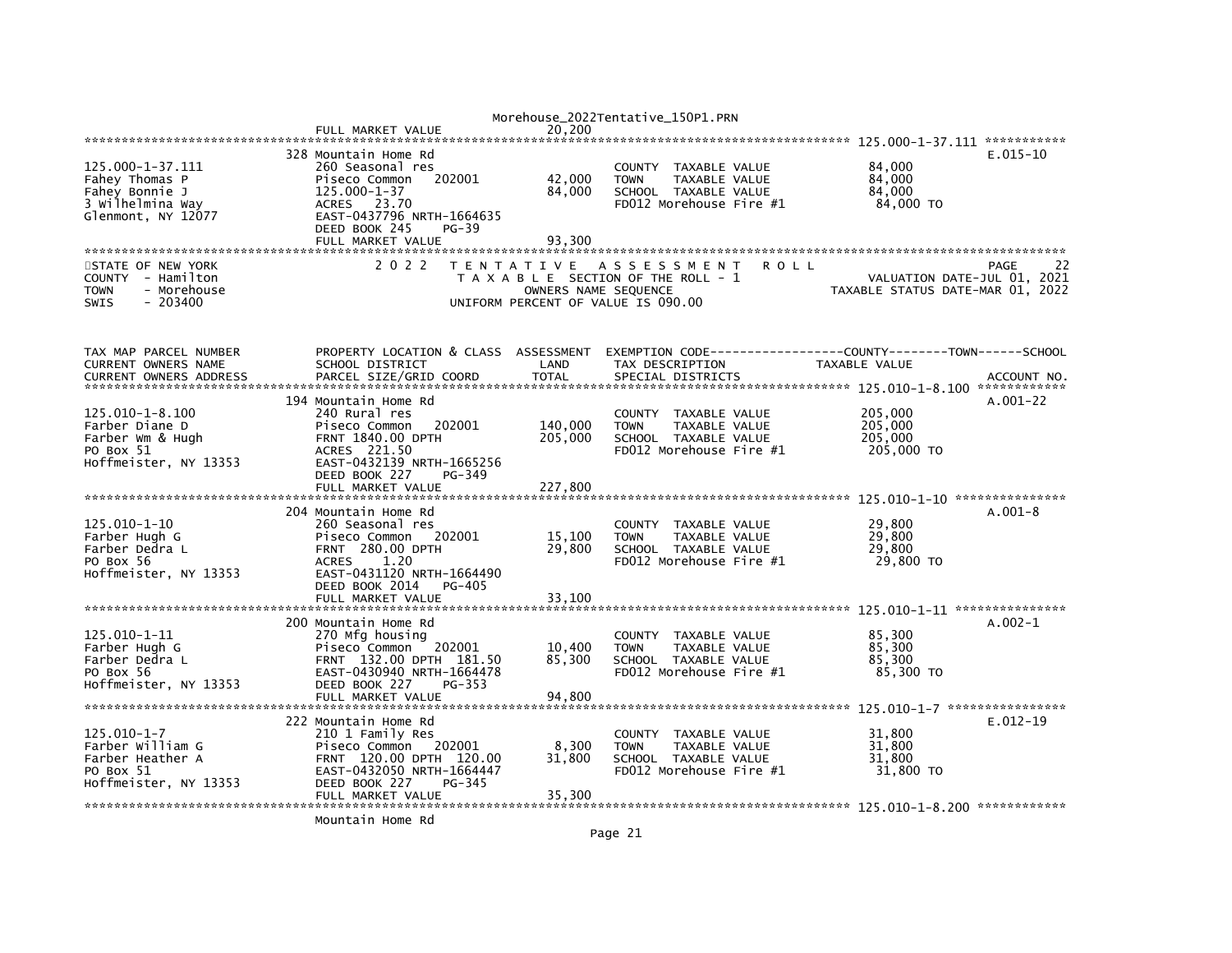FULL MARKET VALUE 20,200

**125.000-1-37.111**

| 125.000-1-37.111 | 328 Mountain Home Rd | | | | E.015-10 |
|---|---|---|---|---|---|
| 125.000-1-37.111 | 260 Seasonal res | | COUNTY TAXABLE VALUE | 84,000 | |
| Fahey Thomas P | Piseco Common 202001 | 42,000 | TOWN TAXABLE VALUE | 84,000 | |
| Fahey Bonnie J | 125.000-1-37 | 84,000 | SCHOOL TAXABLE VALUE | 84,000 | |
| 3 Wilhelmina Way | ACRES 23.70 | | FD012 Morehouse Fire #1 | 84,000 TO | |
| Glenmont, NY 12077 | EAST-0437796 NRTH-1664635 | | | | |
| | DEED BOOK 245 PG-39 | | | | |
| | FULL MARKET VALUE | 93,300 | | | |

STATE OF NEW YORK — 2022 TENTATIVE ASSESSMENT ROLL — PAGE 22
COUNTY - Hamilton — TAXABLE SECTION OF THE ROLL - 1 — VALUATION DATE-JUL 01, 2021
TOWN - Morehouse — OWNERS NAME SEQUENCE — TAXABLE STATUS DATE-MAR 01, 2022
SWIS - 203400 — UNIFORM PERCENT OF VALUE IS 090.00

| TAX MAP PARCEL NUMBER / CURRENT OWNERS NAME / CURRENT OWNERS ADDRESS | PROPERTY LOCATION & CLASS / SCHOOL DISTRICT / PARCEL SIZE/GRID COORD | ASSESSMENT LAND / TOTAL | EXEMPTION CODE / TAX DESCRIPTION / SPECIAL DISTRICTS | COUNTY--------TOWN------SCHOOL TAXABLE VALUE | ACCOUNT NO. |
|---|---|---|---|---|---|
| **125.010-1-8.100** | 194 Mountain Home Rd | | | | A.001-22 |
| 125.010-1-8.100 | 240 Rural res | | COUNTY TAXABLE VALUE | 205,000 | |
| Farber Diane D | Piseco Common 202001 | 140,000 | TOWN TAXABLE VALUE | 205,000 | |
| Farber Wm & Hugh | FRNT 1840.00 DPTH | 205,000 | SCHOOL TAXABLE VALUE | 205,000 | |
| PO Box 51 | ACRES 221.50 | | FD012 Morehouse Fire #1 | 205,000 TO | |
| Hoffmeister, NY 13353 | EAST-0432139 NRTH-1665256 | | | | |
| | DEED BOOK 227 PG-349 | | | | |
| | FULL MARKET VALUE | 227,800 | | | |
| **125.010-1-10** | 204 Mountain Home Rd | | | | A.001-8 |
| 125.010-1-10 | 260 Seasonal res | | COUNTY TAXABLE VALUE | 29,800 | |
| Farber Hugh G | Piseco Common 202001 | 15,100 | TOWN TAXABLE VALUE | 29,800 | |
| Farber Dedra L | FRNT 280.00 DPTH | 29,800 | SCHOOL TAXABLE VALUE | 29,800 | |
| PO Box 56 | ACRES 1.20 | | FD012 Morehouse Fire #1 | 29,800 TO | |
| Hoffmeister, NY 13353 | EAST-0431120 NRTH-1664490 | | | | |
| | DEED BOOK 2014 PG-405 | | | | |
| | FULL MARKET VALUE | 33,100 | | | |
| **125.010-1-11** | 200 Mountain Home Rd | | | | A.002-1 |
| 125.010-1-11 | 270 Mfg housing | | COUNTY TAXABLE VALUE | 85,300 | |
| Farber Hugh G | Piseco Common 202001 | 10,400 | TOWN TAXABLE VALUE | 85,300 | |
| Farber Dedra L | FRNT 132.00 DPTH 181.50 | 85,300 | SCHOOL TAXABLE VALUE | 85,300 | |
| PO Box 56 | EAST-0430940 NRTH-1664478 | | FD012 Morehouse Fire #1 | 85,300 TO | |
| Hoffmeister, NY 13353 | DEED BOOK 227 PG-353 | | | | |
| | FULL MARKET VALUE | 94,800 | | | |
| **125.010-1-7** | 222 Mountain Home Rd | | | | E.012-19 |
| 125.010-1-7 | 210 1 Family Res | | COUNTY TAXABLE VALUE | 31,800 | |
| Farber William G | Piseco Common 202001 | 8,300 | TOWN TAXABLE VALUE | 31,800 | |
| Farber Heather A | FRNT 120.00 DPTH 120.00 | 31,800 | SCHOOL TAXABLE VALUE | 31,800 | |
| PO Box 51 | EAST-0432050 NRTH-1664447 | | FD012 Morehouse Fire #1 | 31,800 TO | |
| Hoffmeister, NY 13353 | DEED BOOK 227 PG-345 | | | | |
| | FULL MARKET VALUE | 35,300 | | | |
| **125.010-1-8.200** | Mountain Home Rd | | | | |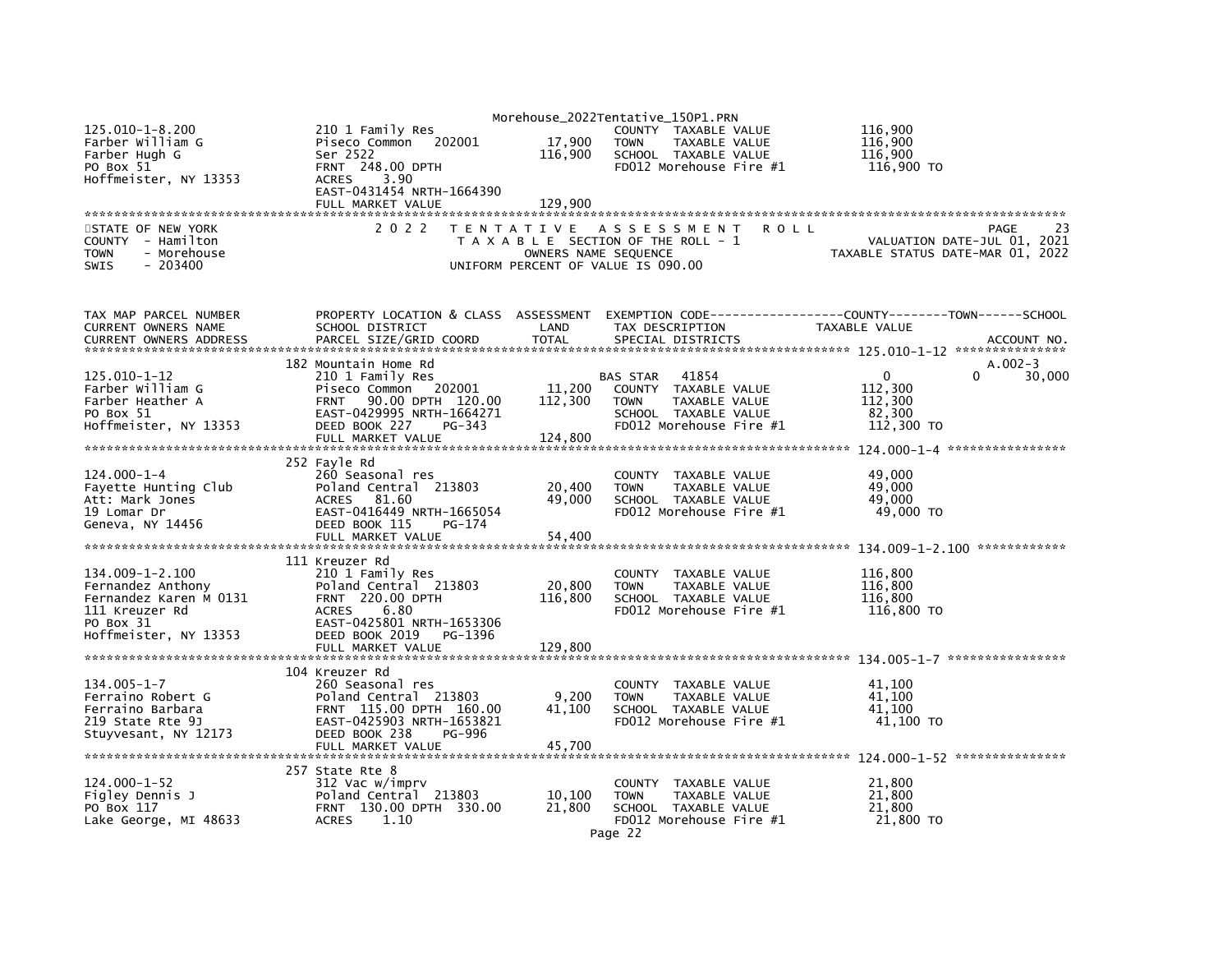| 125.010-1-8.200 | 210 1 Family Res | | COUNTY TAXABLE VALUE | 116,900 |
|---|---|---|---|---|
| Farber William G | Piseco Common 202001 | 17,900 | TOWN TAXABLE VALUE | 116,900 |
| Farber Hugh G | Ser 2522 | 116,900 | SCHOOL TAXABLE VALUE | 116,900 |
| PO Box 51 | FRNT 248.00 DPTH | | FD012 Morehouse Fire #1 | 116,900 TO |
| Hoffmeister, NY 13353 | ACRES 3.90 | | | |
| | EAST-0431454 NRTH-1664390 | | | |
| | FULL MARKET VALUE | 129,900 | | |

STATE OF NEW YORK
COUNTY - Hamilton
TOWN - Morehouse
SWIS - 203400

2 0 2 2 TENTATIVE ASSESSMENT ROLL
TAXABLE SECTION OF THE ROLL - 1
OWNERS NAME SEQUENCE
UNIFORM PERCENT OF VALUE IS 090.00

PAGE 23
VALUATION DATE-JUL 01, 2021
TAXABLE STATUS DATE-MAR 01, 2022

| TAX MAP PARCEL NUMBER / CURRENT OWNERS NAME / CURRENT OWNERS ADDRESS | PROPERTY LOCATION & CLASS / SCHOOL DISTRICT / PARCEL SIZE/GRID COORD | ASSESSMENT LAND / TOTAL | EXEMPTION CODE / TAX DESCRIPTION / SPECIAL DISTRICTS | COUNTY / TAXABLE VALUE | TOWN | SCHOOL / ACCOUNT NO. |
|---|---|---|---|---|---|---|
| | 182 Mountain Home Rd | | | | | A.002-3 |
| 125.010-1-12 | 210 1 Family Res | | BAS STAR 41854 | 0 | 0 | 30,000 |
| Farber William G | Piseco Common 202001 | 11,200 | COUNTY TAXABLE VALUE | 112,300 | | |
| Farber Heather A | FRNT 90.00 DPTH 120.00 | 112,300 | TOWN TAXABLE VALUE | 112,300 | | |
| PO Box 51 | EAST-0429995 NRTH-1664271 | | SCHOOL TAXABLE VALUE | 82,300 | | |
| Hoffmeister, NY 13353 | DEED BOOK 227 PG-343 | | FD012 Morehouse Fire #1 | 112,300 TO | | |
| | FULL MARKET VALUE | 124,800 | | | | |
| | 252 Fayle Rd | | | | | |
| 124.000-1-4 | 260 Seasonal res | | COUNTY TAXABLE VALUE | 49,000 | | |
| Fayette Hunting Club | Poland Central 213803 | 20,400 | TOWN TAXABLE VALUE | 49,000 | | |
| Att: Mark Jones | ACRES 81.60 | 49,000 | SCHOOL TAXABLE VALUE | 49,000 | | |
| 19 Lomar Dr | EAST-0416449 NRTH-1665054 | | FD012 Morehouse Fire #1 | 49,000 TO | | |
| Geneva, NY 14456 | DEED BOOK 115 PG-174 | | | | | |
| | FULL MARKET VALUE | 54,400 | | | | |
| | 111 Kreuzer Rd | | | | | |
| 134.009-1-2.100 | 210 1 Family Res | | COUNTY TAXABLE VALUE | 116,800 | | |
| Fernandez Anthony | Poland Central 213803 | 20,800 | TOWN TAXABLE VALUE | 116,800 | | |
| Fernandez Karen M 0131 | FRNT 220.00 DPTH | 116,800 | SCHOOL TAXABLE VALUE | 116,800 | | |
| 111 Kreuzer Rd | ACRES 6.80 | | FD012 Morehouse Fire #1 | 116,800 TO | | |
| PO Box 31 | EAST-0425801 NRTH-1653306 | | | | | |
| Hoffmeister, NY 13353 | DEED BOOK 2019 PG-1396 | | | | | |
| | FULL MARKET VALUE | 129,800 | | | | |
| | 104 Kreuzer Rd | | | | | |
| 134.005-1-7 | 260 Seasonal res | | COUNTY TAXABLE VALUE | 41,100 | | |
| Ferraino Robert G | Poland Central 213803 | 9,200 | TOWN TAXABLE VALUE | 41,100 | | |
| Ferraino Barbara | FRNT 115.00 DPTH 160.00 | 41,100 | SCHOOL TAXABLE VALUE | 41,100 | | |
| 219 State Rte 9J | EAST-0425903 NRTH-1653821 | | FD012 Morehouse Fire #1 | 41,100 TO | | |
| Stuyvesant, NY 12173 | DEED BOOK 238 PG-996 | | | | | |
| | FULL MARKET VALUE | 45,700 | | | | |
| | 257 State Rte 8 | | | | | |
| 124.000-1-52 | 312 Vac w/imprv | | COUNTY TAXABLE VALUE | 21,800 | | |
| Figley Dennis J | Poland Central 213803 | 10,100 | TOWN TAXABLE VALUE | 21,800 | | |
| PO Box 117 | FRNT 130.00 DPTH 330.00 | 21,800 | SCHOOL TAXABLE VALUE | 21,800 | | |
| Lake George, MI 48633 | ACRES 1.10 | | FD012 Morehouse Fire #1 | 21,800 TO | | |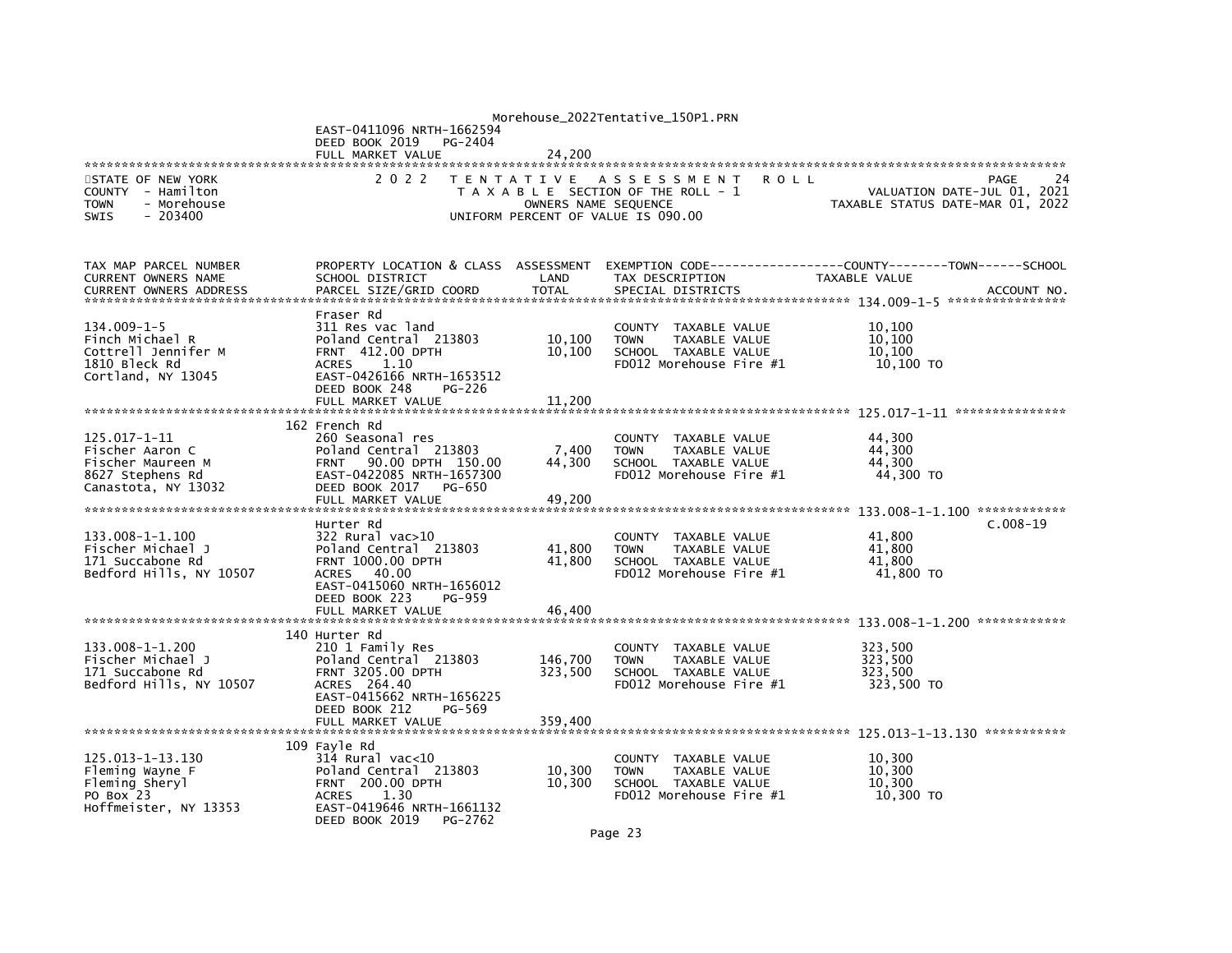EAST-0411096 NRTH-1662594
DEED BOOK 2019 PG-2404
FULL MARKET VALUE 24,200

STATE OF NEW YORK — 2022 TENTATIVE ASSESSMENT ROLL — PAGE 24
COUNTY - Hamilton — TAXABLE SECTION OF THE ROLL - 1 — VALUATION DATE-JUL 01, 2021
TOWN - Morehouse — OWNERS NAME SEQUENCE — TAXABLE STATUS DATE-MAR 01, 2022
SWIS - 203400 — UNIFORM PERCENT OF VALUE IS 090.00

| TAX MAP PARCEL NUMBER / CURRENT OWNERS NAME / CURRENT OWNERS ADDRESS | PROPERTY LOCATION & CLASS / SCHOOL DISTRICT / PARCEL SIZE/GRID COORD | ASSESSMENT LAND / TOTAL | EXEMPTION CODE / TAX DESCRIPTION / SPECIAL DISTRICTS | TAXABLE VALUE (COUNTY / TOWN / SCHOOL) | ACCOUNT NO. |
|---|---|---|---|---|---|
| 134.009-1-5 | Fraser Rd | | | | |
| Finch Michael R | 311 Res vac land | | COUNTY TAXABLE VALUE | 10,100 | |
| Cottrell Jennifer M | Poland Central 213803 | 10,100 | TOWN TAXABLE VALUE | 10,100 | |
| 1810 Bleck Rd | FRNT 412.00 DPTH | 10,100 | SCHOOL TAXABLE VALUE | 10,100 | |
| Cortland, NY 13045 | ACRES 1.10 | | FD012 Morehouse Fire #1 | 10,100 TO | |
| | EAST-0426166 NRTH-1653512 | | | | |
| | DEED BOOK 248 PG-226 | | | | |
| | FULL MARKET VALUE | 11,200 | | | |
| 125.017-1-11 | 162 French Rd | | | | |
| Fischer Aaron C | 260 Seasonal res | | COUNTY TAXABLE VALUE | 44,300 | |
| Fischer Maureen M | Poland Central 213803 | 7,400 | TOWN TAXABLE VALUE | 44,300 | |
| 8627 Stephens Rd | FRNT 90.00 DPTH 150.00 | 44,300 | SCHOOL TAXABLE VALUE | 44,300 | |
| Canastota, NY 13032 | EAST-0422085 NRTH-1657300 | | FD012 Morehouse Fire #1 | 44,300 TO | |
| | DEED BOOK 2017 PG-650 | | | | |
| | FULL MARKET VALUE | 49,200 | | | |
| 133.008-1-1.100 | Hurter Rd | | | | C.008-19 |
| Fischer Michael J | 322 Rural vac>10 | | COUNTY TAXABLE VALUE | 41,800 | |
| 171 Succabone Rd | Poland Central 213803 | 41,800 | TOWN TAXABLE VALUE | 41,800 | |
| Bedford Hills, NY 10507 | FRNT 1000.00 DPTH | 41,800 | SCHOOL TAXABLE VALUE | 41,800 | |
| | ACRES 40.00 | | FD012 Morehouse Fire #1 | 41,800 TO | |
| | EAST-0415060 NRTH-1656012 | | | | |
| | DEED BOOK 223 PG-959 | | | | |
| | FULL MARKET VALUE | 46,400 | | | |
| 133.008-1-1.200 | 140 Hurter Rd | | | | |
| Fischer Michael J | 210 1 Family Res | | COUNTY TAXABLE VALUE | 323,500 | |
| 171 Succabone Rd | Poland Central 213803 | 146,700 | TOWN TAXABLE VALUE | 323,500 | |
| Bedford Hills, NY 10507 | FRNT 3205.00 DPTH | 323,500 | SCHOOL TAXABLE VALUE | 323,500 | |
| | ACRES 264.40 | | FD012 Morehouse Fire #1 | 323,500 TO | |
| | EAST-0415662 NRTH-1656225 | | | | |
| | DEED BOOK 212 PG-569 | | | | |
| | FULL MARKET VALUE | 359,400 | | | |
| 125.013-1-13.130 | 109 Fayle Rd | | | | |
| Fleming Wayne F | 314 Rural vac<10 | | COUNTY TAXABLE VALUE | 10,300 | |
| Fleming Sheryl | Poland Central 213803 | 10,300 | TOWN TAXABLE VALUE | 10,300 | |
| PO Box 23 | FRNT 200.00 DPTH | 10,300 | SCHOOL TAXABLE VALUE | 10,300 | |
| Hoffmeister, NY 13353 | ACRES 1.30 | | FD012 Morehouse Fire #1 | 10,300 TO | |
| | EAST-0419646 NRTH-1661132 | | | | |
| | DEED BOOK 2019 PG-2762 | | | | |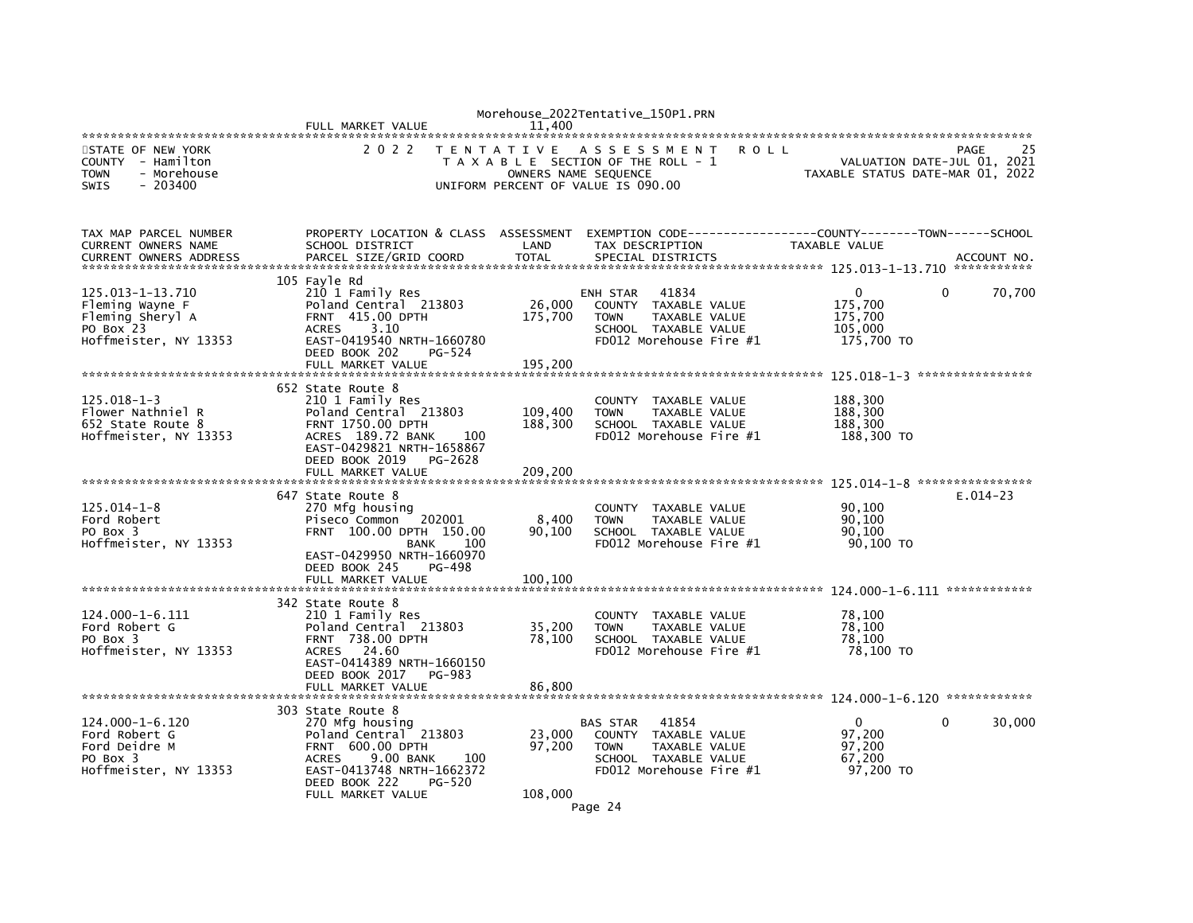FULL MARKET VALUE 11,400

STATE OF NEW YORK
COUNTY - Hamilton
TOWN - Morehouse
SWIS - 203400

2022 TENTATIVE ASSESSMENT ROLL
TAXABLE SECTION OF THE ROLL - 1
OWNERS NAME SEQUENCE
UNIFORM PERCENT OF VALUE IS 090.00

PAGE 25
VALUATION DATE-JUL 01, 2021
TAXABLE STATUS DATE-MAR 01, 2022

| TAX MAP PARCEL NUMBER / CURRENT OWNERS NAME / CURRENT OWNERS ADDRESS | PROPERTY LOCATION & CLASS / SCHOOL DISTRICT / PARCEL SIZE/GRID COORD | ASSESSMENT LAND / TOTAL | EXEMPTION CODE / TAX DESCRIPTION / SPECIAL DISTRICTS | COUNTY | TOWN | SCHOOL | ACCOUNT NO. |
|---|---|---|---|---|---|---|---|
| **125.013-1-13.710** | 105 Fayle Rd | | | | | | |
| 125.013-1-13.710 | 210 1 Family Res | | ENH STAR 41834 | 0 | 0 | 70,700 | |
| Fleming Wayne F | Poland Central 213803 | 26,000 | COUNTY TAXABLE VALUE | 175,700 | | | |
| Fleming Sheryl A | FRNT 415.00 DPTH | 175,700 | TOWN TAXABLE VALUE | | 175,700 | | |
| PO Box 23 | ACRES 3.10 | | SCHOOL TAXABLE VALUE | | | 105,000 | |
| Hoffmeister, NY 13353 | EAST-0419540 NRTH-1660780 | | FD012 Morehouse Fire #1 | 175,700 TO | | | |
| | DEED BOOK 202 PG-524 | | | | | | |
| | FULL MARKET VALUE | 195,200 | | | | | |
| **125.018-1-3** | 652 State Route 8 | | | | | | |
| 125.018-1-3 | 210 1 Family Res | | COUNTY TAXABLE VALUE | 188,300 | | | |
| Flower Nathniel R | Poland Central 213803 | 109,400 | TOWN TAXABLE VALUE | | 188,300 | | |
| 652 State Route 8 | FRNT 1750.00 DPTH | 188,300 | SCHOOL TAXABLE VALUE | | | 188,300 | |
| Hoffmeister, NY 13353 | ACRES 189.72 BANK 100 | | FD012 Morehouse Fire #1 | 188,300 TO | | | |
| | EAST-0429821 NRTH-1658867 | | | | | | |
| | DEED BOOK 2019 PG-2628 | | | | | | |
| | FULL MARKET VALUE | 209,200 | | | | | |
| **125.014-1-8** | 647 State Route 8 | | | | | | E.014-23 |
| 125.014-1-8 | 270 Mfg housing | | COUNTY TAXABLE VALUE | 90,100 | | | |
| Ford Robert | Piseco Common 202001 | 8,400 | TOWN TAXABLE VALUE | | 90,100 | | |
| PO Box 3 | FRNT 100.00 DPTH 150.00 | 90,100 | SCHOOL TAXABLE VALUE | | | 90,100 | |
| Hoffmeister, NY 13353 | BANK 100 | | FD012 Morehouse Fire #1 | 90,100 TO | | | |
| | EAST-0429950 NRTH-1660970 | | | | | | |
| | DEED BOOK 245 PG-498 | | | | | | |
| | FULL MARKET VALUE | 100,100 | | | | | |
| **124.000-1-6.111** | 342 State Route 8 | | | | | | |
| 124.000-1-6.111 | 210 1 Family Res | | COUNTY TAXABLE VALUE | 78,100 | | | |
| Ford Robert G | Poland Central 213803 | 35,200 | TOWN TAXABLE VALUE | | 78,100 | | |
| PO Box 3 | FRNT 738.00 DPTH | 78,100 | SCHOOL TAXABLE VALUE | | | 78,100 | |
| Hoffmeister, NY 13353 | ACRES 24.60 | | FD012 Morehouse Fire #1 | 78,100 TO | | | |
| | EAST-0414389 NRTH-1660150 | | | | | | |
| | DEED BOOK 2017 PG-983 | | | | | | |
| | FULL MARKET VALUE | 86,800 | | | | | |
| **124.000-1-6.120** | 303 State Route 8 | | | | | | |
| 124.000-1-6.120 | 270 Mfg housing | | BAS STAR 41854 | 0 | 0 | 30,000 | |
| Ford Robert G | Poland Central 213803 | 23,000 | COUNTY TAXABLE VALUE | 97,200 | | | |
| Ford Deidre M | FRNT 600.00 DPTH | 97,200 | TOWN TAXABLE VALUE | | 97,200 | | |
| PO Box 3 | ACRES 9.00 BANK 100 | | SCHOOL TAXABLE VALUE | | | 67,200 | |
| Hoffmeister, NY 13353 | EAST-0413748 NRTH-1662372 | | FD012 Morehouse Fire #1 | 97,200 TO | | | |
| | DEED BOOK 222 PG-520 | | | | | | |
| | FULL MARKET VALUE | 108,000 | | | | | |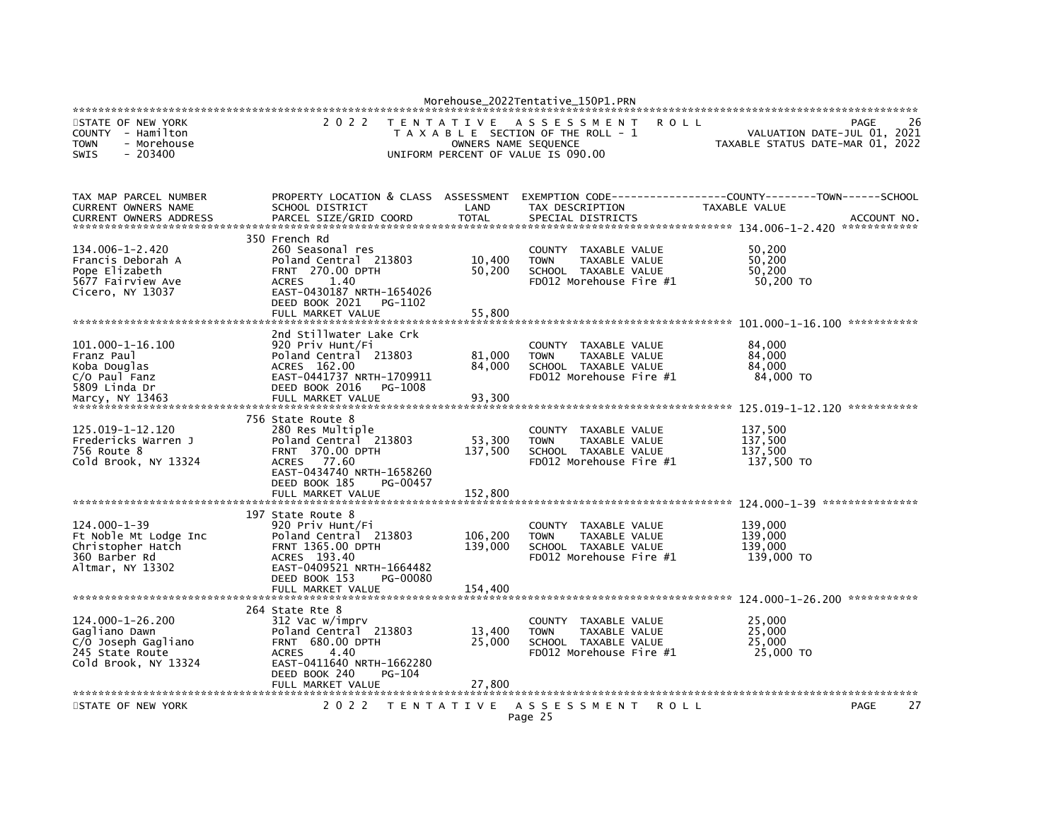STATE OF NEW YORK
COUNTY - Hamilton
TOWN - Morehouse
SWIS - 203400

2 0 2 2 T E N T A T I V E A S S E S S M E N T R O L L
T A X A B L E SECTION OF THE ROLL - 1
OWNERS NAME SEQUENCE
UNIFORM PERCENT OF VALUE IS 090.00

PAGE 26
VALUATION DATE-JUL 01, 2021
TAXABLE STATUS DATE-MAR 01, 2022

| TAX MAP PARCEL NUMBER / CURRENT OWNERS NAME / CURRENT OWNERS ADDRESS | PROPERTY LOCATION & CLASS / SCHOOL DISTRICT / PARCEL SIZE/GRID COORD | ASSESSMENT LAND / TOTAL | EXEMPTION CODE / TAX DESCRIPTION / SPECIAL DISTRICTS | TAXABLE VALUE (COUNTY--TOWN--SCHOOL) | ACCOUNT NO. |
|---|---|---|---|---|---|
| **134.006-1-2.420** | 350 French Rd | | | | |
| 134.006-1-2.420 | 260 Seasonal res | | COUNTY TAXABLE VALUE | 50,200 | |
| Francis Deborah A | Poland Central 213803 | 10,400 | TOWN TAXABLE VALUE | 50,200 | |
| Pope Elizabeth | FRNT 270.00 DPTH | 50,200 | SCHOOL TAXABLE VALUE | 50,200 | |
| 5677 Fairview Ave | ACRES 1.40 | | FD012 Morehouse Fire #1 | 50,200 TO | |
| Cicero, NY 13037 | EAST-0430187 NRTH-1654026 | | | | |
| | DEED BOOK 2021 PG-1102 | | | | |
| | FULL MARKET VALUE | 55,800 | | | |
| **101.000-1-16.100** | 2nd Stillwater Lake Crk | | | | |
| 101.000-1-16.100 | 920 Priv Hunt/Fi | | COUNTY TAXABLE VALUE | 84,000 | |
| Franz Paul | Poland Central 213803 | 81,000 | TOWN TAXABLE VALUE | 84,000 | |
| Koba Douglas | ACRES 162.00 | 84,000 | SCHOOL TAXABLE VALUE | 84,000 | |
| C/O Paul Fanz | EAST-0441737 NRTH-1709911 | | FD012 Morehouse Fire #1 | 84,000 TO | |
| 5809 Linda Dr | DEED BOOK 2016 PG-1008 | | | | |
| Marcy, NY 13463 | FULL MARKET VALUE | 93,300 | | | |
| **125.019-1-12.120** | 756 State Route 8 | | | | |
| 125.019-1-12.120 | 280 Res Multiple | | COUNTY TAXABLE VALUE | 137,500 | |
| Fredericks Warren J | Poland Central 213803 | 53,300 | TOWN TAXABLE VALUE | 137,500 | |
| 756 Route 8 | FRNT 370.00 DPTH | 137,500 | SCHOOL TAXABLE VALUE | 137,500 | |
| Cold Brook, NY 13324 | ACRES 77.60 | | FD012 Morehouse Fire #1 | 137,500 TO | |
| | EAST-0434740 NRTH-1658260 | | | | |
| | DEED BOOK 185 PG-00457 | | | | |
| | FULL MARKET VALUE | 152,800 | | | |
| **124.000-1-39** | 197 State Route 8 | | | | |
| 124.000-1-39 | 920 Priv Hunt/Fi | | COUNTY TAXABLE VALUE | 139,000 | |
| Ft Noble Mt Lodge Inc | Poland Central 213803 | 106,200 | TOWN TAXABLE VALUE | 139,000 | |
| Christopher Hatch | FRNT 1365.00 DPTH | 139,000 | SCHOOL TAXABLE VALUE | 139,000 | |
| 360 Barber Rd | ACRES 193.40 | | FD012 Morehouse Fire #1 | 139,000 TO | |
| Altmar, NY 13302 | EAST-0409521 NRTH-1664482 | | | | |
| | DEED BOOK 153 PG-00080 | | | | |
| | FULL MARKET VALUE | 154,400 | | | |
| **124.000-1-26.200** | 264 State Rte 8 | | | | |
| 124.000-1-26.200 | 312 Vac w/imprv | | COUNTY TAXABLE VALUE | 25,000 | |
| Gagliano Dawn | Poland Central 213803 | 13,400 | TOWN TAXABLE VALUE | 25,000 | |
| C/O Joseph Gagliano | FRNT 680.00 DPTH | 25,000 | SCHOOL TAXABLE VALUE | 25,000 | |
| 245 State Route | ACRES 4.40 | | FD012 Morehouse Fire #1 | 25,000 TO | |
| Cold Brook, NY 13324 | EAST-0411640 NRTH-1662280 | | | | |
| | DEED BOOK 240 PG-104 | | | | |
| | FULL MARKET VALUE | 27,800 | | | |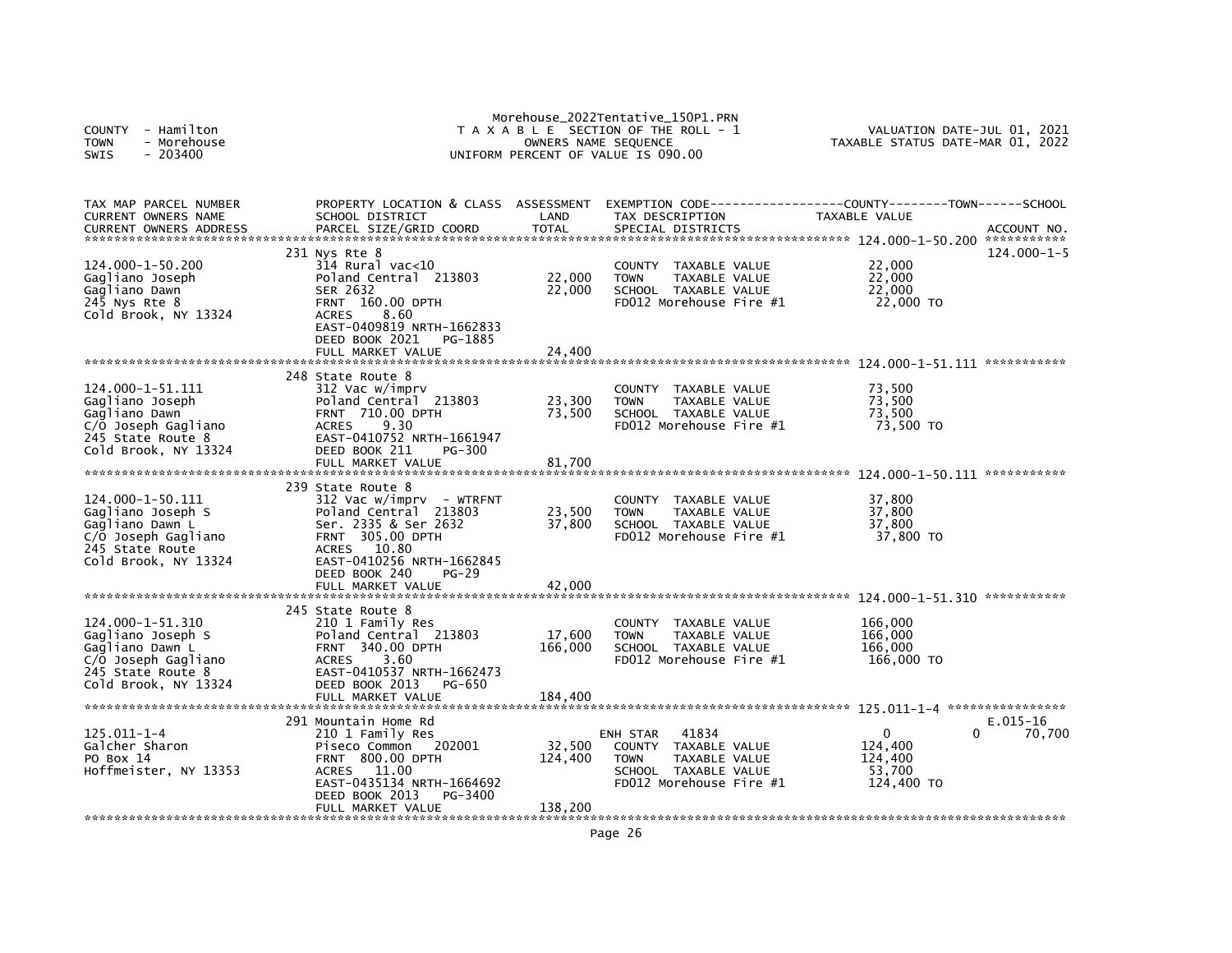Morehouse_2022Tentative_150P1.PRN
T A X A B L E SECTION OF THE ROLL - 1
OWNERS NAME SEQUENCE
UNIFORM PERCENT OF VALUE IS 090.00

COUNTY - Hamilton
TOWN - Morehouse
SWIS - 203400

VALUATION DATE-JUL 01, 2021
TAXABLE STATUS DATE-MAR 01, 2022

| TAX MAP PARCEL NUMBER / CURRENT OWNERS NAME / CURRENT OWNERS ADDRESS | PROPERTY LOCATION & CLASS / SCHOOL DISTRICT / PARCEL SIZE/GRID COORD | ASSESSMENT LAND / TOTAL | EXEMPTION CODE / TAX DESCRIPTION / SPECIAL DISTRICTS | COUNTY / TOWN / SCHOOL TAXABLE VALUE | ACCOUNT NO. |
|---|---|---|---|---|---|
| 124.000-1-50.200 | 231 Nys Rte 8 | | | | 124.000-1-5 |
| 124.000-1-50.200 | 314 Rural vac<10 | | COUNTY TAXABLE VALUE | 22,000 | |
| Gagliano Joseph | Poland Central 213803 | 22,000 | TOWN TAXABLE VALUE | 22,000 | |
| Gagliano Dawn | SER 2632 | 22,000 | SCHOOL TAXABLE VALUE | 22,000 | |
| 245 Nys Rte 8 | FRNT 160.00 DPTH | | FD012 Morehouse Fire #1 | 22,000 TO | |
| Cold Brook, NY 13324 | ACRES 8.60 | | | | |
| | EAST-0409819 NRTH-1662833 | | | | |
| | DEED BOOK 2021 PG-1885 | | | | |
| | FULL MARKET VALUE | 24,400 | | | |
| 124.000-1-51.111 | 248 State Route 8 | | | | |
| 124.000-1-51.111 | 312 Vac w/imprv | | COUNTY TAXABLE VALUE | 73,500 | |
| Gagliano Joseph | Poland Central 213803 | 23,300 | TOWN TAXABLE VALUE | 73,500 | |
| Gagliano Dawn | FRNT 710.00 DPTH | 73,500 | SCHOOL TAXABLE VALUE | 73,500 | |
| C/O Joseph Gagliano | ACRES 9.30 | | FD012 Morehouse Fire #1 | 73,500 TO | |
| 245 State Route 8 | EAST-0410752 NRTH-1661947 | | | | |
| Cold Brook, NY 13324 | DEED BOOK 211 PG-300 | | | | |
| | FULL MARKET VALUE | 81,700 | | | |
| 124.000-1-50.111 | 239 State Route 8 | | | | |
| 124.000-1-50.111 | 312 Vac w/imprv - WTRFNT | | COUNTY TAXABLE VALUE | 37,800 | |
| Gagliano Joseph S | Poland Central 213803 | 23,500 | TOWN TAXABLE VALUE | 37,800 | |
| Gagliano Dawn L | Ser. 2335 & Ser 2632 | 37,800 | SCHOOL TAXABLE VALUE | 37,800 | |
| C/O Joseph Gagliano | FRNT 305.00 DPTH | | FD012 Morehouse Fire #1 | 37,800 TO | |
| 245 State Route | ACRES 10.80 | | | | |
| Cold Brook, NY 13324 | EAST-0410256 NRTH-1662845 | | | | |
| | DEED BOOK 240 PG-29 | | | | |
| | FULL MARKET VALUE | 42,000 | | | |
| 124.000-1-51.310 | 245 State Route 8 | | | | |
| 124.000-1-51.310 | 210 1 Family Res | | COUNTY TAXABLE VALUE | 166,000 | |
| Gagliano Joseph S | Poland Central 213803 | 17,600 | TOWN TAXABLE VALUE | 166,000 | |
| Gagliano Dawn L | FRNT 340.00 DPTH | 166,000 | SCHOOL TAXABLE VALUE | 166,000 | |
| C/O Joseph Gagliano | ACRES 3.60 | | FD012 Morehouse Fire #1 | 166,000 TO | |
| 245 State Route 8 | EAST-0410537 NRTH-1662473 | | | | |
| Cold Brook, NY 13324 | DEED BOOK 2013 PG-650 | | | | |
| | FULL MARKET VALUE | 184,400 | | | |
| 125.011-1-4 | 291 Mountain Home Rd | | | | E.015-16 |
| 125.011-1-4 | 210 1 Family Res | | ENH STAR 41834 | 0 / 0 / 70,700 | |
| Galcher Sharon | Piseco Common 202001 | 32,500 | COUNTY TAXABLE VALUE | 124,400 | |
| PO Box 14 | FRNT 800.00 DPTH | 124,400 | TOWN TAXABLE VALUE | 124,400 | |
| Hoffmeister, NY 13353 | ACRES 11.00 | | SCHOOL TAXABLE VALUE | 53,700 | |
| | EAST-0435134 NRTH-1664692 | | FD012 Morehouse Fire #1 | 124,400 TO | |
| | DEED BOOK 2013 PG-3400 | | | | |
| | FULL MARKET VALUE | 138,200 | | | |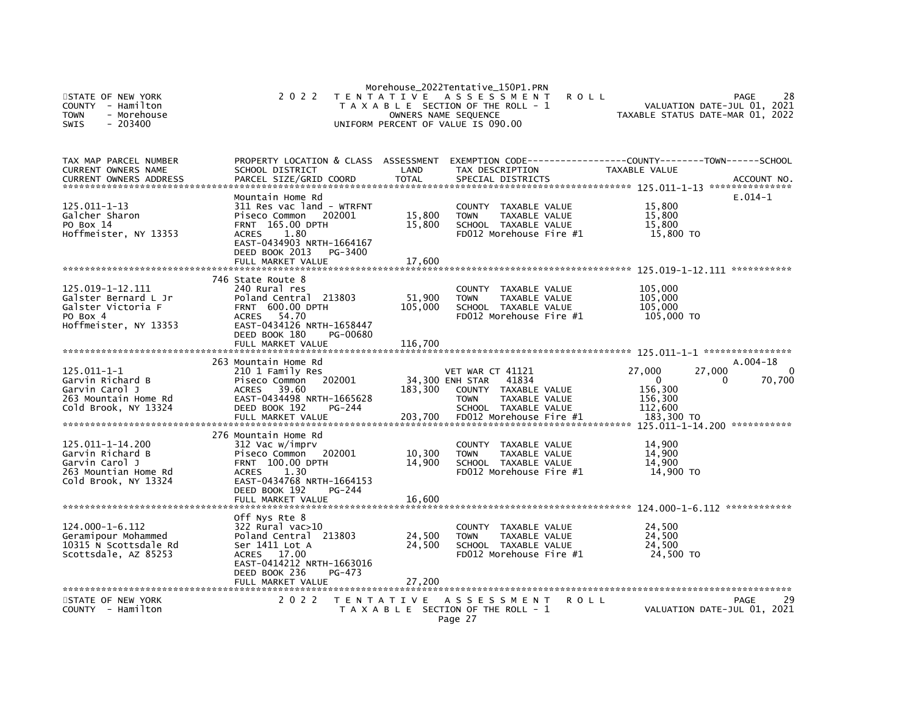Morehouse_2022Tentative_150P1.PRN

STATE OF NEW YORK — 2022 TENTATIVE ASSESSMENT ROLL — PAGE 28
COUNTY - Hamilton — TAXABLE SECTION OF THE ROLL - 1 — VALUATION DATE-JUL 01, 2021
TOWN - Morehouse — OWNERS NAME SEQUENCE — TAXABLE STATUS DATE-MAR 01, 2022
SWIS - 203400 — UNIFORM PERCENT OF VALUE IS 090.00

| TAX MAP PARCEL NUMBER / CURRENT OWNERS NAME / CURRENT OWNERS ADDRESS | PROPERTY LOCATION & CLASS / SCHOOL DISTRICT / PARCEL SIZE/GRID COORD | ASSESSMENT LAND / TOTAL | EXEMPTION CODE / TAX DESCRIPTION / SPECIAL DISTRICTS | COUNTY | TOWN | SCHOOL / ACCOUNT NO. |
|---|---|---|---|---|---|---|
| **125.011-1-13** | Mountain Home Rd | | | | | E.014-1 |
| 125.011-1-13 | 311 Res vac land - WTRFNT | | COUNTY TAXABLE VALUE | 15,800 | | |
| Galcher Sharon | Piseco Common 202001 | 15,800 | TOWN TAXABLE VALUE | 15,800 | | |
| PO Box 14 | FRNT 165.00 DPTH | 15,800 | SCHOOL TAXABLE VALUE | 15,800 | | |
| Hoffmeister, NY 13353 | ACRES 1.80 | | FD012 Morehouse Fire #1 | 15,800 TO | | |
| | EAST-0434903 NRTH-1664167 | | | | | |
| | DEED BOOK 2013 PG-3400 | | | | | |
| | FULL MARKET VALUE | 17,600 | | | | |
| **125.019-1-12.111** | 746 State Route 8 | | | | | |
| 125.019-1-12.111 | 240 Rural res | | COUNTY TAXABLE VALUE | 105,000 | | |
| Galster Bernard L Jr | Poland Central 213803 | 51,900 | TOWN TAXABLE VALUE | 105,000 | | |
| Galster Victoria F | FRNT 600.00 DPTH | 105,000 | SCHOOL TAXABLE VALUE | 105,000 | | |
| PO Box 4 | ACRES 54.70 | | FD012 Morehouse Fire #1 | 105,000 TO | | |
| Hoffmeister, NY 13353 | EAST-0434126 NRTH-1658447 | | | | | |
| | DEED BOOK 180 PG-00680 | | | | | |
| | FULL MARKET VALUE | 116,700 | | | | |
| **125.011-1-1** | 263 Mountain Home Rd | | | | | A.004-18 |
| 125.011-1-1 | 210 1 Family Res | | VET WAR CT 41121 | 27,000 | 27,000 | 0 |
| Garvin Richard B | Piseco Common 202001 | 34,300 | ENH STAR 41834 | 0 | 0 | 70,700 |
| Garvin Carol J | ACRES 39.60 | 183,300 | COUNTY TAXABLE VALUE | 156,300 | | |
| 263 Mountain Home Rd | EAST-0434498 NRTH-1665628 | | TOWN TAXABLE VALUE | 156,300 | | |
| Cold Brook, NY 13324 | DEED BOOK 192 PG-244 | | SCHOOL TAXABLE VALUE | 112,600 | | |
| | FULL MARKET VALUE | 203,700 | FD012 Morehouse Fire #1 | 183,300 TO | | |
| **125.011-1-14.200** | 276 Mountain Home Rd | | | | | |
| 125.011-1-14.200 | 312 Vac w/imprv | | COUNTY TAXABLE VALUE | 14,900 | | |
| Garvin Richard B | Piseco Common 202001 | 10,300 | TOWN TAXABLE VALUE | 14,900 | | |
| Garvin Carol J | FRNT 100.00 DPTH | 14,900 | SCHOOL TAXABLE VALUE | 14,900 | | |
| 263 Mountian Home Rd | ACRES 1.30 | | FD012 Morehouse Fire #1 | 14,900 TO | | |
| Cold Brook, NY 13324 | EAST-0434768 NRTH-1664153 | | | | | |
| | DEED BOOK 192 PG-244 | | | | | |
| | FULL MARKET VALUE | 16,600 | | | | |
| **124.000-1-6.112** | Off Nys Rte 8 | | | | | |
| 124.000-1-6.112 | 322 Rural vac>10 | | COUNTY TAXABLE VALUE | 24,500 | | |
| Geramipour Mohammed | Poland Central 213803 | 24,500 | TOWN TAXABLE VALUE | 24,500 | | |
| 10315 N Scottsdale Rd | Ser 1411 Lot A | 24,500 | SCHOOL TAXABLE VALUE | 24,500 | | |
| Scottsdale, AZ 85253 | ACRES 17.00 | | FD012 Morehouse Fire #1 | 24,500 TO | | |
| | EAST-0414212 NRTH-1663016 | | | | | |
| | DEED BOOK 236 PG-473 | | | | | |
| | FULL MARKET VALUE | 27,200 | | | | |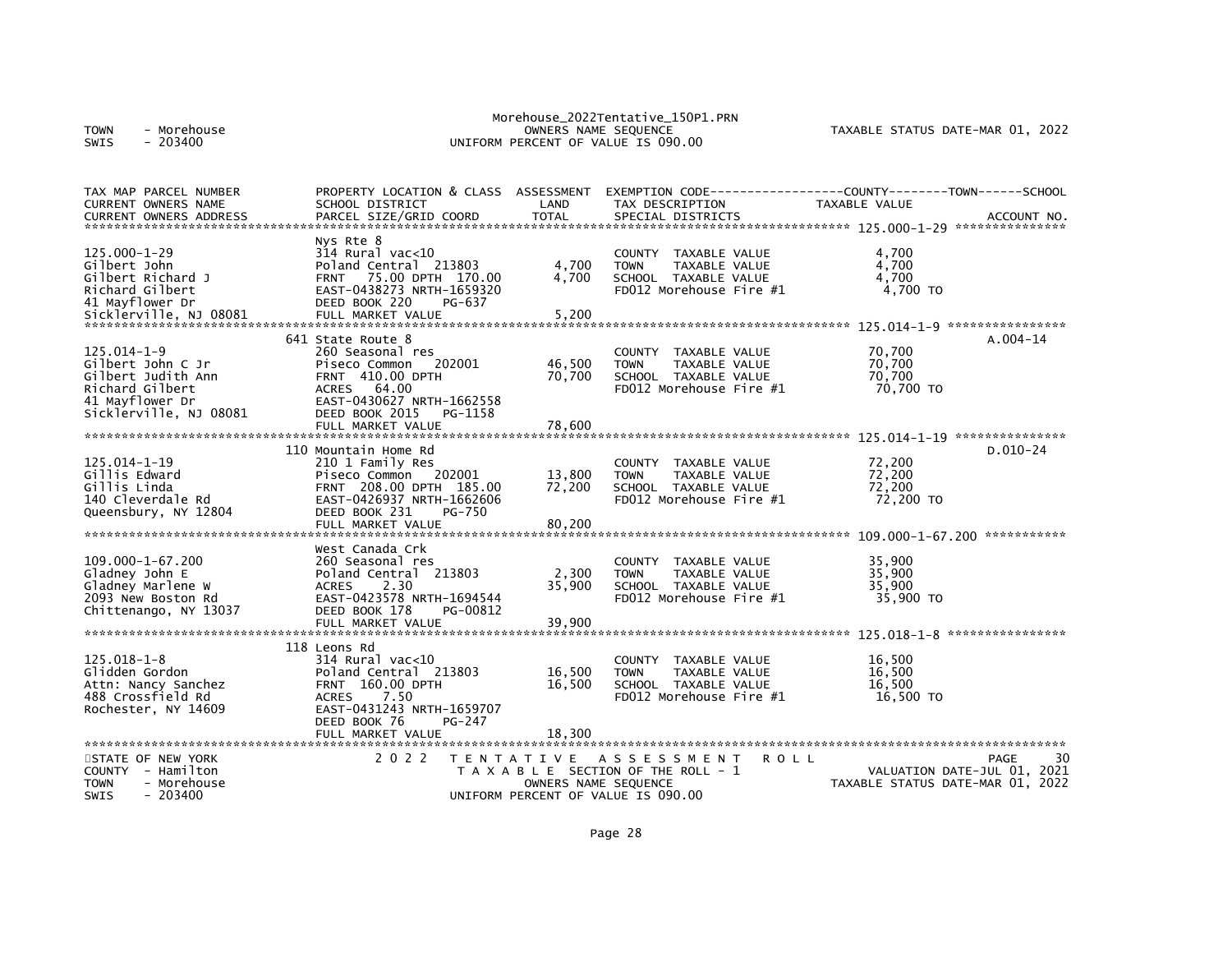Morehouse_2022Tentative_150P1.PRN

TOWN - Morehouse
SWIS - 203400

OWNERS NAME SEQUENCE
UNIFORM PERCENT OF VALUE IS 090.00

TAXABLE STATUS DATE-MAR 01, 2022

| TAX MAP PARCEL NUMBER / CURRENT OWNERS NAME / CURRENT OWNERS ADDRESS | PROPERTY LOCATION & CLASS / SCHOOL DISTRICT / PARCEL SIZE/GRID COORD | ASSESSMENT LAND | ASSESSMENT TOTAL | EXEMPTION CODE / TAX DESCRIPTION / SPECIAL DISTRICTS | TAXABLE VALUE (COUNTY / TOWN / SCHOOL) | ACCOUNT NO. |
|---|---|---|---|---|---|---|
| 125.000-1-29 | Nys Rte 8 | | | | | |
| 125.000-1-29 | 314 Rural vac<10 | | | COUNTY TAXABLE VALUE | 4,700 | |
| Gilbert John | Poland Central 213803 | 4,700 | | TOWN TAXABLE VALUE | 4,700 | |
| Gilbert Richard J | FRNT 75.00 DPTH 170.00 | | 4,700 | SCHOOL TAXABLE VALUE | 4,700 | |
| Richard Gilbert | EAST-0438273 NRTH-1659320 | | | FD012 Morehouse Fire #1 | 4,700 TO | |
| 41 Mayflower Dr | DEED BOOK 220 PG-637 | | | | | |
| Sicklerville, NJ 08081 | FULL MARKET VALUE | | 5,200 | | | |
| 125.014-1-9 | 641 State Route 8 | | | | | A.004-14 |
| 125.014-1-9 | 260 Seasonal res | | | COUNTY TAXABLE VALUE | 70,700 | |
| Gilbert John C Jr | Piseco Common 202001 | 46,500 | | TOWN TAXABLE VALUE | 70,700 | |
| Gilbert Judith Ann | FRNT 410.00 DPTH | | 70,700 | SCHOOL TAXABLE VALUE | 70,700 | |
| Richard Gilbert | ACRES 64.00 | | | FD012 Morehouse Fire #1 | 70,700 TO | |
| 41 Mayflower Dr | EAST-0430627 NRTH-1662558 | | | | | |
| Sicklerville, NJ 08081 | DEED BOOK 2015 PG-1158 | | | | | |
| | FULL MARKET VALUE | | 78,600 | | | |
| 125.014-1-19 | 110 Mountain Home Rd | | | | | D.010-24 |
| 125.014-1-19 | 210 1 Family Res | | | COUNTY TAXABLE VALUE | 72,200 | |
| Gillis Edward | Piseco Common 202001 | 13,800 | | TOWN TAXABLE VALUE | 72,200 | |
| Gillis Linda | FRNT 208.00 DPTH 185.00 | | 72,200 | SCHOOL TAXABLE VALUE | 72,200 | |
| 140 Cleverdale Rd | EAST-0426937 NRTH-1662606 | | | FD012 Morehouse Fire #1 | 72,200 TO | |
| Queensbury, NY 12804 | DEED BOOK 231 PG-750 | | | | | |
| | FULL MARKET VALUE | | 80,200 | | | |
| 109.000-1-67.200 | West Canada Crk | | | | | |
| 109.000-1-67.200 | 260 Seasonal res | | | COUNTY TAXABLE VALUE | 35,900 | |
| Gladney John E | Poland Central 213803 | 2,300 | | TOWN TAXABLE VALUE | 35,900 | |
| Gladney Marlene W | ACRES 2.30 | | 35,900 | SCHOOL TAXABLE VALUE | 35,900 | |
| 2093 New Boston Rd | EAST-0423578 NRTH-1694544 | | | FD012 Morehouse Fire #1 | 35,900 TO | |
| Chittenango, NY 13037 | DEED BOOK 178 PG-00812 | | | | | |
| | FULL MARKET VALUE | | 39,900 | | | |
| 125.018-1-8 | 118 Leons Rd | | | | | |
| 125.018-1-8 | 314 Rural vac<10 | | | COUNTY TAXABLE VALUE | 16,500 | |
| Glidden Gordon | Poland Central 213803 | 16,500 | | TOWN TAXABLE VALUE | 16,500 | |
| Attn: Nancy Sanchez | FRNT 160.00 DPTH | | 16,500 | SCHOOL TAXABLE VALUE | 16,500 | |
| 488 Crossfield Rd | ACRES 7.50 | | | FD012 Morehouse Fire #1 | 16,500 TO | |
| Rochester, NY 14609 | EAST-0431243 NRTH-1659707 | | | | | |
| | DEED BOOK 76 PG-247 | | | | | |
| | FULL MARKET VALUE | | 18,300 | | | |

STATE OF NEW YORK
COUNTY - Hamilton
TOWN - Morehouse
SWIS - 203400

2 0 2 2 T E N T A T I V E A S S E S S M E N T R O L L
T A X A B L E SECTION OF THE ROLL - 1
OWNERS NAME SEQUENCE
UNIFORM PERCENT OF VALUE IS 090.00

PAGE 30
VALUATION DATE-JUL 01, 2021
TAXABLE STATUS DATE-MAR 01, 2022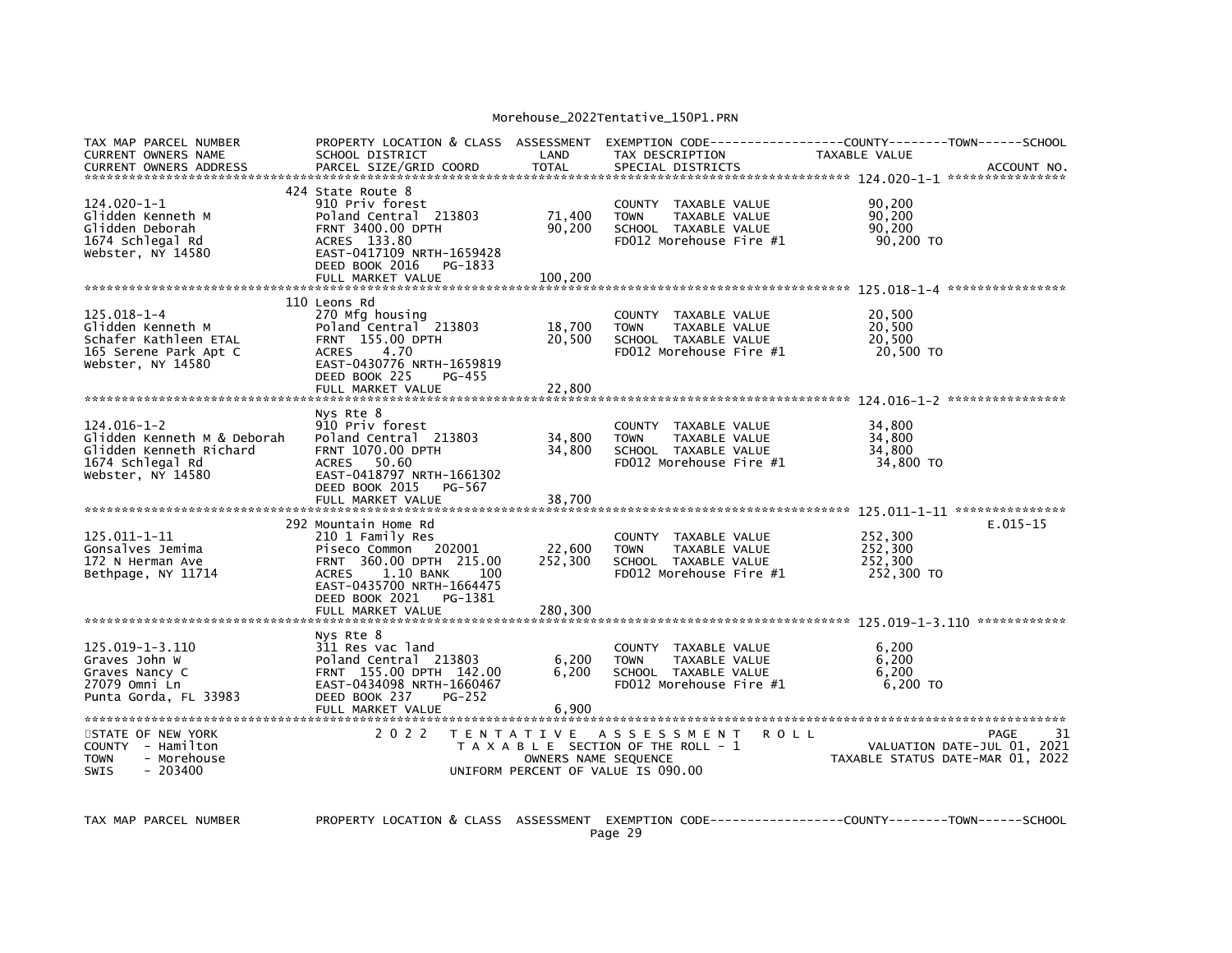Morehouse_2022Tentative_150P1.PRN

```
TAX MAP PARCEL NUMBER          PROPERTY LOCATION & CLASS  ASSESSMENT  EXEMPTION CODE------------------COUNTY--------TOWN------SCHOOL
CURRENT OWNERS NAME            SCHOOL DISTRICT               LAND      TAX DESCRIPTION            TAXABLE VALUE
CURRENT OWNERS ADDRESS         PARCEL SIZE/GRID COORD        TOTAL     SPECIAL DISTRICTS                                      ACCOUNT NO.
****************************************************************************************************** 124.020-1-1 *****************
                               424 State Route 8
124.020-1-1                    910 Priv forest                        COUNTY  TAXABLE VALUE              90,200
Glidden Kenneth M              Poland Central  213803        71,400   TOWN    TAXABLE VALUE              90,200
Glidden Deborah                FRNT 3400.00 DPTH             90,200   SCHOOL  TAXABLE VALUE              90,200
1674 Schlegal Rd               ACRES  133.80                          FD012 Morehouse Fire #1             90,200 TO
Webster, NY 14580              EAST-0417109 NRTH-1659428
                               DEED BOOK 2016   PG-1833
                               FULL MARKET VALUE            100,200
****************************************************************************************************** 125.018-1-4 *****************
                               110 Leons Rd
125.018-1-4                    270 Mfg housing                        COUNTY  TAXABLE VALUE              20,500
Glidden Kenneth M              Poland Central  213803        18,700   TOWN    TAXABLE VALUE              20,500
Schafer Kathleen ETAL          FRNT  155.00 DPTH             20,500   SCHOOL  TAXABLE VALUE              20,500
165 Serene Park Apt C          ACRES    4.70                          FD012 Morehouse Fire #1             20,500 TO
Webster, NY 14580              EAST-0430776 NRTH-1659819
                               DEED BOOK 225    PG-455
                               FULL MARKET VALUE             22,800
****************************************************************************************************** 124.016-1-2 *****************
                               Nys Rte 8
124.016-1-2                    910 Priv forest                        COUNTY  TAXABLE VALUE              34,800
Glidden Kenneth M & Deborah    Poland Central  213803        34,800   TOWN    TAXABLE VALUE              34,800
Glidden Kenneth Richard        FRNT 1070.00 DPTH             34,800   SCHOOL  TAXABLE VALUE              34,800
1674 Schlegal Rd               ACRES   50.60                          FD012 Morehouse Fire #1             34,800 TO
Webster, NY 14580              EAST-0418797 NRTH-1661302
                               DEED BOOK 2015   PG-567
                               FULL MARKET VALUE             38,700
****************************************************************************************************** 125.011-1-11 ****************
                               292 Mountain Home Rd                                                                       E.015-15
125.011-1-11                   210 1 Family Res                       COUNTY  TAXABLE VALUE             252,300
Gonsalves Jemima               Piseco Common   202001        22,600   TOWN    TAXABLE VALUE             252,300
172 N Herman Ave               FRNT  360.00 DPTH  215.00    252,300   SCHOOL  TAXABLE VALUE             252,300
Bethpage, NY 11714             ACRES    1.10 BANK     100             FD012 Morehouse Fire #1            252,300 TO
                               EAST-0435700 NRTH-1664475
                               DEED BOOK 2021   PG-1381
                               FULL MARKET VALUE            280,300
****************************************************************************************************** 125.019-1-3.110 *************
                               Nys Rte 8
125.019-1-3.110                311 Res vac land                       COUNTY  TAXABLE VALUE               6,200
Graves John W                  Poland Central  213803         6,200   TOWN    TAXABLE VALUE               6,200
Graves Nancy C                 FRNT  155.00 DPTH  142.00      6,200   SCHOOL  TAXABLE VALUE               6,200
27079 Omni Ln                  EAST-0434098 NRTH-1660467              FD012 Morehouse Fire #1              6,200 TO
Punta Gorda, FL 33983          DEED BOOK 237    PG-252
                               FULL MARKET VALUE              6,900
************************************************************************************************************************************
STATE OF NEW YORK                    2 0 2 2   T E N T A T I V E   A S S E S S M E N T   R O L L                         PAGE    31
COUNTY  - Hamilton                               T A X A B L E  SECTION OF THE ROLL - 1                   VALUATION DATE-JUL 01, 2021
TOWN    - Morehouse                                   OWNERS NAME SEQUENCE                           TAXABLE STATUS DATE-MAR 01, 2022
SWIS    - 203400                               UNIFORM PERCENT OF VALUE IS 090.00


TAX MAP PARCEL NUMBER          PROPERTY LOCATION & CLASS  ASSESSMENT  EXEMPTION CODE------------------COUNTY--------TOWN------SCHOOL
```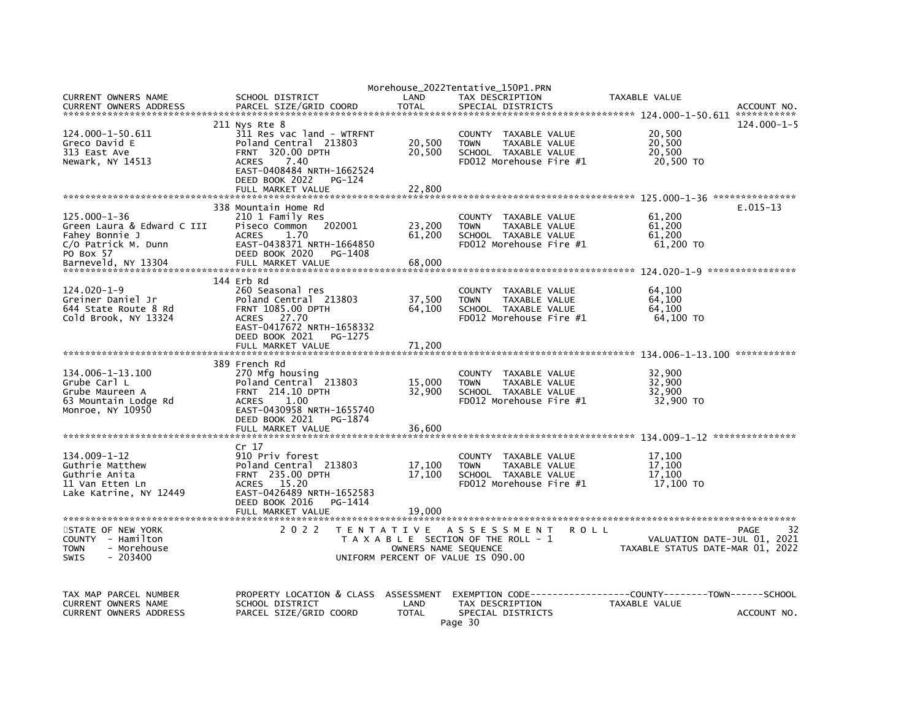Morehouse_2022Tentative_150P1.PRN

| CURRENT OWNERS NAME<br>CURRENT OWNERS ADDRESS | SCHOOL DISTRICT<br>PARCEL SIZE/GRID COORD | LAND<br>TOTAL | TAX DESCRIPTION<br>SPECIAL DISTRICTS | TAXABLE VALUE | ACCOUNT NO. |
|---|---|---|---|---|---|
| ****************************** | | | | 124.000-1-50.611 | *********** |
| | 211 Nys Rte 8 | | | | 124.000-1-5 |
| 124.000-1-50.611 | 311 Res vac land - WTRFNT | | COUNTY TAXABLE VALUE | 20,500 | |
| Greco David E | Poland Central 213803 | 20,500 | TOWN TAXABLE VALUE | 20,500 | |
| 313 East Ave | FRNT 320.00 DPTH | 20,500 | SCHOOL TAXABLE VALUE | 20,500 | |
| Newark, NY 14513 | ACRES 7.40 | | FD012 Morehouse Fire #1 | 20,500 TO | |
| | EAST-0408484 NRTH-1662524 | | | | |
| | DEED BOOK 2022 PG-124 | | | | |
| | FULL MARKET VALUE | 22,800 | | | |
| ****************************** | | | | 125.000-1-36 | *************** |
| | 338 Mountain Home Rd | | | | E.015-13 |
| 125.000-1-36 | 210 1 Family Res | | COUNTY TAXABLE VALUE | 61,200 | |
| Green Laura & Edward C III | Piseco Common 202001 | 23,200 | TOWN TAXABLE VALUE | 61,200 | |
| Fahey Bonnie J | ACRES 1.70 | 61,200 | SCHOOL TAXABLE VALUE | 61,200 | |
| C/O Patrick M. Dunn | EAST-0438371 NRTH-1664850 | | FD012 Morehouse Fire #1 | 61,200 TO | |
| PO Box 57 | DEED BOOK 2020 PG-1408 | | | | |
| Barneveld, NY 13304 | FULL MARKET VALUE | 68,000 | | | |
| ****************************** | | | | 124.020-1-9 | **************** |
| | 144 Erb Rd | | | | |
| 124.020-1-9 | 260 Seasonal res | | COUNTY TAXABLE VALUE | 64,100 | |
| Greiner Daniel Jr | Poland Central 213803 | 37,500 | TOWN TAXABLE VALUE | 64,100 | |
| 644 State Route 8 Rd | FRNT 1085.00 DPTH | 64,100 | SCHOOL TAXABLE VALUE | 64,100 | |
| Cold Brook, NY 13324 | ACRES 27.70 | | FD012 Morehouse Fire #1 | 64,100 TO | |
| | EAST-0417672 NRTH-1658332 | | | | |
| | DEED BOOK 2021 PG-1275 | | | | |
| | FULL MARKET VALUE | 71,200 | | | |
| ****************************** | | | | 134.006-1-13.100 | *********** |
| | 389 French Rd | | | | |
| 134.006-1-13.100 | 270 Mfg housing | | COUNTY TAXABLE VALUE | 32,900 | |
| Grube Carl L | Poland Central 213803 | 15,000 | TOWN TAXABLE VALUE | 32,900 | |
| Grube Maureen A | FRNT 214.10 DPTH | 32,900 | SCHOOL TAXABLE VALUE | 32,900 | |
| 63 Mountain Lodge Rd | ACRES 1.00 | | FD012 Morehouse Fire #1 | 32,900 TO | |
| Monroe, NY 10950 | EAST-0430958 NRTH-1655740 | | | | |
| | DEED BOOK 2021 PG-1874 | | | | |
| | FULL MARKET VALUE | 36,600 | | | |
| ****************************** | | | | 134.009-1-12 | *************** |
| | Cr 17 | | | | |
| 134.009-1-12 | 910 Priv forest | | COUNTY TAXABLE VALUE | 17,100 | |
| Guthrie Matthew | Poland Central 213803 | 17,100 | TOWN TAXABLE VALUE | 17,100 | |
| Guthrie Anita | FRNT 235.00 DPTH | 17,100 | SCHOOL TAXABLE VALUE | 17,100 | |
| 11 Van Etten Ln | ACRES 15.20 | | FD012 Morehouse Fire #1 | 17,100 TO | |
| Lake Katrine, NY 12449 | EAST-0426489 NRTH-1652583 | | | | |
| | DEED BOOK 2016 PG-1414 | | | | |
| | FULL MARKET VALUE | 19,000 | | | |

STATE OF NEW YORK
COUNTY - Hamilton
TOWN - Morehouse
SWIS - 203400

2 0 2 2 T E N T A T I V E A S S E S S M E N T R O L L
T A X A B L E SECTION OF THE ROLL - 1
OWNERS NAME SEQUENCE
UNIFORM PERCENT OF VALUE IS 090.00

PAGE 32
VALUATION DATE-JUL 01, 2021
TAXABLE STATUS DATE-MAR 01, 2022

| TAX MAP PARCEL NUMBER<br>CURRENT OWNERS NAME<br>CURRENT OWNERS ADDRESS | PROPERTY LOCATION & CLASS<br>SCHOOL DISTRICT<br>PARCEL SIZE/GRID COORD | ASSESSMENT<br>LAND<br>TOTAL | EXEMPTION CODE------------------COUNTY--------TOWN------SCHOOL<br>TAX DESCRIPTION<br>SPECIAL DISTRICTS | TAXABLE VALUE | ACCOUNT NO. |
|---|---|---|---|---|---|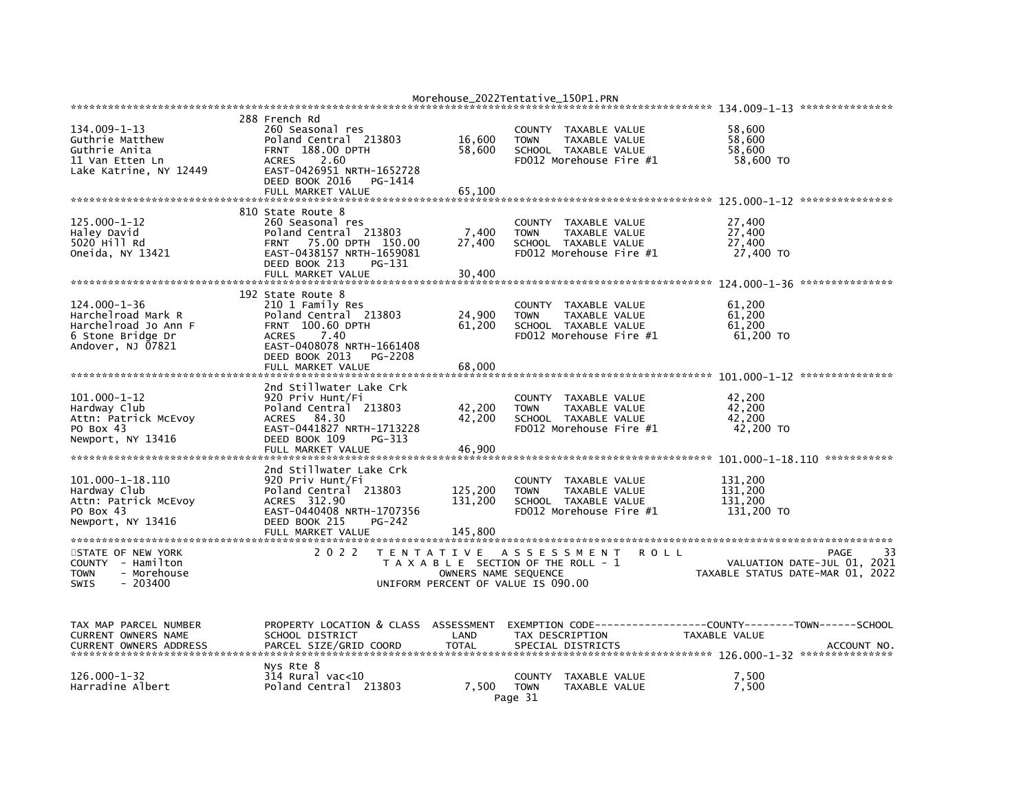```
******************************************************************************************************* 134.009-1-13 ***************
                          288 French Rd
134.009-1-13              260 Seasonal res                         COUNTY  TAXABLE VALUE           58,600
Guthrie Matthew           Poland Central  213803       16,600     TOWN    TAXABLE VALUE            58,600
Guthrie Anita             FRNT 188.00 DPTH             58,600     SCHOOL  TAXABLE VALUE            58,600
11 Van Etten Ln           ACRES    2.60                           FD012 Morehouse Fire #1            58,600 TO
Lake Katrine, NY 12449    EAST-0426951 NRTH-1652728
                          DEED BOOK 2016   PG-1414
                          FULL MARKET VALUE            65,100
******************************************************************************************************* 125.000-1-12 ***************
                          810 State Route 8
125.000-1-12              260 Seasonal res                         COUNTY  TAXABLE VALUE           27,400
Haley David               Poland Central  213803        7,400     TOWN    TAXABLE VALUE            27,400
5020 Hill Rd              FRNT   75.00 DPTH  150.00    27,400     SCHOOL  TAXABLE VALUE            27,400
Oneida, NY 13421          EAST-0438157 NRTH-1659081               FD012 Morehouse Fire #1            27,400 TO
                          DEED BOOK 213    PG-131
                          FULL MARKET VALUE            30,400
******************************************************************************************************* 124.000-1-36 ***************
                          192 State Route 8
124.000-1-36              210 1 Family Res                         COUNTY  TAXABLE VALUE           61,200
Harchelroad Mark R        Poland Central  213803       24,900     TOWN    TAXABLE VALUE            61,200
Harchelroad Jo Ann F      FRNT 100.60 DPTH             61,200     SCHOOL  TAXABLE VALUE            61,200
6 Stone Bridge Dr         ACRES    7.40                           FD012 Morehouse Fire #1            61,200 TO
Andover, NJ 07821         EAST-0408078 NRTH-1661408
                          DEED BOOK 2013   PG-2208
                          FULL MARKET VALUE            68,000
******************************************************************************************************* 101.000-1-12 ***************
                          2nd Stillwater Lake Crk
101.000-1-12              920 Priv Hunt/Fi                         COUNTY  TAXABLE VALUE           42,200
Hardway Club              Poland Central  213803       42,200     TOWN    TAXABLE VALUE            42,200
Attn: Patrick McEvoy      ACRES   84.30                42,200     SCHOOL  TAXABLE VALUE            42,200
PO Box 43                 EAST-0441827 NRTH-1713228               FD012 Morehouse Fire #1            42,200 TO
Newport, NY 13416         DEED BOOK 109    PG-313
                          FULL MARKET VALUE            46,900
******************************************************************************************************* 101.000-1-18.110 ***********
                          2nd Stillwater Lake Crk
101.000-1-18.110          920 Priv Hunt/Fi                         COUNTY  TAXABLE VALUE          131,200
Hardway Club              Poland Central  213803      125,200     TOWN    TAXABLE VALUE           131,200
Attn: Patrick McEvoy      ACRES  312.90               131,200     SCHOOL  TAXABLE VALUE           131,200
PO Box 43                 EAST-0440408 NRTH-1707356               FD012 Morehouse Fire #1           131,200 TO
Newport, NY 13416         DEED BOOK 215    PG-242
                          FULL MARKET VALUE           145,800
************************************************************************************************************************************
STATE OF NEW YORK                2 0 2 2   T E N T A T I V E   A S S E S S M E N T   R O L L                         PAGE    33
COUNTY  - Hamilton                          T A X A B L E  SECTION OF THE ROLL - 1                    VALUATION DATE-JUL 01, 2021
TOWN    - Morehouse                              OWNERS NAME SEQUENCE                          TAXABLE STATUS DATE-MAR 01, 2022
SWIS    - 203400                           UNIFORM PERCENT OF VALUE IS 090.00


TAX MAP PARCEL NUMBER     PROPERTY LOCATION & CLASS  ASSESSMENT  EXEMPTION CODE------------------COUNTY--------TOWN------SCHOOL
CURRENT OWNERS NAME       SCHOOL DISTRICT               LAND      TAX DESCRIPTION              TAXABLE VALUE
CURRENT OWNERS ADDRESS    PARCEL SIZE/GRID COORD       TOTAL      SPECIAL DISTRICTS                                     ACCOUNT NO.
******************************************************************************************************* 126.000-1-32 ***************
                          Nys Rte 8
126.000-1-32              314 Rural vac<10                         COUNTY  TAXABLE VALUE            7,500
Harradine Albert          Poland Central  213803        7,500     TOWN    TAXABLE VALUE             7,500
```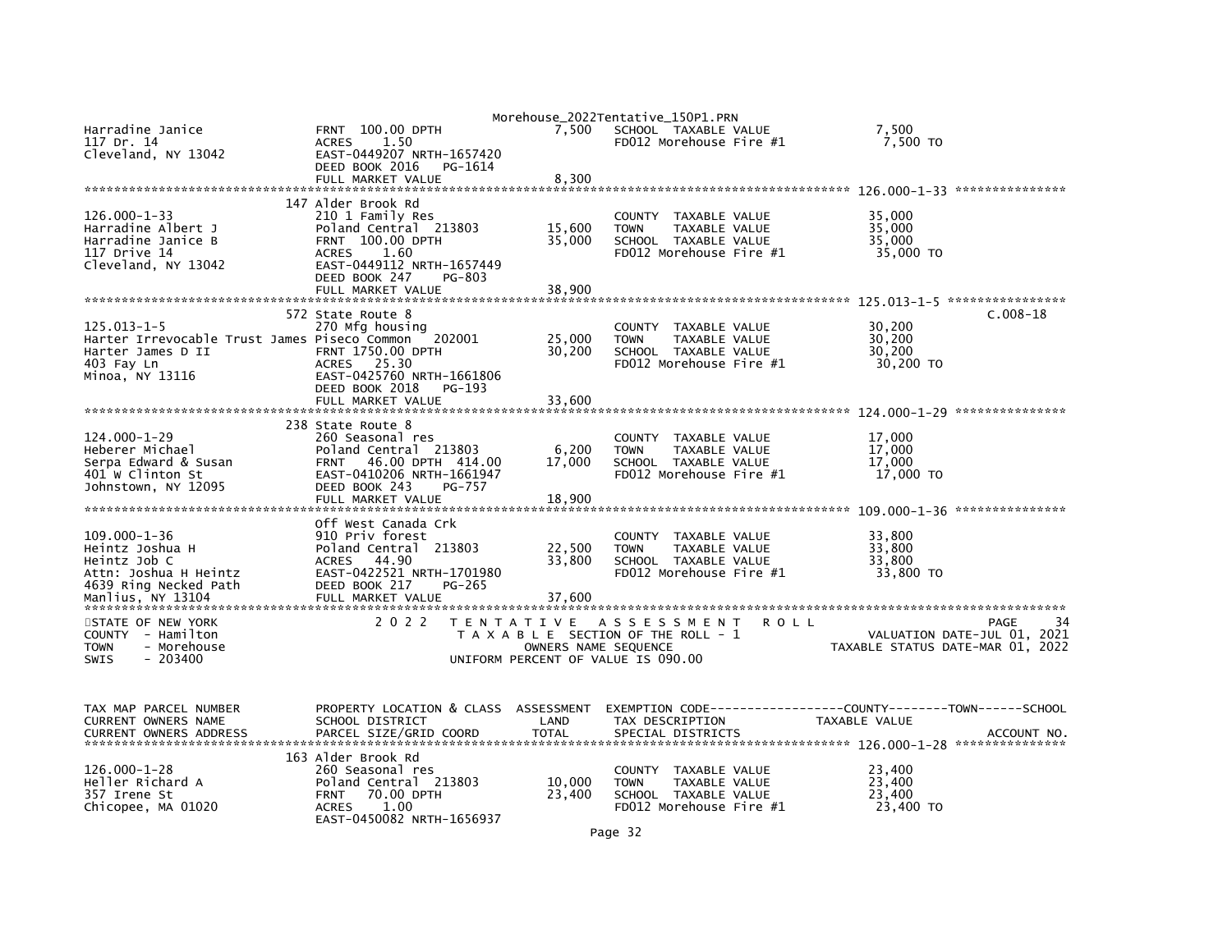```
Harradine Janice              FRNT  100.00 DPTH              7,500    SCHOOL  TAXABLE VALUE              7,500
117 Dr. 14                    ACRES    1.50                           FD012 Morehouse Fire #1             7,500 TO
Cleveland, NY 13042           EAST-0449207 NRTH-1657420
                              DEED BOOK 2016    PG-1614
                              FULL MARKET VALUE              8,300
******************************************************************************************************* 126.000-1-33 ***************
                              147 Alder Brook Rd
126.000-1-33                  210 1 Family Res                        COUNTY  TAXABLE VALUE             35,000
Harradine Albert J            Poland Central  213803        15,600    TOWN    TAXABLE VALUE             35,000
Harradine Janice B            FRNT  100.00 DPTH             35,000    SCHOOL  TAXABLE VALUE             35,000
117 Drive 14                  ACRES    1.60                           FD012 Morehouse Fire #1            35,000 TO
Cleveland, NY 13042           EAST-0449112 NRTH-1657449
                              DEED BOOK 247     PG-803
                              FULL MARKET VALUE             38,900
******************************************************************************************************* 125.013-1-5 ****************
                              572 State Route 8                                                                          C.008-18
125.013-1-5                   270 Mfg housing                         COUNTY  TAXABLE VALUE             30,200
Harter Irrevocable Trust James Piseco Common    202001      25,000    TOWN    TAXABLE VALUE             30,200
Harter James D II             FRNT 1750.00 DPTH             30,200    SCHOOL  TAXABLE VALUE             30,200
403 Fay Ln                    ACRES   25.30                           FD012 Morehouse Fire #1            30,200 TO
Minoa, NY 13116               EAST-0425760 NRTH-1661806
                              DEED BOOK 2018    PG-193
                              FULL MARKET VALUE             33,600
******************************************************************************************************* 124.000-1-29 ***************
                              238 State Route 8
124.000-1-29                  260 Seasonal res                        COUNTY  TAXABLE VALUE             17,000
Heberer Michael               Poland Central  213803         6,200    TOWN    TAXABLE VALUE             17,000
Serpa Edward & Susan          FRNT   46.00 DPTH  414.00     17,000    SCHOOL  TAXABLE VALUE             17,000
401 W Clinton St              EAST-0410206 NRTH-1661947               FD012 Morehouse Fire #1            17,000 TO
Johnstown, NY 12095           DEED BOOK 243     PG-757
                              FULL MARKET VALUE             18,900
******************************************************************************************************* 109.000-1-36 ***************
                              Off West Canada Crk
109.000-1-36                  910 Priv forest                         COUNTY  TAXABLE VALUE             33,800
Heintz Joshua H               Poland Central  213803        22,500    TOWN    TAXABLE VALUE             33,800
Heintz Job C                  ACRES   44.90                 33,800    SCHOOL  TAXABLE VALUE             33,800
Attn: Joshua H Heintz         EAST-0422521 NRTH-1701980               FD012 Morehouse Fire #1            33,800 TO
4639 Ring Necked Path         DEED BOOK 217     PG-265
Manlius, NY 13104             FULL MARKET VALUE             37,600
************************************************************************************************************************************
STATE OF NEW YORK                2 0 2 2   T E N T A T I V E   A S S E S S M E N T   R O L L                           PAGE     34
COUNTY  - Hamilton                            T A X A B L E  SECTION OF THE ROLL - 1                VALUATION DATE-JUL 01, 2021
TOWN    - Morehouse                               OWNERS NAME SEQUENCE                          TAXABLE STATUS DATE-MAR 01, 2022
SWIS    - 203400                             UNIFORM PERCENT OF VALUE IS 090.00


TAX MAP PARCEL NUMBER         PROPERTY LOCATION & CLASS  ASSESSMENT  EXEMPTION CODE------------------COUNTY--------TOWN------SCHOOL
CURRENT OWNERS NAME           SCHOOL DISTRICT               LAND      TAX DESCRIPTION              TAXABLE VALUE
CURRENT OWNERS ADDRESS        PARCEL SIZE/GRID COORD        TOTAL     SPECIAL DISTRICTS                                  ACCOUNT NO.
******************************************************************************************************* 126.000-1-28 ***************
                              163 Alder Brook Rd
126.000-1-28                  260 Seasonal res                        COUNTY  TAXABLE VALUE             23,400
Heller Richard A              Poland Central  213803        10,000    TOWN    TAXABLE VALUE             23,400
357 Irene St                  FRNT   70.00 DPTH             23,400    SCHOOL  TAXABLE VALUE             23,400
Chicopee, MA 01020            ACRES    1.00                           FD012 Morehouse Fire #1            23,400 TO
                              EAST-0450082 NRTH-1656937
```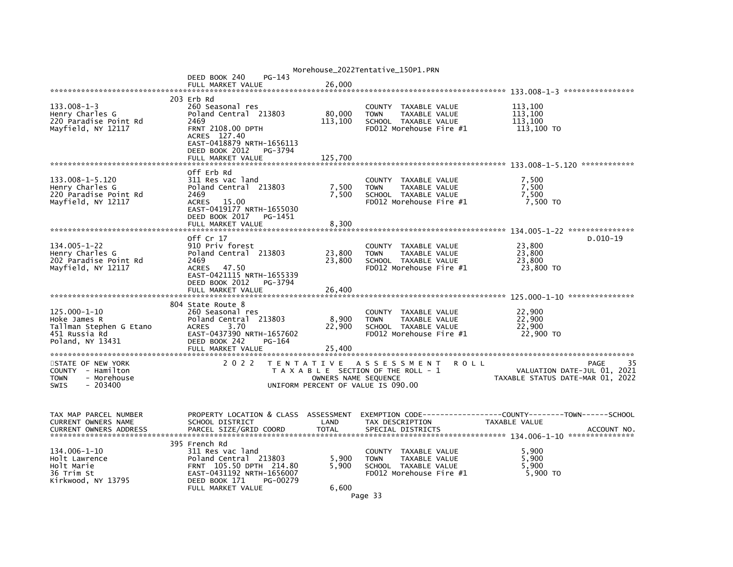DEED BOOK 240 PG-143
FULL MARKET VALUE 26,000

******************************************************************************************************* 133.008-1-3 ****************

| TAX MAP PARCEL NUMBER / CURRENT OWNERS NAME / CURRENT OWNERS ADDRESS | PROPERTY LOCATION & CLASS / SCHOOL DISTRICT / PARCEL SIZE/GRID COORD | ASSESSMENT LAND | TOTAL | TAX DESCRIPTION | TAXABLE VALUE |
|---|---|---|---|---|---|
| | 203 Erb Rd | | | | |
| 133.008-1-3 | 260 Seasonal res | | | COUNTY TAXABLE VALUE | 113,100 |
| Henry Charles G | Poland Central 213803 | 80,000 | | TOWN TAXABLE VALUE | 113,100 |
| 220 Paradise Point Rd | 2469 | | 113,100 | SCHOOL TAXABLE VALUE | 113,100 |
| Mayfield, NY 12117 | FRNT 2108.00 DPTH | | | FD012 Morehouse Fire #1 | 113,100 TO |
| | ACRES 127.40 | | | | |
| | EAST-0418879 NRTH-1656113 | | | | |
| | DEED BOOK 2012 PG-3794 | | | | |
| | FULL MARKET VALUE | | 125,700 | | |

******************************************************************************************************* 133.008-1-5.120 ************

| TAX MAP PARCEL NUMBER / CURRENT OWNERS NAME / CURRENT OWNERS ADDRESS | PROPERTY LOCATION & CLASS / SCHOOL DISTRICT / PARCEL SIZE/GRID COORD | ASSESSMENT LAND | TOTAL | TAX DESCRIPTION | TAXABLE VALUE |
|---|---|---|---|---|---|
| | Off Erb Rd | | | | |
| 133.008-1-5.120 | 311 Res vac land | | | COUNTY TAXABLE VALUE | 7,500 |
| Henry Charles G | Poland Central 213803 | 7,500 | | TOWN TAXABLE VALUE | 7,500 |
| 220 Paradise Point Rd | 2469 | | 7,500 | SCHOOL TAXABLE VALUE | 7,500 |
| Mayfield, NY 12117 | ACRES 15.00 | | | FD012 Morehouse Fire #1 | 7,500 TO |
| | EAST-0419177 NRTH-1655030 | | | | |
| | DEED BOOK 2017 PG-1451 | | | | |
| | FULL MARKET VALUE | | 8,300 | | |

******************************************************************************************************* 134.005-1-22 ***************

| TAX MAP PARCEL NUMBER / CURRENT OWNERS NAME / CURRENT OWNERS ADDRESS | PROPERTY LOCATION & CLASS / SCHOOL DISTRICT / PARCEL SIZE/GRID COORD | ASSESSMENT LAND | TOTAL | TAX DESCRIPTION | TAXABLE VALUE | ACCOUNT NO. |
|---|---|---|---|---|---|---|
| | Off Cr 17 | | | | | D.010-19 |
| 134.005-1-22 | 910 Priv forest | | | COUNTY TAXABLE VALUE | 23,800 | |
| Henry Charles G | Poland Central 213803 | 23,800 | | TOWN TAXABLE VALUE | 23,800 | |
| 202 Paradise Point Rd | 2469 | | 23,800 | SCHOOL TAXABLE VALUE | 23,800 | |
| Mayfield, NY 12117 | ACRES 47.50 | | | FD012 Morehouse Fire #1 | 23,800 TO | |
| | EAST-0421115 NRTH-1655339 | | | | | |
| | DEED BOOK 2012 PG-3794 | | | | | |
| | FULL MARKET VALUE | | 26,400 | | | |

******************************************************************************************************* 125.000-1-10 ***************

| TAX MAP PARCEL NUMBER / CURRENT OWNERS NAME / CURRENT OWNERS ADDRESS | PROPERTY LOCATION & CLASS / SCHOOL DISTRICT / PARCEL SIZE/GRID COORD | ASSESSMENT LAND | TOTAL | TAX DESCRIPTION | TAXABLE VALUE |
|---|---|---|---|---|---|
| | 804 State Route 8 | | | | |
| 125.000-1-10 | 260 Seasonal res | | | COUNTY TAXABLE VALUE | 22,900 |
| Hoke James R | Poland Central 213803 | 8,900 | | TOWN TAXABLE VALUE | 22,900 |
| Tallman Stephen G Etano | ACRES 3.70 | | 22,900 | SCHOOL TAXABLE VALUE | 22,900 |
| 451 Russia Rd | EAST-0437390 NRTH-1657602 | | | FD012 Morehouse Fire #1 | 22,900 TO |
| Poland, NY 13431 | DEED BOOK 242 PG-164 | | | | |
| | FULL MARKET VALUE | | 25,400 | | |

*******************************************************************************************************

STATE OF NEW YORK — 2022 TENTATIVE ASSESSMENT ROLL — PAGE 35
COUNTY - Hamilton — TAXABLE SECTION OF THE ROLL - 1 — VALUATION DATE-JUL 01, 2021
TOWN - Morehouse — OWNERS NAME SEQUENCE — TAXABLE STATUS DATE-MAR 01, 2022
SWIS - 203400 — UNIFORM PERCENT OF VALUE IS 090.00

| TAX MAP PARCEL NUMBER / CURRENT OWNERS NAME / CURRENT OWNERS ADDRESS | PROPERTY LOCATION & CLASS / SCHOOL DISTRICT / PARCEL SIZE/GRID COORD | ASSESSMENT LAND | TOTAL | EXEMPTION CODE / TAX DESCRIPTION / SPECIAL DISTRICTS | COUNTY--------TOWN------SCHOOL TAXABLE VALUE | ACCOUNT NO. |
|---|---|---|---|---|---|---|

******************************************************************************************************* 134.006-1-10 ***************

| TAX MAP PARCEL NUMBER / CURRENT OWNERS NAME / CURRENT OWNERS ADDRESS | PROPERTY LOCATION & CLASS / SCHOOL DISTRICT / PARCEL SIZE/GRID COORD | ASSESSMENT LAND | TOTAL | TAX DESCRIPTION | TAXABLE VALUE |
|---|---|---|---|---|---|
| | 395 French Rd | | | | |
| 134.006-1-10 | 311 Res vac land | | | COUNTY TAXABLE VALUE | 5,900 |
| Holt Lawrence | Poland Central 213803 | 5,900 | | TOWN TAXABLE VALUE | 5,900 |
| Holt Marie | FRNT 105.50 DPTH 214.80 | | 5,900 | SCHOOL TAXABLE VALUE | 5,900 |
| 36 Trim St | EAST-0431192 NRTH-1656007 | | | FD012 Morehouse Fire #1 | 5,900 TO |
| Kirkwood, NY 13795 | DEED BOOK 171 PG-00279 | | | | |
| | FULL MARKET VALUE | | 6,600 | | |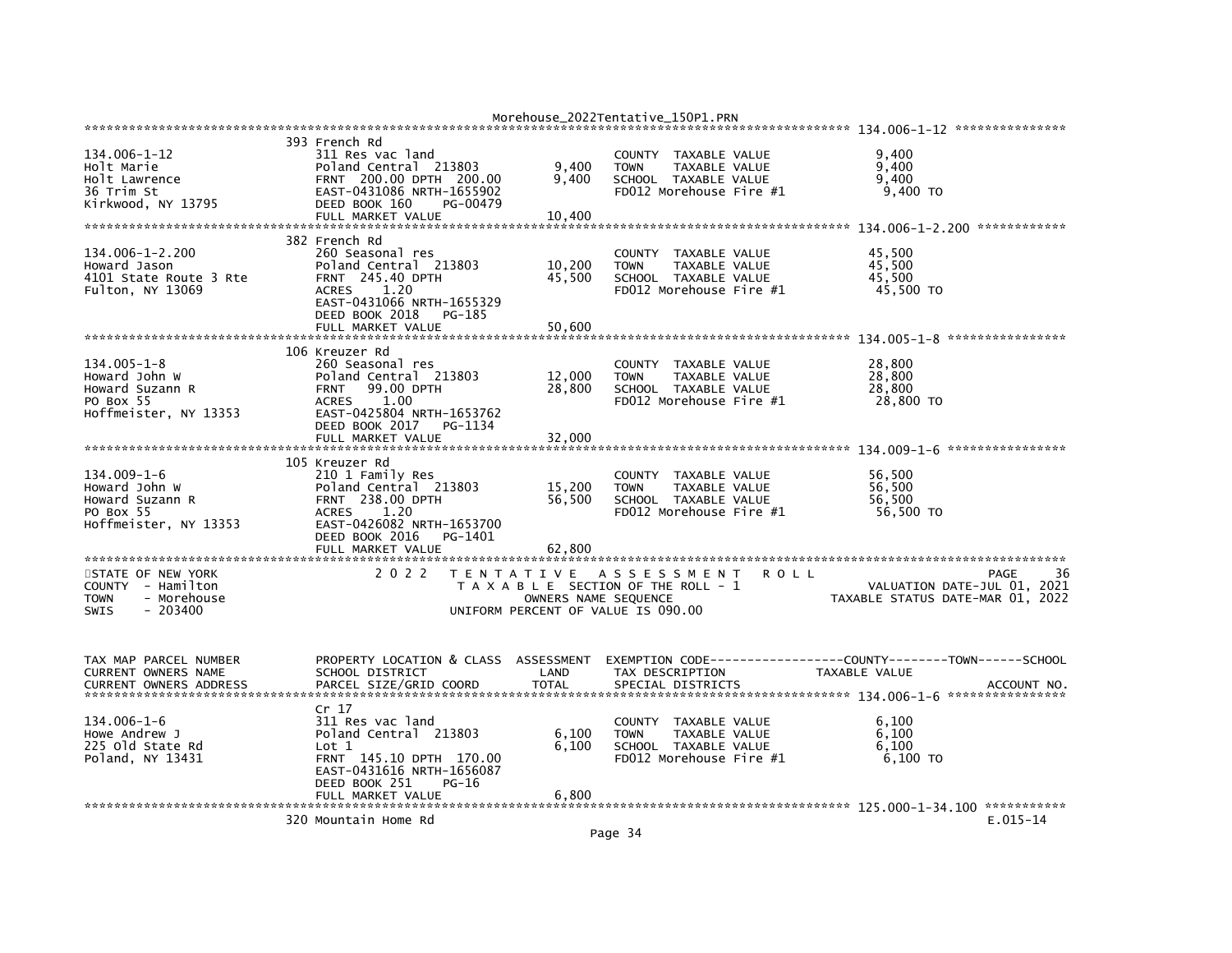```
******************************************************************************************************* 134.006-1-12 ***************
                         393 French Rd
134.006-1-12             311 Res vac land                         COUNTY  TAXABLE VALUE               9,400
Holt Marie               Poland Central  213803          9,400    TOWN    TAXABLE VALUE               9,400
Holt Lawrence            FRNT  200.00 DPTH  200.00       9,400    SCHOOL  TAXABLE VALUE               9,400
36 Trim St               EAST-0431086 NRTH-1655902                FD012 Morehouse Fire #1              9,400 TO
Kirkwood, NY 13795       DEED BOOK 160     PG-00479
                         FULL MARKET VALUE              10,400
******************************************************************************************************* 134.006-1-2.200 ************
                         382 French Rd
134.006-1-2.200          260 Seasonal res                         COUNTY  TAXABLE VALUE              45,500
Howard Jason             Poland Central  213803         10,200    TOWN    TAXABLE VALUE              45,500
4101 State Route 3 Rte   FRNT  245.40 DPTH              45,500    SCHOOL  TAXABLE VALUE              45,500
Fulton, NY 13069         ACRES     1.20                           FD012 Morehouse Fire #1             45,500 TO
                         EAST-0431066 NRTH-1655329
                         DEED BOOK 2018    PG-185
                         FULL MARKET VALUE              50,600
******************************************************************************************************* 134.005-1-8 ****************
                         106 Kreuzer Rd
134.005-1-8              260 Seasonal res                         COUNTY  TAXABLE VALUE              28,800
Howard John W            Poland Central  213803         12,000    TOWN    TAXABLE VALUE              28,800
Howard Suzann R          FRNT   99.00 DPTH              28,800    SCHOOL  TAXABLE VALUE              28,800
PO Box 55                ACRES     1.00                           FD012 Morehouse Fire #1             28,800 TO
Hoffmeister, NY 13353    EAST-0425804 NRTH-1653762
                         DEED BOOK 2017    PG-1134
                         FULL MARKET VALUE              32,000
******************************************************************************************************* 134.009-1-6 ****************
                         105 Kreuzer Rd
134.009-1-6              210 1 Family Res                         COUNTY  TAXABLE VALUE              56,500
Howard John W            Poland Central  213803         15,200    TOWN    TAXABLE VALUE              56,500
Howard Suzann R          FRNT  238.00 DPTH              56,500    SCHOOL  TAXABLE VALUE              56,500
PO Box 55                ACRES     1.20                           FD012 Morehouse Fire #1             56,500 TO
Hoffmeister, NY 13353    EAST-0426082 NRTH-1653700
                         DEED BOOK 2016    PG-1401
                         FULL MARKET VALUE              62,800
************************************************************************************************************************************
STATE OF NEW YORK                2 0 2 2   T E N T A T I V E   A S S E S S M E N T   R O L L                              PAGE    36
COUNTY  - Hamilton                         T A X A B L E  SECTION OF THE ROLL - 1                      VALUATION DATE-JUL 01, 2021
TOWN    - Morehouse                                 OWNERS NAME SEQUENCE                             TAXABLE STATUS DATE-MAR 01, 2022
SWIS    - 203400                                UNIFORM PERCENT OF VALUE IS 090.00


TAX MAP PARCEL NUMBER      PROPERTY LOCATION & CLASS  ASSESSMENT  EXEMPTION CODE------------------COUNTY--------TOWN------SCHOOL
CURRENT OWNERS NAME        SCHOOL DISTRICT               LAND      TAX DESCRIPTION              TAXABLE VALUE
CURRENT OWNERS ADDRESS     PARCEL SIZE/GRID COORD       TOTAL      SPECIAL DISTRICTS                                      ACCOUNT NO.
******************************************************************************************************* 134.006-1-6 ****************
                         Cr 17
134.006-1-6              311 Res vac land                         COUNTY  TAXABLE VALUE               6,100
Howe Andrew J            Poland Central  213803          6,100    TOWN    TAXABLE VALUE               6,100
225 Old State Rd         Lot 1                           6,100    SCHOOL  TAXABLE VALUE               6,100
Poland, NY 13431         FRNT  145.10 DPTH  170.00                FD012 Morehouse Fire #1              6,100 TO
                         EAST-0431616 NRTH-1656087
                         DEED BOOK 251     PG-16
                         FULL MARKET VALUE               6,800
******************************************************************************************************* 125.000-1-34.100 ***********
                         320 Mountain Home Rd                                                                           E.015-14
```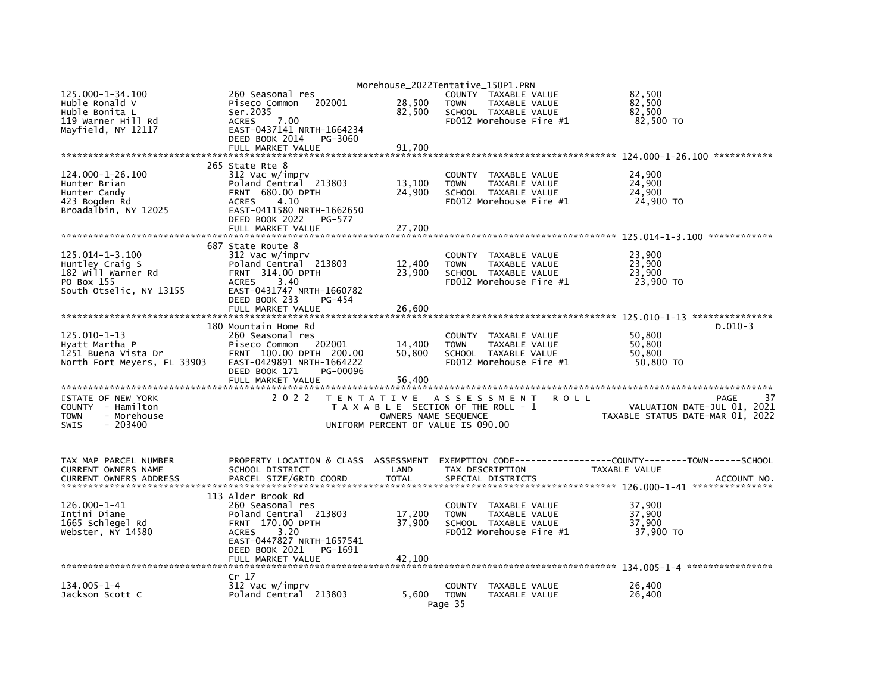```
125.000-1-34.100             260 Seasonal res                       COUNTY  TAXABLE VALUE           82,500
Huble Ronald V               Piseco Common   202001      28,500     TOWN    TAXABLE VALUE           82,500
Huble Bonita L               Ser.2035                    82,500     SCHOOL  TAXABLE VALUE           82,500
119 Warner Hill Rd           ACRES    7.00                          FD012 Morehouse Fire #1          82,500 TO
Mayfield, NY 12117           EAST-0437141 NRTH-1664234
                             DEED BOOK 2014   PG-3060
                             FULL MARKET VALUE           91,700
******************************************************************************************************* 124.000-1-26.100 ***********
                             265 State Rte 8
124.000-1-26.100             312 Vac w/imprv                        COUNTY  TAXABLE VALUE           24,900
Hunter Brian                 Poland Central  213803      13,100     TOWN    TAXABLE VALUE           24,900
Hunter Candy                 FRNT  680.00 DPTH           24,900     SCHOOL  TAXABLE VALUE           24,900
423 Bogden Rd                ACRES    4.10                          FD012 Morehouse Fire #1          24,900 TO
Broadalbin, NY 12025         EAST-0411580 NRTH-1662650
                             DEED BOOK 2022   PG-577
                             FULL MARKET VALUE           27,700
******************************************************************************************************* 125.014-1-3.100 ************
                             687 State Route 8
125.014-1-3.100              312 Vac w/imprv                        COUNTY  TAXABLE VALUE           23,900
Huntley Craig S              Poland Central  213803      12,400     TOWN    TAXABLE VALUE           23,900
182 Will Warner Rd           FRNT  314.00 DPTH           23,900     SCHOOL  TAXABLE VALUE           23,900
PO Box 155                   ACRES    3.40                          FD012 Morehouse Fire #1          23,900 TO
South Otselic, NY 13155      EAST-0431747 NRTH-1660782
                             DEED BOOK 233    PG-454
                             FULL MARKET VALUE           26,600
******************************************************************************************************* 125.010-1-13 ***************
                             180 Mountain Home Rd                                                                       D.010-3
125.010-1-13                 260 Seasonal res                       COUNTY  TAXABLE VALUE           50,800
Hyatt Martha P               Piseco Common   202001      14,400     TOWN    TAXABLE VALUE           50,800
1251 Buena Vista Dr          FRNT  100.00 DPTH  200.00   50,800     SCHOOL  TAXABLE VALUE           50,800
North Fort Meyers, FL 33903  EAST-0429891 NRTH-1664222              FD012 Morehouse Fire #1          50,800 TO
                             DEED BOOK 171    PG-00096
                             FULL MARKET VALUE           56,400
************************************************************************************************************************************
STATE OF NEW YORK            2 0 2 2   T E N T A T I V E   A S S E S S M E N T   R O L L                                   PAGE    37
COUNTY  - Hamilton                       T A X A B L E SECTION OF THE ROLL - 1                         VALUATION DATE-JUL 01, 2021
TOWN    - Morehouse                          OWNERS NAME SEQUENCE                                 TAXABLE STATUS DATE-MAR 01, 2022
SWIS    - 203400                        UNIFORM PERCENT OF VALUE IS 090.00


TAX MAP PARCEL NUMBER        PROPERTY LOCATION & CLASS  ASSESSMENT  EXEMPTION CODE-----------------COUNTY--------TOWN------SCHOOL
CURRENT OWNERS NAME          SCHOOL DISTRICT             LAND       TAX DESCRIPTION             TAXABLE VALUE
CURRENT OWNERS ADDRESS       PARCEL SIZE/GRID COORD      TOTAL      SPECIAL DISTRICTS                                    ACCOUNT NO.
******************************************************************************************************* 126.000-1-41 ***************
                             113 Alder Brook Rd
126.000-1-41                 260 Seasonal res                       COUNTY  TAXABLE VALUE           37,900
Intini Diane                 Poland Central  213803      17,200     TOWN    TAXABLE VALUE           37,900
1665 Schlegel Rd             FRNT  170.00 DPTH           37,900     SCHOOL  TAXABLE VALUE           37,900
Webster, NY 14580            ACRES    3.20                          FD012 Morehouse Fire #1          37,900 TO
                             EAST-0447827 NRTH-1657541
                             DEED BOOK 2021   PG-1691
                             FULL MARKET VALUE           42,100
******************************************************************************************************* 134.005-1-4 ****************
                             Cr 17
134.005-1-4                  312 Vac w/imprv                        COUNTY  TAXABLE VALUE           26,400
Jackson Scott C              Poland Central  213803       5,600     TOWN    TAXABLE VALUE           26,400
```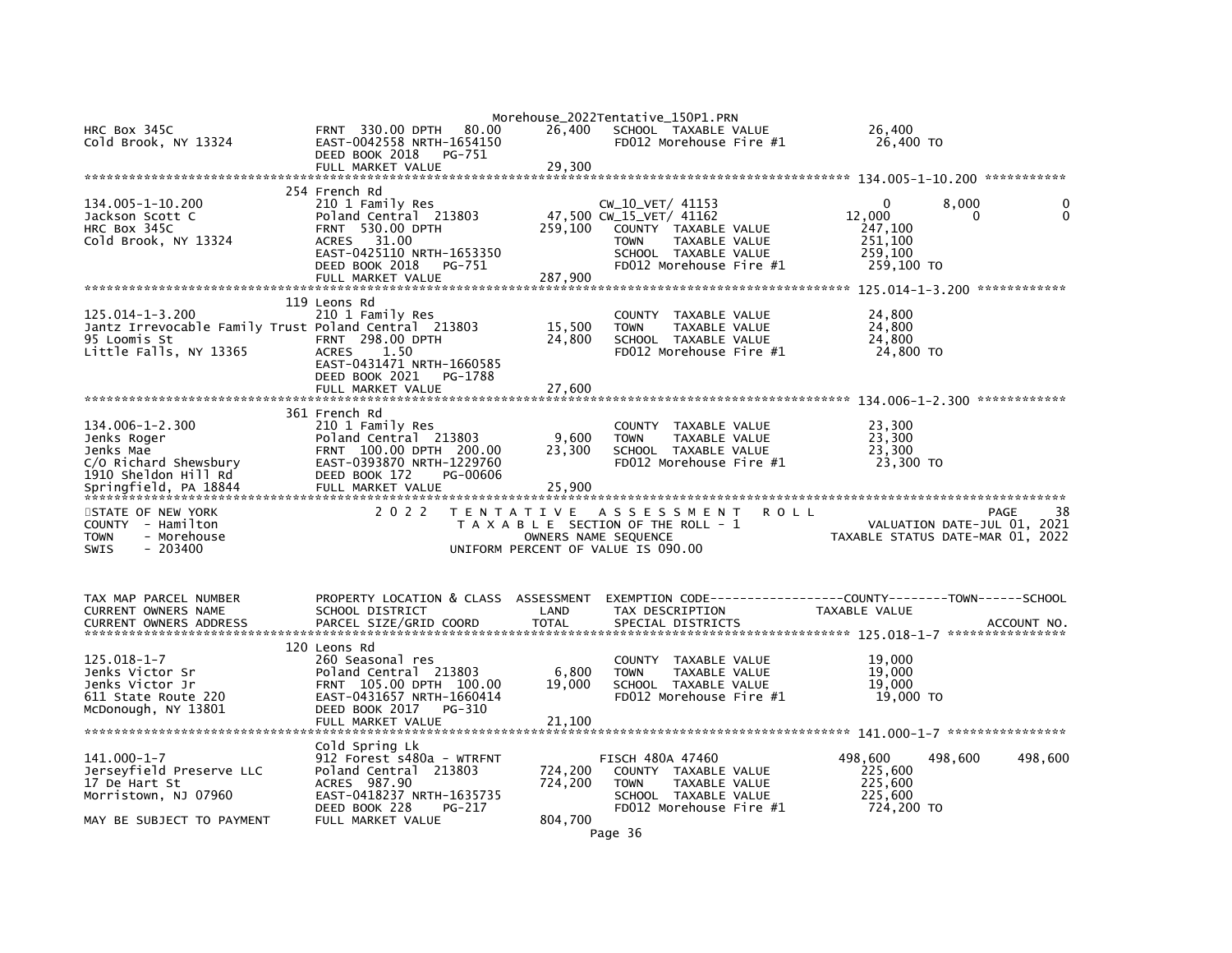```
HRC Box 345C                  FRNT 330.00 DPTH   80.00      26,400    SCHOOL  TAXABLE VALUE              26,400
Cold Brook, NY 13324          EAST-0042558 NRTH-1654150               FD012 Morehouse Fire #1             26,400 TO
                              DEED BOOK 2018   PG-751
                              FULL MARKET VALUE              29,300
******************************************************************************************************* 134.005-1-10.200 ***********
                              254 French Rd
134.005-1-10.200              210 1 Family Res                        CW_10_VET/ 41153                0         8,000            0
Jackson Scott C               Poland Central  213803        47,500 CW_15_VET/ 41162               12,000              0            0
HRC Box 345C                  FRNT 530.00 DPTH             259,100    COUNTY  TAXABLE VALUE             247,100
Cold Brook, NY 13324          ACRES   31.00                           TOWN    TAXABLE VALUE             251,100
                              EAST-0425110 NRTH-1653350               SCHOOL  TAXABLE VALUE             259,100
                              DEED BOOK 2018   PG-751                 FD012 Morehouse Fire #1            259,100 TO
                              FULL MARKET VALUE             287,900
******************************************************************************************************* 125.014-1-3.200 ************
                              119 Leons Rd
125.014-1-3.200               210 1 Family Res                        COUNTY  TAXABLE VALUE              24,800
Jantz Irrevocable Family Trust Poland Central  213803       15,500    TOWN    TAXABLE VALUE              24,800
95 Loomis St                  FRNT 298.00 DPTH              24,800    SCHOOL  TAXABLE VALUE              24,800
Little Falls, NY 13365        ACRES    1.50                           FD012 Morehouse Fire #1             24,800 TO
                              EAST-0431471 NRTH-1660585
                              DEED BOOK 2021   PG-1788
                              FULL MARKET VALUE              27,600
******************************************************************************************************* 134.006-1-2.300 ************
                              361 French Rd
134.006-1-2.300               210 1 Family Res                        COUNTY  TAXABLE VALUE              23,300
Jenks Roger                   Poland Central  213803         9,600    TOWN    TAXABLE VALUE              23,300
Jenks Mae                     FRNT 100.00 DPTH  200.00      23,300    SCHOOL  TAXABLE VALUE              23,300
C/O Richard Shewsbury         EAST-0393870 NRTH-1229760               FD012 Morehouse Fire #1             23,300 TO
1910 Sheldon Hill Rd          DEED BOOK 172    PG-00606
Springfield, PA 18844         FULL MARKET VALUE              25,900
************************************************************************************************************************************
STATE OF NEW YORK                  2 0 2 2   T E N T A T I V E   A S S E S S M E N T   R O L L                            PAGE    38
COUNTY  - Hamilton                             T A X A B L E  SECTION OF THE ROLL - 1                 VALUATION DATE-JUL 01, 2021
TOWN    - Morehouse                               OWNERS NAME SEQUENCE                          TAXABLE STATUS DATE-MAR 01, 2022
SWIS    - 203400                             UNIFORM PERCENT OF VALUE IS 090.00


TAX MAP PARCEL NUMBER         PROPERTY LOCATION & CLASS  ASSESSMENT  EXEMPTION CODE------------------COUNTY--------TOWN------SCHOOL
CURRENT OWNERS NAME           SCHOOL DISTRICT              LAND      TAX DESCRIPTION                TAXABLE VALUE
CURRENT OWNERS ADDRESS        PARCEL SIZE/GRID COORD       TOTAL     SPECIAL DISTRICTS                                   ACCOUNT NO.
******************************************************************************************************* 125.018-1-7 ****************
                              120 Leons Rd
125.018-1-7                   260 Seasonal res                        COUNTY  TAXABLE VALUE              19,000
Jenks Victor Sr               Poland Central  213803         6,800    TOWN    TAXABLE VALUE              19,000
Jenks Victor Jr               FRNT 105.00 DPTH  100.00      19,000    SCHOOL  TAXABLE VALUE              19,000
611 State Route 220           EAST-0431657 NRTH-1660414               FD012 Morehouse Fire #1             19,000 TO
McDonough, NY 13801           DEED BOOK 2017   PG-310
                              FULL MARKET VALUE              21,100
******************************************************************************************************* 141.000-1-7 ****************
                              Cold Spring Lk
141.000-1-7                   912 Forest s480a - WTRFNT               FISCH 480A 47460             498,600     498,600      498,600
Jerseyfield Preserve LLC      Poland Central  213803       724,200    COUNTY  TAXABLE VALUE             225,600
17 De Hart St                 ACRES  987.90                724,200    TOWN    TAXABLE VALUE             225,600
Morristown, NJ 07960          EAST-0418237 NRTH-1635735               SCHOOL  TAXABLE VALUE             225,600
                              DEED BOOK 228    PG-217                 FD012 Morehouse Fire #1            724,200 TO
MAY BE SUBJECT TO PAYMENT     FULL MARKET VALUE             804,700
```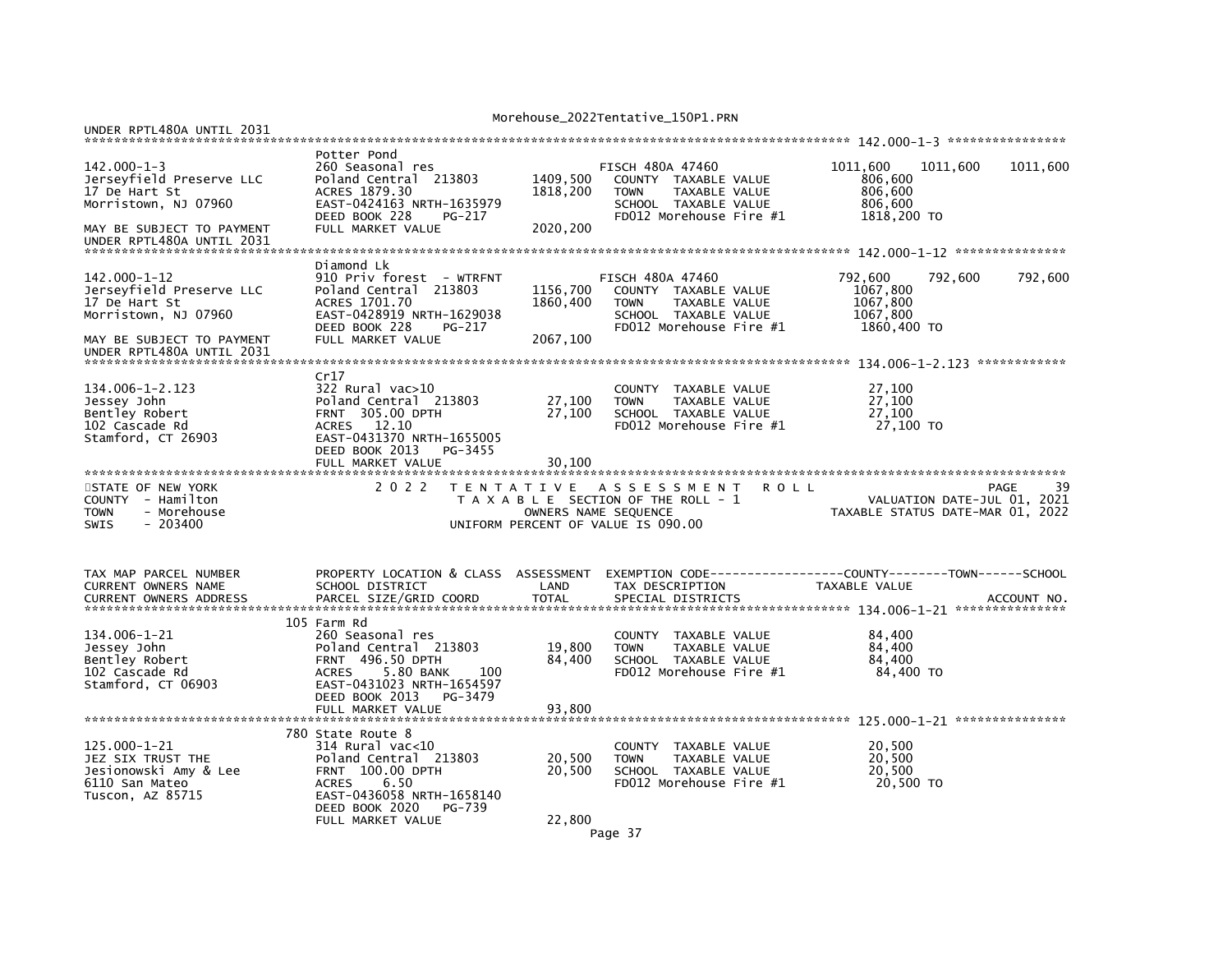UNDER RPTL480A UNTIL 2031

```
******************************************************************************************************* 142.000-1-3 ****************
                               Potter Pond
142.000-1-3                    260 Seasonal res                         FISCH 480A 47460                   1011,600    1011,600    1011,600
Jerseyfield Preserve LLC       Poland Central  213803       1409,500     COUNTY  TAXABLE VALUE                806,600
17 De Hart St                  ACRES 1879.30                1818,200     TOWN    TAXABLE VALUE                806,600
Morristown, NJ 07960           EAST-0424163 NRTH-1635979                 SCHOOL  TAXABLE VALUE                806,600
                               DEED BOOK 228    PG-217                   FD012 Morehouse Fire #1             1818,200 TO
MAY BE SUBJECT TO PAYMENT      FULL MARKET VALUE            2020,200
UNDER RPTL480A UNTIL 2031
******************************************************************************************************* 142.000-1-12 ***************
                               Diamond Lk
142.000-1-12                   910 Priv forest  - WTRFNT                FISCH 480A 47460                    792,600     792,600     792,600
Jerseyfield Preserve LLC       Poland Central  213803       1156,700     COUNTY  TAXABLE VALUE               1067,800
17 De Hart St                  ACRES 1701.70                1860,400     TOWN    TAXABLE VALUE               1067,800
Morristown, NJ 07960           EAST-0428919 NRTH-1629038                 SCHOOL  TAXABLE VALUE               1067,800
                               DEED BOOK 228    PG-217                   FD012 Morehouse Fire #1             1860,400 TO
MAY BE SUBJECT TO PAYMENT      FULL MARKET VALUE            2067,100
UNDER RPTL480A UNTIL 2031
******************************************************************************************************* 134.006-1-2.123 ************
                               Cr17
134.006-1-2.123                322 Rural vac>10                          COUNTY  TAXABLE VALUE                 27,100
Jessey John                    Poland Central  213803         27,100     TOWN    TAXABLE VALUE                 27,100
Bentley Robert                 FRNT  305.00 DPTH              27,100     SCHOOL  TAXABLE VALUE                 27,100
102 Cascade Rd                 ACRES   12.10                             FD012 Morehouse Fire #1               27,100 TO
Stamford, CT 26903             EAST-0431370 NRTH-1655005
                               DEED BOOK 2013   PG-3455
                               FULL MARKET VALUE              30,100
************************************************************************************************************************************
STATE OF NEW YORK              2 0 2 2   T E N T A T I V E   A S S E S S M E N T   R O L L                              PAGE     39
COUNTY  - Hamilton                       T A X A B L E  SECTION OF THE ROLL - 1                       VALUATION DATE-JUL 01, 2021
TOWN    - Morehouse                             OWNERS NAME SEQUENCE                            TAXABLE STATUS DATE-MAR 01, 2022
SWIS    - 203400                         UNIFORM PERCENT OF VALUE IS 090.00


TAX MAP PARCEL NUMBER          PROPERTY LOCATION & CLASS  ASSESSMENT  EXEMPTION CODE------------------COUNTY--------TOWN------SCHOOL
CURRENT OWNERS NAME            SCHOOL DISTRICT               LAND      TAX DESCRIPTION              TAXABLE VALUE
CURRENT OWNERS ADDRESS         PARCEL SIZE/GRID COORD        TOTAL     SPECIAL DISTRICTS                                   ACCOUNT NO.
******************************************************************************************************* 134.006-1-21 ***************
                               105 Farm Rd
134.006-1-21                   260 Seasonal res                          COUNTY  TAXABLE VALUE                 84,400
Jessey John                    Poland Central  213803         19,800     TOWN    TAXABLE VALUE                 84,400
Bentley Robert                 FRNT  496.50 DPTH              84,400     SCHOOL  TAXABLE VALUE                 84,400
102 Cascade Rd                 ACRES    5.80 BANK     100                FD012 Morehouse Fire #1               84,400 TO
Stamford, CT 06903             EAST-0431023 NRTH-1654597
                               DEED BOOK 2013   PG-3479
                               FULL MARKET VALUE              93,800
******************************************************************************************************* 125.000-1-21 ***************
                               780 State Route 8
125.000-1-21                   314 Rural vac<10                          COUNTY  TAXABLE VALUE                 20,500
JEZ SIX TRUST THE              Poland Central  213803         20,500     TOWN    TAXABLE VALUE                 20,500
Jesionowski Amy & Lee          FRNT  100.00 DPTH              20,500     SCHOOL  TAXABLE VALUE                 20,500
6110 San Mateo                 ACRES    6.50                             FD012 Morehouse Fire #1               20,500 TO
Tuscon, AZ 85715               EAST-0436058 NRTH-1658140
                               DEED BOOK 2020   PG-739
                               FULL MARKET VALUE              22,800
```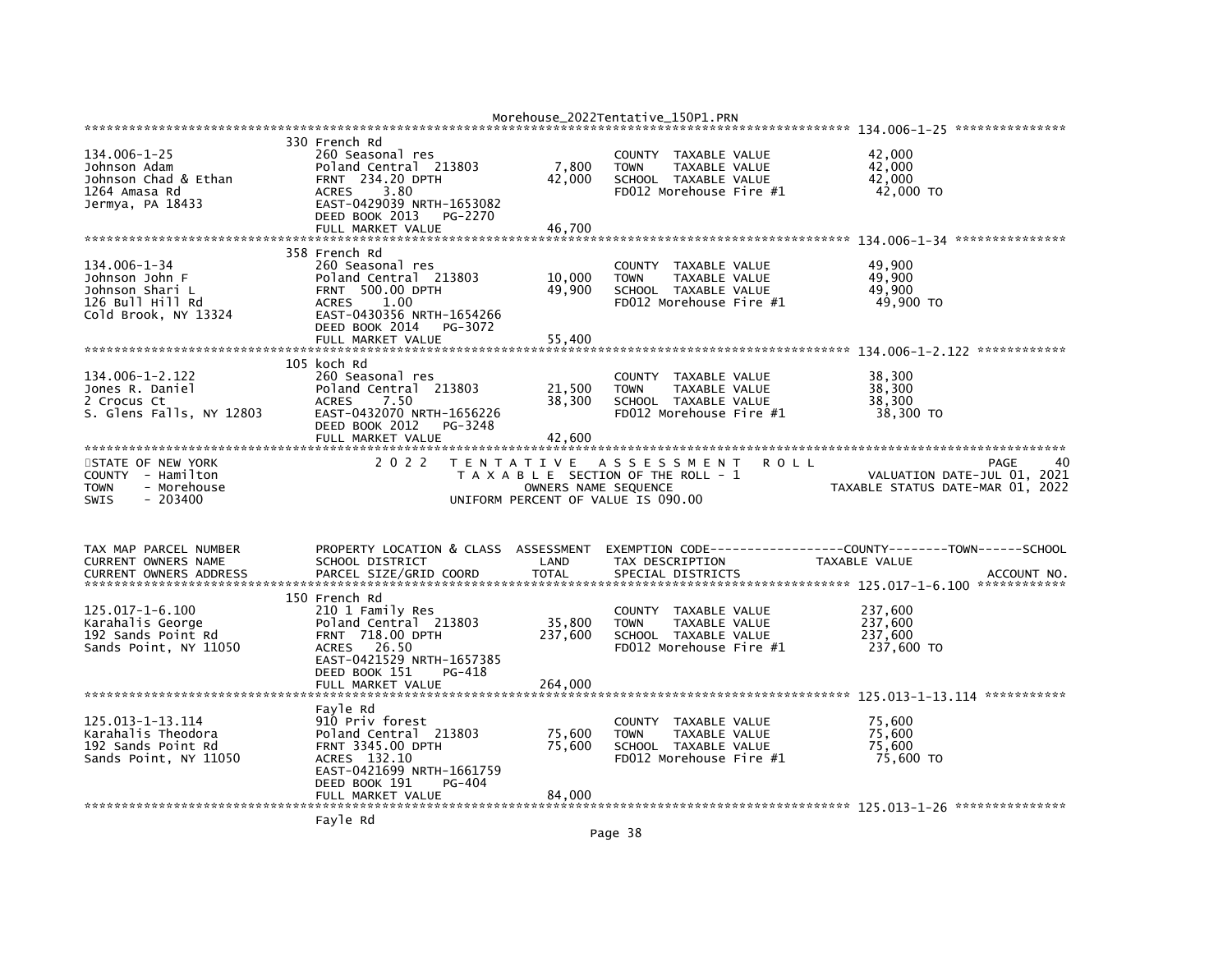```
********************************************************************************************************* 134.006-1-25 ***************
                        330 French Rd
134.006-1-25            260 Seasonal res                          COUNTY  TAXABLE VALUE           42,000
Johnson Adam            Poland Central  213803        7,800   TOWN    TAXABLE VALUE           42,000
Johnson Chad & Ethan    FRNT  234.20 DPTH             42,000   SCHOOL  TAXABLE VALUE           42,000
1264 Amasa Rd           ACRES    3.80                         FD012 Morehouse Fire #1          42,000 TO
Jermya, PA 18433        EAST-0429039 NRTH-1653082
                        DEED BOOK 2013    PG-2270
                        FULL MARKET VALUE             46,700
********************************************************************************************************* 134.006-1-34 ***************
                        358 French Rd
134.006-1-34            260 Seasonal res                          COUNTY  TAXABLE VALUE           49,900
Johnson John F          Poland Central  213803       10,000   TOWN    TAXABLE VALUE           49,900
Johnson Shari L         FRNT  500.00 DPTH             49,900   SCHOOL  TAXABLE VALUE           49,900
126 Bull Hill Rd        ACRES    1.00                         FD012 Morehouse Fire #1          49,900 TO
Cold Brook, NY 13324    EAST-0430356 NRTH-1654266
                        DEED BOOK 2014    PG-3072
                        FULL MARKET VALUE             55,400
********************************************************************************************************* 134.006-1-2.122 ************
                        105 koch Rd
134.006-1-2.122         260 Seasonal res                          COUNTY  TAXABLE VALUE           38,300
Jones R. Daniel         Poland Central  213803       21,500   TOWN    TAXABLE VALUE           38,300
2 Crocus Ct             ACRES    7.50                 38,300   SCHOOL  TAXABLE VALUE           38,300
S. Glens Falls, NY 12803 EAST-0432070 NRTH-1656226            FD012 Morehouse Fire #1          38,300 TO
                        DEED BOOK 2012    PG-3248
                        FULL MARKET VALUE             42,600
*****************************************************************************************************************************************
STATE OF NEW YORK            2 0 2 2   T E N T A T I V E   A S S E S S M E N T   R O L L                              PAGE    40
COUNTY  - Hamilton                     T A X A B L E  SECTION OF THE ROLL - 1                      VALUATION DATE-JUL 01, 2021
TOWN    - Morehouse                           OWNERS NAME SEQUENCE                            TAXABLE STATUS DATE-MAR 01, 2022
SWIS    - 203400                       UNIFORM PERCENT OF VALUE IS 090.00


TAX MAP PARCEL NUMBER       PROPERTY LOCATION & CLASS  ASSESSMENT  EXEMPTION CODE------------------COUNTY--------TOWN------SCHOOL
CURRENT OWNERS NAME         SCHOOL DISTRICT              LAND      TAX DESCRIPTION              TAXABLE VALUE
CURRENT OWNERS ADDRESS      PARCEL SIZE/GRID COORD       TOTAL     SPECIAL DISTRICTS                                   ACCOUNT NO.
********************************************************************************************************* 125.017-1-6.100 ************
                        150 French Rd
125.017-1-6.100         210 1 Family Res                          COUNTY  TAXABLE VALUE          237,600
Karahalis George        Poland Central  213803       35,800   TOWN    TAXABLE VALUE          237,600
192 Sands Point Rd      FRNT  718.00 DPTH            237,600   SCHOOL  TAXABLE VALUE          237,600
Sands Point, NY 11050   ACRES   26.50                         FD012 Morehouse Fire #1         237,600 TO
                        EAST-0421529 NRTH-1657385
                        DEED BOOK 151     PG-418
                        FULL MARKET VALUE            264,000
********************************************************************************************************* 125.013-1-13.114 ***********
                        Fayle Rd
125.013-1-13.114        910 Priv forest                           COUNTY  TAXABLE VALUE           75,600
Karahalis Theodora      Poland Central  213803       75,600   TOWN    TAXABLE VALUE           75,600
192 Sands Point Rd      FRNT 3345.00 DPTH             75,600   SCHOOL  TAXABLE VALUE           75,600
Sands Point, NY 11050   ACRES  132.10                         FD012 Morehouse Fire #1          75,600 TO
                        EAST-0421699 NRTH-1661759
                        DEED BOOK 191     PG-404
                        FULL MARKET VALUE             84,000
********************************************************************************************************* 125.013-1-26 ***************
                        Fayle Rd
```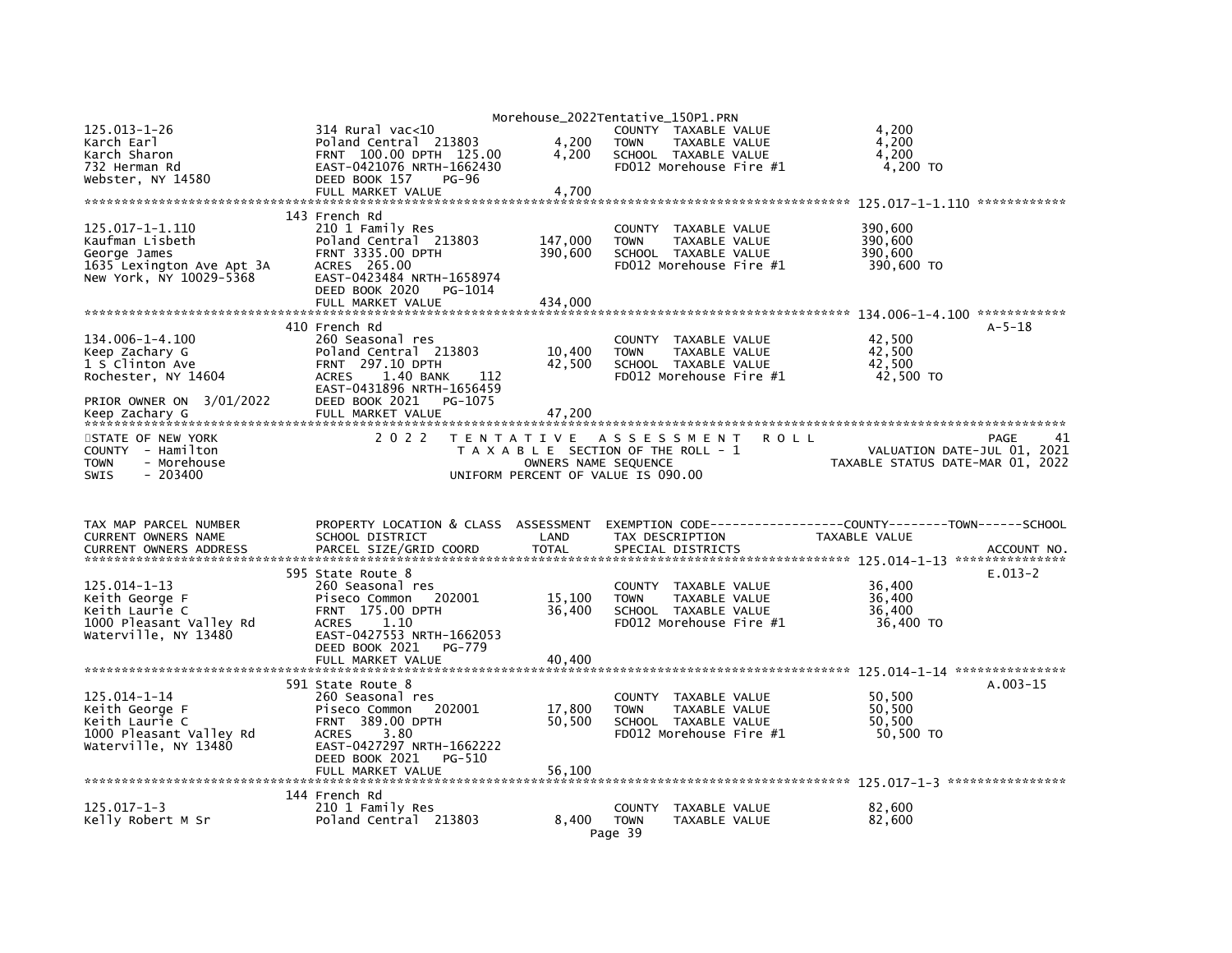```
125.013-1-26                314 Rural vac<10                         COUNTY  TAXABLE VALUE             4,200
Karch Earl                  Poland Central  213803       4,200   TOWN    TAXABLE VALUE             4,200
Karch Sharon                FRNT 100.00 DPTH 125.00      4,200   SCHOOL  TAXABLE VALUE             4,200
732 Herman Rd               EAST-0421076 NRTH-1662430            FD012 Morehouse Fire #1            4,200 TO
Webster, NY 14580           DEED BOOK 157     PG-96
                            FULL MARKET VALUE            4,700
******************************************************************************************************* 125.017-1-1.110 ************
                            143 French Rd
125.017-1-1.110             210 1 Family Res                         COUNTY  TAXABLE VALUE           390,600
Kaufman Lisbeth             Poland Central  213803     147,000   TOWN    TAXABLE VALUE           390,600
George James                FRNT 3335.00 DPTH          390,600   SCHOOL  TAXABLE VALUE           390,600
1635 Lexington Ave Apt 3A   ACRES  265.00                        FD012 Morehouse Fire #1          390,600 TO
New York, NY 10029-5368     EAST-0423484 NRTH-1658974
                            DEED BOOK 2020    PG-1014
                            FULL MARKET VALUE          434,000
******************************************************************************************************* 134.006-1-4.100 ************
                            410 French Rd                                                                              A-5-18
134.006-1-4.100             260 Seasonal res                         COUNTY  TAXABLE VALUE            42,500
Keep Zachary G              Poland Central  213803      10,400   TOWN    TAXABLE VALUE            42,500
1 S Clinton Ave             FRNT 297.10 DPTH            42,500   SCHOOL  TAXABLE VALUE            42,500
Rochester, NY 14604         ACRES    1.40 BANK     112           FD012 Morehouse Fire #1           42,500 TO
                            EAST-0431896 NRTH-1656459
PRIOR OWNER ON  3/01/2022   DEED BOOK 2021    PG-1075
Keep Zachary G              FULL MARKET VALUE           47,200
*******************************************************************************************************************************
STATE OF NEW YORK                 2 0 2 2   T E N T A T I V E   A S S E S S M E N T   R O L L                        PAGE    41
COUNTY  - Hamilton                          T A X A B L E  SECTION OF THE ROLL - 1                 VALUATION DATE-JUL 01, 2021
TOWN    - Morehouse                                  OWNERS NAME SEQUENCE                         TAXABLE STATUS DATE-MAR 01, 2022
SWIS    - 203400                               UNIFORM PERCENT OF VALUE IS 090.00


TAX MAP PARCEL NUMBER       PROPERTY LOCATION & CLASS  ASSESSMENT  EXEMPTION CODE------------------COUNTY--------TOWN------SCHOOL
CURRENT OWNERS NAME         SCHOOL DISTRICT              LAND      TAX DESCRIPTION             TAXABLE VALUE
CURRENT OWNERS ADDRESS      PARCEL SIZE/GRID COORD       TOTAL     SPECIAL DISTRICTS                                    ACCOUNT NO.
******************************************************************************************************* 125.014-1-13 ***************
                            595 State Route 8                                                                          E.013-2
125.014-1-13                260 Seasonal res                         COUNTY  TAXABLE VALUE            36,400
Keith George F              Piseco Common   202001      15,100   TOWN    TAXABLE VALUE            36,400
Keith Laurie C              FRNT 175.00 DPTH            36,400   SCHOOL  TAXABLE VALUE            36,400
1000 Pleasant Valley Rd     ACRES    1.10                        FD012 Morehouse Fire #1           36,400 TO
Waterville, NY 13480        EAST-0427553 NRTH-1662053
                            DEED BOOK 2021    PG-779
                            FULL MARKET VALUE           40,400
******************************************************************************************************* 125.014-1-14 ***************
                            591 State Route 8                                                                          A.003-15
125.014-1-14                260 Seasonal res                         COUNTY  TAXABLE VALUE            50,500
Keith George F              Piseco Common   202001      17,800   TOWN    TAXABLE VALUE            50,500
Keith Laurie C              FRNT 389.00 DPTH            50,500   SCHOOL  TAXABLE VALUE            50,500
1000 Pleasant Valley Rd     ACRES    3.80                        FD012 Morehouse Fire #1           50,500 TO
Waterville, NY 13480        EAST-0427297 NRTH-1662222
                            DEED BOOK 2021    PG-510
                            FULL MARKET VALUE           56,100
******************************************************************************************************* 125.017-1-3 ****************
                            144 French Rd
125.017-1-3                 210 1 Family Res                         COUNTY  TAXABLE VALUE            82,600
Kelly Robert M Sr           Poland Central  213803       8,400   TOWN    TAXABLE VALUE            82,600
```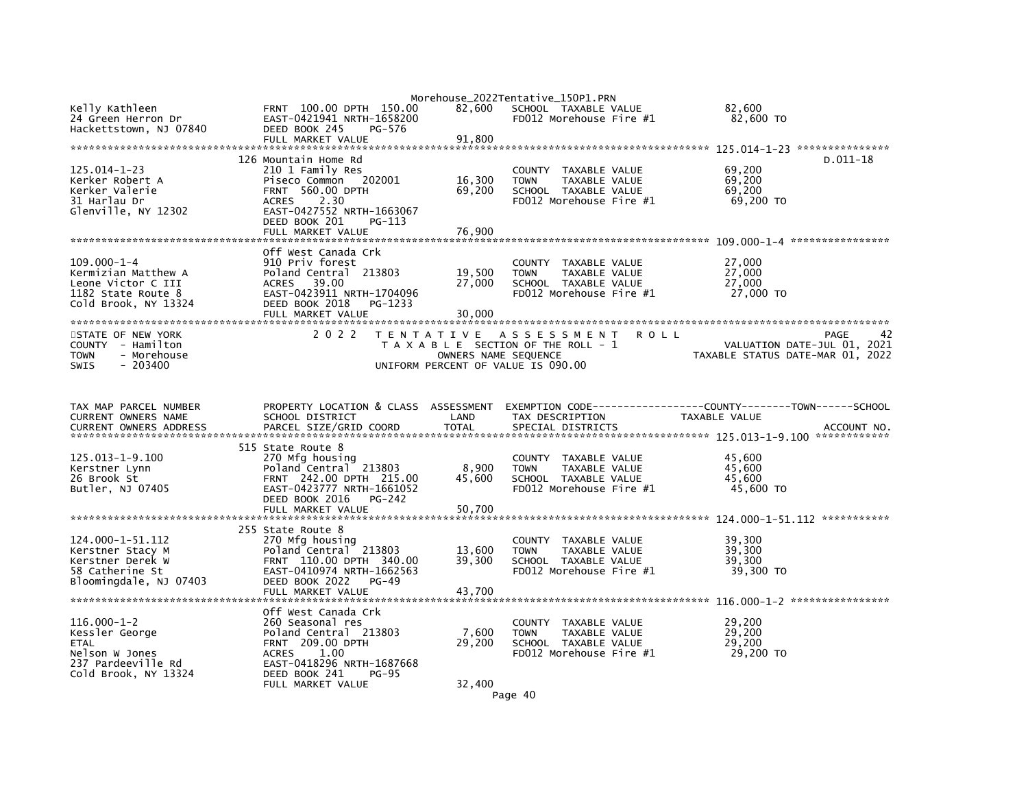```
Kelly Kathleen                 FRNT 100.00 DPTH 150.00      82,600   SCHOOL  TAXABLE VALUE             82,600
24 Green Herron Dr             EAST-0421941 NRTH-1658200             FD012 Morehouse Fire #1            82,600 TO
Hackettstown, NJ 07840         DEED BOOK 245    PG-576
                               FULL MARKET VALUE            91,800
******************************************************************************************************* 125.014-1-23 ***************
                               126 Mountain Home Rd                                                              D.011-18
125.014-1-23                   210 1 Family Res                      COUNTY  TAXABLE VALUE             69,200
Kerker Robert A                Piseco Common   202001       16,300   TOWN    TAXABLE VALUE             69,200
Kerker Valerie                 FRNT 560.00 DPTH             69,200   SCHOOL  TAXABLE VALUE             69,200
31 Harlau Dr                   ACRES    2.30                         FD012 Morehouse Fire #1            69,200 TO
Glenville, NY 12302            EAST-0427552 NRTH-1663067
                               DEED BOOK 201    PG-113
                               FULL MARKET VALUE            76,900
******************************************************************************************************* 109.000-1-4 ****************
                               Off West Canada Crk
109.000-1-4                    910 Priv forest                       COUNTY  TAXABLE VALUE             27,000
Kermizian Matthew A            Poland Central  213803       19,500   TOWN    TAXABLE VALUE             27,000
Leone Victor C III             ACRES   39.00                27,000   SCHOOL  TAXABLE VALUE             27,000
1182 State Route 8             EAST-0423911 NRTH-1704096             FD012 Morehouse Fire #1            27,000 TO
Cold Brook, NY 13324           DEED BOOK 2018   PG-1233
                               FULL MARKET VALUE            30,000
************************************************************************************************************************************
STATE OF NEW YORK                    2 0 2 2   T E N T A T I V E   A S S E S S M E N T   R O L L                          PAGE    42
COUNTY  - Hamilton                        T A X A B L E SECTION OF THE ROLL - 1                       VALUATION DATE-JUL 01, 2021
TOWN    - Morehouse                           OWNERS NAME SEQUENCE                              TAXABLE STATUS DATE-MAR 01, 2022
SWIS    - 203400                         UNIFORM PERCENT OF VALUE IS 090.00


TAX MAP PARCEL NUMBER          PROPERTY LOCATION & CLASS  ASSESSMENT  EXEMPTION CODE-----------------COUNTY--------TOWN------SCHOOL
CURRENT OWNERS NAME            SCHOOL DISTRICT               LAND      TAX DESCRIPTION               TAXABLE VALUE
CURRENT OWNERS ADDRESS         PARCEL SIZE/GRID COORD        TOTAL     SPECIAL DISTRICTS                                   ACCOUNT NO.
******************************************************************************************************* 125.013-1-9.100 ************
                               515 State Route 8
125.013-1-9.100                270 Mfg housing                       COUNTY  TAXABLE VALUE             45,600
Kerstner Lynn                  Poland Central  213803        8,900   TOWN    TAXABLE VALUE             45,600
26 Brook St                    FRNT 242.00 DPTH 215.00      45,600   SCHOOL  TAXABLE VALUE             45,600
Butler, NJ 07405               EAST-0423777 NRTH-1661052             FD012 Morehouse Fire #1            45,600 TO
                               DEED BOOK 2016   PG-242
                               FULL MARKET VALUE            50,700
******************************************************************************************************* 124.000-1-51.112 ***********
                               255 State Route 8
124.000-1-51.112               270 Mfg housing                       COUNTY  TAXABLE VALUE             39,300
Kerstner Stacy M               Poland Central  213803       13,600   TOWN    TAXABLE VALUE             39,300
Kerstner Derek W               FRNT 110.00 DPTH 340.00      39,300   SCHOOL  TAXABLE VALUE             39,300
58 Catherine St                EAST-0410974 NRTH-1662563             FD012 Morehouse Fire #1            39,300 TO
Bloomingdale, NJ 07403         DEED BOOK 2022   PG-49
                               FULL MARKET VALUE            43,700
******************************************************************************************************* 116.000-1-2 ****************
                               Off West Canada Crk
116.000-1-2                    260 Seasonal res                      COUNTY  TAXABLE VALUE             29,200
Kessler George                 Poland Central  213803        7,600   TOWN    TAXABLE VALUE             29,200
ETAL                           FRNT 209.00 DPTH             29,200   SCHOOL  TAXABLE VALUE             29,200
Nelson W Jones                 ACRES    1.00                         FD012 Morehouse Fire #1            29,200 TO
237 Pardeeville Rd             EAST-0418296 NRTH-1687668
Cold Brook, NY 13324           DEED BOOK 241    PG-95
                               FULL MARKET VALUE            32,400
```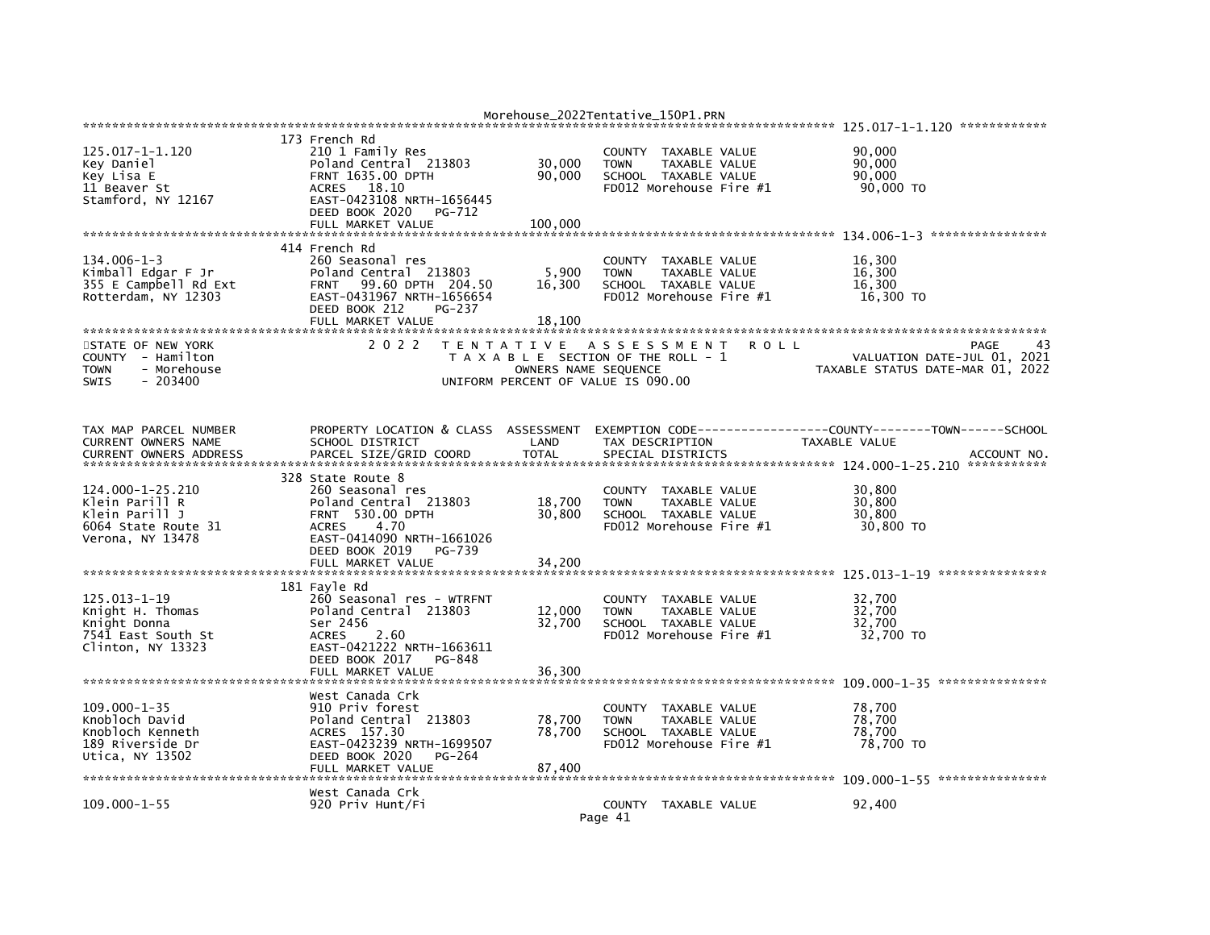```
******************************************************************************************************* 125.017-1-1.120 ************
                    173 French Rd
125.017-1-1.120     210 1 Family Res                         COUNTY  TAXABLE VALUE          90,000
Key Daniel          Poland Central  213803      30,000       TOWN    TAXABLE VALUE          90,000
Key Lisa E          FRNT 1635.00 DPTH           90,000       SCHOOL  TAXABLE VALUE          90,000
11 Beaver St        ACRES   18.10                            FD012 Morehouse Fire #1         90,000 TO
Stamford, NY 12167  EAST-0423108 NRTH-1656445
                    DEED BOOK 2020   PG-712
                    FULL MARKET VALUE          100,000
******************************************************************************************************* 134.006-1-3 ****************
                    414 French Rd
134.006-1-3         260 Seasonal res                         COUNTY  TAXABLE VALUE          16,300
Kimball Edgar F Jr  Poland Central  213803       5,900       TOWN    TAXABLE VALUE          16,300
355 E Campbell Rd Ext FRNT   99.60 DPTH  204.50  16,300     SCHOOL  TAXABLE VALUE          16,300
Rotterdam, NY 12303 EAST-0431967 NRTH-1656654                FD012 Morehouse Fire #1         16,300 TO
                    DEED BOOK 212    PG-237
                    FULL MARKET VALUE           18,100
************************************************************************************************************************************
STATE OF NEW YORK          2 0 2 2   T E N T A T I V E   A S S E S S M E N T   R O L L                          PAGE     43
COUNTY  - Hamilton                   T A X A B L E  SECTION OF THE ROLL - 1                     VALUATION DATE-JUL 01, 2021
TOWN    - Morehouse                        OWNERS NAME SEQUENCE                          TAXABLE STATUS DATE-MAR 01, 2022
SWIS    - 203400                    UNIFORM PERCENT OF VALUE IS 090.00


TAX MAP PARCEL NUMBER     PROPERTY LOCATION & CLASS  ASSESSMENT  EXEMPTION CODE------------------COUNTY--------TOWN------SCHOOL
CURRENT OWNERS NAME       SCHOOL DISTRICT               LAND     TAX DESCRIPTION               TAXABLE VALUE
CURRENT OWNERS ADDRESS    PARCEL SIZE/GRID COORD        TOTAL    SPECIAL DISTRICTS                                    ACCOUNT NO.
******************************************************************************************************* 124.000-1-25.210 ***********
                    328 State Route 8
124.000-1-25.210    260 Seasonal res                         COUNTY  TAXABLE VALUE          30,800
Klein Parill R      Poland Central  213803      18,700       TOWN    TAXABLE VALUE          30,800
Klein Parill J      FRNT  530.00 DPTH           30,800       SCHOOL  TAXABLE VALUE          30,800
6064 State Route 31 ACRES    4.70                            FD012 Morehouse Fire #1         30,800 TO
Verona, NY 13478    EAST-0414090 NRTH-1661026
                    DEED BOOK 2019   PG-739
                    FULL MARKET VALUE           34,200
******************************************************************************************************* 125.013-1-19 ***************
                    181 Fayle Rd
125.013-1-19        260 Seasonal res - WTRFNT                COUNTY  TAXABLE VALUE          32,700
Knight H. Thomas    Poland Central  213803      12,000       TOWN    TAXABLE VALUE          32,700
Knight Donna        Ser 2456                    32,700       SCHOOL  TAXABLE VALUE          32,700
7541 East South St  ACRES    2.60                            FD012 Morehouse Fire #1         32,700 TO
Clinton, NY 13323   EAST-0421222 NRTH-1663611
                    DEED BOOK 2017   PG-848
                    FULL MARKET VALUE           36,300
******************************************************************************************************* 109.000-1-35 ***************
                    West Canada Crk
109.000-1-35        910 Priv forest                          COUNTY  TAXABLE VALUE          78,700
Knobloch David      Poland Central  213803      78,700       TOWN    TAXABLE VALUE          78,700
Knobloch Kenneth    ACRES  157.30               78,700       SCHOOL  TAXABLE VALUE          78,700
189 Riverside Dr    EAST-0423239 NRTH-1699507                FD012 Morehouse Fire #1         78,700 TO
Utica, NY 13502     DEED BOOK 2020   PG-264
                    FULL MARKET VALUE           87,400
******************************************************************************************************* 109.000-1-55 ***************
                    West Canada Crk
109.000-1-55        920 Priv Hunt/Fi                         COUNTY  TAXABLE VALUE          92,400
```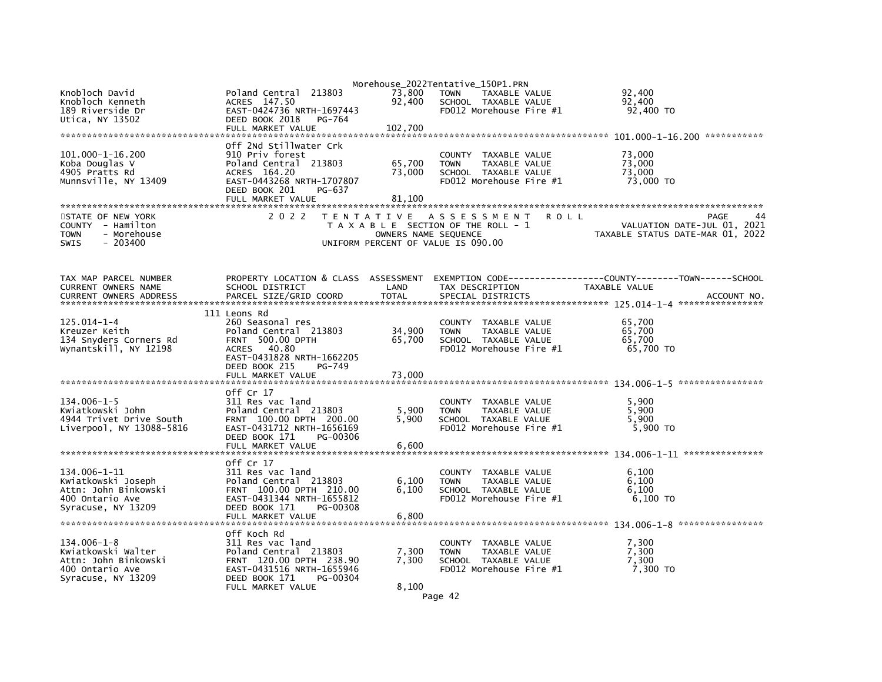Morehouse_2022Tentative_150P1.PRN

```
Knobloch David                Poland Central  213803        73,800   TOWN     TAXABLE VALUE              92,400
Knobloch Kenneth              ACRES  147.50                 92,400   SCHOOL  TAXABLE VALUE               92,400
189 Riverside Dr              EAST-0424736 NRTH-1697443              FD012 Morehouse Fire #1              92,400 TO
Utica, NY 13502               DEED BOOK 2018   PG-764
                              FULL MARKET VALUE            102,700
******************************************************************************************************* 101.000-1-16.200 ***********
                              Off 2Nd Stillwater Crk
101.000-1-16.200              910 Priv forest                        COUNTY  TAXABLE VALUE               73,000
Koba Douglas V                Poland Central  213803        65,700   TOWN     TAXABLE VALUE              73,000
4905 Pratts Rd                ACRES  164.20                 73,000   SCHOOL  TAXABLE VALUE               73,000
Munnsville, NY 13409          EAST-0443268 NRTH-1707807              FD012 Morehouse Fire #1              73,000 TO
                              DEED BOOK 201    PG-637
                              FULL MARKET VALUE             81,100
************************************************************************************************************************************
STATE OF NEW YORK              2 0 2 2   T E N T A T I V E   A S S E S S M E N T   R O L L                          PAGE     44
COUNTY  - Hamilton                        T A X A B L E  SECTION OF THE ROLL - 1                  VALUATION DATE-JUL 01, 2021
TOWN    - Morehouse                              OWNERS NAME SEQUENCE                        TAXABLE STATUS DATE-MAR 01, 2022
SWIS    - 203400                           UNIFORM PERCENT OF VALUE IS 090.00


TAX MAP PARCEL NUMBER         PROPERTY LOCATION & CLASS  ASSESSMENT  EXEMPTION CODE------------------COUNTY--------TOWN------SCHOOL
CURRENT OWNERS NAME           SCHOOL DISTRICT               LAND      TAX DESCRIPTION            TAXABLE VALUE
CURRENT OWNERS ADDRESS        PARCEL SIZE/GRID COORD        TOTAL     SPECIAL DISTRICTS                                  ACCOUNT NO.
******************************************************************************************************* 125.014-1-4 ****************
                              111 Leons Rd
125.014-1-4                   260 Seasonal res                       COUNTY  TAXABLE VALUE               65,700
Kreuzer Keith                 Poland Central  213803        34,900   TOWN     TAXABLE VALUE              65,700
134 Snyders Corners Rd        FRNT  500.00 DPTH             65,700   SCHOOL  TAXABLE VALUE               65,700
Wynantskill, NY 12198         ACRES   40.80                          FD012 Morehouse Fire #1              65,700 TO
                              EAST-0431828 NRTH-1662205
                              DEED BOOK 215    PG-749
                              FULL MARKET VALUE             73,000
******************************************************************************************************* 134.006-1-5 ****************
                              Off Cr 17
134.006-1-5                   311 Res vac land                       COUNTY  TAXABLE VALUE                5,900
Kwiatkowski John              Poland Central  213803         5,900   TOWN     TAXABLE VALUE               5,900
4944 Trivet Drive South       FRNT  100.00 DPTH  200.00      5,900   SCHOOL  TAXABLE VALUE                5,900
Liverpool, NY 13088-5816      EAST-0431712 NRTH-1656169              FD012 Morehouse Fire #1               5,900 TO
                              DEED BOOK 171    PG-00306
                              FULL MARKET VALUE              6,600
******************************************************************************************************* 134.006-1-11 ***************
                              Off Cr 17
134.006-1-11                  311 Res vac land                       COUNTY  TAXABLE VALUE                6,100
Kwiatkowski Joseph            Poland Central  213803         6,100   TOWN     TAXABLE VALUE               6,100
Attn: John Binkowski          FRNT  100.00 DPTH  210.00      6,100   SCHOOL  TAXABLE VALUE                6,100
400 Ontario Ave               EAST-0431344 NRTH-1655812              FD012 Morehouse Fire #1               6,100 TO
Syracuse, NY 13209            DEED BOOK 171    PG-00308
                              FULL MARKET VALUE              6,800
******************************************************************************************************* 134.006-1-8 ****************
                              Off Koch Rd
134.006-1-8                   311 Res vac land                       COUNTY  TAXABLE VALUE                7,300
Kwiatkowski Walter            Poland Central  213803         7,300   TOWN     TAXABLE VALUE               7,300
Attn: John Binkowski          FRNT  120.00 DPTH  238.90      7,300   SCHOOL  TAXABLE VALUE                7,300
400 Ontario Ave               EAST-0431516 NRTH-1655946              FD012 Morehouse Fire #1               7,300 TO
Syracuse, NY 13209            DEED BOOK 171    PG-00304
                              FULL MARKET VALUE              8,100
```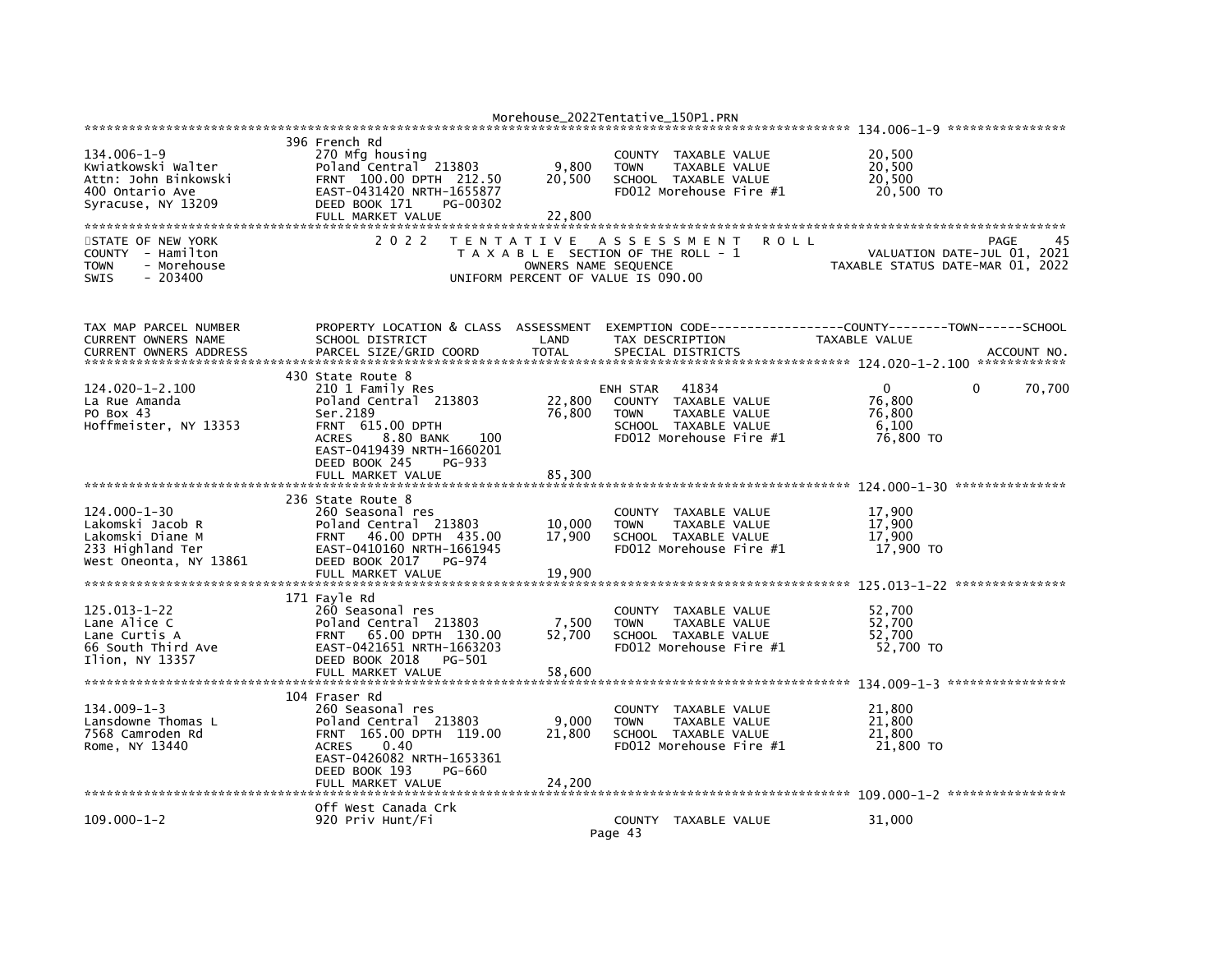```
******************************************************************************************************* 134.006-1-9 ****************
                    396 French Rd
134.006-1-9               270 Mfg housing                         COUNTY  TAXABLE VALUE          20,500
Kwiatkowski Walter        Poland Central  213803       9,800      TOWN    TAXABLE VALUE          20,500
Attn: John Binkowski      FRNT 100.00 DPTH 212.50     20,500      SCHOOL  TAXABLE VALUE          20,500
400 Ontario Ave           EAST-0431420 NRTH-1655877               FD012 Morehouse Fire #1         20,500 TO
Syracuse, NY 13209        DEED BOOK 171    PG-00302
                          FULL MARKET VALUE           22,800
*****************************************************************************************************************************************
STATE OF NEW YORK              2 0 2 2   T E N T A T I V E   A S S E S S M E N T   R O L L                          PAGE    45
COUNTY  - Hamilton                       T A X A B L E SECTION OF THE ROLL - 1                      VALUATION DATE-JUL 01, 2021
TOWN    - Morehouse                         OWNERS NAME SEQUENCE                                TAXABLE STATUS DATE-MAR 01, 2022
SWIS    - 203400                       UNIFORM PERCENT OF VALUE IS 090.00


TAX MAP PARCEL NUMBER     PROPERTY LOCATION & CLASS  ASSESSMENT  EXEMPTION CODE------------------COUNTY--------TOWN------SCHOOL
CURRENT OWNERS NAME       SCHOOL DISTRICT               LAND      TAX DESCRIPTION            TAXABLE VALUE
CURRENT OWNERS ADDRESS    PARCEL SIZE/GRID COORD       TOTAL      SPECIAL DISTRICTS                                  ACCOUNT NO.
******************************************************************************************************* 124.020-1-2.100 ************
                    430 State Route 8
124.020-1-2.100           210 1 Family Res                        ENH STAR   41834               0            0        70,700
La Rue Amanda             Poland Central  213803      22,800      COUNTY  TAXABLE VALUE          76,800
PO Box 43                 Ser.2189                    76,800      TOWN    TAXABLE VALUE          76,800
Hoffmeister, NY 13353     FRNT 615.00 DPTH                        SCHOOL  TAXABLE VALUE           6,100
                          ACRES    8.80 BANK     100              FD012 Morehouse Fire #1         76,800 TO
                          EAST-0419439 NRTH-1660201
                          DEED BOOK 245    PG-933
                          FULL MARKET VALUE           85,300
******************************************************************************************************* 124.000-1-30 ***************
                    236 State Route 8
124.000-1-30              260 Seasonal res                        COUNTY  TAXABLE VALUE          17,900
Lakomski Jacob R          Poland Central  213803      10,000      TOWN    TAXABLE VALUE          17,900
Lakomski Diane M          FRNT  46.00 DPTH 435.00     17,900      SCHOOL  TAXABLE VALUE          17,900
233 Highland Ter          EAST-0410160 NRTH-1661945               FD012 Morehouse Fire #1         17,900 TO
West Oneonta, NY 13861    DEED BOOK 2017   PG-974
                          FULL MARKET VALUE           19,900
******************************************************************************************************* 125.013-1-22 ***************
                    171 Fayle Rd
125.013-1-22              260 Seasonal res                        COUNTY  TAXABLE VALUE          52,700
Lane Alice C              Poland Central  213803       7,500      TOWN    TAXABLE VALUE          52,700
Lane Curtis A             FRNT  65.00 DPTH 130.00     52,700      SCHOOL  TAXABLE VALUE          52,700
66 South Third Ave        EAST-0421651 NRTH-1663203               FD012 Morehouse Fire #1         52,700 TO
Ilion, NY 13357           DEED BOOK 2018   PG-501
                          FULL MARKET VALUE           58,600
******************************************************************************************************* 134.009-1-3 ****************
                    104 Fraser Rd
134.009-1-3               260 Seasonal res                        COUNTY  TAXABLE VALUE          21,800
Lansdowne Thomas L        Poland Central  213803       9,000      TOWN    TAXABLE VALUE          21,800
7568 Camroden Rd          FRNT 165.00 DPTH 119.00     21,800      SCHOOL  TAXABLE VALUE          21,800
Rome, NY 13440            ACRES    0.40                           FD012 Morehouse Fire #1         21,800 TO
                          EAST-0426082 NRTH-1653361
                          DEED BOOK 193    PG-660
                          FULL MARKET VALUE           24,200
******************************************************************************************************* 109.000-1-2 ****************
                    Off West Canada Crk
109.000-1-2               920 Priv Hunt/Fi                        COUNTY  TAXABLE VALUE          31,000
```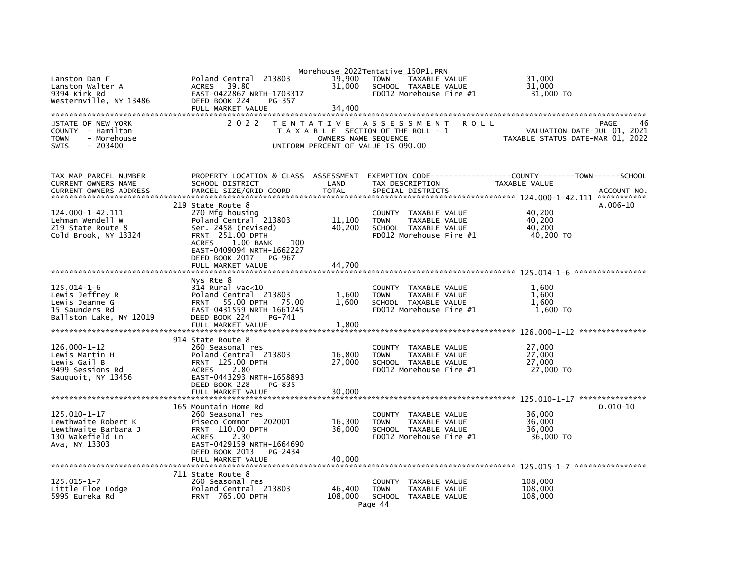| | | | | |
|---|---|---|---|---|
| Lanston Dan F<br>Lanston Walter A<br>9394 Kirk Rd<br>Westernville, NY 13486 | Poland Central 213803<br>ACRES 39.80<br>EAST-0422867 NRTH-1703317<br>DEED BOOK 224 PG-357<br>FULL MARKET VALUE | 19,900<br>31,000<br><br><br>34,400 | TOWN TAXABLE VALUE<br>SCHOOL TAXABLE VALUE<br>FD012 Morehouse Fire #1 | 31,000<br>31,000<br>31,000 TO |

STATE OF NEW YORK
COUNTY - Hamilton
TOWN - Morehouse
SWIS - 203400

2 0 2 2 TENTATIVE ASSESSMENT ROLL
TAXABLE SECTION OF THE ROLL - 1
OWNERS NAME SEQUENCE
UNIFORM PERCENT OF VALUE IS 090.00

PAGE 46
VALUATION DATE-JUL 01, 2021
TAXABLE STATUS DATE-MAR 01, 2022

| TAX MAP PARCEL NUMBER<br>CURRENT OWNERS NAME<br>CURRENT OWNERS ADDRESS | PROPERTY LOCATION & CLASS<br>SCHOOL DISTRICT<br>PARCEL SIZE/GRID COORD | ASSESSMENT<br>LAND<br>TOTAL | EXEMPTION CODE-----COUNTY-----TOWN-----SCHOOL<br>TAX DESCRIPTION<br>SPECIAL DISTRICTS | TAXABLE VALUE<br><br>ACCOUNT NO. |
|---|---|---|---|---|
| 124.000-1-42.111<br>Lehman Wendell W<br>219 State Route 8<br>Cold Brook, NY 13324 | 219 State Route 8<br>270 Mfg housing<br>Poland Central 213803<br>Ser. 2458 (revised)<br>FRNT 251.00 DPTH<br>ACRES 1.00 BANK 100<br>EAST-0409094 NRTH-1662227<br>DEED BOOK 2017 PG-967<br>FULL MARKET VALUE | <br><br>11,100<br>40,200<br><br><br><br><br>44,700 | <br>COUNTY TAXABLE VALUE<br>TOWN TAXABLE VALUE<br>SCHOOL TAXABLE VALUE<br>FD012 Morehouse Fire #1 | A.006-10<br>40,200<br>40,200<br>40,200<br>40,200 TO |
| 125.014-1-6<br>Lewis Jeffrey R<br>Lewis Jeanne G<br>15 Saunders Rd<br>Ballston Lake, NY 12019 | Nys Rte 8<br>314 Rural vac<10<br>Poland Central 213803<br>FRNT 55.00 DPTH 75.00<br>EAST-0431559 NRTH-1661245<br>DEED BOOK 224 PG-741<br>FULL MARKET VALUE | <br><br>1,600<br>1,600<br><br><br>1,800 | <br>COUNTY TAXABLE VALUE<br>TOWN TAXABLE VALUE<br>SCHOOL TAXABLE VALUE<br>FD012 Morehouse Fire #1 | <br>1,600<br>1,600<br>1,600<br>1,600 TO |
| 126.000-1-12<br>Lewis Martin H<br>Lewis Gail B<br>9499 Sessions Rd<br>Sauquoit, NY 13456 | 914 State Route 8<br>260 Seasonal res<br>Poland Central 213803<br>FRNT 125.00 DPTH<br>ACRES 2.80<br>EAST-0443293 NRTH-1658893<br>DEED BOOK 228 PG-835<br>FULL MARKET VALUE | <br><br>16,800<br>27,000<br><br><br><br>30,000 | <br>COUNTY TAXABLE VALUE<br>TOWN TAXABLE VALUE<br>SCHOOL TAXABLE VALUE<br>FD012 Morehouse Fire #1 | <br>27,000<br>27,000<br>27,000<br>27,000 TO |
| 125.010-1-17<br>Lewthwaite Robert K<br>Lewthwaite Barbara J<br>130 Wakefield Ln<br>Ava, NY 13303 | 165 Mountain Home Rd<br>260 Seasonal res<br>Piseco Common 202001<br>FRNT 110.00 DPTH<br>ACRES 2.30<br>EAST-0429159 NRTH-1664690<br>DEED BOOK 2013 PG-2434<br>FULL MARKET VALUE | <br><br>16,300<br>36,000<br><br><br><br>40,000 | <br>COUNTY TAXABLE VALUE<br>TOWN TAXABLE VALUE<br>SCHOOL TAXABLE VALUE<br>FD012 Morehouse Fire #1 | D.010-10<br>36,000<br>36,000<br>36,000<br>36,000 TO |
| 125.015-1-7<br>Little Floe Lodge<br>5995 Eureka Rd | 711 State Route 8<br>260 Seasonal res<br>Poland Central 213803<br>FRNT 765.00 DPTH | <br><br>46,400<br>108,000 | <br>COUNTY TAXABLE VALUE<br>TOWN TAXABLE VALUE<br>SCHOOL TAXABLE VALUE | <br>108,000<br>108,000<br>108,000 |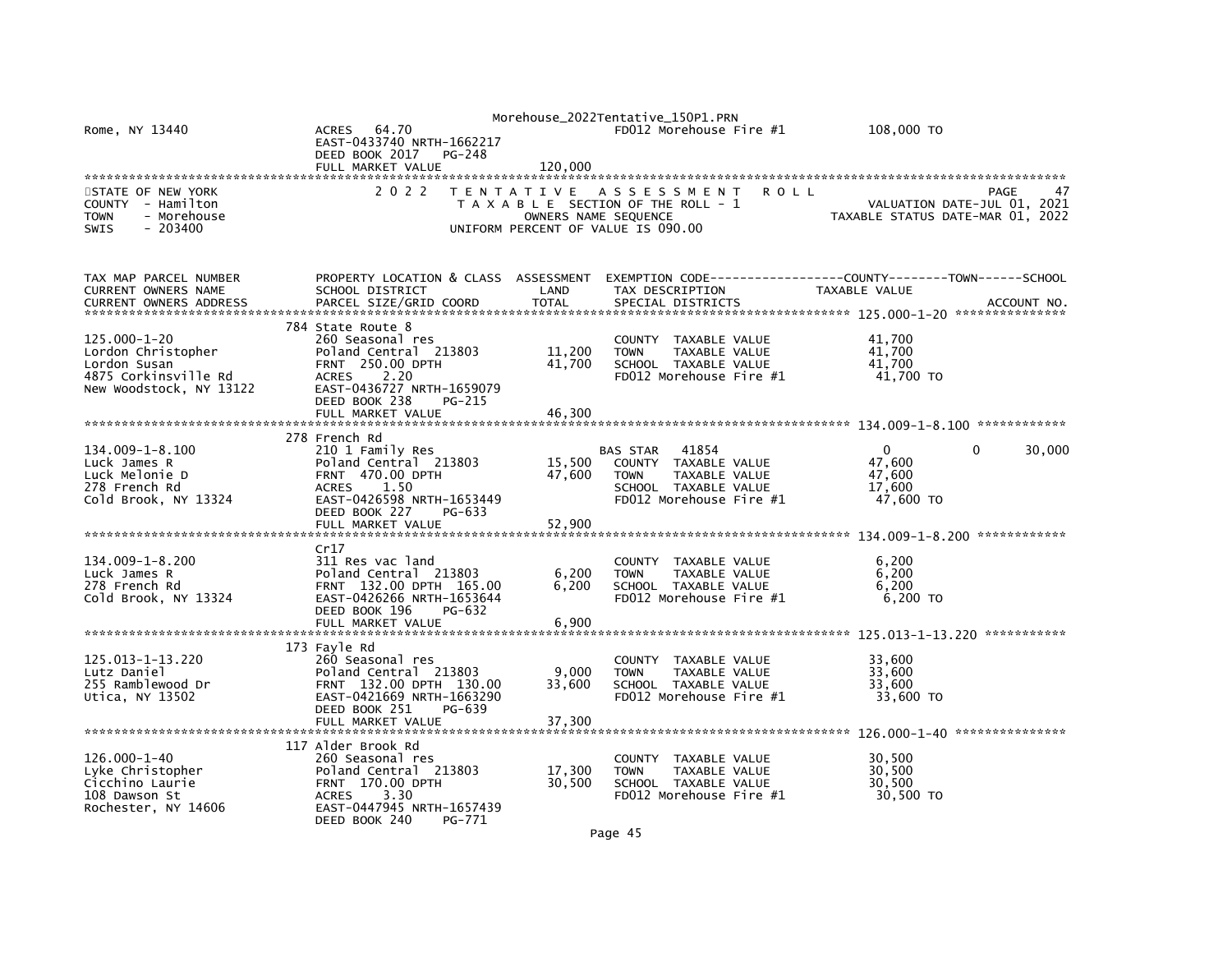Rome, NY 13440 ACRES 64.70 FD012 Morehouse Fire #1 108,000 TO
EAST-0433740 NRTH-1662217
DEED BOOK 2017 PG-248
FULL MARKET VALUE 120,000

STATE OF NEW YORK — 2 0 2 2 TENTATIVE ASSESSMENT ROLL — PAGE 47
COUNTY - Hamilton — TAXABLE SECTION OF THE ROLL - 1 — VALUATION DATE-JUL 01, 2021
TOWN - Morehouse — OWNERS NAME SEQUENCE — TAXABLE STATUS DATE-MAR 01, 2022
SWIS - 203400 — UNIFORM PERCENT OF VALUE IS 090.00

| TAX MAP PARCEL NUMBER / CURRENT OWNERS NAME / CURRENT OWNERS ADDRESS | PROPERTY LOCATION & CLASS / SCHOOL DISTRICT / PARCEL SIZE/GRID COORD | ASSESSMENT LAND / TOTAL | EXEMPTION CODE / TAX DESCRIPTION / SPECIAL DISTRICTS | COUNTY / TAXABLE VALUE | TOWN | SCHOOL / ACCOUNT NO. |
|---|---|---|---|---|---|---|
| **125.000-1-20** | 784 State Route 8 | | | | | |
| 125.000-1-20 | 260 Seasonal res | | COUNTY TAXABLE VALUE | 41,700 | | |
| Lordon Christopher | Poland Central 213803 | 11,200 | TOWN TAXABLE VALUE | 41,700 | | |
| Lordon Susan | FRNT 250.00 DPTH | 41,700 | SCHOOL TAXABLE VALUE | 41,700 | | |
| 4875 Corkinsville Rd | ACRES 2.20 | | FD012 Morehouse Fire #1 | 41,700 TO | | |
| New Woodstock, NY 13122 | EAST-0436727 NRTH-1659079 | | | | | |
| | DEED BOOK 238 PG-215 | | | | | |
| | FULL MARKET VALUE | 46,300 | | | | |
| **134.009-1-8.100** | 278 French Rd | | | | | |
| 134.009-1-8.100 | 210 1 Family Res | | BAS STAR 41854 | 0 | 0 | 30,000 |
| Luck James R | Poland Central 213803 | 15,500 | COUNTY TAXABLE VALUE | 47,600 | | |
| Luck Melonie D | FRNT 470.00 DPTH | 47,600 | TOWN TAXABLE VALUE | 47,600 | | |
| 278 French Rd | ACRES 1.50 | | SCHOOL TAXABLE VALUE | 17,600 | | |
| Cold Brook, NY 13324 | EAST-0426598 NRTH-1653449 | | FD012 Morehouse Fire #1 | 47,600 TO | | |
| | DEED BOOK 227 PG-633 | | | | | |
| | FULL MARKET VALUE | 52,900 | | | | |
| **134.009-1-8.200** | Cr17 | | | | | |
| 134.009-1-8.200 | 311 Res vac land | | COUNTY TAXABLE VALUE | 6,200 | | |
| Luck James R | Poland Central 213803 | 6,200 | TOWN TAXABLE VALUE | 6,200 | | |
| 278 French Rd | FRNT 132.00 DPTH 165.00 | 6,200 | SCHOOL TAXABLE VALUE | 6,200 | | |
| Cold Brook, NY 13324 | EAST-0426266 NRTH-1653644 | | FD012 Morehouse Fire #1 | 6,200 TO | | |
| | DEED BOOK 196 PG-632 | | | | | |
| | FULL MARKET VALUE | 6,900 | | | | |
| **125.013-1-13.220** | 173 Fayle Rd | | | | | |
| 125.013-1-13.220 | 260 Seasonal res | | COUNTY TAXABLE VALUE | 33,600 | | |
| Lutz Daniel | Poland Central 213803 | 9,000 | TOWN TAXABLE VALUE | 33,600 | | |
| 255 Ramblewood Dr | FRNT 132.00 DPTH 130.00 | 33,600 | SCHOOL TAXABLE VALUE | 33,600 | | |
| Utica, NY 13502 | EAST-0421669 NRTH-1663290 | | FD012 Morehouse Fire #1 | 33,600 TO | | |
| | DEED BOOK 251 PG-639 | | | | | |
| | FULL MARKET VALUE | 37,300 | | | | |
| **126.000-1-40** | 117 Alder Brook Rd | | | | | |
| 126.000-1-40 | 260 Seasonal res | | COUNTY TAXABLE VALUE | 30,500 | | |
| Lyke Christopher | Poland Central 213803 | 17,300 | TOWN TAXABLE VALUE | 30,500 | | |
| Cicchino Laurie | FRNT 170.00 DPTH | 30,500 | SCHOOL TAXABLE VALUE | 30,500 | | |
| 108 Dawson St | ACRES 3.30 | | FD012 Morehouse Fire #1 | 30,500 TO | | |
| Rochester, NY 14606 | EAST-0447945 NRTH-1657439 | | | | | |
| | DEED BOOK 240 PG-771 | | | | | |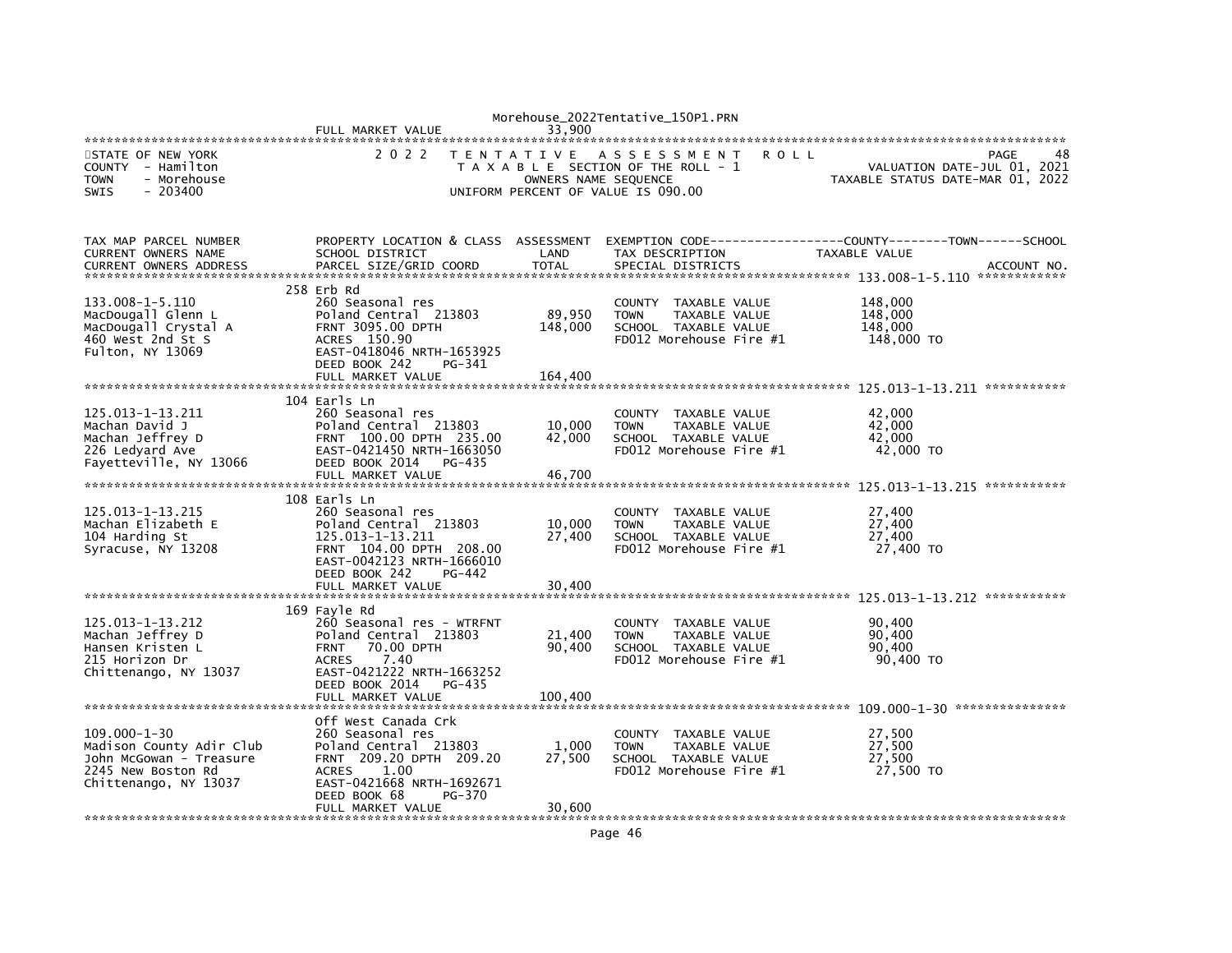FULL MARKET VALUE 33,900

STATE OF NEW YORK
COUNTY - Hamilton
TOWN - Morehouse
SWIS - 203400

2022 TENTATIVE ASSESSMENT ROLL
TAXABLE SECTION OF THE ROLL - 1
OWNERS NAME SEQUENCE
UNIFORM PERCENT OF VALUE IS 090.00

PAGE 48
VALUATION DATE-JUL 01, 2021
TAXABLE STATUS DATE-MAR 01, 2022

| TAX MAP PARCEL NUMBER / CURRENT OWNERS NAME / CURRENT OWNERS ADDRESS | PROPERTY LOCATION & CLASS / SCHOOL DISTRICT / PARCEL SIZE/GRID COORD | ASSESSMENT LAND / TOTAL | EXEMPTION CODE / TAX DESCRIPTION / SPECIAL DISTRICTS | COUNTY--------TOWN------SCHOOL TAXABLE VALUE | ACCOUNT NO. |
|---|---|---|---|---|---|
| 133.008-1-5.110 | 258 Erb Rd | | | | |
| 133.008-1-5.110 | 260 Seasonal res | | COUNTY TAXABLE VALUE | 148,000 | |
| MacDougall Glenn L | Poland Central 213803 | 89,950 | TOWN TAXABLE VALUE | 148,000 | |
| MacDougall Crystal A | FRNT 3095.00 DPTH | 148,000 | SCHOOL TAXABLE VALUE | 148,000 | |
| 460 West 2nd St S | ACRES 150.90 | | FD012 Morehouse Fire #1 | 148,000 TO | |
| Fulton, NY 13069 | EAST-0418046 NRTH-1653925 | | | | |
| | DEED BOOK 242 PG-341 | | | | |
| | FULL MARKET VALUE | 164,400 | | | |
| 125.013-1-13.211 | 104 Earls Ln | | | | |
| 125.013-1-13.211 | 260 Seasonal res | | COUNTY TAXABLE VALUE | 42,000 | |
| Machan David J | Poland Central 213803 | 10,000 | TOWN TAXABLE VALUE | 42,000 | |
| Machan Jeffrey D | FRNT 100.00 DPTH 235.00 | 42,000 | SCHOOL TAXABLE VALUE | 42,000 | |
| 226 Ledyard Ave | EAST-0421450 NRTH-1663050 | | FD012 Morehouse Fire #1 | 42,000 TO | |
| Fayetteville, NY 13066 | DEED BOOK 2014 PG-435 | | | | |
| | FULL MARKET VALUE | 46,700 | | | |
| 125.013-1-13.215 | 108 Earls Ln | | | | |
| 125.013-1-13.215 | 260 Seasonal res | | COUNTY TAXABLE VALUE | 27,400 | |
| Machan Elizabeth E | Poland Central 213803 | 10,000 | TOWN TAXABLE VALUE | 27,400 | |
| 104 Harding St | 125.013-1-13.211 | 27,400 | SCHOOL TAXABLE VALUE | 27,400 | |
| Syracuse, NY 13208 | FRNT 104.00 DPTH 208.00 | | FD012 Morehouse Fire #1 | 27,400 TO | |
| | EAST-0042123 NRTH-1666010 | | | | |
| | DEED BOOK 242 PG-442 | | | | |
| | FULL MARKET VALUE | 30,400 | | | |
| 125.013-1-13.212 | 169 Fayle Rd | | | | |
| 125.013-1-13.212 | 260 Seasonal res - WTRFNT | | COUNTY TAXABLE VALUE | 90,400 | |
| Machan Jeffrey D | Poland Central 213803 | 21,400 | TOWN TAXABLE VALUE | 90,400 | |
| Hansen Kristen L | FRNT 70.00 DPTH | 90,400 | SCHOOL TAXABLE VALUE | 90,400 | |
| 215 Horizon Dr | ACRES 7.40 | | FD012 Morehouse Fire #1 | 90,400 TO | |
| Chittenango, NY 13037 | EAST-0421222 NRTH-1663252 | | | | |
| | DEED BOOK 2014 PG-435 | | | | |
| | FULL MARKET VALUE | 100,400 | | | |
| 109.000-1-30 | Off West Canada Crk | | | | |
| 109.000-1-30 | 260 Seasonal res | | COUNTY TAXABLE VALUE | 27,500 | |
| Madison County Adir Club | Poland Central 213803 | 1,000 | TOWN TAXABLE VALUE | 27,500 | |
| John McGowan - Treasure | FRNT 209.20 DPTH 209.20 | 27,500 | SCHOOL TAXABLE VALUE | 27,500 | |
| 2245 New Boston Rd | ACRES 1.00 | | FD012 Morehouse Fire #1 | 27,500 TO | |
| Chittenango, NY 13037 | EAST-0421668 NRTH-1692671 | | | | |
| | DEED BOOK 68 PG-370 | | | | |
| | FULL MARKET VALUE | 30,600 | | | |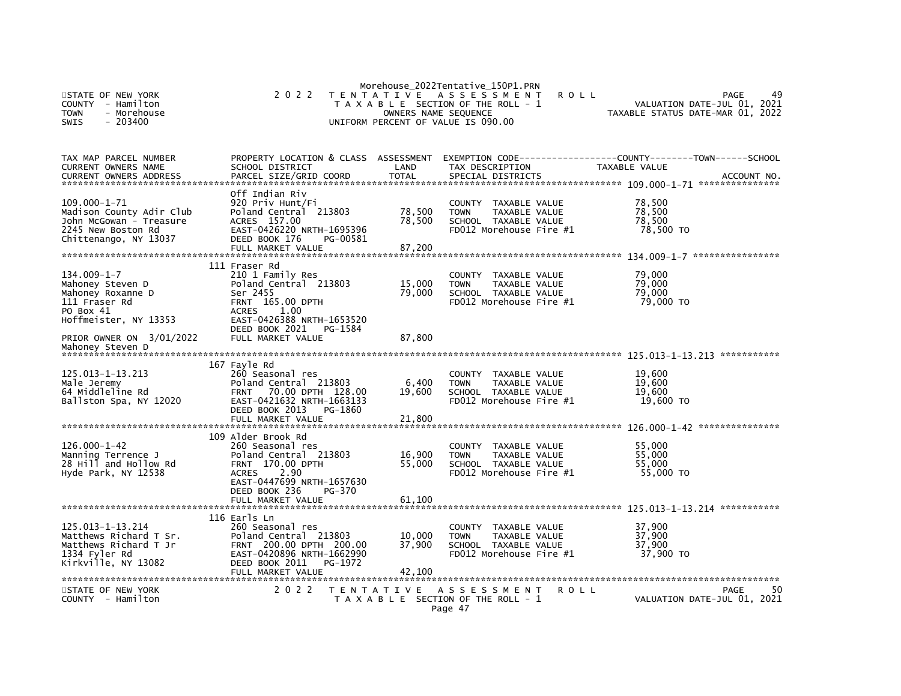Morehouse_2022Tentative_150P1.PRN

STATE OF NEW YORK — 2022 TENTATIVE ASSESSMENT ROLL — PAGE 49
COUNTY - Hamilton — TAXABLE SECTION OF THE ROLL - 1 — VALUATION DATE-JUL 01, 2021
TOWN - Morehouse — OWNERS NAME SEQUENCE — TAXABLE STATUS DATE-MAR 01, 2022
SWIS - 203400 — UNIFORM PERCENT OF VALUE IS 090.00

| TAX MAP PARCEL NUMBER / CURRENT OWNERS NAME / CURRENT OWNERS ADDRESS | PROPERTY LOCATION & CLASS / SCHOOL DISTRICT / PARCEL SIZE/GRID COORD | ASSESSMENT LAND / TOTAL | EXEMPTION CODE / TAX DESCRIPTION / SPECIAL DISTRICTS | COUNTY--------TOWN------SCHOOL TAXABLE VALUE | ACCOUNT NO. |
|---|---|---|---|---|---|
| **109.000-1-71** | Off Indian Riv | | | | |
| 109.000-1-71 | 920 Priv Hunt/Fi | | COUNTY TAXABLE VALUE | 78,500 | |
| Madison County Adir Club | Poland Central 213803 | 78,500 | TOWN TAXABLE VALUE | 78,500 | |
| John McGowan - Treasure | ACRES 157.00 | 78,500 | SCHOOL TAXABLE VALUE | 78,500 | |
| 2245 New Boston Rd | EAST-0426220 NRTH-1695396 | | FD012 Morehouse Fire #1 | 78,500 TO | |
| Chittenango, NY 13037 | DEED BOOK 176 PG-00581 | | | | |
| | FULL MARKET VALUE | 87,200 | | | |
| **134.009-1-7** | 111 Fraser Rd | | | | |
| 134.009-1-7 | 210 1 Family Res | | COUNTY TAXABLE VALUE | 79,000 | |
| Mahoney Steven D | Poland Central 213803 | 15,000 | TOWN TAXABLE VALUE | 79,000 | |
| Mahoney Roxanne D | Ser 2455 | 79,000 | SCHOOL TAXABLE VALUE | 79,000 | |
| 111 Fraser Rd | FRNT 165.00 DPTH | | FD012 Morehouse Fire #1 | 79,000 TO | |
| PO Box 41 | ACRES 1.00 | | | | |
| Hoffmeister, NY 13353 | EAST-0426388 NRTH-1653520 | | | | |
| | DEED BOOK 2021 PG-1584 | | | | |
| PRIOR OWNER ON 3/01/2022 | FULL MARKET VALUE | 87,800 | | | |
| Mahoney Steven D | | | | | |
| **125.013-1-13.213** | 167 Fayle Rd | | | | |
| 125.013-1-13.213 | 260 Seasonal res | | COUNTY TAXABLE VALUE | 19,600 | |
| Male Jeremy | Poland Central 213803 | 6,400 | TOWN TAXABLE VALUE | 19,600 | |
| 64 Middleline Rd | FRNT 70.00 DPTH 128.00 | 19,600 | SCHOOL TAXABLE VALUE | 19,600 | |
| Ballston Spa, NY 12020 | EAST-0421632 NRTH-1663133 | | FD012 Morehouse Fire #1 | 19,600 TO | |
| | DEED BOOK 2013 PG-1860 | | | | |
| | FULL MARKET VALUE | 21,800 | | | |
| **126.000-1-42** | 109 Alder Brook Rd | | | | |
| 126.000-1-42 | 260 Seasonal res | | COUNTY TAXABLE VALUE | 55,000 | |
| Manning Terrence J | Poland Central 213803 | 16,900 | TOWN TAXABLE VALUE | 55,000 | |
| 28 Hill and Hollow Rd | FRNT 170.00 DPTH | 55,000 | SCHOOL TAXABLE VALUE | 55,000 | |
| Hyde Park, NY 12538 | ACRES 2.90 | | FD012 Morehouse Fire #1 | 55,000 TO | |
| | EAST-0447699 NRTH-1657630 | | | | |
| | DEED BOOK 236 PG-370 | | | | |
| | FULL MARKET VALUE | 61,100 | | | |
| **125.013-1-13.214** | 116 Earls Ln | | | | |
| 125.013-1-13.214 | 260 Seasonal res | | COUNTY TAXABLE VALUE | 37,900 | |
| Matthews Richard T Sr. | Poland Central 213803 | 10,000 | TOWN TAXABLE VALUE | 37,900 | |
| Matthews Richard T Jr | FRNT 200.00 DPTH 200.00 | 37,900 | SCHOOL TAXABLE VALUE | 37,900 | |
| 1334 Fyler Rd | EAST-0420896 NRTH-1662990 | | FD012 Morehouse Fire #1 | 37,900 TO | |
| Kirkville, NY 13082 | DEED BOOK 2011 PG-1972 | | | | |
| | FULL MARKET VALUE | 42,100 | | | |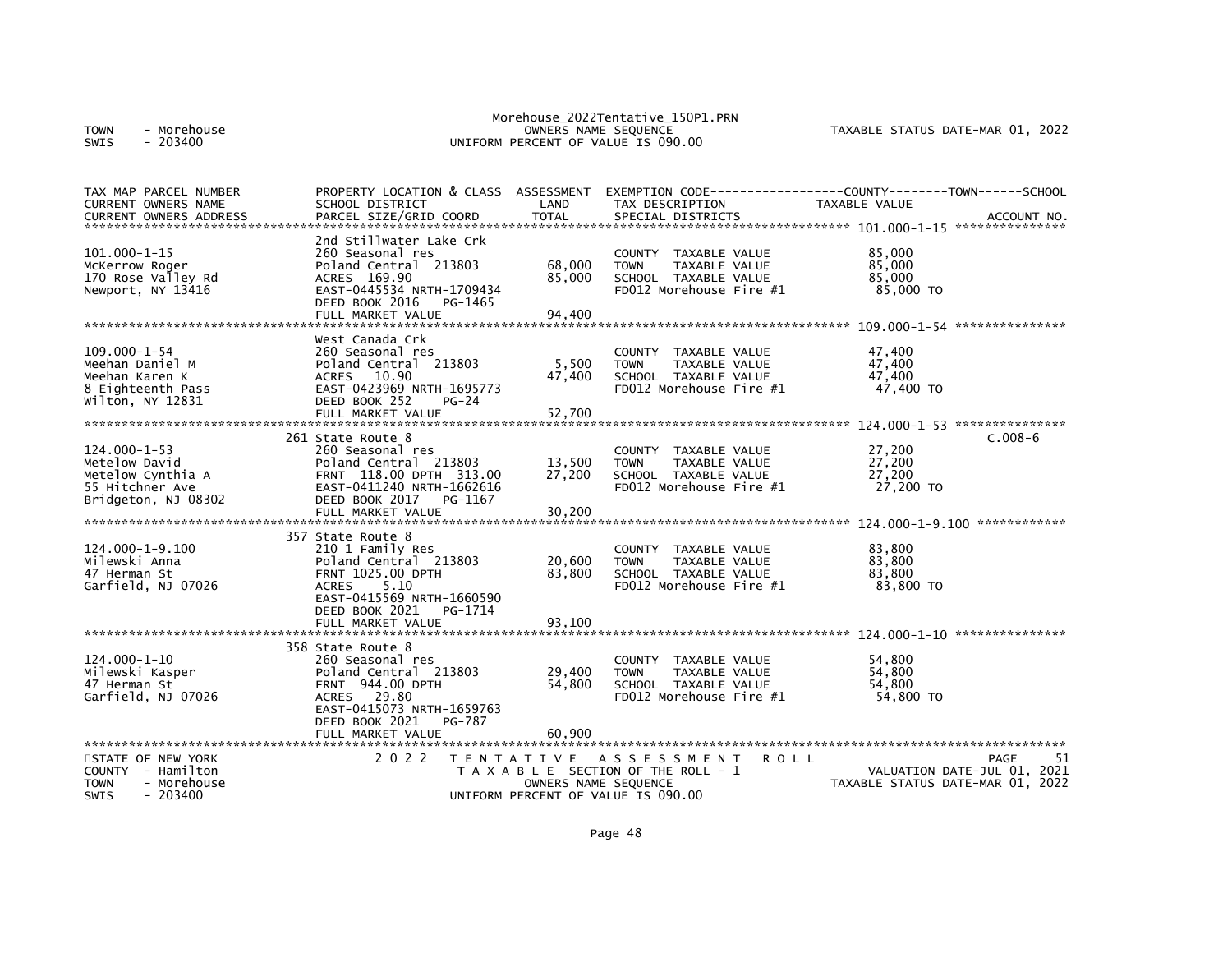Morehouse_2022Tentative_150P1.PRN

TOWN - Morehouse
SWIS - 203400

OWNERS NAME SEQUENCE
UNIFORM PERCENT OF VALUE IS 090.00

TAXABLE STATUS DATE-MAR 01, 2022

| TAX MAP PARCEL NUMBER / CURRENT OWNERS NAME / CURRENT OWNERS ADDRESS | PROPERTY LOCATION & CLASS / SCHOOL DISTRICT / PARCEL SIZE/GRID COORD | ASSESSMENT LAND / TOTAL | EXEMPTION CODE / TAX DESCRIPTION / SPECIAL DISTRICTS | COUNTY--------TOWN------SCHOOL TAXABLE VALUE | ACCOUNT NO. |
|---|---|---|---|---|---|
| **101.000-1-15** | 2nd Stillwater Lake Crk | | | | |
| 101.000-1-15 | 260 Seasonal res | | COUNTY TAXABLE VALUE | 85,000 | |
| McKerrow Roger | Poland Central 213803 | 68,000 | TOWN TAXABLE VALUE | 85,000 | |
| 170 Rose Valley Rd | ACRES 169.90 | 85,000 | SCHOOL TAXABLE VALUE | 85,000 | |
| Newport, NY 13416 | EAST-0445534 NRTH-1709434 | | FD012 Morehouse Fire #1 | 85,000 TO | |
| | DEED BOOK 2016 PG-1465 | | | | |
| | FULL MARKET VALUE | 94,400 | | | |
| **109.000-1-54** | West Canada Crk | | | | |
| 109.000-1-54 | 260 Seasonal res | | COUNTY TAXABLE VALUE | 47,400 | |
| Meehan Daniel M | Poland Central 213803 | 5,500 | TOWN TAXABLE VALUE | 47,400 | |
| Meehan Karen K | ACRES 10.90 | 47,400 | SCHOOL TAXABLE VALUE | 47,400 | |
| 8 Eighteenth Pass | EAST-0423969 NRTH-1695773 | | FD012 Morehouse Fire #1 | 47,400 TO | |
| Wilton, NY 12831 | DEED BOOK 252 PG-24 | | | | |
| | FULL MARKET VALUE | 52,700 | | | |
| **124.000-1-53** | 261 State Route 8 | | | | C.008-6 |
| 124.000-1-53 | 260 Seasonal res | | COUNTY TAXABLE VALUE | 27,200 | |
| Metelow David | Poland Central 213803 | 13,500 | TOWN TAXABLE VALUE | 27,200 | |
| Metelow Cynthia A | FRNT 118.00 DPTH 313.00 | 27,200 | SCHOOL TAXABLE VALUE | 27,200 | |
| 55 Hitchner Ave | EAST-0411240 NRTH-1662616 | | FD012 Morehouse Fire #1 | 27,200 TO | |
| Bridgeton, NJ 08302 | DEED BOOK 2017 PG-1167 | | | | |
| | FULL MARKET VALUE | 30,200 | | | |
| **124.000-1-9.100** | 357 State Route 8 | | | | |
| 124.000-1-9.100 | 210 1 Family Res | | COUNTY TAXABLE VALUE | 83,800 | |
| Milewski Anna | Poland Central 213803 | 20,600 | TOWN TAXABLE VALUE | 83,800 | |
| 47 Herman St | FRNT 1025.00 DPTH | 83,800 | SCHOOL TAXABLE VALUE | 83,800 | |
| Garfield, NJ 07026 | ACRES 5.10 | | FD012 Morehouse Fire #1 | 83,800 TO | |
| | EAST-0415569 NRTH-1660590 | | | | |
| | DEED BOOK 2021 PG-1714 | | | | |
| | FULL MARKET VALUE | 93,100 | | | |
| **124.000-1-10** | 358 State Route 8 | | | | |
| 124.000-1-10 | 260 Seasonal res | | COUNTY TAXABLE VALUE | 54,800 | |
| Milewski Kasper | Poland Central 213803 | 29,400 | TOWN TAXABLE VALUE | 54,800 | |
| 47 Herman St | FRNT 944.00 DPTH | 54,800 | SCHOOL TAXABLE VALUE | 54,800 | |
| Garfield, NJ 07026 | ACRES 29.80 | | FD012 Morehouse Fire #1 | 54,800 TO | |
| | EAST-0415073 NRTH-1659763 | | | | |
| | DEED BOOK 2021 PG-787 | | | | |
| | FULL MARKET VALUE | 60,900 | | | |

STATE OF NEW YORK
COUNTY - Hamilton
TOWN - Morehouse
SWIS - 203400

2022 TENTATIVE ASSESSMENT ROLL
TAXABLE SECTION OF THE ROLL - 1
OWNERS NAME SEQUENCE
UNIFORM PERCENT OF VALUE IS 090.00

PAGE 51
VALUATION DATE-JUL 01, 2021
TAXABLE STATUS DATE-MAR 01, 2022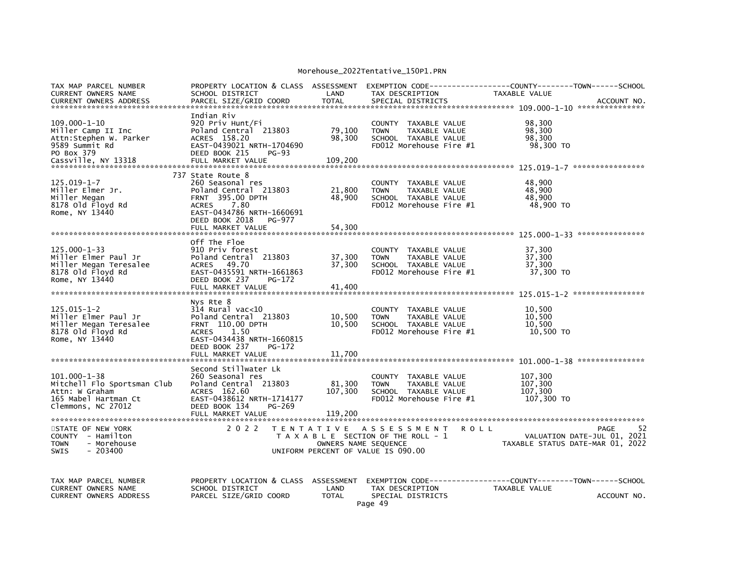| TAX MAP PARCEL NUMBER<br>CURRENT OWNERS NAME<br>CURRENT OWNERS ADDRESS | PROPERTY LOCATION & CLASS<br>SCHOOL DISTRICT<br>PARCEL SIZE/GRID COORD | ASSESSMENT<br>LAND<br>TOTAL | EXEMPTION CODE------------------COUNTY--------TOWN------SCHOOL<br>TAX DESCRIPTION<br>SPECIAL DISTRICTS | TAXABLE VALUE<br><br>ACCOUNT NO. |
|---|---|---|---|---|
| ******** 109.000-1-10 ******** | | | | |
| 109.000-1-10<br>Miller Camp II Inc<br>Attn:Stephen W. Parker<br>9589 Summit Rd<br>PO Box 379<br>Cassville, NY 13318 | Indian Riv<br>920 Priv Hunt/Fi<br>Poland Central 213803<br>ACRES 158.20<br>EAST-0439021 NRTH-1704690<br>DEED BOOK 215 PG-93<br>FULL MARKET VALUE | <br><br>79,100<br>98,300<br><br><br>109,200 | <br>COUNTY TAXABLE VALUE<br>TOWN TAXABLE VALUE<br>SCHOOL TAXABLE VALUE<br>FD012 Morehouse Fire #1 | <br>98,300<br>98,300<br>98,300<br>98,300 TO |
| ******** 125.019-1-7 ******** | | | | |
| 125.019-1-7<br>Miller Elmer Jr.<br>Miller Megan<br>8178 Old Floyd Rd<br>Rome, NY 13440 | 737 State Route 8<br>260 Seasonal res<br>Poland Central 213803<br>FRNT 395.00 DPTH<br>ACRES 7.80<br>EAST-0434786 NRTH-1660691<br>DEED BOOK 2018 PG-977<br>FULL MARKET VALUE | <br><br>21,800<br>48,900<br><br><br><br>54,300 | <br>COUNTY TAXABLE VALUE<br>TOWN TAXABLE VALUE<br>SCHOOL TAXABLE VALUE<br>FD012 Morehouse Fire #1 | <br>48,900<br>48,900<br>48,900<br>48,900 TO |
| ******** 125.000-1-33 ******** | | | | |
| 125.000-1-33<br>Miller Elmer Paul Jr<br>Miller Megan Teresalee<br>8178 Old Floyd Rd<br>Rome, NY 13440 | Off The Floe<br>910 Priv forest<br>Poland Central 213803<br>ACRES 49.70<br>EAST-0435591 NRTH-1661863<br>DEED BOOK 237 PG-172<br>FULL MARKET VALUE | <br><br>37,300<br>37,300<br><br><br>41,400 | <br>COUNTY TAXABLE VALUE<br>TOWN TAXABLE VALUE<br>SCHOOL TAXABLE VALUE<br>FD012 Morehouse Fire #1 | <br>37,300<br>37,300<br>37,300<br>37,300 TO |
| ******** 125.015-1-2 ******** | | | | |
| 125.015-1-2<br>Miller Elmer Paul Jr<br>Miller Megan Teresalee<br>8178 Old Floyd Rd<br>Rome, NY 13440 | Nys Rte 8<br>314 Rural vac<10<br>Poland Central 213803<br>FRNT 110.00 DPTH<br>ACRES 1.50<br>EAST-0434438 NRTH-1660815<br>DEED BOOK 237 PG-172<br>FULL MARKET VALUE | <br><br>10,500<br>10,500<br><br><br><br>11,700 | <br>COUNTY TAXABLE VALUE<br>TOWN TAXABLE VALUE<br>SCHOOL TAXABLE VALUE<br>FD012 Morehouse Fire #1 | <br>10,500<br>10,500<br>10,500<br>10,500 TO |
| ******** 101.000-1-38 ******** | | | | |
| 101.000-1-38<br>Mitchell Flo Sportsman Club<br>Attn: W Graham<br>165 Mabel Hartman Ct<br>Clemmons, NC 27012 | Second Stillwater Lk<br>260 Seasonal res<br>Poland Central 213803<br>ACRES 162.60<br>EAST-0438612 NRTH-1714177<br>DEED BOOK 134 PG-269<br>FULL MARKET VALUE | <br><br>81,300<br>107,300<br><br><br>119,200 | <br>COUNTY TAXABLE VALUE<br>TOWN TAXABLE VALUE<br>SCHOOL TAXABLE VALUE<br>FD012 Morehouse Fire #1 | <br>107,300<br>107,300<br>107,300<br>107,300 TO |

STATE OF NEW YORK
COUNTY - Hamilton
TOWN - Morehouse
SWIS - 203400

2 0 2 2 T E N T A T I V E A S S E S S M E N T R O L L
T A X A B L E SECTION OF THE ROLL - 1
OWNERS NAME SEQUENCE
UNIFORM PERCENT OF VALUE IS 090.00

PAGE 52
VALUATION DATE-JUL 01, 2021
TAXABLE STATUS DATE-MAR 01, 2022

| TAX MAP PARCEL NUMBER<br>CURRENT OWNERS NAME<br>CURRENT OWNERS ADDRESS | PROPERTY LOCATION & CLASS<br>SCHOOL DISTRICT<br>PARCEL SIZE/GRID COORD | ASSESSMENT<br>LAND<br>TOTAL | EXEMPTION CODE------------------COUNTY--------TOWN------SCHOOL<br>TAX DESCRIPTION<br>SPECIAL DISTRICTS | TAXABLE VALUE<br><br>ACCOUNT NO. |
|---|---|---|---|---|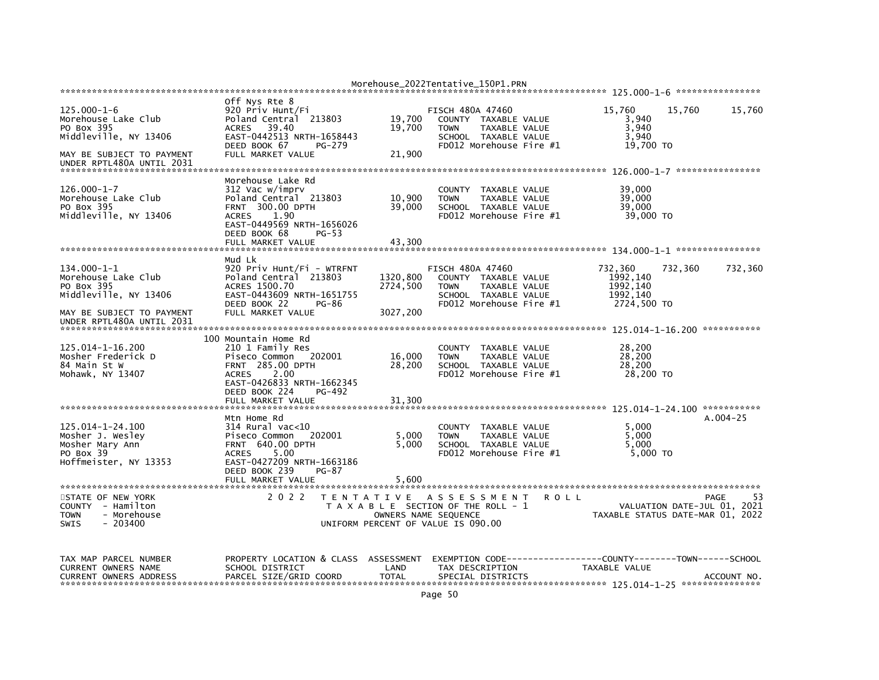```
************************************************************************************************* 125.000-1-6 ****************
                              Off Nys Rte 8
125.000-1-6                   920 Priv Hunt/Fi                   FISCH 480A 47460              15,760     15,760      15,760
Morehouse Lake Club           Poland Central  213803      19,700   COUNTY  TAXABLE VALUE          3,940
PO Box 395                    ACRES   39.40               19,700   TOWN    TAXABLE VALUE          3,940
Middleville, NY 13406         EAST-0442513 NRTH-1658443            SCHOOL  TAXABLE VALUE          3,940
                              DEED BOOK 67     PG-279              FD012 Morehouse Fire #1        19,700 TO
MAY BE SUBJECT TO PAYMENT     FULL MARKET VALUE           21,900
UNDER RPTL480A UNTIL 2031
************************************************************************************************* 126.000-1-7 ****************
                              Morehouse Lake Rd
126.000-1-7                   312 Vac w/imprv                      COUNTY  TAXABLE VALUE         39,000
Morehouse Lake Club           Poland Central  213803      10,900   TOWN    TAXABLE VALUE         39,000
PO Box 395                    FRNT  300.00 DPTH           39,000   SCHOOL  TAXABLE VALUE         39,000
Middleville, NY 13406         ACRES    1.90                        FD012 Morehouse Fire #1        39,000 TO
                              EAST-0449569 NRTH-1656026
                              DEED BOOK 68     PG-53
                              FULL MARKET VALUE           43,300
************************************************************************************************* 134.000-1-1 ****************
                              Mud Lk
134.000-1-1                   920 Priv Hunt/Fi - WTRFNT          FISCH 480A 47460             732,360    732,360     732,360
Morehouse Lake Club           Poland Central  213803    1320,800   COUNTY  TAXABLE VALUE       1992,140
PO Box 395                    ACRES 1500.70             2724,500   TOWN    TAXABLE VALUE       1992,140
Middleville, NY 13406         EAST-0443609 NRTH-1651755            SCHOOL  TAXABLE VALUE       1992,140
                              DEED BOOK 22     PG-86               FD012 Morehouse Fire #1      2724,500 TO
MAY BE SUBJECT TO PAYMENT     FULL MARKET VALUE         3027,200
UNDER RPTL480A UNTIL 2031
************************************************************************************************* 125.014-1-16.200 ***********
                              100 Mountain Home Rd
125.014-1-16.200              210 1 Family Res                     COUNTY  TAXABLE VALUE         28,200
Mosher Frederick D            Piseco Common   202001      16,000   TOWN    TAXABLE VALUE         28,200
84 Main St W                  FRNT  285.00 DPTH           28,200   SCHOOL  TAXABLE VALUE         28,200
Mohawk, NY 13407              ACRES    2.00                        FD012 Morehouse Fire #1        28,200 TO
                              EAST-0426833 NRTH-1662345
                              DEED BOOK 224    PG-492
                              FULL MARKET VALUE           31,300
************************************************************************************************* 125.014-1-24.100 ***********
                              Mtn Home Rd                                                                              A.004-25
125.014-1-24.100              314 Rural vac<10                     COUNTY  TAXABLE VALUE          5,000
Mosher J. Wesley              Piseco Common   202001       5,000   TOWN    TAXABLE VALUE          5,000
Mosher Mary Ann               FRNT  640.00 DPTH            5,000   SCHOOL  TAXABLE VALUE          5,000
PO Box 39                     ACRES    5.00                        FD012 Morehouse Fire #1         5,000 TO
Hoffmeister, NY 13353         EAST-0427209 NRTH-1663186
                              DEED BOOK 239    PG-87
                              FULL MARKET VALUE            5,600
*******************************************************************************************************************************
STATE OF NEW YORK                2 0 2 2   T E N T A T I V E   A S S E S S M E N T   R O L L                        PAGE    53
COUNTY  - Hamilton                       T A X A B L E  SECTION OF THE ROLL - 1                      VALUATION DATE-JUL 01, 2021
TOWN    - Morehouse                             OWNERS NAME SEQUENCE                            TAXABLE STATUS DATE-MAR 01, 2022
SWIS    - 203400                          UNIFORM PERCENT OF VALUE IS 090.00


TAX MAP PARCEL NUMBER         PROPERTY LOCATION & CLASS  ASSESSMENT  EXEMPTION CODE------------------COUNTY--------TOWN------SCHOOL
CURRENT OWNERS NAME           SCHOOL DISTRICT               LAND      TAX DESCRIPTION              TAXABLE VALUE
CURRENT OWNERS ADDRESS        PARCEL SIZE/GRID COORD        TOTAL     SPECIAL DISTRICTS                                 ACCOUNT NO.
************************************************************************************************* 125.014-1-25 ***************
```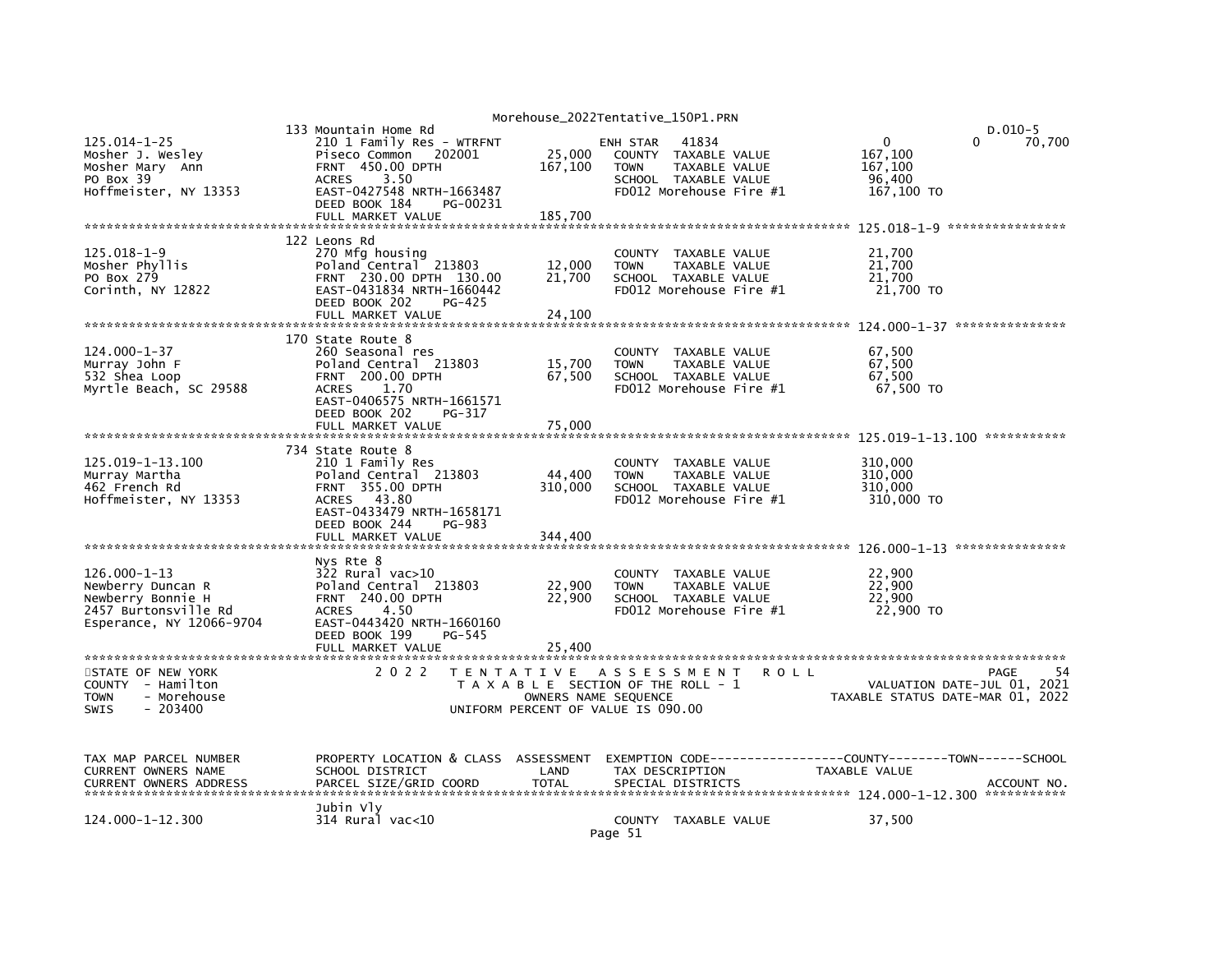```
                                                    133 Mountain Home Rd                                                                              D.010-5
125.014-1-25                   210 1 Family Res - WTRFNT          ENH STAR    41834                     0             0         70,700
Mosher J. Wesley               Piseco Common   202001       25,000   COUNTY  TAXABLE VALUE         167,100
Mosher Mary  Ann               FRNT  450.00 DPTH           167,100   TOWN    TAXABLE VALUE         167,100
PO Box 39                      ACRES    3.50                         SCHOOL  TAXABLE VALUE          96,400
Hoffmeister, NY 13353          EAST-0427548 NRTH-1663487             FD012 Morehouse Fire #1       167,100 TO
                               DEED BOOK 184    PG-00231
                               FULL MARKET VALUE           185,700
******************************************************************************************************* 125.018-1-9 ****************
                               122 Leons Rd
125.018-1-9                    270 Mfg housing                       COUNTY  TAXABLE VALUE          21,700
Mosher Phyllis                 Poland Central  213803       12,000   TOWN    TAXABLE VALUE          21,700
PO Box 279                     FRNT  230.00 DPTH  130.00    21,700   SCHOOL  TAXABLE VALUE          21,700
Corinth, NY 12822              EAST-0431834 NRTH-1660442             FD012 Morehouse Fire #1        21,700 TO
                               DEED BOOK 202    PG-425
                               FULL MARKET VALUE            24,100
******************************************************************************************************* 124.000-1-37 ***************
                               170 State Route 8
124.000-1-37                   260 Seasonal res                      COUNTY  TAXABLE VALUE          67,500
Murray John F                  Poland Central  213803       15,700   TOWN    TAXABLE VALUE          67,500
532 Shea Loop                  FRNT  200.00 DPTH            67,500   SCHOOL  TAXABLE VALUE          67,500
Myrtle Beach, SC 29588         ACRES    1.70                         FD012 Morehouse Fire #1        67,500 TO
                               EAST-0406575 NRTH-1661571
                               DEED BOOK 202    PG-317
                               FULL MARKET VALUE            75,000
******************************************************************************************************* 125.019-1-13.100 ***********
                               734 State Route 8
125.019-1-13.100               210 1 Family Res                      COUNTY  TAXABLE VALUE         310,000
Murray Martha                  Poland Central  213803       44,400   TOWN    TAXABLE VALUE         310,000
462 French Rd                  FRNT  355.00 DPTH           310,000   SCHOOL  TAXABLE VALUE         310,000
Hoffmeister, NY 13353          ACRES   43.80                         FD012 Morehouse Fire #1       310,000 TO
                               EAST-0433479 NRTH-1658171
                               DEED BOOK 244    PG-983
                               FULL MARKET VALUE           344,400
******************************************************************************************************* 126.000-1-13 ***************
                               Nys Rte 8
126.000-1-13                   322 Rural vac>10                      COUNTY  TAXABLE VALUE          22,900
Newberry Duncan R              Poland Central  213803       22,900   TOWN    TAXABLE VALUE          22,900
Newberry Bonnie H              FRNT  240.00 DPTH            22,900   SCHOOL  TAXABLE VALUE          22,900
2457 Burtonsville Rd           ACRES    4.50                         FD012 Morehouse Fire #1        22,900 TO
Esperance, NY 12066-9704       EAST-0443420 NRTH-1660160
                               DEED BOOK 199    PG-545
                               FULL MARKET VALUE            25,400
************************************************************************************************************************************
STATE OF NEW YORK                 2 0 2 2   T E N T A T I V E   A S S E S S M E N T   R O L L                              PAGE    54
COUNTY  - Hamilton                              T A X A B L E  SECTION OF THE ROLL - 1                    VALUATION DATE-JUL 01, 2021
TOWN    - Morehouse                                  OWNERS NAME SEQUENCE                          TAXABLE STATUS DATE-MAR 01, 2022
SWIS    - 203400                                UNIFORM PERCENT OF VALUE IS 090.00


TAX MAP PARCEL NUMBER          PROPERTY LOCATION & CLASS  ASSESSMENT  EXEMPTION CODE------------------COUNTY--------TOWN------SCHOOL
CURRENT OWNERS NAME            SCHOOL DISTRICT               LAND      TAX DESCRIPTION             TAXABLE VALUE
CURRENT OWNERS ADDRESS         PARCEL SIZE/GRID COORD        TOTAL     SPECIAL DISTRICTS                                    ACCOUNT NO.
******************************************************************************************************* 124.000-1-12.300 ***********
                               Jubin Vly
124.000-1-12.300               314 Rural vac<10                      COUNTY  TAXABLE VALUE          37,500
```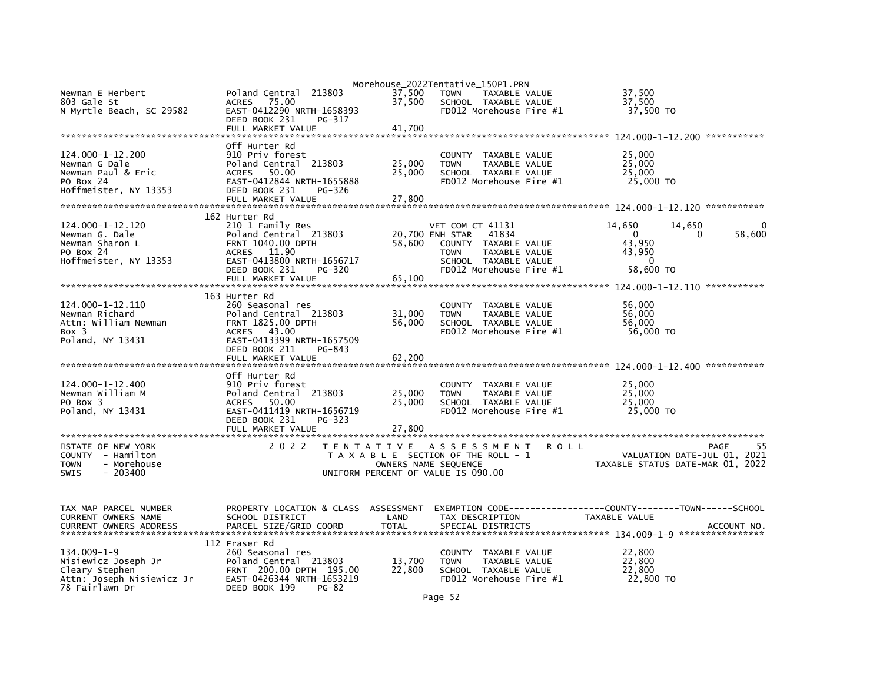Newman E Herbert | Poland Central 213803 | 37,500 | TOWN TAXABLE VALUE | 37,500
803 Gale St | ACRES 75.00 | 37,500 | SCHOOL TAXABLE VALUE | 37,500
N Myrtle Beach, SC 29582 | EAST-0412290 NRTH-1658393 | | FD012 Morehouse Fire #1 | 37,500 TO
| DEED BOOK 231 PG-317 | | |
| FULL MARKET VALUE | 41,700 | |

******************************************************************************************************* 124.000-1-12.200 ***********

```
                          Off Hurter Rd
124.000-1-12.200          910 Priv forest                          COUNTY  TAXABLE VALUE          25,000
Newman G Dale             Poland Central  213803       25,000      TOWN    TAXABLE VALUE          25,000
Newman Paul & Eric        ACRES   50.00                25,000      SCHOOL  TAXABLE VALUE          25,000
PO Box 24                 EAST-0412844 NRTH-1655888                FD012 Morehouse Fire #1         25,000 TO
Hoffmeister, NY 13353     DEED BOOK 231     PG-326
                          FULL MARKET VALUE            27,800
******************************************************************************************************* 124.000-1-12.120 ***********
                          162 Hurter Rd
124.000-1-12.120          210 1 Family Res                         VET COM CT 41131           14,650      14,650           0
Newman G. Dale            Poland Central  213803       20,700 ENH STAR    41834                   0           0       58,600
Newman Sharon L           FRNT 1040.00 DPTH            58,600      COUNTY  TAXABLE VALUE          43,950
PO Box 24                 ACRES   11.90                            TOWN    TAXABLE VALUE          43,950
Hoffmeister, NY 13353     EAST-0413800 NRTH-1656717                SCHOOL  TAXABLE VALUE               0
                          DEED BOOK 231     PG-320                 FD012 Morehouse Fire #1         58,600 TO
                          FULL MARKET VALUE            65,100
******************************************************************************************************* 124.000-1-12.110 ***********
                          163 Hurter Rd
124.000-1-12.110          260 Seasonal res                         COUNTY  TAXABLE VALUE          56,000
Newman Richard            Poland Central  213803       31,000      TOWN    TAXABLE VALUE          56,000
Attn: William Newman      FRNT 1825.00 DPTH            56,000      SCHOOL  TAXABLE VALUE          56,000
Box 3                     ACRES   43.00                            FD012 Morehouse Fire #1         56,000 TO
Poland, NY 13431          EAST-0413399 NRTH-1657509
                          DEED BOOK 211     PG-843
                          FULL MARKET VALUE            62,200
******************************************************************************************************* 124.000-1-12.400 ***********
                          Off Hurter Rd
124.000-1-12.400          910 Priv forest                          COUNTY  TAXABLE VALUE          25,000
Newman William M          Poland Central  213803       25,000      TOWN    TAXABLE VALUE          25,000
PO Box 3                  ACRES   50.00                25,000      SCHOOL  TAXABLE VALUE          25,000
Poland, NY 13431          EAST-0411419 NRTH-1656719                FD012 Morehouse Fire #1         25,000 TO
                          DEED BOOK 231     PG-323
                          FULL MARKET VALUE            27,800
*************************************************************************************************************************************
STATE OF NEW YORK              2 0 2 2   T E N T A T I V E   A S S E S S M E N T   R O L L                         PAGE     55
COUNTY  - Hamilton                        T A X A B L E  SECTION OF THE ROLL - 1                  VALUATION DATE-JUL 01, 2021
TOWN    - Morehouse                          OWNERS NAME SEQUENCE                           TAXABLE STATUS DATE-MAR 01, 2022
SWIS    - 203400                        UNIFORM PERCENT OF VALUE IS 090.00


TAX MAP PARCEL NUMBER     PROPERTY LOCATION & CLASS  ASSESSMENT  EXEMPTION CODE------------------COUNTY--------TOWN------SCHOOL
CURRENT OWNERS NAME       SCHOOL DISTRICT               LAND     TAX DESCRIPTION             TAXABLE VALUE
CURRENT OWNERS ADDRESS    PARCEL SIZE/GRID COORD       TOTAL     SPECIAL DISTRICTS                                  ACCOUNT NO.
******************************************************************************************************* 134.009-1-9 ****************
                          112 Fraser Rd
134.009-1-9               260 Seasonal res                         COUNTY  TAXABLE VALUE          22,800
Nisiewicz Joseph Jr       Poland Central  213803       13,700      TOWN    TAXABLE VALUE          22,800
Cleary Stephen            FRNT  200.00 DPTH  195.00    22,800      SCHOOL  TAXABLE VALUE          22,800
Attn: Joseph Nisiewicz Jr EAST-0426344 NRTH-1653219                FD012 Morehouse Fire #1         22,800 TO
78 Fairlawn Dr            DEED BOOK 199     PG-82
```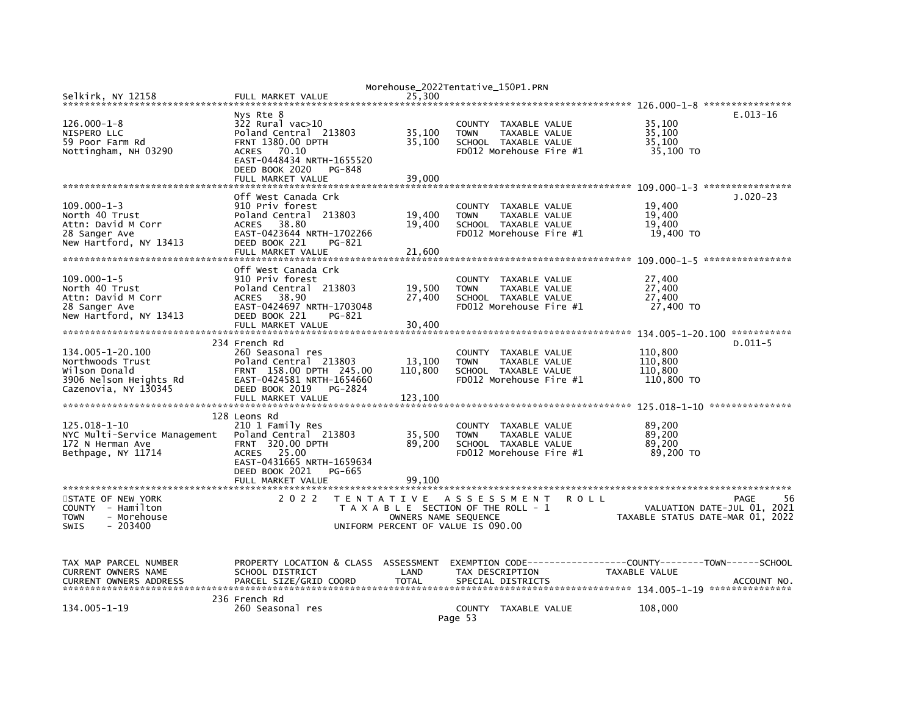```
Selkirk, NY 12158              FULL MARKET VALUE              25,300
******************************************************************************************************* 126.000-1-8 ****************
                               Nys Rte 8                                                                                  E.013-16
126.000-1-8                    322 Rural vac>10                        COUNTY  TAXABLE VALUE             35,100
NISPERO LLC                    Poland Central  213803      35,100      TOWN    TAXABLE VALUE             35,100
59 Poor Farm Rd                FRNT 1380.00 DPTH           35,100      SCHOOL  TAXABLE VALUE             35,100
Nottingham, NH 03290           ACRES   70.10                           FD012 Morehouse Fire #1            35,100 TO
                               EAST-0448434 NRTH-1655520
                               DEED BOOK 2020    PG-848
                               FULL MARKET VALUE           39,000
******************************************************************************************************* 109.000-1-3 ****************
                               Off West Canada Crk                                                                        J.020-23
109.000-1-3                    910 Priv forest                         COUNTY  TAXABLE VALUE             19,400
North 40 Trust                 Poland Central  213803      19,400      TOWN    TAXABLE VALUE             19,400
Attn: David M Corr             ACRES   38.80               19,400      SCHOOL  TAXABLE VALUE             19,400
28 Sanger Ave                  EAST-0423644 NRTH-1702266               FD012 Morehouse Fire #1            19,400 TO
New Hartford, NY 13413         DEED BOOK 221     PG-821
                               FULL MARKET VALUE           21,600
******************************************************************************************************* 109.000-1-5 ****************
                               Off West Canada Crk
109.000-1-5                    910 Priv forest                         COUNTY  TAXABLE VALUE             27,400
North 40 Trust                 Poland Central  213803      19,500      TOWN    TAXABLE VALUE             27,400
Attn: David M Corr             ACRES   38.90               27,400      SCHOOL  TAXABLE VALUE             27,400
28 Sanger Ave                  EAST-0424697 NRTH-1703048               FD012 Morehouse Fire #1            27,400 TO
New Hartford, NY 13413         DEED BOOK 221     PG-821
                               FULL MARKET VALUE           30,400
******************************************************************************************************* 134.005-1-20.100 ***********
                               234 French Rd                                                                              D.011-5
134.005-1-20.100               260 Seasonal res                        COUNTY  TAXABLE VALUE            110,800
Northwoods Trust               Poland Central  213803      13,100      TOWN    TAXABLE VALUE            110,800
Wilson Donald                  FRNT  158.00 DPTH  245.00  110,800      SCHOOL  TAXABLE VALUE            110,800
3906 Nelson Heights Rd         EAST-0424581 NRTH-1654660               FD012 Morehouse Fire #1           110,800 TO
Cazenovia, NY 130345           DEED BOOK 2019    PG-2824
                               FULL MARKET VALUE          123,100
******************************************************************************************************* 125.018-1-10 ***************
                               128 Leons Rd
125.018-1-10                   210 1 Family Res                        COUNTY  TAXABLE VALUE             89,200
NYC Multi-Service Management   Poland Central  213803      35,500      TOWN    TAXABLE VALUE             89,200
172 N Herman Ave               FRNT  320.00 DPTH           89,200      SCHOOL  TAXABLE VALUE             89,200
Bethpage, NY 11714             ACRES   25.00                           FD012 Morehouse Fire #1            89,200 TO
                               EAST-0431665 NRTH-1659634
                               DEED BOOK 2021    PG-665
                               FULL MARKET VALUE           99,100
************************************************************************************************************************************
STATE OF NEW YORK                2 0 2 2   T E N T A T I V E   A S S E S S M E N T   R O L L                             PAGE    56
COUNTY  - Hamilton                          T A X A B L E  SECTION OF THE ROLL - 1                   VALUATION DATE-JUL 01, 2021
TOWN    - Morehouse                              OWNERS NAME SEQUENCE                            TAXABLE STATUS DATE-MAR 01, 2022
SWIS    - 203400                           UNIFORM PERCENT OF VALUE IS 090.00


TAX MAP PARCEL NUMBER          PROPERTY LOCATION & CLASS  ASSESSMENT  EXEMPTION CODE------------------COUNTY--------TOWN------SCHOOL
CURRENT OWNERS NAME            SCHOOL DISTRICT               LAND      TAX DESCRIPTION              TAXABLE VALUE
CURRENT OWNERS ADDRESS         PARCEL SIZE/GRID COORD        TOTAL     SPECIAL DISTRICTS                                   ACCOUNT NO.
******************************************************************************************************* 134.005-1-19 ***************
                               236 French Rd
134.005-1-19                   260 Seasonal res                        COUNTY  TAXABLE VALUE            108,000
```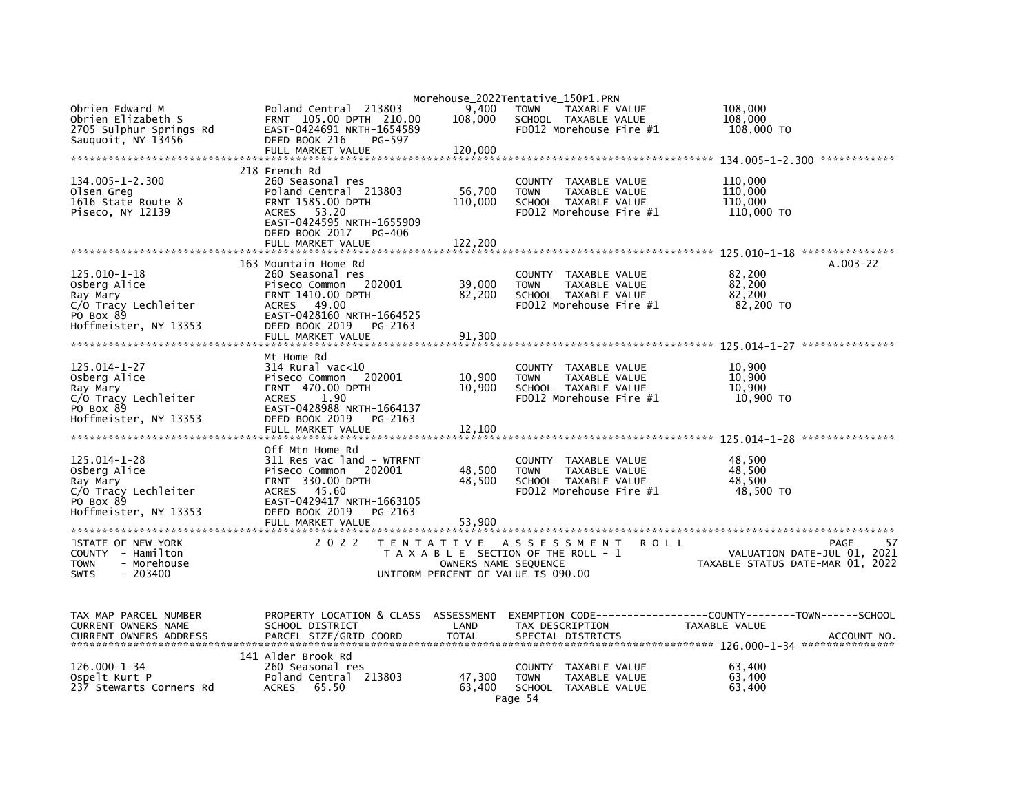```
                                            Morehouse_2022Tentative_150P1.PRN
Obrien Edward M                Poland Central  213803         9,400    TOWN     TAXABLE VALUE              108,000
Obrien Elizabeth S             FRNT  105.00 DPTH  210.00    108,000    SCHOOL  TAXABLE VALUE              108,000
2705 Sulphur Springs Rd        EAST-0424691 NRTH-1654589               FD012 Morehouse Fire #1             108,000 TO
Sauquoit, NY 13456             DEED BOOK 216     PG-597
                               FULL MARKET VALUE            120,000
******************************************************************************************************* 134.005-1-2.300 ************
                               218 French Rd
134.005-1-2.300                260 Seasonal res                        COUNTY  TAXABLE VALUE              110,000
Olsen Greg                     Poland Central  213803        56,700    TOWN     TAXABLE VALUE              110,000
1616 State Route 8             FRNT 1585.00 DPTH            110,000    SCHOOL  TAXABLE VALUE              110,000
Piseco, NY 12139               ACRES   53.20                           FD012 Morehouse Fire #1             110,000 TO
                               EAST-0424595 NRTH-1655909
                               DEED BOOK 2017    PG-406
                               FULL MARKET VALUE            122,200
******************************************************************************************************* 125.010-1-18 ***************
                               163 Mountain Home Rd                                                                    A.003-22
125.010-1-18                   260 Seasonal res                        COUNTY  TAXABLE VALUE               82,200
Osberg Alice                   Piseco Common   202001        39,000    TOWN     TAXABLE VALUE               82,200
Ray Mary                       FRNT 1410.00 DPTH             82,200    SCHOOL  TAXABLE VALUE               82,200
C/O Tracy Lechleiter           ACRES   49.00                           FD012 Morehouse Fire #1              82,200 TO
PO Box 89                      EAST-0428160 NRTH-1664525
Hoffmeister, NY 13353          DEED BOOK 2019    PG-2163
                               FULL MARKET VALUE             91,300
******************************************************************************************************* 125.014-1-27 ***************
                               Mt Home Rd
125.014-1-27                   314 Rural vac<10                        COUNTY  TAXABLE VALUE               10,900
Osberg Alice                   Piseco Common   202001        10,900    TOWN     TAXABLE VALUE               10,900
Ray Mary                       FRNT  470.00 DPTH             10,900    SCHOOL  TAXABLE VALUE               10,900
C/O Tracy Lechleiter           ACRES    1.90                           FD012 Morehouse Fire #1              10,900 TO
PO Box 89                      EAST-0428988 NRTH-1664137
Hoffmeister, NY 13353          DEED BOOK 2019    PG-2163
                               FULL MARKET VALUE             12,100
******************************************************************************************************* 125.014-1-28 ***************
                               Off Mtn Home Rd
125.014-1-28                   311 Res vac land - WTRFNT               COUNTY  TAXABLE VALUE               48,500
Osberg Alice                   Piseco Common   202001        48,500    TOWN     TAXABLE VALUE               48,500
Ray Mary                       FRNT  330.00 DPTH             48,500    SCHOOL  TAXABLE VALUE               48,500
C/O Tracy Lechleiter           ACRES   45.60                           FD012 Morehouse Fire #1              48,500 TO
PO Box 89                      EAST-0429417 NRTH-1663105
Hoffmeister, NY 13353          DEED BOOK 2019    PG-2163
                               FULL MARKET VALUE             53,900
************************************************************************************************************************************
STATE OF NEW YORK                   2 0 2 2   T E N T A T I V E   A S S E S S M E N T   R O L L                            PAGE    57
COUNTY  - Hamilton                             T A X A B L E  SECTION OF THE ROLL - 1                   VALUATION DATE-JUL 01, 2021
TOWN    - Morehouse                               OWNERS NAME SEQUENCE                              TAXABLE STATUS DATE-MAR 01, 2022
SWIS    - 203400                               UNIFORM PERCENT OF VALUE IS 090.00


TAX MAP PARCEL NUMBER          PROPERTY LOCATION & CLASS  ASSESSMENT  EXEMPTION CODE------------------COUNTY--------TOWN------SCHOOL
CURRENT OWNERS NAME            SCHOOL DISTRICT               LAND      TAX DESCRIPTION             TAXABLE VALUE
CURRENT OWNERS ADDRESS         PARCEL SIZE/GRID COORD        TOTAL     SPECIAL DISTRICTS                                  ACCOUNT NO.
******************************************************************************************************* 126.000-1-34 ***************
                               141 Alder Brook Rd
126.000-1-34                   260 Seasonal res                        COUNTY  TAXABLE VALUE               63,400
Ospelt Kurt P                  Poland Central  213803        47,300    TOWN     TAXABLE VALUE               63,400
237 Stewarts Corners Rd        ACRES   65.50                 63,400    SCHOOL  TAXABLE VALUE               63,400
```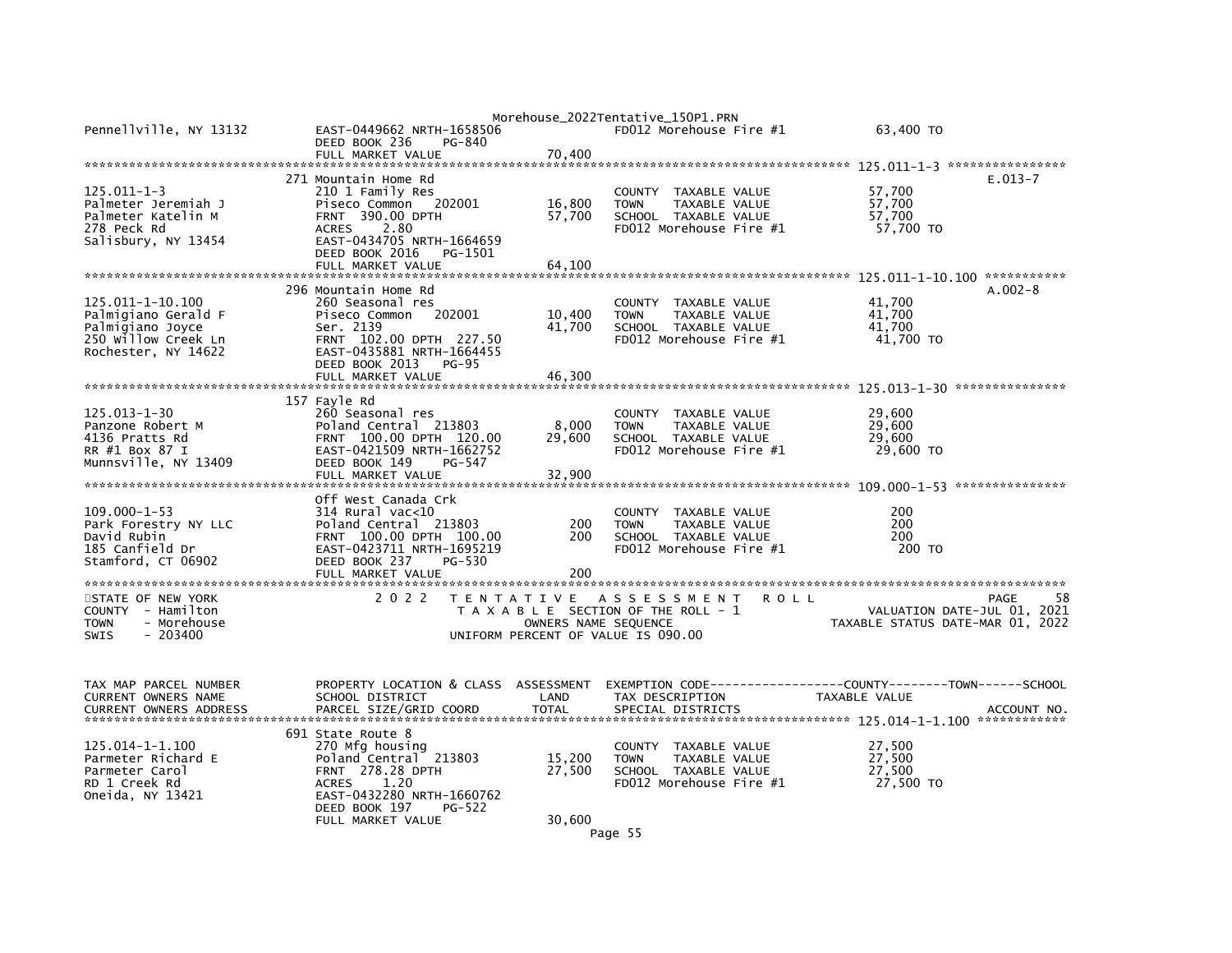```
Pennellville, NY 13132         EAST-0449662 NRTH-1658506                    FD012 Morehouse Fire #1           63,400 TO
                               DEED BOOK 236     PG-840
                               FULL MARKET VALUE                 70,400
******************************************************************************************************* 125.011-1-3 ****************
                               271 Mountain Home Rd                                                                      E.013-7
125.011-1-3                    210 1 Family Res                              COUNTY  TAXABLE VALUE              57,700
Palmeter Jeremiah J            Piseco Common   202001          16,800        TOWN    TAXABLE VALUE              57,700
Palmeter Katelin M             FRNT  390.00 DPTH               57,700        SCHOOL  TAXABLE VALUE              57,700
278 Peck Rd                    ACRES    2.80                                 FD012 Morehouse Fire #1             57,700 TO
Salisbury, NY 13454            EAST-0434705 NRTH-1664659
                               DEED BOOK 2016    PG-1501
                               FULL MARKET VALUE                 64,100
******************************************************************************************************* 125.011-1-10.100 ***********
                               296 Mountain Home Rd                                                                      A.002-8
125.011-1-10.100               260 Seasonal res                              COUNTY  TAXABLE VALUE              41,700
Palmigiano Gerald F            Piseco Common   202001          10,400        TOWN    TAXABLE VALUE              41,700
Palmigiano Joyce               Ser. 2139                       41,700        SCHOOL  TAXABLE VALUE              41,700
250 Willow Creek Ln            FRNT  102.00 DPTH  227.50                     FD012 Morehouse Fire #1             41,700 TO
Rochester, NY 14622            EAST-0435881 NRTH-1664455
                               DEED BOOK 2013    PG-95
                               FULL MARKET VALUE                 46,300
******************************************************************************************************* 125.013-1-30 ***************
                               157 Fayle Rd
125.013-1-30                   260 Seasonal res                              COUNTY  TAXABLE VALUE              29,600
Panzone Robert M               Poland Central  213803           8,000        TOWN    TAXABLE VALUE              29,600
4136 Pratts Rd                 FRNT  100.00 DPTH  120.00       29,600        SCHOOL  TAXABLE VALUE              29,600
RR #1 Box 87 I                 EAST-0421509 NRTH-1662752                     FD012 Morehouse Fire #1             29,600 TO
Munnsville, NY 13409           DEED BOOK 149     PG-547
                               FULL MARKET VALUE                 32,900
******************************************************************************************************* 109.000-1-53 ***************
                               Off West Canada Crk
109.000-1-53                   314 Rural vac<10                              COUNTY  TAXABLE VALUE                 200
Park Forestry NY LLC           Poland Central  213803             200        TOWN    TAXABLE VALUE                 200
David Rubin                    FRNT  100.00 DPTH  100.00          200        SCHOOL  TAXABLE VALUE                 200
185 Canfield Dr                EAST-0423711 NRTH-1695219                     FD012 Morehouse Fire #1                200 TO
Stamford, CT 06902             DEED BOOK 237     PG-530
                               FULL MARKET VALUE                    200
************************************************************************************************************************************
STATE OF NEW YORK                  2 0 2 2   T E N T A T I V E   A S S E S S M E N T   R O L L                            PAGE     58
COUNTY  - Hamilton                           T A X A B L E  SECTION OF THE ROLL - 1                       VALUATION DATE-JUL 01, 2021
TOWN    - Morehouse                                OWNERS NAME SEQUENCE                              TAXABLE STATUS DATE-MAR 01, 2022
SWIS    - 203400                               UNIFORM PERCENT OF VALUE IS 090.00


TAX MAP PARCEL NUMBER          PROPERTY LOCATION & CLASS  ASSESSMENT  EXEMPTION CODE------------------COUNTY--------TOWN------SCHOOL
CURRENT OWNERS NAME            SCHOOL DISTRICT               LAND     TAX DESCRIPTION              TAXABLE VALUE
CURRENT OWNERS ADDRESS         PARCEL SIZE/GRID COORD        TOTAL    SPECIAL DISTRICTS                                  ACCOUNT NO.
******************************************************************************************************* 125.014-1-1.100 ************
                               691 State Route 8
125.014-1-1.100                270 Mfg housing                               COUNTY  TAXABLE VALUE              27,500
Parmeter Richard E             Poland Central  213803          15,200        TOWN    TAXABLE VALUE              27,500
Parmeter Carol                 FRNT  278.28 DPTH               27,500        SCHOOL  TAXABLE VALUE              27,500
RD 1 Creek Rd                  ACRES    1.20                                 FD012 Morehouse Fire #1             27,500 TO
Oneida, NY 13421               EAST-0432280 NRTH-1660762
                               DEED BOOK 197     PG-522
                               FULL MARKET VALUE                 30,600
```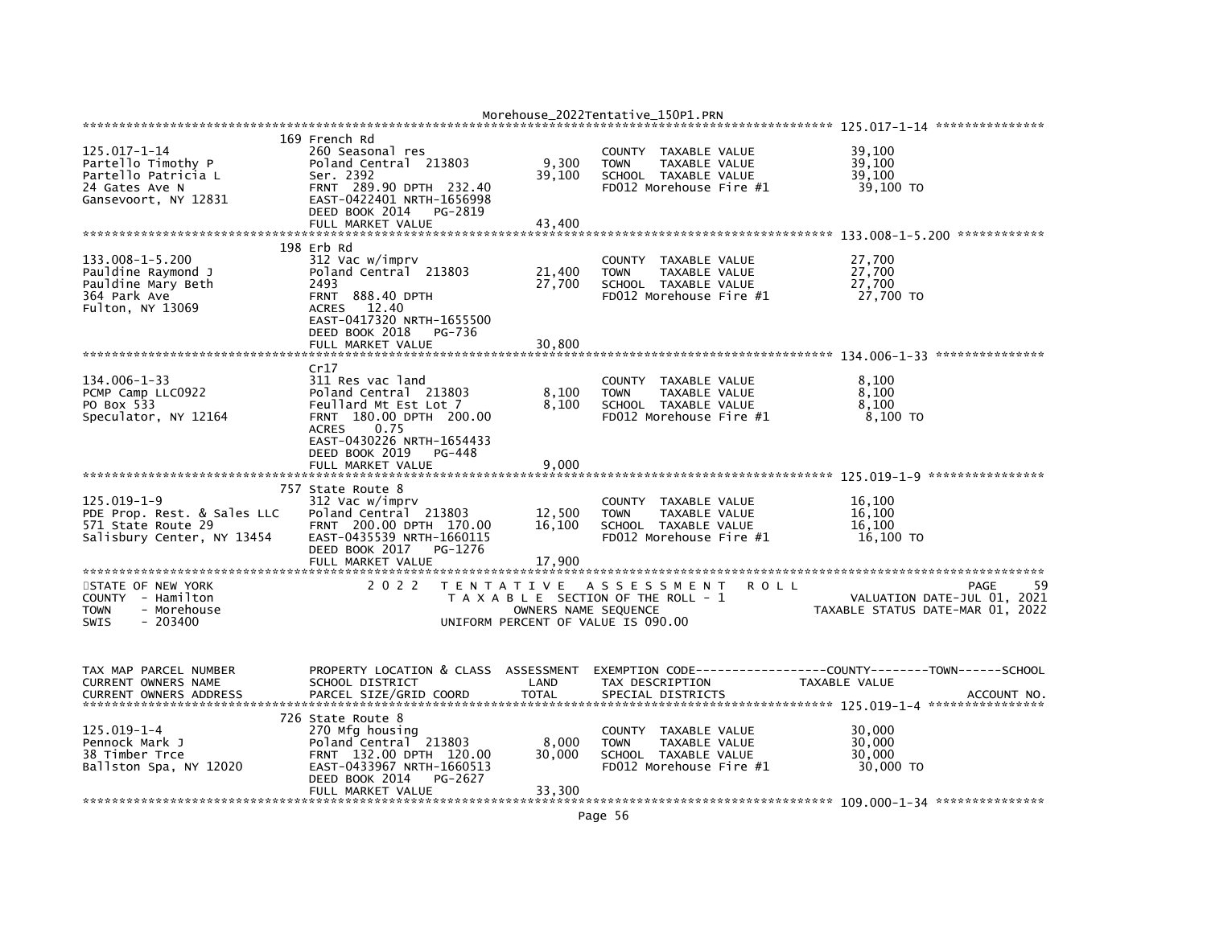```
******************************************************************************************************* 125.017-1-14 ***************
                    169 French Rd
125.017-1-14             260 Seasonal res                       COUNTY  TAXABLE VALUE            39,100
Partello Timothy P       Poland Central  213803       9,300     TOWN    TAXABLE VALUE            39,100
Partello Patricia L      Ser. 2392                   39,100     SCHOOL  TAXABLE VALUE            39,100
24 Gates Ave N           FRNT  289.90 DPTH  232.40              FD012 Morehouse Fire #1           39,100 TO
Gansevoort, NY 12831     EAST-0422401 NRTH-1656998
                         DEED BOOK 2014   PG-2819
                         FULL MARKET VALUE           43,400
******************************************************************************************************* 133.008-1-5.200 ************
                    198 Erb Rd
133.008-1-5.200          312 Vac w/imprv                        COUNTY  TAXABLE VALUE            27,700
Pauldine Raymond J       Poland Central  213803      21,400     TOWN    TAXABLE VALUE            27,700
Pauldine Mary Beth       2493                        27,700     SCHOOL  TAXABLE VALUE            27,700
364 Park Ave             FRNT  888.40 DPTH                      FD012 Morehouse Fire #1           27,700 TO
Fulton, NY 13069         ACRES   12.40
                         EAST-0417320 NRTH-1655500
                         DEED BOOK 2018   PG-736
                         FULL MARKET VALUE           30,800
******************************************************************************************************* 134.006-1-33 ***************
                    Cr17
134.006-1-33             311 Res vac land                       COUNTY  TAXABLE VALUE             8,100
PCMP Camp LLC0922        Poland Central  213803       8,100     TOWN    TAXABLE VALUE             8,100
PO Box 533               Feullard Mt Est Lot 7        8,100     SCHOOL  TAXABLE VALUE             8,100
Speculator, NY 12164     FRNT  180.00 DPTH  200.00              FD012 Morehouse Fire #1            8,100 TO
                         ACRES    0.75
                         EAST-0430226 NRTH-1654433
                         DEED BOOK 2019   PG-448
                         FULL MARKET VALUE            9,000
******************************************************************************************************* 125.019-1-9 ****************
                    757 State Route 8
125.019-1-9              312 Vac w/imprv                        COUNTY  TAXABLE VALUE            16,100
PDE Prop. Rest. & Sales LLC  Poland Central  213803  12,500     TOWN    TAXABLE VALUE            16,100
571 State Route 29       FRNT  200.00 DPTH  170.00   16,100     SCHOOL  TAXABLE VALUE            16,100
Salisbury Center, NY 13454  EAST-0435539 NRTH-1660115           FD012 Morehouse Fire #1           16,100 TO
                         DEED BOOK 2017   PG-1276
                         FULL MARKET VALUE           17,900
************************************************************************************************************************************
STATE OF NEW YORK              2 0 2 2   T E N T A T I V E   A S S E S S M E N T   R O L L                             PAGE    59
COUNTY  - Hamilton                        T A X A B L E SECTION OF THE ROLL - 1                     VALUATION DATE-JUL 01, 2021
TOWN    - Morehouse                             OWNERS NAME SEQUENCE                          TAXABLE STATUS DATE-MAR 01, 2022
SWIS    - 203400                         UNIFORM PERCENT OF VALUE IS 090.00


TAX MAP PARCEL NUMBER    PROPERTY LOCATION & CLASS  ASSESSMENT  EXEMPTION CODE-----------------COUNTY--------TOWN------SCHOOL
CURRENT OWNERS NAME      SCHOOL DISTRICT               LAND     TAX DESCRIPTION              TAXABLE VALUE
CURRENT OWNERS ADDRESS   PARCEL SIZE/GRID COORD       TOTAL     SPECIAL DISTRICTS                                    ACCOUNT NO.
******************************************************************************************************* 125.019-1-4 ****************
                    726 State Route 8
125.019-1-4              270 Mfg housing                        COUNTY  TAXABLE VALUE            30,000
Pennock Mark J           Poland Central  213803       8,000     TOWN    TAXABLE VALUE            30,000
38 Timber Trce           FRNT  132.00 DPTH  120.00   30,000     SCHOOL  TAXABLE VALUE            30,000
Ballston Spa, NY 12020   EAST-0433967 NRTH-1660513              FD012 Morehouse Fire #1           30,000 TO
                         DEED BOOK 2014   PG-2627
                         FULL MARKET VALUE           33,300
******************************************************************************************************* 109.000-1-34 ***************
```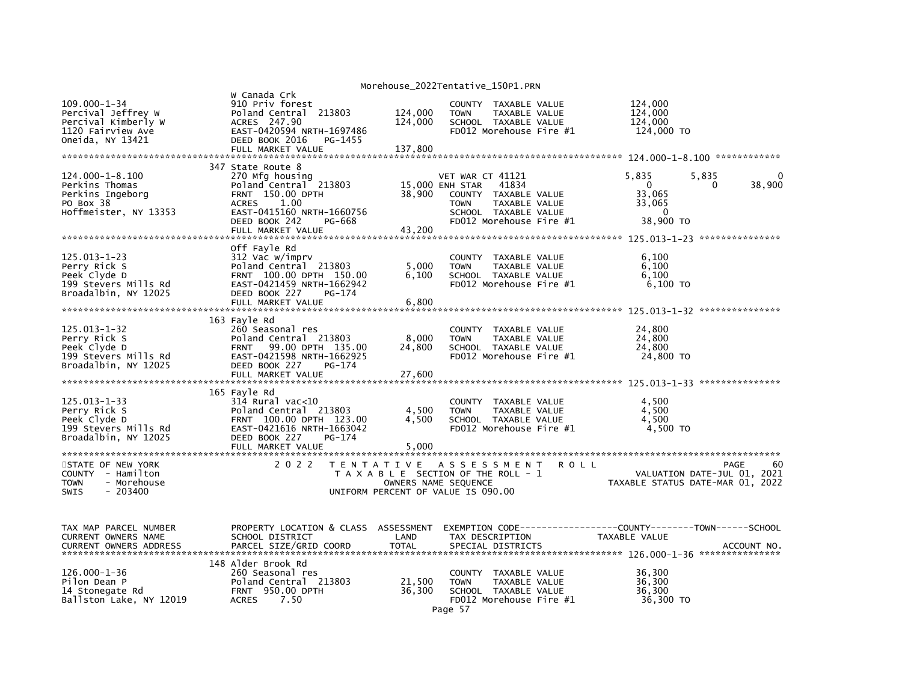```
                W Canada Crk
109.000-1-34                910 Priv forest                        COUNTY  TAXABLE VALUE            124,000
Percival Jeffrey W          Poland Central  213803     124,000     TOWN    TAXABLE VALUE            124,000
Percival Kimberly W         ACRES  247.90              124,000     SCHOOL  TAXABLE VALUE            124,000
1120 Fairview Ave           EAST-0420594 NRTH-1697486              FD012 Morehouse Fire #1           124,000 TO
Oneida, NY 13421            DEED BOOK 2016   PG-1455
                            FULL MARKET VALUE          137,800
******************************************************************************************************* 124.000-1-8.100 ************
                347 State Route 8
124.000-1-8.100             270 Mfg housing                        VET WAR CT 41121                 5,835        5,835            0
Perkins Thomas              Poland Central  213803      15,000 ENH STAR   41834                     0            0           38,900
Perkins Ingeborg            FRNT 150.00 DPTH            38,900     COUNTY  TAXABLE VALUE            33,065
PO Box 38                   ACRES    1.00                          TOWN    TAXABLE VALUE            33,065
Hoffmeister, NY 13353       EAST-0415160 NRTH-1660756              SCHOOL  TAXABLE VALUE                 0
                            DEED BOOK 242    PG-668                FD012 Morehouse Fire #1            38,900 TO
                            FULL MARKET VALUE           43,200
******************************************************************************************************* 125.013-1-23 ***************
                Off Fayle Rd
125.013-1-23                312 Vac w/imprv                        COUNTY  TAXABLE VALUE              6,100
Perry Rick S                Poland Central  213803       5,000     TOWN    TAXABLE VALUE              6,100
Peek Clyde D                FRNT 100.00 DPTH 150.00      6,100     SCHOOL  TAXABLE VALUE              6,100
199 Stevers Mills Rd        EAST-0421459 NRTH-1662942              FD012 Morehouse Fire #1             6,100 TO
Broadalbin, NY 12025        DEED BOOK 227    PG-174
                            FULL MARKET VALUE            6,800
******************************************************************************************************* 125.013-1-32 ***************
                163 Fayle Rd
125.013-1-32                260 Seasonal res                       COUNTY  TAXABLE VALUE             24,800
Perry Rick S                Poland Central  213803       8,000     TOWN    TAXABLE VALUE             24,800
Peek Clyde D                FRNT  99.00 DPTH 135.00     24,800     SCHOOL  TAXABLE VALUE             24,800
199 Stevers Mills Rd        EAST-0421598 NRTH-1662925              FD012 Morehouse Fire #1            24,800 TO
Broadalbin, NY 12025        DEED BOOK 227    PG-174
                            FULL MARKET VALUE           27,600
******************************************************************************************************* 125.013-1-33 ***************
                165 Fayle Rd
125.013-1-33                314 Rural vac<10                       COUNTY  TAXABLE VALUE              4,500
Perry Rick S                Poland Central  213803       4,500     TOWN    TAXABLE VALUE              4,500
Peek Clyde D                FRNT 100.00 DPTH 123.00      4,500     SCHOOL  TAXABLE VALUE              4,500
199 Stevers Mills Rd        EAST-0421616 NRTH-1663042              FD012 Morehouse Fire #1             4,500 TO
Broadalbin, NY 12025        DEED BOOK 227    PG-174
                            FULL MARKET VALUE            5,000
*************************************************************************************************************************************
STATE OF NEW YORK                2 0 2 2   T E N T A T I V E   A S S E S S M E N T   R O L L                          PAGE     60
COUNTY  - Hamilton                         T A X A B L E  SECTION OF THE ROLL - 1                   VALUATION DATE-JUL 01, 2021
TOWN    - Morehouse                               OWNERS NAME SEQUENCE                         TAXABLE STATUS DATE-MAR 01, 2022
SWIS    - 203400                           UNIFORM PERCENT OF VALUE IS 090.00


TAX MAP PARCEL NUMBER       PROPERTY LOCATION & CLASS  ASSESSMENT  EXEMPTION CODE------------------COUNTY--------TOWN------SCHOOL
CURRENT OWNERS NAME         SCHOOL DISTRICT              LAND      TAX DESCRIPTION             TAXABLE VALUE
CURRENT OWNERS ADDRESS      PARCEL SIZE/GRID COORD       TOTAL     SPECIAL DISTRICTS                                    ACCOUNT NO.
******************************************************************************************************* 126.000-1-36 ***************
                148 Alder Brook Rd
126.000-1-36                260 Seasonal res                       COUNTY  TAXABLE VALUE             36,300
Pilon Dean P                Poland Central  213803      21,500     TOWN    TAXABLE VALUE             36,300
14 Stonegate Rd             FRNT 950.00 DPTH            36,300     SCHOOL  TAXABLE VALUE             36,300
Ballston Lake, NY 12019     ACRES    7.50                          FD012 Morehouse Fire #1            36,300 TO
```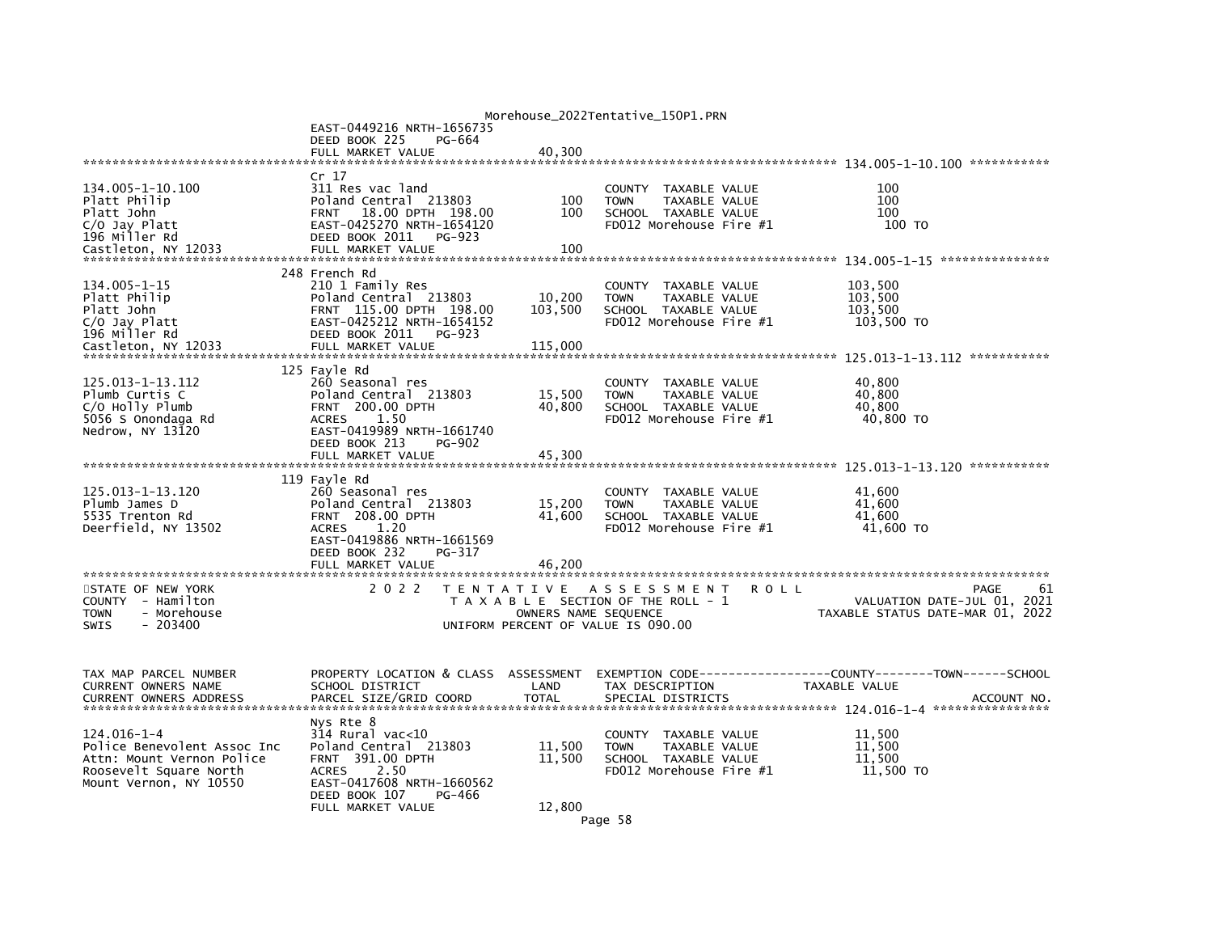```
                           EAST-0449216 NRTH-1656735
                           DEED BOOK 225     PG-664
                           FULL MARKET VALUE               40,300
******************************************************************************************************* 134.005-1-10.100 ***********
                           Cr 17
134.005-1-10.100           311 Res vac land                        COUNTY  TAXABLE VALUE              100
Platt Philip               Poland Central  213803         100      TOWN    TAXABLE VALUE              100
Platt John                 FRNT   18.00 DPTH 198.00       100      SCHOOL  TAXABLE VALUE              100
C/O Jay Platt              EAST-0425270 NRTH-1654120               FD012 Morehouse Fire #1            100 TO
196 Miller Rd              DEED BOOK 2011    PG-923
Castleton, NY 12033        FULL MARKET VALUE                  100
******************************************************************************************************* 134.005-1-15 ***************
                           248 French Rd
134.005-1-15               210 1 Family Res                        COUNTY  TAXABLE VALUE          103,500
Platt Philip               Poland Central  213803      10,200      TOWN    TAXABLE VALUE          103,500
Platt John                 FRNT  115.00 DPTH 198.00   103,500      SCHOOL  TAXABLE VALUE          103,500
C/O Jay Platt              EAST-0425212 NRTH-1654152               FD012 Morehouse Fire #1        103,500 TO
196 Miller Rd              DEED BOOK 2011    PG-923
Castleton, NY 12033        FULL MARKET VALUE              115,000
******************************************************************************************************* 125.013-1-13.112 ***********
                           125 Fayle Rd
125.013-1-13.112           260 Seasonal res                        COUNTY  TAXABLE VALUE           40,800
Plumb Curtis C             Poland Central  213803      15,500      TOWN    TAXABLE VALUE           40,800
C/O Holly Plumb            FRNT  200.00 DPTH           40,800      SCHOOL  TAXABLE VALUE           40,800
5056 S Onondaga Rd         ACRES     1.50                          FD012 Morehouse Fire #1         40,800 TO
Nedrow, NY 13120           EAST-0419989 NRTH-1661740
                           DEED BOOK 213     PG-902
                           FULL MARKET VALUE               45,300
******************************************************************************************************* 125.013-1-13.120 ***********
                           119 Fayle Rd
125.013-1-13.120           260 Seasonal res                        COUNTY  TAXABLE VALUE           41,600
Plumb James D              Poland Central  213803      15,200      TOWN    TAXABLE VALUE           41,600
5535 Trenton Rd            FRNT  208.00 DPTH           41,600      SCHOOL  TAXABLE VALUE           41,600
Deerfield, NY 13502        ACRES     1.20                          FD012 Morehouse Fire #1         41,600 TO
                           EAST-0419886 NRTH-1661569
                           DEED BOOK 232     PG-317
                           FULL MARKET VALUE               46,200
************************************************************************************************************************************
STATE OF NEW YORK                2 0 2 2   T E N T A T I V E   A S S E S S M E N T   R O L L                          PAGE    61
COUNTY  - Hamilton                           T A X A B L E  SECTION OF THE ROLL - 1                   VALUATION DATE-JUL 01, 2021
TOWN    - Morehouse                                 OWNERS NAME SEQUENCE                         TAXABLE STATUS DATE-MAR 01, 2022
SWIS    - 203400                                 UNIFORM PERCENT OF VALUE IS 090.00


TAX MAP PARCEL NUMBER      PROPERTY LOCATION & CLASS  ASSESSMENT  EXEMPTION CODE------------------COUNTY--------TOWN------SCHOOL
CURRENT OWNERS NAME        SCHOOL DISTRICT               LAND      TAX DESCRIPTION             TAXABLE VALUE
CURRENT OWNERS ADDRESS     PARCEL SIZE/GRID COORD       TOTAL      SPECIAL DISTRICTS                                    ACCOUNT NO.
******************************************************************************************************* 124.016-1-4 ****************
                           Nys Rte 8
124.016-1-4                314 Rural vac<10                        COUNTY  TAXABLE VALUE           11,500
Police Benevolent Assoc Inc Poland Central  213803     11,500      TOWN    TAXABLE VALUE           11,500
Attn: Mount Vernon Police  FRNT  391.00 DPTH           11,500      SCHOOL  TAXABLE VALUE           11,500
Roosevelt Square North     ACRES     2.50                          FD012 Morehouse Fire #1         11,500 TO
Mount Vernon, NY 10550     EAST-0417608 NRTH-1660562
                           DEED BOOK 107     PG-466
                           FULL MARKET VALUE               12,800
```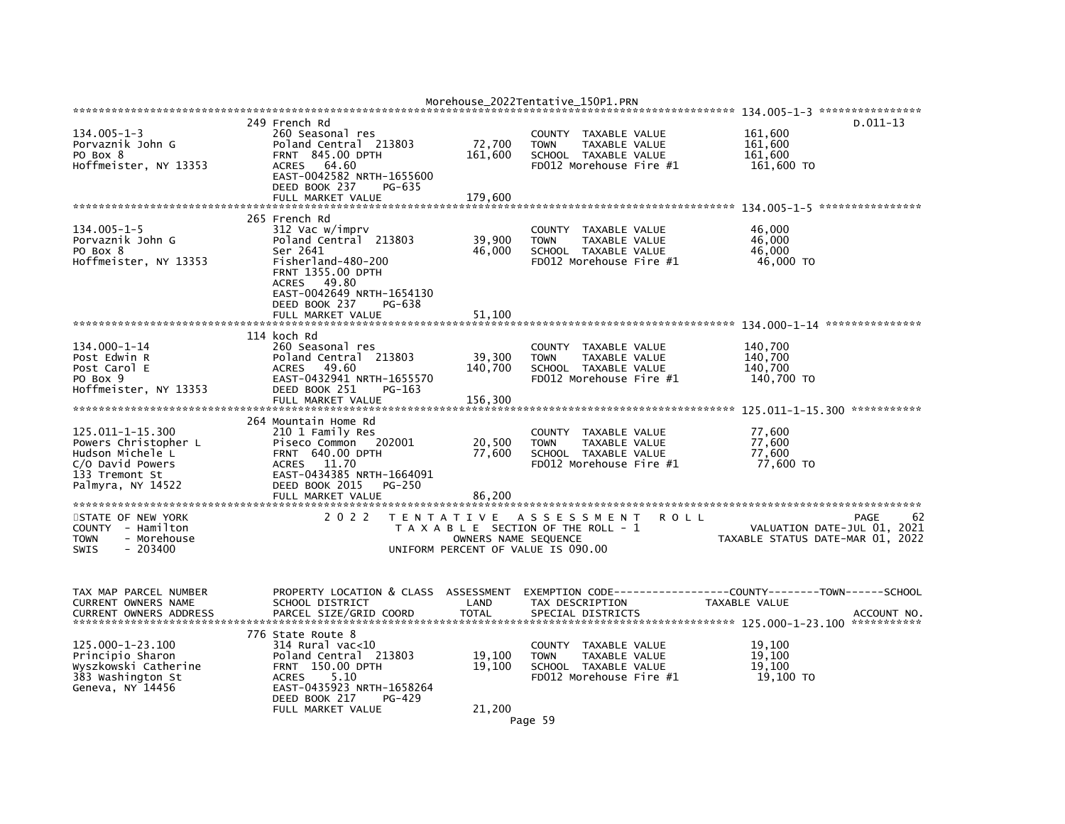| TAX MAP PARCEL NUMBER / CURRENT OWNERS NAME / CURRENT OWNERS ADDRESS | PROPERTY LOCATION & CLASS / SCHOOL DISTRICT / PARCEL SIZE/GRID COORD | ASSESSMENT LAND | ASSESSMENT TOTAL | EXEMPTION CODE / TAX DESCRIPTION / SPECIAL DISTRICTS | COUNTY / TOWN / SCHOOL TAXABLE VALUE | ACCOUNT NO. |
|---|---|---|---|---|---|---|
| 134.005-1-3 | 249 French Rd | | | | | D.011-13 |
| 134.005-1-3 | 260 Seasonal res | | | COUNTY TAXABLE VALUE | 161,600 | |
| Porvaznik John G | Poland Central 213803 | 72,700 | 161,600 | TOWN TAXABLE VALUE | 161,600 | |
| PO Box 8 | FRNT 845.00 DPTH | | | SCHOOL TAXABLE VALUE | 161,600 | |
| Hoffmeister, NY 13353 | ACRES 64.60 | | | FD012 Morehouse Fire #1 | 161,600 TO | |
| | EAST-0042582 NRTH-1655600 | | | | | |
| | DEED BOOK 237 PG-635 | | | | | |
| | FULL MARKET VALUE | | 179,600 | | | |
| 134.005-1-5 | 265 French Rd | | | | | |
| 134.005-1-5 | 312 Vac w/imprv | | | COUNTY TAXABLE VALUE | 46,000 | |
| Porvaznik John G | Poland Central 213803 | 39,900 | 46,000 | TOWN TAXABLE VALUE | 46,000 | |
| PO Box 8 | Ser 2641 | | | SCHOOL TAXABLE VALUE | 46,000 | |
| Hoffmeister, NY 13353 | Fisherland-480-200 | | | FD012 Morehouse Fire #1 | 46,000 TO | |
| | FRNT 1355.00 DPTH | | | | | |
| | ACRES 49.80 | | | | | |
| | EAST-0042649 NRTH-1654130 | | | | | |
| | DEED BOOK 237 PG-638 | | | | | |
| | FULL MARKET VALUE | | 51,100 | | | |
| 134.000-1-14 | 114 koch Rd | | | | | |
| 134.000-1-14 | 260 Seasonal res | | | COUNTY TAXABLE VALUE | 140,700 | |
| Post Edwin R | Poland Central 213803 | 39,300 | 140,700 | TOWN TAXABLE VALUE | 140,700 | |
| Post Carol E | ACRES 49.60 | | | SCHOOL TAXABLE VALUE | 140,700 | |
| PO Box 9 | EAST-0432941 NRTH-1655570 | | | FD012 Morehouse Fire #1 | 140,700 TO | |
| Hoffmeister, NY 13353 | DEED BOOK 251 PG-163 | | | | | |
| | FULL MARKET VALUE | | 156,300 | | | |
| 125.011-1-15.300 | 264 Mountain Home Rd | | | | | |
| 125.011-1-15.300 | 210 1 Family Res | | | COUNTY TAXABLE VALUE | 77,600 | |
| Powers Christopher L | Piseco Common 202001 | 20,500 | 77,600 | TOWN TAXABLE VALUE | 77,600 | |
| Hudson Michele L | FRNT 640.00 DPTH | | | SCHOOL TAXABLE VALUE | 77,600 | |
| C/O David Powers | ACRES 11.70 | | | FD012 Morehouse Fire #1 | 77,600 TO | |
| 133 Tremont St | EAST-0434385 NRTH-1664091 | | | | | |
| Palmyra, NY 14522 | DEED BOOK 2015 PG-250 | | | | | |
| | FULL MARKET VALUE | | 86,200 | | | |

STATE OF NEW YORK — 2022 TENTATIVE ASSESSMENT ROLL — PAGE 62
COUNTY - Hamilton — TAXABLE SECTION OF THE ROLL - 1 — VALUATION DATE-JUL 01, 2021
TOWN - Morehouse — OWNERS NAME SEQUENCE — TAXABLE STATUS DATE-MAR 01, 2022
SWIS - 203400 — UNIFORM PERCENT OF VALUE IS 090.00

| TAX MAP PARCEL NUMBER / CURRENT OWNERS NAME / CURRENT OWNERS ADDRESS | PROPERTY LOCATION & CLASS / SCHOOL DISTRICT / PARCEL SIZE/GRID COORD | ASSESSMENT LAND | ASSESSMENT TOTAL | EXEMPTION CODE / TAX DESCRIPTION / SPECIAL DISTRICTS | COUNTY / TOWN / SCHOOL TAXABLE VALUE | ACCOUNT NO. |
|---|---|---|---|---|---|---|
| 125.000-1-23.100 | 776 State Route 8 | | | | | |
| 125.000-1-23.100 | 314 Rural vac<10 | | | COUNTY TAXABLE VALUE | 19,100 | |
| Principio Sharon | Poland Central 213803 | 19,100 | 19,100 | TOWN TAXABLE VALUE | 19,100 | |
| Wyszkowski Catherine | FRNT 150.00 DPTH | | | SCHOOL TAXABLE VALUE | 19,100 | |
| 383 Washington St | ACRES 5.10 | | | FD012 Morehouse Fire #1 | 19,100 TO | |
| Geneva, NY 14456 | EAST-0435923 NRTH-1658264 | | | | | |
| | DEED BOOK 217 PG-429 | | | | | |
| | FULL MARKET VALUE | | 21,200 | | | |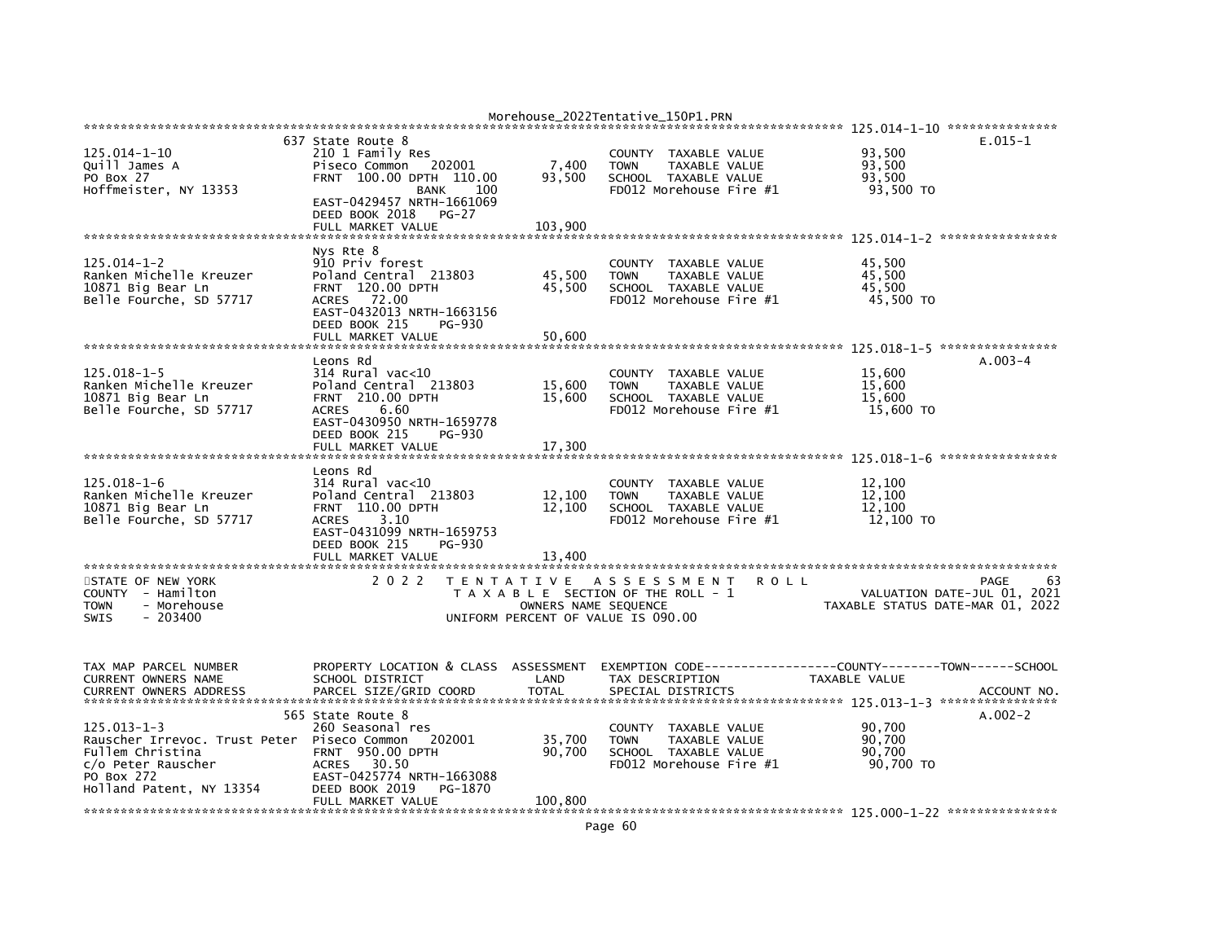```
*************************************************************************************************** 125.014-1-10 ***************
                         637 State Route 8                                                                        E.015-1
125.014-1-10             210 1 Family Res                      COUNTY  TAXABLE VALUE             93,500
Quill James A            Piseco Common   202001        7,400   TOWN    TAXABLE VALUE             93,500
PO Box 27                FRNT 100.00 DPTH 110.00      93,500   SCHOOL  TAXABLE VALUE             93,500
Hoffmeister, NY 13353             BANK     100                 FD012 Morehouse Fire #1             93,500 TO
                         EAST-0429457 NRTH-1661069
                         DEED BOOK 2018    PG-27
                         FULL MARKET VALUE           103,900
*************************************************************************************************** 125.014-1-2 ****************
                         Nys Rte 8
125.014-1-2              910 Priv forest                       COUNTY  TAXABLE VALUE             45,500
Ranken Michelle Kreuzer  Poland Central  213803       45,500   TOWN    TAXABLE VALUE             45,500
10871 Big Bear Ln        FRNT 120.00 DPTH             45,500   SCHOOL  TAXABLE VALUE             45,500
Belle Fourche, SD 57717  ACRES   72.00                         FD012 Morehouse Fire #1             45,500 TO
                         EAST-0432013 NRTH-1663156
                         DEED BOOK 215     PG-930
                         FULL MARKET VALUE            50,600
*************************************************************************************************** 125.018-1-5 ****************
                         Leons Rd                                                                                 A.003-4
125.018-1-5              314 Rural vac<10                      COUNTY  TAXABLE VALUE             15,600
Ranken Michelle Kreuzer  Poland Central  213803       15,600   TOWN    TAXABLE VALUE             15,600
10871 Big Bear Ln        FRNT 210.00 DPTH             15,600   SCHOOL  TAXABLE VALUE             15,600
Belle Fourche, SD 57717  ACRES    6.60                         FD012 Morehouse Fire #1             15,600 TO
                         EAST-0430950 NRTH-1659778
                         DEED BOOK 215     PG-930
                         FULL MARKET VALUE            17,300
*************************************************************************************************** 125.018-1-6 ****************
                         Leons Rd
125.018-1-6              314 Rural vac<10                      COUNTY  TAXABLE VALUE             12,100
Ranken Michelle Kreuzer  Poland Central  213803       12,100   TOWN    TAXABLE VALUE             12,100
10871 Big Bear Ln        FRNT 110.00 DPTH             12,100   SCHOOL  TAXABLE VALUE             12,100
Belle Fourche, SD 57717  ACRES    3.10                         FD012 Morehouse Fire #1             12,100 TO
                         EAST-0431099 NRTH-1659753
                         DEED BOOK 215     PG-930
                         FULL MARKET VALUE            13,400
********************************************************************************************************************************
STATE OF NEW YORK              2 0 2 2   T E N T A T I V E   A S S E S S M E N T   R O L L                        PAGE    63
COUNTY  - Hamilton                      T A X A B L E  SECTION OF THE ROLL - 1                 VALUATION DATE-JUL 01, 2021
TOWN    - Morehouse                          OWNERS NAME SEQUENCE                       TAXABLE STATUS DATE-MAR 01, 2022
SWIS    - 203400                        UNIFORM PERCENT OF VALUE IS 090.00


TAX MAP PARCEL NUMBER    PROPERTY LOCATION & CLASS  ASSESSMENT  EXEMPTION CODE------------------COUNTY--------TOWN------SCHOOL
CURRENT OWNERS NAME      SCHOOL DISTRICT               LAND     TAX DESCRIPTION             TAXABLE VALUE
CURRENT OWNERS ADDRESS   PARCEL SIZE/GRID COORD       TOTAL     SPECIAL DISTRICTS                                  ACCOUNT NO.
*************************************************************************************************** 125.013-1-3 ****************
                         565 State Route 8                                                                        A.002-2
125.013-1-3              260 Seasonal res                      COUNTY  TAXABLE VALUE             90,700
Rauscher Irrevoc. Trust Peter  Piseco Common   202001  35,700  TOWN    TAXABLE VALUE             90,700
Fullem Christina         FRNT 950.00 DPTH             90,700   SCHOOL  TAXABLE VALUE             90,700
c/o Peter Rauscher       ACRES   30.50                         FD012 Morehouse Fire #1             90,700 TO
PO Box 272               EAST-0425774 NRTH-1663088
Holland Patent, NY 13354 DEED BOOK 2019    PG-1870
                         FULL MARKET VALUE           100,800
*************************************************************************************************** 125.000-1-22 ***************
```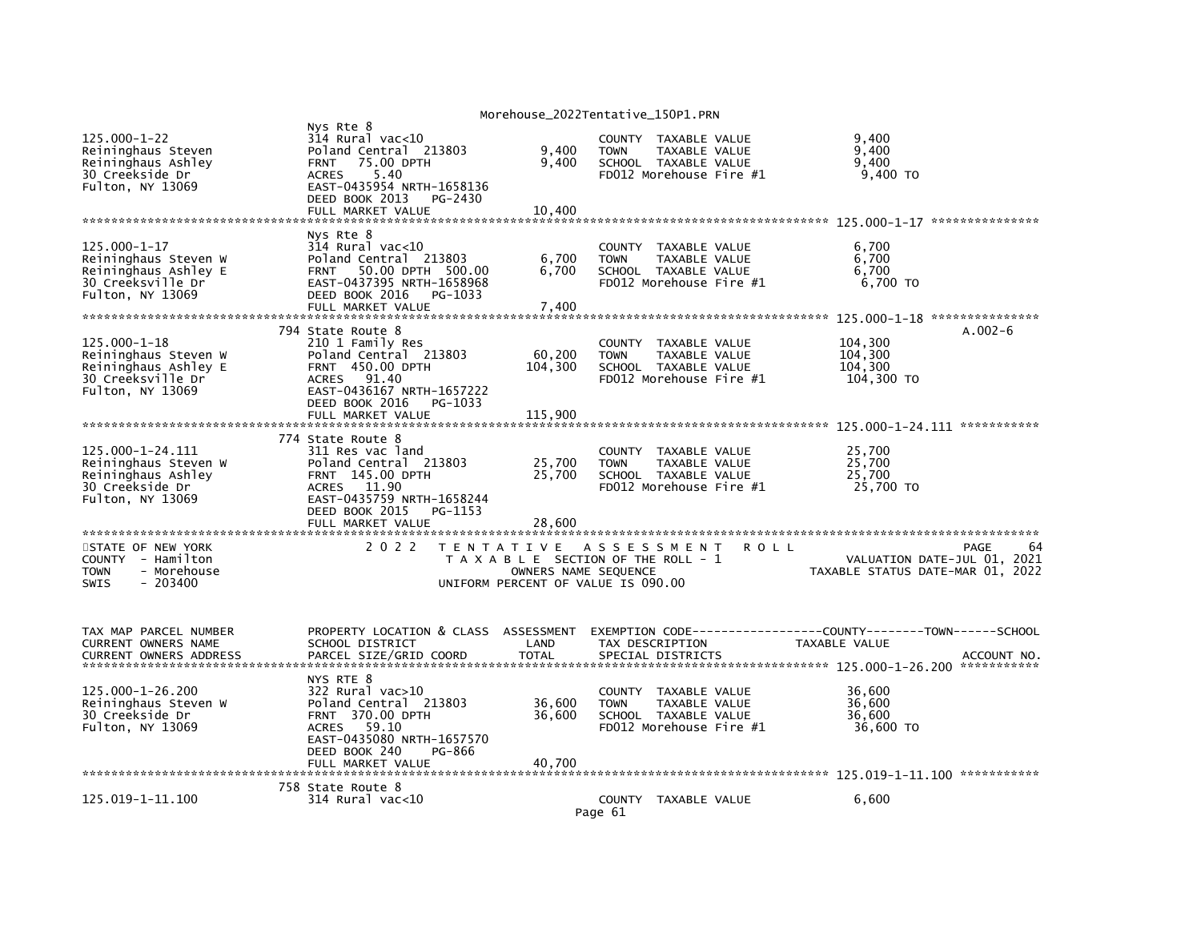```
                                   Nys Rte 8
125.000-1-22                       314 Rural vac<10                          COUNTY  TAXABLE VALUE              9,400
Reininghaus Steven                 Poland Central  213803        9,400       TOWN    TAXABLE VALUE              9,400
Reininghaus Ashley                 FRNT   75.00 DPTH              9,400       SCHOOL  TAXABLE VALUE              9,400
30 Creekside Dr                    ACRES    5.40                              FD012 Morehouse Fire #1             9,400 TO
Fulton, NY 13069                   EAST-0435954 NRTH-1658136
                                   DEED BOOK 2013    PG-2430
                                   FULL MARKET VALUE             10,400
******************************************************************************************************* 125.000-1-17 ***************
                                   Nys Rte 8
125.000-1-17                       314 Rural vac<10                          COUNTY  TAXABLE VALUE              6,700
Reininghaus Steven W               Poland Central  213803        6,700       TOWN    TAXABLE VALUE              6,700
Reininghaus Ashley E               FRNT   50.00 DPTH  500.00      6,700       SCHOOL  TAXABLE VALUE              6,700
30 Creeksville Dr                  EAST-0437395 NRTH-1658968                  FD012 Morehouse Fire #1             6,700 TO
Fulton, NY 13069                   DEED BOOK 2016    PG-1033
                                   FULL MARKET VALUE              7,400
******************************************************************************************************* 125.000-1-18 ***************
                                   794 State Route 8                                                                         A.002-6
125.000-1-18                       210 1 Family Res                          COUNTY  TAXABLE VALUE            104,300
Reininghaus Steven W               Poland Central  213803       60,200       TOWN    TAXABLE VALUE            104,300
Reininghaus Ashley E               FRNT  450.00 DPTH            104,300       SCHOOL  TAXABLE VALUE            104,300
30 Creeksville Dr                  ACRES   91.40                              FD012 Morehouse Fire #1           104,300 TO
Fulton, NY 13069                   EAST-0436167 NRTH-1657222
                                   DEED BOOK 2016    PG-1033
                                   FULL MARKET VALUE            115,900
******************************************************************************************************* 125.000-1-24.111 ***********
                                   774 State Route 8
125.000-1-24.111                   311 Res vac land                          COUNTY  TAXABLE VALUE             25,700
Reininghaus Steven W               Poland Central  213803       25,700       TOWN    TAXABLE VALUE             25,700
Reininghaus Ashley                 FRNT  145.00 DPTH             25,700       SCHOOL  TAXABLE VALUE             25,700
30 Creekside Dr                    ACRES   11.90                              FD012 Morehouse Fire #1            25,700 TO
Fulton, NY 13069                   EAST-0435759 NRTH-1658244
                                   DEED BOOK 2015    PG-1153
                                   FULL MARKET VALUE             28,600
************************************************************************************************************************************
STATE OF NEW YORK                  2 0 2 2   T E N T A T I V E   A S S E S S M E N T   R O L L                              PAGE    64
COUNTY  - Hamilton                           T A X A B L E  SECTION OF THE ROLL - 1                   VALUATION DATE-JUL 01, 2021
TOWN    - Morehouse                                  OWNERS NAME SEQUENCE                          TAXABLE STATUS DATE-MAR 01, 2022
SWIS    - 203400                                UNIFORM PERCENT OF VALUE IS 090.00


TAX MAP PARCEL NUMBER              PROPERTY LOCATION & CLASS  ASSESSMENT  EXEMPTION CODE------------------COUNTY--------TOWN------SCHOOL
CURRENT OWNERS NAME                SCHOOL DISTRICT               LAND      TAX DESCRIPTION              TAXABLE VALUE
CURRENT OWNERS ADDRESS             PARCEL SIZE/GRID COORD        TOTAL     SPECIAL DISTRICTS                                  ACCOUNT NO.
******************************************************************************************************* 125.000-1-26.200 ***********
                                   NYS RTE 8
125.000-1-26.200                   322 Rural vac>10                          COUNTY  TAXABLE VALUE             36,600
Reininghaus Steven W               Poland Central  213803       36,600       TOWN    TAXABLE VALUE             36,600
30 Creekside Dr                    FRNT  370.00 DPTH             36,600       SCHOOL  TAXABLE VALUE             36,600
Fulton, NY 13069                   ACRES   59.10                              FD012 Morehouse Fire #1            36,600 TO
                                   EAST-0435080 NRTH-1657570
                                   DEED BOOK 240     PG-866
                                   FULL MARKET VALUE             40,700
******************************************************************************************************* 125.019-1-11.100 ***********
                                   758 State Route 8
125.019-1-11.100                   314 Rural vac<10                          COUNTY  TAXABLE VALUE              6,600
```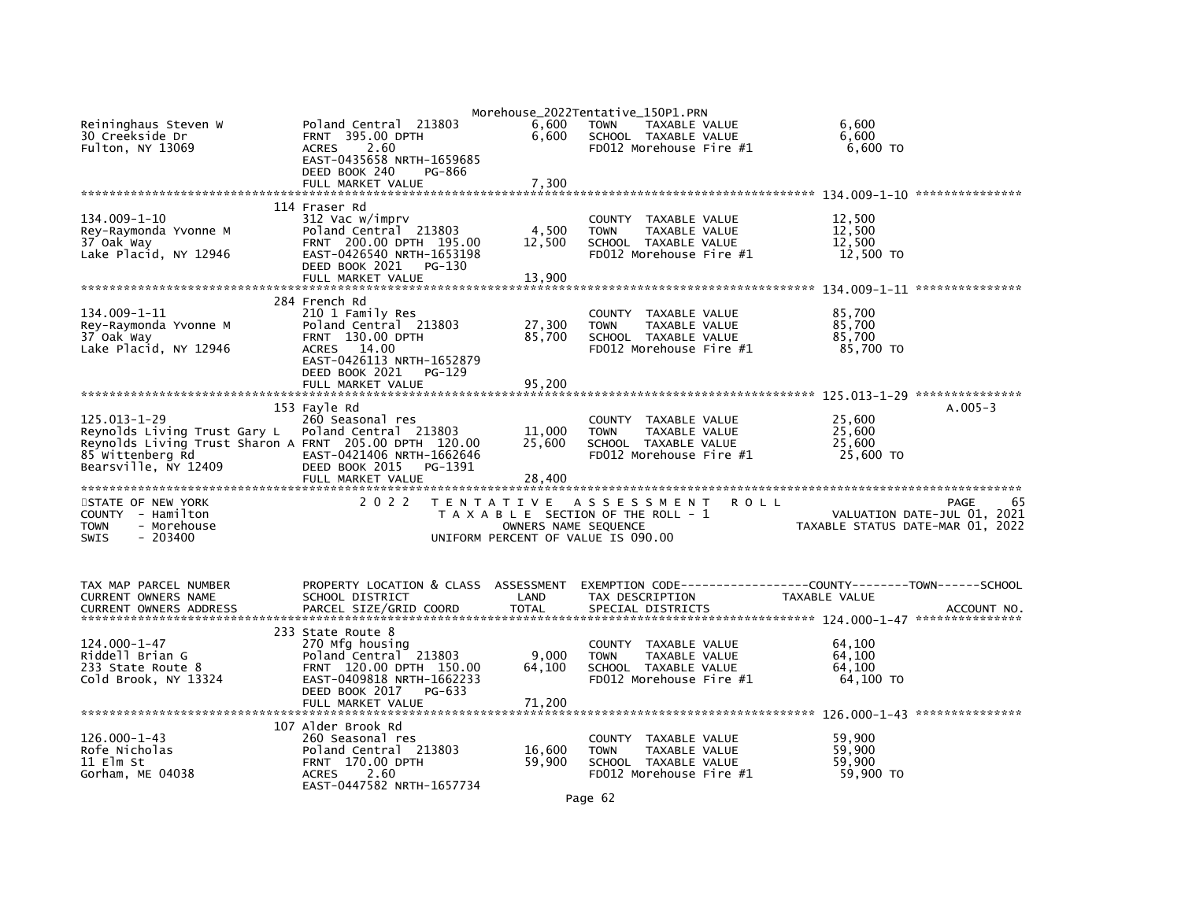| Reininghaus Steven W | Poland Central 213803 | 6,600 | TOWN TAXABLE VALUE | 6,600 | |
|---|---|---|---|---|---|
| 30 Creekside Dr | FRNT 395.00 DPTH | 6,600 | SCHOOL TAXABLE VALUE | 6,600 | |
| Fulton, NY 13069 | ACRES 2.60 | | FD012 Morehouse Fire #1 | 6,600 TO | |
| | EAST-0435658 NRTH-1659685 | | | | |
| | DEED BOOK 240 PG-866 | | | | |
| | FULL MARKET VALUE | 7,300 | | | |

134.009-1-10

| | 114 Fraser Rd | | | | |
|---|---|---|---|---|---|
| 134.009-1-10 | 312 Vac w/imprv | | COUNTY TAXABLE VALUE | 12,500 | |
| Rey-Raymonda Yvonne M | Poland Central 213803 | 4,500 | TOWN TAXABLE VALUE | 12,500 | |
| 37 Oak Way | FRNT 200.00 DPTH 195.00 | 12,500 | SCHOOL TAXABLE VALUE | 12,500 | |
| Lake Placid, NY 12946 | EAST-0426540 NRTH-1653198 | | FD012 Morehouse Fire #1 | 12,500 TO | |
| | DEED BOOK 2021 PG-130 | | | | |
| | FULL MARKET VALUE | 13,900 | | | |

134.009-1-11

| | 284 French Rd | | | | |
|---|---|---|---|---|---|
| 134.009-1-11 | 210 1 Family Res | | COUNTY TAXABLE VALUE | 85,700 | |
| Rey-Raymonda Yvonne M | Poland Central 213803 | 27,300 | TOWN TAXABLE VALUE | 85,700 | |
| 37 Oak Way | FRNT 130.00 DPTH | 85,700 | SCHOOL TAXABLE VALUE | 85,700 | |
| Lake Placid, NY 12946 | ACRES 14.00 | | FD012 Morehouse Fire #1 | 85,700 TO | |
| | EAST-0426113 NRTH-1652879 | | | | |
| | DEED BOOK 2021 PG-129 | | | | |
| | FULL MARKET VALUE | 95,200 | | | |

125.013-1-29

| | 153 Fayle Rd | | | | A.005-3 |
|---|---|---|---|---|---|
| 125.013-1-29 | 260 Seasonal res | | COUNTY TAXABLE VALUE | 25,600 | |
| Reynolds Living Trust Gary L | Poland Central 213803 | 11,000 | TOWN TAXABLE VALUE | 25,600 | |
| Reynolds Living Trust Sharon A | FRNT 205.00 DPTH 120.00 | 25,600 | SCHOOL TAXABLE VALUE | 25,600 | |
| 85 Wittenberg Rd | EAST-0421406 NRTH-1662646 | | FD012 Morehouse Fire #1 | 25,600 TO | |
| Bearsville, NY 12409 | DEED BOOK 2015 PG-1391 | | | | |
| | FULL MARKET VALUE | 28,400 | | | |

STATE OF NEW YORK — 2022 TENTATIVE ASSESSMENT ROLL — PAGE 65
COUNTY - Hamilton — TAXABLE SECTION OF THE ROLL - 1 — VALUATION DATE-JUL 01, 2021
TOWN - Morehouse — OWNERS NAME SEQUENCE — TAXABLE STATUS DATE-MAR 01, 2022
SWIS - 203400 — UNIFORM PERCENT OF VALUE IS 090.00

| TAX MAP PARCEL NUMBER / CURRENT OWNERS NAME / CURRENT OWNERS ADDRESS | PROPERTY LOCATION & CLASS / SCHOOL DISTRICT / PARCEL SIZE/GRID COORD | ASSESSMENT / LAND / TOTAL | EXEMPTION CODE / TAX DESCRIPTION / SPECIAL DISTRICTS | COUNTY--------TOWN------SCHOOL / TAXABLE VALUE | ACCOUNT NO. |
|---|---|---|---|---|---|
| **124.000-1-47** | | | | | |
| | 233 State Route 8 | | | | |
| 124.000-1-47 | 270 Mfg housing | | COUNTY TAXABLE VALUE | 64,100 | |
| Riddell Brian G | Poland Central 213803 | 9,000 | TOWN TAXABLE VALUE | 64,100 | |
| 233 State Route 8 | FRNT 120.00 DPTH 150.00 | 64,100 | SCHOOL TAXABLE VALUE | 64,100 | |
| Cold Brook, NY 13324 | EAST-0409818 NRTH-1662233 | | FD012 Morehouse Fire #1 | 64,100 TO | |
| | DEED BOOK 2017 PG-633 | | | | |
| | FULL MARKET VALUE | 71,200 | | | |
| **126.000-1-43** | | | | | |
| | 107 Alder Brook Rd | | | | |
| 126.000-1-43 | 260 Seasonal res | | COUNTY TAXABLE VALUE | 59,900 | |
| Rofe Nicholas | Poland Central 213803 | 16,600 | TOWN TAXABLE VALUE | 59,900 | |
| 11 Elm St | FRNT 170.00 DPTH | 59,900 | SCHOOL TAXABLE VALUE | 59,900 | |
| Gorham, ME 04038 | ACRES 2.60 | | FD012 Morehouse Fire #1 | 59,900 TO | |
| | EAST-0447582 NRTH-1657734 | | | | |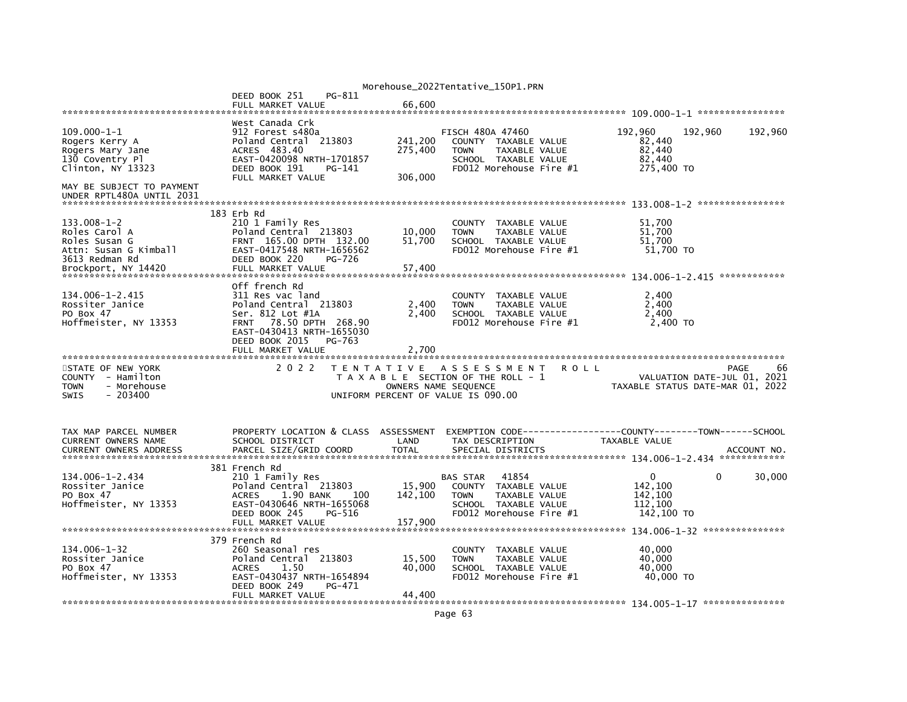```
                              DEED BOOK 251     PG-811
                              FULL MARKET VALUE              66,600
******************************************************************************************************* 109.000-1-1 ****************
                              West Canada Crk
109.000-1-1                   912 Forest s480a                    FISCH 480A 47460               192,960    192,960    192,960
Rogers Kerry A                Poland Central  213803    241,200   COUNTY  TAXABLE VALUE           82,440
Rogers Mary Jane              ACRES  483.40             275,400   TOWN    TAXABLE VALUE           82,440
130 Coventry Pl               EAST-0420098 NRTH-1701857            SCHOOL  TAXABLE VALUE           82,440
Clinton, NY 13323             DEED BOOK 191     PG-141             FD012 Morehouse Fire #1        275,400 TO
                              FULL MARKET VALUE             306,000
MAY BE SUBJECT TO PAYMENT
UNDER RPTL480A UNTIL 2031
******************************************************************************************************* 133.008-1-2 ****************
                              183 Erb Rd
133.008-1-2                   210 1 Family Res                     COUNTY  TAXABLE VALUE           51,700
Roles Carol A                 Poland Central  213803     10,000    TOWN    TAXABLE VALUE           51,700
Roles Susan G                 FRNT 165.00 DPTH 132.00    51,700    SCHOOL  TAXABLE VALUE           51,700
Attn: Susan G Kimball         EAST-0417548 NRTH-1656562            FD012 Morehouse Fire #1         51,700 TO
3613 Redman Rd                DEED BOOK 220     PG-726
Brockport, NY 14420           FULL MARKET VALUE              57,400
******************************************************************************************************* 134.006-1-2.415 ************
                              Off french Rd
134.006-1-2.415               311 Res vac land                     COUNTY  TAXABLE VALUE            2,400
Rossiter Janice               Poland Central  213803      2,400    TOWN    TAXABLE VALUE            2,400
PO Box 47                     Ser. 812 Lot #1A            2,400    SCHOOL  TAXABLE VALUE            2,400
Hoffmeister, NY 13353         FRNT   78.50 DPTH 268.90             FD012 Morehouse Fire #1          2,400 TO
                              EAST-0430413 NRTH-1655030
                              DEED BOOK 2015    PG-763
                              FULL MARKET VALUE               2,700
*******************************************************************************************************************************
STATE OF NEW YORK              2 0 2 2   T E N T A T I V E   A S S E S S M E N T   R O L L                          PAGE     66
COUNTY  - Hamilton                        T A X A B L E  SECTION OF THE ROLL - 1                       VALUATION DATE-JUL 01, 2021
TOWN    - Morehouse                              OWNERS NAME SEQUENCE                             TAXABLE STATUS DATE-MAR 01, 2022
SWIS    - 203400                          UNIFORM PERCENT OF VALUE IS 090.00


TAX MAP PARCEL NUMBER         PROPERTY LOCATION & CLASS  ASSESSMENT  EXEMPTION CODE------------------COUNTY--------TOWN------SCHOOL
CURRENT OWNERS NAME           SCHOOL DISTRICT              LAND      TAX DESCRIPTION              TAXABLE VALUE
CURRENT OWNERS ADDRESS        PARCEL SIZE/GRID COORD       TOTAL     SPECIAL DISTRICTS                                 ACCOUNT NO.
******************************************************************************************************* 134.006-1-2.434 ************
                              381 French Rd
134.006-1-2.434               210 1 Family Res                     BAS STAR   41854                   0          0      30,000
Rossiter Janice               Poland Central  213803     15,900    COUNTY  TAXABLE VALUE          142,100
PO Box 47                     ACRES    1.90 BANK    100 142,100    TOWN    TAXABLE VALUE          142,100
Hoffmeister, NY 13353         EAST-0430646 NRTH-1655068            SCHOOL  TAXABLE VALUE          112,100
                              DEED BOOK 245     PG-516             FD012 Morehouse Fire #1        142,100 TO
                              FULL MARKET VALUE             157,900
******************************************************************************************************* 134.006-1-32 ***************
                              379 French Rd
134.006-1-32                  260 Seasonal res                     COUNTY  TAXABLE VALUE           40,000
Rossiter Janice               Poland Central  213803     15,500    TOWN    TAXABLE VALUE           40,000
PO Box 47                     ACRES    1.50              40,000    SCHOOL  TAXABLE VALUE           40,000
Hoffmeister, NY 13353         EAST-0430437 NRTH-1654894            FD012 Morehouse Fire #1         40,000 TO
                              DEED BOOK 249     PG-471
                              FULL MARKET VALUE              44,400
******************************************************************************************************* 134.005-1-17 ***************
```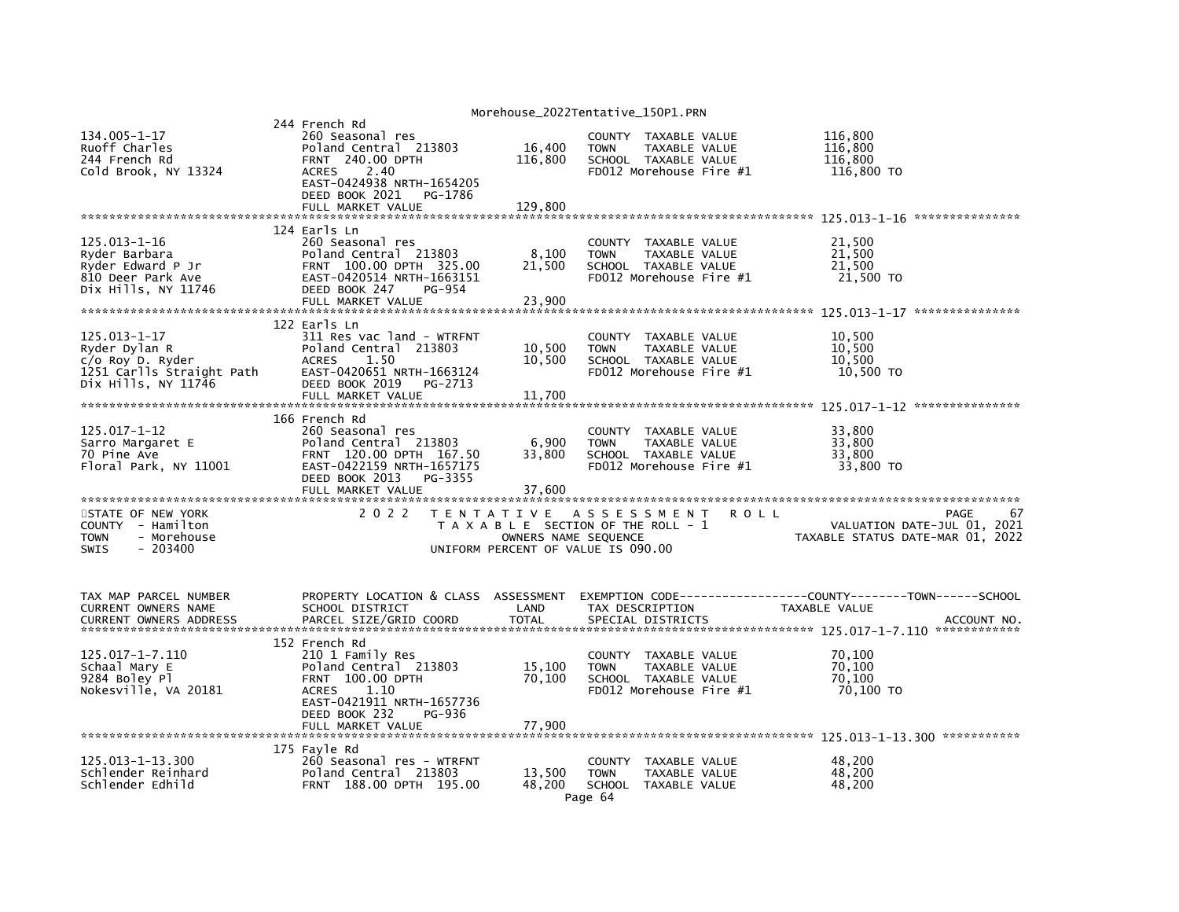```
                    244 French Rd
134.005-1-17                 260 Seasonal res                         COUNTY  TAXABLE VALUE             116,800
Ruoff Charles                Poland Central  213803       16,400      TOWN    TAXABLE VALUE             116,800
244 French Rd                FRNT 240.00 DPTH            116,800      SCHOOL  TAXABLE VALUE             116,800
Cold Brook, NY 13324         ACRES    2.40                            FD012 Morehouse Fire #1            116,800 TO
                             EAST-0424938 NRTH-1654205
                             DEED BOOK 2021    PG-1786
                             FULL MARKET VALUE           129,800
******************************************************************************************************* 125.013-1-16 ***************
                    124 Earls Ln
125.013-1-16                 260 Seasonal res                         COUNTY  TAXABLE VALUE              21,500
Ryder Barbara                Poland Central  213803        8,100      TOWN    TAXABLE VALUE              21,500
Ryder Edward P Jr            FRNT 100.00 DPTH 325.00      21,500      SCHOOL  TAXABLE VALUE              21,500
810 Deer Park Ave            EAST-0420514 NRTH-1663151                FD012 Morehouse Fire #1             21,500 TO
Dix Hills, NY 11746          DEED BOOK 247     PG-954
                             FULL MARKET VALUE            23,900
******************************************************************************************************* 125.013-1-17 ***************
                    122 Earls Ln
125.013-1-17                 311 Res vac land - WTRFNT                COUNTY  TAXABLE VALUE              10,500
Ryder Dylan R                Poland Central  213803       10,500      TOWN    TAXABLE VALUE              10,500
c/o Roy D. Ryder             ACRES    1.50                10,500      SCHOOL  TAXABLE VALUE              10,500
1251 Carlls Straight Path    EAST-0420651 NRTH-1663124                FD012 Morehouse Fire #1             10,500 TO
Dix Hills, NY 11746          DEED BOOK 2019    PG-2713
                             FULL MARKET VALUE            11,700
******************************************************************************************************* 125.017-1-12 ***************
                    166 French Rd
125.017-1-12                 260 Seasonal res                         COUNTY  TAXABLE VALUE              33,800
Sarro Margaret E             Poland Central  213803        6,900      TOWN    TAXABLE VALUE              33,800
70 Pine Ave                  FRNT 120.00 DPTH 167.50      33,800      SCHOOL  TAXABLE VALUE              33,800
Floral Park, NY 11001        EAST-0422159 NRTH-1657175                FD012 Morehouse Fire #1             33,800 TO
                             DEED BOOK 2013    PG-3355
                             FULL MARKET VALUE            37,600
************************************************************************************************************************************
STATE OF NEW YORK                 2 0 2 2   T E N T A T I V E   A S S E S S M E N T   R O L L                           PAGE     67
COUNTY  - Hamilton                          T A X A B L E  SECTION OF THE ROLL - 1                    VALUATION DATE-JUL 01, 2021
TOWN    - Morehouse                              OWNERS NAME SEQUENCE                           TAXABLE STATUS DATE-MAR 01, 2022
SWIS    - 203400                          UNIFORM PERCENT OF VALUE IS 090.00


TAX MAP PARCEL NUMBER        PROPERTY LOCATION & CLASS  ASSESSMENT  EXEMPTION CODE------------------COUNTY--------TOWN------SCHOOL
CURRENT OWNERS NAME          SCHOOL DISTRICT              LAND      TAX DESCRIPTION               TAXABLE VALUE
CURRENT OWNERS ADDRESS       PARCEL SIZE/GRID COORD      TOTAL      SPECIAL DISTRICTS                                    ACCOUNT NO.
******************************************************************************************************* 125.017-1-7.110 ************
                    152 French Rd
125.017-1-7.110              210 1 Family Res                         COUNTY  TAXABLE VALUE              70,100
Schaal Mary E                Poland Central  213803       15,100      TOWN    TAXABLE VALUE              70,100
9284 Boley Pl                FRNT 100.00 DPTH             70,100      SCHOOL  TAXABLE VALUE              70,100
Nokesville, VA 20181         ACRES    1.10                            FD012 Morehouse Fire #1             70,100 TO
                             EAST-0421911 NRTH-1657736
                             DEED BOOK 232     PG-936
                             FULL MARKET VALUE            77,900
******************************************************************************************************* 125.013-1-13.300 ***********
                    175 Fayle Rd
125.013-1-13.300             260 Seasonal res - WTRFNT                COUNTY  TAXABLE VALUE              48,200
Schlender Reinhard           Poland Central  213803       13,500      TOWN    TAXABLE VALUE              48,200
Schlender Edhild             FRNT 188.00 DPTH 195.00      48,200      SCHOOL  TAXABLE VALUE              48,200
```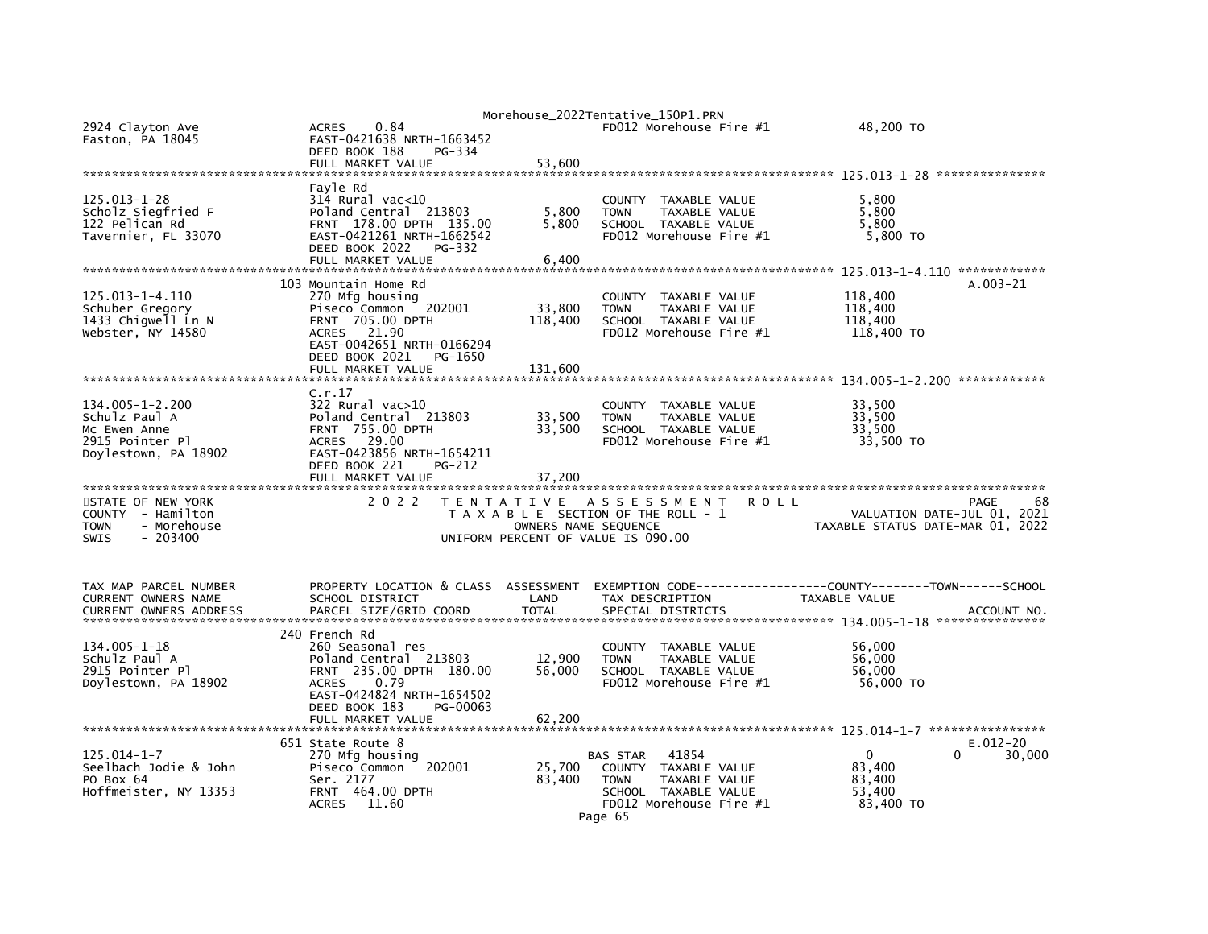```
2924 Clayton Ave                ACRES     0.84                                FD012 Morehouse Fire #1            48,200 TO
Easton, PA 18045                EAST-0421638 NRTH-1663452
                                DEED BOOK 188     PG-334
                                FULL MARKET VALUE                53,600
******************************************************************************************************* 125.013-1-28 ***************
                                Fayle Rd
125.013-1-28                    314 Rural vac<10                              COUNTY  TAXABLE VALUE               5,800
Scholz Siegfried F              Poland Central  213803        5,800          TOWN    TAXABLE VALUE               5,800
122 Pelican Rd                  FRNT  178.00 DPTH  135.00      5,800          SCHOOL  TAXABLE VALUE               5,800
Tavernier, FL 33070             EAST-0421261 NRTH-1662542                     FD012 Morehouse Fire #1             5,800 TO
                                DEED BOOK 2022    PG-332
                                FULL MARKET VALUE                 6,400
******************************************************************************************************* 125.013-1-4.110 ************
                                103 Mountain Home Rd                                                                         A.003-21
125.013-1-4.110                 270 Mfg housing                               COUNTY  TAXABLE VALUE             118,400
Schuber Gregory                 Piseco Common   202001        33,800          TOWN    TAXABLE VALUE             118,400
1433 Chigwell Ln N              FRNT  705.00 DPTH             118,400         SCHOOL  TAXABLE VALUE             118,400
Webster, NY 14580               ACRES    21.90                                FD012 Morehouse Fire #1           118,400 TO
                                EAST-0042651 NRTH-0166294
                                DEED BOOK 2021    PG-1650
                                FULL MARKET VALUE               131,600
******************************************************************************************************* 134.005-1-2.200 ************
                                C.r.17
134.005-1-2.200                 322 Rural vac>10                              COUNTY  TAXABLE VALUE              33,500
Schulz Paul A                   Poland Central  213803        33,500          TOWN    TAXABLE VALUE              33,500
Mc Ewen Anne                    FRNT  755.00 DPTH              33,500         SCHOOL  TAXABLE VALUE              33,500
2915 Pointer Pl                 ACRES    29.00                                FD012 Morehouse Fire #1            33,500 TO
Doylestown, PA 18902            EAST-0423856 NRTH-1654211
                                DEED BOOK 221     PG-212
                                FULL MARKET VALUE                37,200
************************************************************************************************************************************
STATE OF NEW YORK               2 0 2 2   T E N T A T I V E   A S S E S S M E N T   R O L L                              PAGE    68
COUNTY  - Hamilton                         T A X A B L E  SECTION OF THE ROLL - 1                    VALUATION DATE-JUL 01, 2021
TOWN    - Morehouse                             OWNERS NAME SEQUENCE                             TAXABLE STATUS DATE-MAR 01, 2022
SWIS    - 203400                          UNIFORM PERCENT OF VALUE IS 090.00


TAX MAP PARCEL NUMBER           PROPERTY LOCATION & CLASS  ASSESSMENT  EXEMPTION CODE------------------COUNTY--------TOWN------SCHOOL
CURRENT OWNERS NAME             SCHOOL DISTRICT               LAND      TAX DESCRIPTION                  TAXABLE VALUE
CURRENT OWNERS ADDRESS          PARCEL SIZE/GRID COORD        TOTAL     SPECIAL DISTRICTS                                    ACCOUNT NO.
******************************************************************************************************* 134.005-1-18 ***************
                                240 French Rd
134.005-1-18                    260 Seasonal res                              COUNTY  TAXABLE VALUE              56,000
Schulz Paul A                   Poland Central  213803        12,900          TOWN    TAXABLE VALUE              56,000
2915 Pointer Pl                 FRNT  235.00 DPTH  180.00     56,000          SCHOOL  TAXABLE VALUE              56,000
Doylestown, PA 18902            ACRES     0.79                                FD012 Morehouse Fire #1            56,000 TO
                                EAST-0424824 NRTH-1654502
                                DEED BOOK 183     PG-00063
                                FULL MARKET VALUE                62,200
******************************************************************************************************* 125.014-1-7 ****************
                                651 State Route 8                                                                            E.012-20
125.014-1-7                     270 Mfg housing                   BAS STAR   41854                       0              0      30,000
Seelbach Jodie & John           Piseco Common   202001        25,700          COUNTY  TAXABLE VALUE              83,400
PO Box 64                       Ser. 2177                      83,400         TOWN    TAXABLE VALUE              83,400
Hoffmeister, NY 13353           FRNT  464.00 DPTH                             SCHOOL  TAXABLE VALUE              53,400
                                ACRES    11.60                                FD012 Morehouse Fire #1            83,400 TO
```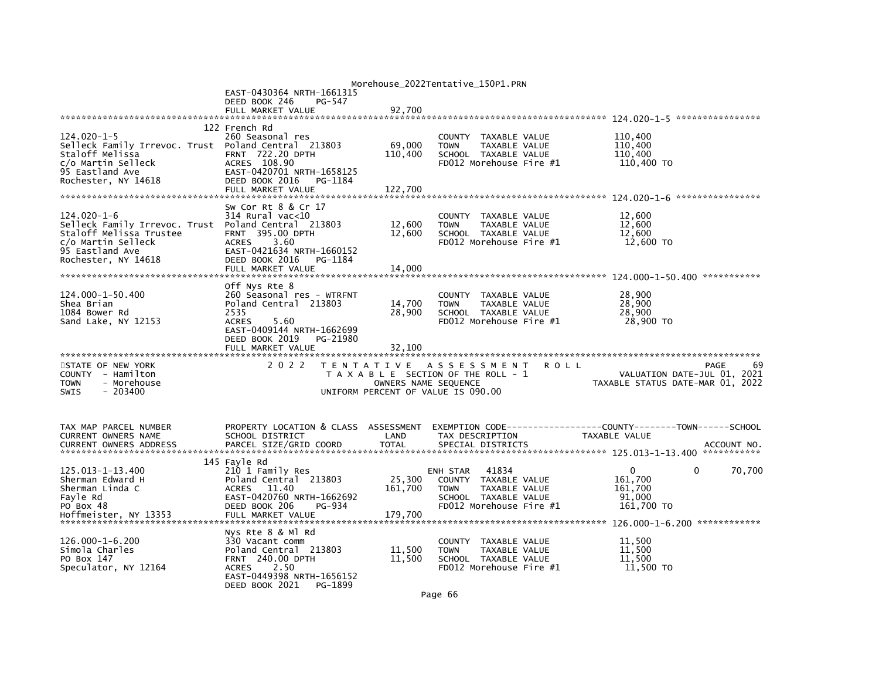```
                                                Morehouse_2022Tentative_150P1.PRN
                               EAST-0430364 NRTH-1661315
                               DEED BOOK 246     PG-547
                               FULL MARKET VALUE                92,700
******************************************************************************************************* 124.020-1-5 *****************
                               122 French Rd
124.020-1-5                    260 Seasonal res                          COUNTY  TAXABLE VALUE              110,400
Selleck Family Irrevoc. Trust  Poland Central  213803        69,000      TOWN    TAXABLE VALUE              110,400
Staloff Melissa                FRNT  722.20 DPTH            110,400      SCHOOL  TAXABLE VALUE              110,400
c/o Martin Selleck             ACRES  108.90                             FD012 Morehouse Fire #1             110,400 TO
95 Eastland Ave                EAST-0420701 NRTH-1658125
Rochester, NY 14618            DEED BOOK 2016    PG-1184
                               FULL MARKET VALUE               122,700
******************************************************************************************************* 124.020-1-6 *****************
                               Sw Cor Rt 8 & Cr 17
124.020-1-6                    314 Rural vac<10                          COUNTY  TAXABLE VALUE               12,600
Selleck Family Irrevoc. Trust  Poland Central  213803        12,600      TOWN    TAXABLE VALUE               12,600
Staloff Melissa Trustee        FRNT  395.00 DPTH             12,600      SCHOOL  TAXABLE VALUE               12,600
c/o Martin Selleck             ACRES     3.60                            FD012 Morehouse Fire #1              12,600 TO
95 Eastland Ave                EAST-0421634 NRTH-1660152
Rochester, NY 14618            DEED BOOK 2016    PG-1184
                               FULL MARKET VALUE                14,000
******************************************************************************************************* 124.000-1-50.400 ***********
                               Off Nys Rte 8
124.000-1-50.400               260 Seasonal res - WTRFNT                 COUNTY  TAXABLE VALUE               28,900
Shea Brian                     Poland Central  213803        14,700      TOWN    TAXABLE VALUE               28,900
1084 Bower Rd                  2535                          28,900      SCHOOL  TAXABLE VALUE               28,900
Sand Lake, NY 12153            ACRES     5.60                            FD012 Morehouse Fire #1              28,900 TO
                               EAST-0409144 NRTH-1662699
                               DEED BOOK 2019    PG-21980
                               FULL MARKET VALUE                32,100
*************************************************************************************************************************************
STATE OF NEW YORK              2 0 2 2   T E N T A T I V E   A S S E S S M E N T   R O L L                            PAGE     69
COUNTY  - Hamilton                        T A X A B L E  SECTION OF THE ROLL - 1                  VALUATION DATE-JUL 01, 2021
TOWN    - Morehouse                             OWNERS NAME SEQUENCE                         TAXABLE STATUS DATE-MAR 01, 2022
SWIS    - 203400                          UNIFORM PERCENT OF VALUE IS 090.00


TAX MAP PARCEL NUMBER          PROPERTY LOCATION & CLASS  ASSESSMENT  EXEMPTION CODE------------------COUNTY--------TOWN------SCHOOL
CURRENT OWNERS NAME            SCHOOL DISTRICT               LAND      TAX DESCRIPTION              TAXABLE VALUE
CURRENT OWNERS ADDRESS         PARCEL SIZE/GRID COORD        TOTAL     SPECIAL DISTRICTS                                 ACCOUNT NO.
******************************************************************************************************* 125.013-1-13.400 ***********
                               145 Fayle Rd
125.013-1-13.400               210 1 Family Res                          ENH STAR   41834               0            0      70,700
Sherman Edward H               Poland Central  213803        25,300      COUNTY  TAXABLE VALUE             161,700
Sherman Linda C                ACRES    11.40               161,700      TOWN    TAXABLE VALUE             161,700
Fayle Rd                       EAST-0420760 NRTH-1662692                 SCHOOL  TAXABLE VALUE              91,000
PO Box 48                      DEED BOOK 206     PG-934                  FD012 Morehouse Fire #1             161,700 TO
Hoffmeister, NY 13353          FULL MARKET VALUE               179,700
******************************************************************************************************* 126.000-1-6.200 ************
                               Nys Rte 8 & Ml Rd
126.000-1-6.200                330 Vacant comm                           COUNTY  TAXABLE VALUE               11,500
Simola Charles                 Poland Central  213803        11,500      TOWN    TAXABLE VALUE               11,500
PO Box 147                     FRNT  240.00 DPTH             11,500      SCHOOL  TAXABLE VALUE               11,500
Speculator, NY 12164           ACRES     2.50                            FD012 Morehouse Fire #1              11,500 TO
                               EAST-0449398 NRTH-1656152
                               DEED BOOK 2021    PG-1899
```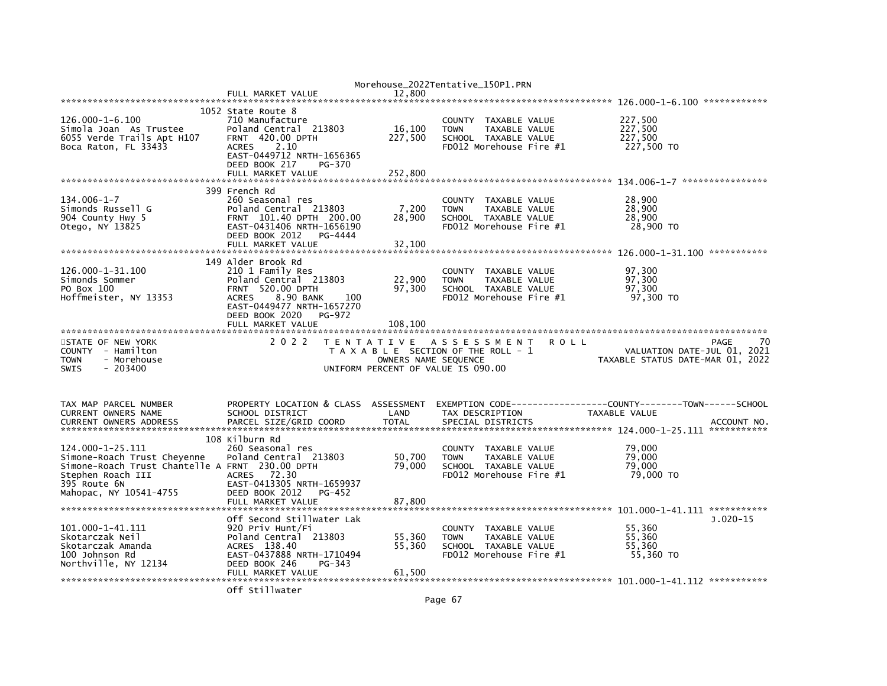FULL MARKET VALUE 12,800

************************************************************************************************************ 126.000-1-6.100 ************

```
                              1052 State Route 8
126.000-1-6.100               710 Manufacture                          COUNTY  TAXABLE VALUE           227,500
Simola Joan  As Trustee       Poland Central  213803       16,100      TOWN    TAXABLE VALUE           227,500
6055 Verde Trails Apt H107    FRNT  420.00 DPTH           227,500      SCHOOL  TAXABLE VALUE           227,500
Boca Raton, FL 33433          ACRES     2.10                           FD012 Morehouse Fire #1          227,500 TO
                              EAST-0449712 NRTH-1656365
                              DEED BOOK 217     PG-370
                              FULL MARKET VALUE           252,800
************************************************************************************************************ 134.006-1-7 ****************
                              399 French Rd
134.006-1-7                   260 Seasonal res                         COUNTY  TAXABLE VALUE            28,900
Simonds Russell G             Poland Central  213803        7,200      TOWN    TAXABLE VALUE            28,900
904 County Hwy 5              FRNT  101.40 DPTH  200.00    28,900      SCHOOL  TAXABLE VALUE            28,900
Otego, NY 13825               EAST-0431406 NRTH-1656190                FD012 Morehouse Fire #1           28,900 TO
                              DEED BOOK 2012    PG-4444
                              FULL MARKET VALUE            32,100
************************************************************************************************************ 126.000-1-31.100 ***********
                              149 Alder Brook Rd
126.000-1-31.100              210 1 Family Res                         COUNTY  TAXABLE VALUE            97,300
Simonds Sommer                Poland Central  213803       22,900      TOWN    TAXABLE VALUE            97,300
PO Box 100                    FRNT  520.00 DPTH            97,300      SCHOOL  TAXABLE VALUE            97,300
Hoffmeister, NY 13353         ACRES     8.90 BANK     100              FD012 Morehouse Fire #1           97,300 TO
                              EAST-0449477 NRTH-1657270
                              DEED BOOK 2020    PG-972
                              FULL MARKET VALUE           108,100
************************************************************************************************************************************
```

STATE OF NEW YORK — 2 0 2 2 TENTATIVE ASSESSMENT ROLL — PAGE 70
COUNTY - Hamilton — TAXABLE SECTION OF THE ROLL - 1 — VALUATION DATE-JUL 01, 2021
TOWN - Morehouse — OWNERS NAME SEQUENCE — TAXABLE STATUS DATE-MAR 01, 2022
SWIS - 203400 — UNIFORM PERCENT OF VALUE IS 090.00

```
TAX MAP PARCEL NUMBER         PROPERTY LOCATION & CLASS  ASSESSMENT  EXEMPTION CODE------------------COUNTY--------TOWN------SCHOOL
CURRENT OWNERS NAME           SCHOOL DISTRICT               LAND     TAX DESCRIPTION              TAXABLE VALUE
CURRENT OWNERS ADDRESS        PARCEL SIZE/GRID COORD       TOTAL     SPECIAL DISTRICTS                                   ACCOUNT NO.
************************************************************************************************************ 124.000-1-25.111 ***********
                              108 Kilburn Rd
124.000-1-25.111              260 Seasonal res                         COUNTY  TAXABLE VALUE            79,000
Simone-Roach Trust Cheyenne   Poland Central  213803       50,700      TOWN    TAXABLE VALUE            79,000
Simone-Roach Trust Chantelle A FRNT  230.00 DPTH           79,000      SCHOOL  TAXABLE VALUE            79,000
Stephen Roach III             ACRES    72.30                           FD012 Morehouse Fire #1           79,000 TO
395 Route 6N                  EAST-0413305 NRTH-1659937
Mahopac, NY 10541-4755        DEED BOOK 2012    PG-452
                              FULL MARKET VALUE            87,800
************************************************************************************************************ 101.000-1-41.111 ***********
                              Off Second Stillwater Lak                                                            J.020-15
101.000-1-41.111              920 Priv Hunt/Fi                         COUNTY  TAXABLE VALUE            55,360
Skotarczak Neil               Poland Central  213803       55,360      TOWN    TAXABLE VALUE            55,360
Skotarczak Amanda             ACRES  138.40                55,360      SCHOOL  TAXABLE VALUE            55,360
100 Johnson Rd                EAST-0437888 NRTH-1710494                FD012 Morehouse Fire #1           55,360 TO
Northville, NY 12134          DEED BOOK 246     PG-343
                              FULL MARKET VALUE            61,500
************************************************************************************************************ 101.000-1-41.112 ***********
                              Off Stillwater
```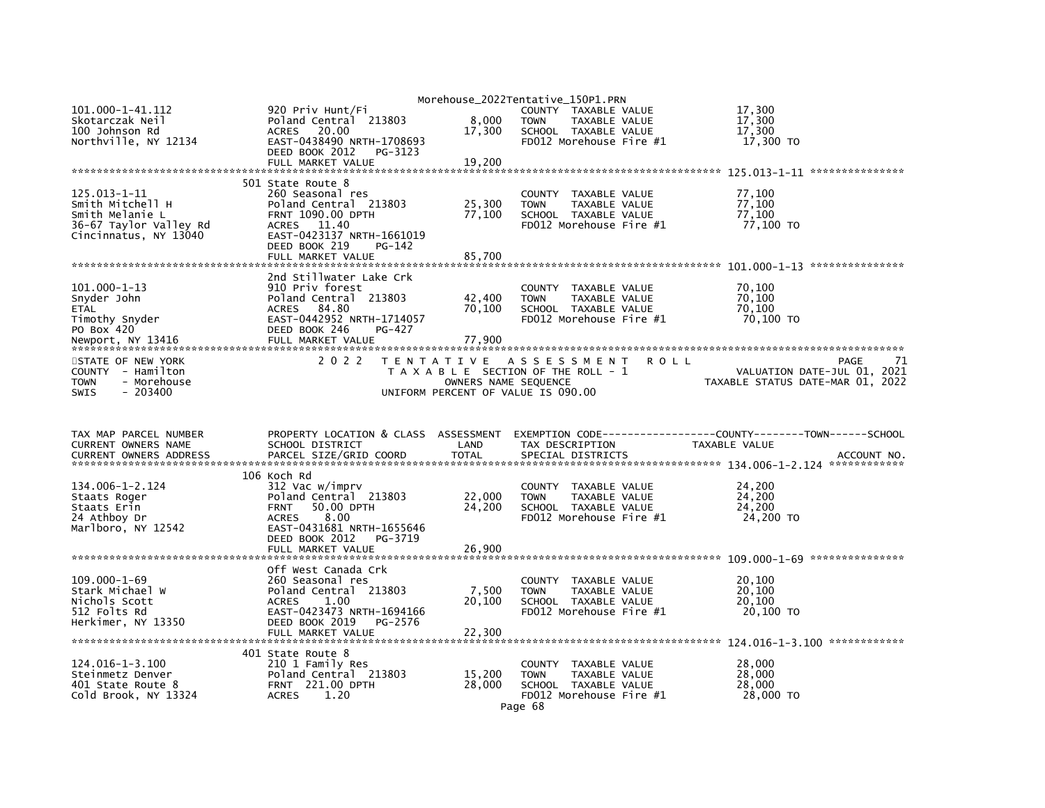```
101.000-1-41.112                920 Priv Hunt/Fi                          COUNTY  TAXABLE VALUE              17,300
Skotarczak Neil                 Poland Central  213803          8,000     TOWN    TAXABLE VALUE              17,300
100 Johnson Rd                  ACRES   20.00                  17,300     SCHOOL  TAXABLE VALUE              17,300
Northville, NY 12134            EAST-0438490 NRTH-1708693                 FD012 Morehouse Fire #1             17,300 TO
                                DEED BOOK 2012    PG-3123
                                FULL MARKET VALUE              19,200
******************************************************************************************************* 125.013-1-11 ***************
                                501 State Route 8
125.013-1-11                    260 Seasonal res                          COUNTY  TAXABLE VALUE              77,100
Smith Mitchell H                Poland Central  213803         25,300     TOWN    TAXABLE VALUE              77,100
Smith Melanie L                 FRNT 1090.00 DPTH              77,100     SCHOOL  TAXABLE VALUE              77,100
36-67 Taylor Valley Rd          ACRES   11.40                             FD012 Morehouse Fire #1             77,100 TO
Cincinnatus, NY 13040           EAST-0423137 NRTH-1661019
                                DEED BOOK 219     PG-142
                                FULL MARKET VALUE              85,700
******************************************************************************************************* 101.000-1-13 ***************
                                2nd Stillwater Lake Crk
101.000-1-13                    910 Priv forest                           COUNTY  TAXABLE VALUE              70,100
Snyder John                     Poland Central  213803         42,400     TOWN    TAXABLE VALUE              70,100
ETAL                            ACRES   84.80                  70,100     SCHOOL  TAXABLE VALUE              70,100
Timothy Snyder                  EAST-0442952 NRTH-1714057                 FD012 Morehouse Fire #1             70,100 TO
PO Box 420                      DEED BOOK 246     PG-427
Newport, NY 13416               FULL MARKET VALUE              77,900
************************************************************************************************************************************
STATE OF NEW YORK                 2 0 2 2   T E N T A T I V E   A S S E S S M E N T   R O L L                           PAGE    71
COUNTY  - Hamilton                          T A X A B L E  SECTION OF THE ROLL - 1                     VALUATION DATE-JUL 01, 2021
TOWN    - Morehouse                                OWNERS NAME SEQUENCE                           TAXABLE STATUS DATE-MAR 01, 2022
SWIS    - 203400                            UNIFORM PERCENT OF VALUE IS 090.00


TAX MAP PARCEL NUMBER           PROPERTY LOCATION & CLASS  ASSESSMENT  EXEMPTION CODE------------------COUNTY--------TOWN------SCHOOL
CURRENT OWNERS NAME             SCHOOL DISTRICT               LAND      TAX DESCRIPTION              TAXABLE VALUE
CURRENT OWNERS ADDRESS          PARCEL SIZE/GRID COORD        TOTAL     SPECIAL DISTRICTS                                  ACCOUNT NO.
******************************************************************************************************* 134.006-1-2.124 ************
                                106 Koch Rd
134.006-1-2.124                 312 Vac w/imprv                           COUNTY  TAXABLE VALUE              24,200
Staats Roger                    Poland Central  213803         22,000     TOWN    TAXABLE VALUE              24,200
Staats Erin                     FRNT   50.00 DPTH              24,200     SCHOOL  TAXABLE VALUE              24,200
24 Athboy Dr                    ACRES    8.00                             FD012 Morehouse Fire #1             24,200 TO
Marlboro, NY 12542              EAST-0431681 NRTH-1655646
                                DEED BOOK 2012    PG-3719
                                FULL MARKET VALUE              26,900
******************************************************************************************************* 109.000-1-69 ***************
                                Off West Canada Crk
109.000-1-69                    260 Seasonal res                          COUNTY  TAXABLE VALUE              20,100
Stark Michael W                 Poland Central  213803          7,500     TOWN    TAXABLE VALUE              20,100
Nichols Scott                   ACRES    1.00                  20,100     SCHOOL  TAXABLE VALUE              20,100
512 Folts Rd                    EAST-0423473 NRTH-1694166                 FD012 Morehouse Fire #1             20,100 TO
Herkimer, NY 13350              DEED BOOK 2019    PG-2576
                                FULL MARKET VALUE              22,300
******************************************************************************************************* 124.016-1-3.100 ************
                                401 State Route 8
124.016-1-3.100                 210 1 Family Res                          COUNTY  TAXABLE VALUE              28,000
Steinmetz Denver                Poland Central  213803         15,200     TOWN    TAXABLE VALUE              28,000
401 State Route 8               FRNT  221.00 DPTH              28,000     SCHOOL  TAXABLE VALUE              28,000
Cold Brook, NY 13324            ACRES    1.20                             FD012 Morehouse Fire #1             28,000 TO
```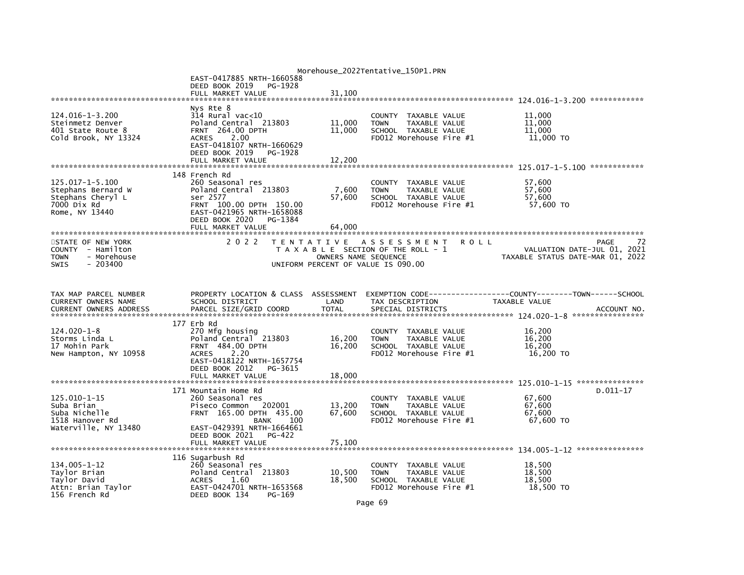```
                                              Morehouse_2022Tentative_150P1.PRN
                          EAST-0417885 NRTH-1660588
                          DEED BOOK 2019    PG-1928
                          FULL MARKET VALUE               31,100
******************************************************************************************************* 124.016-1-3.200 ************
                          Nys Rte 8
124.016-1-3.200           314 Rural vac<10                        COUNTY  TAXABLE VALUE              11,000
Steinmetz Denver          Poland Central  213803      11,000     TOWN    TAXABLE VALUE              11,000
401 State Route 8         FRNT  264.00 DPTH           11,000     SCHOOL  TAXABLE VALUE              11,000
Cold Brook, NY 13324      ACRES    2.00                           FD012 Morehouse Fire #1            11,000 TO
                          EAST-0418107 NRTH-1660629
                          DEED BOOK 2019    PG-1928
                          FULL MARKET VALUE               12,200
******************************************************************************************************* 125.017-1-5.100 ************
                          148 French Rd
125.017-1-5.100           260 Seasonal res                        COUNTY  TAXABLE VALUE              57,600
Stephans Bernard W        Poland Central  213803       7,600     TOWN    TAXABLE VALUE              57,600
Stephans Cheryl L         ser 2577                    57,600     SCHOOL  TAXABLE VALUE              57,600
7000 Dix Rd               FRNT  100.00 DPTH  150.00              FD012 Morehouse Fire #1            57,600 TO
Rome, NY 13440            EAST-0421965 NRTH-1658088
                          DEED BOOK 2020    PG-1384
                          FULL MARKET VALUE               64,000
*******************************************************************************************************************************
STATE OF NEW YORK               2 0 2 2   T E N T A T I V E   A S S E S S M E N T   R O L L                          PAGE     72
COUNTY  - Hamilton                          T A X A B L E  SECTION OF THE ROLL - 1                 VALUATION DATE-JUL 01, 2021
TOWN    - Morehouse                              OWNERS NAME SEQUENCE                          TAXABLE STATUS DATE-MAR 01, 2022
SWIS    - 203400                          UNIFORM PERCENT OF VALUE IS 090.00


TAX MAP PARCEL NUMBER     PROPERTY LOCATION & CLASS  ASSESSMENT  EXEMPTION CODE------------------COUNTY--------TOWN------SCHOOL
CURRENT OWNERS NAME       SCHOOL DISTRICT               LAND      TAX DESCRIPTION              TAXABLE VALUE
CURRENT OWNERS ADDRESS    PARCEL SIZE/GRID COORD        TOTAL     SPECIAL DISTRICTS                                  ACCOUNT NO.
******************************************************************************************************* 124.020-1-8 ****************
                          177 Erb Rd
124.020-1-8               270 Mfg housing                         COUNTY  TAXABLE VALUE              16,200
Storms Linda L            Poland Central  213803      16,200     TOWN    TAXABLE VALUE              16,200
17 Mohin Park             FRNT  484.00 DPTH           16,200     SCHOOL  TAXABLE VALUE              16,200
New Hampton, NY 10958     ACRES    2.20                           FD012 Morehouse Fire #1            16,200 TO
                          EAST-0418122 NRTH-1657754
                          DEED BOOK 2012    PG-3615
                          FULL MARKET VALUE               18,000
******************************************************************************************************* 125.010-1-15 ***************
                          171 Mountain Home Rd                                                                    D.011-17
125.010-1-15              260 Seasonal res                        COUNTY  TAXABLE VALUE              67,600
Suba Brian                Piseco Common   202001      13,200     TOWN    TAXABLE VALUE              67,600
Suba Nichelle             FRNT  165.00 DPTH  435.00   67,600     SCHOOL  TAXABLE VALUE              67,600
1518 Hanover Rd                           BANK    100            FD012 Morehouse Fire #1            67,600 TO
Waterville, NY 13480      EAST-0429391 NRTH-1664661
                          DEED BOOK 2021    PG-422
                          FULL MARKET VALUE               75,100
******************************************************************************************************* 134.005-1-12 ***************
                          116 Sugarbush Rd
134.005-1-12              260 Seasonal res                        COUNTY  TAXABLE VALUE              18,500
Taylor Brian              Poland Central  213803      10,500     TOWN    TAXABLE VALUE              18,500
Taylor David              ACRES    1.60               18,500     SCHOOL  TAXABLE VALUE              18,500
Attn: Brian Taylor        EAST-0424701 NRTH-1653568              FD012 Morehouse Fire #1            18,500 TO
156 French Rd             DEED BOOK 134     PG-169
```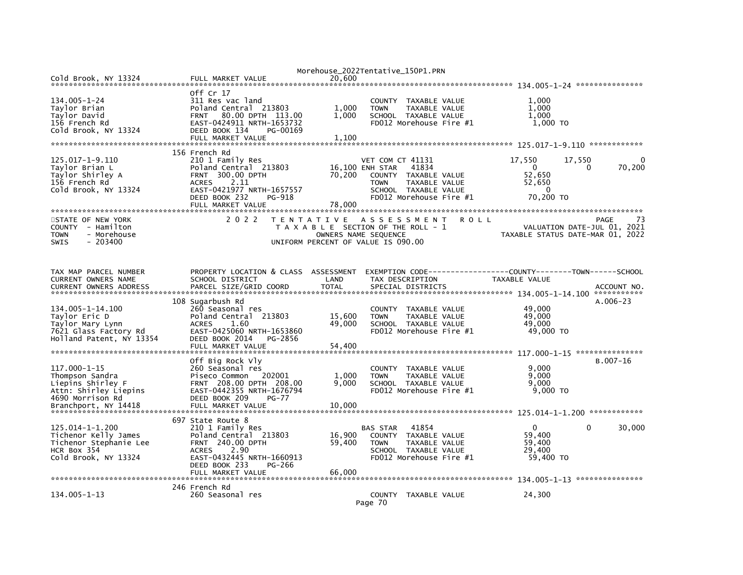```
Cold Brook, NY 13324           FULL MARKET VALUE              20,600
******************************************************************************************************* 134.005-1-24 ***************
                               Off Cr 17
134.005-1-24                   311 Res vac land                           COUNTY  TAXABLE VALUE              1,000
Taylor Brian                   Poland Central  213803          1,000      TOWN    TAXABLE VALUE              1,000
Taylor David                   FRNT   80.00 DPTH  113.00       1,000      SCHOOL  TAXABLE VALUE              1,000
156 French Rd                  EAST-0424911 NRTH-1653732                  FD012 Morehouse Fire #1             1,000 TO
Cold Brook, NY 13324           DEED BOOK 134     PG-00169
                               FULL MARKET VALUE               1,100
******************************************************************************************************* 125.017-1-9.110 ************
                               156 French Rd
125.017-1-9.110                210 1 Family Res                          VET COM CT 41131           17,550        17,550            0
Taylor Brian L                 Poland Central  213803         16,100 ENH STAR    41834                   0             0       70,200
Taylor Shirley A               FRNT  300.00 DPTH              70,200     COUNTY  TAXABLE VALUE             52,650
156 French Rd                  ACRES     2.11                            TOWN    TAXABLE VALUE             52,650
Cold Brook, NY 13324           EAST-0421977 NRTH-1657557                 SCHOOL  TAXABLE VALUE                  0
                               DEED BOOK 232     PG-918                  FD012 Morehouse Fire #1            70,200 TO
                               FULL MARKET VALUE              78,000
************************************************************************************************************************************
STATE OF NEW YORK                    2 0 2 2   T E N T A T I V E   A S S E S S M E N T   R O L L                          PAGE     73
COUNTY  - Hamilton                           T A X A B L E  SECTION OF THE ROLL - 1                       VALUATION DATE-JUL 01, 2021
TOWN    - Morehouse                                OWNERS NAME SEQUENCE                             TAXABLE STATUS DATE-MAR 01, 2022
SWIS    - 203400                              UNIFORM PERCENT OF VALUE IS 090.00


TAX MAP PARCEL NUMBER          PROPERTY LOCATION & CLASS  ASSESSMENT  EXEMPTION CODE------------------COUNTY--------TOWN------SCHOOL
CURRENT OWNERS NAME            SCHOOL DISTRICT               LAND      TAX DESCRIPTION              TAXABLE VALUE
CURRENT OWNERS ADDRESS         PARCEL SIZE/GRID COORD        TOTAL     SPECIAL DISTRICTS                                   ACCOUNT NO.
******************************************************************************************************* 134.005-1-14.100 ***********
                               108 Sugarbush Rd                                                                              A.006-23
134.005-1-14.100               260 Seasonal res                           COUNTY  TAXABLE VALUE             49,000
Taylor Eric D                  Poland Central  213803         15,600      TOWN    TAXABLE VALUE             49,000
Taylor Mary Lynn               ACRES     1.60                 49,000      SCHOOL  TAXABLE VALUE             49,000
7621 Glass Factory Rd          EAST-0425060 NRTH-1653860                  FD012 Morehouse Fire #1            49,000 TO
Holland Patent, NY 13354       DEED BOOK 2014    PG-2856
                               FULL MARKET VALUE              54,400
******************************************************************************************************* 117.000-1-15 ***************
                               Off Big Rock Vly                                                                              B.007-16
117.000-1-15                   260 Seasonal res                           COUNTY  TAXABLE VALUE              9,000
Thompson Sandra                Piseco Common   202001          1,000      TOWN    TAXABLE VALUE              9,000
Liepins Shirley F              FRNT  208.00 DPTH  208.00       9,000      SCHOOL  TAXABLE VALUE              9,000
Attn: Shirley Liepins          EAST-0442355 NRTH-1676794                  FD012 Morehouse Fire #1             9,000 TO
4690 Morrison Rd               DEED BOOK 209     PG-77
Branchport, NY 14418           FULL MARKET VALUE              10,000
******************************************************************************************************* 125.014-1-1.200 ************
                               697 State Route 8
125.014-1-1.200                210 1 Family Res                          BAS STAR    41854                   0             0       30,000
Tichenor Kelly James           Poland Central  213803         16,900     COUNTY  TAXABLE VALUE             59,400
Tichenor Stephanie Lee         FRNT  240.00 DPTH              59,400     TOWN    TAXABLE VALUE             59,400
HCR Box 354                    ACRES     2.90                            SCHOOL  TAXABLE VALUE             29,400
Cold Brook, NY 13324           EAST-0432445 NRTH-1660913                 FD012 Morehouse Fire #1            59,400 TO
                               DEED BOOK 233     PG-266
                               FULL MARKET VALUE              66,000
******************************************************************************************************* 134.005-1-13 ***************
                               246 French Rd
134.005-1-13                   260 Seasonal res                           COUNTY  TAXABLE VALUE             24,300
```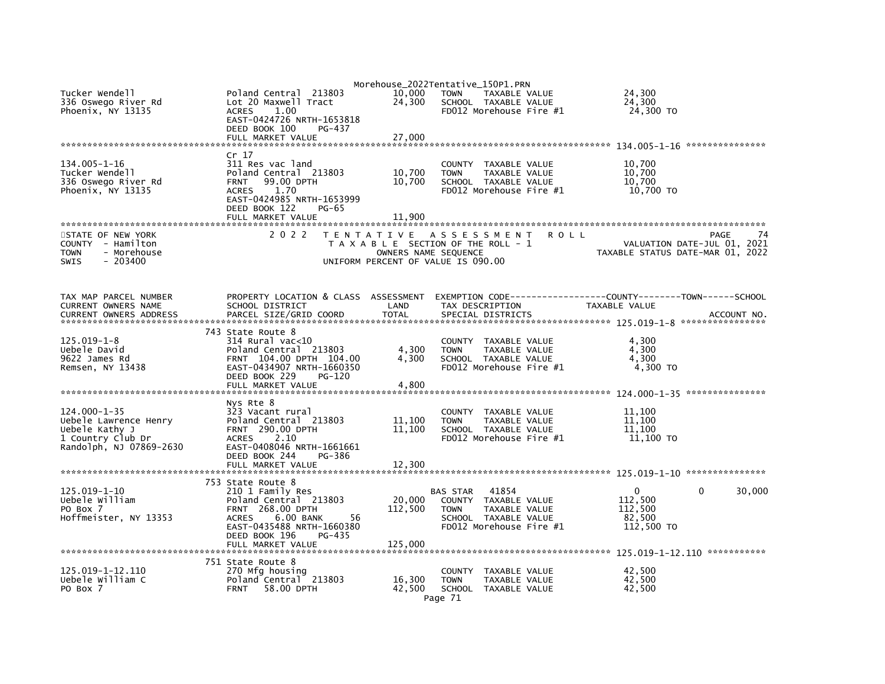| | | | | |
|---|---|---|---|---|
| Tucker Wendell<br>336 Oswego River Rd<br>Phoenix, NY 13135 | Poland Central 213803<br>Lot 20 Maxwell Tract<br>ACRES 1.00<br>EAST-0424726 NRTH-1653818<br>DEED BOOK 100 PG-437<br>FULL MARKET VALUE | 10,000<br>24,300<br><br><br><br>27,000 | TOWN TAXABLE VALUE<br>SCHOOL TAXABLE VALUE<br>FD012 Morehouse Fire #1 | 24,300<br>24,300<br>24,300 TO |

**134.005-1-16**

| | | | | |
|---|---|---|---|---|
| 134.005-1-16<br>Tucker Wendell<br>336 Oswego River Rd<br>Phoenix, NY 13135 | Cr 17<br>311 Res vac land<br>Poland Central 213803<br>FRNT 99.00 DPTH<br>ACRES 1.70<br>EAST-0424985 NRTH-1653999<br>DEED BOOK 122 PG-65<br>FULL MARKET VALUE | <br><br>10,700<br>10,700<br><br><br><br>11,900 | <br>COUNTY TAXABLE VALUE<br>TOWN TAXABLE VALUE<br>SCHOOL TAXABLE VALUE<br>FD012 Morehouse Fire #1 | <br>10,700<br>10,700<br>10,700<br>10,700 TO |

STATE OF NEW YORK
COUNTY - Hamilton
TOWN - Morehouse
SWIS - 203400

2 0 2 2 TENTATIVE ASSESSMENT ROLL
TAXABLE SECTION OF THE ROLL - 1
OWNERS NAME SEQUENCE
UNIFORM PERCENT OF VALUE IS 090.00

PAGE 74
VALUATION DATE-JUL 01, 2021
TAXABLE STATUS DATE-MAR 01, 2022

| TAX MAP PARCEL NUMBER<br>CURRENT OWNERS NAME<br>CURRENT OWNERS ADDRESS | PROPERTY LOCATION & CLASS<br>SCHOOL DISTRICT<br>PARCEL SIZE/GRID COORD | ASSESSMENT<br>LAND<br>TOTAL | EXEMPTION CODE-----COUNTY-----TOWN-----SCHOOL<br>TAX DESCRIPTION<br>SPECIAL DISTRICTS | TAXABLE VALUE<br><br>ACCOUNT NO. |
|---|---|---|---|---|
| **125.019-1-8** | | | | |
| 125.019-1-8<br>Uebele David<br>9622 James Rd<br>Remsen, NY 13438 | 743 State Route 8<br>314 Rural vac<10<br>Poland Central 213803<br>FRNT 104.00 DPTH 104.00<br>EAST-0434907 NRTH-1660350<br>DEED BOOK 229 PG-120<br>FULL MARKET VALUE | <br><br>4,300<br>4,300<br><br><br>4,800 | <br>COUNTY TAXABLE VALUE<br>TOWN TAXABLE VALUE<br>SCHOOL TAXABLE VALUE<br>FD012 Morehouse Fire #1 | <br>4,300<br>4,300<br>4,300<br>4,300 TO |
| **124.000-1-35** | | | | |
| 124.000-1-35<br>Uebele Lawrence Henry<br>Uebele Kathy J<br>1 Country Club Dr<br>Randolph, NJ 07869-2630 | Nys Rte 8<br>323 Vacant rural<br>Poland Central 213803<br>FRNT 290.00 DPTH<br>ACRES 2.10<br>EAST-0408046 NRTH-1661661<br>DEED BOOK 244 PG-386<br>FULL MARKET VALUE | <br><br>11,100<br>11,100<br><br><br><br>12,300 | <br>COUNTY TAXABLE VALUE<br>TOWN TAXABLE VALUE<br>SCHOOL TAXABLE VALUE<br>FD012 Morehouse Fire #1 | <br>11,100<br>11,100<br>11,100<br>11,100 TO |
| **125.019-1-10** | | | | |
| 125.019-1-10<br>Uebele William<br>PO Box 7<br>Hoffmeister, NY 13353 | 753 State Route 8<br>210 1 Family Res<br>Poland Central 213803<br>FRNT 268.00 DPTH<br>ACRES 6.00 BANK 56<br>EAST-0435488 NRTH-1660380<br>DEED BOOK 196 PG-435<br>FULL MARKET VALUE | <br><br>20,000<br>112,500<br><br><br><br>125,000 | <br>BAS STAR 41854<br>COUNTY TAXABLE VALUE<br>TOWN TAXABLE VALUE<br>SCHOOL TAXABLE VALUE<br>FD012 Morehouse Fire #1 | <br>0 0 30,000<br>112,500<br>112,500<br>82,500<br>112,500 TO |
| **125.019-1-12.110** | | | | |
| 125.019-1-12.110<br>Uebele William C<br>PO Box 7 | 751 State Route 8<br>270 Mfg housing<br>Poland Central 213803<br>FRNT 58.00 DPTH | <br><br>16,300<br>42,500 | <br>COUNTY TAXABLE VALUE<br>TOWN TAXABLE VALUE<br>SCHOOL TAXABLE VALUE | <br>42,500<br>42,500<br>42,500 |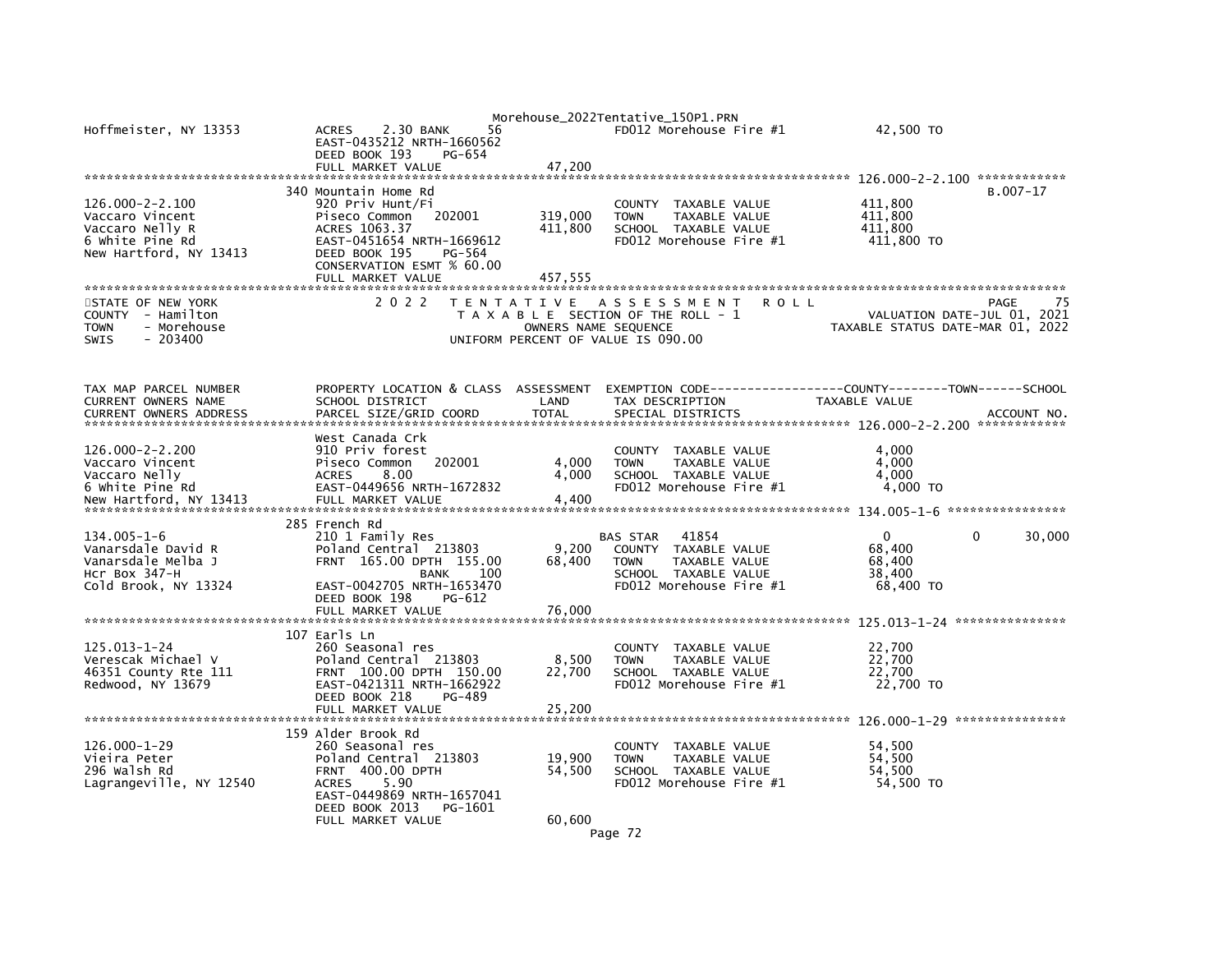| | | | | |
|---|---|---|---|---|
| Hoffmeister, NY 13353 | ACRES 2.30 BANK 56<br>EAST-0435212 NRTH-1660562<br>DEED BOOK 193 PG-654<br>FULL MARKET VALUE | 47,200 | FD012 Morehouse Fire #1 | 42,500 TO |

| | | | | | |
|---|---|---|---|---|---|
| **126.000-2-2.100** | | | | | |
| | 340 Mountain Home Rd | | | | B.007-17 |
| 126.000-2-2.100 | 920 Priv Hunt/Fi | | COUNTY TAXABLE VALUE | 411,800 | |
| Vaccaro Vincent | Piseco Common 202001 | 319,000 | TOWN TAXABLE VALUE | 411,800 | |
| Vaccaro Nelly R | ACRES 1063.37 | 411,800 | SCHOOL TAXABLE VALUE | 411,800 | |
| 6 White Pine Rd | EAST-0451654 NRTH-1669612 | | FD012 Morehouse Fire #1 | 411,800 TO | |
| New Hartford, NY 13413 | DEED BOOK 195 PG-564 | | | | |
| | CONSERVATION ESMT % 60.00 | | | | |
| | FULL MARKET VALUE | 457,555 | | | |

STATE OF NEW YORK
COUNTY - Hamilton
TOWN - Morehouse
SWIS - 203400

2022 TENTATIVE ASSESSMENT ROLL
TAXABLE SECTION OF THE ROLL - 1
OWNERS NAME SEQUENCE
UNIFORM PERCENT OF VALUE IS 090.00

PAGE 75
VALUATION DATE-JUL 01, 2021
TAXABLE STATUS DATE-MAR 01, 2022

| TAX MAP PARCEL NUMBER<br>CURRENT OWNERS NAME<br>CURRENT OWNERS ADDRESS | PROPERTY LOCATION & CLASS<br>SCHOOL DISTRICT<br>PARCEL SIZE/GRID COORD | ASSESSMENT<br>LAND<br>TOTAL | EXEMPTION CODE-----COUNTY-----TOWN-----SCHOOL<br>TAX DESCRIPTION<br>SPECIAL DISTRICTS | TAXABLE VALUE | ACCOUNT NO. |
|---|---|---|---|---|---|
| **126.000-2-2.200** | | | | | |
| | West Canada Crk | | | | |
| 126.000-2-2.200 | 910 Priv forest | | COUNTY TAXABLE VALUE | 4,000 | |
| Vaccaro Vincent | Piseco Common 202001 | 4,000 | TOWN TAXABLE VALUE | 4,000 | |
| Vaccaro Nelly | ACRES 8.00 | 4,000 | SCHOOL TAXABLE VALUE | 4,000 | |
| 6 White Pine Rd | EAST-0449656 NRTH-1672832 | | FD012 Morehouse Fire #1 | 4,000 TO | |
| New Hartford, NY 13413 | FULL MARKET VALUE | 4,400 | | | |
| **134.005-1-6** | | | | | |
| | 285 French Rd | | | | |
| 134.005-1-6 | 210 1 Family Res | | BAS STAR 41854 | 0 0 | 30,000 |
| Vanarsdale David R | Poland Central 213803 | 9,200 | COUNTY TAXABLE VALUE | 68,400 | |
| Vanarsdale Melba J | FRNT 165.00 DPTH 155.00 | 68,400 | TOWN TAXABLE VALUE | 68,400 | |
| Hcr Box 347-H | BANK 100 | | SCHOOL TAXABLE VALUE | 38,400 | |
| Cold Brook, NY 13324 | EAST-0042705 NRTH-1653470 | | FD012 Morehouse Fire #1 | 68,400 TO | |
| | DEED BOOK 198 PG-612 | | | | |
| | FULL MARKET VALUE | 76,000 | | | |
| **125.013-1-24** | | | | | |
| | 107 Earls Ln | | | | |
| 125.013-1-24 | 260 Seasonal res | | COUNTY TAXABLE VALUE | 22,700 | |
| Verescak Michael V | Poland Central 213803 | 8,500 | TOWN TAXABLE VALUE | 22,700 | |
| 46351 County Rte 111 | FRNT 100.00 DPTH 150.00 | 22,700 | SCHOOL TAXABLE VALUE | 22,700 | |
| Redwood, NY 13679 | EAST-0421311 NRTH-1662922 | | FD012 Morehouse Fire #1 | 22,700 TO | |
| | DEED BOOK 218 PG-489 | | | | |
| | FULL MARKET VALUE | 25,200 | | | |
| **126.000-1-29** | | | | | |
| | 159 Alder Brook Rd | | | | |
| 126.000-1-29 | 260 Seasonal res | | COUNTY TAXABLE VALUE | 54,500 | |
| Vieira Peter | Poland Central 213803 | 19,900 | TOWN TAXABLE VALUE | 54,500 | |
| 296 Walsh Rd | FRNT 400.00 DPTH | 54,500 | SCHOOL TAXABLE VALUE | 54,500 | |
| Lagrangeville, NY 12540 | ACRES 5.90 | | FD012 Morehouse Fire #1 | 54,500 TO | |
| | EAST-0449869 NRTH-1657041 | | | | |
| | DEED BOOK 2013 PG-1601 | | | | |
| | FULL MARKET VALUE | 60,600 | | | |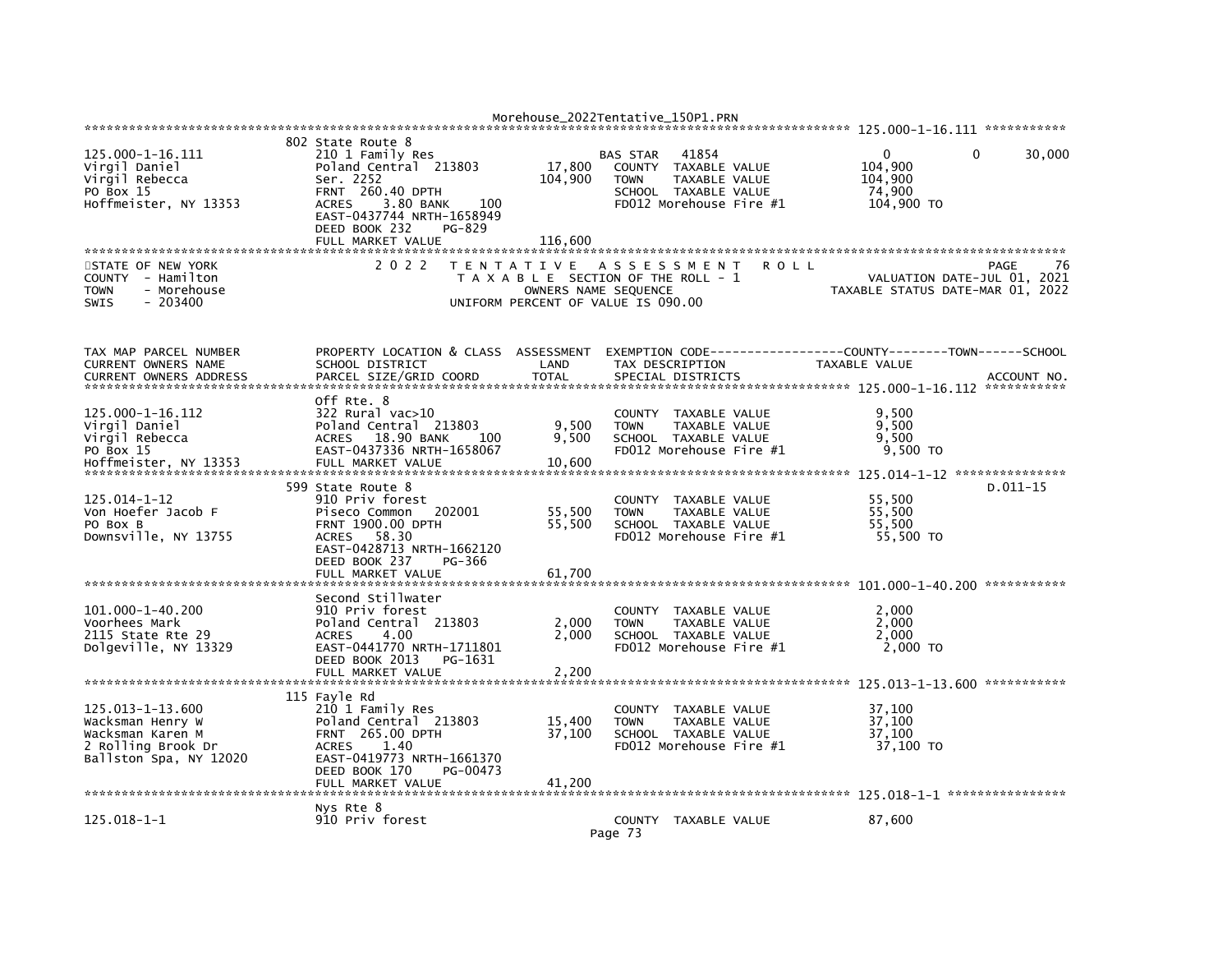| TAX MAP PARCEL NUMBER / CURRENT OWNERS NAME / CURRENT OWNERS ADDRESS | PROPERTY LOCATION & CLASS / SCHOOL DISTRICT / PARCEL SIZE/GRID COORD | ASSESSMENT LAND | TOTAL | EXEMPTION CODE / TAX DESCRIPTION / SPECIAL DISTRICTS | COUNTY / TAXABLE VALUE | TOWN | SCHOOL | ACCOUNT NO. |
|---|---|---|---|---|---|---|---|---|
| 125.000-1-16.111 | 802 State Route 8 | | | | | | | |
| Virgil Daniel | 210 1 Family Res | | | BAS STAR 41854 | 0 | 0 | 30,000 | |
| Virgil Rebecca | Poland Central 213803 | 17,800 | | COUNTY TAXABLE VALUE | 104,900 | | | |
| PO Box 15 | Ser. 2252 | | 104,900 | TOWN TAXABLE VALUE | 104,900 | | | |
| Hoffmeister, NY 13353 | FRNT 260.40 DPTH | | | SCHOOL TAXABLE VALUE | 74,900 | | | |
| | ACRES 3.80 BANK 100 | | | FD012 Morehouse Fire #1 | 104,900 TO | | | |
| | EAST-0437744 NRTH-1658949 | | | | | | | |
| | DEED BOOK 232 PG-829 | | | | | | | |
| | FULL MARKET VALUE | | 116,600 | | | | | |

STATE OF NEW YORK — 2022 TENTATIVE ASSESSMENT ROLL — PAGE 76
COUNTY - Hamilton — TAXABLE SECTION OF THE ROLL - 1 — VALUATION DATE-JUL 01, 2021
TOWN - Morehouse — OWNERS NAME SEQUENCE — TAXABLE STATUS DATE-MAR 01, 2022
SWIS - 203400 — UNIFORM PERCENT OF VALUE IS 090.00

| TAX MAP PARCEL NUMBER / CURRENT OWNERS NAME / CURRENT OWNERS ADDRESS | PROPERTY LOCATION & CLASS / SCHOOL DISTRICT / PARCEL SIZE/GRID COORD | ASSESSMENT LAND | TOTAL | EXEMPTION CODE / TAX DESCRIPTION / SPECIAL DISTRICTS | COUNTY / TAXABLE VALUE | TOWN | SCHOOL | ACCOUNT NO. |
|---|---|---|---|---|---|---|---|---|
| 125.000-1-16.112 | Off Rte. 8 | | | | | | | |
| Virgil Daniel | 322 Rural vac>10 | | | COUNTY TAXABLE VALUE | 9,500 | | | |
| Virgil Rebecca | Poland Central 213803 | 9,500 | | TOWN TAXABLE VALUE | 9,500 | | | |
| PO Box 15 | ACRES 18.90 BANK 100 | | 9,500 | SCHOOL TAXABLE VALUE | 9,500 | | | |
| Hoffmeister, NY 13353 | EAST-0437336 NRTH-1658067 | | | FD012 Morehouse Fire #1 | 9,500 TO | | | |
| | FULL MARKET VALUE | | 10,600 | | | | | |
| 125.014-1-12 | 599 State Route 8 | | | | | | | D.011-15 |
| Von Hoefer Jacob F | 910 Priv forest | | | COUNTY TAXABLE VALUE | 55,500 | | | |
| PO Box B | Piseco Common 202001 | 55,500 | | TOWN TAXABLE VALUE | 55,500 | | | |
| Downsville, NY 13755 | FRNT 1900.00 DPTH | | 55,500 | SCHOOL TAXABLE VALUE | 55,500 | | | |
| | ACRES 58.30 | | | FD012 Morehouse Fire #1 | 55,500 TO | | | |
| | EAST-0428713 NRTH-1662120 | | | | | | | |
| | DEED BOOK 237 PG-366 | | | | | | | |
| | FULL MARKET VALUE | | 61,700 | | | | | |
| 101.000-1-40.200 | Second Stillwater | | | | | | | |
| Voorhees Mark | 910 Priv forest | | | COUNTY TAXABLE VALUE | 2,000 | | | |
| 2115 State Rte 29 | Poland Central 213803 | 2,000 | | TOWN TAXABLE VALUE | 2,000 | | | |
| Dolgeville, NY 13329 | ACRES 4.00 | | 2,000 | SCHOOL TAXABLE VALUE | 2,000 | | | |
| | EAST-0441770 NRTH-1711801 | | | FD012 Morehouse Fire #1 | 2,000 TO | | | |
| | DEED BOOK 2013 PG-1631 | | | | | | | |
| | FULL MARKET VALUE | | 2,200 | | | | | |
| 125.013-1-13.600 | 115 Fayle Rd | | | | | | | |
| Wacksman Henry W | 210 1 Family Res | | | COUNTY TAXABLE VALUE | 37,100 | | | |
| Wacksman Karen M | Poland Central 213803 | 15,400 | | TOWN TAXABLE VALUE | 37,100 | | | |
| 2 Rolling Brook Dr | FRNT 265.00 DPTH | | 37,100 | SCHOOL TAXABLE VALUE | 37,100 | | | |
| Ballston Spa, NY 12020 | ACRES 1.40 | | | FD012 Morehouse Fire #1 | 37,100 TO | | | |
| | EAST-0419773 NRTH-1661370 | | | | | | | |
| | DEED BOOK 170 PG-00473 | | | | | | | |
| | FULL MARKET VALUE | | 41,200 | | | | | |
| 125.018-1-1 | Nys Rte 8 | | | | | | | |
| | 910 Priv forest | | | COUNTY TAXABLE VALUE | 87,600 | | | |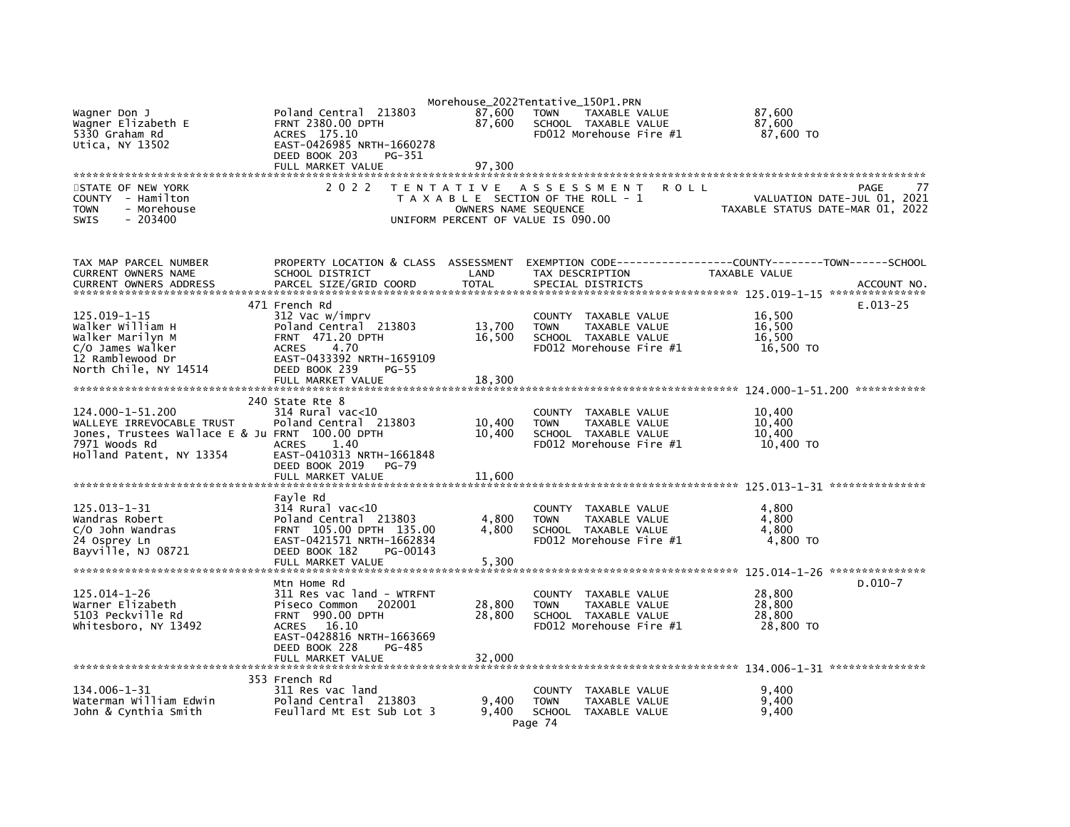Morehouse_2022Tentative_150P1.PRN

```
Wagner Don J                    Poland Central  213803        87,600   TOWN     TAXABLE VALUE                87,600
Wagner Elizabeth E              FRNT 2380.00 DPTH             87,600   SCHOOL   TAXABLE VALUE                87,600
5330 Graham Rd                  ACRES  175.10                          FD012 Morehouse Fire #1                87,600 TO
Utica, NY 13502                 EAST-0426985 NRTH-1660278
                                DEED BOOK 203     PG-351
                                FULL MARKET VALUE             97,300
```

STATE OF NEW YORK — 2 0 2 2 T E N T A T I V E A S S E S S M E N T R O L L — PAGE 77
COUNTY - Hamilton — T A X A B L E SECTION OF THE ROLL - 1 — VALUATION DATE-JUL 01, 2021
TOWN - Morehouse — OWNERS NAME SEQUENCE — TAXABLE STATUS DATE-MAR 01, 2022
SWIS - 203400 — UNIFORM PERCENT OF VALUE IS 090.00

```
TAX MAP PARCEL NUMBER           PROPERTY LOCATION & CLASS  ASSESSMENT  EXEMPTION CODE------------------COUNTY--------TOWN------SCHOOL
CURRENT OWNERS NAME             SCHOOL DISTRICT              LAND      TAX DESCRIPTION              TAXABLE VALUE
CURRENT OWNERS ADDRESS          PARCEL SIZE/GRID COORD       TOTAL     SPECIAL DISTRICTS                                  ACCOUNT NO.
******************************************************************************************************* 125.019-1-15 ***************
                                471 French Rd                                                                          E.013-25
125.019-1-15                    312 Vac w/imprv                        COUNTY   TAXABLE VALUE                16,500
Walker William H                Poland Central  213803        13,700   TOWN     TAXABLE VALUE                16,500
Walker Marilyn M                FRNT  471.20 DPTH             16,500   SCHOOL   TAXABLE VALUE                16,500
C/O James Walker                ACRES    4.70                          FD012 Morehouse Fire #1                16,500 TO
12 Ramblewood Dr                EAST-0433392 NRTH-1659109
North Chile, NY 14514           DEED BOOK 239     PG-55
                                FULL MARKET VALUE             18,300
******************************************************************************************************* 124.000-1-51.200 ***********
                                240 State Rte 8
124.000-1-51.200                314 Rural vac<10                       COUNTY   TAXABLE VALUE                10,400
WALLEYE IRREVOCABLE TRUST       Poland Central  213803        10,400   TOWN     TAXABLE VALUE                10,400
Jones, Trustees Wallace E & Ju FRNT  100.00 DPTH              10,400   SCHOOL   TAXABLE VALUE                10,400
7971 Woods Rd                   ACRES    1.40                          FD012 Morehouse Fire #1                10,400 TO
Holland Patent, NY 13354        EAST-0410313 NRTH-1661848
                                DEED BOOK 2019    PG-79
                                FULL MARKET VALUE             11,600
******************************************************************************************************* 125.013-1-31 ***************
                                Fayle Rd
125.013-1-31                    314 Rural vac<10                       COUNTY   TAXABLE VALUE                 4,800
Wandras Robert                  Poland Central  213803         4,800   TOWN     TAXABLE VALUE                 4,800
C/O John Wandras                FRNT  105.00 DPTH  135.00      4,800   SCHOOL   TAXABLE VALUE                 4,800
24 Osprey Ln                    EAST-0421571 NRTH-1662834              FD012 Morehouse Fire #1                 4,800 TO
Bayville, NJ 08721              DEED BOOK 182     PG-00143
                                FULL MARKET VALUE              5,300
******************************************************************************************************* 125.014-1-26 ***************
                                Mtn Home Rd                                                                            D.010-7
125.014-1-26                    311 Res vac land - WTRFNT              COUNTY   TAXABLE VALUE                28,800
Warner Elizabeth                Piseco Common   202001        28,800   TOWN     TAXABLE VALUE                28,800
5103 Peckville Rd               FRNT  990.00 DPTH             28,800   SCHOOL   TAXABLE VALUE                28,800
Whitesboro, NY 13492            ACRES   16.10                          FD012 Morehouse Fire #1                28,800 TO
                                EAST-0428816 NRTH-1663669
                                DEED BOOK 228     PG-485
                                FULL MARKET VALUE             32,000
******************************************************************************************************* 134.006-1-31 ***************
                                353 French Rd
134.006-1-31                    311 Res vac land                       COUNTY   TAXABLE VALUE                 9,400
Waterman William Edwin          Poland Central  213803         9,400   TOWN     TAXABLE VALUE                 9,400
John & Cynthia Smith            Feullard Mt Est Sub Lot 3      9,400   SCHOOL   TAXABLE VALUE                 9,400
```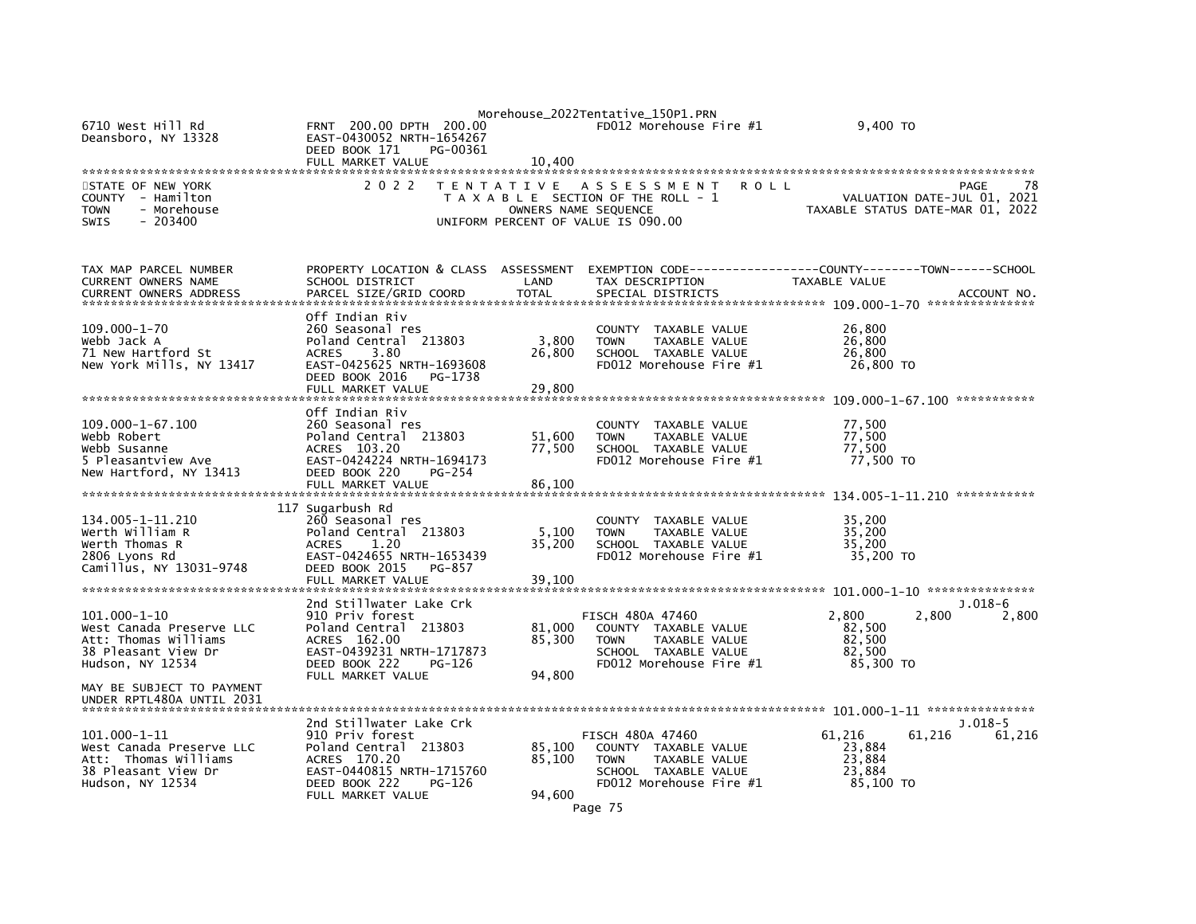Morehouse_2022Tentative_150P1.PRN

```
6710 West Hill Rd             FRNT  200.00 DPTH  200.00              FD012 Morehouse Fire #1              9,400 TO
Deansboro, NY 13328           EAST-0430052 NRTH-1654267
                              DEED BOOK 171    PG-00361
                              FULL MARKET VALUE               10,400
******************************************************************************************************************************
STATE OF NEW YORK                  2 0 2 2   T E N T A T I V E   A S S E S S M E N T   R O L L                          PAGE    78
COUNTY  - Hamilton                           T A X A B L E  SECTION OF THE ROLL - 1                      VALUATION DATE-JUL 01, 2021
TOWN    - Morehouse                                OWNERS NAME SEQUENCE                            TAXABLE STATUS DATE-MAR 01, 2022
SWIS    - 203400                             UNIFORM PERCENT OF VALUE IS 090.00


TAX MAP PARCEL NUMBER         PROPERTY LOCATION & CLASS  ASSESSMENT  EXEMPTION CODE------------------COUNTY--------TOWN------SCHOOL
CURRENT OWNERS NAME           SCHOOL DISTRICT               LAND     TAX DESCRIPTION             TAXABLE VALUE
CURRENT OWNERS ADDRESS        PARCEL SIZE/GRID COORD        TOTAL    SPECIAL DISTRICTS                                  ACCOUNT NO.
******************************************************************************************************* 109.000-1-70 ***************
                              Off Indian Riv
109.000-1-70                  260 Seasonal res                        COUNTY  TAXABLE VALUE              26,800
Webb Jack A                   Poland Central  213803          3,800   TOWN    TAXABLE VALUE              26,800
71 New Hartford St            ACRES    3.80                  26,800   SCHOOL  TAXABLE VALUE              26,800
New York Mills, NY 13417      EAST-0425625 NRTH-1693608                FD012 Morehouse Fire #1             26,800 TO
                              DEED BOOK 2016   PG-1738
                              FULL MARKET VALUE               29,800
******************************************************************************************************* 109.000-1-67.100 ***********
                              Off Indian Riv
109.000-1-67.100              260 Seasonal res                        COUNTY  TAXABLE VALUE              77,500
Webb Robert                   Poland Central  213803         51,600   TOWN    TAXABLE VALUE              77,500
Webb Susanne                  ACRES  103.20                  77,500   SCHOOL  TAXABLE VALUE              77,500
5 Pleasantview Ave            EAST-0424224 NRTH-1694173                FD012 Morehouse Fire #1             77,500 TO
New Hartford, NY 13413        DEED BOOK 220    PG-254
                              FULL MARKET VALUE               86,100
******************************************************************************************************* 134.005-1-11.210 ***********
                          117 Sugarbush Rd
134.005-1-11.210              260 Seasonal res                        COUNTY  TAXABLE VALUE              35,200
Werth William R               Poland Central  213803          5,100   TOWN    TAXABLE VALUE              35,200
Werth Thomas R                ACRES    1.20                  35,200   SCHOOL  TAXABLE VALUE              35,200
2806 Lyons Rd                 EAST-0424655 NRTH-1653439                FD012 Morehouse Fire #1             35,200 TO
Camillus, NY 13031-9748       DEED BOOK 2015   PG-857
                              FULL MARKET VALUE               39,100
******************************************************************************************************* 101.000-1-10 ***************
                              2nd Stillwater Lake Crk                                                                  J.018-6
101.000-1-10                  910 Priv forest                         FISCH 480A 47460             2,800       2,800        2,800
West Canada Preserve LLC      Poland Central  213803         81,000   COUNTY  TAXABLE VALUE              82,500
Att: Thomas Williams          ACRES  162.00                  85,300   TOWN    TAXABLE VALUE              82,500
38 Pleasant View Dr           EAST-0439231 NRTH-1717873                SCHOOL  TAXABLE VALUE              82,500
Hudson, NY 12534              DEED BOOK 222    PG-126                  FD012 Morehouse Fire #1             85,300 TO
                              FULL MARKET VALUE               94,800
MAY BE SUBJECT TO PAYMENT
UNDER RPTL480A UNTIL 2031
******************************************************************************************************* 101.000-1-11 ***************
                              2nd Stillwater Lake Crk                                                                  J.018-5
101.000-1-11                  910 Priv forest                         FISCH 480A 47460            61,216      61,216       61,216
West Canada Preserve LLC      Poland Central  213803         85,100   COUNTY  TAXABLE VALUE              23,884
Att:  Thomas Williams         ACRES  170.20                  85,100   TOWN    TAXABLE VALUE              23,884
38 Pleasant View Dr           EAST-0440815 NRTH-1715760                SCHOOL  TAXABLE VALUE              23,884
Hudson, NY 12534              DEED BOOK 222    PG-126                  FD012 Morehouse Fire #1             85,100 TO
                              FULL MARKET VALUE               94,600
```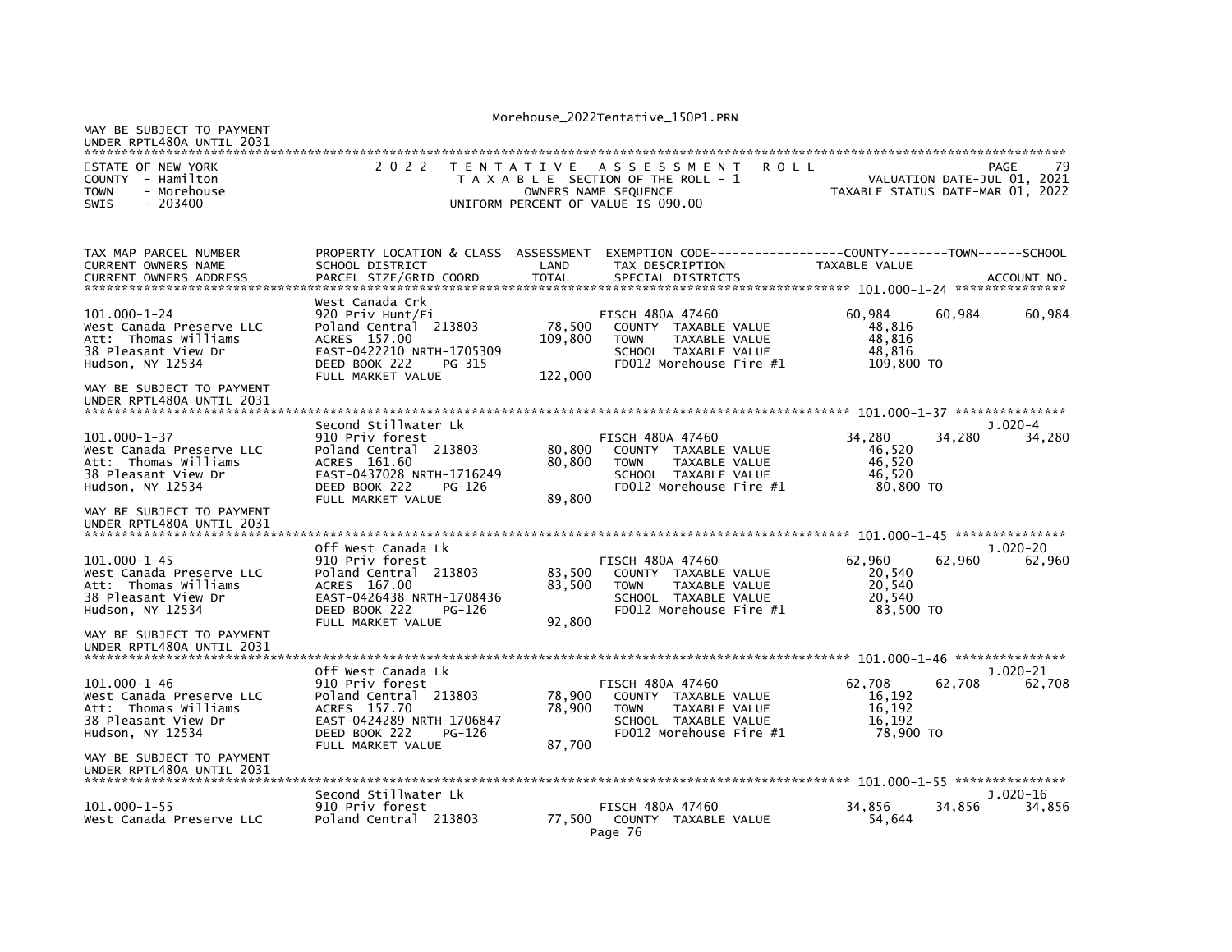MAY BE SUBJECT TO PAYMENT
UNDER RPTL480A UNTIL 2031

STATE OF NEW YORK
COUNTY - Hamilton
TOWN - Morehouse
SWIS - 203400

2 0 2 2 T E N T A T I V E A S S E S S M E N T R O L L
T A X A B L E SECTION OF THE ROLL - 1
OWNERS NAME SEQUENCE
UNIFORM PERCENT OF VALUE IS 090.00

PAGE 79
VALUATION DATE-JUL 01, 2021
TAXABLE STATUS DATE-MAR 01, 2022

| TAX MAP PARCEL NUMBER / CURRENT OWNERS NAME / CURRENT OWNERS ADDRESS | PROPERTY LOCATION & CLASS / SCHOOL DISTRICT / PARCEL SIZE/GRID COORD | ASSESSMENT LAND / TOTAL | EXEMPTION CODE / TAX DESCRIPTION / SPECIAL DISTRICTS | COUNTY TAXABLE VALUE | TOWN | SCHOOL / ACCOUNT NO. |
|---|---|---|---|---|---|---|
| **101.000-1-24** | West Canada Crk | | | | | |
| 101.000-1-24 | 920 Priv Hunt/Fi | | FISCH 480A 47460 | 60,984 | 60,984 | 60,984 |
| West Canada Preserve LLC | Poland Central 213803 | 78,500 | COUNTY TAXABLE VALUE | 48,816 | | |
| Att: Thomas Williams | ACRES 157.00 | 109,800 | TOWN TAXABLE VALUE | 48,816 | | |
| 38 Pleasant View Dr | EAST-0422210 NRTH-1705309 | | SCHOOL TAXABLE VALUE | 48,816 | | |
| Hudson, NY 12534 | DEED BOOK 222 PG-315 | | FD012 Morehouse Fire #1 | 109,800 TO | | |
| | FULL MARKET VALUE | 122,000 | | | | |
| MAY BE SUBJECT TO PAYMENT UNDER RPTL480A UNTIL 2031 | | | | | | |
| **101.000-1-37** | Second Stillwater Lk | | | | | J.020-4 |
| 101.000-1-37 | 910 Priv forest | | FISCH 480A 47460 | 34,280 | 34,280 | 34,280 |
| West Canada Preserve LLC | Poland Central 213803 | 80,800 | COUNTY TAXABLE VALUE | 46,520 | | |
| Att: Thomas Williams | ACRES 161.60 | 80,800 | TOWN TAXABLE VALUE | 46,520 | | |
| 38 Pleasant View Dr | EAST-0437028 NRTH-1716249 | | SCHOOL TAXABLE VALUE | 46,520 | | |
| Hudson, NY 12534 | DEED BOOK 222 PG-126 | | FD012 Morehouse Fire #1 | 80,800 TO | | |
| | FULL MARKET VALUE | 89,800 | | | | |
| MAY BE SUBJECT TO PAYMENT UNDER RPTL480A UNTIL 2031 | | | | | | |
| **101.000-1-45** | Off West Canada Lk | | | | | J.020-20 |
| 101.000-1-45 | 910 Priv forest | | FISCH 480A 47460 | 62,960 | 62,960 | 62,960 |
| West Canada Preserve LLC | Poland Central 213803 | 83,500 | COUNTY TAXABLE VALUE | 20,540 | | |
| Att: Thomas Williams | ACRES 167.00 | 83,500 | TOWN TAXABLE VALUE | 20,540 | | |
| 38 Pleasant View Dr | EAST-0426438 NRTH-1708436 | | SCHOOL TAXABLE VALUE | 20,540 | | |
| Hudson, NY 12534 | DEED BOOK 222 PG-126 | | FD012 Morehouse Fire #1 | 83,500 TO | | |
| | FULL MARKET VALUE | 92,800 | | | | |
| MAY BE SUBJECT TO PAYMENT UNDER RPTL480A UNTIL 2031 | | | | | | |
| **101.000-1-46** | Off West Canada Lk | | | | | J.020-21 |
| 101.000-1-46 | 910 Priv forest | | FISCH 480A 47460 | 62,708 | 62,708 | 62,708 |
| West Canada Preserve LLC | Poland Central 213803 | 78,900 | COUNTY TAXABLE VALUE | 16,192 | | |
| Att: Thomas Williams | ACRES 157.70 | 78,900 | TOWN TAXABLE VALUE | 16,192 | | |
| 38 Pleasant View Dr | EAST-0424289 NRTH-1706847 | | SCHOOL TAXABLE VALUE | 16,192 | | |
| Hudson, NY 12534 | DEED BOOK 222 PG-126 | | FD012 Morehouse Fire #1 | 78,900 TO | | |
| | FULL MARKET VALUE | 87,700 | | | | |
| MAY BE SUBJECT TO PAYMENT UNDER RPTL480A UNTIL 2031 | | | | | | |
| **101.000-1-55** | Second Stillwater Lk | | | | | J.020-16 |
| 101.000-1-55 | 910 Priv forest | | FISCH 480A 47460 | 34,856 | 34,856 | 34,856 |
| West Canada Preserve LLC | Poland Central 213803 | 77,500 | COUNTY TAXABLE VALUE | 54,644 | | |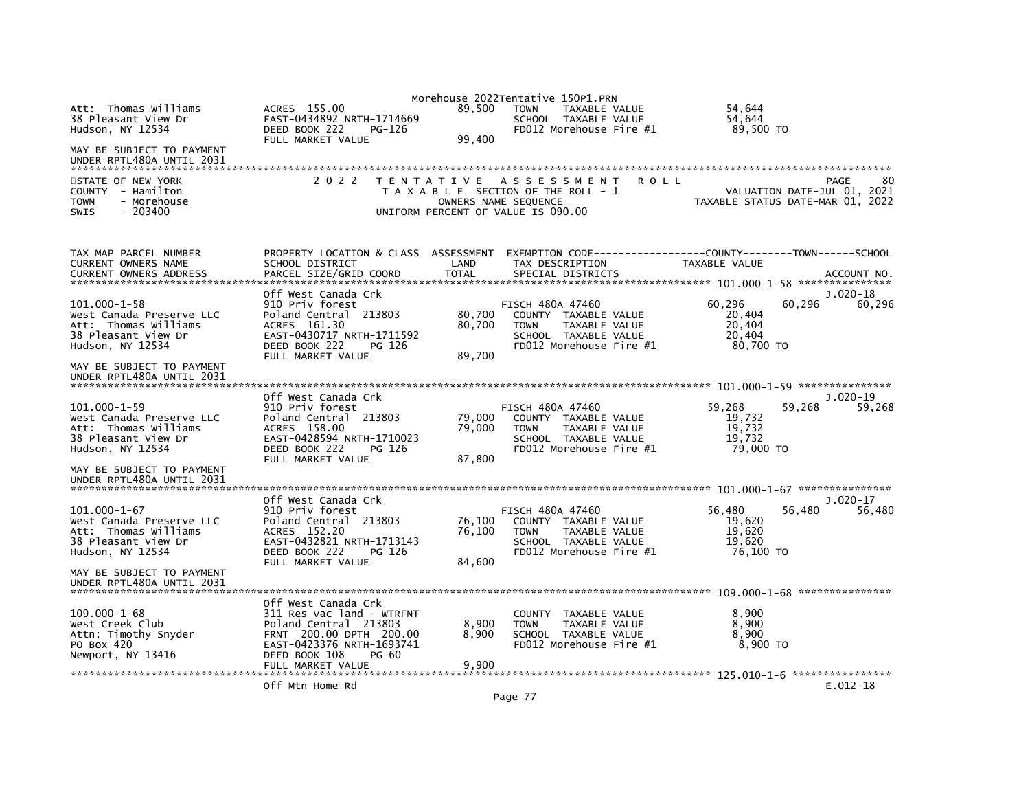```
Att: Thomas Williams          ACRES 155.00                   89,500   TOWN    TAXABLE VALUE             54,644
38 Pleasant View Dr           EAST-0434892 NRTH-1714669               SCHOOL  TAXABLE VALUE             54,644
Hudson, NY 12534              DEED BOOK 222    PG-126                 FD012 Morehouse Fire #1           89,500 TO
                              FULL MARKET VALUE              99,400
MAY BE SUBJECT TO PAYMENT
UNDER RPTL480A UNTIL 2031
******************************************************************************************************************************
STATE OF NEW YORK             2 0 2 2   T E N T A T I V E   A S S E S S M E N T   R O L L                          PAGE    80
COUNTY  - Hamilton                        T A X A B L E SECTION OF THE ROLL - 1                  VALUATION DATE-JUL 01, 2021
TOWN    - Morehouse                          OWNERS NAME SEQUENCE                          TAXABLE STATUS DATE-MAR 01, 2022
SWIS    - 203400                       UNIFORM PERCENT OF VALUE IS 090.00


TAX MAP PARCEL NUMBER         PROPERTY LOCATION & CLASS  ASSESSMENT  EXEMPTION CODE-----------------COUNTY--------TOWN------SCHOOL
CURRENT OWNERS NAME           SCHOOL DISTRICT              LAND       TAX DESCRIPTION              TAXABLE VALUE
CURRENT OWNERS ADDRESS        PARCEL SIZE/GRID COORD       TOTAL      SPECIAL DISTRICTS                                  ACCOUNT NO.
******************************************************************************************************* 101.000-1-58 ***************
                              Off West Canada Crk                                                                    J.020-18
101.000-1-58                  910 Priv forest                         FISCH 480A 47460              60,296      60,296      60,296
West Canada Preserve LLC      Poland Central  213803         80,700   COUNTY  TAXABLE VALUE             20,404
Att: Thomas Williams          ACRES 161.30                   80,700   TOWN    TAXABLE VALUE             20,404
38 Pleasant View Dr           EAST-0430717 NRTH-1711592               SCHOOL  TAXABLE VALUE             20,404
Hudson, NY 12534              DEED BOOK 222    PG-126                 FD012 Morehouse Fire #1           80,700 TO
                              FULL MARKET VALUE              89,700
MAY BE SUBJECT TO PAYMENT
UNDER RPTL480A UNTIL 2031
******************************************************************************************************* 101.000-1-59 ***************
                              Off West Canada Crk                                                                    J.020-19
101.000-1-59                  910 Priv forest                         FISCH 480A 47460              59,268      59,268      59,268
West Canada Preserve LLC      Poland Central  213803         79,000   COUNTY  TAXABLE VALUE             19,732
Att: Thomas Williams          ACRES 158.00                   79,000   TOWN    TAXABLE VALUE             19,732
38 Pleasant View Dr           EAST-0428594 NRTH-1710023               SCHOOL  TAXABLE VALUE             19,732
Hudson, NY 12534              DEED BOOK 222    PG-126                 FD012 Morehouse Fire #1           79,000 TO
                              FULL MARKET VALUE              87,800
MAY BE SUBJECT TO PAYMENT
UNDER RPTL480A UNTIL 2031
******************************************************************************************************* 101.000-1-67 ***************
                              Off West Canada Crk                                                                    J.020-17
101.000-1-67                  910 Priv forest                         FISCH 480A 47460              56,480      56,480      56,480
West Canada Preserve LLC      Poland Central  213803         76,100   COUNTY  TAXABLE VALUE             19,620
Att: Thomas Williams          ACRES 152.20                   76,100   TOWN    TAXABLE VALUE             19,620
38 Pleasant View Dr           EAST-0432821 NRTH-1713143               SCHOOL  TAXABLE VALUE             19,620
Hudson, NY 12534              DEED BOOK 222    PG-126                 FD012 Morehouse Fire #1           76,100 TO
                              FULL MARKET VALUE              84,600
MAY BE SUBJECT TO PAYMENT
UNDER RPTL480A UNTIL 2031
******************************************************************************************************* 109.000-1-68 ***************
                              Off West Canada Crk
109.000-1-68                  311 Res vac land - WTRFNT               COUNTY  TAXABLE VALUE              8,900
West Creek Club               Poland Central  213803          8,900   TOWN    TAXABLE VALUE              8,900
Attn: Timothy Snyder          FRNT 200.00 DPTH 200.00         8,900   SCHOOL  TAXABLE VALUE              8,900
PO Box 420                    EAST-0423376 NRTH-1693741               FD012 Morehouse Fire #1            8,900 TO
Newport, NY 13416             DEED BOOK 108    PG-60
                              FULL MARKET VALUE               9,900
******************************************************************************************************* 125.010-1-6 ****************
                              Off Mtn Home Rd                                                                        E.012-18
```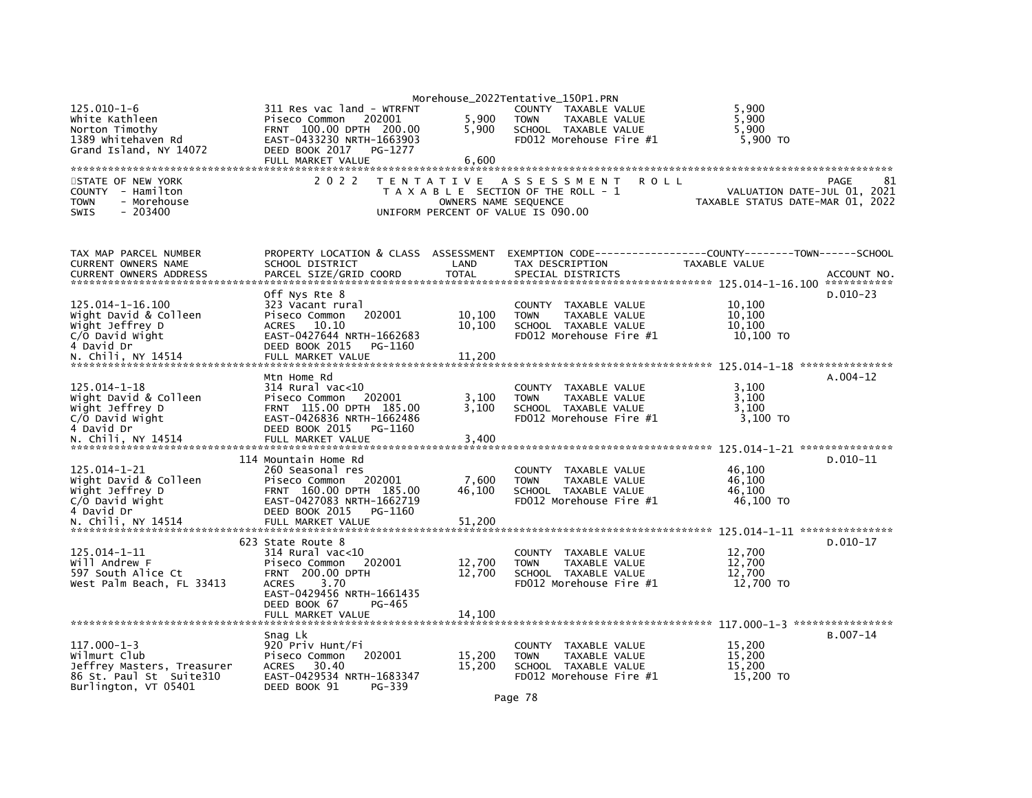```
125.010-1-6                  311 Res vac land - WTRFNT              COUNTY  TAXABLE VALUE            5,900
White Kathleen               Piseco Common   202001        5,900    TOWN    TAXABLE VALUE            5,900
Norton Timothy               FRNT 100.00 DPTH 200.00       5,900    SCHOOL  TAXABLE VALUE            5,900
1389 Whitehaven Rd           EAST-0433230 NRTH-1663903              FD012 Morehouse Fire #1           5,900 TO
Grand Island, NY 14072       DEED BOOK 2017   PG-1277
                             FULL MARKET VALUE             6,600
*********************************************************************************************************************************
STATE OF NEW YORK                2 0 2 2   T E N T A T I V E   A S S E S S M E N T   R O L L                        PAGE     81
COUNTY  - Hamilton                         T A X A B L E SECTION OF THE ROLL - 1                   VALUATION DATE-JUL 01, 2021
TOWN    - Morehouse                            OWNERS NAME SEQUENCE                             TAXABLE STATUS DATE-MAR 01, 2022
SWIS    - 203400                          UNIFORM PERCENT OF VALUE IS 090.00


TAX MAP PARCEL NUMBER          PROPERTY LOCATION & CLASS  ASSESSMENT  EXEMPTION CODE-----------------COUNTY--------TOWN------SCHOOL
CURRENT OWNERS NAME            SCHOOL DISTRICT               LAND      TAX DESCRIPTION              TAXABLE VALUE
CURRENT OWNERS ADDRESS         PARCEL SIZE/GRID COORD        TOTAL     SPECIAL DISTRICTS                                 ACCOUNT NO.
******************************************************************************************************* 125.014-1-16.100 ***********
                             Off Nys Rte 8                                                                               D.010-23
125.014-1-16.100             323 Vacant rural                       COUNTY  TAXABLE VALUE           10,100
Wight David & Colleen        Piseco Common   202001       10,100    TOWN    TAXABLE VALUE           10,100
Wight Jeffrey D              ACRES   10.10                10,100    SCHOOL  TAXABLE VALUE           10,100
C/O David Wight              EAST-0427644 NRTH-1662683              FD012 Morehouse Fire #1          10,100 TO
4 David Dr                   DEED BOOK 2015   PG-1160
N. Chili, NY 14514           FULL MARKET VALUE            11,200
******************************************************************************************************* 125.014-1-18 ***************
                             Mtn Home Rd                                                                                 A.004-12
125.014-1-18                 314 Rural vac<10                       COUNTY  TAXABLE VALUE            3,100
Wight David & Colleen        Piseco Common   202001        3,100    TOWN    TAXABLE VALUE            3,100
Wight Jeffrey D              FRNT 115.00 DPTH 185.00       3,100    SCHOOL  TAXABLE VALUE            3,100
C/O David Wight              EAST-0426836 NRTH-1662486              FD012 Morehouse Fire #1           3,100 TO
4 David Dr                   DEED BOOK 2015   PG-1160
N. Chili, NY 14514           FULL MARKET VALUE             3,400
******************************************************************************************************* 125.014-1-21 ***************
                         114 Mountain Home Rd                                                                            D.010-11
125.014-1-21                 260 Seasonal res                       COUNTY  TAXABLE VALUE           46,100
Wight David & Colleen        Piseco Common   202001        7,600    TOWN    TAXABLE VALUE           46,100
Wight Jeffrey D              FRNT 160.00 DPTH 185.00      46,100    SCHOOL  TAXABLE VALUE           46,100
C/O David Wight              EAST-0427083 NRTH-1662719              FD012 Morehouse Fire #1          46,100 TO
4 David Dr                   DEED BOOK 2015   PG-1160
N. Chili, NY 14514           FULL MARKET VALUE            51,200
******************************************************************************************************* 125.014-1-11 ***************
                         623 State Route 8                                                                               D.010-17
125.014-1-11                 314 Rural vac<10                       COUNTY  TAXABLE VALUE           12,700
Will Andrew F                Piseco Common   202001       12,700    TOWN    TAXABLE VALUE           12,700
597 South Alice Ct           FRNT 200.00 DPTH             12,700    SCHOOL  TAXABLE VALUE           12,700
West Palm Beach, FL 33413    ACRES    3.70                          FD012 Morehouse Fire #1          12,700 TO
                             EAST-0429456 NRTH-1661435
                             DEED BOOK 67     PG-465
                             FULL MARKET VALUE            14,100
******************************************************************************************************* 117.000-1-3 ****************
                             Snag Lk                                                                                     B.007-14
117.000-1-3                  920 Priv Hunt/Fi                       COUNTY  TAXABLE VALUE           15,200
Wilmurt Club                 Piseco Common   202001       15,200    TOWN    TAXABLE VALUE           15,200
Jeffrey Masters, Treasurer   ACRES   30.40                15,200    SCHOOL  TAXABLE VALUE           15,200
86 St. Paul St  Suite310     EAST-0429534 NRTH-1683347              FD012 Morehouse Fire #1          15,200 TO
Burlington, VT 05401         DEED BOOK 91     PG-339
```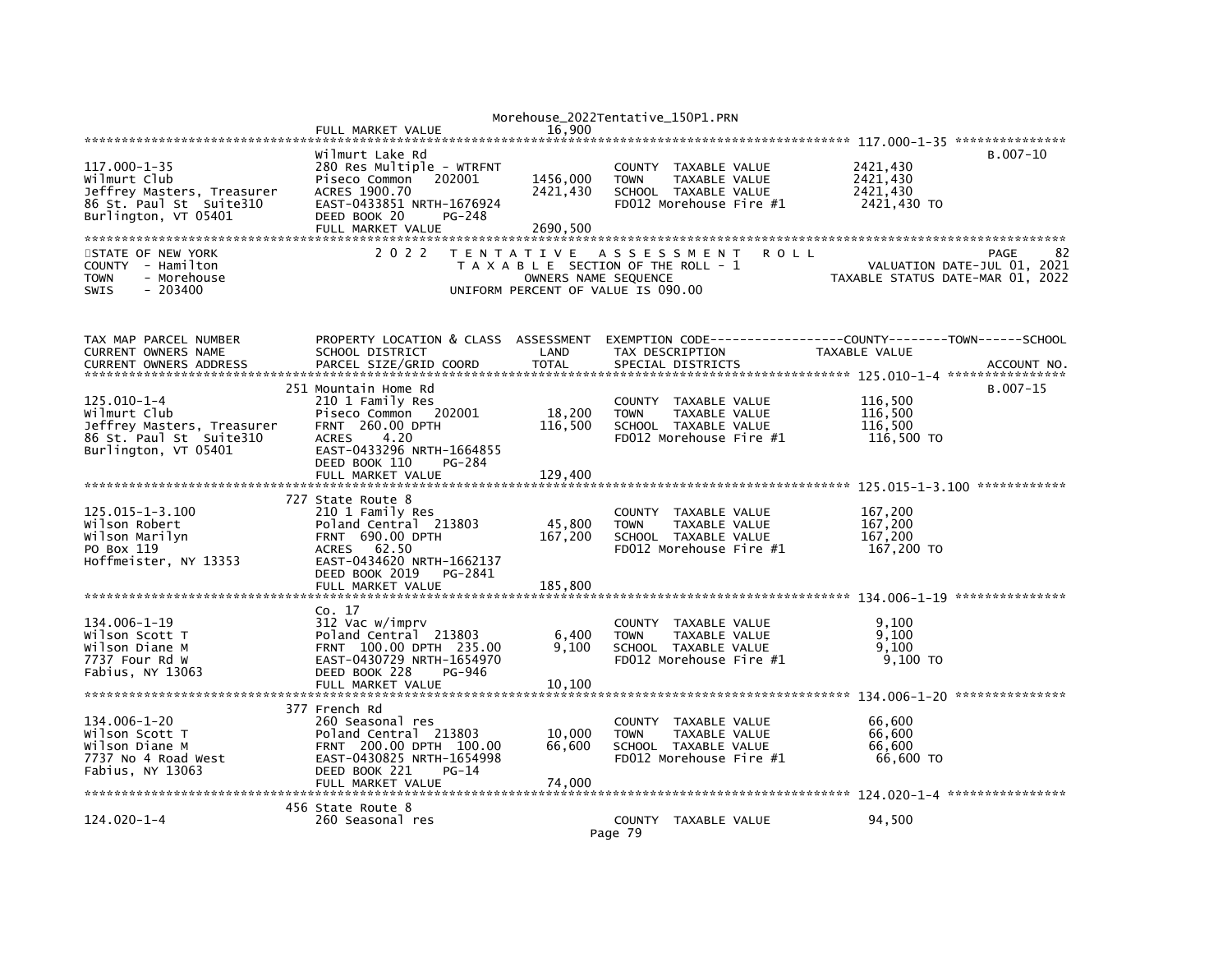FULL MARKET VALUE 16,900

```
********************************************************************************************** 117.000-1-35 ***************
                              Wilmurt Lake Rd                                                                          B.007-10
117.000-1-35                  280 Res Multiple - WTRFNT                COUNTY  TAXABLE VALUE          2421,430
Wilmurt Club                  Piseco Common   202001      1456,000     TOWN    TAXABLE VALUE          2421,430
Jeffrey Masters, Treasurer    ACRES 1900.70               2421,430     SCHOOL  TAXABLE VALUE          2421,430
86 St. Paul St  Suite310      EAST-0433851 NRTH-1676924                FD012 Morehouse Fire #1         2421,430 TO
Burlington, VT 05401          DEED BOOK 20      PG-248
                              FULL MARKET VALUE           2690,500
```

STATE OF NEW YORK — 2022 TENTATIVE ASSESSMENT ROLL — PAGE 82
COUNTY - Hamilton — TAXABLE SECTION OF THE ROLL - 1 — VALUATION DATE-JUL 01, 2021
TOWN - Morehouse — OWNERS NAME SEQUENCE — TAXABLE STATUS DATE-MAR 01, 2022
SWIS - 203400 — UNIFORM PERCENT OF VALUE IS 090.00

```
TAX MAP PARCEL NUMBER         PROPERTY LOCATION & CLASS  ASSESSMENT  EXEMPTION CODE-----------------COUNTY--------TOWN------SCHOOL
CURRENT OWNERS NAME           SCHOOL DISTRICT             LAND       TAX DESCRIPTION              TAXABLE VALUE
CURRENT OWNERS ADDRESS        PARCEL SIZE/GRID COORD      TOTAL      SPECIAL DISTRICTS                                   ACCOUNT NO.
********************************************************************************************** 125.010-1-4 ****************
                              251 Mountain Home Rd                                                                     B.007-15
125.010-1-4                   210 1 Family Res                         COUNTY  TAXABLE VALUE           116,500
Wilmurt Club                  Piseco Common   202001        18,200     TOWN    TAXABLE VALUE           116,500
Jeffrey Masters, Treasurer    FRNT  260.00 DPTH            116,500     SCHOOL  TAXABLE VALUE           116,500
86 St. Paul St  Suite310      ACRES     4.20                           FD012 Morehouse Fire #1          116,500 TO
Burlington, VT 05401          EAST-0433296 NRTH-1664855
                              DEED BOOK 110     PG-284
                              FULL MARKET VALUE            129,400
********************************************************************************************** 125.015-1-3.100 ************
                              727 State Route 8
125.015-1-3.100               210 1 Family Res                         COUNTY  TAXABLE VALUE           167,200
Wilson Robert                 Poland Central  213803        45,800     TOWN    TAXABLE VALUE           167,200
Wilson Marilyn                FRNT  690.00 DPTH            167,200     SCHOOL  TAXABLE VALUE           167,200
PO Box 119                    ACRES    62.50                           FD012 Morehouse Fire #1          167,200 TO
Hoffmeister, NY 13353         EAST-0434620 NRTH-1662137
                              DEED BOOK 2019    PG-2841
                              FULL MARKET VALUE            185,800
********************************************************************************************** 134.006-1-19 ***************
                              Co. 17
134.006-1-19                  312 Vac w/imprv                          COUNTY  TAXABLE VALUE             9,100
Wilson Scott T                Poland Central  213803         6,400     TOWN    TAXABLE VALUE             9,100
Wilson Diane M                FRNT  100.00 DPTH  235.00      9,100     SCHOOL  TAXABLE VALUE             9,100
7737 Four Rd W                EAST-0430729 NRTH-1654970                FD012 Morehouse Fire #1            9,100 TO
Fabius, NY 13063              DEED BOOK 228     PG-946
                              FULL MARKET VALUE             10,100
********************************************************************************************** 134.006-1-20 ***************
                              377 French Rd
134.006-1-20                  260 Seasonal res                         COUNTY  TAXABLE VALUE            66,600
Wilson Scott T                Poland Central  213803        10,000     TOWN    TAXABLE VALUE            66,600
Wilson Diane M                FRNT  200.00 DPTH  100.00     66,600     SCHOOL  TAXABLE VALUE            66,600
7737 No 4 Road West           EAST-0430825 NRTH-1654998                FD012 Morehouse Fire #1           66,600 TO
Fabius, NY 13063              DEED BOOK 221     PG-14
                              FULL MARKET VALUE             74,000
********************************************************************************************** 124.020-1-4 ****************
                              456 State Route 8
124.020-1-4                   260 Seasonal res                         COUNTY  TAXABLE VALUE            94,500
```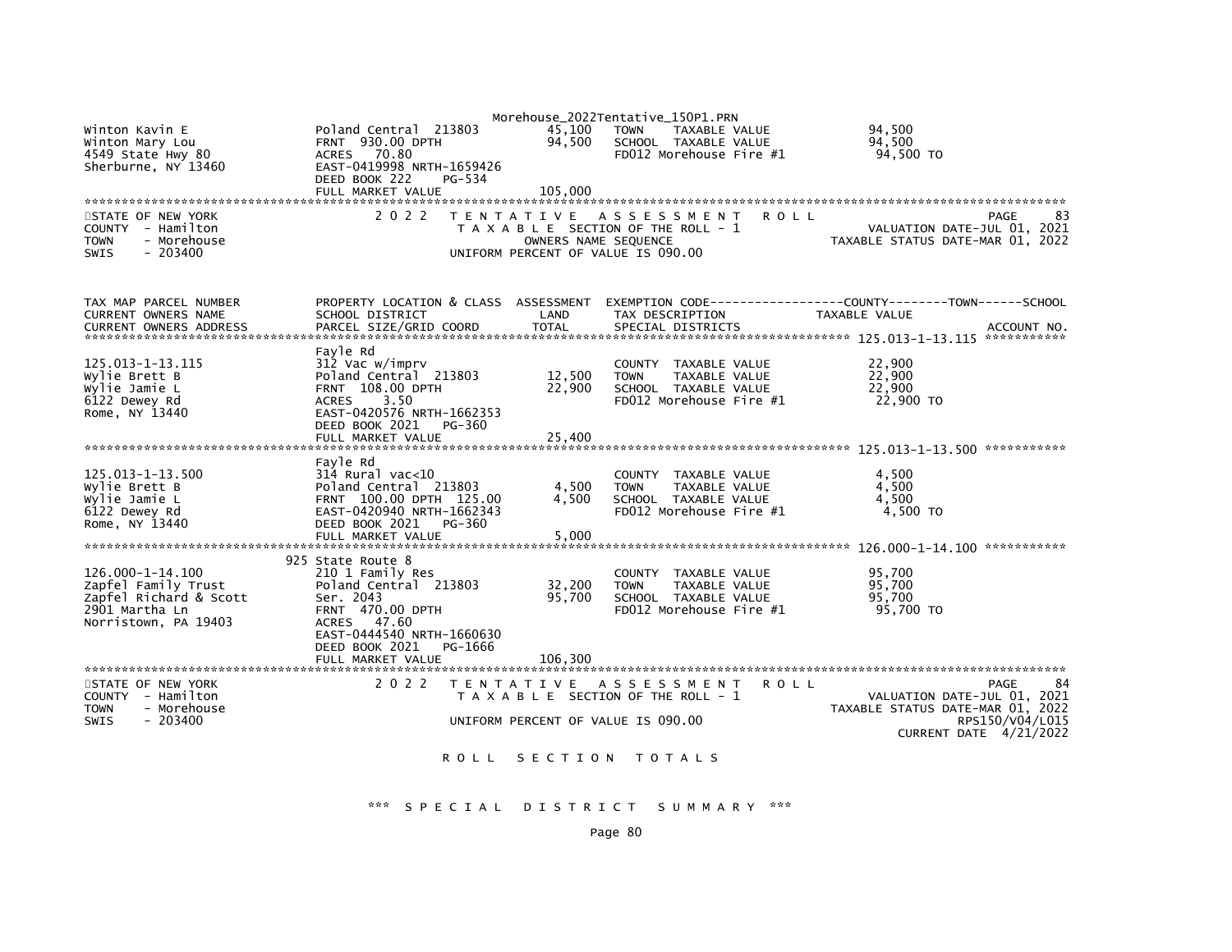Winton Kavin E | Poland Central 213803 | 45,100 | TOWN TAXABLE VALUE | 94,500
Winton Mary Lou | FRNT 930.00 DPTH | 94,500 | SCHOOL TAXABLE VALUE | 94,500
4549 State Hwy 80 | ACRES 70.80 | | FD012 Morehouse Fire #1 | 94,500 TO
Sherburne, NY 13460 | EAST-0419998 NRTH-1659426
DEED BOOK 222 PG-534
FULL MARKET VALUE 105,000

STATE OF NEW YORK — 2022 TENTATIVE ASSESSMENT ROLL — PAGE 83
COUNTY - Hamilton — TAXABLE SECTION OF THE ROLL - 1 — VALUATION DATE-JUL 01, 2021
TOWN - Morehouse — OWNERS NAME SEQUENCE — TAXABLE STATUS DATE-MAR 01, 2022
SWIS - 203400 — UNIFORM PERCENT OF VALUE IS 090.00

| TAX MAP PARCEL NUMBER / CURRENT OWNERS NAME / CURRENT OWNERS ADDRESS | PROPERTY LOCATION & CLASS / SCHOOL DISTRICT / PARCEL SIZE/GRID COORD | ASSESSMENT LAND / TOTAL | EXEMPTION CODE / TAX DESCRIPTION / SPECIAL DISTRICTS | COUNTY--TOWN--SCHOOL TAXABLE VALUE / ACCOUNT NO. |
|---|---|---|---|---|
| 125.013-1-13.115 | Fayle Rd | | | |
| | 312 Vac w/imprv | | COUNTY TAXABLE VALUE | 22,900 |
| Wylie Brett B | Poland Central 213803 | 12,500 | TOWN TAXABLE VALUE | 22,900 |
| Wylie Jamie L | FRNT 108.00 DPTH | 22,900 | SCHOOL TAXABLE VALUE | 22,900 |
| 6122 Dewey Rd | ACRES 3.50 | | FD012 Morehouse Fire #1 | 22,900 TO |
| Rome, NY 13440 | EAST-0420576 NRTH-1662353 | | | |
| | DEED BOOK 2021 PG-360 | | | |
| | FULL MARKET VALUE | 25,400 | | |
| 125.013-1-13.500 | Fayle Rd | | | |
| | 314 Rural vac<10 | | COUNTY TAXABLE VALUE | 4,500 |
| Wylie Brett B | Poland Central 213803 | 4,500 | TOWN TAXABLE VALUE | 4,500 |
| Wylie Jamie L | FRNT 100.00 DPTH 125.00 | 4,500 | SCHOOL TAXABLE VALUE | 4,500 |
| 6122 Dewey Rd | EAST-0420940 NRTH-1662343 | | FD012 Morehouse Fire #1 | 4,500 TO |
| Rome, NY 13440 | DEED BOOK 2021 PG-360 | | | |
| | FULL MARKET VALUE | 5,000 | | |
| 126.000-1-14.100 | 925 State Route 8 | | | |
| | 210 1 Family Res | | COUNTY TAXABLE VALUE | 95,700 |
| Zapfel Family Trust | Poland Central 213803 | 32,200 | TOWN TAXABLE VALUE | 95,700 |
| Zapfel Richard & Scott | Ser. 2043 | 95,700 | SCHOOL TAXABLE VALUE | 95,700 |
| 2901 Martha Ln | FRNT 470.00 DPTH | | FD012 Morehouse Fire #1 | 95,700 TO |
| Norristown, PA 19403 | ACRES 47.60 | | | |
| | EAST-0444540 NRTH-1660630 | | | |
| | DEED BOOK 2021 PG-1666 | | | |
| | FULL MARKET VALUE | 106,300 | | |

STATE OF NEW YORK — 2022 TENTATIVE ASSESSMENT ROLL — PAGE 84
COUNTY - Hamilton — TAXABLE SECTION OF THE ROLL - 1 — VALUATION DATE-JUL 01, 2021
TOWN - Morehouse — TAXABLE STATUS DATE-MAR 01, 2022
SWIS - 203400 — UNIFORM PERCENT OF VALUE IS 090.00 — RPS150/V04/L015
CURRENT DATE 4/21/2022

ROLL SECTION TOTALS

*** SPECIAL DISTRICT SUMMARY ***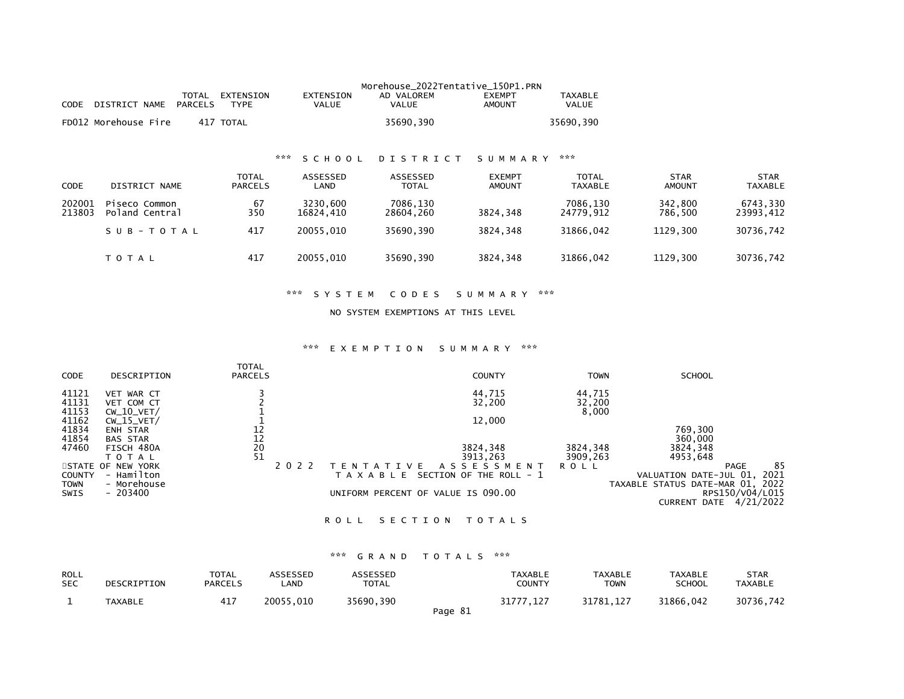Morehouse_2022Tentative_150P1.PRN

| CODE | DISTRICT NAME | TOTAL PARCELS | EXTENSION TYPE | EXTENSION VALUE | AD VALOREM VALUE | EXEMPT AMOUNT | TAXABLE VALUE |
|---|---|---|---|---|---|---|---|
| FD012 | Morehouse Fire | 417 | TOTAL | | 35690,390 | | 35690,390 |

### *** SCHOOL DISTRICT SUMMARY ***

| CODE | DISTRICT NAME | TOTAL PARCELS | ASSESSED LAND | ASSESSED TOTAL | EXEMPT AMOUNT | TOTAL TAXABLE | STAR AMOUNT | STAR TAXABLE |
|---|---|---|---|---|---|---|---|---|
| 202001 | Piseco Common | 67 | 3230,600 | 7086,130 | | 7086,130 | 342,800 | 6743,330 |
| 213803 | Poland Central | 350 | 16824,410 | 28604,260 | 3824,348 | 24779,912 | 786,500 | 23993,412 |
| | SUB-TOTAL | 417 | 20055,010 | 35690,390 | 3824,348 | 31866,042 | 1129,300 | 30736,742 |
| | TOTAL | 417 | 20055,010 | 35690,390 | 3824,348 | 31866,042 | 1129,300 | 30736,742 |

### *** SYSTEM CODES SUMMARY ***

NO SYSTEM EXEMPTIONS AT THIS LEVEL

### *** EXEMPTION SUMMARY ***

| CODE | DESCRIPTION | TOTAL PARCELS | COUNTY | TOWN | SCHOOL |
|---|---|---|---|---|---|
| 41121 | VET WAR CT | 3 | 44,715 | 44,715 | |
| 41131 | VET COM CT | 2 | 32,200 | 32,200 | |
| 41153 | CW_10_VET/ | 1 | | 8,000 | |
| 41162 | CW_15_VET/ | 1 | 12,000 | | |
| 41834 | ENH STAR | 12 | | | 769,300 |
| 41854 | BAS STAR | 12 | | | 360,000 |
| 47460 | FISCH 480A | 20 | 3824,348 | 3824,348 | 3824,348 |
| | TOTAL | 51 | 3913,263 | 3909,263 | 4953,648 |

STATE OF NEW YORK
COUNTY - Hamilton
TOWN - Morehouse
SWIS - 203400

2022 TENTATIVE ASSESSMENT ROLL
TAXABLE SECTION OF THE ROLL - 1
UNIFORM PERCENT OF VALUE IS 090.00

PAGE 85
VALUATION DATE-JUL 01, 2021
TAXABLE STATUS DATE-MAR 01, 2022
RPS150/V04/L015
CURRENT DATE 4/21/2022

### ROLL SECTION TOTALS

### *** GRAND TOTALS ***

| ROLL SEC | DESCRIPTION | TOTAL PARCELS | ASSESSED LAND | ASSESSED TOTAL | TAXABLE COUNTY | TAXABLE TOWN | TAXABLE SCHOOL | STAR TAXABLE |
|---|---|---|---|---|---|---|---|---|
| 1 | TAXABLE | 417 | 20055,010 | 35690,390 | 31777,127 | 31781,127 | 31866,042 | 30736,742 |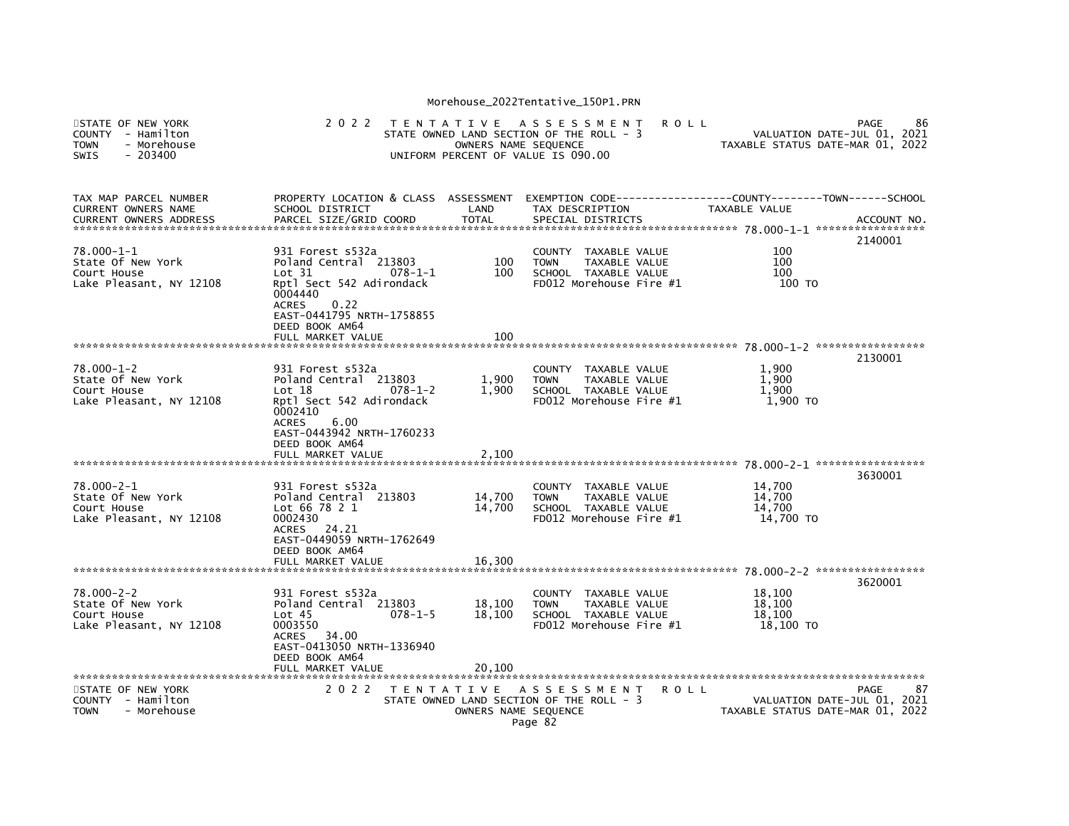STATE OF NEW YORK | 2 0 2 2 T E N T A T I V E A S S E S S M E N T R O L L | PAGE 86
COUNTY - Hamilton | STATE OWNED LAND SECTION OF THE ROLL - 3 | VALUATION DATE-JUL 01, 2021
TOWN - Morehouse | OWNERS NAME SEQUENCE | TAXABLE STATUS DATE-MAR 01, 2022
SWIS - 203400 | UNIFORM PERCENT OF VALUE IS 090.00

| TAX MAP PARCEL NUMBER<br>CURRENT OWNERS NAME<br>CURRENT OWNERS ADDRESS | PROPERTY LOCATION & CLASS<br>SCHOOL DISTRICT<br>PARCEL SIZE/GRID COORD | ASSESSMENT<br>LAND<br>TOTAL | EXEMPTION CODE-----COUNTY-----TOWN-----SCHOOL<br>TAX DESCRIPTION<br>SPECIAL DISTRICTS | TAXABLE VALUE | ACCOUNT NO. |
|---|---|---|---|---|---|
| 78.000-1-1<br>State Of New York<br>Court House<br>Lake Pleasant, NY 12108 | 931 Forest s532a<br>Poland Central 213803<br>Lot 31 078-1-1<br>Rptl Sect 542 Adirondack<br>0004440<br>ACRES 0.22<br>EAST-0441795 NRTH-1758855<br>DEED BOOK AM64<br>FULL MARKET VALUE | 100<br>100<br><br><br><br><br><br><br>100 | COUNTY TAXABLE VALUE<br>TOWN TAXABLE VALUE<br>SCHOOL TAXABLE VALUE<br>FD012 Morehouse Fire #1 | 100<br>100<br>100<br>100 TO | 2140001 |
| 78.000-1-2<br>State Of New York<br>Court House<br>Lake Pleasant, NY 12108 | 931 Forest s532a<br>Poland Central 213803<br>Lot 18 078-1-2<br>Rptl Sect 542 Adirondack<br>0002410<br>ACRES 6.00<br>EAST-0443942 NRTH-1760233<br>DEED BOOK AM64<br>FULL MARKET VALUE | 1,900<br>1,900<br><br><br><br><br><br><br>2,100 | COUNTY TAXABLE VALUE<br>TOWN TAXABLE VALUE<br>SCHOOL TAXABLE VALUE<br>FD012 Morehouse Fire #1 | 1,900<br>1,900<br>1,900<br>1,900 TO | 2130001 |
| 78.000-2-1<br>State Of New York<br>Court House<br>Lake Pleasant, NY 12108 | 931 Forest s532a<br>Poland Central 213803<br>Lot 66 78 2 1<br>0002430<br>ACRES 24.21<br>EAST-0449059 NRTH-1762649<br>DEED BOOK AM64<br>FULL MARKET VALUE | 14,700<br>14,700<br><br><br><br><br><br>16,300 | COUNTY TAXABLE VALUE<br>TOWN TAXABLE VALUE<br>SCHOOL TAXABLE VALUE<br>FD012 Morehouse Fire #1 | 14,700<br>14,700<br>14,700<br>14,700 TO | 3630001 |
| 78.000-2-2<br>State Of New York<br>Court House<br>Lake Pleasant, NY 12108 | 931 Forest s532a<br>Poland Central 213803<br>Lot 45 078-1-5<br>0003550<br>ACRES 34.00<br>EAST-0413050 NRTH-1336940<br>DEED BOOK AM64<br>FULL MARKET VALUE | 18,100<br>18,100<br><br><br><br><br><br>20,100 | COUNTY TAXABLE VALUE<br>TOWN TAXABLE VALUE<br>SCHOOL TAXABLE VALUE<br>FD012 Morehouse Fire #1 | 18,100<br>18,100<br>18,100<br>18,100 TO | 3620001 |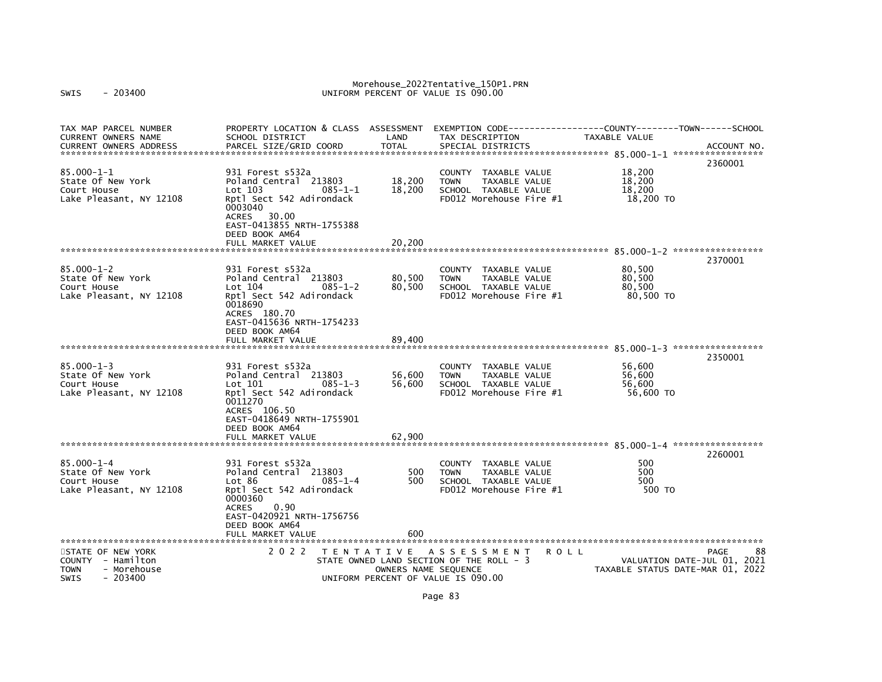| TAX MAP PARCEL NUMBER<br>CURRENT OWNERS NAME<br>CURRENT OWNERS ADDRESS | PROPERTY LOCATION & CLASS<br>SCHOOL DISTRICT<br>PARCEL SIZE/GRID COORD | ASSESSMENT<br>LAND<br>TOTAL | EXEMPTION CODE<br>TAX DESCRIPTION<br>SPECIAL DISTRICTS | COUNTY--------TOWN------SCHOOL<br>TAXABLE VALUE | ACCOUNT NO. |
|---|---|---|---|---|---|
| **85.000-1-1** | | | | | 2360001 |
| 85.000-1-1<br>State Of New York<br>Court House<br>Lake Pleasant, NY 12108 | 931 Forest s532a<br>Poland Central 213803<br>Lot 103 085-1-1<br>Rptl Sect 542 Adirondack<br>0003040<br>ACRES 30.00<br>EAST-0413855 NRTH-1755388<br>DEED BOOK AM64<br>FULL MARKET VALUE | 18,200<br>18,200<br><br><br><br><br><br><br>20,200 | COUNTY TAXABLE VALUE<br>TOWN TAXABLE VALUE<br>SCHOOL TAXABLE VALUE<br>FD012 Morehouse Fire #1 | 18,200<br>18,200<br>18,200<br>18,200 TO | |
| **85.000-1-2** | | | | | 2370001 |
| 85.000-1-2<br>State Of New York<br>Court House<br>Lake Pleasant, NY 12108 | 931 Forest s532a<br>Poland Central 213803<br>Lot 104 085-1-2<br>Rptl Sect 542 Adirondack<br>0018690<br>ACRES 180.70<br>EAST-0415636 NRTH-1754233<br>DEED BOOK AM64<br>FULL MARKET VALUE | 80,500<br>80,500<br><br><br><br><br><br><br>89,400 | COUNTY TAXABLE VALUE<br>TOWN TAXABLE VALUE<br>SCHOOL TAXABLE VALUE<br>FD012 Morehouse Fire #1 | 80,500<br>80,500<br>80,500<br>80,500 TO | |
| **85.000-1-3** | | | | | 2350001 |
| 85.000-1-3<br>State Of New York<br>Court House<br>Lake Pleasant, NY 12108 | 931 Forest s532a<br>Poland Central 213803<br>Lot 101 085-1-3<br>Rptl Sect 542 Adirondack<br>0011270<br>ACRES 106.50<br>EAST-0418649 NRTH-1755901<br>DEED BOOK AM64<br>FULL MARKET VALUE | 56,600<br>56,600<br><br><br><br><br><br><br>62,900 | COUNTY TAXABLE VALUE<br>TOWN TAXABLE VALUE<br>SCHOOL TAXABLE VALUE<br>FD012 Morehouse Fire #1 | 56,600<br>56,600<br>56,600<br>56,600 TO | |
| **85.000-1-4** | | | | | 2260001 |
| 85.000-1-4<br>State Of New York<br>Court House<br>Lake Pleasant, NY 12108 | 931 Forest s532a<br>Poland Central 213803<br>Lot 86 085-1-4<br>Rptl Sect 542 Adirondack<br>0000360<br>ACRES 0.90<br>EAST-0420921 NRTH-1756756<br>DEED BOOK AM64<br>FULL MARKET VALUE | 500<br>500<br><br><br><br><br><br><br>600 | COUNTY TAXABLE VALUE<br>TOWN TAXABLE VALUE<br>SCHOOL TAXABLE VALUE<br>FD012 Morehouse Fire #1 | 500<br>500<br>500<br>500 TO | |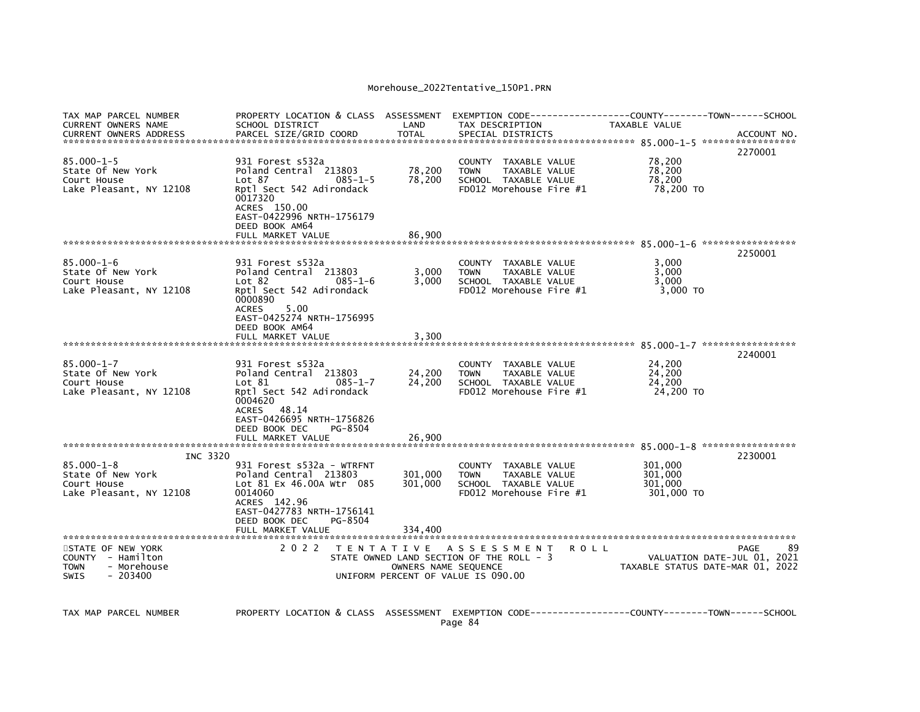Morehouse_2022Tentative_150P1.PRN

```
TAX MAP PARCEL NUMBER          PROPERTY LOCATION & CLASS  ASSESSMENT  EXEMPTION CODE-----------------COUNTY--------TOWN------SCHOOL
CURRENT OWNERS NAME            SCHOOL DISTRICT               LAND      TAX DESCRIPTION              TAXABLE VALUE
CURRENT OWNERS ADDRESS         PARCEL SIZE/GRID COORD        TOTAL     SPECIAL DISTRICTS                                     ACCOUNT NO.
******************************************************************************************************* 85.000-1-5 *****************
                                                                                                                          2270001
85.000-1-5                     931 Forest s532a                        COUNTY  TAXABLE VALUE              78,200
State Of New York              Poland Central  213803        78,200    TOWN    TAXABLE VALUE              78,200
Court House                    Lot 87            085-1-5     78,200    SCHOOL  TAXABLE VALUE              78,200
Lake Pleasant, NY 12108        Rptl Sect 542 Adirondack                FD012 Morehouse Fire #1             78,200 TO
                               0017320
                               ACRES  150.00
                               EAST-0422996 NRTH-1756179
                               DEED BOOK AM64
                               FULL MARKET VALUE             86,900
******************************************************************************************************* 85.000-1-6 *****************
                                                                                                                          2250001
85.000-1-6                     931 Forest s532a                        COUNTY  TAXABLE VALUE               3,000
State Of New York              Poland Central  213803         3,000    TOWN    TAXABLE VALUE               3,000
Court House                    Lot 82            085-1-6      3,000    SCHOOL  TAXABLE VALUE               3,000
Lake Pleasant, NY 12108        Rptl Sect 542 Adirondack                FD012 Morehouse Fire #1              3,000 TO
                               0000890
                               ACRES    5.00
                               EAST-0425274 NRTH-1756995
                               DEED BOOK AM64
                               FULL MARKET VALUE              3,300
******************************************************************************************************* 85.000-1-7 *****************
                                                                                                                          2240001
85.000-1-7                     931 Forest s532a                        COUNTY  TAXABLE VALUE              24,200
State Of New York              Poland Central  213803        24,200    TOWN    TAXABLE VALUE              24,200
Court House                    Lot 81            085-1-7     24,200    SCHOOL  TAXABLE VALUE              24,200
Lake Pleasant, NY 12108        Rptl Sect 542 Adirondack                FD012 Morehouse Fire #1             24,200 TO
                               0004620
                               ACRES   48.14
                               EAST-0426695 NRTH-1756826
                               DEED BOOK DEC     PG-8504
                               FULL MARKET VALUE             26,900
******************************************************************************************************* 85.000-1-8 *****************
             INC 3320                                                                                                     2230001
85.000-1-8                     931 Forest s532a - WTRFNT               COUNTY  TAXABLE VALUE             301,000
State Of New York              Poland Central  213803       301,000    TOWN    TAXABLE VALUE             301,000
Court House                    Lot 81 Ex 46.00A Wtr  085    301,000    SCHOOL  TAXABLE VALUE             301,000
Lake Pleasant, NY 12108        0014060                                 FD012 Morehouse Fire #1            301,000 TO
                               ACRES  142.96
                               EAST-0427783 NRTH-1756141
                               DEED BOOK DEC     PG-8504
                               FULL MARKET VALUE            334,400
************************************************************************************************************************************
STATE OF NEW YORK                2 0 2 2   T E N T A T I V E   A S S E S S M E N T   R O L L                               PAGE    89
COUNTY  - Hamilton                         STATE OWNED LAND SECTION OF THE ROLL - 3                   VALUATION DATE-JUL 01, 2021
TOWN    - Morehouse                                 OWNERS NAME SEQUENCE                         TAXABLE STATUS DATE-MAR 01, 2022
SWIS    - 203400                               UNIFORM PERCENT OF VALUE IS 090.00


TAX MAP PARCEL NUMBER          PROPERTY LOCATION & CLASS  ASSESSMENT  EXEMPTION CODE-----------------COUNTY--------TOWN------SCHOOL
```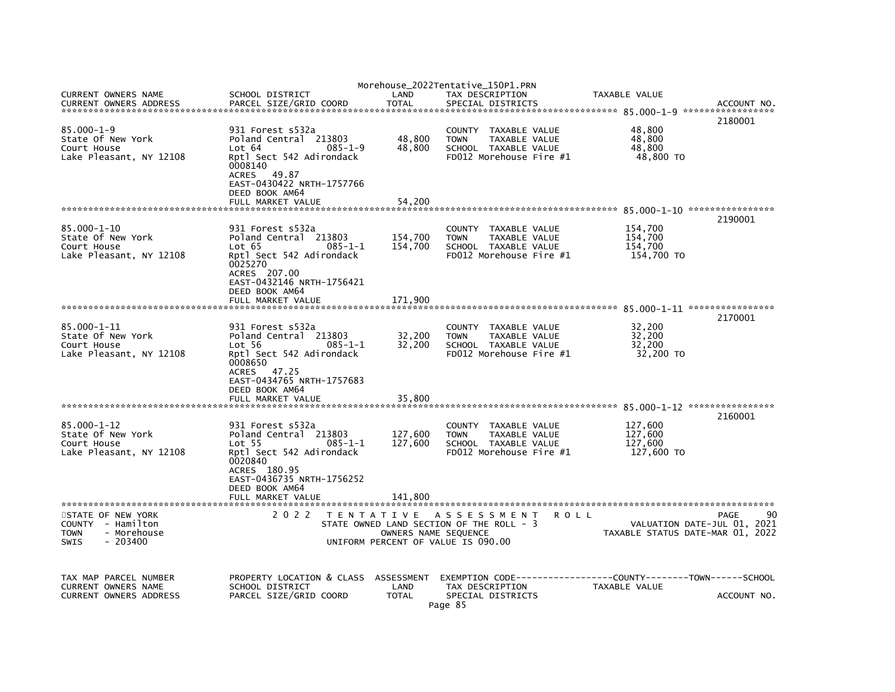| CURRENT OWNERS NAME | SCHOOL DISTRICT | LAND | TAX DESCRIPTION | TAXABLE VALUE | |
|---|---|---|---|---|---|
| CURRENT OWNERS ADDRESS | PARCEL SIZE/GRID COORD | TOTAL | SPECIAL DISTRICTS | | ACCOUNT NO. |

************************************************************************************* 85.000-1-9 *****************

| | | | | | |
|---|---|---|---|---|---|
| | | | | | 2180001 |
| 85.000-1-9 | 931 Forest s532a | | COUNTY TAXABLE VALUE | 48,800 | |
| State Of New York | Poland Central 213803 | 48,800 | TOWN TAXABLE VALUE | 48,800 | |
| Court House | Lot 64 085-1-9 | 48,800 | SCHOOL TAXABLE VALUE | 48,800 | |
| Lake Pleasant, NY 12108 | Rptl Sect 542 Adirondack | | FD012 Morehouse Fire #1 | 48,800 TO | |
| | 0008140 | | | | |
| | ACRES 49.87 | | | | |
| | EAST-0430422 NRTH-1757766 | | | | |
| | DEED BOOK AM64 | | | | |
| | FULL MARKET VALUE | 54,200 | | | |

************************************************************************************* 85.000-1-10 ****************

| | | | | | |
|---|---|---|---|---|---|
| | | | | | 2190001 |
| 85.000-1-10 | 931 Forest s532a | | COUNTY TAXABLE VALUE | 154,700 | |
| State Of New York | Poland Central 213803 | 154,700 | TOWN TAXABLE VALUE | 154,700 | |
| Court House | Lot 65 085-1-1 | 154,700 | SCHOOL TAXABLE VALUE | 154,700 | |
| Lake Pleasant, NY 12108 | Rptl Sect 542 Adirondack | | FD012 Morehouse Fire #1 | 154,700 TO | |
| | 0025270 | | | | |
| | ACRES 207.00 | | | | |
| | EAST-0432146 NRTH-1756421 | | | | |
| | DEED BOOK AM64 | | | | |
| | FULL MARKET VALUE | 171,900 | | | |

************************************************************************************* 85.000-1-11 ****************

| | | | | | |
|---|---|---|---|---|---|
| | | | | | 2170001 |
| 85.000-1-11 | 931 Forest s532a | | COUNTY TAXABLE VALUE | 32,200 | |
| State Of New York | Poland Central 213803 | 32,200 | TOWN TAXABLE VALUE | 32,200 | |
| Court House | Lot 56 085-1-1 | 32,200 | SCHOOL TAXABLE VALUE | 32,200 | |
| Lake Pleasant, NY 12108 | Rptl Sect 542 Adirondack | | FD012 Morehouse Fire #1 | 32,200 TO | |
| | 0008650 | | | | |
| | ACRES 47.25 | | | | |
| | EAST-0434765 NRTH-1757683 | | | | |
| | DEED BOOK AM64 | | | | |
| | FULL MARKET VALUE | 35,800 | | | |

************************************************************************************* 85.000-1-12 ****************

| | | | | | |
|---|---|---|---|---|---|
| | | | | | 2160001 |
| 85.000-1-12 | 931 Forest s532a | | COUNTY TAXABLE VALUE | 127,600 | |
| State Of New York | Poland Central 213803 | 127,600 | TOWN TAXABLE VALUE | 127,600 | |
| Court House | Lot 55 085-1-1 | 127,600 | SCHOOL TAXABLE VALUE | 127,600 | |
| Lake Pleasant, NY 12108 | Rptl Sect 542 Adirondack | | FD012 Morehouse Fire #1 | 127,600 TO | |
| | 0020840 | | | | |
| | ACRES 180.95 | | | | |
| | EAST-0436735 NRTH-1756252 | | | | |
| | DEED BOOK AM64 | | | | |
| | FULL MARKET VALUE | 141,800 | | | |

*******************************************************************************************************************

STATE OF NEW YORK — 2022 TENTATIVE ASSESSMENT ROLL — PAGE 90
COUNTY - Hamilton — STATE OWNED LAND SECTION OF THE ROLL - 3 — VALUATION DATE-JUL 01, 2021
TOWN - Morehouse — OWNERS NAME SEQUENCE — TAXABLE STATUS DATE-MAR 01, 2022
SWIS - 203400 — UNIFORM PERCENT OF VALUE IS 090.00

| TAX MAP PARCEL NUMBER | PROPERTY LOCATION & CLASS | ASSESSMENT | EXEMPTION CODE------------------COUNTY--------TOWN------SCHOOL | | |
|---|---|---|---|---|---|
| CURRENT OWNERS NAME | SCHOOL DISTRICT | LAND | TAX DESCRIPTION | TAXABLE VALUE | |
| CURRENT OWNERS ADDRESS | PARCEL SIZE/GRID COORD | TOTAL | SPECIAL DISTRICTS | | ACCOUNT NO. |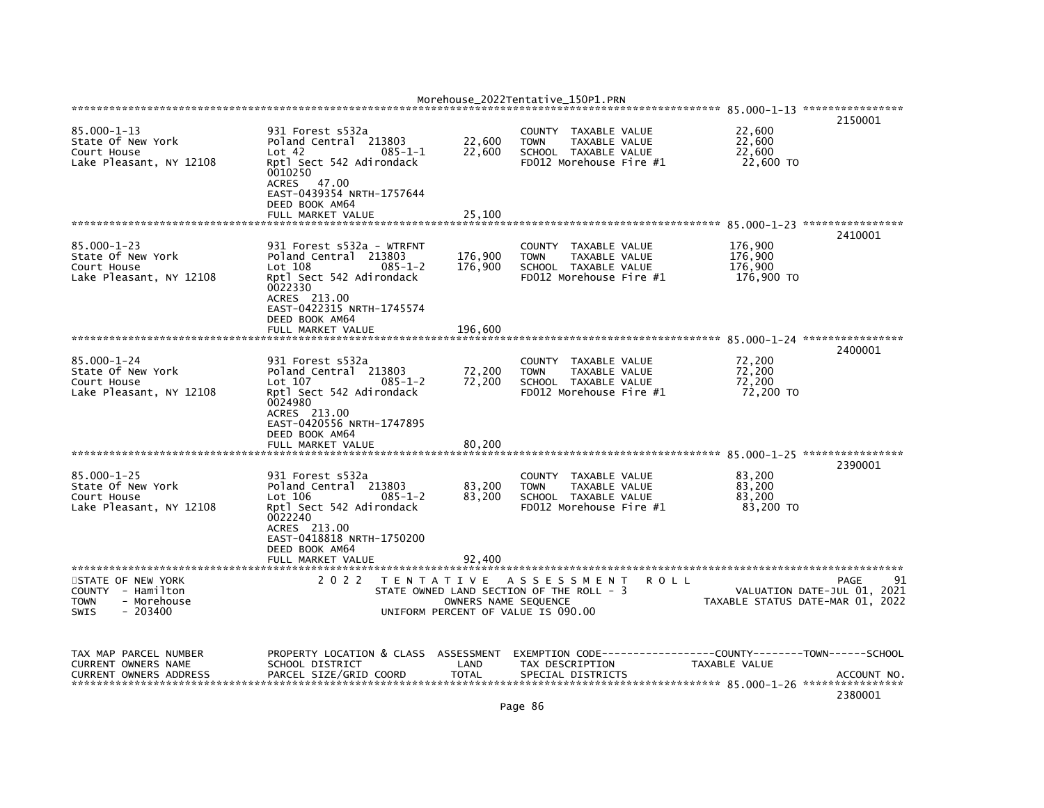| TAX MAP PARCEL NUMBER / CURRENT OWNERS NAME / CURRENT OWNERS ADDRESS | PROPERTY LOCATION & CLASS / SCHOOL DISTRICT / PARCEL SIZE/GRID COORD | ASSESSMENT LAND | ASSESSMENT TOTAL | EXEMPTION CODE / TAX DESCRIPTION / SPECIAL DISTRICTS | TAXABLE VALUE | ACCOUNT NO. |
|---|---|---|---|---|---|---|
| 85.000-1-13 | | | | | | 2150001 |
| State Of New York | 931 Forest s532a | | | | | |
| Court House | Poland Central 213803 | 22,600 | | COUNTY TAXABLE VALUE | 22,600 | |
| Lake Pleasant, NY 12108 | Lot 42 085-1-1 | | 22,600 | TOWN TAXABLE VALUE | 22,600 | |
| | Rptl Sect 542 Adirondack | | | SCHOOL TAXABLE VALUE | 22,600 | |
| | 0010250 | | | FD012 Morehouse Fire #1 | 22,600 TO | |
| | ACRES 47.00 | | | | | |
| | EAST-0439354 NRTH-1757644 | | | | | |
| | DEED BOOK AM64 | | | | | |
| | FULL MARKET VALUE | 25,100 | | | | |
| 85.000-1-23 | | | | | | 2410001 |
| State Of New York | 931 Forest s532a - WTRFNT | | | | | |
| Court House | Poland Central 213803 | 176,900 | | COUNTY TAXABLE VALUE | 176,900 | |
| Lake Pleasant, NY 12108 | Lot 108 085-1-2 | | 176,900 | TOWN TAXABLE VALUE | 176,900 | |
| | Rptl Sect 542 Adirondack | | | SCHOOL TAXABLE VALUE | 176,900 | |
| | 0022330 | | | FD012 Morehouse Fire #1 | 176,900 TO | |
| | ACRES 213.00 | | | | | |
| | EAST-0422315 NRTH-1745574 | | | | | |
| | DEED BOOK AM64 | | | | | |
| | FULL MARKET VALUE | 196,600 | | | | |
| 85.000-1-24 | | | | | | 2400001 |
| State Of New York | 931 Forest s532a | | | | | |
| Court House | Poland Central 213803 | 72,200 | | COUNTY TAXABLE VALUE | 72,200 | |
| Lake Pleasant, NY 12108 | Lot 107 085-1-2 | | 72,200 | TOWN TAXABLE VALUE | 72,200 | |
| | Rptl Sect 542 Adirondack | | | SCHOOL TAXABLE VALUE | 72,200 | |
| | 0024980 | | | FD012 Morehouse Fire #1 | 72,200 TO | |
| | ACRES 213.00 | | | | | |
| | EAST-0420556 NRTH-1747895 | | | | | |
| | DEED BOOK AM64 | | | | | |
| | FULL MARKET VALUE | 80,200 | | | | |
| 85.000-1-25 | | | | | | 2390001 |
| State Of New York | 931 Forest s532a | | | | | |
| Court House | Poland Central 213803 | 83,200 | | COUNTY TAXABLE VALUE | 83,200 | |
| Lake Pleasant, NY 12108 | Lot 106 085-1-2 | | 83,200 | TOWN TAXABLE VALUE | 83,200 | |
| | Rptl Sect 542 Adirondack | | | SCHOOL TAXABLE VALUE | 83,200 | |
| | 0022240 | | | FD012 Morehouse Fire #1 | 83,200 TO | |
| | ACRES 213.00 | | | | | |
| | EAST-0418818 NRTH-1750200 | | | | | |
| | DEED BOOK AM64 | | | | | |
| | FULL MARKET VALUE | 92,400 | | | | |

STATE OF NEW YORK
COUNTY - Hamilton
TOWN - Morehouse
SWIS - 203400

2022 TENTATIVE ASSESSMENT ROLL
STATE OWNED LAND SECTION OF THE ROLL - 3
OWNERS NAME SEQUENCE
UNIFORM PERCENT OF VALUE IS 090.00

PAGE 91
VALUATION DATE-JUL 01, 2021
TAXABLE STATUS DATE-MAR 01, 2022

| TAX MAP PARCEL NUMBER / CURRENT OWNERS NAME / CURRENT OWNERS ADDRESS | PROPERTY LOCATION & CLASS / SCHOOL DISTRICT / PARCEL SIZE/GRID COORD | ASSESSMENT LAND / TOTAL | EXEMPTION CODE / TAX DESCRIPTION / SPECIAL DISTRICTS | COUNTY--------TOWN------SCHOOL TAXABLE VALUE | ACCOUNT NO. |
|---|---|---|---|---|---|
| 85.000-1-26 | | | | | 2380001 |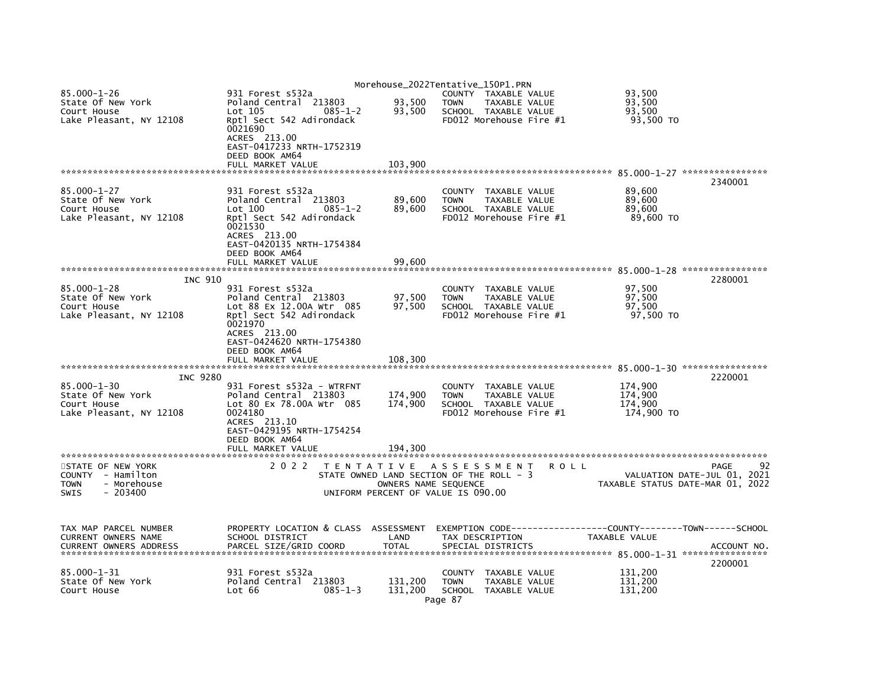```
85.000-1-26                  931 Forest s532a                          COUNTY  TAXABLE VALUE            93,500
State Of New York            Poland Central  213803        93,500     TOWN    TAXABLE VALUE            93,500
Court House                  Lot 105             085-1-2   93,500     SCHOOL  TAXABLE VALUE            93,500
Lake Pleasant, NY 12108      Rptl Sect 542 Adirondack                 FD012 Morehouse Fire #1           93,500 TO
                             0021690
                             ACRES  213.00
                             EAST-0417233 NRTH-1752319
                             DEED BOOK AM64
                             FULL MARKET VALUE            103,900
******************************************************************************************************* 85.000-1-27 ****************
                                                                                                                    2340001
85.000-1-27                  931 Forest s532a                          COUNTY  TAXABLE VALUE            89,600
State Of New York            Poland Central  213803        89,600     TOWN    TAXABLE VALUE            89,600
Court House                  Lot 100             085-1-2   89,600     SCHOOL  TAXABLE VALUE            89,600
Lake Pleasant, NY 12108      Rptl Sect 542 Adirondack                 FD012 Morehouse Fire #1           89,600 TO
                             0021530
                             ACRES  213.00
                             EAST-0420135 NRTH-1754384
                             DEED BOOK AM64
                             FULL MARKET VALUE             99,600
******************************************************************************************************* 85.000-1-28 ****************
                 INC 910                                                                                            2280001
85.000-1-28                  931 Forest s532a                          COUNTY  TAXABLE VALUE            97,500
State Of New York            Poland Central  213803        97,500     TOWN    TAXABLE VALUE            97,500
Court House                  Lot 88 Ex 12.00A Wtr  085     97,500     SCHOOL  TAXABLE VALUE            97,500
Lake Pleasant, NY 12108      Rptl Sect 542 Adirondack                 FD012 Morehouse Fire #1           97,500 TO
                             0021970
                             ACRES  213.00
                             EAST-0424620 NRTH-1754380
                             DEED BOOK AM64
                             FULL MARKET VALUE            108,300
******************************************************************************************************* 85.000-1-30 ****************
                 INC 9280                                                                                           2220001
85.000-1-30                  931 Forest s532a - WTRFNT                 COUNTY  TAXABLE VALUE           174,900
State Of New York            Poland Central  213803       174,900     TOWN    TAXABLE VALUE           174,900
Court House                  Lot 80 Ex 78.00A Wtr  085    174,900     SCHOOL  TAXABLE VALUE           174,900
Lake Pleasant, NY 12108      0024180                                  FD012 Morehouse Fire #1          174,900 TO
                             ACRES  213.10
                             EAST-0429195 NRTH-1754254
                             DEED BOOK AM64
                             FULL MARKET VALUE            194,300
************************************************************************************************************************************
STATE OF NEW YORK                2 0 2 2   T E N T A T I V E   A S S E S S M E N T   R O L L                          PAGE    92
COUNTY  - Hamilton                         STATE OWNED LAND SECTION OF THE ROLL - 3                  VALUATION DATE-JUL 01, 2021
TOWN    - Morehouse                              OWNERS NAME SEQUENCE                         TAXABLE STATUS DATE-MAR 01, 2022
SWIS    - 203400                            UNIFORM PERCENT OF VALUE IS 090.00


TAX MAP PARCEL NUMBER        PROPERTY LOCATION & CLASS  ASSESSMENT  EXEMPTION CODE------------------COUNTY--------TOWN------SCHOOL
CURRENT OWNERS NAME          SCHOOL DISTRICT               LAND     TAX DESCRIPTION              TAXABLE VALUE
CURRENT OWNERS ADDRESS       PARCEL SIZE/GRID COORD        TOTAL    SPECIAL DISTRICTS                                  ACCOUNT NO.
******************************************************************************************************* 85.000-1-31 ****************
                                                                                                                    2200001
85.000-1-31                  931 Forest s532a                          COUNTY  TAXABLE VALUE           131,200
State Of New York            Poland Central  213803       131,200     TOWN    TAXABLE VALUE           131,200
Court House                  Lot 66              085-1-3  131,200     SCHOOL  TAXABLE VALUE           131,200
```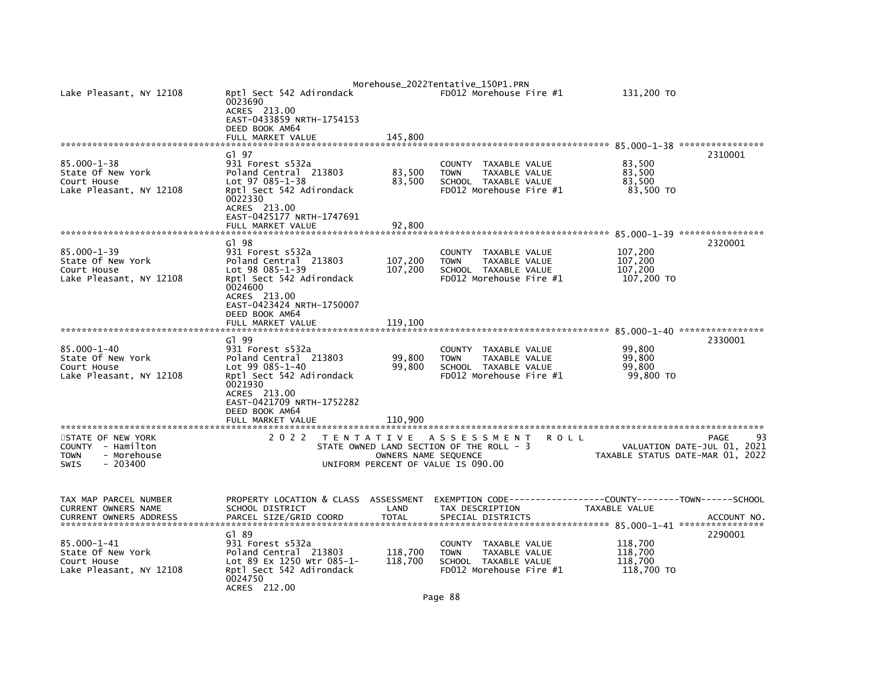```
Lake Pleasant, NY 12108        Rptl Sect 542 Adirondack              FD012 Morehouse Fire #1          131,200 TO
                               0023690
                               ACRES  213.00
                               EAST-0433859 NRTH-1754153
                               DEED BOOK AM64
                               FULL MARKET VALUE            145,800
******************************************************************************************************* 85.000-1-38 ****************
                               Gl 97                                                                                   2310001
85.000-1-38                    931 Forest s532a                      COUNTY  TAXABLE VALUE             83,500
State Of New York              Poland Central  213803       83,500   TOWN    TAXABLE VALUE             83,500
Court House                    Lot 97 085-1-38              83,500   SCHOOL  TAXABLE VALUE             83,500
Lake Pleasant, NY 12108        Rptl Sect 542 Adirondack              FD012 Morehouse Fire #1           83,500 TO
                               0022330
                               ACRES  213.00
                               EAST-0425177 NRTH-1747691
                               FULL MARKET VALUE             92,800
******************************************************************************************************* 85.000-1-39 ****************
                               Gl 98                                                                                   2320001
85.000-1-39                    931 Forest s532a                      COUNTY  TAXABLE VALUE            107,200
State Of New York              Poland Central  213803      107,200   TOWN    TAXABLE VALUE            107,200
Court House                    Lot 98 085-1-39             107,200   SCHOOL  TAXABLE VALUE            107,200
Lake Pleasant, NY 12108        Rptl Sect 542 Adirondack              FD012 Morehouse Fire #1          107,200 TO
                               0024600
                               ACRES  213.00
                               EAST-0423424 NRTH-1750007
                               DEED BOOK AM64
                               FULL MARKET VALUE            119,100
******************************************************************************************************* 85.000-1-40 ****************
                               Gl 99                                                                                   2330001
85.000-1-40                    931 Forest s532a                      COUNTY  TAXABLE VALUE             99,800
State Of New York              Poland Central  213803       99,800   TOWN    TAXABLE VALUE             99,800
Court House                    Lot 99 085-1-40              99,800   SCHOOL  TAXABLE VALUE             99,800
Lake Pleasant, NY 12108        Rptl Sect 542 Adirondack              FD012 Morehouse Fire #1           99,800 TO
                               0021930
                               ACRES  213.00
                               EAST-0421709 NRTH-1752282
                               DEED BOOK AM64
                               FULL MARKET VALUE            110,900
************************************************************************************************************************************
STATE OF NEW YORK                2 0 2 2   T E N T A T I V E   A S S E S S M E N T   R O L L                              PAGE    93
COUNTY  - Hamilton                         STATE OWNED LAND SECTION OF THE ROLL - 3                        VALUATION DATE-JUL 01, 2021
TOWN    - Morehouse                               OWNERS NAME SEQUENCE                              TAXABLE STATUS DATE-MAR 01, 2022
SWIS    - 203400                           UNIFORM PERCENT OF VALUE IS 090.00


TAX MAP PARCEL NUMBER          PROPERTY LOCATION & CLASS  ASSESSMENT  EXEMPTION CODE------------------COUNTY--------TOWN------SCHOOL
CURRENT OWNERS NAME            SCHOOL DISTRICT               LAND      TAX DESCRIPTION            TAXABLE VALUE
CURRENT OWNERS ADDRESS         PARCEL SIZE/GRID COORD        TOTAL     SPECIAL DISTRICTS                                    ACCOUNT NO.
******************************************************************************************************* 85.000-1-41 ****************
                               Gl 89                                                                                   2290001
85.000-1-41                    931 Forest s532a                      COUNTY  TAXABLE VALUE            118,700
State Of New York              Poland Central  213803      118,700   TOWN    TAXABLE VALUE            118,700
Court House                    Lot 89 Ex 1250 Wtr 085-1-   118,700   SCHOOL  TAXABLE VALUE            118,700
Lake Pleasant, NY 12108        Rptl Sect 542 Adirondack              FD012 Morehouse Fire #1          118,700 TO
                               0024750
                               ACRES  212.00
```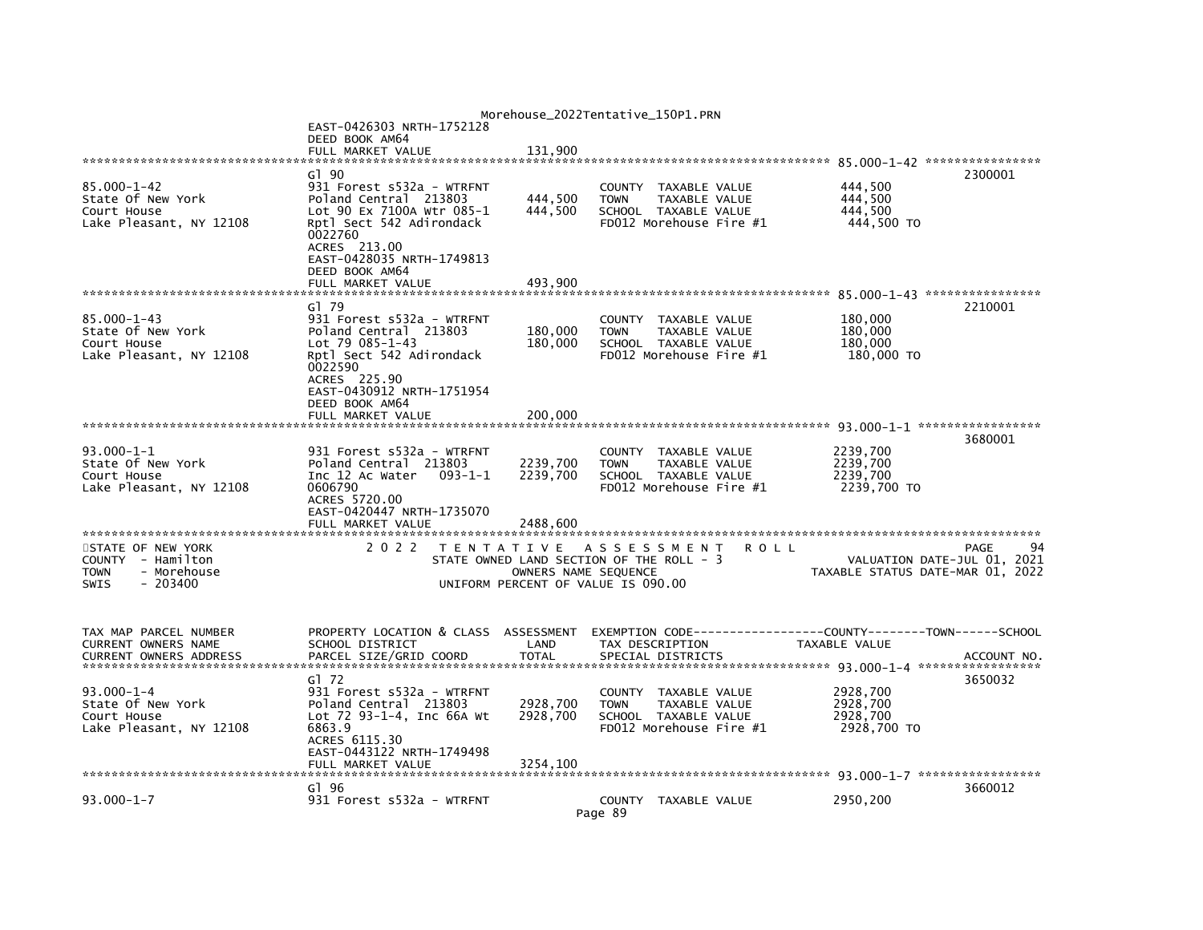```
                                                     Morehouse_2022Tentative_150P1.PRN
                              EAST-0426303 NRTH-1752128
                              DEED BOOK AM64
                              FULL MARKET VALUE             131,900
******************************************************************************************************* 85.000-1-42 ****************
                              Gl 90                                                                                  2300001
85.000-1-42                   931 Forest s532a - WTRFNT              COUNTY  TAXABLE VALUE            444,500
State Of New York             Poland Central  213803      444,500    TOWN    TAXABLE VALUE            444,500
Court House                   Lot 90 Ex 7100A Wtr 085-1   444,500    SCHOOL  TAXABLE VALUE            444,500
Lake Pleasant, NY 12108       Rptl Sect 542 Adirondack               FD012 Morehouse Fire #1            444,500 TO
                              0022760
                              ACRES  213.00
                              EAST-0428035 NRTH-1749813
                              DEED BOOK AM64
                              FULL MARKET VALUE             493,900
******************************************************************************************************* 85.000-1-43 ****************
                              Gl 79                                                                                  2210001
85.000-1-43                   931 Forest s532a - WTRFNT              COUNTY  TAXABLE VALUE            180,000
State Of New York             Poland Central  213803      180,000    TOWN    TAXABLE VALUE            180,000
Court House                   Lot 79 085-1-43             180,000    SCHOOL  TAXABLE VALUE            180,000
Lake Pleasant, NY 12108       Rptl Sect 542 Adirondack               FD012 Morehouse Fire #1            180,000 TO
                              0022590
                              ACRES  225.90
                              EAST-0430912 NRTH-1751954
                              DEED BOOK AM64
                              FULL MARKET VALUE             200,000
******************************************************************************************************* 93.000-1-1 *****************
                                                                                                                     3680001
93.000-1-1                    931 Forest s532a - WTRFNT              COUNTY  TAXABLE VALUE           2239,700
State Of New York             Poland Central  213803     2239,700    TOWN    TAXABLE VALUE           2239,700
Court House                   Inc 12 Ac Water   093-1-1  2239,700    SCHOOL  TAXABLE VALUE           2239,700
Lake Pleasant, NY 12108       0606790                                FD012 Morehouse Fire #1           2239,700 TO
                              ACRES 5720.00
                              EAST-0420447 NRTH-1735070
                              FULL MARKET VALUE            2488,600
************************************************************************************************************************************
STATE OF NEW YORK                 2 0 2 2   T E N T A T I V E   A S S E S S M E N T   R O L L                                PAGE    94
COUNTY  - Hamilton                         STATE OWNED LAND SECTION OF THE ROLL - 3                   VALUATION DATE-JUL 01, 2021
TOWN    - Morehouse                               OWNERS NAME SEQUENCE                           TAXABLE STATUS DATE-MAR 01, 2022
SWIS    - 203400                             UNIFORM PERCENT OF VALUE IS 090.00


TAX MAP PARCEL NUMBER         PROPERTY LOCATION & CLASS  ASSESSMENT  EXEMPTION CODE------------------COUNTY--------TOWN------SCHOOL
CURRENT OWNERS NAME           SCHOOL DISTRICT               LAND      TAX DESCRIPTION             TAXABLE VALUE
CURRENT OWNERS ADDRESS        PARCEL SIZE/GRID COORD        TOTAL     SPECIAL DISTRICTS                                    ACCOUNT NO.
******************************************************************************************************* 93.000-1-4 *****************
                              Gl 72                                                                                  3650032
93.000-1-4                    931 Forest s532a - WTRFNT              COUNTY  TAXABLE VALUE           2928,700
State Of New York             Poland Central  213803     2928,700    TOWN    TAXABLE VALUE           2928,700
Court House                   Lot 72 93-1-4, Inc 66A Wt  2928,700    SCHOOL  TAXABLE VALUE           2928,700
Lake Pleasant, NY 12108       6863.9                                 FD012 Morehouse Fire #1           2928,700 TO
                              ACRES 6115.30
                              EAST-0443122 NRTH-1749498
                              FULL MARKET VALUE            3254,100
******************************************************************************************************* 93.000-1-7 *****************
                              Gl 96                                                                                  3660012
93.000-1-7                    931 Forest s532a - WTRFNT              COUNTY  TAXABLE VALUE           2950,200
```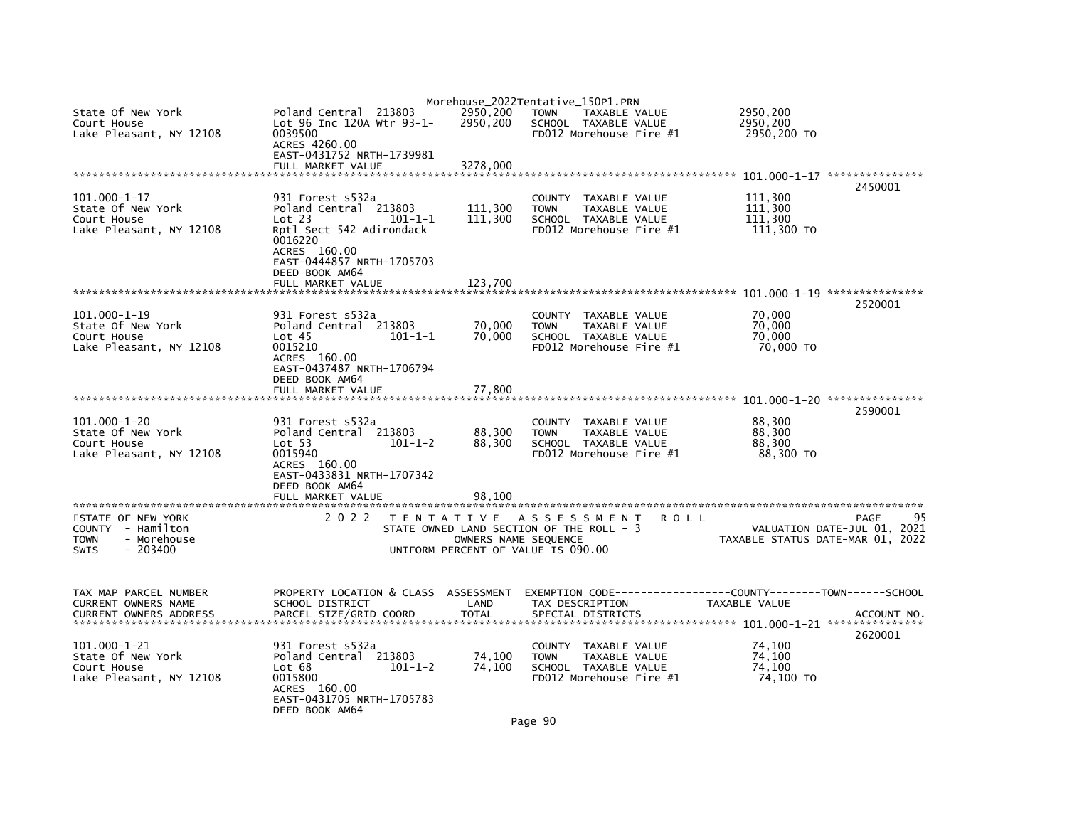Morehouse_2022Tentative_150P1.PRN

```
State Of New York              Poland Central  213803       2950,200   TOWN     TAXABLE VALUE            2950,200
Court House                    Lot 96 Inc 120A Wtr 93-1-    2950,200   SCHOOL  TAXABLE VALUE             2950,200
Lake Pleasant, NY 12108        0039500                                 FD012 Morehouse Fire #1           2950,200 TO
                               ACRES 4260.00
                               EAST-0431752 NRTH-1739981
                               FULL MARKET VALUE            3278,000
******************************************************************************************************* 101.000-1-17 ***************
                                                                                                                        2450001
101.000-1-17                   931 Forest s532a                        COUNTY  TAXABLE VALUE             111,300
State Of New York              Poland Central  213803        111,300   TOWN     TAXABLE VALUE            111,300
Court House                    Lot 23              101-1-1   111,300   SCHOOL  TAXABLE VALUE             111,300
Lake Pleasant, NY 12108        Rptl Sect 542 Adirondack                FD012 Morehouse Fire #1           111,300 TO
                               0016220
                               ACRES  160.00
                               EAST-0444857 NRTH-1705703
                               DEED BOOK AM64
                               FULL MARKET VALUE             123,700
******************************************************************************************************* 101.000-1-19 ***************
                                                                                                                        2520001
101.000-1-19                   931 Forest s532a                        COUNTY  TAXABLE VALUE             70,000
State Of New York              Poland Central  213803         70,000   TOWN     TAXABLE VALUE            70,000
Court House                    Lot 45              101-1-1    70,000   SCHOOL  TAXABLE VALUE             70,000
Lake Pleasant, NY 12108        0015210                                 FD012 Morehouse Fire #1           70,000 TO
                               ACRES  160.00
                               EAST-0437487 NRTH-1706794
                               DEED BOOK AM64
                               FULL MARKET VALUE              77,800
******************************************************************************************************* 101.000-1-20 ***************
                                                                                                                        2590001
101.000-1-20                   931 Forest s532a                        COUNTY  TAXABLE VALUE             88,300
State Of New York              Poland Central  213803         88,300   TOWN     TAXABLE VALUE            88,300
Court House                    Lot 53              101-1-2    88,300   SCHOOL  TAXABLE VALUE             88,300
Lake Pleasant, NY 12108        0015940                                 FD012 Morehouse Fire #1           88,300 TO
                               ACRES  160.00
                               EAST-0433831 NRTH-1707342
                               DEED BOOK AM64
                               FULL MARKET VALUE              98,100
************************************************************************************************************************************
STATE OF NEW YORK                 2 0 2 2   T E N T A T I V E   A S S E S S M E N T   R O L L                         PAGE     95
COUNTY  - Hamilton                           STATE OWNED LAND SECTION OF THE ROLL - 3                  VALUATION DATE-JUL 01, 2021
TOWN    - Morehouse                                  OWNERS NAME SEQUENCE                       TAXABLE STATUS DATE-MAR 01, 2022
SWIS    - 203400                                UNIFORM PERCENT OF VALUE IS 090.00


TAX MAP PARCEL NUMBER          PROPERTY LOCATION & CLASS  ASSESSMENT  EXEMPTION CODE------------------COUNTY--------TOWN------SCHOOL
CURRENT OWNERS NAME            SCHOOL DISTRICT               LAND      TAX DESCRIPTION                TAXABLE VALUE
CURRENT OWNERS ADDRESS         PARCEL SIZE/GRID COORD        TOTAL     SPECIAL DISTRICTS                                 ACCOUNT NO.
******************************************************************************************************* 101.000-1-21 ***************
                                                                                                                        2620001
101.000-1-21                   931 Forest s532a                        COUNTY  TAXABLE VALUE             74,100
State Of New York              Poland Central  213803         74,100   TOWN     TAXABLE VALUE            74,100
Court House                    Lot 68              101-1-2    74,100   SCHOOL  TAXABLE VALUE             74,100
Lake Pleasant, NY 12108        0015800                                 FD012 Morehouse Fire #1           74,100 TO
                               ACRES  160.00
                               EAST-0431705 NRTH-1705783
                               DEED BOOK AM64
```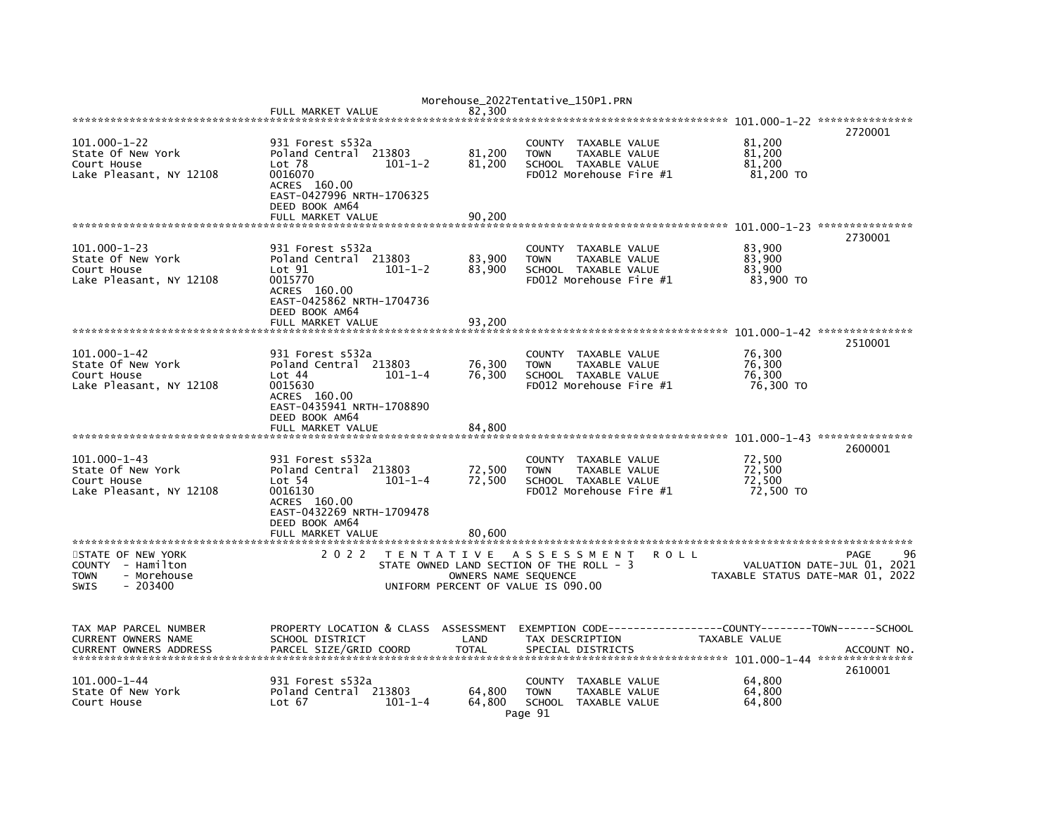```
                                                                                FULL MARKET VALUE                    82,300
******************************************************************************************************* 101.000-1-22 ***************
                                                                                                                        2720001
101.000-1-22              931 Forest s532a                          COUNTY  TAXABLE VALUE            81,200
State Of New York         Poland Central  213803        81,200      TOWN    TAXABLE VALUE            81,200
Court House               Lot 78              101-1-2   81,200      SCHOOL  TAXABLE VALUE            81,200
Lake Pleasant, NY 12108   0016070                                   FD012 Morehouse Fire #1           81,200 TO
                          ACRES  160.00
                          EAST-0427996 NRTH-1706325
                          DEED BOOK AM64
                          FULL MARKET VALUE             90,200
******************************************************************************************************* 101.000-1-23 ***************
                                                                                                                        2730001
101.000-1-23              931 Forest s532a                          COUNTY  TAXABLE VALUE            83,900
State Of New York         Poland Central  213803        83,900      TOWN    TAXABLE VALUE            83,900
Court House               Lot 91              101-1-2   83,900      SCHOOL  TAXABLE VALUE            83,900
Lake Pleasant, NY 12108   0015770                                   FD012 Morehouse Fire #1           83,900 TO
                          ACRES  160.00
                          EAST-0425862 NRTH-1704736
                          DEED BOOK AM64
                          FULL MARKET VALUE             93,200
******************************************************************************************************* 101.000-1-42 ***************
                                                                                                                        2510001
101.000-1-42              931 Forest s532a                          COUNTY  TAXABLE VALUE            76,300
State Of New York         Poland Central  213803        76,300      TOWN    TAXABLE VALUE            76,300
Court House               Lot 44              101-1-4   76,300      SCHOOL  TAXABLE VALUE            76,300
Lake Pleasant, NY 12108   0015630                                   FD012 Morehouse Fire #1           76,300 TO
                          ACRES  160.00
                          EAST-0435941 NRTH-1708890
                          DEED BOOK AM64
                          FULL MARKET VALUE             84,800
******************************************************************************************************* 101.000-1-43 ***************
                                                                                                                        2600001
101.000-1-43              931 Forest s532a                          COUNTY  TAXABLE VALUE            72,500
State Of New York         Poland Central  213803        72,500      TOWN    TAXABLE VALUE            72,500
Court House               Lot 54              101-1-4   72,500      SCHOOL  TAXABLE VALUE            72,500
Lake Pleasant, NY 12108   0016130                                   FD012 Morehouse Fire #1           72,500 TO
                          ACRES  160.00
                          EAST-0432269 NRTH-1709478
                          DEED BOOK AM64
                          FULL MARKET VALUE             80,600
************************************************************************************************************************************
STATE OF NEW YORK                 2 0 2 2   T E N T A T I V E   A S S E S S M E N T   R O L L                        PAGE      96
COUNTY  - Hamilton                      STATE OWNED LAND SECTION OF THE ROLL - 3                     VALUATION DATE-JUL 01, 2021
TOWN    - Morehouse                               OWNERS NAME SEQUENCE                          TAXABLE STATUS DATE-MAR 01, 2022
SWIS    - 203400                             UNIFORM PERCENT OF VALUE IS 090.00


TAX MAP PARCEL NUMBER     PROPERTY LOCATION & CLASS  ASSESSMENT  EXEMPTION CODE------------------COUNTY--------TOWN------SCHOOL
CURRENT OWNERS NAME       SCHOOL DISTRICT               LAND      TAX DESCRIPTION              TAXABLE VALUE
CURRENT OWNERS ADDRESS    PARCEL SIZE/GRID COORD        TOTAL     SPECIAL DISTRICTS                                     ACCOUNT NO.
******************************************************************************************************* 101.000-1-44 ***************
                                                                                                                        2610001
101.000-1-44              931 Forest s532a                          COUNTY  TAXABLE VALUE            64,800
State Of New York         Poland Central  213803        64,800      TOWN    TAXABLE VALUE            64,800
Court House               Lot 67              101-1-4   64,800      SCHOOL  TAXABLE VALUE            64,800
```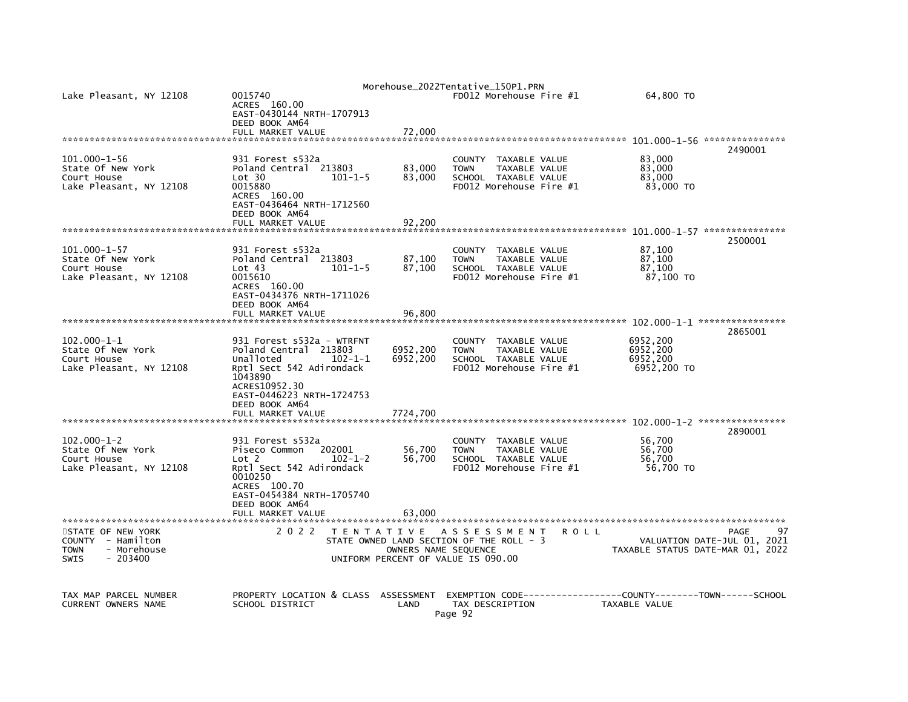| | | | | |
|---|---|---|---|---|
| Lake Pleasant, NY 12108 | 0015740<br>ACRES 160.00<br>EAST-0430144 NRTH-1707913<br>DEED BOOK AM64<br>FULL MARKET VALUE | 72,000 | FD012 Morehouse Fire #1 | 64,800 TO |

**101.000-1-56** — 2490001

| | | | | |
|---|---|---|---|---|
| 101.000-1-56 | 931 Forest s532a | | COUNTY TAXABLE VALUE | 83,000 |
| State Of New York | Poland Central 213803 | 83,000 | TOWN TAXABLE VALUE | 83,000 |
| Court House | Lot 30 101-1-5 | 83,000 | SCHOOL TAXABLE VALUE | 83,000 |
| Lake Pleasant, NY 12108 | 0015880 | | FD012 Morehouse Fire #1 | 83,000 TO |
| | ACRES 160.00 | | | |
| | EAST-0436464 NRTH-1712560 | | | |
| | DEED BOOK AM64 | | | |
| | FULL MARKET VALUE | 92,200 | | |

**101.000-1-57** — 2500001

| | | | | |
|---|---|---|---|---|
| 101.000-1-57 | 931 Forest s532a | | COUNTY TAXABLE VALUE | 87,100 |
| State Of New York | Poland Central 213803 | 87,100 | TOWN TAXABLE VALUE | 87,100 |
| Court House | Lot 43 101-1-5 | 87,100 | SCHOOL TAXABLE VALUE | 87,100 |
| Lake Pleasant, NY 12108 | 0015610 | | FD012 Morehouse Fire #1 | 87,100 TO |
| | ACRES 160.00 | | | |
| | EAST-0434376 NRTH-1711026 | | | |
| | DEED BOOK AM64 | | | |
| | FULL MARKET VALUE | 96,800 | | |

**102.000-1-1** — 2865001

| | | | | |
|---|---|---|---|---|
| 102.000-1-1 | 931 Forest s532a - WTRFNT | | COUNTY TAXABLE VALUE | 6952,200 |
| State Of New York | Poland Central 213803 | 6952,200 | TOWN TAXABLE VALUE | 6952,200 |
| Court House | Unalloted 102-1-1 | 6952,200 | SCHOOL TAXABLE VALUE | 6952,200 |
| Lake Pleasant, NY 12108 | Rptl Sect 542 Adirondack | | FD012 Morehouse Fire #1 | 6952,200 TO |
| | 1043890 | | | |
| | ACRES10952.30 | | | |
| | EAST-0446223 NRTH-1724753 | | | |
| | DEED BOOK AM64 | | | |
| | FULL MARKET VALUE | 7724,700 | | |

**102.000-1-2** — 2890001

| | | | | |
|---|---|---|---|---|
| 102.000-1-2 | 931 Forest s532a | | COUNTY TAXABLE VALUE | 56,700 |
| State Of New York | Piseco Common 202001 | 56,700 | TOWN TAXABLE VALUE | 56,700 |
| Court House | Lot 2 102-1-2 | 56,700 | SCHOOL TAXABLE VALUE | 56,700 |
| Lake Pleasant, NY 12108 | Rptl Sect 542 Adirondack | | FD012 Morehouse Fire #1 | 56,700 TO |
| | 0010250 | | | |
| | ACRES 100.70 | | | |
| | EAST-0454384 NRTH-1705740 | | | |
| | DEED BOOK AM64 | | | |
| | FULL MARKET VALUE | 63,000 | | |

STATE OF NEW YORK — 2022 TENTATIVE ASSESSMENT ROLL — PAGE 97
COUNTY - Hamilton — STATE OWNED LAND SECTION OF THE ROLL - 3 — VALUATION DATE-JUL 01, 2021
TOWN - Morehouse — OWNERS NAME SEQUENCE — TAXABLE STATUS DATE-MAR 01, 2022
SWIS - 203400 — UNIFORM PERCENT OF VALUE IS 090.00

| TAX MAP PARCEL NUMBER | PROPERTY LOCATION & CLASS | ASSESSMENT | EXEMPTION CODE------------------COUNTY--------TOWN------SCHOOL | |
|---|---|---|---|---|
| CURRENT OWNERS NAME | SCHOOL DISTRICT | LAND | TAX DESCRIPTION | TAXABLE VALUE |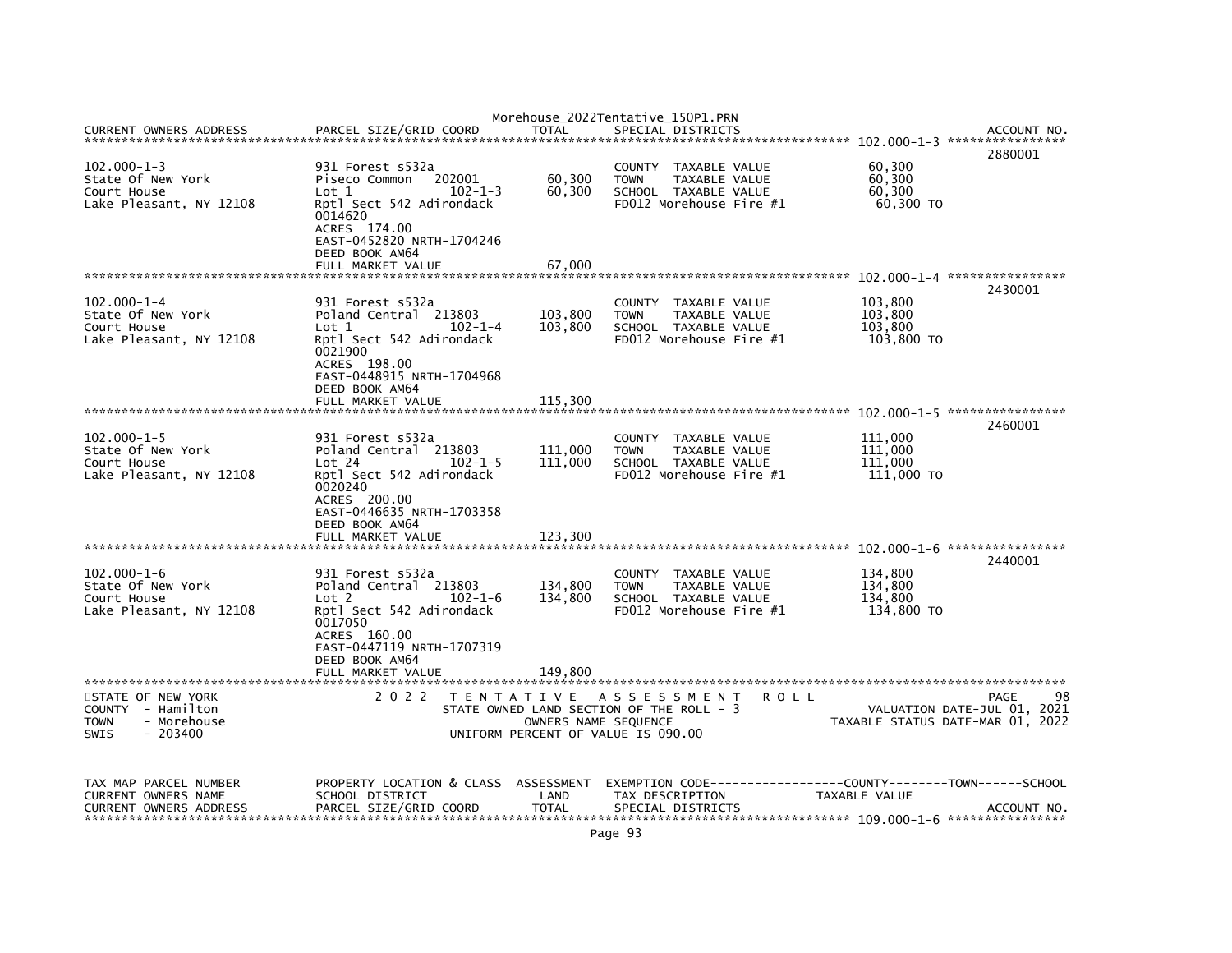Morehouse_2022Tentative_150P1.PRN

| CURRENT OWNERS ADDRESS | PARCEL SIZE/GRID COORD | TOTAL | SPECIAL DISTRICTS | | ACCOUNT NO. |
|---|---|---|---|---|---|
| ****************************** | | | | 102.000-1-3 | **************** |
| | | | | | 2880001 |
| 102.000-1-3 | 931 Forest s532a | | COUNTY TAXABLE VALUE | 60,300 | |
| State Of New York | Piseco Common 202001 | 60,300 | TOWN TAXABLE VALUE | 60,300 | |
| Court House | Lot 1 102-1-3 | 60,300 | SCHOOL TAXABLE VALUE | 60,300 | |
| Lake Pleasant, NY 12108 | Rptl Sect 542 Adirondack | | FD012 Morehouse Fire #1 | 60,300 TO | |
| | 0014620 | | | | |
| | ACRES 174.00 | | | | |
| | EAST-0452820 NRTH-1704246 | | | | |
| | DEED BOOK AM64 | | | | |
| | FULL MARKET VALUE | 67,000 | | | |
| ****************************** | | | | 102.000-1-4 | **************** |
| | | | | | 2430001 |
| 102.000-1-4 | 931 Forest s532a | | COUNTY TAXABLE VALUE | 103,800 | |
| State Of New York | Poland Central 213803 | 103,800 | TOWN TAXABLE VALUE | 103,800 | |
| Court House | Lot 1 102-1-4 | 103,800 | SCHOOL TAXABLE VALUE | 103,800 | |
| Lake Pleasant, NY 12108 | Rptl Sect 542 Adirondack | | FD012 Morehouse Fire #1 | 103,800 TO | |
| | 0021900 | | | | |
| | ACRES 198.00 | | | | |
| | EAST-0448915 NRTH-1704968 | | | | |
| | DEED BOOK AM64 | | | | |
| | FULL MARKET VALUE | 115,300 | | | |
| ****************************** | | | | 102.000-1-5 | **************** |
| | | | | | 2460001 |
| 102.000-1-5 | 931 Forest s532a | | COUNTY TAXABLE VALUE | 111,000 | |
| State Of New York | Poland Central 213803 | 111,000 | TOWN TAXABLE VALUE | 111,000 | |
| Court House | Lot 24 102-1-5 | 111,000 | SCHOOL TAXABLE VALUE | 111,000 | |
| Lake Pleasant, NY 12108 | Rptl Sect 542 Adirondack | | FD012 Morehouse Fire #1 | 111,000 TO | |
| | 0020240 | | | | |
| | ACRES 200.00 | | | | |
| | EAST-0446635 NRTH-1703358 | | | | |
| | DEED BOOK AM64 | | | | |
| | FULL MARKET VALUE | 123,300 | | | |
| ****************************** | | | | 102.000-1-6 | **************** |
| | | | | | 2440001 |
| 102.000-1-6 | 931 Forest s532a | | COUNTY TAXABLE VALUE | 134,800 | |
| State Of New York | Poland Central 213803 | 134,800 | TOWN TAXABLE VALUE | 134,800 | |
| Court House | Lot 2 102-1-6 | 134,800 | SCHOOL TAXABLE VALUE | 134,800 | |
| Lake Pleasant, NY 12108 | Rptl Sect 542 Adirondack | | FD012 Morehouse Fire #1 | 134,800 TO | |
| | 0017050 | | | | |
| | ACRES 160.00 | | | | |
| | EAST-0447119 NRTH-1707319 | | | | |
| | DEED BOOK AM64 | | | | |
| | FULL MARKET VALUE | 149,800 | | | |

STATE OF NEW YORK
COUNTY - Hamilton
TOWN - Morehouse
SWIS - 203400

2022 TENTATIVE ASSESSMENT ROLL
STATE OWNED LAND SECTION OF THE ROLL - 3
OWNERS NAME SEQUENCE
UNIFORM PERCENT OF VALUE IS 090.00

PAGE 98
VALUATION DATE-JUL 01, 2021
TAXABLE STATUS DATE-MAR 01, 2022

| TAX MAP PARCEL NUMBER | PROPERTY LOCATION & CLASS | ASSESSMENT | EXEMPTION CODE------------------COUNTY--------TOWN------SCHOOL | | |
|---|---|---|---|---|---|
| CURRENT OWNERS NAME | SCHOOL DISTRICT | LAND | TAX DESCRIPTION | TAXABLE VALUE | |
| CURRENT OWNERS ADDRESS | PARCEL SIZE/GRID COORD | TOTAL | SPECIAL DISTRICTS | | ACCOUNT NO. |
| ****************************** | | | | 109.000-1-6 | **************** |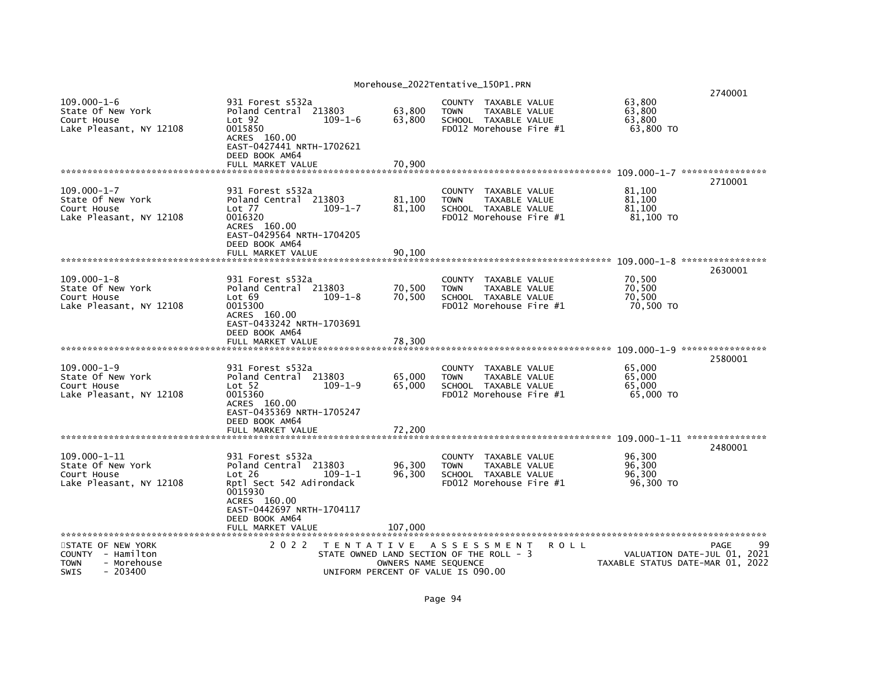| | | | | | |
|---|---|---|---|---|---|
| | | | | | 2740001 |
| 109.000-1-6 | 931 Forest s532a | | COUNTY TAXABLE VALUE | 63,800 | |
| State Of New York | Poland Central 213803 | 63,800 | TOWN TAXABLE VALUE | 63,800 | |
| Court House | Lot 92 109-1-6 | 63,800 | SCHOOL TAXABLE VALUE | 63,800 | |
| Lake Pleasant, NY 12108 | 0015850 | | FD012 Morehouse Fire #1 | 63,800 TO | |
| | ACRES 160.00 | | | | |
| | EAST-0427441 NRTH-1702621 | | | | |
| | DEED BOOK AM64 | | | | |
| | FULL MARKET VALUE | 70,900 | | | |
| ************ | | | | 109.000-1-7 | ************ |
| | | | | | 2710001 |
| 109.000-1-7 | 931 Forest s532a | | COUNTY TAXABLE VALUE | 81,100 | |
| State Of New York | Poland Central 213803 | 81,100 | TOWN TAXABLE VALUE | 81,100 | |
| Court House | Lot 77 109-1-7 | 81,100 | SCHOOL TAXABLE VALUE | 81,100 | |
| Lake Pleasant, NY 12108 | 0016320 | | FD012 Morehouse Fire #1 | 81,100 TO | |
| | ACRES 160.00 | | | | |
| | EAST-0429564 NRTH-1704205 | | | | |
| | DEED BOOK AM64 | | | | |
| | FULL MARKET VALUE | 90,100 | | | |
| ************ | | | | 109.000-1-8 | ************ |
| | | | | | 2630001 |
| 109.000-1-8 | 931 Forest s532a | | COUNTY TAXABLE VALUE | 70,500 | |
| State Of New York | Poland Central 213803 | 70,500 | TOWN TAXABLE VALUE | 70,500 | |
| Court House | Lot 69 109-1-8 | 70,500 | SCHOOL TAXABLE VALUE | 70,500 | |
| Lake Pleasant, NY 12108 | 0015300 | | FD012 Morehouse Fire #1 | 70,500 TO | |
| | ACRES 160.00 | | | | |
| | EAST-0433242 NRTH-1703691 | | | | |
| | DEED BOOK AM64 | | | | |
| | FULL MARKET VALUE | 78,300 | | | |
| ************ | | | | 109.000-1-9 | ************ |
| | | | | | 2580001 |
| 109.000-1-9 | 931 Forest s532a | | COUNTY TAXABLE VALUE | 65,000 | |
| State Of New York | Poland Central 213803 | 65,000 | TOWN TAXABLE VALUE | 65,000 | |
| Court House | Lot 52 109-1-9 | 65,000 | SCHOOL TAXABLE VALUE | 65,000 | |
| Lake Pleasant, NY 12108 | 0015360 | | FD012 Morehouse Fire #1 | 65,000 TO | |
| | ACRES 160.00 | | | | |
| | EAST-0435369 NRTH-1705247 | | | | |
| | DEED BOOK AM64 | | | | |
| | FULL MARKET VALUE | 72,200 | | | |
| ************ | | | | 109.000-1-11 | ************ |
| | | | | | 2480001 |
| 109.000-1-11 | 931 Forest s532a | | COUNTY TAXABLE VALUE | 96,300 | |
| State Of New York | Poland Central 213803 | 96,300 | TOWN TAXABLE VALUE | 96,300 | |
| Court House | Lot 26 109-1-1 | 96,300 | SCHOOL TAXABLE VALUE | 96,300 | |
| Lake Pleasant, NY 12108 | Rptl Sect 542 Adirondack | | FD012 Morehouse Fire #1 | 96,300 TO | |
| | 0015930 | | | | |
| | ACRES 160.00 | | | | |
| | EAST-0442697 NRTH-1704117 | | | | |
| | DEED BOOK AM64 | | | | |
| | FULL MARKET VALUE | 107,000 | | | |

STATE OF NEW YORK — 2022 TENTATIVE ASSESSMENT ROLL — PAGE 99
COUNTY - Hamilton — STATE OWNED LAND SECTION OF THE ROLL - 3 — VALUATION DATE-JUL 01, 2021
TOWN - Morehouse — OWNERS NAME SEQUENCE — TAXABLE STATUS DATE-MAR 01, 2022
SWIS - 203400 — UNIFORM PERCENT OF VALUE IS 090.00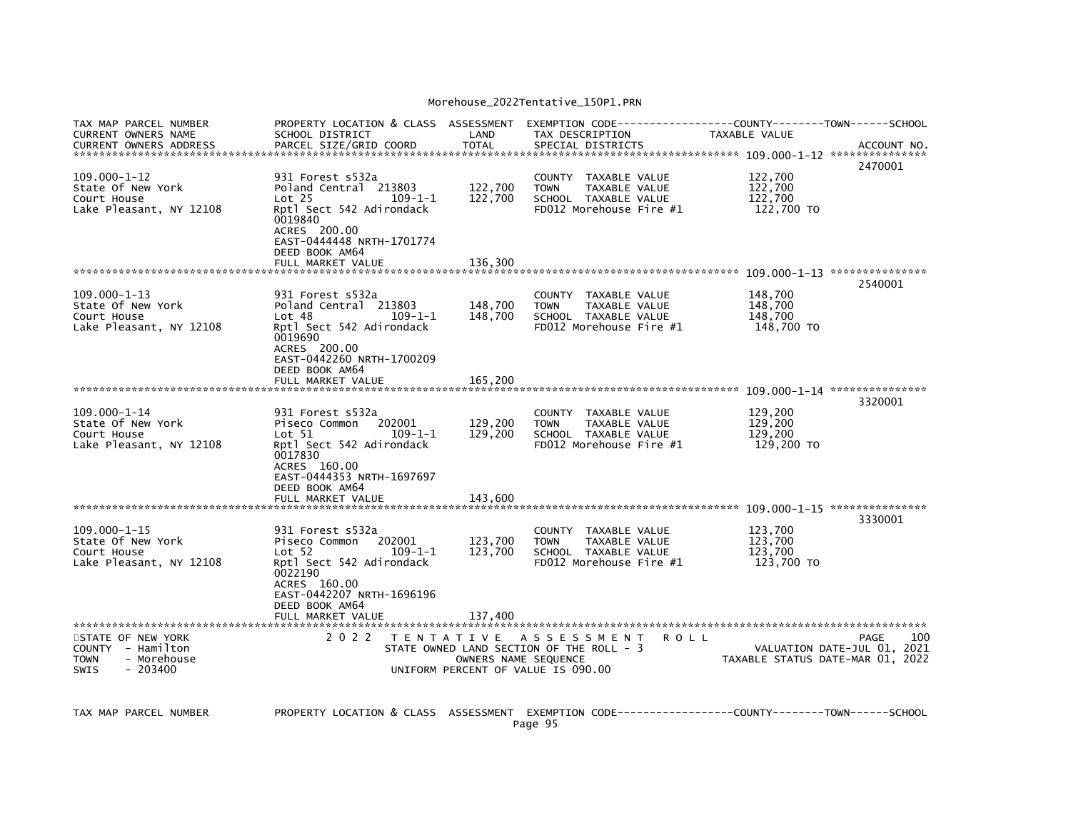| TAX MAP PARCEL NUMBER<br>CURRENT OWNERS NAME<br>CURRENT OWNERS ADDRESS | PROPERTY LOCATION & CLASS<br>SCHOOL DISTRICT<br>PARCEL SIZE/GRID COORD | ASSESSMENT<br>LAND<br>TOTAL | EXEMPTION CODE------------------COUNTY--------TOWN------SCHOOL<br>TAX DESCRIPTION<br>SPECIAL DISTRICTS | TAXABLE VALUE | ACCOUNT NO. |
|---|---|---|---|---|---|
| **109.000-1-12** | | | | | 2470001 |
| 109.000-1-12 | 931 Forest s532a | | COUNTY TAXABLE VALUE | 122,700 | |
| State Of New York | Poland Central 213803 | 122,700 | TOWN TAXABLE VALUE | 122,700 | |
| Court House | Lot 25 109-1-1 | 122,700 | SCHOOL TAXABLE VALUE | 122,700 | |
| Lake Pleasant, NY 12108 | Rptl Sect 542 Adirondack | | FD012 Morehouse Fire #1 | 122,700 TO | |
| | 0019840 | | | | |
| | ACRES 200.00 | | | | |
| | EAST-0444448 NRTH-1701774 | | | | |
| | DEED BOOK AM64 | | | | |
| | FULL MARKET VALUE | 136,300 | | | |
| **109.000-1-13** | | | | | 2540001 |
| 109.000-1-13 | 931 Forest s532a | | COUNTY TAXABLE VALUE | 148,700 | |
| State Of New York | Poland Central 213803 | 148,700 | TOWN TAXABLE VALUE | 148,700 | |
| Court House | Lot 48 109-1-1 | 148,700 | SCHOOL TAXABLE VALUE | 148,700 | |
| Lake Pleasant, NY 12108 | Rptl Sect 542 Adirondack | | FD012 Morehouse Fire #1 | 148,700 TO | |
| | 0019690 | | | | |
| | ACRES 200.00 | | | | |
| | EAST-0442260 NRTH-1700209 | | | | |
| | DEED BOOK AM64 | | | | |
| | FULL MARKET VALUE | 165,200 | | | |
| **109.000-1-14** | | | | | 3320001 |
| 109.000-1-14 | 931 Forest s532a | | COUNTY TAXABLE VALUE | 129,200 | |
| State Of New York | Piseco Common 202001 | 129,200 | TOWN TAXABLE VALUE | 129,200 | |
| Court House | Lot 51 109-1-1 | 129,200 | SCHOOL TAXABLE VALUE | 129,200 | |
| Lake Pleasant, NY 12108 | Rptl Sect 542 Adirondack | | FD012 Morehouse Fire #1 | 129,200 TO | |
| | 0017830 | | | | |
| | ACRES 160.00 | | | | |
| | EAST-0444353 NRTH-1697697 | | | | |
| | DEED BOOK AM64 | | | | |
| | FULL MARKET VALUE | 143,600 | | | |
| **109.000-1-15** | | | | | 3330001 |
| 109.000-1-15 | 931 Forest s532a | | COUNTY TAXABLE VALUE | 123,700 | |
| State Of New York | Piseco Common 202001 | 123,700 | TOWN TAXABLE VALUE | 123,700 | |
| Court House | Lot 52 109-1-1 | 123,700 | SCHOOL TAXABLE VALUE | 123,700 | |
| Lake Pleasant, NY 12108 | Rptl Sect 542 Adirondack | | FD012 Morehouse Fire #1 | 123,700 TO | |
| | 0022190 | | | | |
| | ACRES 160.00 | | | | |
| | EAST-0442207 NRTH-1696196 | | | | |
| | DEED BOOK AM64 | | | | |
| | FULL MARKET VALUE | 137,400 | | | |

STATE OF NEW YORK
COUNTY - Hamilton
TOWN - Morehouse
SWIS - 203400

2 0 2 2 T E N T A T I V E A S S E S S M E N T R O L L
STATE OWNED LAND SECTION OF THE ROLL - 3
OWNERS NAME SEQUENCE
UNIFORM PERCENT OF VALUE IS 090.00

PAGE 100
VALUATION DATE-JUL 01, 2021
TAXABLE STATUS DATE-MAR 01, 2022

TAX MAP PARCEL NUMBER PROPERTY LOCATION & CLASS ASSESSMENT EXEMPTION CODE------------------COUNTY--------TOWN------SCHOOL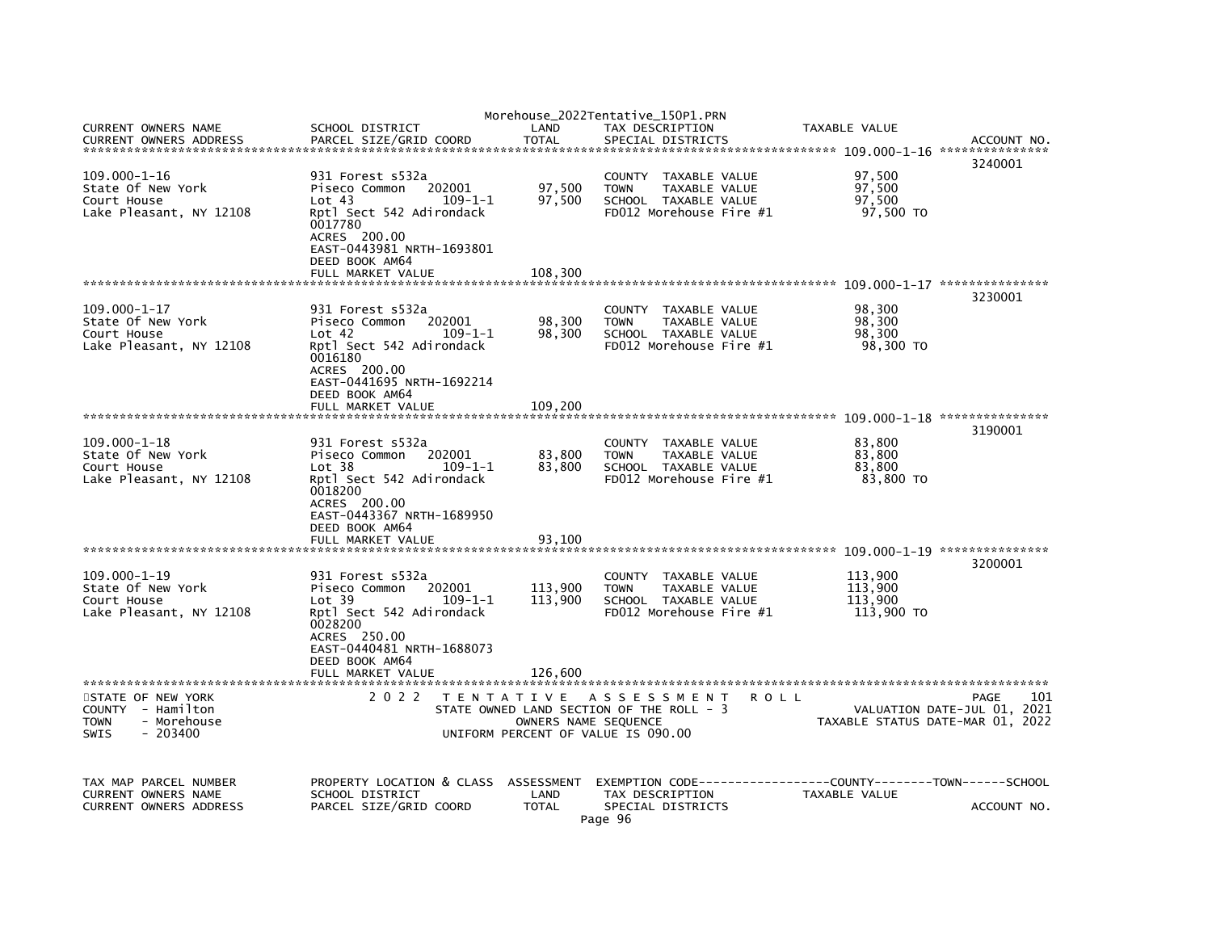Morehouse_2022Tentative_150P1.PRN

| CURRENT OWNERS NAME<br>CURRENT OWNERS ADDRESS | SCHOOL DISTRICT<br>PARCEL SIZE/GRID COORD | LAND<br>TOTAL | TAX DESCRIPTION<br>SPECIAL DISTRICTS | TAXABLE VALUE | ACCOUNT NO. |
|---|---|---|---|---|---|
| **109.000-1-16** | | | | | 3240001 |
| 109.000-1-16<br>State Of New York<br>Court House<br>Lake Pleasant, NY 12108 | 931 Forest s532a<br>Piseco Common 202001<br>Lot 43 109-1-1<br>Rptl Sect 542 Adirondack<br>0017780<br>ACRES 200.00<br>EAST-0443981 NRTH-1693801<br>DEED BOOK AM64<br>FULL MARKET VALUE | 97,500<br>97,500<br><br><br><br><br><br><br>108,300 | COUNTY TAXABLE VALUE<br>TOWN TAXABLE VALUE<br>SCHOOL TAXABLE VALUE<br>FD012 Morehouse Fire #1 | 97,500<br>97,500<br>97,500<br>97,500 TO | |
| **109.000-1-17** | | | | | 3230001 |
| 109.000-1-17<br>State Of New York<br>Court House<br>Lake Pleasant, NY 12108 | 931 Forest s532a<br>Piseco Common 202001<br>Lot 42 109-1-1<br>Rptl Sect 542 Adirondack<br>0016180<br>ACRES 200.00<br>EAST-0441695 NRTH-1692214<br>DEED BOOK AM64<br>FULL MARKET VALUE | 98,300<br>98,300<br><br><br><br><br><br><br>109,200 | COUNTY TAXABLE VALUE<br>TOWN TAXABLE VALUE<br>SCHOOL TAXABLE VALUE<br>FD012 Morehouse Fire #1 | 98,300<br>98,300<br>98,300<br>98,300 TO | |
| **109.000-1-18** | | | | | 3190001 |
| 109.000-1-18<br>State Of New York<br>Court House<br>Lake Pleasant, NY 12108 | 931 Forest s532a<br>Piseco Common 202001<br>Lot 38 109-1-1<br>Rptl Sect 542 Adirondack<br>0018200<br>ACRES 200.00<br>EAST-0443367 NRTH-1689950<br>DEED BOOK AM64<br>FULL MARKET VALUE | 83,800<br>83,800<br><br><br><br><br><br><br>93,100 | COUNTY TAXABLE VALUE<br>TOWN TAXABLE VALUE<br>SCHOOL TAXABLE VALUE<br>FD012 Morehouse Fire #1 | 83,800<br>83,800<br>83,800<br>83,800 TO | |
| **109.000-1-19** | | | | | 3200001 |
| 109.000-1-19<br>State Of New York<br>Court House<br>Lake Pleasant, NY 12108 | 931 Forest s532a<br>Piseco Common 202001<br>Lot 39 109-1-1<br>Rptl Sect 542 Adirondack<br>0028200<br>ACRES 250.00<br>EAST-0440481 NRTH-1688073<br>DEED BOOK AM64<br>FULL MARKET VALUE | 113,900<br>113,900<br><br><br><br><br><br><br>126,600 | COUNTY TAXABLE VALUE<br>TOWN TAXABLE VALUE<br>SCHOOL TAXABLE VALUE<br>FD012 Morehouse Fire #1 | 113,900<br>113,900<br>113,900<br>113,900 TO | |

STATE OF NEW YORK — 2022 TENTATIVE ASSESSMENT ROLL — PAGE 101
COUNTY - Hamilton — STATE OWNED LAND SECTION OF THE ROLL - 3 — VALUATION DATE-JUL 01, 2021
TOWN - Morehouse — OWNERS NAME SEQUENCE — TAXABLE STATUS DATE-MAR 01, 2022
SWIS - 203400 — UNIFORM PERCENT OF VALUE IS 090.00

| TAX MAP PARCEL NUMBER<br>CURRENT OWNERS NAME<br>CURRENT OWNERS ADDRESS | PROPERTY LOCATION & CLASS<br>SCHOOL DISTRICT<br>PARCEL SIZE/GRID COORD | ASSESSMENT<br>LAND<br>TOTAL | EXEMPTION CODE------------------COUNTY--------TOWN------SCHOOL<br>TAX DESCRIPTION<br>SPECIAL DISTRICTS | TAXABLE VALUE | ACCOUNT NO. |
|---|---|---|---|---|---|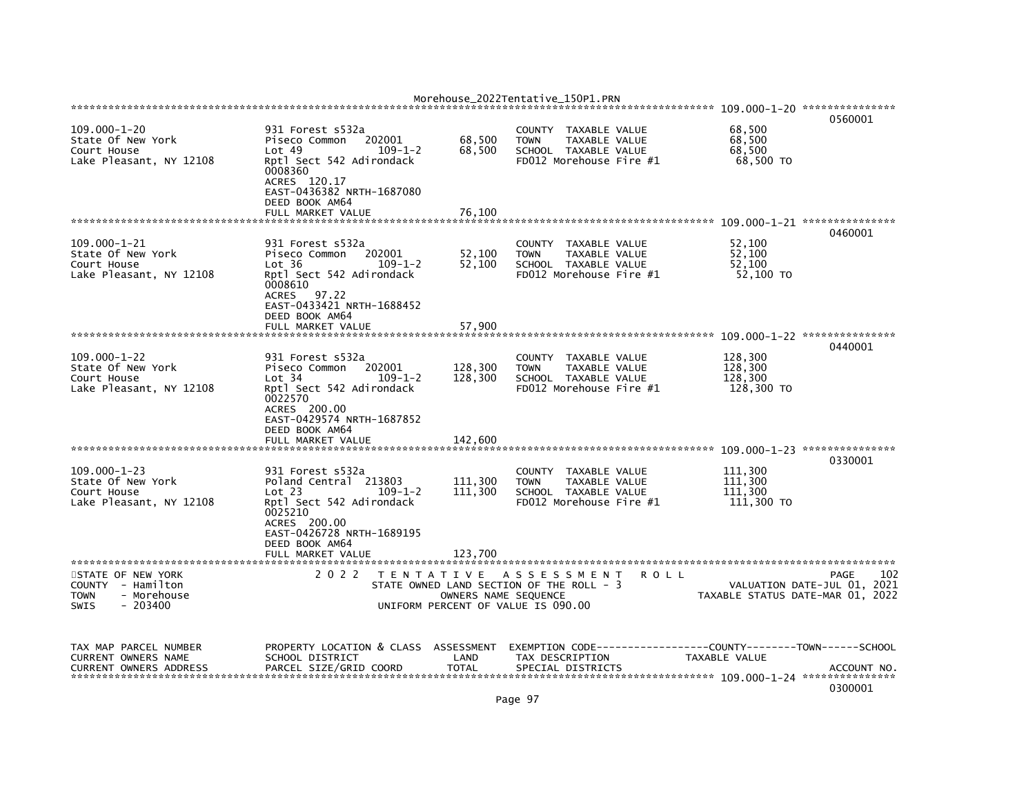| Parcel | Property Location & Class / School District / Parcel Size/Grid Coord | Land / Total | Tax Description | Taxable Value | Account No. |
|---|---|---|---|---|---|
| 109.000-1-20 | 931 Forest s532a | | | | 0560001 |
| State Of New York | Piseco Common 202001 | 68,500 | COUNTY TAXABLE VALUE | 68,500 | |
| Court House | Lot 49 109-1-2 | 68,500 | TOWN TAXABLE VALUE | 68,500 | |
| Lake Pleasant, NY 12108 | Rptl Sect 542 Adirondack | | SCHOOL TAXABLE VALUE | 68,500 | |
| | 0008360 | | FD012 Morehouse Fire #1 | 68,500 TO | |
| | ACRES 120.17 | | | | |
| | EAST-0436382 NRTH-1687080 | | | | |
| | DEED BOOK AM64 | | | | |
| | FULL MARKET VALUE | 76,100 | | | |
| 109.000-1-21 | 931 Forest s532a | | | | 0460001 |
| State Of New York | Piseco Common 202001 | 52,100 | COUNTY TAXABLE VALUE | 52,100 | |
| Court House | Lot 36 109-1-2 | 52,100 | TOWN TAXABLE VALUE | 52,100 | |
| Lake Pleasant, NY 12108 | Rptl Sect 542 Adirondack | | SCHOOL TAXABLE VALUE | 52,100 | |
| | 0008610 | | FD012 Morehouse Fire #1 | 52,100 TO | |
| | ACRES 97.22 | | | | |
| | EAST-0433421 NRTH-1688452 | | | | |
| | DEED BOOK AM64 | | | | |
| | FULL MARKET VALUE | 57,900 | | | |
| 109.000-1-22 | 931 Forest s532a | | | | 0440001 |
| State Of New York | Piseco Common 202001 | 128,300 | COUNTY TAXABLE VALUE | 128,300 | |
| Court House | Lot 34 109-1-2 | 128,300 | TOWN TAXABLE VALUE | 128,300 | |
| Lake Pleasant, NY 12108 | Rptl Sect 542 Adirondack | | SCHOOL TAXABLE VALUE | 128,300 | |
| | 0022570 | | FD012 Morehouse Fire #1 | 128,300 TO | |
| | ACRES 200.00 | | | | |
| | EAST-0429574 NRTH-1687852 | | | | |
| | DEED BOOK AM64 | | | | |
| | FULL MARKET VALUE | 142,600 | | | |
| 109.000-1-23 | 931 Forest s532a | | | | 0330001 |
| State Of New York | Poland Central 213803 | 111,300 | COUNTY TAXABLE VALUE | 111,300 | |
| Court House | Lot 23 109-1-2 | 111,300 | TOWN TAXABLE VALUE | 111,300 | |
| Lake Pleasant, NY 12108 | Rptl Sect 542 Adirondack | | SCHOOL TAXABLE VALUE | 111,300 | |
| | 0025210 | | FD012 Morehouse Fire #1 | 111,300 TO | |
| | ACRES 200.00 | | | | |
| | EAST-0426728 NRTH-1689195 | | | | |
| | DEED BOOK AM64 | | | | |
| | FULL MARKET VALUE | 123,700 | | | |

STATE OF NEW YORK
COUNTY - Hamilton
TOWN - Morehouse
SWIS - 203400

2022 TENTATIVE ASSESSMENT ROLL
STATE OWNED LAND SECTION OF THE ROLL - 3
OWNERS NAME SEQUENCE
UNIFORM PERCENT OF VALUE IS 090.00

PAGE 102
VALUATION DATE-JUL 01, 2021
TAXABLE STATUS DATE-MAR 01, 2022

| TAX MAP PARCEL NUMBER / CURRENT OWNERS NAME / CURRENT OWNERS ADDRESS | PROPERTY LOCATION & CLASS / SCHOOL DISTRICT / PARCEL SIZE/GRID COORD | ASSESSMENT LAND / TOTAL | EXEMPTION CODE / TAX DESCRIPTION / SPECIAL DISTRICTS | COUNTY--------TOWN------SCHOOL TAXABLE VALUE | ACCOUNT NO. |
|---|---|---|---|---|---|
| 109.000-1-24 | | | | | 0300001 |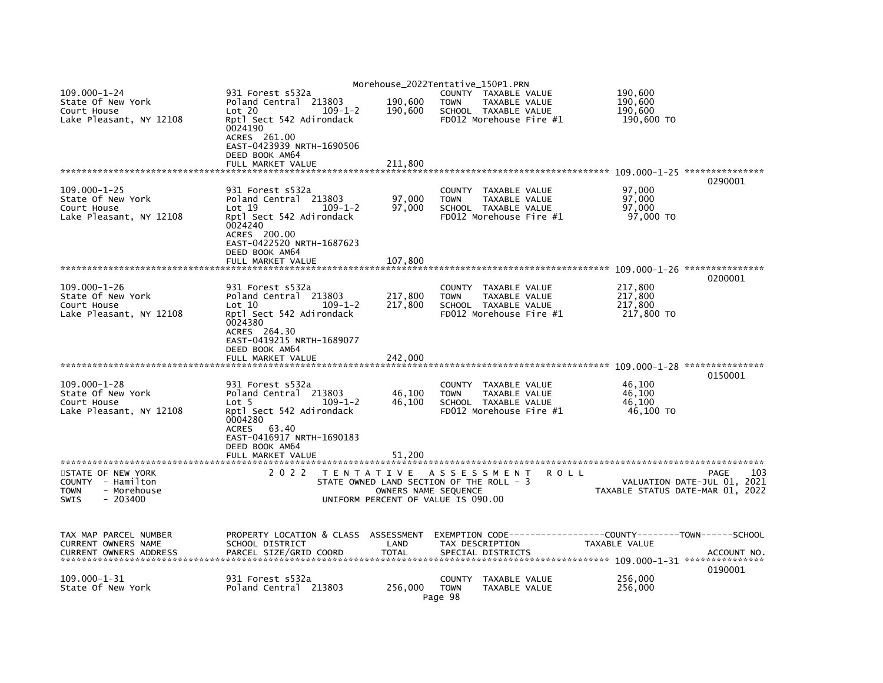```
109.000-1-24                  931 Forest s532a                          COUNTY  TAXABLE VALUE            190,600
State Of New York             Poland Central  213803       190,600      TOWN    TAXABLE VALUE            190,600
Court House                   Lot 20              109-1-2  190,600      SCHOOL  TAXABLE VALUE            190,600
Lake Pleasant, NY 12108       Rptl Sect 542 Adirondack                  FD012 Morehouse Fire #1           190,600 TO
                              0024190
                              ACRES  261.00
                              EAST-0423939 NRTH-1690506
                              DEED BOOK AM64
                              FULL MARKET VALUE            211,800
******************************************************************************************************* 109.000-1-25 ***************
                                                                                                                      0290001
109.000-1-25                  931 Forest s532a                          COUNTY  TAXABLE VALUE             97,000
State Of New York             Poland Central  213803        97,000      TOWN    TAXABLE VALUE             97,000
Court House                   Lot 19              109-1-2   97,000      SCHOOL  TAXABLE VALUE             97,000
Lake Pleasant, NY 12108       Rptl Sect 542 Adirondack                  FD012 Morehouse Fire #1            97,000 TO
                              0024240
                              ACRES  200.00
                              EAST-0422520 NRTH-1687623
                              DEED BOOK AM64
                              FULL MARKET VALUE            107,800
******************************************************************************************************* 109.000-1-26 ***************
                                                                                                                      0200001
109.000-1-26                  931 Forest s532a                          COUNTY  TAXABLE VALUE            217,800
State Of New York             Poland Central  213803       217,800      TOWN    TAXABLE VALUE            217,800
Court House                   Lot 10              109-1-2  217,800      SCHOOL  TAXABLE VALUE            217,800
Lake Pleasant, NY 12108       Rptl Sect 542 Adirondack                  FD012 Morehouse Fire #1           217,800 TO
                              0024380
                              ACRES  264.30
                              EAST-0419215 NRTH-1689077
                              DEED BOOK AM64
                              FULL MARKET VALUE            242,000
******************************************************************************************************* 109.000-1-28 ***************
                                                                                                                      0150001
109.000-1-28                  931 Forest s532a                          COUNTY  TAXABLE VALUE             46,100
State Of New York             Poland Central  213803        46,100      TOWN    TAXABLE VALUE             46,100
Court House                   Lot 5               109-1-2   46,100      SCHOOL  TAXABLE VALUE             46,100
Lake Pleasant, NY 12108       Rptl Sect 542 Adirondack                  FD012 Morehouse Fire #1            46,100 TO
                              0004280
                              ACRES   63.40
                              EAST-0416917 NRTH-1690183
                              DEED BOOK AM64
                              FULL MARKET VALUE             51,200
************************************************************************************************************************************
STATE OF NEW YORK                2022  T E N T A T I V E   A S S E S S M E N T   R O L L                              PAGE     103
COUNTY  - Hamilton                         STATE OWNED LAND SECTION OF THE ROLL - 3                      VALUATION DATE-JUL 01, 2021
TOWN    - Morehouse                              OWNERS NAME SEQUENCE                              TAXABLE STATUS DATE-MAR 01, 2022
SWIS    - 203400                           UNIFORM PERCENT OF VALUE IS 090.00


TAX MAP PARCEL NUMBER         PROPERTY LOCATION & CLASS  ASSESSMENT  EXEMPTION CODE-----------------COUNTY--------TOWN------SCHOOL
CURRENT OWNERS NAME           SCHOOL DISTRICT               LAND      TAX DESCRIPTION            TAXABLE VALUE
CURRENT OWNERS ADDRESS        PARCEL SIZE/GRID COORD       TOTAL      SPECIAL DISTRICTS                                   ACCOUNT NO.
******************************************************************************************************* 109.000-1-31 ***************
                                                                                                                      0190001
109.000-1-31                  931 Forest s532a                          COUNTY  TAXABLE VALUE            256,000
State Of New York             Poland Central  213803       256,000      TOWN    TAXABLE VALUE            256,000
```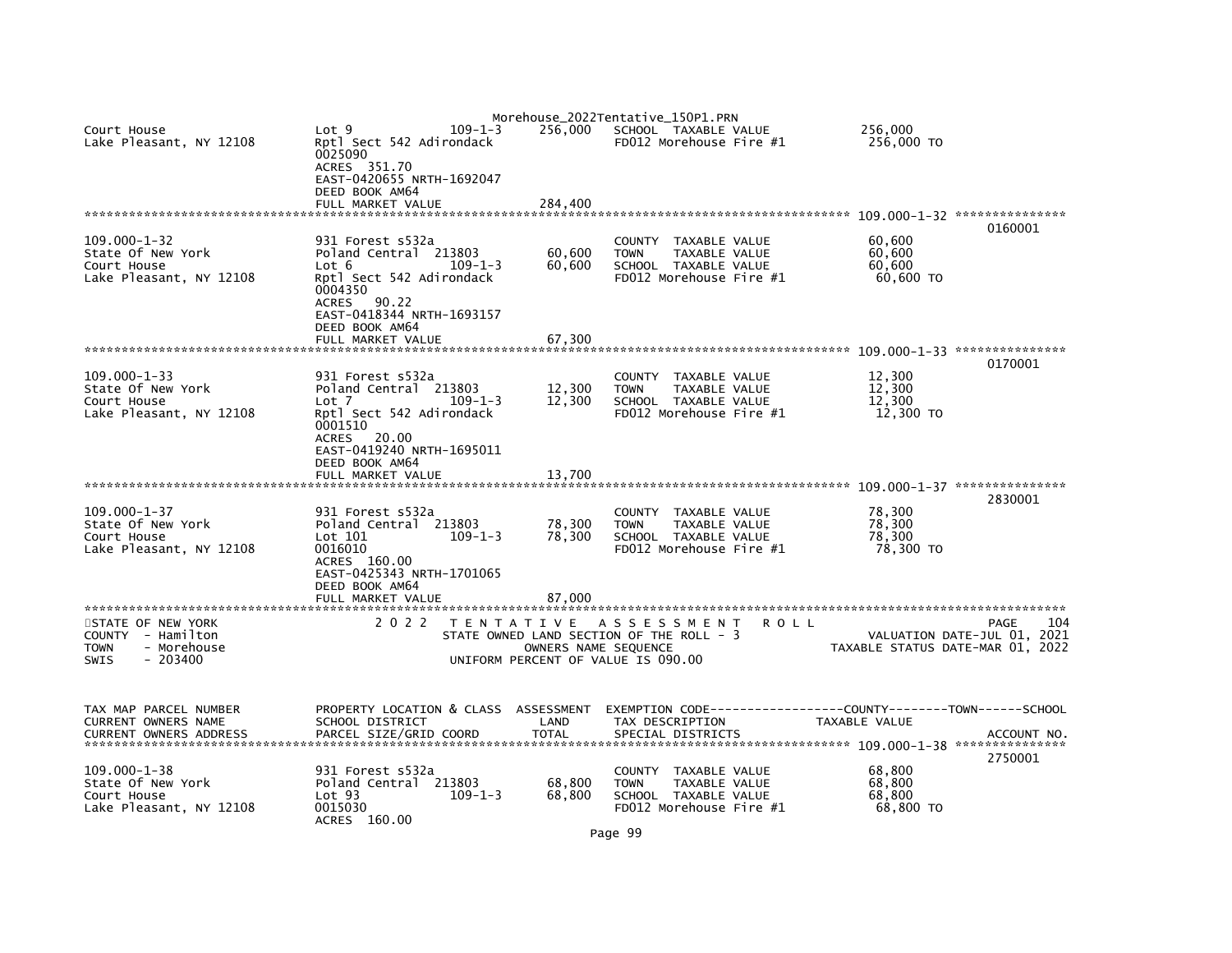```
Court House                     Lot 9              109-1-3     256,000   SCHOOL  TAXABLE VALUE                 256,000
Lake Pleasant, NY 12108         Rptl Sect 542 Adirondack                  FD012 Morehouse Fire #1               256,000 TO
                                0025090
                                ACRES  351.70
                                EAST-0420655 NRTH-1692047
                                DEED BOOK AM64
                                FULL MARKET VALUE                284,400
******************************************************************************************************* 109.000-1-32 ***************
                                                                                                                        0160001
109.000-1-32                    931 Forest s532a                          COUNTY  TAXABLE VALUE                  60,600
State Of New York               Poland Central  213803          60,600    TOWN    TAXABLE VALUE                  60,600
Court House                     Lot 6              109-1-3      60,600    SCHOOL  TAXABLE VALUE                  60,600
Lake Pleasant, NY 12108         Rptl Sect 542 Adirondack                  FD012 Morehouse Fire #1                60,600 TO
                                0004350
                                ACRES   90.22
                                EAST-0418344 NRTH-1693157
                                DEED BOOK AM64
                                FULL MARKET VALUE                 67,300
******************************************************************************************************* 109.000-1-33 ***************
                                                                                                                        0170001
109.000-1-33                    931 Forest s532a                          COUNTY  TAXABLE VALUE                  12,300
State Of New York               Poland Central  213803          12,300    TOWN    TAXABLE VALUE                  12,300
Court House                     Lot 7              109-1-3      12,300    SCHOOL  TAXABLE VALUE                  12,300
Lake Pleasant, NY 12108         Rptl Sect 542 Adirondack                  FD012 Morehouse Fire #1                12,300 TO
                                0001510
                                ACRES   20.00
                                EAST-0419240 NRTH-1695011
                                DEED BOOK AM64
                                FULL MARKET VALUE                 13,700
******************************************************************************************************* 109.000-1-37 ***************
                                                                                                                        2830001
109.000-1-37                    931 Forest s532a                          COUNTY  TAXABLE VALUE                  78,300
State Of New York               Poland Central  213803          78,300    TOWN    TAXABLE VALUE                  78,300
Court House                     Lot 101            109-1-3      78,300    SCHOOL  TAXABLE VALUE                  78,300
Lake Pleasant, NY 12108         0016010                                   FD012 Morehouse Fire #1                78,300 TO
                                ACRES  160.00
                                EAST-0425343 NRTH-1701065
                                DEED BOOK AM64
                                FULL MARKET VALUE                 87,000
************************************************************************************************************************************
STATE OF NEW YORK                 2 0 2 2   T E N T A T I V E   A S S E S S M E N T   R O L L                         PAGE    104
COUNTY  - Hamilton                          STATE OWNED LAND SECTION OF THE ROLL - 3                    VALUATION DATE-JUL 01, 2021
TOWN    - Morehouse                                 OWNERS NAME SEQUENCE                         TAXABLE STATUS DATE-MAR 01, 2022
SWIS    - 203400                                UNIFORM PERCENT OF VALUE IS 090.00


TAX MAP PARCEL NUMBER           PROPERTY LOCATION & CLASS  ASSESSMENT  EXEMPTION CODE------------------COUNTY--------TOWN------SCHOOL
CURRENT OWNERS NAME             SCHOOL DISTRICT               LAND      TAX DESCRIPTION              TAXABLE VALUE
CURRENT OWNERS ADDRESS          PARCEL SIZE/GRID COORD       TOTAL      SPECIAL DISTRICTS                                  ACCOUNT NO.
******************************************************************************************************* 109.000-1-38 ***************
                                                                                                                        2750001
109.000-1-38                    931 Forest s532a                          COUNTY  TAXABLE VALUE                  68,800
State Of New York               Poland Central  213803          68,800    TOWN    TAXABLE VALUE                  68,800
Court House                     Lot 93             109-1-3      68,800    SCHOOL  TAXABLE VALUE                  68,800
Lake Pleasant, NY 12108         0015030                                   FD012 Morehouse Fire #1                68,800 TO
                                ACRES  160.00
```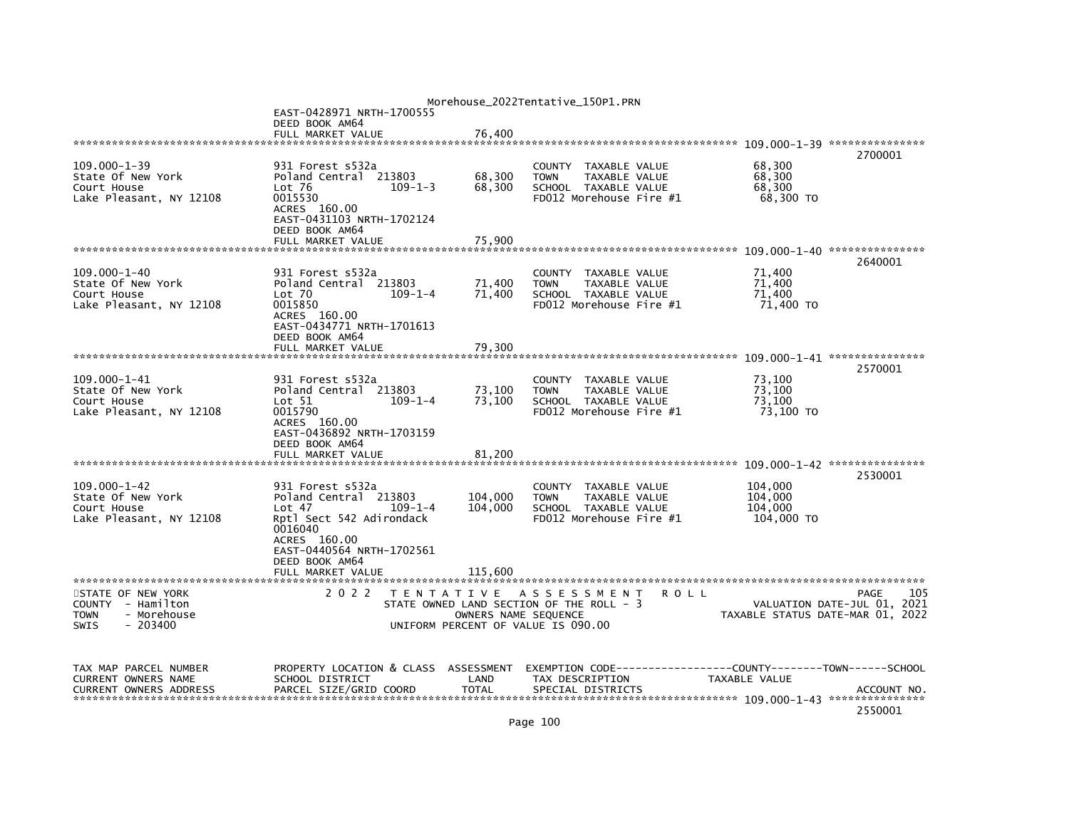EAST-0428971 NRTH-1700555
DEED BOOK AM64
FULL MARKET VALUE 76,400

******************************************************************************************************* 109.000-1-39 ***************

| | | | | | |
|---|---|---|---|---|---|
| 109.000-1-39 | 931 Forest s532a | | COUNTY TAXABLE VALUE | 68,300 | 2700001 |
| State Of New York | Poland Central 213803 | 68,300 | TOWN TAXABLE VALUE | 68,300 | |
| Court House | Lot 76 109-1-3 | 68,300 | SCHOOL TAXABLE VALUE | 68,300 | |
| Lake Pleasant, NY 12108 | 0015530 | | FD012 Morehouse Fire #1 | 68,300 TO | |
| | ACRES 160.00 | | | | |
| | EAST-0431103 NRTH-1702124 | | | | |
| | DEED BOOK AM64 | | | | |
| | FULL MARKET VALUE | 75,900 | | | |

******************************************************************************************************* 109.000-1-40 ***************

| | | | | | |
|---|---|---|---|---|---|
| 109.000-1-40 | 931 Forest s532a | | COUNTY TAXABLE VALUE | 71,400 | 2640001 |
| State Of New York | Poland Central 213803 | 71,400 | TOWN TAXABLE VALUE | 71,400 | |
| Court House | Lot 70 109-1-4 | 71,400 | SCHOOL TAXABLE VALUE | 71,400 | |
| Lake Pleasant, NY 12108 | 0015850 | | FD012 Morehouse Fire #1 | 71,400 TO | |
| | ACRES 160.00 | | | | |
| | EAST-0434771 NRTH-1701613 | | | | |
| | DEED BOOK AM64 | | | | |
| | FULL MARKET VALUE | 79,300 | | | |

******************************************************************************************************* 109.000-1-41 ***************

| | | | | | |
|---|---|---|---|---|---|
| 109.000-1-41 | 931 Forest s532a | | COUNTY TAXABLE VALUE | 73,100 | 2570001 |
| State Of New York | Poland Central 213803 | 73,100 | TOWN TAXABLE VALUE | 73,100 | |
| Court House | Lot 51 109-1-4 | 73,100 | SCHOOL TAXABLE VALUE | 73,100 | |
| Lake Pleasant, NY 12108 | 0015790 | | FD012 Morehouse Fire #1 | 73,100 TO | |
| | ACRES 160.00 | | | | |
| | EAST-0436892 NRTH-1703159 | | | | |
| | DEED BOOK AM64 | | | | |
| | FULL MARKET VALUE | 81,200 | | | |

******************************************************************************************************* 109.000-1-42 ***************

| | | | | | |
|---|---|---|---|---|---|
| 109.000-1-42 | 931 Forest s532a | | COUNTY TAXABLE VALUE | 104,000 | 2530001 |
| State Of New York | Poland Central 213803 | 104,000 | TOWN TAXABLE VALUE | 104,000 | |
| Court House | Lot 47 109-1-4 | 104,000 | SCHOOL TAXABLE VALUE | 104,000 | |
| Lake Pleasant, NY 12108 | Rptl Sect 542 Adirondack | | FD012 Morehouse Fire #1 | 104,000 TO | |
| | 0016040 | | | | |
| | ACRES 160.00 | | | | |
| | EAST-0440564 NRTH-1702561 | | | | |
| | DEED BOOK AM64 | | | | |
| | FULL MARKET VALUE | 115,600 | | | |

*******************************************************************************************************************************

STATE OF NEW YORK — 2022 TENTATIVE ASSESSMENT ROLL — PAGE 105
COUNTY - Hamilton — STATE OWNED LAND SECTION OF THE ROLL - 3 — VALUATION DATE-JUL 01, 2021
TOWN - Morehouse — OWNERS NAME SEQUENCE — TAXABLE STATUS DATE-MAR 01, 2022
SWIS - 203400 — UNIFORM PERCENT OF VALUE IS 090.00

| TAX MAP PARCEL NUMBER | PROPERTY LOCATION & CLASS | ASSESSMENT | EXEMPTION CODE------------------COUNTY--------TOWN------SCHOOL | |
|---|---|---|---|---|
| CURRENT OWNERS NAME | SCHOOL DISTRICT | LAND | TAX DESCRIPTION | TAXABLE VALUE |
| CURRENT OWNERS ADDRESS | PARCEL SIZE/GRID COORD | TOTAL | SPECIAL DISTRICTS | ACCOUNT NO. |

******************************************************************************************************* 109.000-1-43 ***************

2550001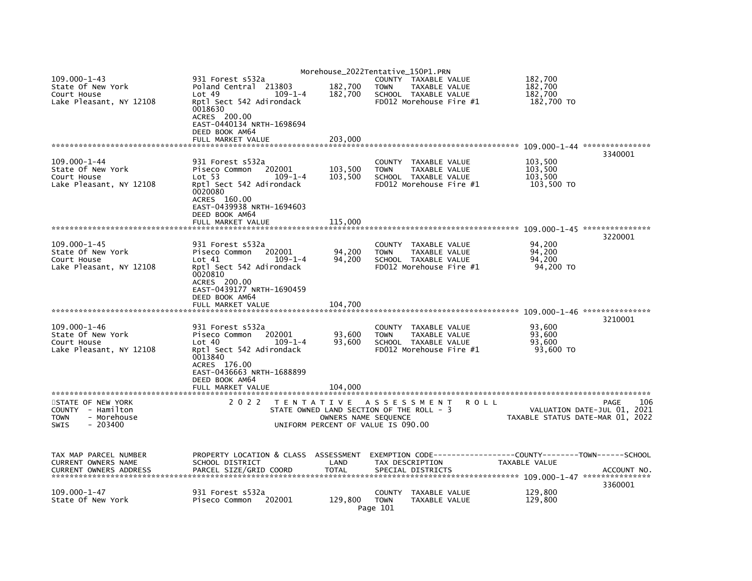| TAX MAP PARCEL NUMBER / CURRENT OWNERS NAME / CURRENT OWNERS ADDRESS | PROPERTY LOCATION & CLASS / SCHOOL DISTRICT / PARCEL SIZE/GRID COORD | ASSESSMENT LAND | ASSESSMENT TOTAL | EXEMPTION CODE / TAX DESCRIPTION / SPECIAL DISTRICTS | TAXABLE VALUE (COUNTY / TOWN / SCHOOL) | ACCOUNT NO. |
|---|---|---|---|---|---|---|
| 109.000-1-43 | 931 Forest s532a | | | COUNTY TAXABLE VALUE | 182,700 | |
| State Of New York | Poland Central 213803 | 182,700 | | TOWN TAXABLE VALUE | 182,700 | |
| Court House | Lot 49 109-1-4 | | 182,700 | SCHOOL TAXABLE VALUE | 182,700 | |
| Lake Pleasant, NY 12108 | Rptl Sect 542 Adirondack | | | FD012 Morehouse Fire #1 | 182,700 TO | |
| | 0018630 | | | | | |
| | ACRES 200.00 | | | | | |
| | EAST-0440134 NRTH-1698694 | | | | | |
| | DEED BOOK AM64 | | | | | |
| | FULL MARKET VALUE | | 203,000 | | | |
| 109.000-1-44 | 931 Forest s532a | | | COUNTY TAXABLE VALUE | 103,500 | 3340001 |
| State Of New York | Piseco Common 202001 | 103,500 | | TOWN TAXABLE VALUE | 103,500 | |
| Court House | Lot 53 109-1-4 | | 103,500 | SCHOOL TAXABLE VALUE | 103,500 | |
| Lake Pleasant, NY 12108 | Rptl Sect 542 Adirondack | | | FD012 Morehouse Fire #1 | 103,500 TO | |
| | 0020080 | | | | | |
| | ACRES 160.00 | | | | | |
| | EAST-0439938 NRTH-1694603 | | | | | |
| | DEED BOOK AM64 | | | | | |
| | FULL MARKET VALUE | | 115,000 | | | |
| 109.000-1-45 | 931 Forest s532a | | | COUNTY TAXABLE VALUE | 94,200 | 3220001 |
| State Of New York | Piseco Common 202001 | 94,200 | | TOWN TAXABLE VALUE | 94,200 | |
| Court House | Lot 41 109-1-4 | | 94,200 | SCHOOL TAXABLE VALUE | 94,200 | |
| Lake Pleasant, NY 12108 | Rptl Sect 542 Adirondack | | | FD012 Morehouse Fire #1 | 94,200 TO | |
| | 0020810 | | | | | |
| | ACRES 200.00 | | | | | |
| | EAST-0439177 NRTH-1690459 | | | | | |
| | DEED BOOK AM64 | | | | | |
| | FULL MARKET VALUE | | 104,700 | | | |
| 109.000-1-46 | 931 Forest s532a | | | COUNTY TAXABLE VALUE | 93,600 | 3210001 |
| State Of New York | Piseco Common 202001 | 93,600 | | TOWN TAXABLE VALUE | 93,600 | |
| Court House | Lot 40 109-1-4 | | 93,600 | SCHOOL TAXABLE VALUE | 93,600 | |
| Lake Pleasant, NY 12108 | Rptl Sect 542 Adirondack | | | FD012 Morehouse Fire #1 | 93,600 TO | |
| | 0013840 | | | | | |
| | ACRES 176.00 | | | | | |
| | EAST-0436663 NRTH-1688899 | | | | | |
| | DEED BOOK AM64 | | | | | |
| | FULL MARKET VALUE | | 104,000 | | | |

STATE OF NEW YORK — 2022 TENTATIVE ASSESSMENT ROLL — PAGE 106
COUNTY - Hamilton — STATE OWNED LAND SECTION OF THE ROLL - 3 — VALUATION DATE-JUL 01, 2021
TOWN - Morehouse — OWNERS NAME SEQUENCE — TAXABLE STATUS DATE-MAR 01, 2022
SWIS - 203400 — UNIFORM PERCENT OF VALUE IS 090.00

| TAX MAP PARCEL NUMBER / CURRENT OWNERS NAME / CURRENT OWNERS ADDRESS | PROPERTY LOCATION & CLASS / SCHOOL DISTRICT / PARCEL SIZE/GRID COORD | ASSESSMENT LAND | ASSESSMENT TOTAL | EXEMPTION CODE / TAX DESCRIPTION / SPECIAL DISTRICTS | TAXABLE VALUE (COUNTY / TOWN / SCHOOL) | ACCOUNT NO. |
|---|---|---|---|---|---|---|
| 109.000-1-47 | 931 Forest s532a | | | COUNTY TAXABLE VALUE | 129,800 | 3360001 |
| State Of New York | Piseco Common 202001 | 129,800 | | TOWN TAXABLE VALUE | 129,800 | |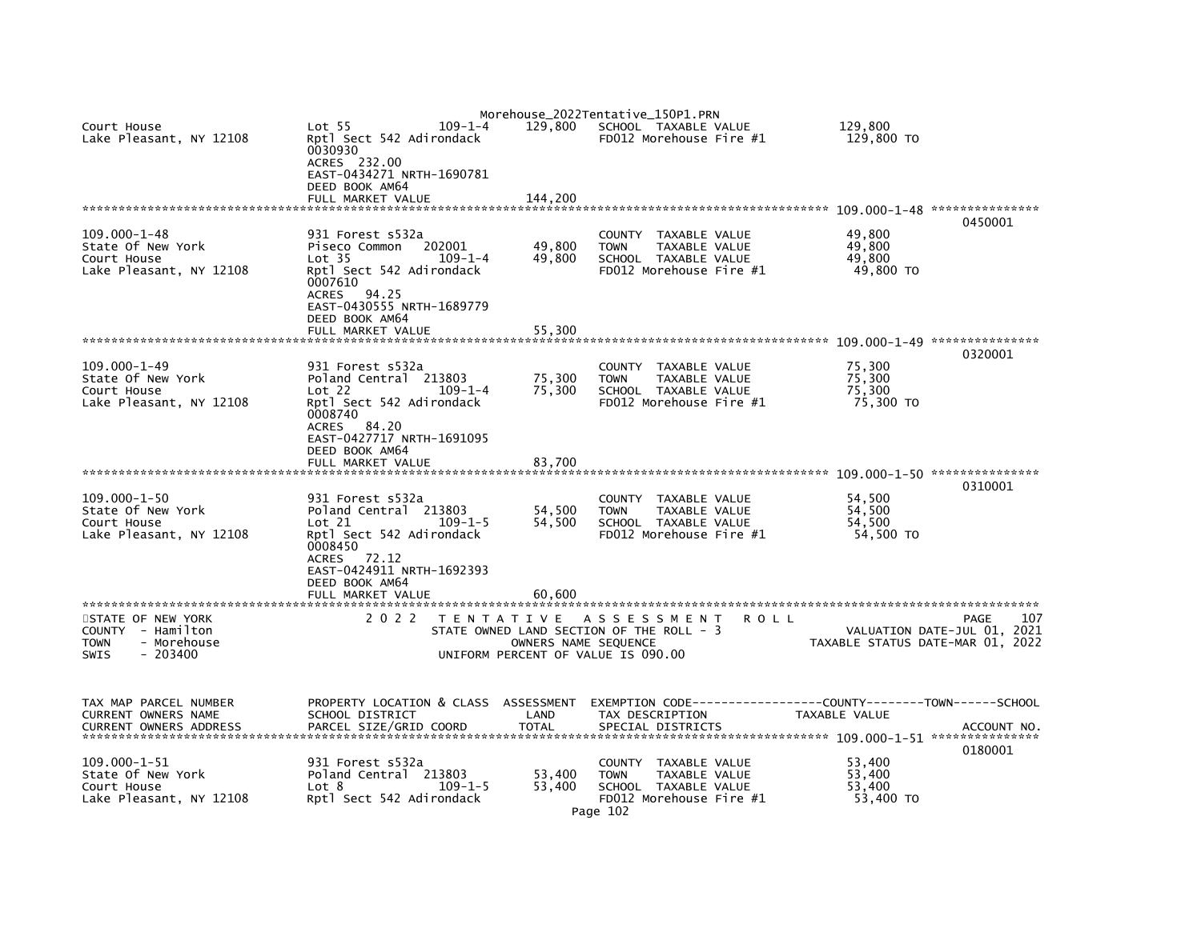```
Court House                  Lot 55              109-1-4     129,800   SCHOOL  TAXABLE VALUE           129,800
Lake Pleasant, NY 12108      Rptl Sect 542 Adirondack                  FD012 Morehouse Fire #1          129,800 TO
                             0030930
                             ACRES  232.00
                             EAST-0434271 NRTH-1690781
                             DEED BOOK AM64
                             FULL MARKET VALUE                144,200
******************************************************************************************************* 109.000-1-48 ***************
                                                                                                                  0450001
109.000-1-48                 931 Forest s532a                          COUNTY  TAXABLE VALUE            49,800
State Of New York            Piseco Common    202001        49,800     TOWN    TAXABLE VALUE            49,800
Court House                  Lot 35              109-1-4    49,800     SCHOOL  TAXABLE VALUE            49,800
Lake Pleasant, NY 12108      Rptl Sect 542 Adirondack                  FD012 Morehouse Fire #1           49,800 TO
                             0007610
                             ACRES   94.25
                             EAST-0430555 NRTH-1689779
                             DEED BOOK AM64
                             FULL MARKET VALUE                 55,300
******************************************************************************************************* 109.000-1-49 ***************
                                                                                                                  0320001
109.000-1-49                 931 Forest s532a                          COUNTY  TAXABLE VALUE            75,300
State Of New York            Poland Central  213803         75,300     TOWN    TAXABLE VALUE            75,300
Court House                  Lot 22              109-1-4    75,300     SCHOOL  TAXABLE VALUE            75,300
Lake Pleasant, NY 12108      Rptl Sect 542 Adirondack                  FD012 Morehouse Fire #1           75,300 TO
                             0008740
                             ACRES   84.20
                             EAST-0427717 NRTH-1691095
                             DEED BOOK AM64
                             FULL MARKET VALUE                 83,700
******************************************************************************************************* 109.000-1-50 ***************
                                                                                                                  0310001
109.000-1-50                 931 Forest s532a                          COUNTY  TAXABLE VALUE            54,500
State Of New York            Poland Central  213803         54,500     TOWN    TAXABLE VALUE            54,500
Court House                  Lot 21              109-1-5    54,500     SCHOOL  TAXABLE VALUE            54,500
Lake Pleasant, NY 12108      Rptl Sect 542 Adirondack                  FD012 Morehouse Fire #1           54,500 TO
                             0008450
                             ACRES   72.12
                             EAST-0424911 NRTH-1692393
                             DEED BOOK AM64
                             FULL MARKET VALUE                 60,600
************************************************************************************************************************************
STATE OF NEW YORK                2 0 2 2   T E N T A T I V E   A S S E S S M E N T   R O L L                          PAGE    107
COUNTY  - Hamilton                         STATE OWNED LAND SECTION OF THE ROLL - 3                     VALUATION DATE-JUL 01, 2021
TOWN    - Morehouse                             OWNERS NAME SEQUENCE                            TAXABLE STATUS DATE-MAR 01, 2022
SWIS    - 203400                         UNIFORM PERCENT OF VALUE IS 090.00


TAX MAP PARCEL NUMBER        PROPERTY LOCATION & CLASS  ASSESSMENT  EXEMPTION CODE------------------COUNTY--------TOWN------SCHOOL
CURRENT OWNERS NAME          SCHOOL DISTRICT               LAND      TAX DESCRIPTION              TAXABLE VALUE
CURRENT OWNERS ADDRESS       PARCEL SIZE/GRID COORD        TOTAL     SPECIAL DISTRICTS                                   ACCOUNT NO.
******************************************************************************************************* 109.000-1-51 ***************
                                                                                                                  0180001
109.000-1-51                 931 Forest s532a                          COUNTY  TAXABLE VALUE            53,400
State Of New York            Poland Central  213803         53,400     TOWN    TAXABLE VALUE            53,400
Court House                  Lot 8               109-1-5    53,400     SCHOOL  TAXABLE VALUE            53,400
Lake Pleasant, NY 12108      Rptl Sect 542 Adirondack                  FD012 Morehouse Fire #1           53,400 TO
```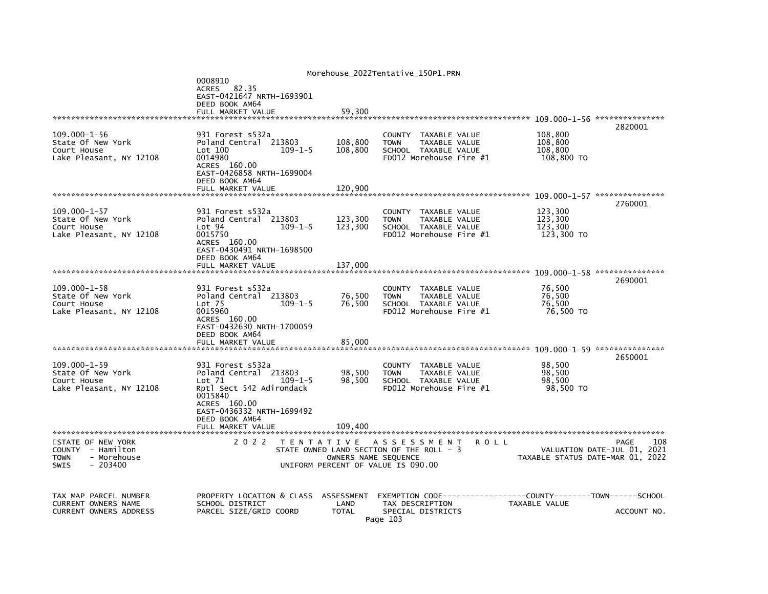```
0008910
ACRES   82.35
EAST-0421647 NRTH-1693901
DEED BOOK AM64
FULL MARKET VALUE              59,300
******************************************************************************************************* 109.000-1-56 ***************
                                                                                                                  2820001
109.000-1-56              931 Forest s532a                         COUNTY  TAXABLE VALUE              108,800
State Of New York         Poland Central  213803       108,800     TOWN    TAXABLE VALUE              108,800
Court House               Lot 100           109-1-5    108,800     SCHOOL  TAXABLE VALUE              108,800
Lake Pleasant, NY 12108   0014980                                  FD012 Morehouse Fire #1             108,800 TO
                          ACRES  160.00
                          EAST-0426858 NRTH-1699004
                          DEED BOOK AM64
                          FULL MARKET VALUE              120,900
******************************************************************************************************* 109.000-1-57 ***************
                                                                                                                  2760001
109.000-1-57              931 Forest s532a                         COUNTY  TAXABLE VALUE              123,300
State Of New York         Poland Central  213803       123,300     TOWN    TAXABLE VALUE              123,300
Court House               Lot 94            109-1-5    123,300     SCHOOL  TAXABLE VALUE              123,300
Lake Pleasant, NY 12108   0015750                                  FD012 Morehouse Fire #1             123,300 TO
                          ACRES  160.00
                          EAST-0430491 NRTH-1698500
                          DEED BOOK AM64
                          FULL MARKET VALUE              137,000
******************************************************************************************************* 109.000-1-58 ***************
                                                                                                                  2690001
109.000-1-58              931 Forest s532a                         COUNTY  TAXABLE VALUE               76,500
State Of New York         Poland Central  213803        76,500     TOWN    TAXABLE VALUE               76,500
Court House               Lot 75            109-1-5     76,500     SCHOOL  TAXABLE VALUE               76,500
Lake Pleasant, NY 12108   0015960                                  FD012 Morehouse Fire #1              76,500 TO
                          ACRES  160.00
                          EAST-0432630 NRTH-1700059
                          DEED BOOK AM64
                          FULL MARKET VALUE               85,000
******************************************************************************************************* 109.000-1-59 ***************
                                                                                                                  2650001
109.000-1-59              931 Forest s532a                         COUNTY  TAXABLE VALUE               98,500
State Of New York         Poland Central  213803        98,500     TOWN    TAXABLE VALUE               98,500
Court House               Lot 71            109-1-5     98,500     SCHOOL  TAXABLE VALUE               98,500
Lake Pleasant, NY 12108   Rptl Sect 542 Adirondack                 FD012 Morehouse Fire #1              98,500 TO
                          0015840
                          ACRES  160.00
                          EAST-0436332 NRTH-1699492
                          DEED BOOK AM64
                          FULL MARKET VALUE              109,400
************************************************************************************************************************************
STATE OF NEW YORK                2 0 2 2   T E N T A T I V E   A S S E S S M E N T   R O L L                              PAGE   108
COUNTY  - Hamilton                          STATE OWNED LAND SECTION OF THE ROLL - 3                          VALUATION DATE-JUL 01, 2021
TOWN    - Morehouse                                 OWNERS NAME SEQUENCE                                TAXABLE STATUS DATE-MAR 01, 2022
SWIS    - 203400                               UNIFORM PERCENT OF VALUE IS 090.00


TAX MAP PARCEL NUMBER     PROPERTY LOCATION & CLASS  ASSESSMENT  EXEMPTION CODE------------------COUNTY--------TOWN------SCHOOL
CURRENT OWNERS NAME       SCHOOL DISTRICT               LAND      TAX DESCRIPTION              TAXABLE VALUE
CURRENT OWNERS ADDRESS    PARCEL SIZE/GRID COORD       TOTAL      SPECIAL DISTRICTS                                       ACCOUNT NO.
```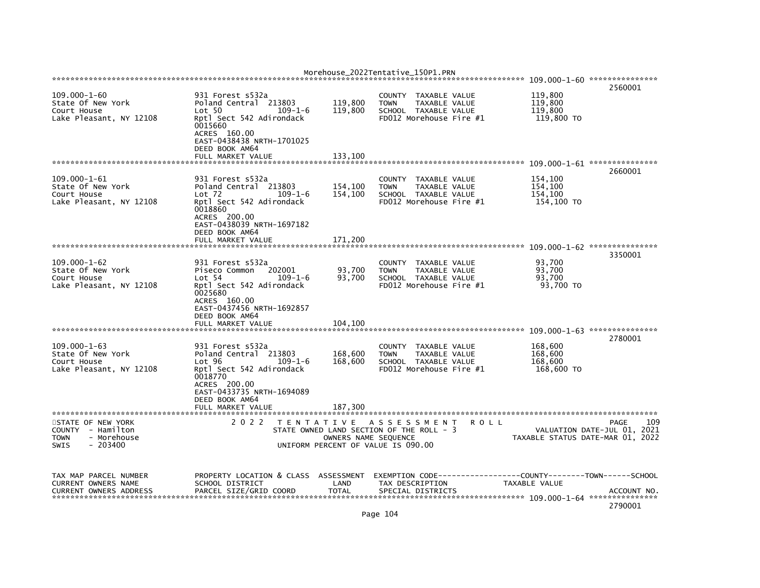| 109.000-1-60 | | | | 2560001 |
|---|---|---|---|---|
| State Of New York | 931 Forest s532a | | COUNTY TAXABLE VALUE | 119,800 |
| Court House | Poland Central 213803 | 119,800 | TOWN TAXABLE VALUE | 119,800 |
| Lake Pleasant, NY 12108 | Lot 50 109-1-6 | 119,800 | SCHOOL TAXABLE VALUE | 119,800 |
| | Rptl Sect 542 Adirondack | | FD012 Morehouse Fire #1 | 119,800 TO |
| | 0015660 | | | |
| | ACRES 160.00 | | | |
| | EAST-0438438 NRTH-1701025 | | | |
| | DEED BOOK AM64 | | | |
| | FULL MARKET VALUE | 133,100 | | |

| 109.000-1-61 | | | | 2660001 |
|---|---|---|---|---|
| State Of New York | 931 Forest s532a | | COUNTY TAXABLE VALUE | 154,100 |
| Court House | Poland Central 213803 | 154,100 | TOWN TAXABLE VALUE | 154,100 |
| Lake Pleasant, NY 12108 | Lot 72 109-1-6 | 154,100 | SCHOOL TAXABLE VALUE | 154,100 |
| | Rptl Sect 542 Adirondack | | FD012 Morehouse Fire #1 | 154,100 TO |
| | 0018860 | | | |
| | ACRES 200.00 | | | |
| | EAST-0438039 NRTH-1697182 | | | |
| | DEED BOOK AM64 | | | |
| | FULL MARKET VALUE | 171,200 | | |

| 109.000-1-62 | | | | 3350001 |
|---|---|---|---|---|
| State Of New York | 931 Forest s532a | | COUNTY TAXABLE VALUE | 93,700 |
| Court House | Piseco Common 202001 | 93,700 | TOWN TAXABLE VALUE | 93,700 |
| Lake Pleasant, NY 12108 | Lot 54 109-1-6 | 93,700 | SCHOOL TAXABLE VALUE | 93,700 |
| | Rptl Sect 542 Adirondack | | FD012 Morehouse Fire #1 | 93,700 TO |
| | 0025680 | | | |
| | ACRES 160.00 | | | |
| | EAST-0437456 NRTH-1692857 | | | |
| | DEED BOOK AM64 | | | |
| | FULL MARKET VALUE | 104,100 | | |

| 109.000-1-63 | | | | 2780001 |
|---|---|---|---|---|
| State Of New York | 931 Forest s532a | | COUNTY TAXABLE VALUE | 168,600 |
| Court House | Poland Central 213803 | 168,600 | TOWN TAXABLE VALUE | 168,600 |
| Lake Pleasant, NY 12108 | Lot 96 109-1-6 | 168,600 | SCHOOL TAXABLE VALUE | 168,600 |
| | Rptl Sect 542 Adirondack | | FD012 Morehouse Fire #1 | 168,600 TO |
| | 0018770 | | | |
| | ACRES 200.00 | | | |
| | EAST-0433735 NRTH-1694089 | | | |
| | DEED BOOK AM64 | | | |
| | FULL MARKET VALUE | 187,300 | | |

STATE OF NEW YORK — COUNTY - Hamilton — TOWN - Morehouse — SWIS - 203400

2022 TENTATIVE ASSESSMENT ROLL — STATE OWNED LAND SECTION OF THE ROLL - 3 — OWNERS NAME SEQUENCE — UNIFORM PERCENT OF VALUE IS 090.00

PAGE 109 — VALUATION DATE-JUL 01, 2021 — TAXABLE STATUS DATE-MAR 01, 2022

| TAX MAP PARCEL NUMBER / CURRENT OWNERS NAME / CURRENT OWNERS ADDRESS | PROPERTY LOCATION & CLASS / SCHOOL DISTRICT / PARCEL SIZE/GRID COORD | ASSESSMENT LAND / TOTAL | EXEMPTION CODE / TAX DESCRIPTION / SPECIAL DISTRICTS | COUNTY--------TOWN------SCHOOL TAXABLE VALUE / ACCOUNT NO. |
|---|---|---|---|---|
| 109.000-1-64 | | | | 2790001 |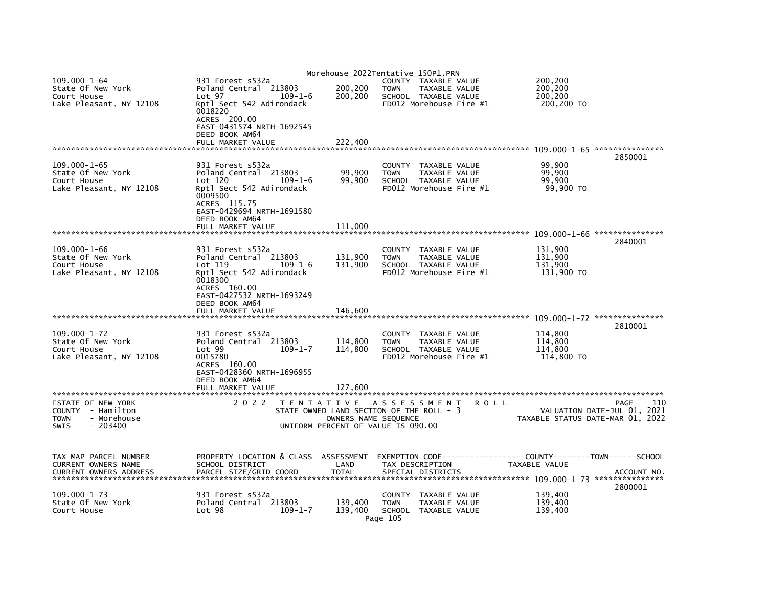```
109.000-1-64                931 Forest s532a                          COUNTY  TAXABLE VALUE          200,200
State Of New York           Poland Central  213803        200,200     TOWN    TAXABLE VALUE          200,200
Court House                 Lot 97              109-1-6   200,200     SCHOOL  TAXABLE VALUE          200,200
Lake Pleasant, NY 12108     Rptl Sect 542 Adirondack                  FD012 Morehouse Fire #1         200,200 TO
                            0018220
                            ACRES  200.00
                            EAST-0431574 NRTH-1692545
                            DEED BOOK AM64
                            FULL MARKET VALUE             222,400
******************************************************************************************************* 109.000-1-65 ***************
                                                                                                                      2850001
109.000-1-65                931 Forest s532a                          COUNTY  TAXABLE VALUE           99,900
State Of New York           Poland Central  213803         99,900     TOWN    TAXABLE VALUE           99,900
Court House                 Lot 120             109-1-6    99,900     SCHOOL  TAXABLE VALUE           99,900
Lake Pleasant, NY 12108     Rptl Sect 542 Adirondack                  FD012 Morehouse Fire #1          99,900 TO
                            0009500
                            ACRES  115.75
                            EAST-0429694 NRTH-1691580
                            DEED BOOK AM64
                            FULL MARKET VALUE             111,000
******************************************************************************************************* 109.000-1-66 ***************
                                                                                                                      2840001
109.000-1-66                931 Forest s532a                          COUNTY  TAXABLE VALUE          131,900
State Of New York           Poland Central  213803        131,900     TOWN    TAXABLE VALUE          131,900
Court House                 Lot 119             109-1-6   131,900     SCHOOL  TAXABLE VALUE          131,900
Lake Pleasant, NY 12108     Rptl Sect 542 Adirondack                  FD012 Morehouse Fire #1         131,900 TO
                            0018300
                            ACRES  160.00
                            EAST-0427532 NRTH-1693249
                            DEED BOOK AM64
                            FULL MARKET VALUE             146,600
******************************************************************************************************* 109.000-1-72 ***************
                                                                                                                      2810001
109.000-1-72                931 Forest s532a                          COUNTY  TAXABLE VALUE          114,800
State Of New York           Poland Central  213803        114,800     TOWN    TAXABLE VALUE          114,800
Court House                 Lot 99              109-1-7   114,800     SCHOOL  TAXABLE VALUE          114,800
Lake Pleasant, NY 12108     0015780                                   FD012 Morehouse Fire #1         114,800 TO
                            ACRES  160.00
                            EAST-0428360 NRTH-1696955
                            DEED BOOK AM64
                            FULL MARKET VALUE             127,600
************************************************************************************************************************************
STATE OF NEW YORK                 2 0 2 2   T E N T A T I V E   A S S E S S M E N T   R O L L                           PAGE    110
COUNTY  - Hamilton                          STATE OWNED LAND SECTION OF THE ROLL - 3                   VALUATION DATE-JUL 01, 2021
TOWN    - Morehouse                                 OWNERS NAME SEQUENCE                           TAXABLE STATUS DATE-MAR 01, 2022
SWIS    - 203400                               UNIFORM PERCENT OF VALUE IS 090.00


TAX MAP PARCEL NUMBER       PROPERTY LOCATION & CLASS  ASSESSMENT  EXEMPTION CODE------------------COUNTY--------TOWN------SCHOOL
CURRENT OWNERS NAME         SCHOOL DISTRICT               LAND      TAX DESCRIPTION                TAXABLE VALUE
CURRENT OWNERS ADDRESS      PARCEL SIZE/GRID COORD        TOTAL     SPECIAL DISTRICTS                                    ACCOUNT NO.
******************************************************************************************************* 109.000-1-73 ***************
                                                                                                                      2800001
109.000-1-73                931 Forest s532a                          COUNTY  TAXABLE VALUE          139,400
State Of New York           Poland Central  213803        139,400     TOWN    TAXABLE VALUE          139,400
Court House                 Lot 98              109-1-7   139,400     SCHOOL  TAXABLE VALUE          139,400
```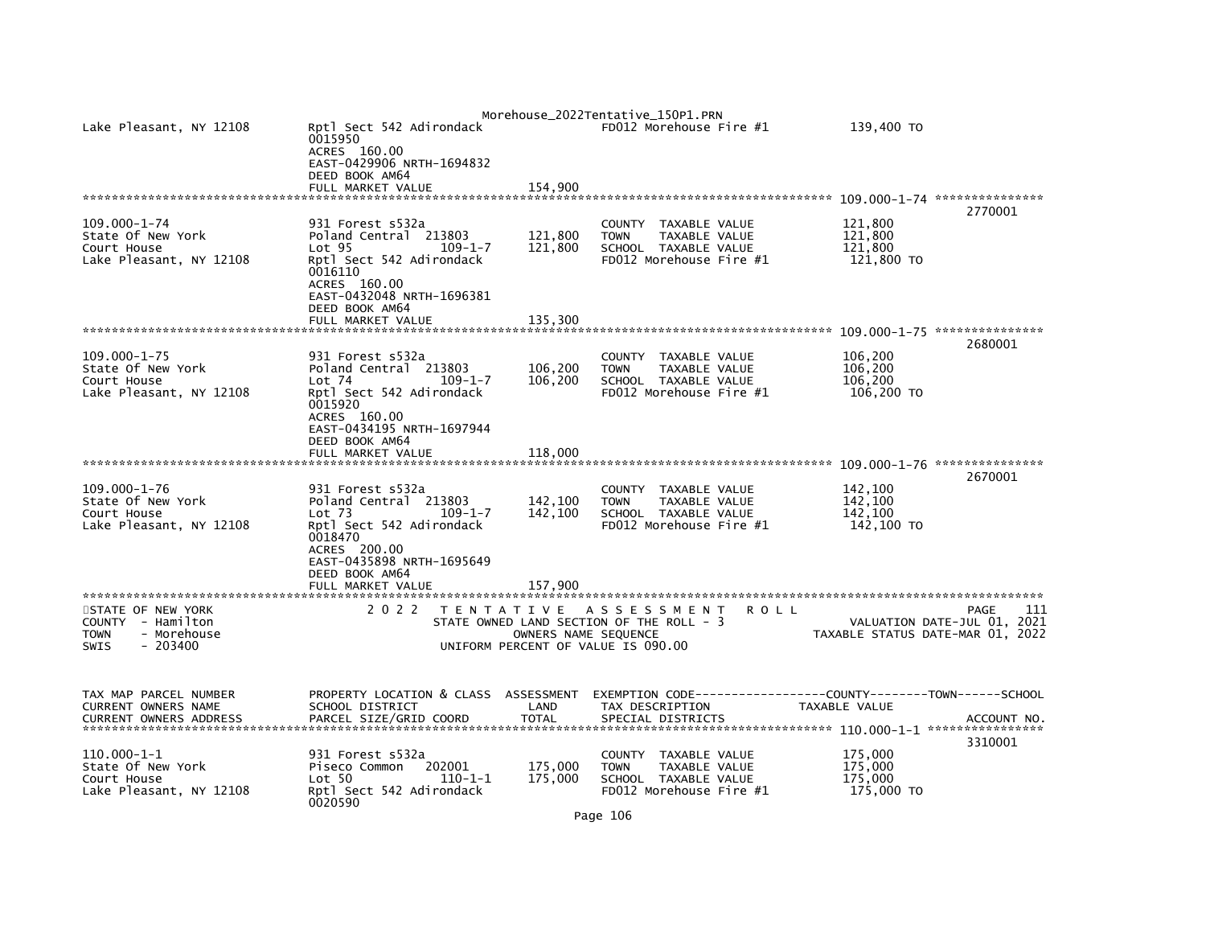```
Lake Pleasant, NY 12108        Rptl Sect 542 Adirondack                FD012 Morehouse Fire #1          139,400 TO
                               0015950
                               ACRES  160.00
                               EAST-0429906 NRTH-1694832
                               DEED BOOK AM64
                               FULL MARKET VALUE              154,900
******************************************************************************************************* 109.000-1-74 ***************
                                                                                                                   2770001
109.000-1-74                   931 Forest s532a                         COUNTY  TAXABLE VALUE            121,800
State Of New York              Poland Central  213803        121,800    TOWN    TAXABLE VALUE            121,800
Court House                    Lot 95              109-1-7   121,800    SCHOOL  TAXABLE VALUE            121,800
Lake Pleasant, NY 12108        Rptl Sect 542 Adirondack                FD012 Morehouse Fire #1          121,800 TO
                               0016110
                               ACRES  160.00
                               EAST-0432048 NRTH-1696381
                               DEED BOOK AM64
                               FULL MARKET VALUE              135,300
******************************************************************************************************* 109.000-1-75 ***************
                                                                                                                   2680001
109.000-1-75                   931 Forest s532a                         COUNTY  TAXABLE VALUE            106,200
State Of New York              Poland Central  213803        106,200    TOWN    TAXABLE VALUE            106,200
Court House                    Lot 74              109-1-7   106,200    SCHOOL  TAXABLE VALUE            106,200
Lake Pleasant, NY 12108        Rptl Sect 542 Adirondack                FD012 Morehouse Fire #1          106,200 TO
                               0015920
                               ACRES  160.00
                               EAST-0434195 NRTH-1697944
                               DEED BOOK AM64
                               FULL MARKET VALUE              118,000
******************************************************************************************************* 109.000-1-76 ***************
                                                                                                                   2670001
109.000-1-76                   931 Forest s532a                         COUNTY  TAXABLE VALUE            142,100
State Of New York              Poland Central  213803        142,100    TOWN    TAXABLE VALUE            142,100
Court House                    Lot 73              109-1-7   142,100    SCHOOL  TAXABLE VALUE            142,100
Lake Pleasant, NY 12108        Rptl Sect 542 Adirondack                FD012 Morehouse Fire #1          142,100 TO
                               0018470
                               ACRES  200.00
                               EAST-0435898 NRTH-1695649
                               DEED BOOK AM64
                               FULL MARKET VALUE              157,900
************************************************************************************************************************************
STATE OF NEW YORK                    2 0 2 2   T E N T A T I V E   A S S E S S M E N T   R O L L                     PAGE    111
COUNTY  - Hamilton                          STATE OWNED LAND SECTION OF THE ROLL - 3                  VALUATION DATE-JUL 01, 2021
TOWN    - Morehouse                               OWNERS NAME SEQUENCE                        TAXABLE STATUS DATE-MAR 01, 2022
SWIS    - 203400                            UNIFORM PERCENT OF VALUE IS 090.00


TAX MAP PARCEL NUMBER          PROPERTY LOCATION & CLASS  ASSESSMENT  EXEMPTION CODE------------------COUNTY--------TOWN------SCHOOL
CURRENT OWNERS NAME            SCHOOL DISTRICT               LAND      TAX DESCRIPTION                TAXABLE VALUE
CURRENT OWNERS ADDRESS         PARCEL SIZE/GRID COORD        TOTAL     SPECIAL DISTRICTS                                  ACCOUNT NO.
******************************************************************************************************* 110.000-1-1 ****************
                                                                                                                   3310001
110.000-1-1                    931 Forest s532a                         COUNTY  TAXABLE VALUE            175,000
State Of New York              Piseco Common   202001        175,000    TOWN    TAXABLE VALUE            175,000
Court House                    Lot 50              110-1-1   175,000    SCHOOL  TAXABLE VALUE            175,000
Lake Pleasant, NY 12108        Rptl Sect 542 Adirondack                FD012 Morehouse Fire #1          175,000 TO
                               0020590
```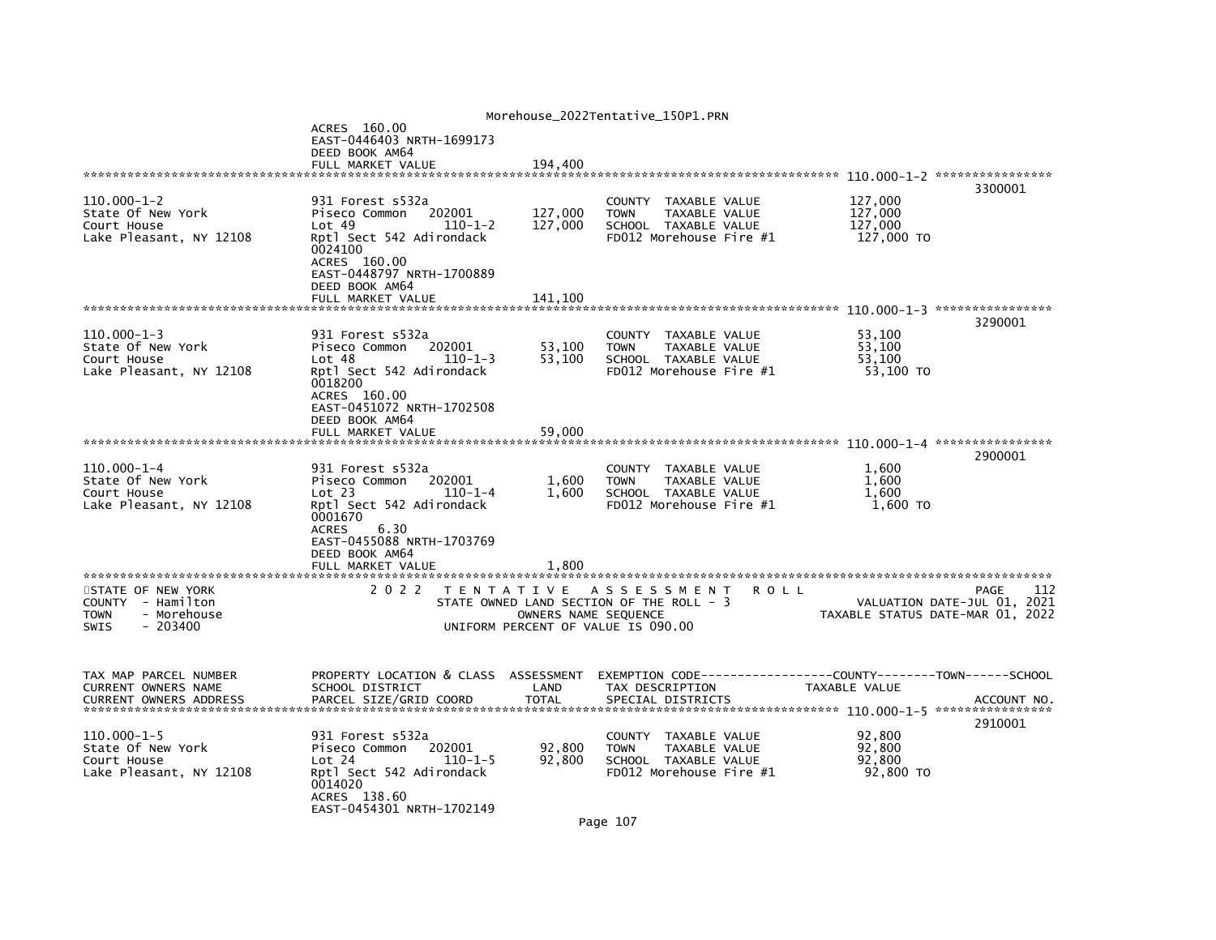```
                                    ACRES 160.00
                                    EAST-0446403 NRTH-1699173
                                    DEED BOOK AM64
                                    FULL MARKET VALUE            194,400
******************************************************************************************************* 110.000-1-2 ****************
                                                                                                                        3300001
110.000-1-2                         931 Forest s532a                         COUNTY  TAXABLE VALUE          127,000
State Of New York                   Piseco Common   202001      127,000      TOWN    TAXABLE VALUE          127,000
Court House                         Lot 49              110-1-2 127,000      SCHOOL  TAXABLE VALUE          127,000
Lake Pleasant, NY 12108             Rptl Sect 542 Adirondack                 FD012 Morehouse Fire #1         127,000 TO
                                    0024100
                                    ACRES 160.00
                                    EAST-0448797 NRTH-1700889
                                    DEED BOOK AM64
                                    FULL MARKET VALUE            141,100
******************************************************************************************************* 110.000-1-3 ****************
                                                                                                                        3290001
110.000-1-3                         931 Forest s532a                         COUNTY  TAXABLE VALUE           53,100
State Of New York                   Piseco Common   202001       53,100      TOWN    TAXABLE VALUE           53,100
Court House                         Lot 48              110-1-3  53,100      SCHOOL  TAXABLE VALUE           53,100
Lake Pleasant, NY 12108             Rptl Sect 542 Adirondack                 FD012 Morehouse Fire #1          53,100 TO
                                    0018200
                                    ACRES 160.00
                                    EAST-0451072 NRTH-1702508
                                    DEED BOOK AM64
                                    FULL MARKET VALUE             59,000
******************************************************************************************************* 110.000-1-4 ****************
                                                                                                                        2900001
110.000-1-4                         931 Forest s532a                         COUNTY  TAXABLE VALUE            1,600
State Of New York                   Piseco Common   202001        1,600      TOWN    TAXABLE VALUE            1,600
Court House                         Lot 23              110-1-4   1,600      SCHOOL  TAXABLE VALUE            1,600
Lake Pleasant, NY 12108             Rptl Sect 542 Adirondack                 FD012 Morehouse Fire #1           1,600 TO
                                    0001670
                                    ACRES     6.30
                                    EAST-0455088 NRTH-1703769
                                    DEED BOOK AM64
                                    FULL MARKET VALUE              1,800
************************************************************************************************************************************
STATE OF NEW YORK                   2 0 2 2   T E N T A T I V E   A S S E S S M E N T   R O L L                       PAGE    112
COUNTY  - Hamilton                           STATE OWNED LAND SECTION OF THE ROLL - 3                   VALUATION DATE-JUL 01, 2021
TOWN    - Morehouse                                  OWNERS NAME SEQUENCE                        TAXABLE STATUS DATE-MAR 01, 2022
SWIS    - 203400                               UNIFORM PERCENT OF VALUE IS 090.00


TAX MAP PARCEL NUMBER               PROPERTY LOCATION & CLASS  ASSESSMENT  EXEMPTION CODE------------------COUNTY--------TOWN------SCHOOL
CURRENT OWNERS NAME                 SCHOOL DISTRICT               LAND     TAX DESCRIPTION             TAXABLE VALUE
CURRENT OWNERS ADDRESS              PARCEL SIZE/GRID COORD        TOTAL    SPECIAL DISTRICTS                                 ACCOUNT NO.
******************************************************************************************************* 110.000-1-5 ****************
                                                                                                                        2910001
110.000-1-5                         931 Forest s532a                         COUNTY  TAXABLE VALUE           92,800
State Of New York                   Piseco Common   202001       92,800      TOWN    TAXABLE VALUE           92,800
Court House                         Lot 24              110-1-5  92,800      SCHOOL  TAXABLE VALUE           92,800
Lake Pleasant, NY 12108             Rptl Sect 542 Adirondack                 FD012 Morehouse Fire #1          92,800 TO
                                    0014020
                                    ACRES 138.60
                                    EAST-0454301 NRTH-1702149
```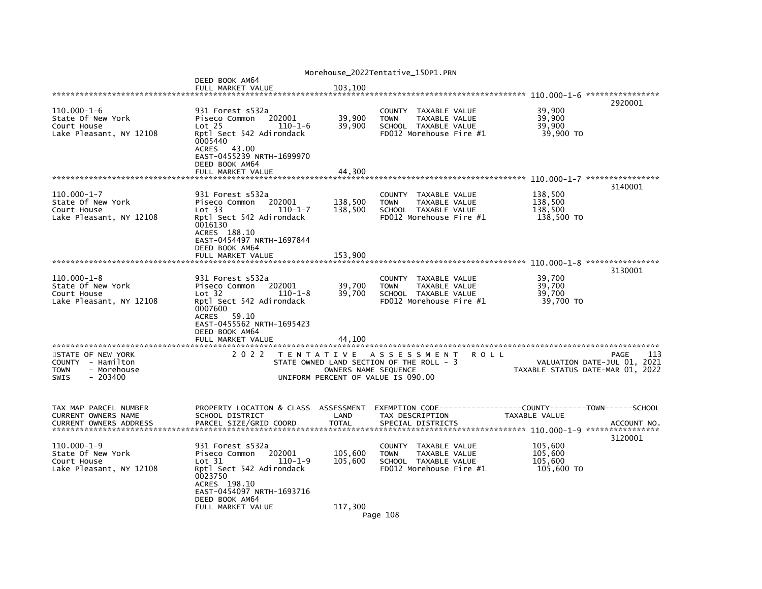```
                              DEED BOOK AM64
                              FULL MARKET VALUE           103,100
******************************************************************************************************* 110.000-1-6 ****************
                                                                                                                        2920001
110.000-1-6                   931 Forest s532a                        COUNTY  TAXABLE VALUE             39,900
State Of New York             Piseco Common   202001       39,900     TOWN    TAXABLE VALUE             39,900
Court House                   Lot 25            110-1-6    39,900     SCHOOL  TAXABLE VALUE             39,900
Lake Pleasant, NY 12108       Rptl Sect 542 Adirondack                FD012 Morehouse Fire #1            39,900 TO
                              0005440
                              ACRES   43.00
                              EAST-0455239 NRTH-1699970
                              DEED BOOK AM64
                              FULL MARKET VALUE            44,300
******************************************************************************************************* 110.000-1-7 ****************
                                                                                                                        3140001
110.000-1-7                   931 Forest s532a                        COUNTY  TAXABLE VALUE            138,500
State Of New York             Piseco Common   202001      138,500     TOWN    TAXABLE VALUE            138,500
Court House                   Lot 33            110-1-7   138,500     SCHOOL  TAXABLE VALUE            138,500
Lake Pleasant, NY 12108       Rptl Sect 542 Adirondack                FD012 Morehouse Fire #1           138,500 TO
                              0016130
                              ACRES  188.10
                              EAST-0454497 NRTH-1697844
                              DEED BOOK AM64
                              FULL MARKET VALUE           153,900
******************************************************************************************************* 110.000-1-8 ****************
                                                                                                                        3130001
110.000-1-8                   931 Forest s532a                        COUNTY  TAXABLE VALUE             39,700
State Of New York             Piseco Common   202001       39,700     TOWN    TAXABLE VALUE             39,700
Court House                   Lot 32            110-1-8    39,700     SCHOOL  TAXABLE VALUE             39,700
Lake Pleasant, NY 12108       Rptl Sect 542 Adirondack                FD012 Morehouse Fire #1            39,700 TO
                              0007600
                              ACRES   59.10
                              EAST-0455562 NRTH-1695423
                              DEED BOOK AM64
                              FULL MARKET VALUE            44,100
************************************************************************************************************************************
STATE OF NEW YORK                 2 0 2 2   T E N T A T I V E   A S S E S S M E N T   R O L L                          PAGE    113
COUNTY  - Hamilton                          STATE OWNED LAND SECTION OF THE ROLL - 3                    VALUATION DATE-JUL 01, 2021
TOWN    - Morehouse                                OWNERS NAME SEQUENCE                           TAXABLE STATUS DATE-MAR 01, 2022
SWIS    - 203400                                UNIFORM PERCENT OF VALUE IS 090.00


TAX MAP PARCEL NUMBER         PROPERTY LOCATION & CLASS  ASSESSMENT  EXEMPTION CODE------------------COUNTY--------TOWN------SCHOOL
CURRENT OWNERS NAME           SCHOOL DISTRICT               LAND      TAX DESCRIPTION              TAXABLE VALUE
CURRENT OWNERS ADDRESS        PARCEL SIZE/GRID COORD        TOTAL     SPECIAL DISTRICTS                                  ACCOUNT NO.
******************************************************************************************************* 110.000-1-9 ****************
                                                                                                                        3120001
110.000-1-9                   931 Forest s532a                        COUNTY  TAXABLE VALUE            105,600
State Of New York             Piseco Common   202001      105,600     TOWN    TAXABLE VALUE            105,600
Court House                   Lot 31            110-1-9   105,600     SCHOOL  TAXABLE VALUE            105,600
Lake Pleasant, NY 12108       Rptl Sect 542 Adirondack                FD012 Morehouse Fire #1           105,600 TO
                              0023750
                              ACRES  198.10
                              EAST-0454097 NRTH-1693716
                              DEED BOOK AM64
                              FULL MARKET VALUE           117,300
```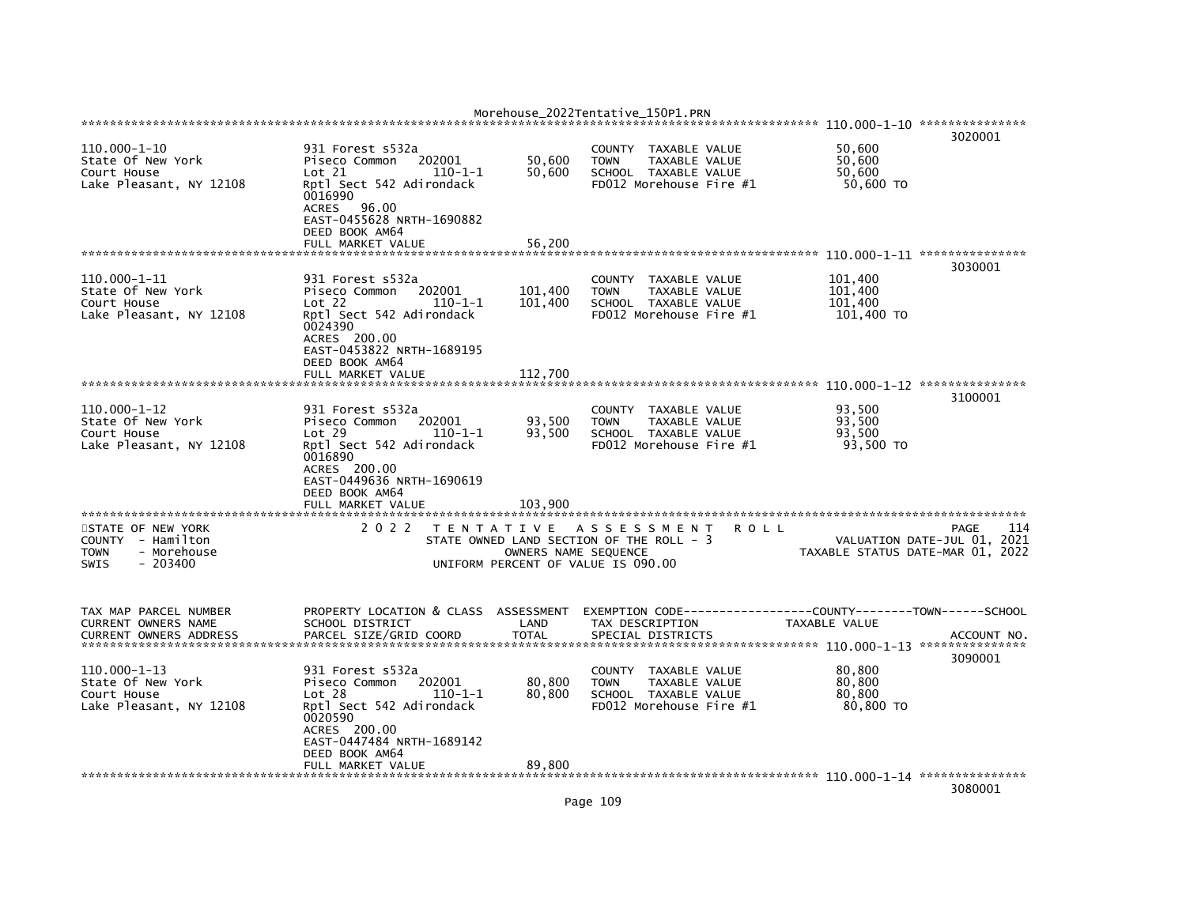Morehouse_2022Tentative_150P1.PRN

```
******************************************************************************************************* 110.000-1-10 ***************
                                                                                                                   3020001
110.000-1-10                    931 Forest s532a                          COUNTY  TAXABLE VALUE             50,600
State Of New York               Piseco Common   202001        50,600      TOWN    TAXABLE VALUE             50,600
Court House                     Lot 21             110-1-1    50,600      SCHOOL  TAXABLE VALUE             50,600
Lake Pleasant, NY 12108         Rptl Sect 542 Adirondack                  FD012 Morehouse Fire #1            50,600 TO
                                0016990
                                ACRES   96.00
                                EAST-0455628 NRTH-1690882
                                DEED BOOK AM64
                                FULL MARKET VALUE             56,200
******************************************************************************************************* 110.000-1-11 ***************
                                                                                                                   3030001
110.000-1-11                    931 Forest s532a                          COUNTY  TAXABLE VALUE            101,400
State Of New York               Piseco Common   202001       101,400      TOWN    TAXABLE VALUE            101,400
Court House                     Lot 22             110-1-1   101,400      SCHOOL  TAXABLE VALUE            101,400
Lake Pleasant, NY 12108         Rptl Sect 542 Adirondack                  FD012 Morehouse Fire #1           101,400 TO
                                0024390
                                ACRES  200.00
                                EAST-0453822 NRTH-1689195
                                DEED BOOK AM64
                                FULL MARKET VALUE            112,700
******************************************************************************************************* 110.000-1-12 ***************
                                                                                                                   3100001
110.000-1-12                    931 Forest s532a                          COUNTY  TAXABLE VALUE             93,500
State Of New York               Piseco Common   202001        93,500      TOWN    TAXABLE VALUE             93,500
Court House                     Lot 29             110-1-1    93,500      SCHOOL  TAXABLE VALUE             93,500
Lake Pleasant, NY 12108         Rptl Sect 542 Adirondack                  FD012 Morehouse Fire #1            93,500 TO
                                0016890
                                ACRES  200.00
                                EAST-0449636 NRTH-1690619
                                DEED BOOK AM64
                                FULL MARKET VALUE            103,900
************************************************************************************************************************************
STATE OF NEW YORK               2 0 2 2   T E N T A T I V E   A S S E S S M E N T   R O L L                              PAGE    114
COUNTY  - Hamilton                        STATE OWNED LAND SECTION OF THE ROLL - 3                     VALUATION DATE-JUL 01, 2021
TOWN    - Morehouse                             OWNERS NAME SEQUENCE                          TAXABLE STATUS DATE-MAR 01, 2022
SWIS    - 203400                         UNIFORM PERCENT OF VALUE IS 090.00


TAX MAP PARCEL NUMBER           PROPERTY LOCATION & CLASS  ASSESSMENT  EXEMPTION CODE------------------COUNTY--------TOWN------SCHOOL
CURRENT OWNERS NAME             SCHOOL DISTRICT               LAND      TAX DESCRIPTION            TAXABLE VALUE
CURRENT OWNERS ADDRESS          PARCEL SIZE/GRID COORD        TOTAL     SPECIAL DISTRICTS                                 ACCOUNT NO.
******************************************************************************************************* 110.000-1-13 ***************
                                                                                                                   3090001
110.000-1-13                    931 Forest s532a                          COUNTY  TAXABLE VALUE             80,800
State Of New York               Piseco Common   202001        80,800      TOWN    TAXABLE VALUE             80,800
Court House                     Lot 28             110-1-1    80,800      SCHOOL  TAXABLE VALUE             80,800
Lake Pleasant, NY 12108         Rptl Sect 542 Adirondack                  FD012 Morehouse Fire #1            80,800 TO
                                0020590
                                ACRES  200.00
                                EAST-0447484 NRTH-1689142
                                DEED BOOK AM64
                                FULL MARKET VALUE             89,800
******************************************************************************************************* 110.000-1-14 ***************
                                                                                                                   3080001
```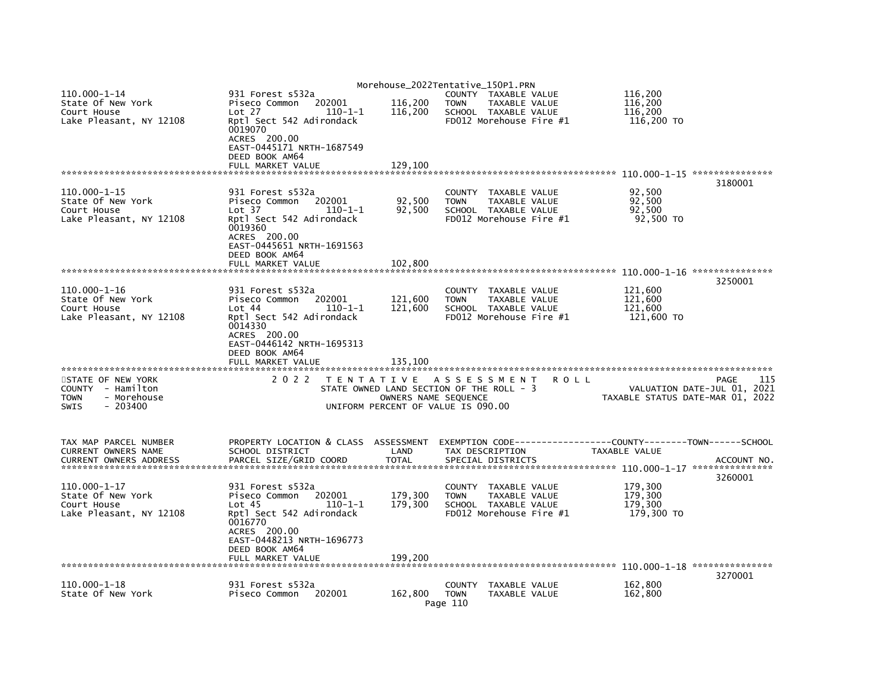110.000-1-14 | 931 Forest s532a | | COUNTY TAXABLE VALUE | 116,200
State Of New York | Piseco Common 202001 | 116,200 | TOWN TAXABLE VALUE | 116,200
Court House | Lot 27 110-1-1 | 116,200 | SCHOOL TAXABLE VALUE | 116,200
Lake Pleasant, NY 12108 | Rptl Sect 542 Adirondack | | FD012 Morehouse Fire #1 | 116,200 TO
0019070
ACRES 200.00
EAST-0445171 NRTH-1687549
DEED BOOK AM64
FULL MARKET VALUE 129,100

**110.000-1-15** — Account No. 3180001

| TAX MAP PARCEL NUMBER / CURRENT OWNERS NAME / CURRENT OWNERS ADDRESS | PROPERTY LOCATION & CLASS / SCHOOL DISTRICT / PARCEL SIZE/GRID COORD | ASSESSMENT LAND / TOTAL | TAX DESCRIPTION / SPECIAL DISTRICTS | TAXABLE VALUE |
|---|---|---|---|---|
| 110.000-1-15 | 931 Forest s532a | | COUNTY TAXABLE VALUE | 92,500 |
| State Of New York | Piseco Common 202001 | 92,500 | TOWN TAXABLE VALUE | 92,500 |
| Court House | Lot 37 110-1-1 | 92,500 | SCHOOL TAXABLE VALUE | 92,500 |
| Lake Pleasant, NY 12108 | Rptl Sect 542 Adirondack | | FD012 Morehouse Fire #1 | 92,500 TO |
| | 0019360 | | | |
| | ACRES 200.00 | | | |
| | EAST-0445651 NRTH-1691563 | | | |
| | DEED BOOK AM64 | | | |
| | FULL MARKET VALUE | 102,800 | | |

**110.000-1-16** — Account No. 3250001

| TAX MAP PARCEL NUMBER / CURRENT OWNERS NAME / CURRENT OWNERS ADDRESS | PROPERTY LOCATION & CLASS / SCHOOL DISTRICT / PARCEL SIZE/GRID COORD | ASSESSMENT LAND / TOTAL | TAX DESCRIPTION / SPECIAL DISTRICTS | TAXABLE VALUE |
|---|---|---|---|---|
| 110.000-1-16 | 931 Forest s532a | | COUNTY TAXABLE VALUE | 121,600 |
| State Of New York | Piseco Common 202001 | 121,600 | TOWN TAXABLE VALUE | 121,600 |
| Court House | Lot 44 110-1-1 | 121,600 | SCHOOL TAXABLE VALUE | 121,600 |
| Lake Pleasant, NY 12108 | Rptl Sect 542 Adirondack | | FD012 Morehouse Fire #1 | 121,600 TO |
| | 0014330 | | | |
| | ACRES 200.00 | | | |
| | EAST-0446142 NRTH-1695313 | | | |
| | DEED BOOK AM64 | | | |
| | FULL MARKET VALUE | 135,100 | | |

STATE OF NEW YORK
COUNTY - Hamilton
TOWN - Morehouse
SWIS - 203400

## 2022 TENTATIVE ASSESSMENT ROLL

STATE OWNED LAND SECTION OF THE ROLL - 3
OWNERS NAME SEQUENCE
UNIFORM PERCENT OF VALUE IS 090.00

PAGE 115
VALUATION DATE-JUL 01, 2021
TAXABLE STATUS DATE-MAR 01, 2022

| TAX MAP PARCEL NUMBER / CURRENT OWNERS NAME / CURRENT OWNERS ADDRESS | PROPERTY LOCATION & CLASS / SCHOOL DISTRICT / PARCEL SIZE/GRID COORD | ASSESSMENT LAND / TOTAL | EXEMPTION CODE-----COUNTY-----TOWN-----SCHOOL / TAX DESCRIPTION / SPECIAL DISTRICTS | TAXABLE VALUE / ACCOUNT NO. |
|---|---|---|---|---|
| **110.000-1-17** | | | | 3260001 |
| 110.000-1-17 | 931 Forest s532a | | COUNTY TAXABLE VALUE | 179,300 |
| State Of New York | Piseco Common 202001 | 179,300 | TOWN TAXABLE VALUE | 179,300 |
| Court House | Lot 45 110-1-1 | 179,300 | SCHOOL TAXABLE VALUE | 179,300 |
| Lake Pleasant, NY 12108 | Rptl Sect 542 Adirondack | | FD012 Morehouse Fire #1 | 179,300 TO |
| | 0016770 | | | |
| | ACRES 200.00 | | | |
| | EAST-0448213 NRTH-1696773 | | | |
| | DEED BOOK AM64 | | | |
| | FULL MARKET VALUE | 199,200 | | |
| **110.000-1-18** | | | | 3270001 |
| 110.000-1-18 | 931 Forest s532a | | COUNTY TAXABLE VALUE | 162,800 |
| State Of New York | Piseco Common 202001 | 162,800 | TOWN TAXABLE VALUE | 162,800 |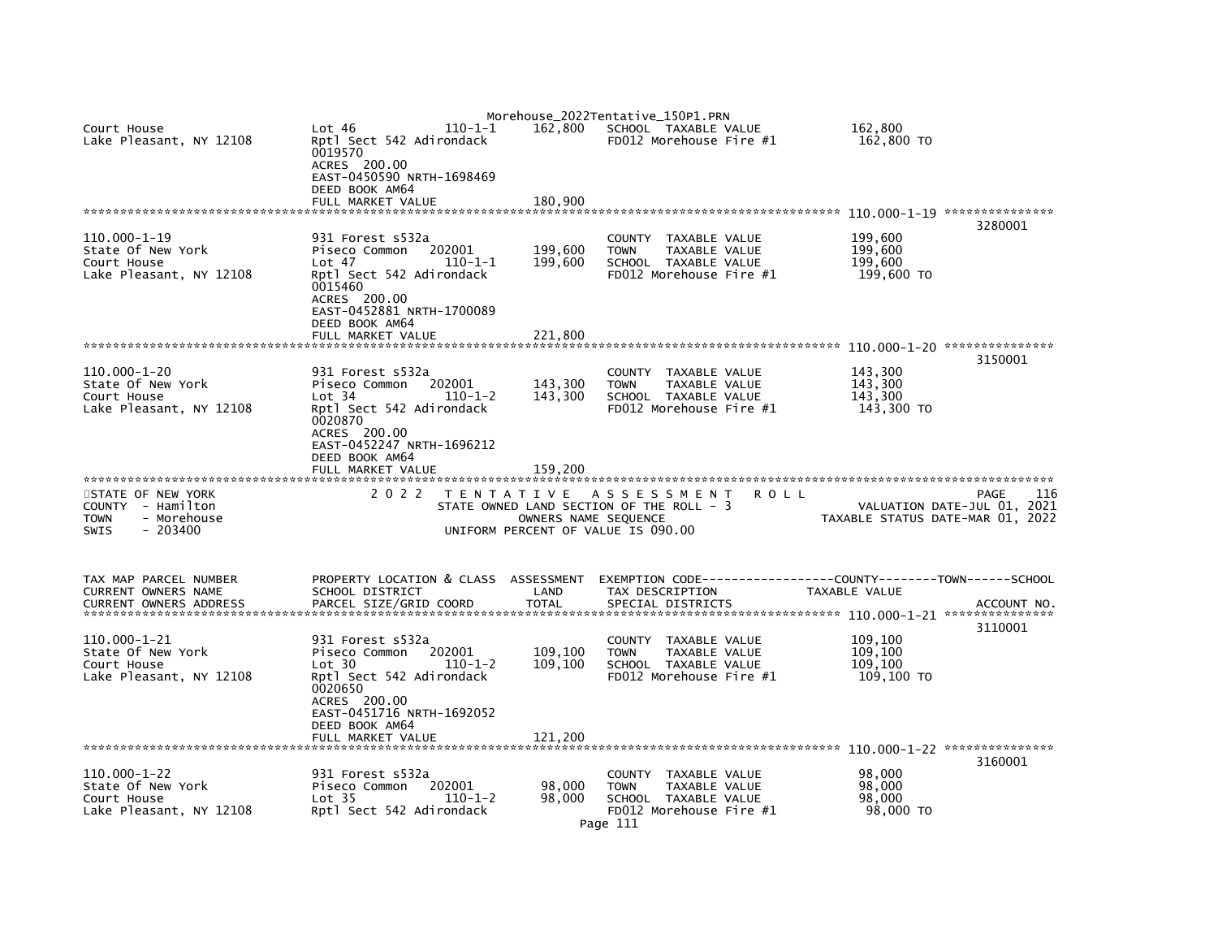```
Court House                    Lot 46            110-1-1      162,800   SCHOOL  TAXABLE VALUE           162,800
Lake Pleasant, NY 12108        Rptl Sect 542 Adirondack                  FD012 Morehouse Fire #1          162,800 TO
                               0019570
                               ACRES 200.00
                               EAST-0450590 NRTH-1698469
                               DEED BOOK AM64
                               FULL MARKET VALUE              180,900
******************************************************************************************************* 110.000-1-19 ***************
                                                                                                                    3280001
110.000-1-19                   931 Forest s532a                          COUNTY  TAXABLE VALUE           199,600
State Of New York              Piseco Common    202001       199,600    TOWN    TAXABLE VALUE           199,600
Court House                    Lot 47            110-1-1      199,600   SCHOOL  TAXABLE VALUE           199,600
Lake Pleasant, NY 12108        Rptl Sect 542 Adirondack                  FD012 Morehouse Fire #1          199,600 TO
                               0015460
                               ACRES 200.00
                               EAST-0452881 NRTH-1700089
                               DEED BOOK AM64
                               FULL MARKET VALUE              221,800
******************************************************************************************************* 110.000-1-20 ***************
                                                                                                                    3150001
110.000-1-20                   931 Forest s532a                          COUNTY  TAXABLE VALUE           143,300
State Of New York              Piseco Common    202001       143,300    TOWN    TAXABLE VALUE           143,300
Court House                    Lot 34            110-1-2      143,300   SCHOOL  TAXABLE VALUE           143,300
Lake Pleasant, NY 12108        Rptl Sect 542 Adirondack                  FD012 Morehouse Fire #1          143,300 TO
                               0020870
                               ACRES 200.00
                               EAST-0452247 NRTH-1696212
                               DEED BOOK AM64
                               FULL MARKET VALUE              159,200
************************************************************************************************************************************
STATE OF NEW YORK                 2 0 2 2   T E N T A T I V E   A S S E S S M E N T   R O L L                       PAGE    116
COUNTY  - Hamilton                     STATE OWNED LAND SECTION OF THE ROLL - 3                   VALUATION DATE-JUL 01, 2021
TOWN    - Morehouse                          OWNERS NAME SEQUENCE                              TAXABLE STATUS DATE-MAR 01, 2022
SWIS    - 203400                      UNIFORM PERCENT OF VALUE IS 090.00


TAX MAP PARCEL NUMBER          PROPERTY LOCATION & CLASS  ASSESSMENT  EXEMPTION CODE------------------COUNTY--------TOWN------SCHOOL
CURRENT OWNERS NAME            SCHOOL DISTRICT               LAND      TAX DESCRIPTION                TAXABLE VALUE
CURRENT OWNERS ADDRESS         PARCEL SIZE/GRID COORD        TOTAL     SPECIAL DISTRICTS                                  ACCOUNT NO.
******************************************************************************************************* 110.000-1-21 ***************
                                                                                                                    3110001
110.000-1-21                   931 Forest s532a                          COUNTY  TAXABLE VALUE           109,100
State Of New York              Piseco Common    202001       109,100    TOWN    TAXABLE VALUE           109,100
Court House                    Lot 30            110-1-2      109,100   SCHOOL  TAXABLE VALUE           109,100
Lake Pleasant, NY 12108        Rptl Sect 542 Adirondack                  FD012 Morehouse Fire #1          109,100 TO
                               0020650
                               ACRES 200.00
                               EAST-0451716 NRTH-1692052
                               DEED BOOK AM64
                               FULL MARKET VALUE              121,200
******************************************************************************************************* 110.000-1-22 ***************
                                                                                                                    3160001
110.000-1-22                   931 Forest s532a                          COUNTY  TAXABLE VALUE            98,000
State Of New York              Piseco Common    202001        98,000    TOWN    TAXABLE VALUE            98,000
Court House                    Lot 35            110-1-2       98,000   SCHOOL  TAXABLE VALUE            98,000
Lake Pleasant, NY 12108        Rptl Sect 542 Adirondack                  FD012 Morehouse Fire #1           98,000 TO
```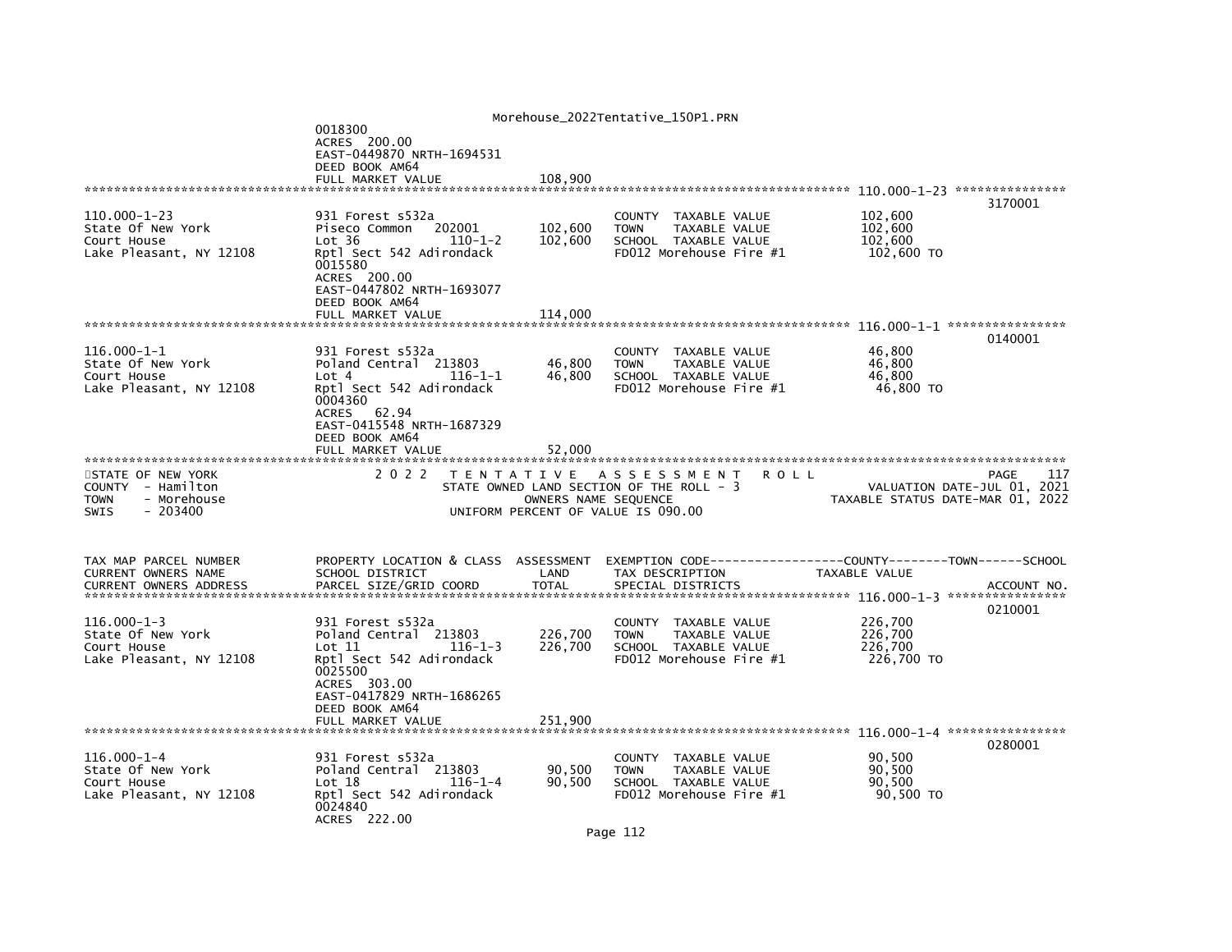```
                              0018300
                              ACRES 200.00
                              EAST-0449870 NRTH-1694531
                              DEED BOOK AM64
                              FULL MARKET VALUE              108,900
******************************************************************************************************* 110.000-1-23 ***************
                                                                                                                   3170001
110.000-1-23                  931 Forest s532a                        COUNTY  TAXABLE VALUE            102,600
State Of New York             Piseco Common   202001       102,600    TOWN    TAXABLE VALUE            102,600
Court House                   Lot 36          110-1-2      102,600    SCHOOL  TAXABLE VALUE            102,600
Lake Pleasant, NY 12108       Rptl Sect 542 Adirondack                FD012 Morehouse Fire #1           102,600 TO
                              0015580
                              ACRES 200.00
                              EAST-0447802 NRTH-1693077
                              DEED BOOK AM64
                              FULL MARKET VALUE              114,000
******************************************************************************************************* 116.000-1-1 ****************
                                                                                                                   0140001
116.000-1-1                   931 Forest s532a                        COUNTY  TAXABLE VALUE             46,800
State Of New York             Poland Central  213803        46,800    TOWN    TAXABLE VALUE             46,800
Court House                   Lot 4           116-1-1       46,800    SCHOOL  TAXABLE VALUE             46,800
Lake Pleasant, NY 12108       Rptl Sect 542 Adirondack                FD012 Morehouse Fire #1            46,800 TO
                              0004360
                              ACRES  62.94
                              EAST-0415548 NRTH-1687329
                              DEED BOOK AM64
                              FULL MARKET VALUE               52,000
*******************************************************************************************************************************************
STATE OF NEW YORK                2 0 2 2   T E N T A T I V E   A S S E S S M E N T   R O L L                         PAGE    117
COUNTY  - Hamilton                         STATE OWNED LAND SECTION OF THE ROLL - 3                       VALUATION DATE-JUL 01, 2021
TOWN    - Morehouse                                 OWNERS NAME SEQUENCE                             TAXABLE STATUS DATE-MAR 01, 2022
SWIS    - 203400                                UNIFORM PERCENT OF VALUE IS 090.00


TAX MAP PARCEL NUMBER         PROPERTY LOCATION & CLASS  ASSESSMENT  EXEMPTION CODE------------------COUNTY--------TOWN------SCHOOL
CURRENT OWNERS NAME           SCHOOL DISTRICT              LAND      TAX DESCRIPTION              TAXABLE VALUE
CURRENT OWNERS ADDRESS        PARCEL SIZE/GRID COORD       TOTAL     SPECIAL DISTRICTS                                 ACCOUNT NO.
******************************************************************************************************* 116.000-1-3 ****************
                                                                                                                   0210001
116.000-1-3                   931 Forest s532a                        COUNTY  TAXABLE VALUE            226,700
State Of New York             Poland Central  213803       226,700    TOWN    TAXABLE VALUE            226,700
Court House                   Lot 11          116-1-3      226,700    SCHOOL  TAXABLE VALUE            226,700
Lake Pleasant, NY 12108       Rptl Sect 542 Adirondack                FD012 Morehouse Fire #1           226,700 TO
                              0025500
                              ACRES 303.00
                              EAST-0417829 NRTH-1686265
                              DEED BOOK AM64
                              FULL MARKET VALUE              251,900
******************************************************************************************************* 116.000-1-4 ****************
                                                                                                                   0280001
116.000-1-4                   931 Forest s532a                        COUNTY  TAXABLE VALUE             90,500
State Of New York             Poland Central  213803        90,500    TOWN    TAXABLE VALUE             90,500
Court House                   Lot 18          116-1-4       90,500    SCHOOL  TAXABLE VALUE             90,500
Lake Pleasant, NY 12108       Rptl Sect 542 Adirondack                FD012 Morehouse Fire #1            90,500 TO
                              0024840
                              ACRES 222.00
```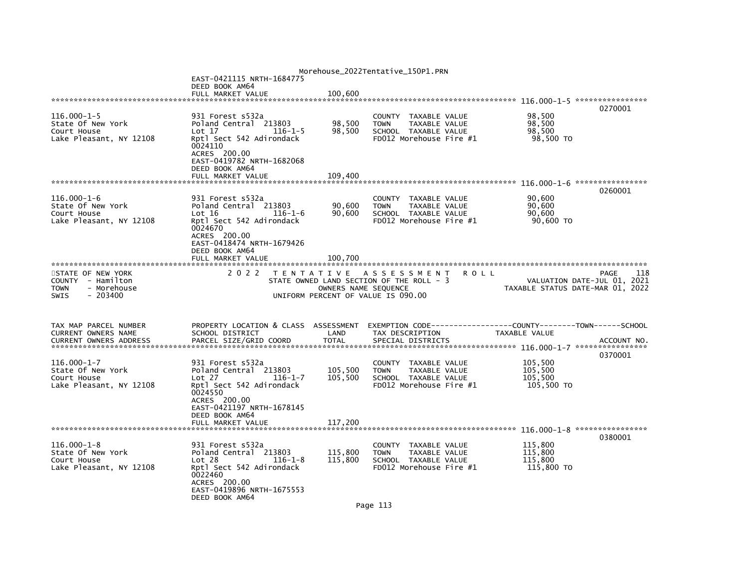```
                                             Morehouse_2022Tentative_150P1.PRN
                          EAST-0421115 NRTH-1684775
                          DEED BOOK AM64
                          FULL MARKET VALUE           100,600
******************************************************************************************************* 116.000-1-5 ****************
                                                                                                               0270001
116.000-1-5               931 Forest s532a                          COUNTY  TAXABLE VALUE            98,500
State Of New York         Poland Central  213803       98,500      TOWN    TAXABLE VALUE            98,500
Court House               Lot 17          116-1-5      98,500      SCHOOL  TAXABLE VALUE            98,500
Lake Pleasant, NY 12108   Rptl Sect 542 Adirondack                  FD012 Morehouse Fire #1           98,500 TO
                          0024110
                          ACRES  200.00
                          EAST-0419782 NRTH-1682068
                          DEED BOOK AM64
                          FULL MARKET VALUE           109,400
******************************************************************************************************* 116.000-1-6 ****************
                                                                                                               0260001
116.000-1-6               931 Forest s532a                          COUNTY  TAXABLE VALUE            90,600
State Of New York         Poland Central  213803       90,600      TOWN    TAXABLE VALUE            90,600
Court House               Lot 16          116-1-6      90,600      SCHOOL  TAXABLE VALUE            90,600
Lake Pleasant, NY 12108   Rptl Sect 542 Adirondack                  FD012 Morehouse Fire #1           90,600 TO
                          0024670
                          ACRES  200.00
                          EAST-0418474 NRTH-1679426
                          DEED BOOK AM64
                          FULL MARKET VALUE           100,700
************************************************************************************************************************************
STATE OF NEW YORK              2 0 2 2   T E N T A T I V E   A S S E S S M E N T   R O L L                          PAGE    118
COUNTY  - Hamilton                        STATE OWNED LAND SECTION OF THE ROLL - 3                     VALUATION DATE-JUL 01, 2021
TOWN    - Morehouse                            OWNERS NAME SEQUENCE                            TAXABLE STATUS DATE-MAR 01, 2022
SWIS    - 203400                          UNIFORM PERCENT OF VALUE IS 090.00


TAX MAP PARCEL NUMBER     PROPERTY LOCATION & CLASS  ASSESSMENT  EXEMPTION CODE------------------COUNTY--------TOWN------SCHOOL
CURRENT OWNERS NAME       SCHOOL DISTRICT               LAND      TAX DESCRIPTION            TAXABLE VALUE
CURRENT OWNERS ADDRESS    PARCEL SIZE/GRID COORD       TOTAL      SPECIAL DISTRICTS                                       ACCOUNT NO.
******************************************************************************************************* 116.000-1-7 ****************
                                                                                                               0370001
116.000-1-7               931 Forest s532a                          COUNTY  TAXABLE VALUE           105,500
State Of New York         Poland Central  213803      105,500      TOWN    TAXABLE VALUE           105,500
Court House               Lot 27          116-1-7     105,500      SCHOOL  TAXABLE VALUE           105,500
Lake Pleasant, NY 12108   Rptl Sect 542 Adirondack                  FD012 Morehouse Fire #1          105,500 TO
                          0024550
                          ACRES  200.00
                          EAST-0421197 NRTH-1678145
                          DEED BOOK AM64
                          FULL MARKET VALUE           117,200
******************************************************************************************************* 116.000-1-8 ****************
                                                                                                               0380001
116.000-1-8               931 Forest s532a                          COUNTY  TAXABLE VALUE           115,800
State Of New York         Poland Central  213803      115,800      TOWN    TAXABLE VALUE           115,800
Court House               Lot 28          116-1-8     115,800      SCHOOL  TAXABLE VALUE           115,800
Lake Pleasant, NY 12108   Rptl Sect 542 Adirondack                  FD012 Morehouse Fire #1          115,800 TO
                          0022460
                          ACRES  200.00
                          EAST-0419896 NRTH-1675553
                          DEED BOOK AM64
```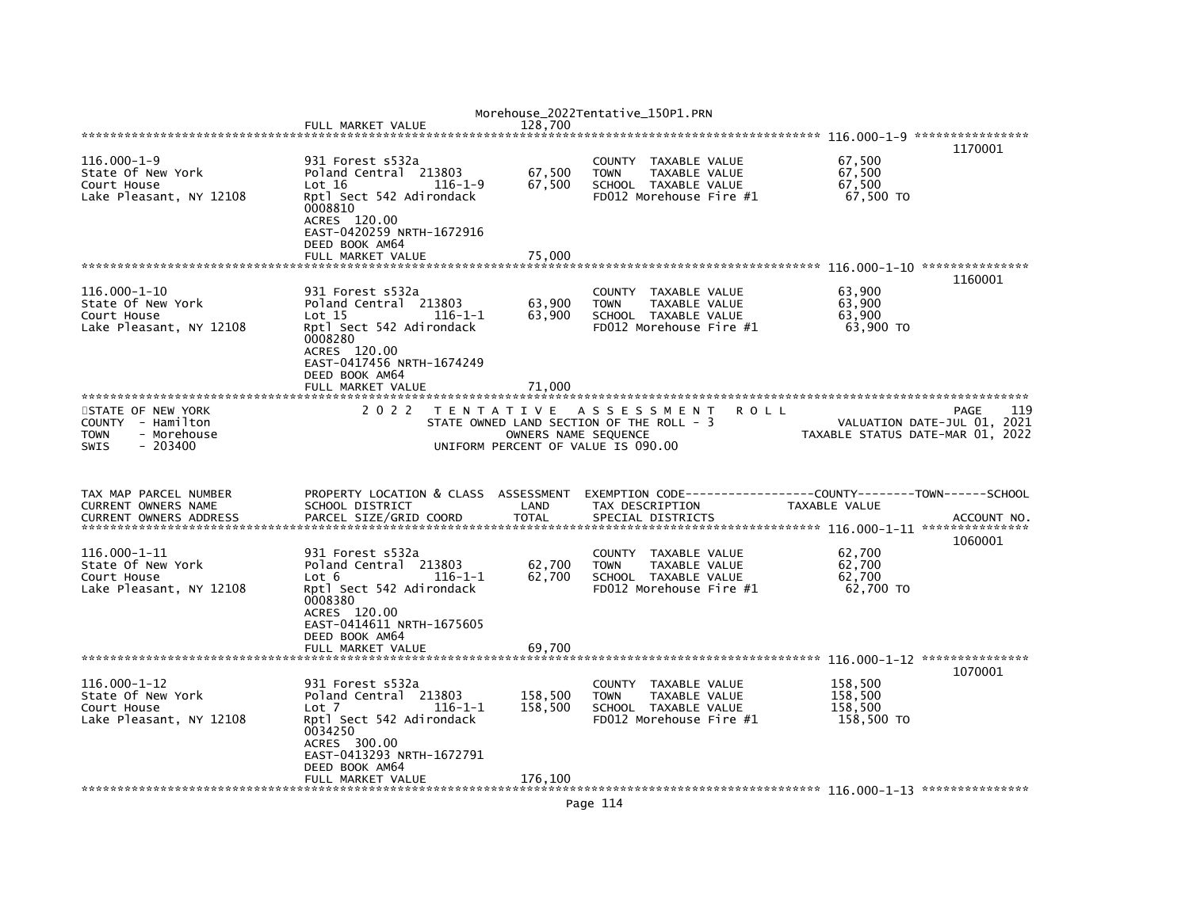FULL MARKET VALUE 128,700

**116.000-1-9** — 1170001

| Tax Map Parcel / Owner | Property Location & Class / Details | Land | Total | Tax Description | Taxable Value |
|---|---|---|---|---|---|
| 116.000-1-9 | 931 Forest s532a | | | COUNTY TAXABLE VALUE | 67,500 |
| State Of New York | Poland Central 213803 | 67,500 | | TOWN TAXABLE VALUE | 67,500 |
| Court House | Lot 16 116-1-9 | | 67,500 | SCHOOL TAXABLE VALUE | 67,500 |
| Lake Pleasant, NY 12108 | Rptl Sect 542 Adirondack | | | FD012 Morehouse Fire #1 | 67,500 TO |
| | 0008810 | | | | |
| | ACRES 120.00 | | | | |
| | EAST-0420259 NRTH-1672916 | | | | |
| | DEED BOOK AM64 | | | | |
| | FULL MARKET VALUE | | 75,000 | | |

**116.000-1-10** — 1160001

| Tax Map Parcel / Owner | Property Location & Class / Details | Land | Total | Tax Description | Taxable Value |
|---|---|---|---|---|---|
| 116.000-1-10 | 931 Forest s532a | | | COUNTY TAXABLE VALUE | 63,900 |
| State Of New York | Poland Central 213803 | 63,900 | | TOWN TAXABLE VALUE | 63,900 |
| Court House | Lot 15 116-1-1 | | 63,900 | SCHOOL TAXABLE VALUE | 63,900 |
| Lake Pleasant, NY 12108 | Rptl Sect 542 Adirondack | | | FD012 Morehouse Fire #1 | 63,900 TO |
| | 0008280 | | | | |
| | ACRES 120.00 | | | | |
| | EAST-0417456 NRTH-1674249 | | | | |
| | DEED BOOK AM64 | | | | |
| | FULL MARKET VALUE | | 71,000 | | |

STATE OF NEW YORK
COUNTY - Hamilton
TOWN - Morehouse
SWIS - 203400

2022 TENTATIVE ASSESSMENT ROLL — PAGE 119
STATE OWNED LAND SECTION OF THE ROLL - 3
OWNERS NAME SEQUENCE
UNIFORM PERCENT OF VALUE IS 090.00

VALUATION DATE-JUL 01, 2021
TAXABLE STATUS DATE-MAR 01, 2022

| TAX MAP PARCEL NUMBER / CURRENT OWNERS NAME / CURRENT OWNERS ADDRESS | PROPERTY LOCATION & CLASS / SCHOOL DISTRICT / PARCEL SIZE/GRID COORD | ASSESSMENT LAND | TOTAL | EXEMPTION CODE / TAX DESCRIPTION / SPECIAL DISTRICTS | COUNTY--------TOWN------SCHOOL TAXABLE VALUE |
|---|---|---|---|---|---|

**116.000-1-11** — ACCOUNT NO. 1060001

| Tax Map Parcel / Owner | Property Location & Class / Details | Land | Total | Tax Description | Taxable Value |
|---|---|---|---|---|---|
| 116.000-1-11 | 931 Forest s532a | | | COUNTY TAXABLE VALUE | 62,700 |
| State Of New York | Poland Central 213803 | 62,700 | | TOWN TAXABLE VALUE | 62,700 |
| Court House | Lot 6 116-1-1 | | 62,700 | SCHOOL TAXABLE VALUE | 62,700 |
| Lake Pleasant, NY 12108 | Rptl Sect 542 Adirondack | | | FD012 Morehouse Fire #1 | 62,700 TO |
| | 0008380 | | | | |
| | ACRES 120.00 | | | | |
| | EAST-0414611 NRTH-1675605 | | | | |
| | DEED BOOK AM64 | | | | |
| | FULL MARKET VALUE | | 69,700 | | |

**116.000-1-12** — 1070001

| Tax Map Parcel / Owner | Property Location & Class / Details | Land | Total | Tax Description | Taxable Value |
|---|---|---|---|---|---|
| 116.000-1-12 | 931 Forest s532a | | | COUNTY TAXABLE VALUE | 158,500 |
| State Of New York | Poland Central 213803 | 158,500 | | TOWN TAXABLE VALUE | 158,500 |
| Court House | Lot 7 116-1-1 | | 158,500 | SCHOOL TAXABLE VALUE | 158,500 |
| Lake Pleasant, NY 12108 | Rptl Sect 542 Adirondack | | | FD012 Morehouse Fire #1 | 158,500 TO |
| | 0034250 | | | | |
| | ACRES 300.00 | | | | |
| | EAST-0413293 NRTH-1672791 | | | | |
| | DEED BOOK AM64 | | | | |
| | FULL MARKET VALUE | | 176,100 | | |

**116.000-1-13**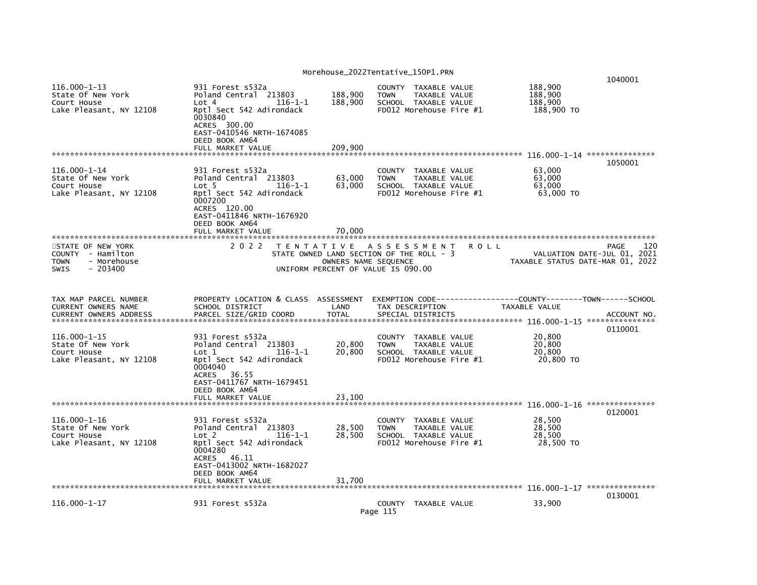```
                                                                                                                   1040001
116.000-1-13                   931 Forest s532a                              COUNTY  TAXABLE VALUE              188,900
State Of New York              Poland Central  213803      188,900     TOWN    TAXABLE VALUE              188,900
Court House                    Lot 4              116-1-1  188,900     SCHOOL  TAXABLE VALUE              188,900
Lake Pleasant, NY 12108        Rptl Sect 542 Adirondack                FD012 Morehouse Fire #1            188,900 TO
                               0030840
                               ACRES  300.00
                               EAST-0410546 NRTH-1674085
                               DEED BOOK AM64
                               FULL MARKET VALUE           209,900
******************************************************************************************************* 116.000-1-14 ***************
                                                                                                                   1050001
116.000-1-14                   931 Forest s532a                              COUNTY  TAXABLE VALUE               63,000
State Of New York              Poland Central  213803       63,000     TOWN    TAXABLE VALUE               63,000
Court House                    Lot 5              116-1-1   63,000     SCHOOL  TAXABLE VALUE               63,000
Lake Pleasant, NY 12108        Rptl Sect 542 Adirondack                FD012 Morehouse Fire #1             63,000 TO
                               0007200
                               ACRES  120.00
                               EAST-0411846 NRTH-1676920
                               DEED BOOK AM64
                               FULL MARKET VALUE            70,000
************************************************************************************************************************************
STATE OF NEW YORK                 2 0 2 2   T E N T A T I V E   A S S E S S M E N T   R O L L                          PAGE    120
COUNTY  - Hamilton                    STATE OWNED LAND SECTION OF THE ROLL - 3                    VALUATION DATE-JUL 01, 2021
TOWN    - Morehouse                          OWNERS NAME SEQUENCE                                  TAXABLE STATUS DATE-MAR 01, 2022
SWIS    - 203400                      UNIFORM PERCENT OF VALUE IS 090.00


TAX MAP PARCEL NUMBER          PROPERTY LOCATION & CLASS  ASSESSMENT  EXEMPTION CODE------------------COUNTY--------TOWN------SCHOOL
CURRENT OWNERS NAME            SCHOOL DISTRICT              LAND      TAX DESCRIPTION               TAXABLE VALUE
CURRENT OWNERS ADDRESS         PARCEL SIZE/GRID COORD       TOTAL     SPECIAL DISTRICTS                                   ACCOUNT NO.
******************************************************************************************************* 116.000-1-15 ***************
                                                                                                                   0110001
116.000-1-15                   931 Forest s532a                              COUNTY  TAXABLE VALUE               20,800
State Of New York              Poland Central  213803       20,800     TOWN    TAXABLE VALUE               20,800
Court House                    Lot 1              116-1-1   20,800     SCHOOL  TAXABLE VALUE               20,800
Lake Pleasant, NY 12108        Rptl Sect 542 Adirondack                FD012 Morehouse Fire #1             20,800 TO
                               0004040
                               ACRES   36.55
                               EAST-0411767 NRTH-1679451
                               DEED BOOK AM64
                               FULL MARKET VALUE            23,100
******************************************************************************************************* 116.000-1-16 ***************
                                                                                                                   0120001
116.000-1-16                   931 Forest s532a                              COUNTY  TAXABLE VALUE               28,500
State Of New York              Poland Central  213803       28,500     TOWN    TAXABLE VALUE               28,500
Court House                    Lot 2              116-1-1   28,500     SCHOOL  TAXABLE VALUE               28,500
Lake Pleasant, NY 12108        Rptl Sect 542 Adirondack                FD012 Morehouse Fire #1             28,500 TO
                               0004280
                               ACRES   46.11
                               EAST-0413002 NRTH-1682027
                               DEED BOOK AM64
                               FULL MARKET VALUE            31,700
******************************************************************************************************* 116.000-1-17 ***************
                                                                                                                   0130001
116.000-1-17                   931 Forest s532a                              COUNTY  TAXABLE VALUE               33,900
```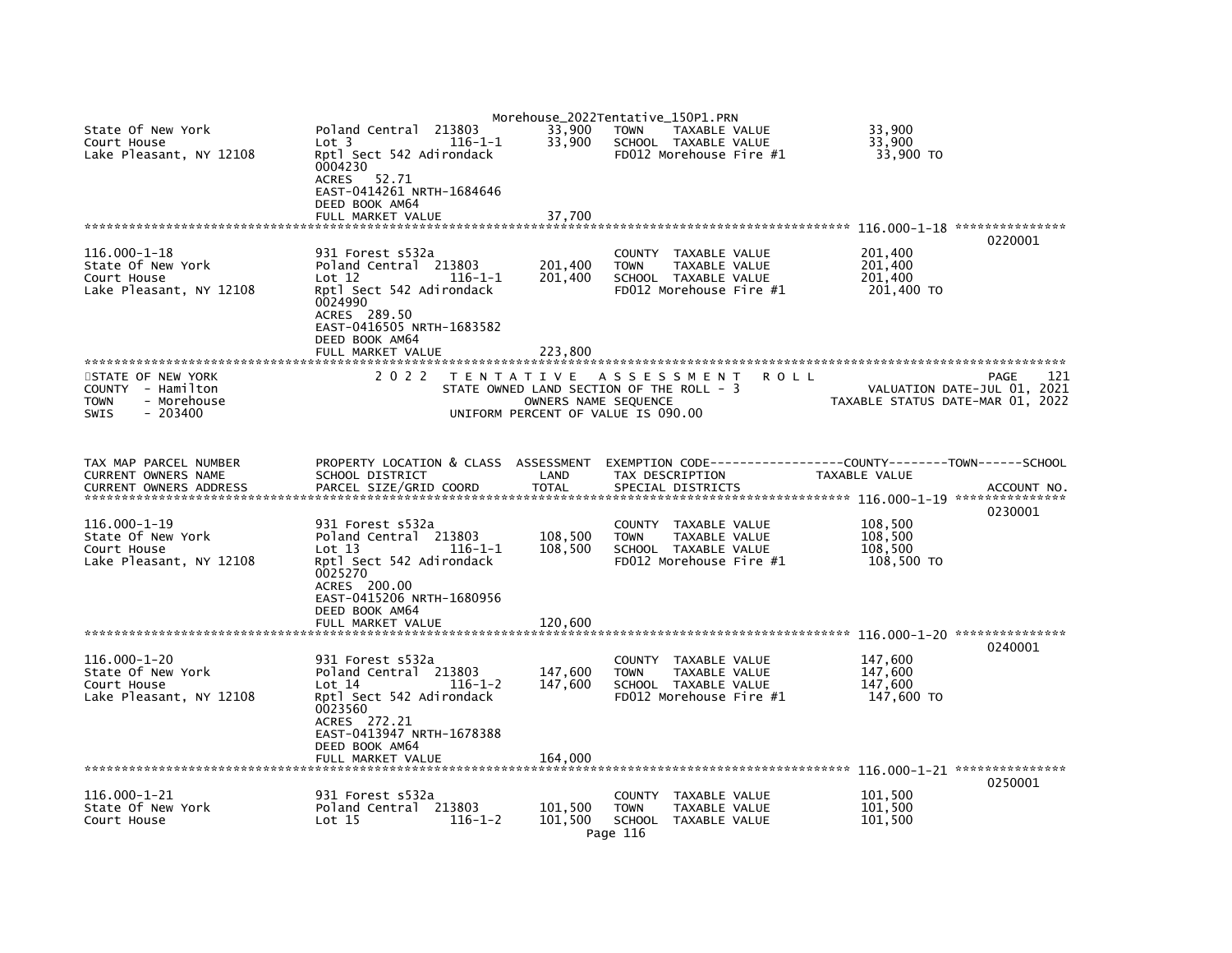| | | | | |
|---|---|---|---|---|
| State Of New York<br>Court House<br>Lake Pleasant, NY 12108 | Poland Central 213803<br>Lot 3 116-1-1<br>Rptl Sect 542 Adirondack<br>0004230<br>ACRES 52.71<br>EAST-0414261 NRTH-1684646<br>DEED BOOK AM64<br>FULL MARKET VALUE | 33,900<br>33,900<br><br><br><br><br><br>37,700 | TOWN TAXABLE VALUE<br>SCHOOL TAXABLE VALUE<br>FD012 Morehouse Fire #1 | 33,900<br>33,900<br>33,900 TO |

************************************************************************************************* 116.000-1-18 ***************

| | | | | | |
|---|---|---|---|---|---|
| 116.000-1-18<br>State Of New York<br>Court House<br>Lake Pleasant, NY 12108 | 931 Forest s532a<br>Poland Central 213803<br>Lot 12 116-1-1<br>Rptl Sect 542 Adirondack<br>0024990<br>ACRES 289.50<br>EAST-0416505 NRTH-1683582<br>DEED BOOK AM64<br>FULL MARKET VALUE | <br>201,400<br>201,400<br><br><br><br><br><br>223,800 | COUNTY TAXABLE VALUE<br>TOWN TAXABLE VALUE<br>SCHOOL TAXABLE VALUE<br>FD012 Morehouse Fire #1 | 201,400<br>201,400<br>201,400<br>201,400 TO | 0220001 |

STATE OF NEW YORK
COUNTY - Hamilton
TOWN - Morehouse
SWIS - 203400

2 0 2 2 T E N T A T I V E A S S E S S M E N T R O L L
STATE OWNED LAND SECTION OF THE ROLL - 3
OWNERS NAME SEQUENCE
UNIFORM PERCENT OF VALUE IS 090.00

PAGE 121
VALUATION DATE-JUL 01, 2021
TAXABLE STATUS DATE-MAR 01, 2022

| TAX MAP PARCEL NUMBER<br>CURRENT OWNERS NAME<br>CURRENT OWNERS ADDRESS | PROPERTY LOCATION & CLASS<br>SCHOOL DISTRICT<br>PARCEL SIZE/GRID COORD | ASSESSMENT<br>LAND<br>TOTAL | EXEMPTION CODE------------------COUNTY--------TOWN------SCHOOL<br>TAX DESCRIPTION<br>SPECIAL DISTRICTS | TAXABLE VALUE | ACCOUNT NO. |
|---|---|---|---|---|---|
| 116.000-1-19<br>State Of New York<br>Court House<br>Lake Pleasant, NY 12108 | 931 Forest s532a<br>Poland Central 213803<br>Lot 13 116-1-1<br>Rptl Sect 542 Adirondack<br>0025270<br>ACRES 200.00<br>EAST-0415206 NRTH-1680956<br>DEED BOOK AM64<br>FULL MARKET VALUE | <br>108,500<br>108,500<br><br><br><br><br><br>120,600 | COUNTY TAXABLE VALUE<br>TOWN TAXABLE VALUE<br>SCHOOL TAXABLE VALUE<br>FD012 Morehouse Fire #1 | 108,500<br>108,500<br>108,500<br>108,500 TO | 0230001 |
| 116.000-1-20<br>State Of New York<br>Court House<br>Lake Pleasant, NY 12108 | 931 Forest s532a<br>Poland Central 213803<br>Lot 14 116-1-2<br>Rptl Sect 542 Adirondack<br>0023560<br>ACRES 272.21<br>EAST-0413947 NRTH-1678388<br>DEED BOOK AM64<br>FULL MARKET VALUE | <br>147,600<br>147,600<br><br><br><br><br><br>164,000 | COUNTY TAXABLE VALUE<br>TOWN TAXABLE VALUE<br>SCHOOL TAXABLE VALUE<br>FD012 Morehouse Fire #1 | 147,600<br>147,600<br>147,600<br>147,600 TO | 0240001 |
| 116.000-1-21<br>State Of New York<br>Court House | 931 Forest s532a<br>Poland Central 213803<br>Lot 15 116-1-2 | <br>101,500<br>101,500 | COUNTY TAXABLE VALUE<br>TOWN TAXABLE VALUE<br>SCHOOL TAXABLE VALUE | 101,500<br>101,500<br>101,500 | 0250001 |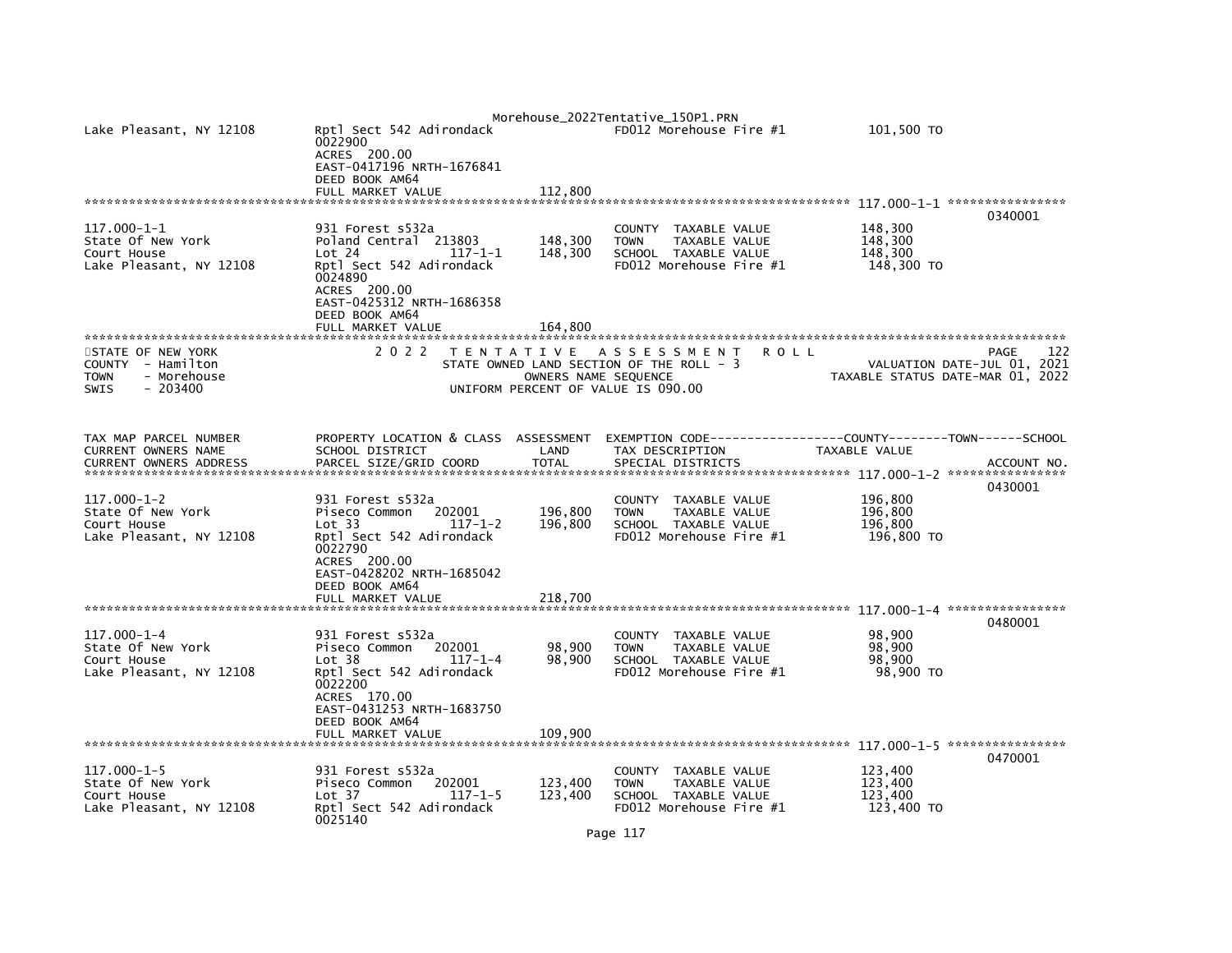```
Lake Pleasant, NY 12108        Rptl Sect 542 Adirondack                  FD012 Morehouse Fire #1          101,500 TO
                               0022900
                               ACRES  200.00
                               EAST-0417196 NRTH-1676841
                               DEED BOOK AM64
                               FULL MARKET VALUE            112,800
******************************************************************************************************* 117.000-1-1 ****************
                                                                                                                    0340001
117.000-1-1                    931 Forest s532a                          COUNTY  TAXABLE VALUE            148,300
State Of New York              Poland Central  213803       148,300      TOWN    TAXABLE VALUE            148,300
Court House                    Lot 24              117-1-1  148,300      SCHOOL  TAXABLE VALUE            148,300
Lake Pleasant, NY 12108        Rptl Sect 542 Adirondack                  FD012 Morehouse Fire #1          148,300 TO
                               0024890
                               ACRES  200.00
                               EAST-0425312 NRTH-1686358
                               DEED BOOK AM64
                               FULL MARKET VALUE            164,800
************************************************************************************************************************************
STATE OF NEW YORK                2 0 2 2   T E N T A T I V E   A S S E S S M E N T   R O L L                        PAGE    122
COUNTY  - Hamilton                         STATE OWNED LAND SECTION OF THE ROLL - 3                   VALUATION DATE-JUL 01, 2021
TOWN    - Morehouse                               OWNERS NAME SEQUENCE                           TAXABLE STATUS DATE-MAR 01, 2022
SWIS    - 203400                           UNIFORM PERCENT OF VALUE IS 090.00


TAX MAP PARCEL NUMBER          PROPERTY LOCATION & CLASS  ASSESSMENT  EXEMPTION CODE-----------------COUNTY--------TOWN------SCHOOL
CURRENT OWNERS NAME            SCHOOL DISTRICT              LAND      TAX DESCRIPTION              TAXABLE VALUE
CURRENT OWNERS ADDRESS         PARCEL SIZE/GRID COORD       TOTAL     SPECIAL DISTRICTS                                 ACCOUNT NO.
******************************************************************************************************* 117.000-1-2 ****************
                                                                                                                    0430001
117.000-1-2                    931 Forest s532a                          COUNTY  TAXABLE VALUE            196,800
State Of New York              Piseco Common   202001       196,800      TOWN    TAXABLE VALUE            196,800
Court House                    Lot 33              117-1-2  196,800      SCHOOL  TAXABLE VALUE            196,800
Lake Pleasant, NY 12108        Rptl Sect 542 Adirondack                  FD012 Morehouse Fire #1          196,800 TO
                               0022790
                               ACRES  200.00
                               EAST-0428202 NRTH-1685042
                               DEED BOOK AM64
                               FULL MARKET VALUE            218,700
******************************************************************************************************* 117.000-1-4 ****************
                                                                                                                    0480001
117.000-1-4                    931 Forest s532a                          COUNTY  TAXABLE VALUE             98,900
State Of New York              Piseco Common   202001        98,900      TOWN    TAXABLE VALUE             98,900
Court House                    Lot 38              117-1-4   98,900      SCHOOL  TAXABLE VALUE             98,900
Lake Pleasant, NY 12108        Rptl Sect 542 Adirondack                  FD012 Morehouse Fire #1           98,900 TO
                               0022200
                               ACRES  170.00
                               EAST-0431253 NRTH-1683750
                               DEED BOOK AM64
                               FULL MARKET VALUE            109,900
******************************************************************************************************* 117.000-1-5 ****************
                                                                                                                    0470001
117.000-1-5                    931 Forest s532a                          COUNTY  TAXABLE VALUE            123,400
State Of New York              Piseco Common   202001       123,400      TOWN    TAXABLE VALUE            123,400
Court House                    Lot 37              117-1-5  123,400      SCHOOL  TAXABLE VALUE            123,400
Lake Pleasant, NY 12108        Rptl Sect 542 Adirondack                  FD012 Morehouse Fire #1          123,400 TO
                               0025140
```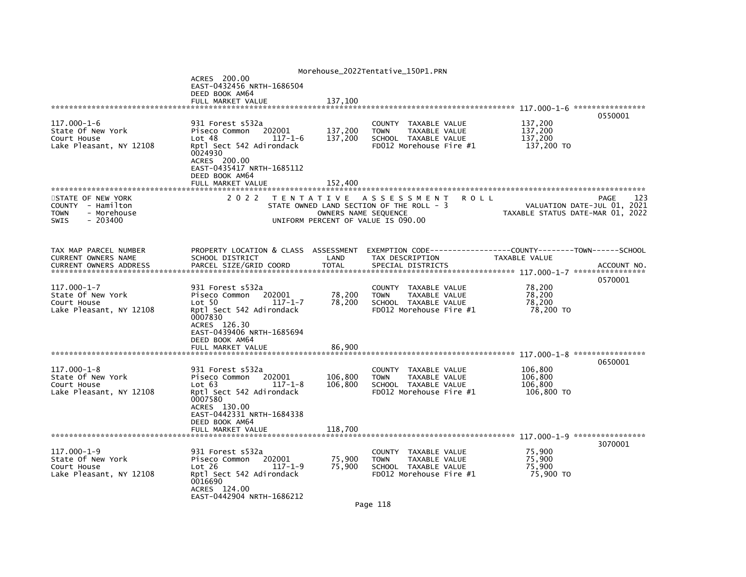ACRES 200.00
EAST-0432456 NRTH-1686504
DEED BOOK AM64
FULL MARKET VALUE 137,100

**117.000-1-6** — 0550001

| | | | | |
|---|---|---|---|---|
| 117.000-1-6 | 931 Forest s532a | | COUNTY TAXABLE VALUE | 137,200 |
| State Of New York | Piseco Common 202001 | 137,200 | TOWN TAXABLE VALUE | 137,200 |
| Court House | Lot 48 117-1-6 | 137,200 | SCHOOL TAXABLE VALUE | 137,200 |
| Lake Pleasant, NY 12108 | Rptl Sect 542 Adirondack | | FD012 Morehouse Fire #1 | 137,200 TO |
| | 0024930 | | | |
| | ACRES 200.00 | | | |
| | EAST-0435417 NRTH-1685112 | | | |
| | DEED BOOK AM64 | | | |
| | FULL MARKET VALUE | 152,400 | | |

STATE OF NEW YORK — COUNTY - Hamilton — TOWN - Morehouse — SWIS - 203400

2022 TENTATIVE ASSESSMENT ROLL — PAGE 123

STATE OWNED LAND SECTION OF THE ROLL - 3 — VALUATION DATE-JUL 01, 2021

OWNERS NAME SEQUENCE — TAXABLE STATUS DATE-MAR 01, 2022

UNIFORM PERCENT OF VALUE IS 090.00

| TAX MAP PARCEL NUMBER / CURRENT OWNERS NAME / CURRENT OWNERS ADDRESS | PROPERTY LOCATION & CLASS / SCHOOL DISTRICT / PARCEL SIZE/GRID COORD | ASSESSMENT LAND / TOTAL | EXEMPTION CODE------COUNTY------TOWN------SCHOOL / TAX DESCRIPTION / SPECIAL DISTRICTS | TAXABLE VALUE / ACCOUNT NO. |
|---|---|---|---|---|
| **117.000-1-7** | | | | 0570001 |
| 117.000-1-7 | 931 Forest s532a | | COUNTY TAXABLE VALUE | 78,200 |
| State Of New York | Piseco Common 202001 | 78,200 | TOWN TAXABLE VALUE | 78,200 |
| Court House | Lot 50 117-1-7 | 78,200 | SCHOOL TAXABLE VALUE | 78,200 |
| Lake Pleasant, NY 12108 | Rptl Sect 542 Adirondack | | FD012 Morehouse Fire #1 | 78,200 TO |
| | 0007830 | | | |
| | ACRES 126.30 | | | |
| | EAST-0439406 NRTH-1685694 | | | |
| | DEED BOOK AM64 | | | |
| | FULL MARKET VALUE | 86,900 | | |
| **117.000-1-8** | | | | 0650001 |
| 117.000-1-8 | 931 Forest s532a | | COUNTY TAXABLE VALUE | 106,800 |
| State Of New York | Piseco Common 202001 | 106,800 | TOWN TAXABLE VALUE | 106,800 |
| Court House | Lot 63 117-1-8 | 106,800 | SCHOOL TAXABLE VALUE | 106,800 |
| Lake Pleasant, NY 12108 | Rptl Sect 542 Adirondack | | FD012 Morehouse Fire #1 | 106,800 TO |
| | 0007580 | | | |
| | ACRES 130.00 | | | |
| | EAST-0442331 NRTH-1684338 | | | |
| | DEED BOOK AM64 | | | |
| | FULL MARKET VALUE | 118,700 | | |
| **117.000-1-9** | | | | 3070001 |
| 117.000-1-9 | 931 Forest s532a | | COUNTY TAXABLE VALUE | 75,900 |
| State Of New York | Piseco Common 202001 | 75,900 | TOWN TAXABLE VALUE | 75,900 |
| Court House | Lot 26 117-1-9 | 75,900 | SCHOOL TAXABLE VALUE | 75,900 |
| Lake Pleasant, NY 12108 | Rptl Sect 542 Adirondack | | FD012 Morehouse Fire #1 | 75,900 TO |
| | 0016690 | | | |
| | ACRES 124.00 | | | |
| | EAST-0442904 NRTH-1686212 | | | |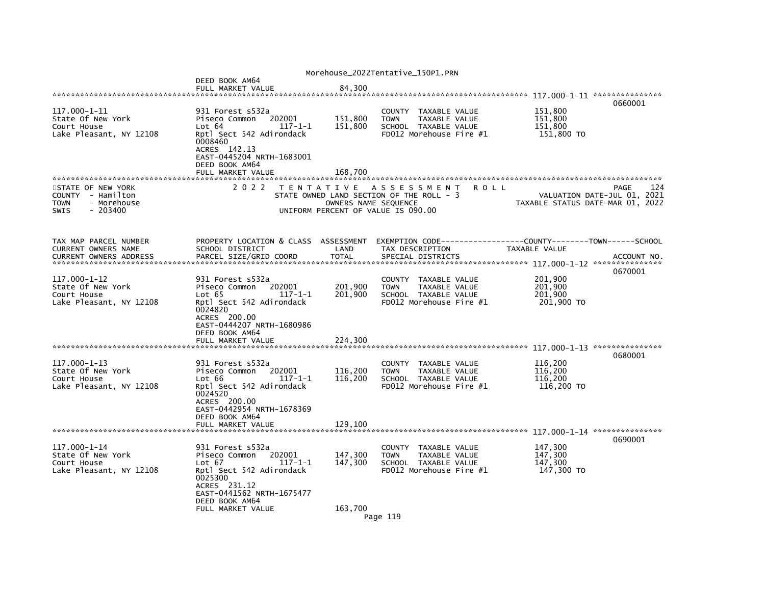DEED BOOK AM64
FULL MARKET VALUE 84,300

```
******************************************************************************************************* 117.000-1-11 ***************
                                                                                                                       0660001
117.000-1-11                   931 Forest s532a                          COUNTY  TAXABLE VALUE              151,800
State Of New York              Piseco Common   202001       151,800      TOWN    TAXABLE VALUE              151,800
Court House                    Lot 64              117-1-1   151,800      SCHOOL  TAXABLE VALUE              151,800
Lake Pleasant, NY 12108        Rptl Sect 542 Adirondack                  FD012 Morehouse Fire #1             151,800 TO
                               0008460
                               ACRES  142.13
                               EAST-0445204 NRTH-1683001
                               DEED BOOK AM64
                               FULL MARKET VALUE            168,700
*************************************************************************************************************************************
```

STATE OF NEW YORK
COUNTY - Hamilton
TOWN - Morehouse
SWIS - 203400

2 0 2 2 T E N T A T I V E A S S E S S M E N T R O L L
STATE OWNED LAND SECTION OF THE ROLL - 3
OWNERS NAME SEQUENCE
UNIFORM PERCENT OF VALUE IS 090.00

PAGE 124
VALUATION DATE-JUL 01, 2021
TAXABLE STATUS DATE-MAR 01, 2022

```
TAX MAP PARCEL NUMBER          PROPERTY LOCATION & CLASS  ASSESSMENT  EXEMPTION CODE------------------COUNTY--------TOWN------SCHOOL
CURRENT OWNERS NAME            SCHOOL DISTRICT               LAND      TAX DESCRIPTION            TAXABLE VALUE
CURRENT OWNERS ADDRESS         PARCEL SIZE/GRID COORD        TOTAL     SPECIAL DISTRICTS                                    ACCOUNT NO.
******************************************************************************************************* 117.000-1-12 ***************
                                                                                                                       0670001
117.000-1-12                   931 Forest s532a                          COUNTY  TAXABLE VALUE              201,900
State Of New York              Piseco Common   202001       201,900      TOWN    TAXABLE VALUE              201,900
Court House                    Lot 65              117-1-1   201,900      SCHOOL  TAXABLE VALUE              201,900
Lake Pleasant, NY 12108        Rptl Sect 542 Adirondack                  FD012 Morehouse Fire #1             201,900 TO
                               0024820
                               ACRES  200.00
                               EAST-0444207 NRTH-1680986
                               DEED BOOK AM64
                               FULL MARKET VALUE            224,300
******************************************************************************************************* 117.000-1-13 ***************
                                                                                                                       0680001
117.000-1-13                   931 Forest s532a                          COUNTY  TAXABLE VALUE              116,200
State Of New York              Piseco Common   202001       116,200      TOWN    TAXABLE VALUE              116,200
Court House                    Lot 66              117-1-1   116,200      SCHOOL  TAXABLE VALUE              116,200
Lake Pleasant, NY 12108        Rptl Sect 542 Adirondack                  FD012 Morehouse Fire #1             116,200 TO
                               0024520
                               ACRES  200.00
                               EAST-0442954 NRTH-1678369
                               DEED BOOK AM64
                               FULL MARKET VALUE            129,100
******************************************************************************************************* 117.000-1-14 ***************
                                                                                                                       0690001
117.000-1-14                   931 Forest s532a                          COUNTY  TAXABLE VALUE              147,300
State Of New York              Piseco Common   202001       147,300      TOWN    TAXABLE VALUE              147,300
Court House                    Lot 67              117-1-1   147,300      SCHOOL  TAXABLE VALUE              147,300
Lake Pleasant, NY 12108        Rptl Sect 542 Adirondack                  FD012 Morehouse Fire #1             147,300 TO
                               0025300
                               ACRES  231.12
                               EAST-0441562 NRTH-1675477
                               DEED BOOK AM64
                               FULL MARKET VALUE            163,700
```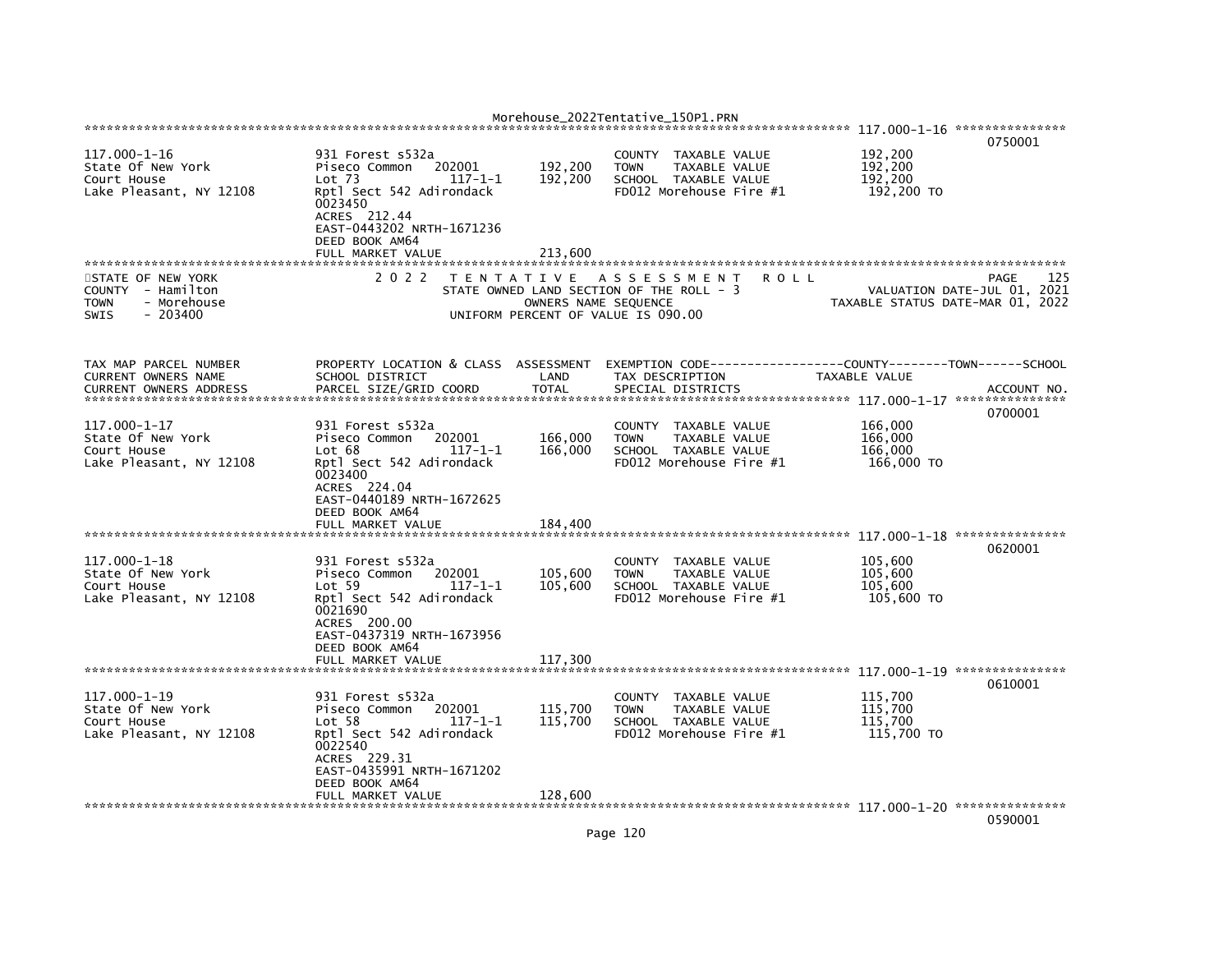```
********************************************************************************************************* 117.000-1-16 ***************
                                                                                                                        0750001
117.000-1-16              931 Forest s532a                         COUNTY  TAXABLE VALUE            192,200
State Of New York         Piseco Common   202001      192,200      TOWN    TAXABLE VALUE            192,200
Court House               Lot 73             117-1-1   192,200      SCHOOL  TAXABLE VALUE            192,200
Lake Pleasant, NY 12108   Rptl Sect 542 Adirondack                 FD012 Morehouse Fire #1           192,200 TO
                          0023450
                          ACRES  212.44
                          EAST-0443202 NRTH-1671236
                          DEED BOOK AM64
                          FULL MARKET VALUE           213,600
*************************************************************************************************************************************
STATE OF NEW YORK              2 0 2 2   T E N T A T I V E   A S S E S S M E N T   R O L L                              PAGE    125
COUNTY  - Hamilton                       STATE OWNED LAND SECTION OF THE ROLL - 3                       VALUATION DATE-JUL 01, 2021
TOWN    - Morehouse                           OWNERS NAME SEQUENCE                                 TAXABLE STATUS DATE-MAR 01, 2022
SWIS    - 203400                         UNIFORM PERCENT OF VALUE IS 090.00


TAX MAP PARCEL NUMBER     PROPERTY LOCATION & CLASS  ASSESSMENT  EXEMPTION CODE------------------COUNTY--------TOWN------SCHOOL
CURRENT OWNERS NAME       SCHOOL DISTRICT               LAND      TAX DESCRIPTION            TAXABLE VALUE
CURRENT OWNERS ADDRESS    PARCEL SIZE/GRID COORD       TOTAL      SPECIAL DISTRICTS                                       ACCOUNT NO.
********************************************************************************************************* 117.000-1-17 ***************
                                                                                                                        0700001
117.000-1-17              931 Forest s532a                         COUNTY  TAXABLE VALUE            166,000
State Of New York         Piseco Common   202001      166,000      TOWN    TAXABLE VALUE            166,000
Court House               Lot 68             117-1-1   166,000      SCHOOL  TAXABLE VALUE            166,000
Lake Pleasant, NY 12108   Rptl Sect 542 Adirondack                 FD012 Morehouse Fire #1           166,000 TO
                          0023400
                          ACRES  224.04
                          EAST-0440189 NRTH-1672625
                          DEED BOOK AM64
                          FULL MARKET VALUE           184,400
********************************************************************************************************* 117.000-1-18 ***************
                                                                                                                        0620001
117.000-1-18              931 Forest s532a                         COUNTY  TAXABLE VALUE            105,600
State Of New York         Piseco Common   202001      105,600      TOWN    TAXABLE VALUE            105,600
Court House               Lot 59             117-1-1   105,600      SCHOOL  TAXABLE VALUE            105,600
Lake Pleasant, NY 12108   Rptl Sect 542 Adirondack                 FD012 Morehouse Fire #1           105,600 TO
                          0021690
                          ACRES  200.00
                          EAST-0437319 NRTH-1673956
                          DEED BOOK AM64
                          FULL MARKET VALUE           117,300
********************************************************************************************************* 117.000-1-19 ***************
                                                                                                                        0610001
117.000-1-19              931 Forest s532a                         COUNTY  TAXABLE VALUE            115,700
State Of New York         Piseco Common   202001      115,700      TOWN    TAXABLE VALUE            115,700
Court House               Lot 58             117-1-1   115,700      SCHOOL  TAXABLE VALUE            115,700
Lake Pleasant, NY 12108   Rptl Sect 542 Adirondack                 FD012 Morehouse Fire #1           115,700 TO
                          0022540
                          ACRES  229.31
                          EAST-0435991 NRTH-1671202
                          DEED BOOK AM64
                          FULL MARKET VALUE           128,600
********************************************************************************************************* 117.000-1-20 ***************
                                                                                                                        0590001
```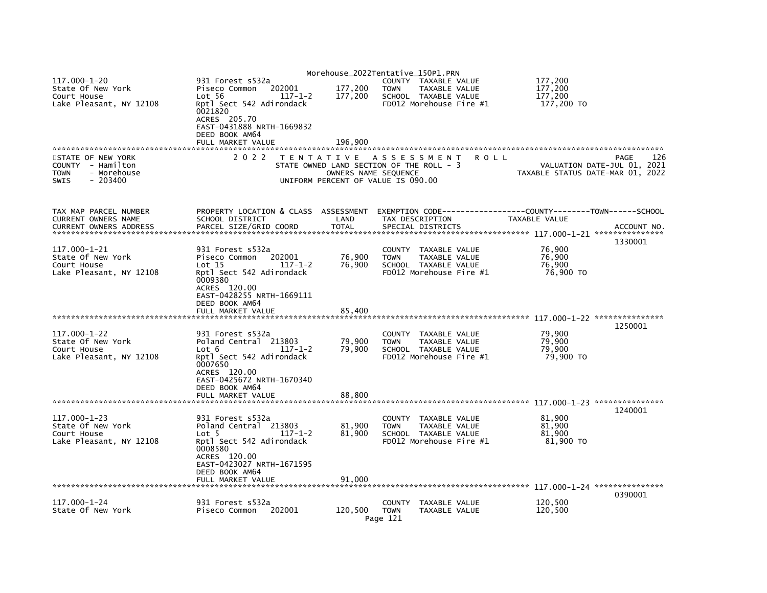```
117.000-1-20                   931 Forest s532a                              COUNTY  TAXABLE VALUE              177,200
State Of New York              Piseco Common   202001       177,200   TOWN    TAXABLE VALUE              177,200
Court House                    Lot 56              117-1-2    177,200   SCHOOL  TAXABLE VALUE              177,200
Lake Pleasant, NY 12108        Rptl Sect 542 Adirondack                 FD012 Morehouse Fire #1            177,200 TO
                               0021820
                               ACRES 205.70
                               EAST-0431888 NRTH-1669832
                               DEED BOOK AM64
                               FULL MARKET VALUE              196,900
******************************************************************************************************************************
STATE OF NEW YORK                2 0 2 2   T E N T A T I V E   A S S E S S M E N T   R O L L                        PAGE   126
COUNTY  - Hamilton                      STATE OWNED LAND SECTION OF THE ROLL - 3                  VALUATION DATE-JUL 01, 2021
TOWN    - Morehouse                         OWNERS NAME SEQUENCE                            TAXABLE STATUS DATE-MAR 01, 2022
SWIS    - 203400                      UNIFORM PERCENT OF VALUE IS 090.00


TAX MAP PARCEL NUMBER          PROPERTY LOCATION & CLASS  ASSESSMENT  EXEMPTION CODE-----------------COUNTY--------TOWN------SCHOOL
CURRENT OWNERS NAME            SCHOOL DISTRICT               LAND      TAX DESCRIPTION            TAXABLE VALUE
CURRENT OWNERS ADDRESS         PARCEL SIZE/GRID COORD        TOTAL     SPECIAL DISTRICTS                                   ACCOUNT NO.
****************************************************************************************************** 117.000-1-21 ***************
                                                                                                                      1330001
117.000-1-21                   931 Forest s532a                              COUNTY  TAXABLE VALUE               76,900
State Of New York              Piseco Common   202001        76,900   TOWN    TAXABLE VALUE               76,900
Court House                    Lot 15              117-1-2     76,900   SCHOOL  TAXABLE VALUE               76,900
Lake Pleasant, NY 12108        Rptl Sect 542 Adirondack                 FD012 Morehouse Fire #1             76,900 TO
                               0009380
                               ACRES 120.00
                               EAST-0428255 NRTH-1669111
                               DEED BOOK AM64
                               FULL MARKET VALUE               85,400
****************************************************************************************************** 117.000-1-22 ***************
                                                                                                                      1250001
117.000-1-22                   931 Forest s532a                              COUNTY  TAXABLE VALUE               79,900
State Of New York              Poland Central  213803        79,900   TOWN    TAXABLE VALUE               79,900
Court House                    Lot 6               117-1-2     79,900   SCHOOL  TAXABLE VALUE               79,900
Lake Pleasant, NY 12108        Rptl Sect 542 Adirondack                 FD012 Morehouse Fire #1             79,900 TO
                               0007650
                               ACRES 120.00
                               EAST-0425672 NRTH-1670340
                               DEED BOOK AM64
                               FULL MARKET VALUE               88,800
****************************************************************************************************** 117.000-1-23 ***************
                                                                                                                      1240001
117.000-1-23                   931 Forest s532a                              COUNTY  TAXABLE VALUE               81,900
State Of New York              Poland Central  213803        81,900   TOWN    TAXABLE VALUE               81,900
Court House                    Lot 5               117-1-2     81,900   SCHOOL  TAXABLE VALUE               81,900
Lake Pleasant, NY 12108        Rptl Sect 542 Adirondack                 FD012 Morehouse Fire #1             81,900 TO
                               0008580
                               ACRES 120.00
                               EAST-0423027 NRTH-1671595
                               DEED BOOK AM64
                               FULL MARKET VALUE               91,000
****************************************************************************************************** 117.000-1-24 ***************
                                                                                                                      0390001
117.000-1-24                   931 Forest s532a                              COUNTY  TAXABLE VALUE              120,500
State Of New York              Piseco Common   202001       120,500   TOWN    TAXABLE VALUE              120,500
```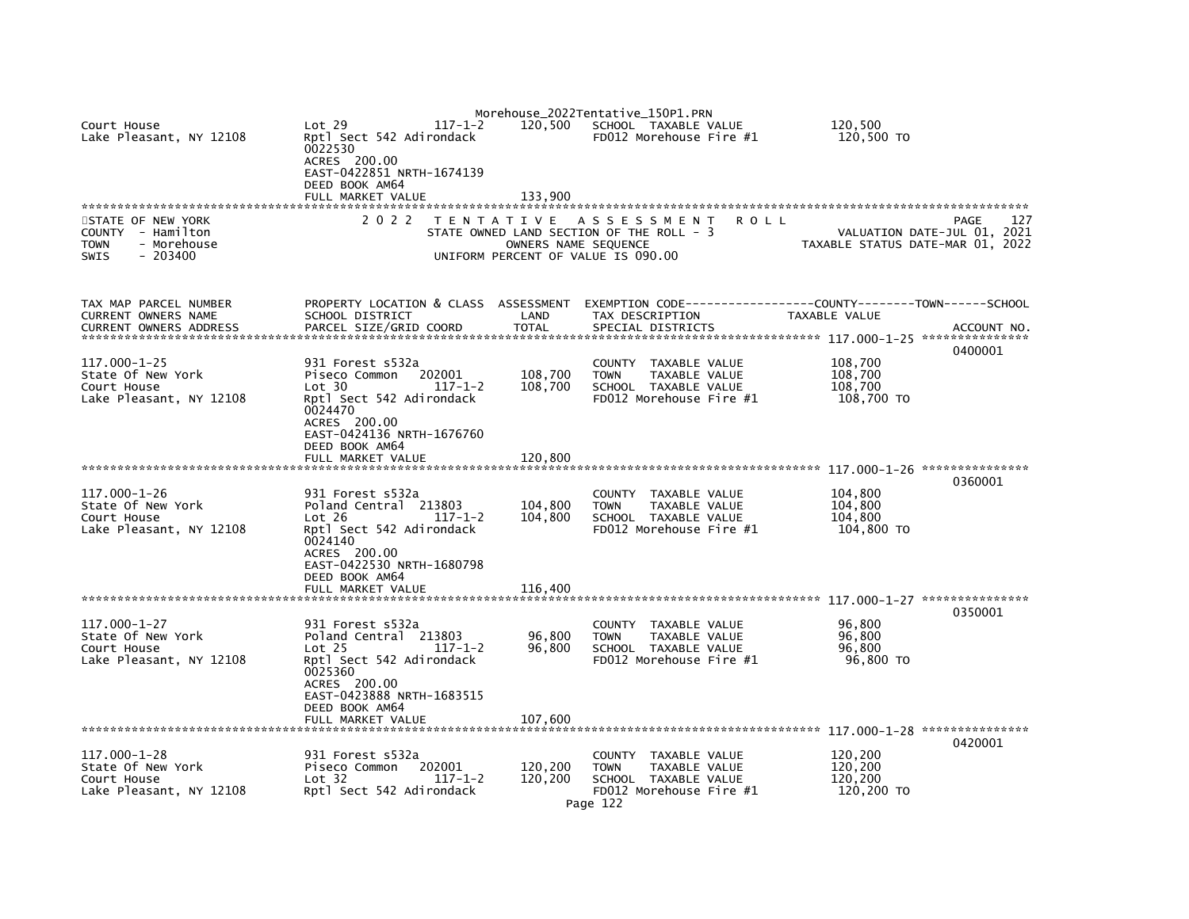Morehouse_2022Tentative_150P1.PRN

```
Court House                  Lot 29              117-1-2      120,500   SCHOOL  TAXABLE VALUE             120,500
Lake Pleasant, NY 12108      Rptl Sect 542 Adirondack                   FD012 Morehouse Fire #1            120,500 TO
                             0022530
                             ACRES  200.00
                             EAST-0422851 NRTH-1674139
                             DEED BOOK AM64
                             FULL MARKET VALUE                133,900
******************************************************************************************************************************
STATE OF NEW YORK                2 0 2 2   T E N T A T I V E   A S S E S S M E N T   R O L L                         PAGE    127
COUNTY  - Hamilton                         STATE OWNED LAND SECTION OF THE ROLL - 3                VALUATION DATE-JUL 01, 2021
TOWN    - Morehouse                              OWNERS NAME SEQUENCE                        TAXABLE STATUS DATE-MAR 01, 2022
SWIS    - 203400                           UNIFORM PERCENT OF VALUE IS 090.00


TAX MAP PARCEL NUMBER        PROPERTY LOCATION & CLASS  ASSESSMENT  EXEMPTION CODE-----------------COUNTY--------TOWN------SCHOOL
CURRENT OWNERS NAME          SCHOOL DISTRICT               LAND      TAX DESCRIPTION              TAXABLE VALUE
CURRENT OWNERS ADDRESS       PARCEL SIZE/GRID COORD        TOTAL     SPECIAL DISTRICTS                                 ACCOUNT NO.
******************************************************************************************** 117.000-1-25 ***************
                                                                                                                   0400001
117.000-1-25                 931 Forest s532a                        COUNTY  TAXABLE VALUE             108,700
State Of New York            Piseco Common    202001      108,700   TOWN    TAXABLE VALUE             108,700
Court House                  Lot 30              117-1-2      108,700   SCHOOL  TAXABLE VALUE             108,700
Lake Pleasant, NY 12108      Rptl Sect 542 Adirondack                   FD012 Morehouse Fire #1            108,700 TO
                             0024470
                             ACRES  200.00
                             EAST-0424136 NRTH-1676760
                             DEED BOOK AM64
                             FULL MARKET VALUE                120,800
******************************************************************************************** 117.000-1-26 ***************
                                                                                                                   0360001
117.000-1-26                 931 Forest s532a                        COUNTY  TAXABLE VALUE             104,800
State Of New York            Poland Central  213803       104,800   TOWN    TAXABLE VALUE             104,800
Court House                  Lot 26              117-1-2      104,800   SCHOOL  TAXABLE VALUE             104,800
Lake Pleasant, NY 12108      Rptl Sect 542 Adirondack                   FD012 Morehouse Fire #1            104,800 TO
                             0024140
                             ACRES  200.00
                             EAST-0422530 NRTH-1680798
                             DEED BOOK AM64
                             FULL MARKET VALUE                116,400
******************************************************************************************** 117.000-1-27 ***************
                                                                                                                   0350001
117.000-1-27                 931 Forest s532a                        COUNTY  TAXABLE VALUE              96,800
State Of New York            Poland Central  213803        96,800   TOWN    TAXABLE VALUE              96,800
Court House                  Lot 25              117-1-2       96,800   SCHOOL  TAXABLE VALUE              96,800
Lake Pleasant, NY 12108      Rptl Sect 542 Adirondack                   FD012 Morehouse Fire #1             96,800 TO
                             0025360
                             ACRES  200.00
                             EAST-0423888 NRTH-1683515
                             DEED BOOK AM64
                             FULL MARKET VALUE                107,600
******************************************************************************************** 117.000-1-28 ***************
                                                                                                                   0420001
117.000-1-28                 931 Forest s532a                        COUNTY  TAXABLE VALUE             120,200
State Of New York            Piseco Common    202001      120,200   TOWN    TAXABLE VALUE             120,200
Court House                  Lot 32              117-1-2      120,200   SCHOOL  TAXABLE VALUE             120,200
Lake Pleasant, NY 12108      Rptl Sect 542 Adirondack                   FD012 Morehouse Fire #1            120,200 TO
```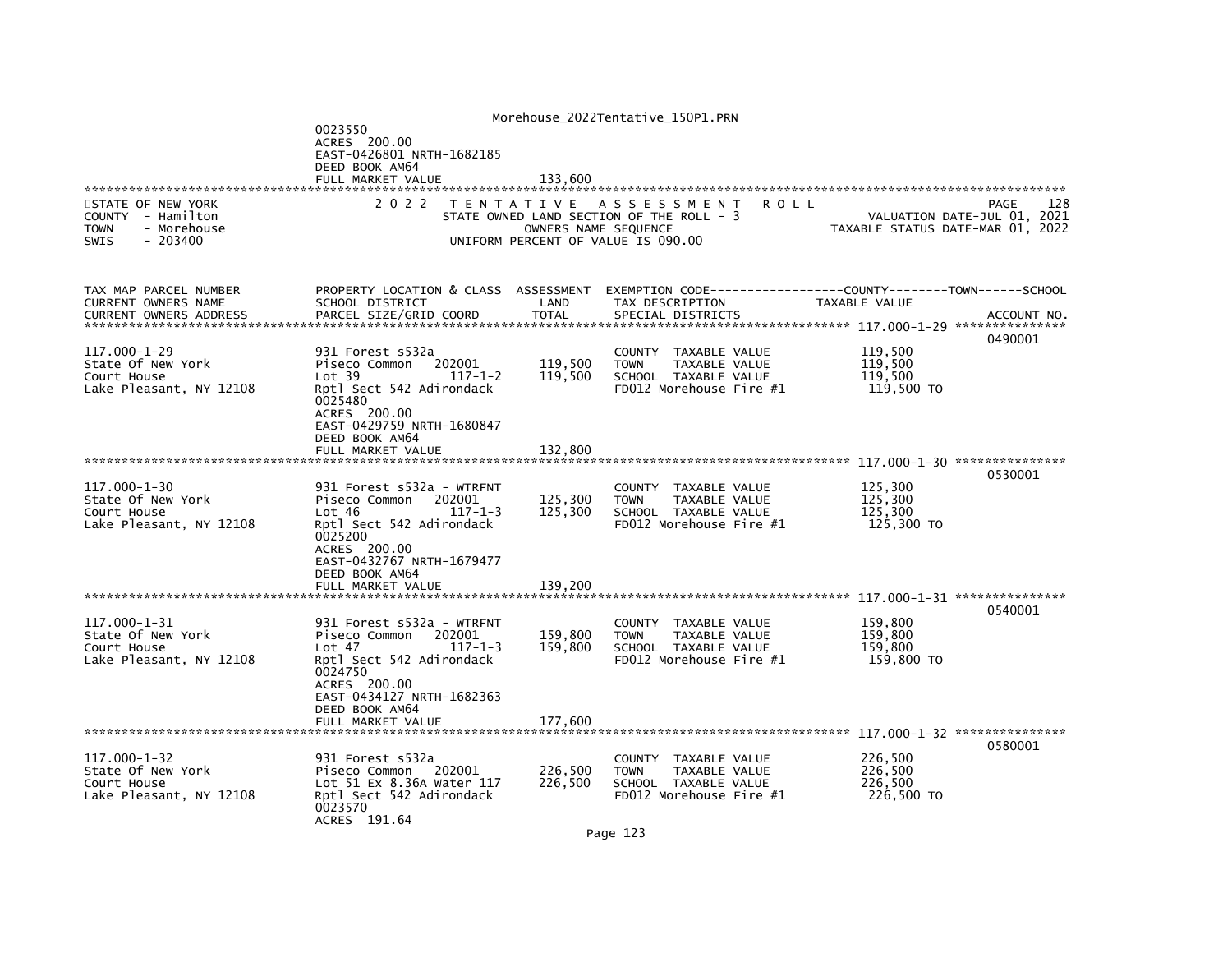```
                                         0023550
                                         ACRES  200.00
                                         EAST-0426801 NRTH-1682185
                                         DEED BOOK AM64
                                         FULL MARKET VALUE              133,600
******************************************************************************************************************************************
STATE OF NEW YORK                        2 0 2 2   T E N T A T I V E   A S S E S S M E N T   R O L L                                PAGE    128
COUNTY  - Hamilton                                 STATE OWNED LAND SECTION OF THE ROLL - 3                        VALUATION DATE-JUL 01, 2021
TOWN    - Morehouse                                          OWNERS NAME SEQUENCE                           TAXABLE STATUS DATE-MAR 01, 2022
SWIS    - 203400                                   UNIFORM PERCENT OF VALUE IS 090.00


TAX MAP PARCEL NUMBER          PROPERTY LOCATION & CLASS  ASSESSMENT  EXEMPTION CODE------------------COUNTY--------TOWN------SCHOOL
CURRENT OWNERS NAME            SCHOOL DISTRICT               LAND      TAX DESCRIPTION              TAXABLE VALUE
CURRENT OWNERS ADDRESS         PARCEL SIZE/GRID COORD        TOTAL     SPECIAL DISTRICTS                                          ACCOUNT NO.
****************************************************************************************************** 117.000-1-29 ***************
                                                                                                                            0490001
117.000-1-29                   931 Forest s532a                        COUNTY  TAXABLE VALUE              119,500
State Of New York              Piseco Common   202001      119,500     TOWN    TAXABLE VALUE              119,500
Court House                    Lot 39            117-1-2   119,500     SCHOOL  TAXABLE VALUE              119,500
Lake Pleasant, NY 12108        Rptl Sect 542 Adirondack                FD012 Morehouse Fire #1             119,500 TO
                               0025480
                               ACRES  200.00
                               EAST-0429759 NRTH-1680847
                               DEED BOOK AM64
                               FULL MARKET VALUE              132,800
****************************************************************************************************** 117.000-1-30 ***************
                                                                                                                            0530001
117.000-1-30                   931 Forest s532a - WTRFNT               COUNTY  TAXABLE VALUE              125,300
State Of New York              Piseco Common   202001      125,300     TOWN    TAXABLE VALUE              125,300
Court House                    Lot 46            117-1-3   125,300     SCHOOL  TAXABLE VALUE              125,300
Lake Pleasant, NY 12108        Rptl Sect 542 Adirondack                FD012 Morehouse Fire #1             125,300 TO
                               0025200
                               ACRES  200.00
                               EAST-0432767 NRTH-1679477
                               DEED BOOK AM64
                               FULL MARKET VALUE              139,200
****************************************************************************************************** 117.000-1-31 ***************
                                                                                                                            0540001
117.000-1-31                   931 Forest s532a - WTRFNT               COUNTY  TAXABLE VALUE              159,800
State Of New York              Piseco Common   202001      159,800     TOWN    TAXABLE VALUE              159,800
Court House                    Lot 47            117-1-3   159,800     SCHOOL  TAXABLE VALUE              159,800
Lake Pleasant, NY 12108        Rptl Sect 542 Adirondack                FD012 Morehouse Fire #1             159,800 TO
                               0024750
                               ACRES  200.00
                               EAST-0434127 NRTH-1682363
                               DEED BOOK AM64
                               FULL MARKET VALUE              177,600
****************************************************************************************************** 117.000-1-32 ***************
                                                                                                                            0580001
117.000-1-32                   931 Forest s532a                        COUNTY  TAXABLE VALUE              226,500
State Of New York              Piseco Common   202001      226,500     TOWN    TAXABLE VALUE              226,500
Court House                    Lot 51 Ex 8.36A Water 117   226,500     SCHOOL  TAXABLE VALUE              226,500
Lake Pleasant, NY 12108        Rptl Sect 542 Adirondack                FD012 Morehouse Fire #1             226,500 TO
                               0023570
                               ACRES  191.64
```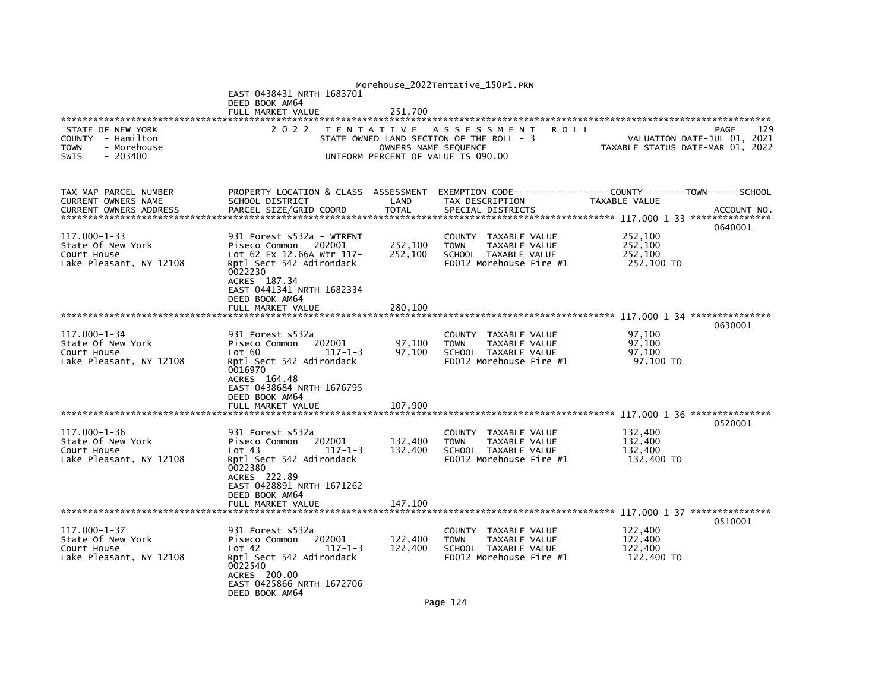```
                                          Morehouse_2022Tentative_150P1.PRN
                              EAST-0438431 NRTH-1683701
                              DEED BOOK AM64
                              FULL MARKET VALUE             251,700
*********************************************************************************************************************************
STATE OF NEW YORK             2 0 2 2   T E N T A T I V E   A S S E S S M E N T   R O L L                           PAGE    129
COUNTY  - Hamilton                      STATE OWNED LAND SECTION OF THE ROLL - 3                    VALUATION DATE-JUL 01, 2021
TOWN    - Morehouse                            OWNERS NAME SEQUENCE                          TAXABLE STATUS DATE-MAR 01, 2022
SWIS    - 203400                        UNIFORM PERCENT OF VALUE IS 090.00


TAX MAP PARCEL NUMBER         PROPERTY LOCATION & CLASS  ASSESSMENT  EXEMPTION CODE-----------------COUNTY--------TOWN------SCHOOL
CURRENT OWNERS NAME           SCHOOL DISTRICT               LAND      TAX DESCRIPTION            TAXABLE VALUE
CURRENT OWNERS ADDRESS        PARCEL SIZE/GRID COORD        TOTAL     SPECIAL DISTRICTS                                  ACCOUNT NO.
*********************************************************************************************** 117.000-1-33 ***************
                                                                                                                  0640001
117.000-1-33                  931 Forest s532a - WTRFNT               COUNTY  TAXABLE VALUE            252,100
State Of New York             Piseco Common   202001       252,100    TOWN    TAXABLE VALUE            252,100
Court House                   Lot 62 Ex 12.66A Wtr 117-    252,100    SCHOOL  TAXABLE VALUE            252,100
Lake Pleasant, NY 12108       Rptl Sect 542 Adirondack                FD012 Morehouse Fire #1           252,100 TO
                              0022230
                              ACRES  187.34
                              EAST-0441341 NRTH-1682334
                              DEED BOOK AM64
                              FULL MARKET VALUE             280,100
*********************************************************************************************** 117.000-1-34 ***************
                                                                                                                  0630001
117.000-1-34                  931 Forest s532a                        COUNTY  TAXABLE VALUE             97,100
State Of New York             Piseco Common   202001        97,100    TOWN    TAXABLE VALUE             97,100
Court House                   Lot 60            117-1-3     97,100    SCHOOL  TAXABLE VALUE             97,100
Lake Pleasant, NY 12108       Rptl Sect 542 Adirondack                FD012 Morehouse Fire #1            97,100 TO
                              0016970
                              ACRES  164.48
                              EAST-0438684 NRTH-1676795
                              DEED BOOK AM64
                              FULL MARKET VALUE             107,900
*********************************************************************************************** 117.000-1-36 ***************
                                                                                                                  0520001
117.000-1-36                  931 Forest s532a                        COUNTY  TAXABLE VALUE            132,400
State Of New York             Piseco Common   202001       132,400    TOWN    TAXABLE VALUE            132,400
Court House                   Lot 43            117-1-3    132,400    SCHOOL  TAXABLE VALUE            132,400
Lake Pleasant, NY 12108       Rptl Sect 542 Adirondack                FD012 Morehouse Fire #1           132,400 TO
                              0022380
                              ACRES  222.89
                              EAST-0428891 NRTH-1671262
                              DEED BOOK AM64
                              FULL MARKET VALUE             147,100
*********************************************************************************************** 117.000-1-37 ***************
                                                                                                                  0510001
117.000-1-37                  931 Forest s532a                        COUNTY  TAXABLE VALUE            122,400
State Of New York             Piseco Common   202001       122,400    TOWN    TAXABLE VALUE            122,400
Court House                   Lot 42            117-1-3    122,400    SCHOOL  TAXABLE VALUE            122,400
Lake Pleasant, NY 12108       Rptl Sect 542 Adirondack                FD012 Morehouse Fire #1           122,400 TO
                              0022540
                              ACRES  200.00
                              EAST-0425866 NRTH-1672706
                              DEED BOOK AM64
```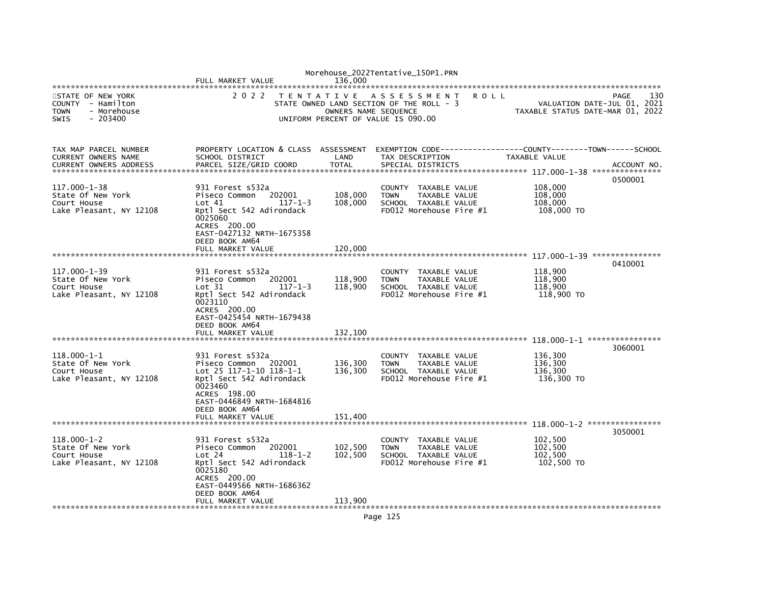FULL MARKET VALUE 136,000

STATE OF NEW YORK
COUNTY - Hamilton
TOWN - Morehouse
SWIS - 203400

2 0 2 2 T E N T A T I V E A S S E S S M E N T R O L L
STATE OWNED LAND SECTION OF THE ROLL - 3
OWNERS NAME SEQUENCE
UNIFORM PERCENT OF VALUE IS 090.00

PAGE 130
VALUATION DATE-JUL 01, 2021
TAXABLE STATUS DATE-MAR 01, 2022

| TAX MAP PARCEL NUMBER / CURRENT OWNERS NAME / CURRENT OWNERS ADDRESS | PROPERTY LOCATION & CLASS / SCHOOL DISTRICT / PARCEL SIZE/GRID COORD | ASSESSMENT LAND / TOTAL | EXEMPTION CODE / TAX DESCRIPTION / SPECIAL DISTRICTS | COUNTY--------TOWN------SCHOOL TAXABLE VALUE | ACCOUNT NO. |
|---|---|---|---|---|---|
| 117.000-1-38 | | | | | 0500001 |
| 117.000-1-38 | 931 Forest s532a | | COUNTY TAXABLE VALUE | 108,000 | |
| State Of New York | Piseco Common 202001 | 108,000 | TOWN TAXABLE VALUE | 108,000 | |
| Court House | Lot 41 117-1-3 | 108,000 | SCHOOL TAXABLE VALUE | 108,000 | |
| Lake Pleasant, NY 12108 | Rptl Sect 542 Adirondack | | FD012 Morehouse Fire #1 | 108,000 TO | |
| | 0025060 | | | | |
| | ACRES 200.00 | | | | |
| | EAST-0427132 NRTH-1675358 | | | | |
| | DEED BOOK AM64 | | | | |
| | FULL MARKET VALUE | 120,000 | | | |
| 117.000-1-39 | | | | | 0410001 |
| 117.000-1-39 | 931 Forest s532a | | COUNTY TAXABLE VALUE | 118,900 | |
| State Of New York | Piseco Common 202001 | 118,900 | TOWN TAXABLE VALUE | 118,900 | |
| Court House | Lot 31 117-1-3 | 118,900 | SCHOOL TAXABLE VALUE | 118,900 | |
| Lake Pleasant, NY 12108 | Rptl Sect 542 Adirondack | | FD012 Morehouse Fire #1 | 118,900 TO | |
| | 0023110 | | | | |
| | ACRES 200.00 | | | | |
| | EAST-0425454 NRTH-1679438 | | | | |
| | DEED BOOK AM64 | | | | |
| | FULL MARKET VALUE | 132,100 | | | |
| 118.000-1-1 | | | | | 3060001 |
| 118.000-1-1 | 931 Forest s532a | | COUNTY TAXABLE VALUE | 136,300 | |
| State Of New York | Piseco Common 202001 | 136,300 | TOWN TAXABLE VALUE | 136,300 | |
| Court House | Lot 25 117-1-10 118-1-1 | 136,300 | SCHOOL TAXABLE VALUE | 136,300 | |
| Lake Pleasant, NY 12108 | Rptl Sect 542 Adirondack | | FD012 Morehouse Fire #1 | 136,300 TO | |
| | 0023460 | | | | |
| | ACRES 198.00 | | | | |
| | EAST-0446849 NRTH-1684816 | | | | |
| | DEED BOOK AM64 | | | | |
| | FULL MARKET VALUE | 151,400 | | | |
| 118.000-1-2 | | | | | 3050001 |
| 118.000-1-2 | 931 Forest s532a | | COUNTY TAXABLE VALUE | 102,500 | |
| State Of New York | Piseco Common 202001 | 102,500 | TOWN TAXABLE VALUE | 102,500 | |
| Court House | Lot 24 118-1-2 | 102,500 | SCHOOL TAXABLE VALUE | 102,500 | |
| Lake Pleasant, NY 12108 | Rptl Sect 542 Adirondack | | FD012 Morehouse Fire #1 | 102,500 TO | |
| | 0025180 | | | | |
| | ACRES 200.00 | | | | |
| | EAST-0449566 NRTH-1686362 | | | | |
| | DEED BOOK AM64 | | | | |
| | FULL MARKET VALUE | 113,900 | | | |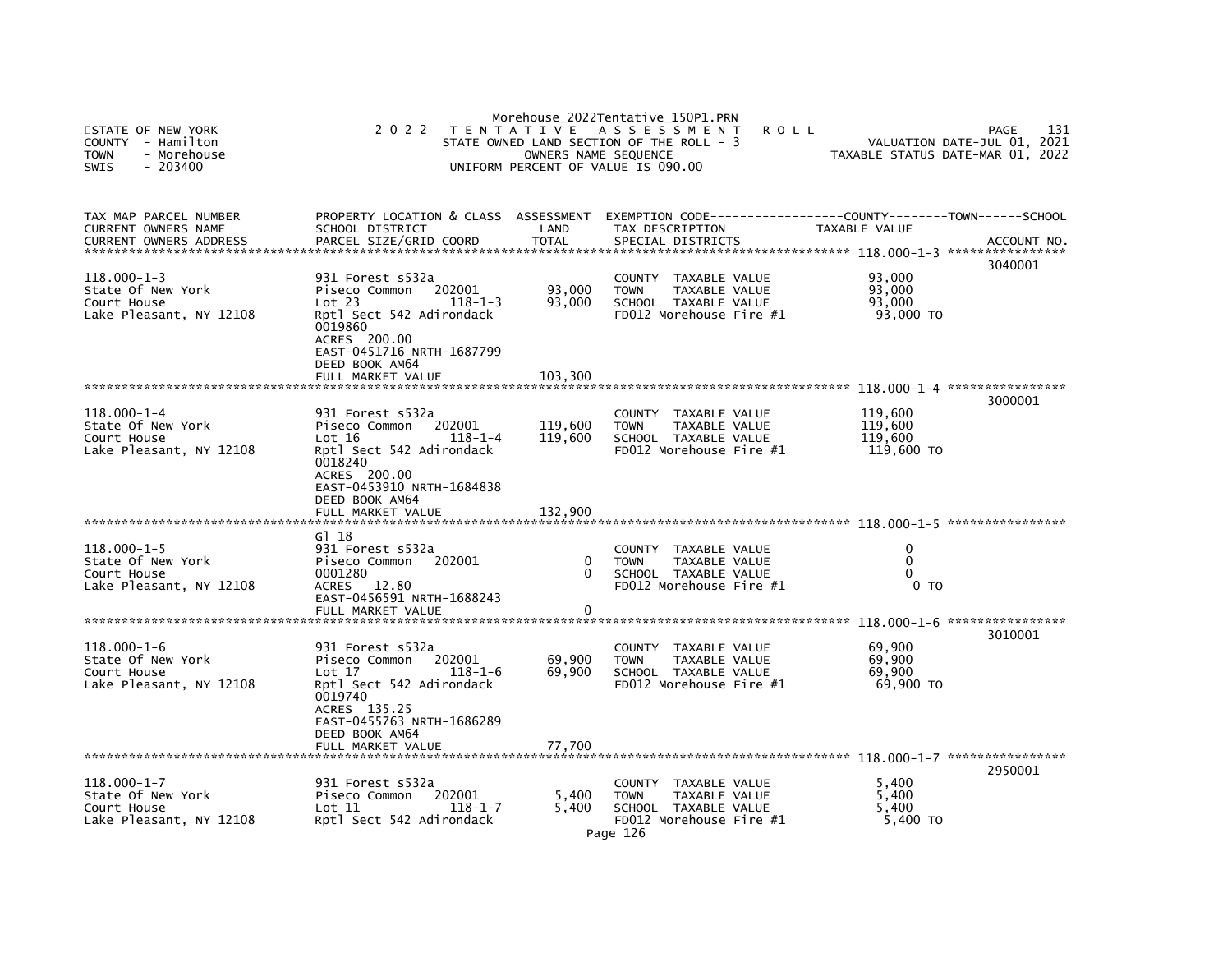Morehouse_2022Tentative_150P1.PRN

STATE OF NEW YORK
COUNTY - Hamilton
TOWN - Morehouse
SWIS - 203400

2 0 2 2 T E N T A T I V E A S S E S S M E N T R O L L
STATE OWNED LAND SECTION OF THE ROLL - 3
OWNERS NAME SEQUENCE
UNIFORM PERCENT OF VALUE IS 090.00

PAGE 131
VALUATION DATE-JUL 01, 2021
TAXABLE STATUS DATE-MAR 01, 2022

| TAX MAP PARCEL NUMBER / CURRENT OWNERS NAME / CURRENT OWNERS ADDRESS | PROPERTY LOCATION & CLASS / SCHOOL DISTRICT / PARCEL SIZE/GRID COORD | ASSESSMENT LAND / TOTAL | EXEMPTION CODE / TAX DESCRIPTION / SPECIAL DISTRICTS | TAXABLE VALUE (COUNTY / TOWN / SCHOOL) | ACCOUNT NO. |
|---|---|---|---|---|---|
| 118.000-1-3 | | | | | 3040001 |
| 118.000-1-3 | 931 Forest s532a | | COUNTY TAXABLE VALUE | 93,000 | |
| State Of New York | Piseco Common 202001 | 93,000 | TOWN TAXABLE VALUE | 93,000 | |
| Court House | Lot 23 118-1-3 | 93,000 | SCHOOL TAXABLE VALUE | 93,000 | |
| Lake Pleasant, NY 12108 | Rptl Sect 542 Adirondack | | FD012 Morehouse Fire #1 | 93,000 TO | |
| | 0019860 | | | | |
| | ACRES 200.00 | | | | |
| | EAST-0451716 NRTH-1687799 | | | | |
| | DEED BOOK AM64 | | | | |
| | FULL MARKET VALUE | 103,300 | | | |
| 118.000-1-4 | | | | | 3000001 |
| 118.000-1-4 | 931 Forest s532a | | COUNTY TAXABLE VALUE | 119,600 | |
| State Of New York | Piseco Common 202001 | 119,600 | TOWN TAXABLE VALUE | 119,600 | |
| Court House | Lot 16 118-1-4 | 119,600 | SCHOOL TAXABLE VALUE | 119,600 | |
| Lake Pleasant, NY 12108 | Rptl Sect 542 Adirondack | | FD012 Morehouse Fire #1 | 119,600 TO | |
| | 0018240 | | | | |
| | ACRES 200.00 | | | | |
| | EAST-0453910 NRTH-1684838 | | | | |
| | DEED BOOK AM64 | | | | |
| | FULL MARKET VALUE | 132,900 | | | |
| 118.000-1-5 | | | | | |
| | Gl 18 | | | | |
| 118.000-1-5 | 931 Forest s532a | | COUNTY TAXABLE VALUE | 0 | |
| State Of New York | Piseco Common 202001 | 0 | TOWN TAXABLE VALUE | 0 | |
| Court House | 0001280 | 0 | SCHOOL TAXABLE VALUE | 0 | |
| Lake Pleasant, NY 12108 | ACRES 12.80 | | FD012 Morehouse Fire #1 | 0 TO | |
| | EAST-0456591 NRTH-1688243 | | | | |
| | FULL MARKET VALUE | 0 | | | |
| 118.000-1-6 | | | | | 3010001 |
| 118.000-1-6 | 931 Forest s532a | | COUNTY TAXABLE VALUE | 69,900 | |
| State Of New York | Piseco Common 202001 | 69,900 | TOWN TAXABLE VALUE | 69,900 | |
| Court House | Lot 17 118-1-6 | 69,900 | SCHOOL TAXABLE VALUE | 69,900 | |
| Lake Pleasant, NY 12108 | Rptl Sect 542 Adirondack | | FD012 Morehouse Fire #1 | 69,900 TO | |
| | 0019740 | | | | |
| | ACRES 135.25 | | | | |
| | EAST-0455763 NRTH-1686289 | | | | |
| | DEED BOOK AM64 | | | | |
| | FULL MARKET VALUE | 77,700 | | | |
| 118.000-1-7 | | | | | 2950001 |
| 118.000-1-7 | 931 Forest s532a | | COUNTY TAXABLE VALUE | 5,400 | |
| State Of New York | Piseco Common 202001 | 5,400 | TOWN TAXABLE VALUE | 5,400 | |
| Court House | Lot 11 118-1-7 | 5,400 | SCHOOL TAXABLE VALUE | 5,400 | |
| Lake Pleasant, NY 12108 | Rptl Sect 542 Adirondack | | FD012 Morehouse Fire #1 | 5,400 TO | |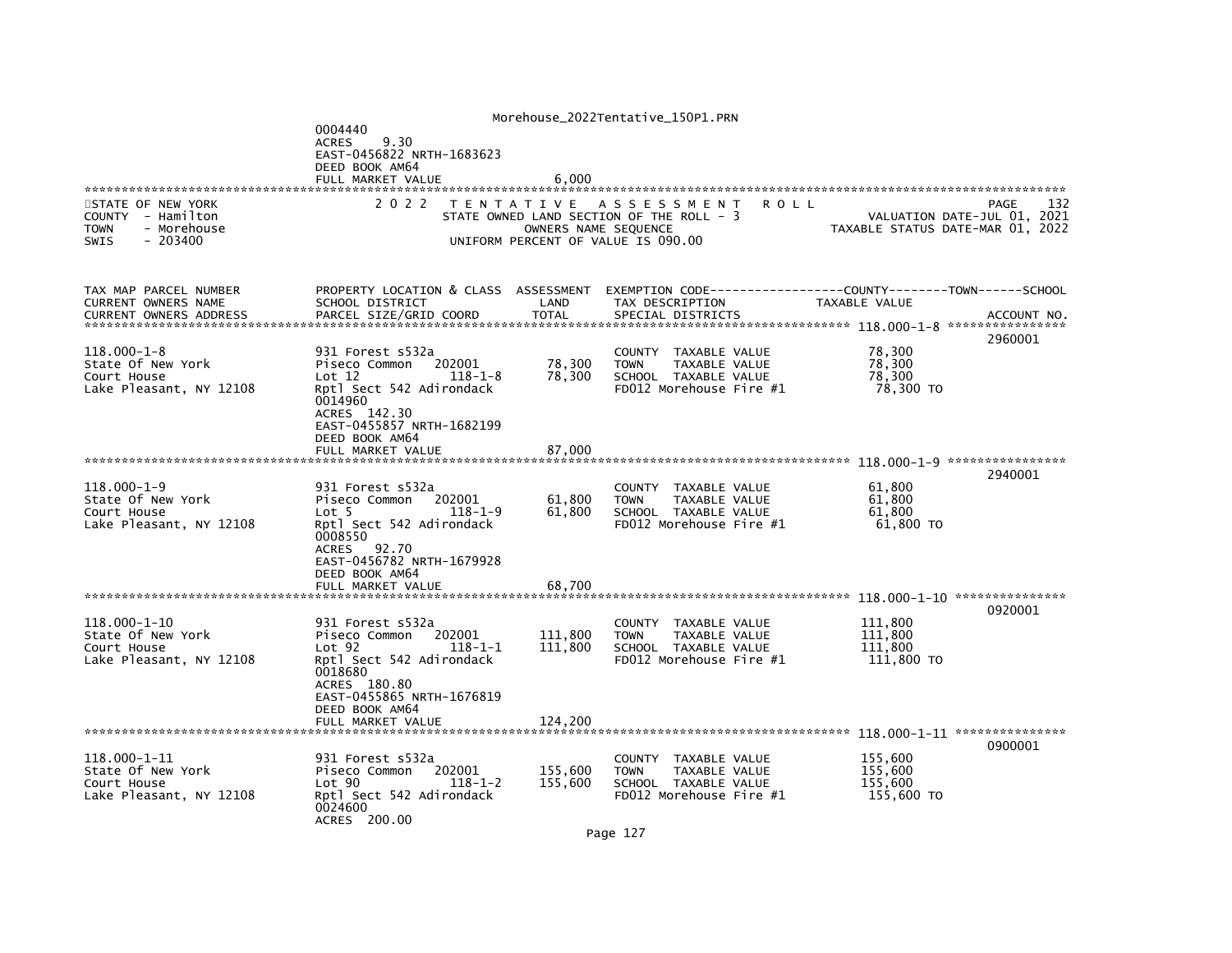0004440
ACRES 9.30
EAST-0456822 NRTH-1683623
DEED BOOK AM64
FULL MARKET VALUE 6,000

STATE OF NEW YORK
COUNTY - Hamilton
TOWN - Morehouse
SWIS - 203400

2 0 2 2 T E N T A T I V E A S S E S S M E N T R O L L
STATE OWNED LAND SECTION OF THE ROLL - 3
OWNERS NAME SEQUENCE
UNIFORM PERCENT OF VALUE IS 090.00

PAGE 132
VALUATION DATE-JUL 01, 2021
TAXABLE STATUS DATE-MAR 01, 2022

| TAX MAP PARCEL NUMBER / CURRENT OWNERS NAME / CURRENT OWNERS ADDRESS | PROPERTY LOCATION & CLASS / SCHOOL DISTRICT / PARCEL SIZE/GRID COORD | ASSESSMENT LAND / TOTAL | EXEMPTION CODE / TAX DESCRIPTION / SPECIAL DISTRICTS | COUNTY--------TOWN------SCHOOL TAXABLE VALUE | ACCOUNT NO. |
|---|---|---|---|---|---|
| 118.000-1-8 | | | | | 2960001 |
| 118.000-1-8 | 931 Forest s532a | | COUNTY TAXABLE VALUE | 78,300 | |
| State Of New York | Piseco Common 202001 | 78,300 | TOWN TAXABLE VALUE | 78,300 | |
| Court House | Lot 12 118-1-8 | 78,300 | SCHOOL TAXABLE VALUE | 78,300 | |
| Lake Pleasant, NY 12108 | Rptl Sect 542 Adirondack | | FD012 Morehouse Fire #1 | 78,300 TO | |
| | 0014960 | | | | |
| | ACRES 142.30 | | | | |
| | EAST-0455857 NRTH-1682199 | | | | |
| | DEED BOOK AM64 | | | | |
| | FULL MARKET VALUE | 87,000 | | | |
| 118.000-1-9 | | | | | 2940001 |
| 118.000-1-9 | 931 Forest s532a | | COUNTY TAXABLE VALUE | 61,800 | |
| State Of New York | Piseco Common 202001 | 61,800 | TOWN TAXABLE VALUE | 61,800 | |
| Court House | Lot 5 118-1-9 | 61,800 | SCHOOL TAXABLE VALUE | 61,800 | |
| Lake Pleasant, NY 12108 | Rptl Sect 542 Adirondack | | FD012 Morehouse Fire #1 | 61,800 TO | |
| | 0008550 | | | | |
| | ACRES 92.70 | | | | |
| | EAST-0456782 NRTH-1679928 | | | | |
| | DEED BOOK AM64 | | | | |
| | FULL MARKET VALUE | 68,700 | | | |
| 118.000-1-10 | | | | | 0920001 |
| 118.000-1-10 | 931 Forest s532a | | COUNTY TAXABLE VALUE | 111,800 | |
| State Of New York | Piseco Common 202001 | 111,800 | TOWN TAXABLE VALUE | 111,800 | |
| Court House | Lot 92 118-1-1 | 111,800 | SCHOOL TAXABLE VALUE | 111,800 | |
| Lake Pleasant, NY 12108 | Rptl Sect 542 Adirondack | | FD012 Morehouse Fire #1 | 111,800 TO | |
| | 0018680 | | | | |
| | ACRES 180.80 | | | | |
| | EAST-0455865 NRTH-1676819 | | | | |
| | DEED BOOK AM64 | | | | |
| | FULL MARKET VALUE | 124,200 | | | |
| 118.000-1-11 | | | | | 0900001 |
| 118.000-1-11 | 931 Forest s532a | | COUNTY TAXABLE VALUE | 155,600 | |
| State Of New York | Piseco Common 202001 | 155,600 | TOWN TAXABLE VALUE | 155,600 | |
| Court House | Lot 90 118-1-2 | 155,600 | SCHOOL TAXABLE VALUE | 155,600 | |
| Lake Pleasant, NY 12108 | Rptl Sect 542 Adirondack | | FD012 Morehouse Fire #1 | 155,600 TO | |
| | 0024600 | | | | |
| | ACRES 200.00 | | | | |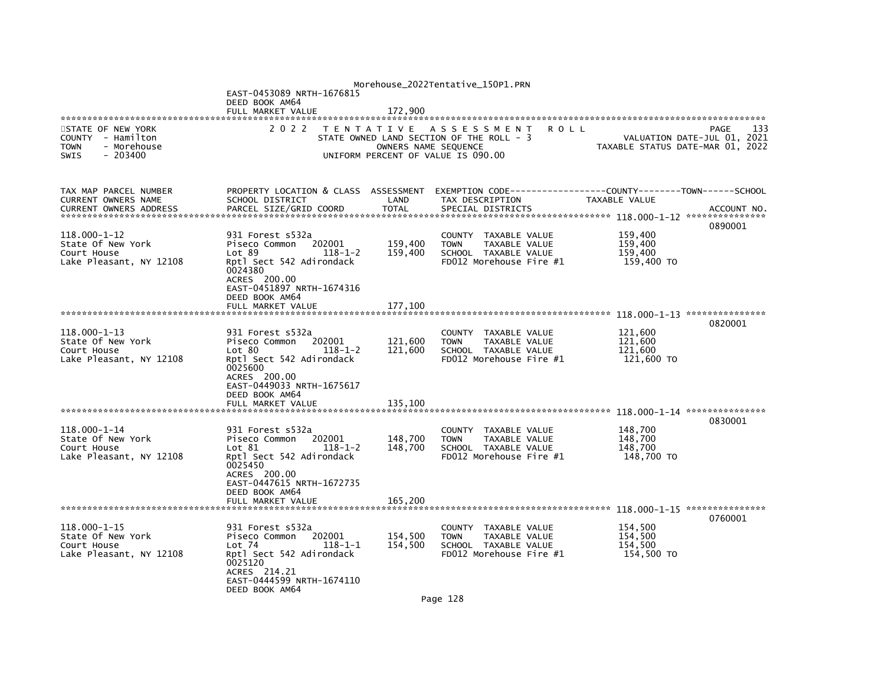EAST-0453089 NRTH-1676815
DEED BOOK AM64
FULL MARKET VALUE 172,900

STATE OF NEW YORK
COUNTY - Hamilton
TOWN - Morehouse
SWIS - 203400

2022 TENTATIVE ASSESSMENT ROLL
STATE OWNED LAND SECTION OF THE ROLL - 3
OWNERS NAME SEQUENCE
UNIFORM PERCENT OF VALUE IS 090.00

PAGE 133
VALUATION DATE-JUL 01, 2021
TAXABLE STATUS DATE-MAR 01, 2022

| TAX MAP PARCEL NUMBER / CURRENT OWNERS NAME / CURRENT OWNERS ADDRESS | PROPERTY LOCATION & CLASS / SCHOOL DISTRICT / PARCEL SIZE/GRID COORD | ASSESSMENT LAND / TOTAL | EXEMPTION CODE / TAX DESCRIPTION / SPECIAL DISTRICTS | TAXABLE VALUE (COUNTY--TOWN--SCHOOL) | ACCOUNT NO. |
|---|---|---|---|---|---|
| 118.000-1-12 | | | | | 0890001 |
| 118.000-1-12 | 931 Forest s532a | | COUNTY TAXABLE VALUE | 159,400 | |
| State Of New York | Piseco Common 202001 | 159,400 | TOWN TAXABLE VALUE | 159,400 | |
| Court House | Lot 89 118-1-2 | 159,400 | SCHOOL TAXABLE VALUE | 159,400 | |
| Lake Pleasant, NY 12108 | Rptl Sect 542 Adirondack | | FD012 Morehouse Fire #1 | 159,400 TO | |
| | 0024380 | | | | |
| | ACRES 200.00 | | | | |
| | EAST-0451897 NRTH-1674316 | | | | |
| | DEED BOOK AM64 | | | | |
| | FULL MARKET VALUE | 177,100 | | | |
| 118.000-1-13 | | | | | 0820001 |
| 118.000-1-13 | 931 Forest s532a | | COUNTY TAXABLE VALUE | 121,600 | |
| State Of New York | Piseco Common 202001 | 121,600 | TOWN TAXABLE VALUE | 121,600 | |
| Court House | Lot 80 118-1-2 | 121,600 | SCHOOL TAXABLE VALUE | 121,600 | |
| Lake Pleasant, NY 12108 | Rptl Sect 542 Adirondack | | FD012 Morehouse Fire #1 | 121,600 TO | |
| | 0025600 | | | | |
| | ACRES 200.00 | | | | |
| | EAST-0449033 NRTH-1675617 | | | | |
| | DEED BOOK AM64 | | | | |
| | FULL MARKET VALUE | 135,100 | | | |
| 118.000-1-14 | | | | | 0830001 |
| 118.000-1-14 | 931 Forest s532a | | COUNTY TAXABLE VALUE | 148,700 | |
| State Of New York | Piseco Common 202001 | 148,700 | TOWN TAXABLE VALUE | 148,700 | |
| Court House | Lot 81 118-1-2 | 148,700 | SCHOOL TAXABLE VALUE | 148,700 | |
| Lake Pleasant, NY 12108 | Rptl Sect 542 Adirondack | | FD012 Morehouse Fire #1 | 148,700 TO | |
| | 0025450 | | | | |
| | ACRES 200.00 | | | | |
| | EAST-0447615 NRTH-1672735 | | | | |
| | DEED BOOK AM64 | | | | |
| | FULL MARKET VALUE | 165,200 | | | |
| 118.000-1-15 | | | | | 0760001 |
| 118.000-1-15 | 931 Forest s532a | | COUNTY TAXABLE VALUE | 154,500 | |
| State Of New York | Piseco Common 202001 | 154,500 | TOWN TAXABLE VALUE | 154,500 | |
| Court House | Lot 74 118-1-1 | 154,500 | SCHOOL TAXABLE VALUE | 154,500 | |
| Lake Pleasant, NY 12108 | Rptl Sect 542 Adirondack | | FD012 Morehouse Fire #1 | 154,500 TO | |
| | 0025120 | | | | |
| | ACRES 214.21 | | | | |
| | EAST-0444599 NRTH-1674110 | | | | |
| | DEED BOOK AM64 | | | | |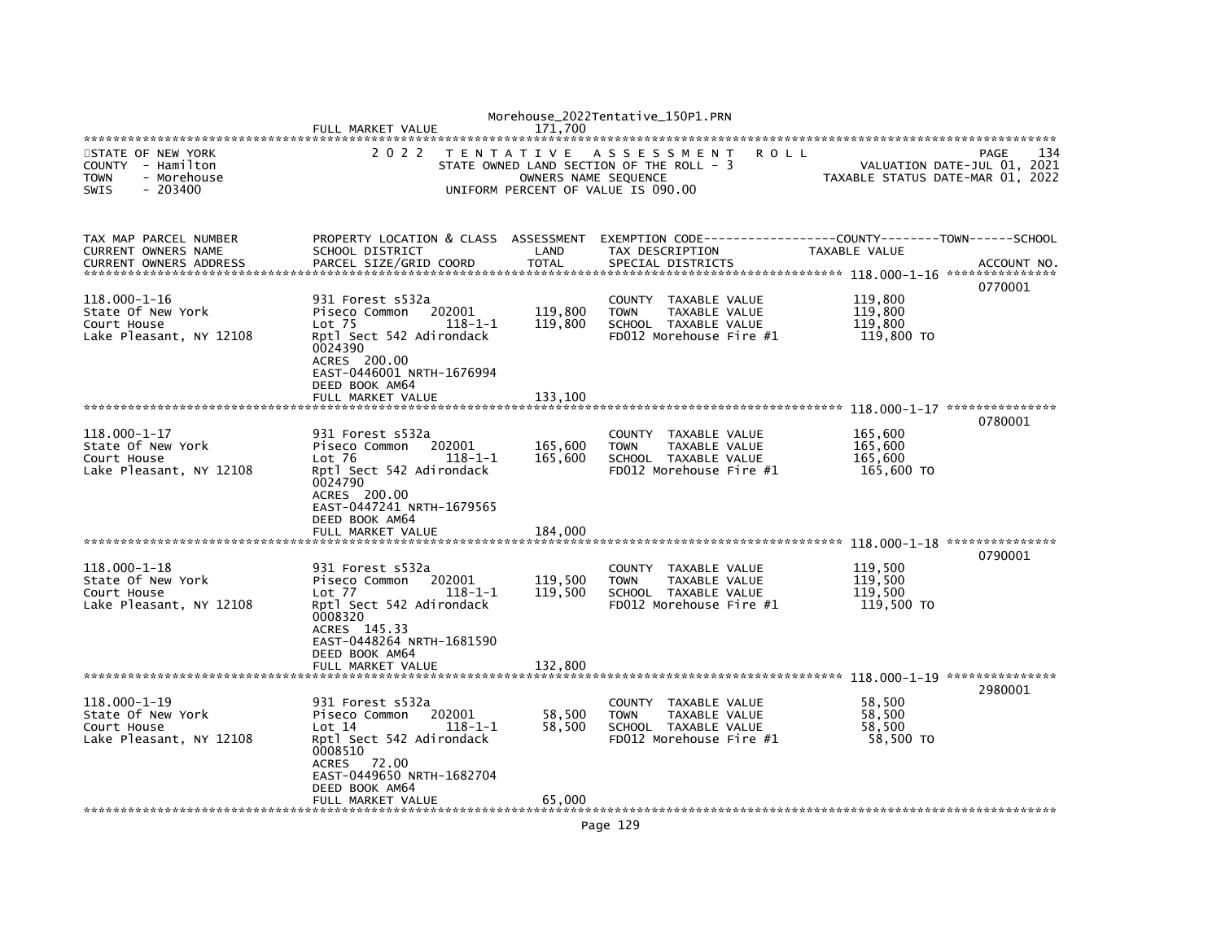FULL MARKET VALUE 171,700

STATE OF NEW YORK
COUNTY - Hamilton
TOWN - Morehouse
SWIS - 203400

2 0 2 2 T E N T A T I V E A S S E S S M E N T R O L L
STATE OWNED LAND SECTION OF THE ROLL - 3
OWNERS NAME SEQUENCE
UNIFORM PERCENT OF VALUE IS 090.00

PAGE 134
VALUATION DATE-JUL 01, 2021
TAXABLE STATUS DATE-MAR 01, 2022

| TAX MAP PARCEL NUMBER / CURRENT OWNERS NAME / CURRENT OWNERS ADDRESS | PROPERTY LOCATION & CLASS / SCHOOL DISTRICT / PARCEL SIZE/GRID COORD | ASSESSMENT LAND | ASSESSMENT TOTAL | EXEMPTION CODE / TAX DESCRIPTION / SPECIAL DISTRICTS | TAXABLE VALUE (COUNTY / TOWN / SCHOOL) | ACCOUNT NO. |
|---|---|---|---|---|---|---|
| 118.000-1-16 | 931 Forest s532a | | | | | 0770001 |
| State Of New York | Piseco Common 202001 | 119,800 | | COUNTY TAXABLE VALUE | 119,800 | |
| Court House | Lot 75 118-1-1 | | 119,800 | TOWN TAXABLE VALUE | 119,800 | |
| Lake Pleasant, NY 12108 | Rptl Sect 542 Adirondack | | | SCHOOL TAXABLE VALUE | 119,800 | |
| | 0024390 | | | FD012 Morehouse Fire #1 | 119,800 TO | |
| | ACRES 200.00 | | | | | |
| | EAST-0446001 NRTH-1676994 | | | | | |
| | DEED BOOK AM64 | | | | | |
| | FULL MARKET VALUE | | 133,100 | | | |
| 118.000-1-17 | 931 Forest s532a | | | | | 0780001 |
| State Of New York | Piseco Common 202001 | 165,600 | | COUNTY TAXABLE VALUE | 165,600 | |
| Court House | Lot 76 118-1-1 | | 165,600 | TOWN TAXABLE VALUE | 165,600 | |
| Lake Pleasant, NY 12108 | Rptl Sect 542 Adirondack | | | SCHOOL TAXABLE VALUE | 165,600 | |
| | 0024790 | | | FD012 Morehouse Fire #1 | 165,600 TO | |
| | ACRES 200.00 | | | | | |
| | EAST-0447241 NRTH-1679565 | | | | | |
| | DEED BOOK AM64 | | | | | |
| | FULL MARKET VALUE | | 184,000 | | | |
| 118.000-1-18 | 931 Forest s532a | | | | | 0790001 |
| State Of New York | Piseco Common 202001 | 119,500 | | COUNTY TAXABLE VALUE | 119,500 | |
| Court House | Lot 77 118-1-1 | | 119,500 | TOWN TAXABLE VALUE | 119,500 | |
| Lake Pleasant, NY 12108 | Rptl Sect 542 Adirondack | | | SCHOOL TAXABLE VALUE | 119,500 | |
| | 0008320 | | | FD012 Morehouse Fire #1 | 119,500 TO | |
| | ACRES 145.33 | | | | | |
| | EAST-0448264 NRTH-1681590 | | | | | |
| | DEED BOOK AM64 | | | | | |
| | FULL MARKET VALUE | | 132,800 | | | |
| 118.000-1-19 | 931 Forest s532a | | | | | 2980001 |
| State Of New York | Piseco Common 202001 | 58,500 | | COUNTY TAXABLE VALUE | 58,500 | |
| Court House | Lot 14 118-1-1 | | 58,500 | TOWN TAXABLE VALUE | 58,500 | |
| Lake Pleasant, NY 12108 | Rptl Sect 542 Adirondack | | | SCHOOL TAXABLE VALUE | 58,500 | |
| | 0008510 | | | FD012 Morehouse Fire #1 | 58,500 TO | |
| | ACRES 72.00 | | | | | |
| | EAST-0449650 NRTH-1682704 | | | | | |
| | DEED BOOK AM64 | | | | | |
| | FULL MARKET VALUE | | 65,000 | | | |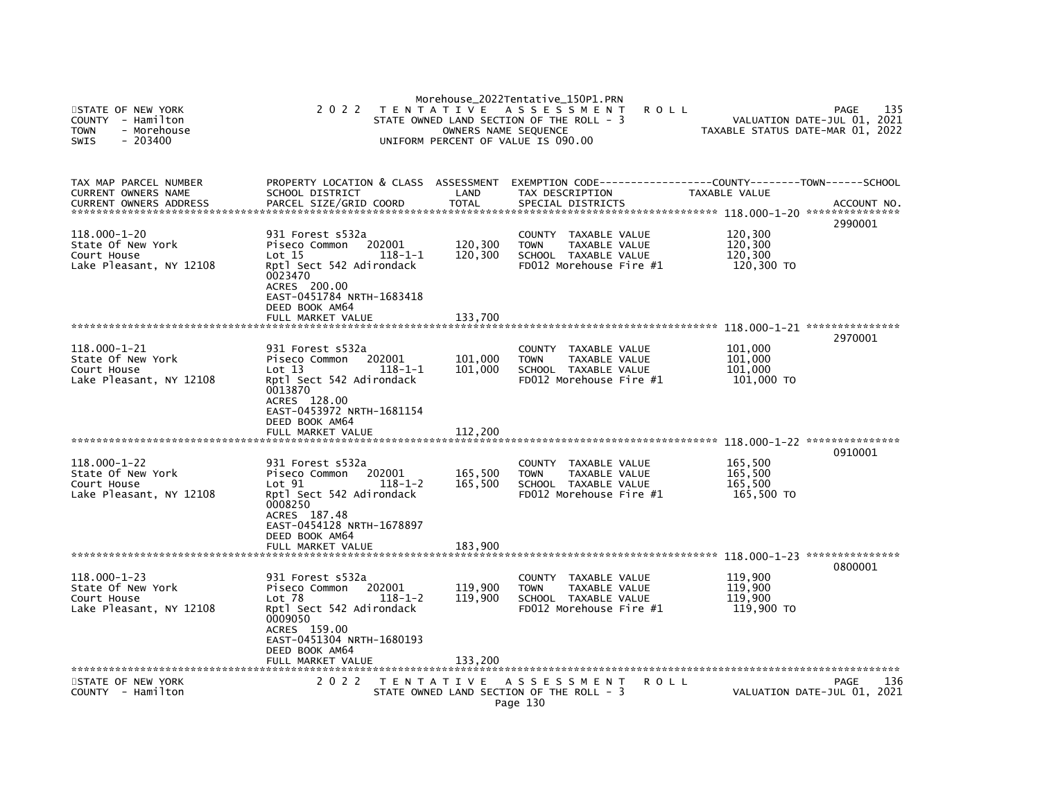Morehouse_2022Tentative_150P1.PRN

STATE OF NEW YORK
COUNTY - Hamilton
TOWN - Morehouse
SWIS - 203400

2 0 2 2 T E N T A T I V E A S S E S S M E N T R O L L
STATE OWNED LAND SECTION OF THE ROLL - 3
OWNERS NAME SEQUENCE
UNIFORM PERCENT OF VALUE IS 090.00

PAGE 135
VALUATION DATE-JUL 01, 2021
TAXABLE STATUS DATE-MAR 01, 2022

| TAX MAP PARCEL NUMBER<br>CURRENT OWNERS NAME<br>CURRENT OWNERS ADDRESS | PROPERTY LOCATION & CLASS<br>SCHOOL DISTRICT<br>PARCEL SIZE/GRID COORD | ASSESSMENT<br>LAND<br>TOTAL | EXEMPTION CODE<br>TAX DESCRIPTION<br>SPECIAL DISTRICTS | COUNTY--------TOWN------SCHOOL<br>TAXABLE VALUE | ACCOUNT NO. |
|---|---|---|---|---|---|
| **118.000-1-20** | | | | | 2990001 |
| 118.000-1-20<br>State Of New York<br>Court House<br>Lake Pleasant, NY 12108 | 931 Forest s532a<br>Piseco Common 202001<br>Lot 15 118-1-1<br>Rptl Sect 542 Adirondack<br>0023470<br>ACRES 200.00<br>EAST-0451784 NRTH-1683418<br>DEED BOOK AM64<br>FULL MARKET VALUE | 120,300<br>120,300<br><br><br><br><br><br><br>133,700 | COUNTY TAXABLE VALUE<br>TOWN TAXABLE VALUE<br>SCHOOL TAXABLE VALUE<br>FD012 Morehouse Fire #1 | 120,300<br>120,300<br>120,300<br>120,300 TO | |
| **118.000-1-21** | | | | | 2970001 |
| 118.000-1-21<br>State Of New York<br>Court House<br>Lake Pleasant, NY 12108 | 931 Forest s532a<br>Piseco Common 202001<br>Lot 13 118-1-1<br>Rptl Sect 542 Adirondack<br>0013870<br>ACRES 128.00<br>EAST-0453972 NRTH-1681154<br>DEED BOOK AM64<br>FULL MARKET VALUE | 101,000<br>101,000<br><br><br><br><br><br><br>112,200 | COUNTY TAXABLE VALUE<br>TOWN TAXABLE VALUE<br>SCHOOL TAXABLE VALUE<br>FD012 Morehouse Fire #1 | 101,000<br>101,000<br>101,000<br>101,000 TO | |
| **118.000-1-22** | | | | | 0910001 |
| 118.000-1-22<br>State Of New York<br>Court House<br>Lake Pleasant, NY 12108 | 931 Forest s532a<br>Piseco Common 202001<br>Lot 91 118-1-2<br>Rptl Sect 542 Adirondack<br>0008250<br>ACRES 187.48<br>EAST-0454128 NRTH-1678897<br>DEED BOOK AM64<br>FULL MARKET VALUE | 165,500<br>165,500<br><br><br><br><br><br><br>183,900 | COUNTY TAXABLE VALUE<br>TOWN TAXABLE VALUE<br>SCHOOL TAXABLE VALUE<br>FD012 Morehouse Fire #1 | 165,500<br>165,500<br>165,500<br>165,500 TO | |
| **118.000-1-23** | | | | | 0800001 |
| 118.000-1-23<br>State Of New York<br>Court House<br>Lake Pleasant, NY 12108 | 931 Forest s532a<br>Piseco Common 202001<br>Lot 78 118-1-2<br>Rptl Sect 542 Adirondack<br>0009050<br>ACRES 159.00<br>EAST-0451304 NRTH-1680193<br>DEED BOOK AM64<br>FULL MARKET VALUE | 119,900<br>119,900<br><br><br><br><br><br><br>133,200 | COUNTY TAXABLE VALUE<br>TOWN TAXABLE VALUE<br>SCHOOL TAXABLE VALUE<br>FD012 Morehouse Fire #1 | 119,900<br>119,900<br>119,900<br>119,900 TO | |

STATE OF NEW YORK
COUNTY - Hamilton

2 0 2 2 T E N T A T I V E A S S E S S M E N T R O L L
STATE OWNED LAND SECTION OF THE ROLL - 3

PAGE 136
VALUATION DATE-JUL 01, 2021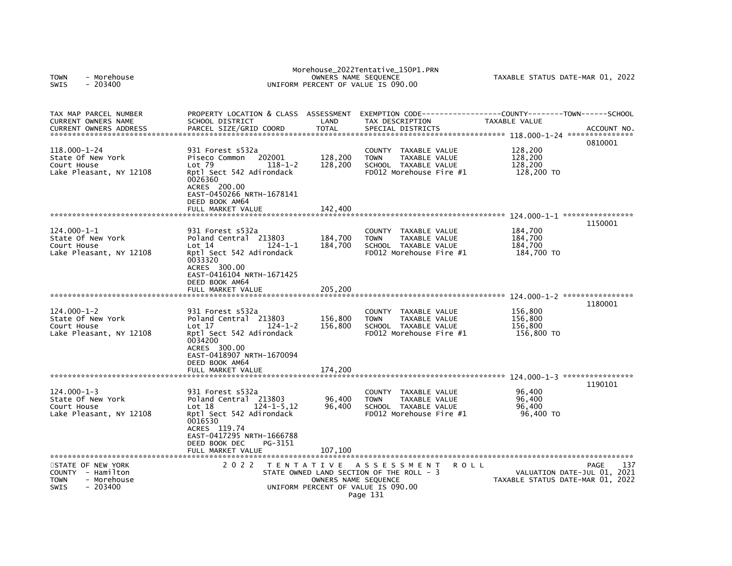| TAX MAP PARCEL NUMBER<br>CURRENT OWNERS NAME<br>CURRENT OWNERS ADDRESS | PROPERTY LOCATION & CLASS<br>SCHOOL DISTRICT<br>PARCEL SIZE/GRID COORD | ASSESSMENT<br>LAND<br>TOTAL | EXEMPTION CODE-----COUNTY-----TOWN-----SCHOOL<br>TAX DESCRIPTION<br>SPECIAL DISTRICTS | TAXABLE VALUE | ACCOUNT NO. |
|---|---|---|---|---|---|
| 118.000-1-24 | | | | | 0810001 |
| 118.000-1-24 | 931 Forest s532a | | COUNTY TAXABLE VALUE | 128,200 | |
| State Of New York | Piseco Common 202001 | 128,200 | TOWN TAXABLE VALUE | 128,200 | |
| Court House | Lot 79 118-1-2 | 128,200 | SCHOOL TAXABLE VALUE | 128,200 | |
| Lake Pleasant, NY 12108 | Rptl Sect 542 Adirondack | | FD012 Morehouse Fire #1 | 128,200 TO | |
| | 0026360 | | | | |
| | ACRES 200.00 | | | | |
| | EAST-0450266 NRTH-1678141 | | | | |
| | DEED BOOK AM64 | | | | |
| | FULL MARKET VALUE | 142,400 | | | |
| 124.000-1-1 | | | | | 1150001 |
| 124.000-1-1 | 931 Forest s532a | | COUNTY TAXABLE VALUE | 184,700 | |
| State Of New York | Poland Central 213803 | 184,700 | TOWN TAXABLE VALUE | 184,700 | |
| Court House | Lot 14 124-1-1 | 184,700 | SCHOOL TAXABLE VALUE | 184,700 | |
| Lake Pleasant, NY 12108 | Rptl Sect 542 Adirondack | | FD012 Morehouse Fire #1 | 184,700 TO | |
| | 0033320 | | | | |
| | ACRES 300.00 | | | | |
| | EAST-0416104 NRTH-1671425 | | | | |
| | DEED BOOK AM64 | | | | |
| | FULL MARKET VALUE | 205,200 | | | |
| 124.000-1-2 | | | | | 1180001 |
| 124.000-1-2 | 931 Forest s532a | | COUNTY TAXABLE VALUE | 156,800 | |
| State Of New York | Poland Central 213803 | 156,800 | TOWN TAXABLE VALUE | 156,800 | |
| Court House | Lot 17 124-1-2 | 156,800 | SCHOOL TAXABLE VALUE | 156,800 | |
| Lake Pleasant, NY 12108 | Rptl Sect 542 Adirondack | | FD012 Morehouse Fire #1 | 156,800 TO | |
| | 0034200 | | | | |
| | ACRES 300.00 | | | | |
| | EAST-0418907 NRTH-1670094 | | | | |
| | DEED BOOK AM64 | | | | |
| | FULL MARKET VALUE | 174,200 | | | |
| 124.000-1-3 | | | | | 1190101 |
| 124.000-1-3 | 931 Forest s532a | | COUNTY TAXABLE VALUE | 96,400 | |
| State Of New York | Poland Central 213803 | 96,400 | TOWN TAXABLE VALUE | 96,400 | |
| Court House | Lot 18 124-1-5,12 | 96,400 | SCHOOL TAXABLE VALUE | 96,400 | |
| Lake Pleasant, NY 12108 | Rptl Sect 542 Adirondack | | FD012 Morehouse Fire #1 | 96,400 TO | |
| | 0016530 | | | | |
| | ACRES 119.74 | | | | |
| | EAST-0417295 NRTH-1666788 | | | | |
| | DEED BOOK DEC PG-3151 | | | | |
| | FULL MARKET VALUE | 107,100 | | | |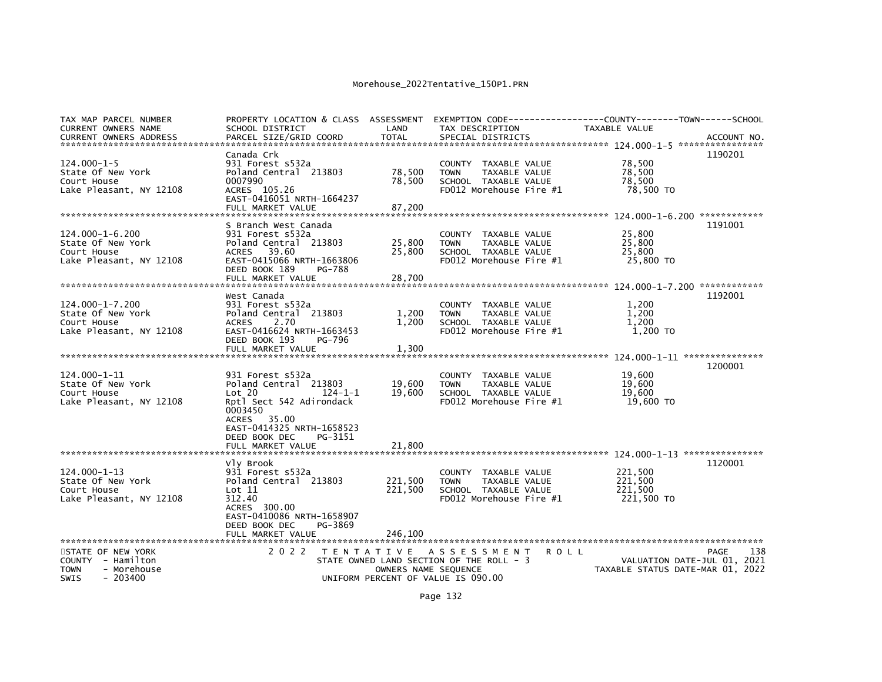Morehouse_2022Tentative_150P1.PRN

| TAX MAP PARCEL NUMBER<br>CURRENT OWNERS NAME<br>CURRENT OWNERS ADDRESS | PROPERTY LOCATION & CLASS<br>SCHOOL DISTRICT<br>PARCEL SIZE/GRID COORD | ASSESSMENT<br>LAND<br>TOTAL | EXEMPTION CODE------------------COUNTY--------TOWN------SCHOOL<br>TAX DESCRIPTION<br>SPECIAL DISTRICTS | TAXABLE VALUE | ACCOUNT NO. |
|---|---|---|---|---|---|
| 124.000-1-5 | Canada Crk | | | | 1190201 |
| 124.000-1-5 | 931 Forest s532a | | COUNTY TAXABLE VALUE | 78,500 | |
| State Of New York | Poland Central 213803 | 78,500 | TOWN TAXABLE VALUE | 78,500 | |
| Court House | 0007990 | 78,500 | SCHOOL TAXABLE VALUE | 78,500 | |
| Lake Pleasant, NY 12108 | ACRES 105.26 | | FD012 Morehouse Fire #1 | 78,500 TO | |
| | EAST-0416051 NRTH-1664237 | | | | |
| | FULL MARKET VALUE | 87,200 | | | |
| 124.000-1-6.200 | S Branch West Canada | | | | 1191001 |
| 124.000-1-6.200 | 931 Forest s532a | | COUNTY TAXABLE VALUE | 25,800 | |
| State Of New York | Poland Central 213803 | 25,800 | TOWN TAXABLE VALUE | 25,800 | |
| Court House | ACRES 39.60 | 25,800 | SCHOOL TAXABLE VALUE | 25,800 | |
| Lake Pleasant, NY 12108 | EAST-0415066 NRTH-1663806 | | FD012 Morehouse Fire #1 | 25,800 TO | |
| | DEED BOOK 189 PG-788 | | | | |
| | FULL MARKET VALUE | 28,700 | | | |
| 124.000-1-7.200 | West Canada | | | | 1192001 |
| 124.000-1-7.200 | 931 Forest s532a | | COUNTY TAXABLE VALUE | 1,200 | |
| State Of New York | Poland Central 213803 | 1,200 | TOWN TAXABLE VALUE | 1,200 | |
| Court House | ACRES 2.70 | 1,200 | SCHOOL TAXABLE VALUE | 1,200 | |
| Lake Pleasant, NY 12108 | EAST-0416624 NRTH-1663453 | | FD012 Morehouse Fire #1 | 1,200 TO | |
| | DEED BOOK 193 PG-796 | | | | |
| | FULL MARKET VALUE | 1,300 | | | |
| 124.000-1-11 | | | | | 1200001 |
| 124.000-1-11 | 931 Forest s532a | | COUNTY TAXABLE VALUE | 19,600 | |
| State Of New York | Poland Central 213803 | 19,600 | TOWN TAXABLE VALUE | 19,600 | |
| Court House | Lot 20 124-1-1 | 19,600 | SCHOOL TAXABLE VALUE | 19,600 | |
| Lake Pleasant, NY 12108 | Rptl Sect 542 Adirondack | | FD012 Morehouse Fire #1 | 19,600 TO | |
| | 0003450 | | | | |
| | ACRES 35.00 | | | | |
| | EAST-0414325 NRTH-1658523 | | | | |
| | DEED BOOK DEC PG-3151 | | | | |
| | FULL MARKET VALUE | 21,800 | | | |
| 124.000-1-13 | Vly Brook | | | | 1120001 |
| 124.000-1-13 | 931 Forest s532a | | COUNTY TAXABLE VALUE | 221,500 | |
| State Of New York | Poland Central 213803 | 221,500 | TOWN TAXABLE VALUE | 221,500 | |
| Court House | Lot 11 | 221,500 | SCHOOL TAXABLE VALUE | 221,500 | |
| Lake Pleasant, NY 12108 | 312.40 | | FD012 Morehouse Fire #1 | 221,500 TO | |
| | ACRES 300.00 | | | | |
| | EAST-0410086 NRTH-1658907 | | | | |
| | DEED BOOK DEC PG-3869 | | | | |
| | FULL MARKET VALUE | 246,100 | | | |

STATE OF NEW YORK
COUNTY - Hamilton
TOWN - Morehouse
SWIS - 203400

2 0 2 2 T E N T A T I V E A S S E S S M E N T R O L L
STATE OWNED LAND SECTION OF THE ROLL - 3
OWNERS NAME SEQUENCE
UNIFORM PERCENT OF VALUE IS 090.00

PAGE 138
VALUATION DATE-JUL 01, 2021
TAXABLE STATUS DATE-MAR 01, 2022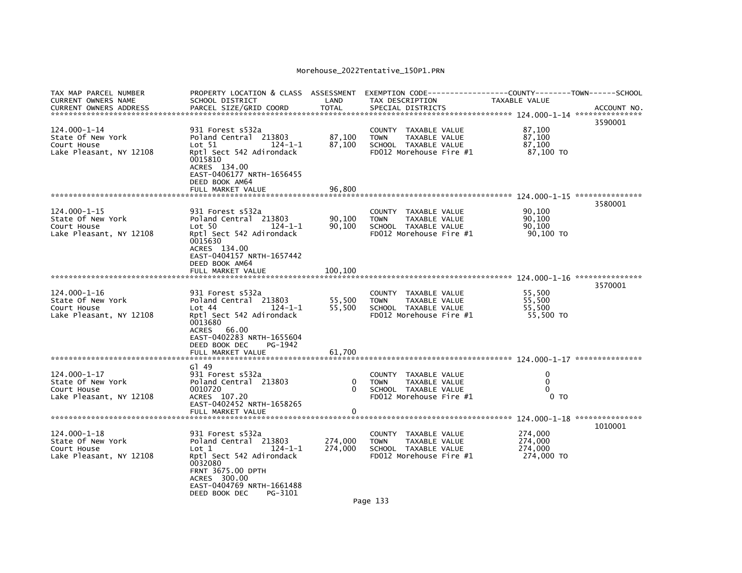Morehouse_2022Tentative_150P1.PRN

```
TAX MAP PARCEL NUMBER          PROPERTY LOCATION & CLASS  ASSESSMENT  EXEMPTION CODE------------------COUNTY--------TOWN------SCHOOL
CURRENT OWNERS NAME            SCHOOL DISTRICT               LAND     TAX DESCRIPTION            TAXABLE VALUE
CURRENT OWNERS ADDRESS         PARCEL SIZE/GRID COORD       TOTAL     SPECIAL DISTRICTS                                       ACCOUNT NO.
******************************************************************************************************* 124.000-1-14 ***************
                                                                                                                           3590001
124.000-1-14                   931 Forest s532a                       COUNTY  TAXABLE VALUE            87,100
State Of New York              Poland Central  213803        87,100   TOWN    TAXABLE VALUE            87,100
Court House                    Lot 51           124-1-1      87,100   SCHOOL  TAXABLE VALUE            87,100
Lake Pleasant, NY 12108        Rptl Sect 542 Adirondack               FD012 Morehouse Fire #1           87,100 TO
                               0015810
                               ACRES  134.00
                               EAST-0406177 NRTH-1656455
                               DEED BOOK AM64
                               FULL MARKET VALUE             96,800
******************************************************************************************************* 124.000-1-15 ***************
                                                                                                                           3580001
124.000-1-15                   931 Forest s532a                       COUNTY  TAXABLE VALUE            90,100
State Of New York              Poland Central  213803        90,100   TOWN    TAXABLE VALUE            90,100
Court House                    Lot 50           124-1-1      90,100   SCHOOL  TAXABLE VALUE            90,100
Lake Pleasant, NY 12108        Rptl Sect 542 Adirondack               FD012 Morehouse Fire #1           90,100 TO
                               0015630
                               ACRES  134.00
                               EAST-0404157 NRTH-1657442
                               DEED BOOK AM64
                               FULL MARKET VALUE            100,100
******************************************************************************************************* 124.000-1-16 ***************
                                                                                                                           3570001
124.000-1-16                   931 Forest s532a                       COUNTY  TAXABLE VALUE            55,500
State Of New York              Poland Central  213803        55,500   TOWN    TAXABLE VALUE            55,500
Court House                    Lot 44           124-1-1      55,500   SCHOOL  TAXABLE VALUE            55,500
Lake Pleasant, NY 12108        Rptl Sect 542 Adirondack               FD012 Morehouse Fire #1           55,500 TO
                               0013680
                               ACRES   66.00
                               EAST-0402283 NRTH-1655604
                               DEED BOOK DEC     PG-1942
                               FULL MARKET VALUE             61,700
******************************************************************************************************* 124.000-1-17 ***************
                               Gl 49
124.000-1-17                   931 Forest s532a                       COUNTY  TAXABLE VALUE                 0
State Of New York              Poland Central  213803             0   TOWN    TAXABLE VALUE                 0
Court House                    0010720                            0   SCHOOL  TAXABLE VALUE                 0
Lake Pleasant, NY 12108        ACRES  107.20                          FD012 Morehouse Fire #1                0 TO
                               EAST-0402452 NRTH-1658265
                               FULL MARKET VALUE                  0
******************************************************************************************************* 124.000-1-18 ***************
                                                                                                                           1010001
124.000-1-18                   931 Forest s532a                       COUNTY  TAXABLE VALUE           274,000
State Of New York              Poland Central  213803       274,000   TOWN    TAXABLE VALUE           274,000
Court House                    Lot 1            124-1-1     274,000   SCHOOL  TAXABLE VALUE           274,000
Lake Pleasant, NY 12108        Rptl Sect 542 Adirondack               FD012 Morehouse Fire #1          274,000 TO
                               0032080
                               FRNT 3675.00 DPTH
                               ACRES  300.00
                               EAST-0404769 NRTH-1661488
                               DEED BOOK DEC     PG-3101
```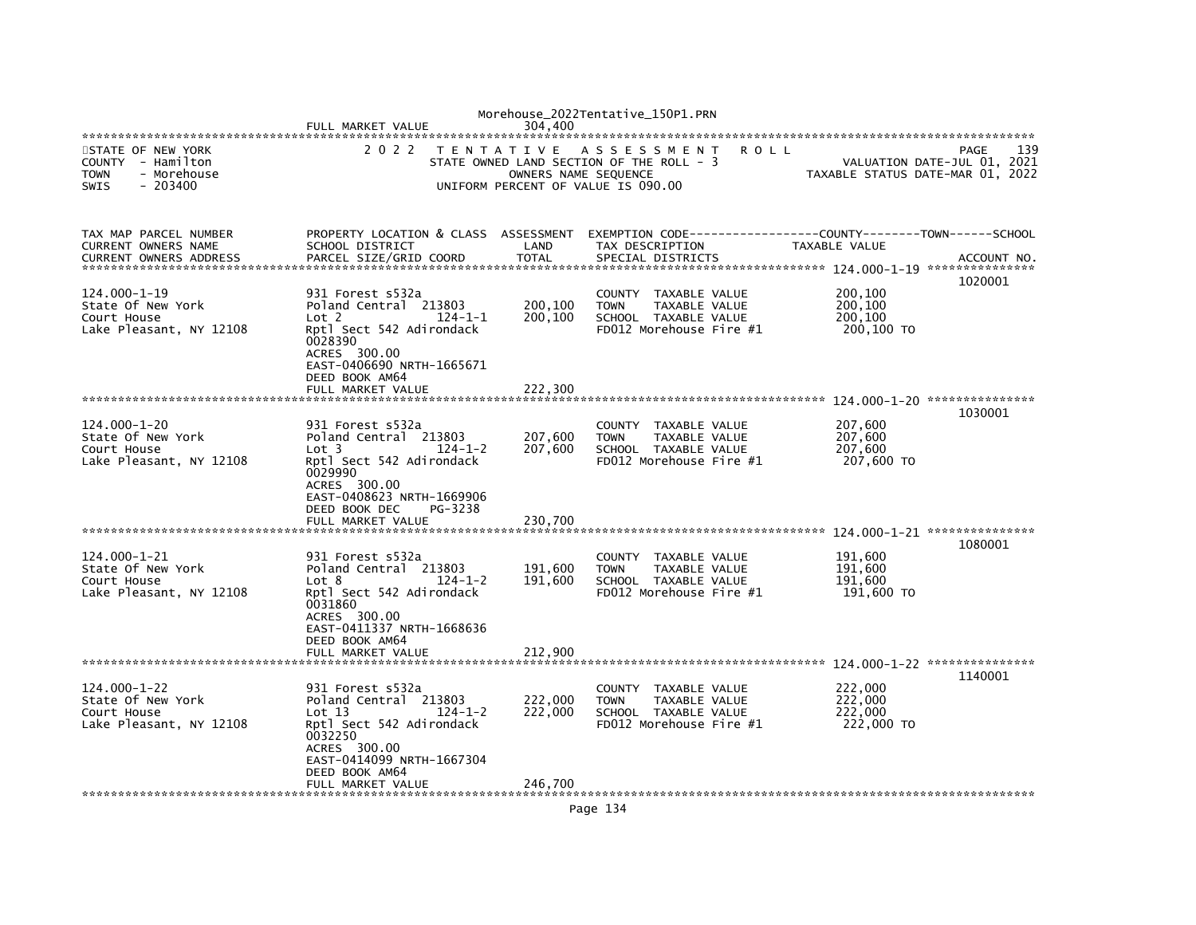FULL MARKET VALUE 304,400

STATE OF NEW YORK — 2 0 2 2 T E N T A T I V E A S S E S S M E N T R O L L — PAGE 139

COUNTY - Hamilton — STATE OWNED LAND SECTION OF THE ROLL - 3 — VALUATION DATE-JUL 01, 2021

TOWN - Morehouse — OWNERS NAME SEQUENCE — TAXABLE STATUS DATE-MAR 01, 2022

SWIS - 203400 — UNIFORM PERCENT OF VALUE IS 090.00

| TAX MAP PARCEL NUMBER / CURRENT OWNERS NAME / CURRENT OWNERS ADDRESS | PROPERTY LOCATION & CLASS / SCHOOL DISTRICT / PARCEL SIZE/GRID COORD | ASSESSMENT LAND / TOTAL | EXEMPTION CODE / TAX DESCRIPTION / SPECIAL DISTRICTS | COUNTY--------TOWN------SCHOOL TAXABLE VALUE | ACCOUNT NO. |
|---|---|---|---|---|---|
| 124.000-1-19 | 931 Forest s532a | | | | 1020001 |
| State Of New York | Poland Central 213803 | 200,100 | COUNTY TAXABLE VALUE | 200,100 | |
| Court House | Lot 2 124-1-1 | 200,100 | TOWN TAXABLE VALUE | 200,100 | |
| Lake Pleasant, NY 12108 | Rptl Sect 542 Adirondack | | SCHOOL TAXABLE VALUE | 200,100 | |
| | 0028390 | | FD012 Morehouse Fire #1 | 200,100 TO | |
| | ACRES 300.00 | | | | |
| | EAST-0406690 NRTH-1665671 | | | | |
| | DEED BOOK AM64 | | | | |
| | FULL MARKET VALUE | 222,300 | | | |
| 124.000-1-20 | 931 Forest s532a | | | | 1030001 |
| State Of New York | Poland Central 213803 | 207,600 | COUNTY TAXABLE VALUE | 207,600 | |
| Court House | Lot 3 124-1-2 | 207,600 | TOWN TAXABLE VALUE | 207,600 | |
| Lake Pleasant, NY 12108 | Rptl Sect 542 Adirondack | | SCHOOL TAXABLE VALUE | 207,600 | |
| | 0029990 | | FD012 Morehouse Fire #1 | 207,600 TO | |
| | ACRES 300.00 | | | | |
| | EAST-0408623 NRTH-1669906 | | | | |
| | DEED BOOK DEC PG-3238 | | | | |
| | FULL MARKET VALUE | 230,700 | | | |
| 124.000-1-21 | 931 Forest s532a | | | | 1080001 |
| State Of New York | Poland Central 213803 | 191,600 | COUNTY TAXABLE VALUE | 191,600 | |
| Court House | Lot 8 124-1-2 | 191,600 | TOWN TAXABLE VALUE | 191,600 | |
| Lake Pleasant, NY 12108 | Rptl Sect 542 Adirondack | | SCHOOL TAXABLE VALUE | 191,600 | |
| | 0031860 | | FD012 Morehouse Fire #1 | 191,600 TO | |
| | ACRES 300.00 | | | | |
| | EAST-0411337 NRTH-1668636 | | | | |
| | DEED BOOK AM64 | | | | |
| | FULL MARKET VALUE | 212,900 | | | |
| 124.000-1-22 | 931 Forest s532a | | | | 1140001 |
| State Of New York | Poland Central 213803 | 222,000 | COUNTY TAXABLE VALUE | 222,000 | |
| Court House | Lot 13 124-1-2 | 222,000 | TOWN TAXABLE VALUE | 222,000 | |
| Lake Pleasant, NY 12108 | Rptl Sect 542 Adirondack | | SCHOOL TAXABLE VALUE | 222,000 | |
| | 0032250 | | FD012 Morehouse Fire #1 | 222,000 TO | |
| | ACRES 300.00 | | | | |
| | EAST-0414099 NRTH-1667304 | | | | |
| | DEED BOOK AM64 | | | | |
| | FULL MARKET VALUE | 246,700 | | | |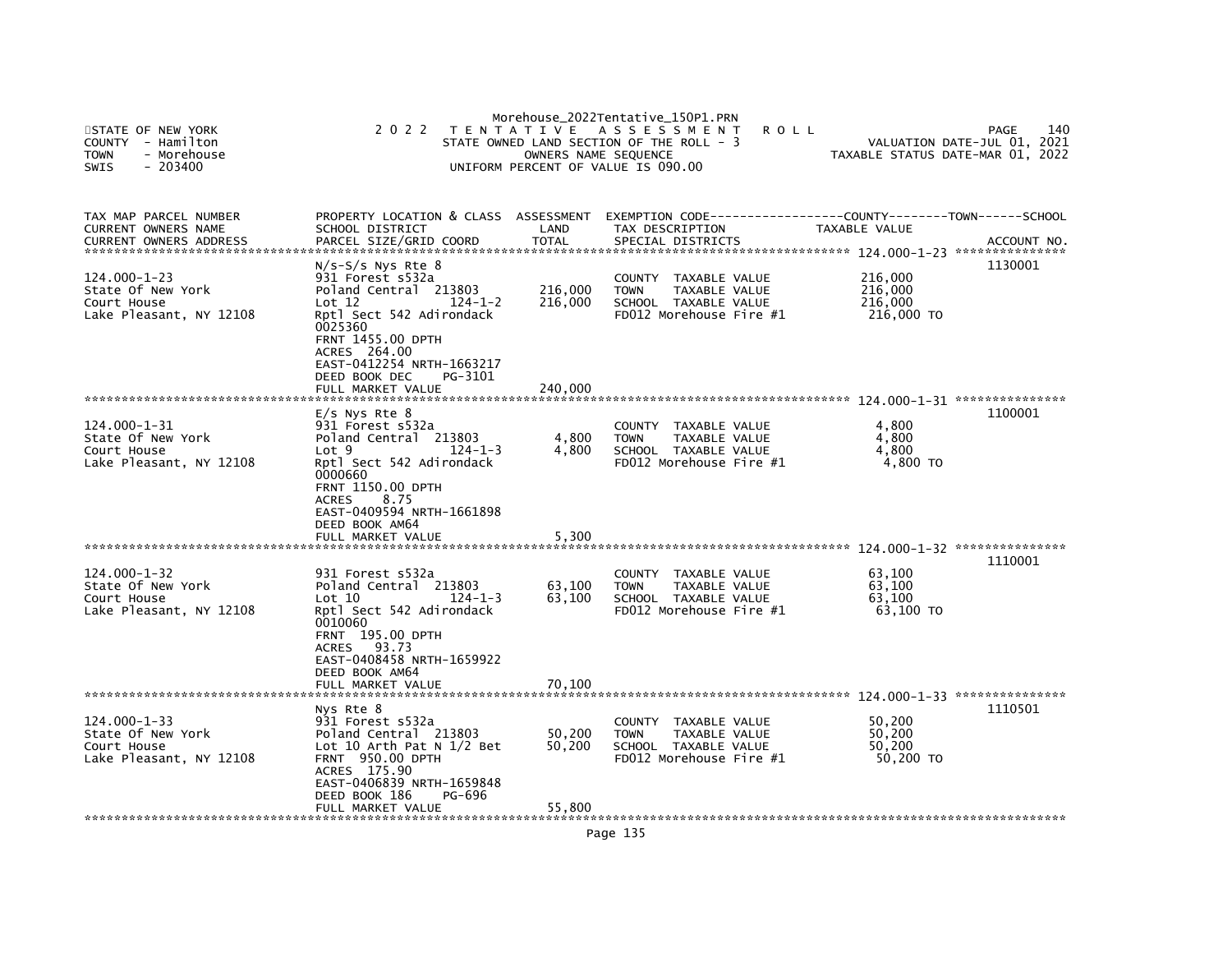Morehouse_2022Tentative_150P1.PRN

STATE OF NEW YORK
COUNTY - Hamilton
TOWN - Morehouse
SWIS - 203400

2 0 2 2 T E N T A T I V E A S S E S S M E N T R O L L
STATE OWNED LAND SECTION OF THE ROLL - 3
OWNERS NAME SEQUENCE
UNIFORM PERCENT OF VALUE IS 090.00

PAGE 140
VALUATION DATE-JUL 01, 2021
TAXABLE STATUS DATE-MAR 01, 2022

| TAX MAP PARCEL NUMBER / CURRENT OWNERS NAME / CURRENT OWNERS ADDRESS | PROPERTY LOCATION & CLASS / SCHOOL DISTRICT / PARCEL SIZE/GRID COORD | ASSESSMENT LAND / TOTAL | EXEMPTION CODE / TAX DESCRIPTION / SPECIAL DISTRICTS | TAXABLE VALUE (COUNTY / TOWN / SCHOOL) | ACCOUNT NO. |
|---|---|---|---|---|---|
| **124.000-1-23** | N/s-S/s Nys Rte 8 | | | | 1130001 |
| 124.000-1-23 | 931 Forest s532a | | COUNTY TAXABLE VALUE | 216,000 | |
| State Of New York | Poland Central 213803 | 216,000 | TOWN TAXABLE VALUE | 216,000 | |
| Court House | Lot 12 124-1-2 | 216,000 | SCHOOL TAXABLE VALUE | 216,000 | |
| Lake Pleasant, NY 12108 | Rptl Sect 542 Adirondack | | FD012 Morehouse Fire #1 | 216,000 TO | |
| | 0025360 | | | | |
| | FRNT 1455.00 DPTH | | | | |
| | ACRES 264.00 | | | | |
| | EAST-0412254 NRTH-1663217 | | | | |
| | DEED BOOK DEC PG-3101 | | | | |
| | FULL MARKET VALUE | 240,000 | | | |
| **124.000-1-31** | E/s Nys Rte 8 | | | | 1100001 |
| 124.000-1-31 | 931 Forest s532a | | COUNTY TAXABLE VALUE | 4,800 | |
| State Of New York | Poland Central 213803 | 4,800 | TOWN TAXABLE VALUE | 4,800 | |
| Court House | Lot 9 124-1-3 | 4,800 | SCHOOL TAXABLE VALUE | 4,800 | |
| Lake Pleasant, NY 12108 | Rptl Sect 542 Adirondack | | FD012 Morehouse Fire #1 | 4,800 TO | |
| | 0000660 | | | | |
| | FRNT 1150.00 DPTH | | | | |
| | ACRES 8.75 | | | | |
| | EAST-0409594 NRTH-1661898 | | | | |
| | DEED BOOK AM64 | | | | |
| | FULL MARKET VALUE | 5,300 | | | |
| **124.000-1-32** | | | | | 1110001 |
| 124.000-1-32 | 931 Forest s532a | | COUNTY TAXABLE VALUE | 63,100 | |
| State Of New York | Poland Central 213803 | 63,100 | TOWN TAXABLE VALUE | 63,100 | |
| Court House | Lot 10 124-1-3 | 63,100 | SCHOOL TAXABLE VALUE | 63,100 | |
| Lake Pleasant, NY 12108 | Rptl Sect 542 Adirondack | | FD012 Morehouse Fire #1 | 63,100 TO | |
| | 0010060 | | | | |
| | FRNT 195.00 DPTH | | | | |
| | ACRES 93.73 | | | | |
| | EAST-0408458 NRTH-1659922 | | | | |
| | DEED BOOK AM64 | | | | |
| | FULL MARKET VALUE | 70,100 | | | |
| **124.000-1-33** | Nys Rte 8 | | | | 1110501 |
| 124.000-1-33 | 931 Forest s532a | | COUNTY TAXABLE VALUE | 50,200 | |
| State Of New York | Poland Central 213803 | 50,200 | TOWN TAXABLE VALUE | 50,200 | |
| Court House | Lot 10 Arth Pat N 1/2 Bet | 50,200 | SCHOOL TAXABLE VALUE | 50,200 | |
| Lake Pleasant, NY 12108 | FRNT 950.00 DPTH | | FD012 Morehouse Fire #1 | 50,200 TO | |
| | ACRES 175.90 | | | | |
| | EAST-0406839 NRTH-1659848 | | | | |
| | DEED BOOK 186 PG-696 | | | | |
| | FULL MARKET VALUE | 55,800 | | | |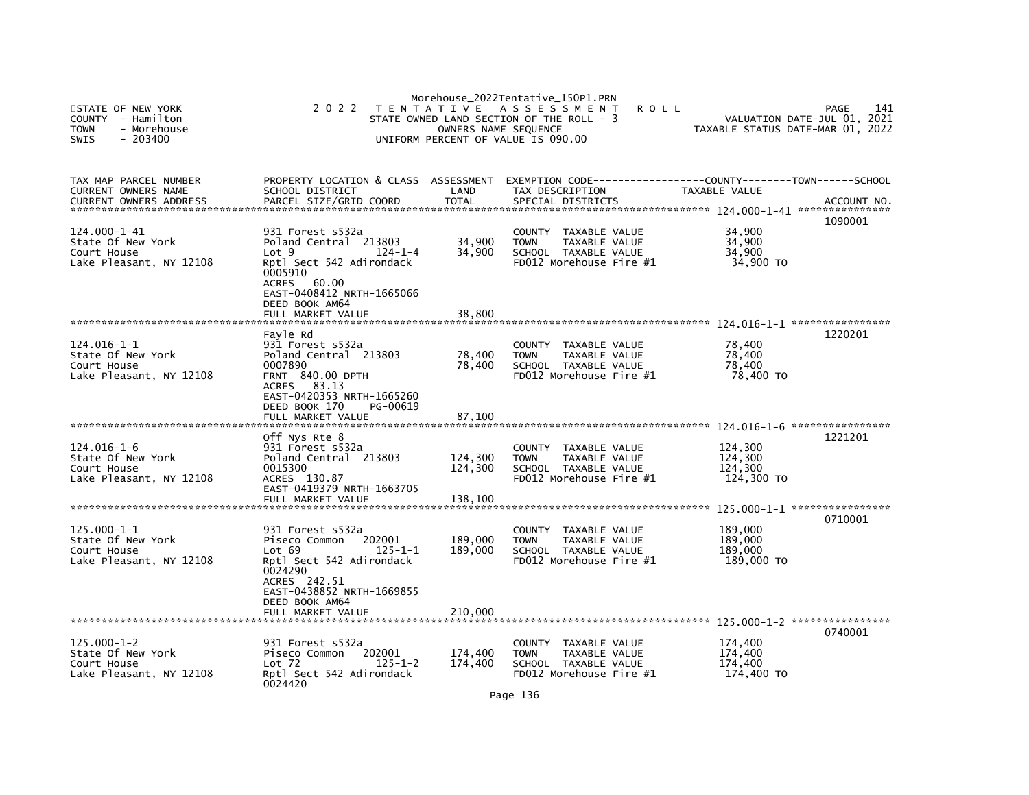Morehouse_2022Tentative_150P1.PRN

STATE OF NEW YORK
COUNTY - Hamilton
TOWN - Morehouse
SWIS - 203400

2 0 2 2 T E N T A T I V E A S S E S S M E N T R O L L
STATE OWNED LAND SECTION OF THE ROLL - 3
OWNERS NAME SEQUENCE
UNIFORM PERCENT OF VALUE IS 090.00

PAGE 141
VALUATION DATE-JUL 01, 2021
TAXABLE STATUS DATE-MAR 01, 2022

| TAX MAP PARCEL NUMBER / CURRENT OWNERS NAME / CURRENT OWNERS ADDRESS | PROPERTY LOCATION & CLASS / SCHOOL DISTRICT / PARCEL SIZE/GRID COORD | ASSESSMENT LAND / TOTAL | EXEMPTION CODE / TAX DESCRIPTION / SPECIAL DISTRICTS | TAXABLE VALUE (COUNTY / TOWN / SCHOOL) | ACCOUNT NO. |
|---|---|---|---|---|---|
| **124.000-1-41** | | | | | 1090001 |
| 124.000-1-41 | 931 Forest s532a | | COUNTY TAXABLE VALUE | 34,900 | |
| State Of New York | Poland Central 213803 | 34,900 | TOWN TAXABLE VALUE | 34,900 | |
| Court House | Lot 9 124-1-4 | 34,900 | SCHOOL TAXABLE VALUE | 34,900 | |
| Lake Pleasant, NY 12108 | Rptl Sect 542 Adirondack | | FD012 Morehouse Fire #1 | 34,900 TO | |
| | 0005910 | | | | |
| | ACRES 60.00 | | | | |
| | EAST-0408412 NRTH-1665066 | | | | |
| | DEED BOOK AM64 | | | | |
| | FULL MARKET VALUE | 38,800 | | | |
| **124.016-1-1** | | | | | 1220201 |
| | Fayle Rd | | | | |
| 124.016-1-1 | 931 Forest s532a | | COUNTY TAXABLE VALUE | 78,400 | |
| State Of New York | Poland Central 213803 | 78,400 | TOWN TAXABLE VALUE | 78,400 | |
| Court House | 0007890 | 78,400 | SCHOOL TAXABLE VALUE | 78,400 | |
| Lake Pleasant, NY 12108 | FRNT 840.00 DPTH | | FD012 Morehouse Fire #1 | 78,400 TO | |
| | ACRES 83.13 | | | | |
| | EAST-0420353 NRTH-1665260 | | | | |
| | DEED BOOK 170 PG-00619 | | | | |
| | FULL MARKET VALUE | 87,100 | | | |
| **124.016-1-6** | | | | | 1221201 |
| | Off Nys Rte 8 | | | | |
| 124.016-1-6 | 931 Forest s532a | | COUNTY TAXABLE VALUE | 124,300 | |
| State Of New York | Poland Central 213803 | 124,300 | TOWN TAXABLE VALUE | 124,300 | |
| Court House | 0015300 | 124,300 | SCHOOL TAXABLE VALUE | 124,300 | |
| Lake Pleasant, NY 12108 | ACRES 130.87 | | FD012 Morehouse Fire #1 | 124,300 TO | |
| | EAST-0419379 NRTH-1663705 | | | | |
| | FULL MARKET VALUE | 138,100 | | | |
| **125.000-1-1** | | | | | 0710001 |
| 125.000-1-1 | 931 Forest s532a | | COUNTY TAXABLE VALUE | 189,000 | |
| State Of New York | Piseco Common 202001 | 189,000 | TOWN TAXABLE VALUE | 189,000 | |
| Court House | Lot 69 125-1-1 | 189,000 | SCHOOL TAXABLE VALUE | 189,000 | |
| Lake Pleasant, NY 12108 | Rptl Sect 542 Adirondack | | FD012 Morehouse Fire #1 | 189,000 TO | |
| | 0024290 | | | | |
| | ACRES 242.51 | | | | |
| | EAST-0438852 NRTH-1669855 | | | | |
| | DEED BOOK AM64 | | | | |
| | FULL MARKET VALUE | 210,000 | | | |
| **125.000-1-2** | | | | | 0740001 |
| 125.000-1-2 | 931 Forest s532a | | COUNTY TAXABLE VALUE | 174,400 | |
| State Of New York | Piseco Common 202001 | 174,400 | TOWN TAXABLE VALUE | 174,400 | |
| Court House | Lot 72 125-1-2 | 174,400 | SCHOOL TAXABLE VALUE | 174,400 | |
| Lake Pleasant, NY 12108 | Rptl Sect 542 Adirondack | | FD012 Morehouse Fire #1 | 174,400 TO | |
| | 0024420 | | | | |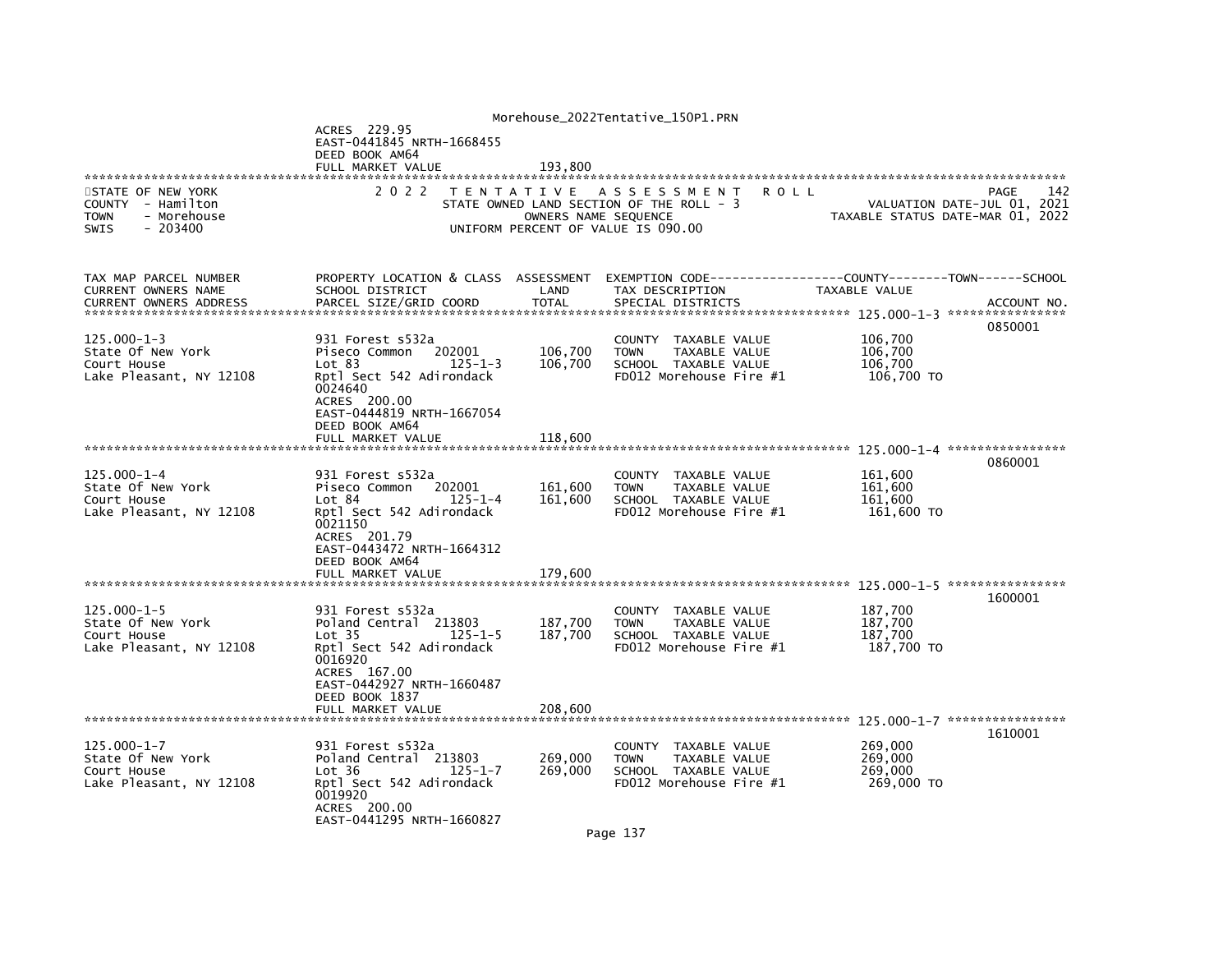ACRES 229.95
EAST-0441845 NRTH-1668455
DEED BOOK AM64
FULL MARKET VALUE 193,800

STATE OF NEW YORK
COUNTY - Hamilton
TOWN - Morehouse
SWIS - 203400

2 0 2 2 TENTATIVE ASSESSMENT ROLL
STATE OWNED LAND SECTION OF THE ROLL - 3
OWNERS NAME SEQUENCE
UNIFORM PERCENT OF VALUE IS 090.00

PAGE 142
VALUATION DATE-JUL 01, 2021
TAXABLE STATUS DATE-MAR 01, 2022

| TAX MAP PARCEL NUMBER / CURRENT OWNERS NAME / CURRENT OWNERS ADDRESS | PROPERTY LOCATION & CLASS / SCHOOL DISTRICT / PARCEL SIZE/GRID COORD | ASSESSMENT LAND / TOTAL | EXEMPTION CODE / TAX DESCRIPTION / SPECIAL DISTRICTS | COUNTY--------TOWN------SCHOOL TAXABLE VALUE | ACCOUNT NO. |
|---|---|---|---|---|---|
| 125.000-1-3 | | | | | 0850001 |
| 125.000-1-3 | 931 Forest s532a | | COUNTY TAXABLE VALUE | 106,700 | |
| State Of New York | Piseco Common 202001 | 106,700 | TOWN TAXABLE VALUE | 106,700 | |
| Court House | Lot 83 125-1-3 | 106,700 | SCHOOL TAXABLE VALUE | 106,700 | |
| Lake Pleasant, NY 12108 | Rptl Sect 542 Adirondack | | FD012 Morehouse Fire #1 | 106,700 TO | |
| | 0024640 | | | | |
| | ACRES 200.00 | | | | |
| | EAST-0444819 NRTH-1667054 | | | | |
| | DEED BOOK AM64 | | | | |
| | FULL MARKET VALUE | 118,600 | | | |
| 125.000-1-4 | | | | | 0860001 |
| 125.000-1-4 | 931 Forest s532a | | COUNTY TAXABLE VALUE | 161,600 | |
| State Of New York | Piseco Common 202001 | 161,600 | TOWN TAXABLE VALUE | 161,600 | |
| Court House | Lot 84 125-1-4 | 161,600 | SCHOOL TAXABLE VALUE | 161,600 | |
| Lake Pleasant, NY 12108 | Rptl Sect 542 Adirondack | | FD012 Morehouse Fire #1 | 161,600 TO | |
| | 0021150 | | | | |
| | ACRES 201.79 | | | | |
| | EAST-0443472 NRTH-1664312 | | | | |
| | DEED BOOK AM64 | | | | |
| | FULL MARKET VALUE | 179,600 | | | |
| 125.000-1-5 | | | | | 1600001 |
| 125.000-1-5 | 931 Forest s532a | | COUNTY TAXABLE VALUE | 187,700 | |
| State Of New York | Poland Central 213803 | 187,700 | TOWN TAXABLE VALUE | 187,700 | |
| Court House | Lot 35 125-1-5 | 187,700 | SCHOOL TAXABLE VALUE | 187,700 | |
| Lake Pleasant, NY 12108 | Rptl Sect 542 Adirondack | | FD012 Morehouse Fire #1 | 187,700 TO | |
| | 0016920 | | | | |
| | ACRES 167.00 | | | | |
| | EAST-0442927 NRTH-1660487 | | | | |
| | DEED BOOK 1837 | | | | |
| | FULL MARKET VALUE | 208,600 | | | |
| 125.000-1-7 | | | | | 1610001 |
| 125.000-1-7 | 931 Forest s532a | | COUNTY TAXABLE VALUE | 269,000 | |
| State Of New York | Poland Central 213803 | 269,000 | TOWN TAXABLE VALUE | 269,000 | |
| Court House | Lot 36 125-1-7 | 269,000 | SCHOOL TAXABLE VALUE | 269,000 | |
| Lake Pleasant, NY 12108 | Rptl Sect 542 Adirondack | | FD012 Morehouse Fire #1 | 269,000 TO | |
| | 0019920 | | | | |
| | ACRES 200.00 | | | | |
| | EAST-0441295 NRTH-1660827 | | | | |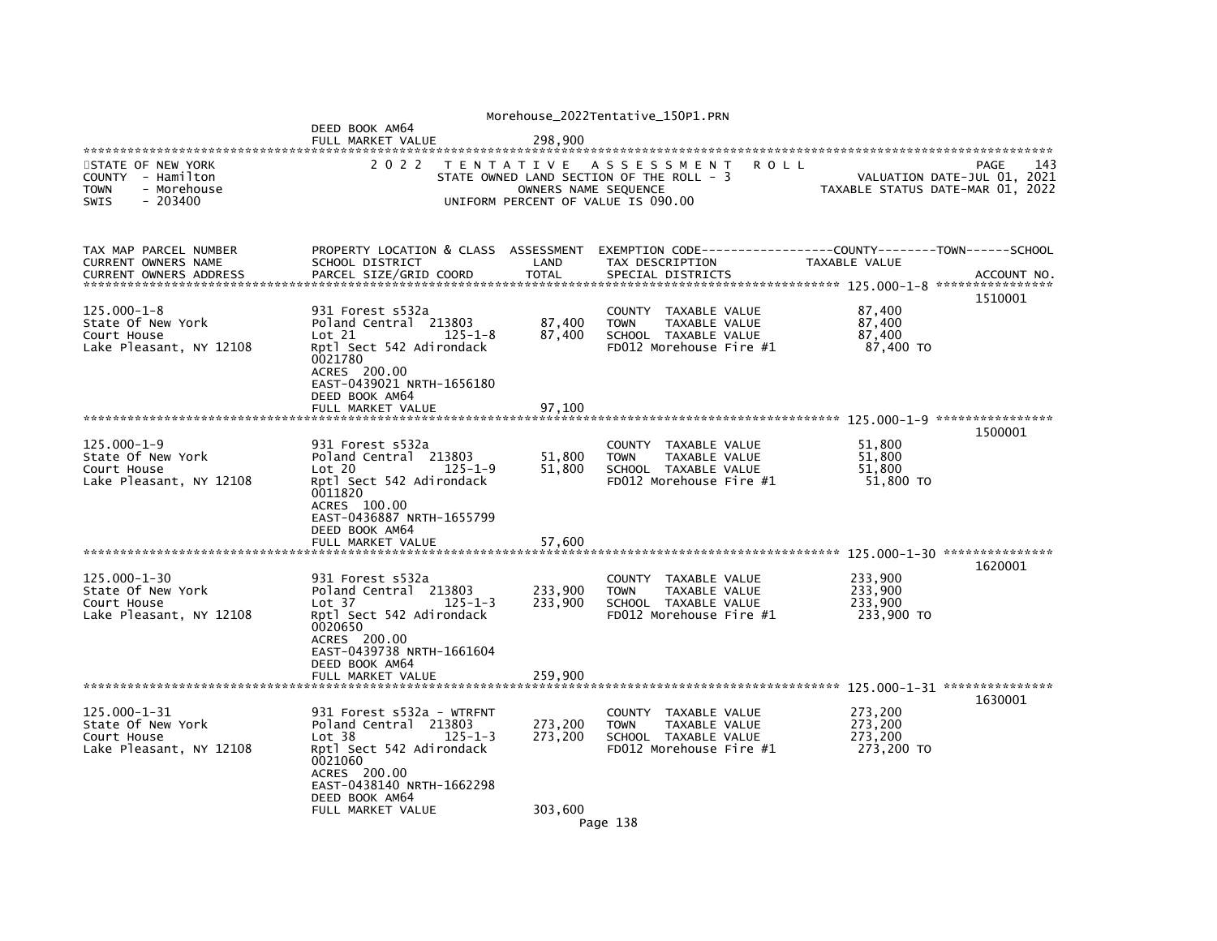DEED BOOK AM64
FULL MARKET VALUE 298,900

STATE OF NEW YORK
COUNTY - Hamilton
TOWN - Morehouse
SWIS - 203400

2022 TENTATIVE ASSESSMENT ROLL
STATE OWNED LAND SECTION OF THE ROLL - 3
OWNERS NAME SEQUENCE
UNIFORM PERCENT OF VALUE IS 090.00

PAGE 143
VALUATION DATE-JUL 01, 2021
TAXABLE STATUS DATE-MAR 01, 2022

| TAX MAP PARCEL NUMBER / CURRENT OWNERS NAME / CURRENT OWNERS ADDRESS | PROPERTY LOCATION & CLASS / SCHOOL DISTRICT / PARCEL SIZE/GRID COORD | ASSESSMENT LAND / TOTAL | EXEMPTION CODE / TAX DESCRIPTION / SPECIAL DISTRICTS | COUNTY--TOWN--SCHOOL TAXABLE VALUE | ACCOUNT NO. |
|---|---|---|---|---|---|
| 125.000-1-8 | | | | | 1510001 |
| 125.000-1-8 | 931 Forest s532a | | COUNTY TAXABLE VALUE | 87,400 | |
| State Of New York | Poland Central 213803 | 87,400 | TOWN TAXABLE VALUE | 87,400 | |
| Court House | Lot 21 125-1-8 | 87,400 | SCHOOL TAXABLE VALUE | 87,400 | |
| Lake Pleasant, NY 12108 | Rptl Sect 542 Adirondack | | FD012 Morehouse Fire #1 | 87,400 TO | |
| | 0021780 | | | | |
| | ACRES 200.00 | | | | |
| | EAST-0439021 NRTH-1656180 | | | | |
| | DEED BOOK AM64 | | | | |
| | FULL MARKET VALUE | 97,100 | | | |
| 125.000-1-9 | | | | | 1500001 |
| 125.000-1-9 | 931 Forest s532a | | COUNTY TAXABLE VALUE | 51,800 | |
| State Of New York | Poland Central 213803 | 51,800 | TOWN TAXABLE VALUE | 51,800 | |
| Court House | Lot 20 125-1-9 | 51,800 | SCHOOL TAXABLE VALUE | 51,800 | |
| Lake Pleasant, NY 12108 | Rptl Sect 542 Adirondack | | FD012 Morehouse Fire #1 | 51,800 TO | |
| | 0011820 | | | | |
| | ACRES 100.00 | | | | |
| | EAST-0436887 NRTH-1655799 | | | | |
| | DEED BOOK AM64 | | | | |
| | FULL MARKET VALUE | 57,600 | | | |
| 125.000-1-30 | | | | | 1620001 |
| 125.000-1-30 | 931 Forest s532a | | COUNTY TAXABLE VALUE | 233,900 | |
| State Of New York | Poland Central 213803 | 233,900 | TOWN TAXABLE VALUE | 233,900 | |
| Court House | Lot 37 125-1-3 | 233,900 | SCHOOL TAXABLE VALUE | 233,900 | |
| Lake Pleasant, NY 12108 | Rptl Sect 542 Adirondack | | FD012 Morehouse Fire #1 | 233,900 TO | |
| | 0020650 | | | | |
| | ACRES 200.00 | | | | |
| | EAST-0439738 NRTH-1661604 | | | | |
| | DEED BOOK AM64 | | | | |
| | FULL MARKET VALUE | 259,900 | | | |
| 125.000-1-31 | | | | | 1630001 |
| 125.000-1-31 | 931 Forest s532a - WTRFNT | | COUNTY TAXABLE VALUE | 273,200 | |
| State Of New York | Poland Central 213803 | 273,200 | TOWN TAXABLE VALUE | 273,200 | |
| Court House | Lot 38 125-1-3 | 273,200 | SCHOOL TAXABLE VALUE | 273,200 | |
| Lake Pleasant, NY 12108 | Rptl Sect 542 Adirondack | | FD012 Morehouse Fire #1 | 273,200 TO | |
| | 0021060 | | | | |
| | ACRES 200.00 | | | | |
| | EAST-0438140 NRTH-1662298 | | | | |
| | DEED BOOK AM64 | | | | |
| | FULL MARKET VALUE | 303,600 | | | |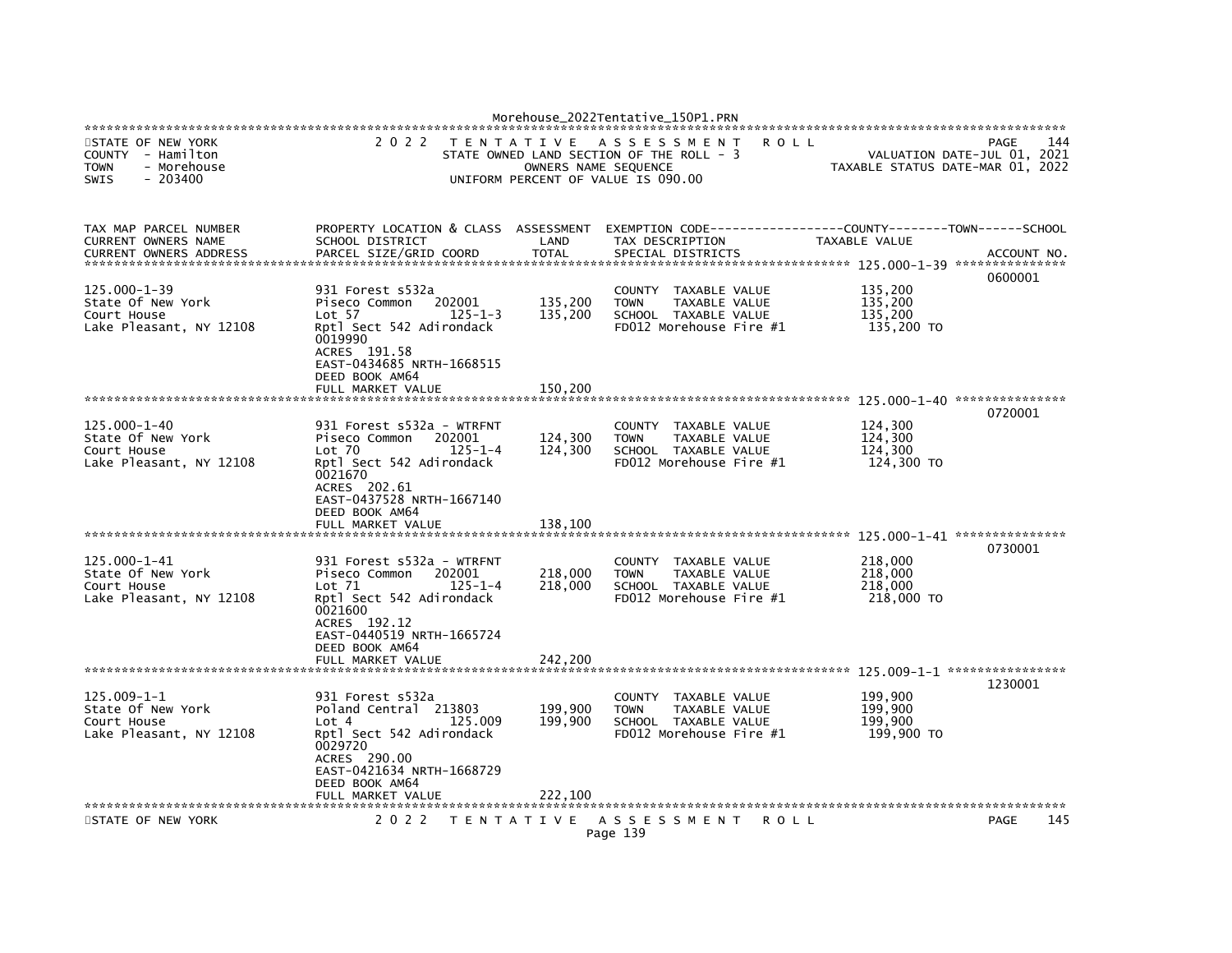STATE OF NEW YORK
COUNTY - Hamilton
TOWN - Morehouse
SWIS - 203400

2 0 2 2 T E N T A T I V E A S S E S S M E N T R O L L
STATE OWNED LAND SECTION OF THE ROLL - 3
OWNERS NAME SEQUENCE
UNIFORM PERCENT OF VALUE IS 090.00

PAGE 144
VALUATION DATE-JUL 01, 2021
TAXABLE STATUS DATE-MAR 01, 2022

| TAX MAP PARCEL NUMBER / CURRENT OWNERS NAME / CURRENT OWNERS ADDRESS | PROPERTY LOCATION & CLASS / SCHOOL DISTRICT / PARCEL SIZE/GRID COORD | ASSESSMENT LAND / TOTAL | EXEMPTION CODE / TAX DESCRIPTION / SPECIAL DISTRICTS | TAXABLE VALUE (COUNTY--TOWN--SCHOOL) | ACCOUNT NO. |
|---|---|---|---|---|---|
| 125.000-1-39 | | | | | 0600001 |
| 125.000-1-39 | 931 Forest s532a | | COUNTY TAXABLE VALUE | 135,200 | |
| State Of New York | Piseco Common 202001 | 135,200 | TOWN TAXABLE VALUE | 135,200 | |
| Court House | Lot 57 125-1-3 | 135,200 | SCHOOL TAXABLE VALUE | 135,200 | |
| Lake Pleasant, NY 12108 | Rptl Sect 542 Adirondack | | FD012 Morehouse Fire #1 | 135,200 TO | |
| | 0019990 | | | | |
| | ACRES 191.58 | | | | |
| | EAST-0434685 NRTH-1668515 | | | | |
| | DEED BOOK AM64 | | | | |
| | FULL MARKET VALUE | 150,200 | | | |
| 125.000-1-40 | | | | | 0720001 |
| 125.000-1-40 | 931 Forest s532a - WTRFNT | | COUNTY TAXABLE VALUE | 124,300 | |
| State Of New York | Piseco Common 202001 | 124,300 | TOWN TAXABLE VALUE | 124,300 | |
| Court House | Lot 70 125-1-4 | 124,300 | SCHOOL TAXABLE VALUE | 124,300 | |
| Lake Pleasant, NY 12108 | Rptl Sect 542 Adirondack | | FD012 Morehouse Fire #1 | 124,300 TO | |
| | 0021670 | | | | |
| | ACRES 202.61 | | | | |
| | EAST-0437528 NRTH-1667140 | | | | |
| | DEED BOOK AM64 | | | | |
| | FULL MARKET VALUE | 138,100 | | | |
| 125.000-1-41 | | | | | 0730001 |
| 125.000-1-41 | 931 Forest s532a - WTRFNT | | COUNTY TAXABLE VALUE | 218,000 | |
| State Of New York | Piseco Common 202001 | 218,000 | TOWN TAXABLE VALUE | 218,000 | |
| Court House | Lot 71 125-1-4 | 218,000 | SCHOOL TAXABLE VALUE | 218,000 | |
| Lake Pleasant, NY 12108 | Rptl Sect 542 Adirondack | | FD012 Morehouse Fire #1 | 218,000 TO | |
| | 0021600 | | | | |
| | ACRES 192.12 | | | | |
| | EAST-0440519 NRTH-1665724 | | | | |
| | DEED BOOK AM64 | | | | |
| | FULL MARKET VALUE | 242,200 | | | |
| 125.009-1-1 | | | | | 1230001 |
| 125.009-1-1 | 931 Forest s532a | | COUNTY TAXABLE VALUE | 199,900 | |
| State Of New York | Poland Central 213803 | 199,900 | TOWN TAXABLE VALUE | 199,900 | |
| Court House | Lot 4 125.009 | 199,900 | SCHOOL TAXABLE VALUE | 199,900 | |
| Lake Pleasant, NY 12108 | Rptl Sect 542 Adirondack | | FD012 Morehouse Fire #1 | 199,900 TO | |
| | 0029720 | | | | |
| | ACRES 290.00 | | | | |
| | EAST-0421634 NRTH-1668729 | | | | |
| | DEED BOOK AM64 | | | | |
| | FULL MARKET VALUE | 222,100 | | | |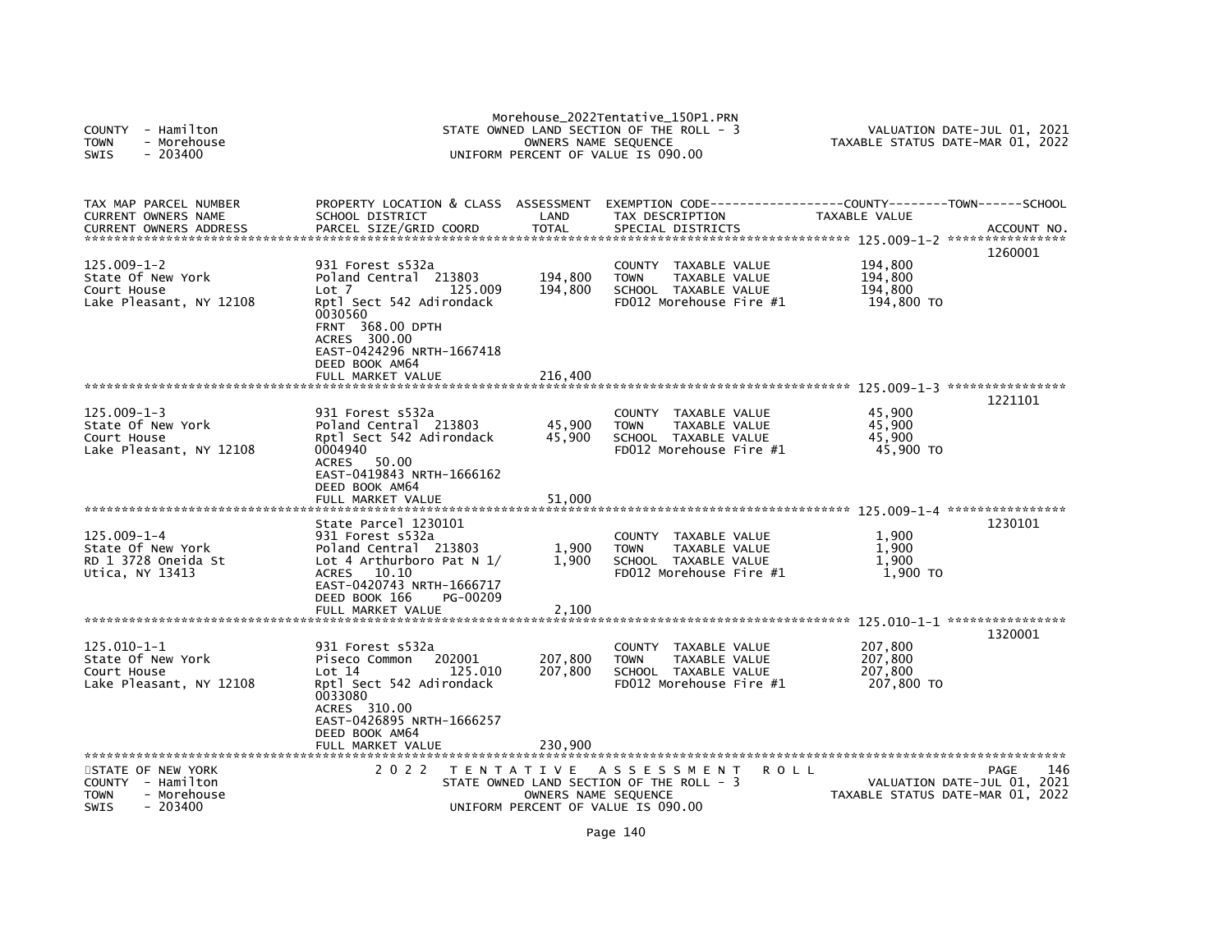Morehouse_2022Tentative_150P1.PRN

COUNTY - Hamilton
TOWN - Morehouse
SWIS - 203400

STATE OWNED LAND SECTION OF THE ROLL - 3
OWNERS NAME SEQUENCE
UNIFORM PERCENT OF VALUE IS 090.00

VALUATION DATE-JUL 01, 2021
TAXABLE STATUS DATE-MAR 01, 2022

| TAX MAP PARCEL NUMBER / CURRENT OWNERS NAME / CURRENT OWNERS ADDRESS | PROPERTY LOCATION & CLASS / SCHOOL DISTRICT / PARCEL SIZE/GRID COORD | ASSESSMENT LAND / TOTAL | EXEMPTION CODE / TAX DESCRIPTION / SPECIAL DISTRICTS | COUNTY / TOWN / SCHOOL TAXABLE VALUE | ACCOUNT NO. |
|---|---|---|---|---|---|
| 125.009-1-2 | | | | | 1260001 |
| 125.009-1-2<br>State Of New York<br>Court House<br>Lake Pleasant, NY 12108 | 931 Forest s532a<br>Poland Central 213803<br>Lot 7 125.009<br>Rptl Sect 542 Adirondack<br>0030560<br>FRNT 368.00 DPTH<br>ACRES 300.00<br>EAST-0424296 NRTH-1667418<br>DEED BOOK AM64<br>FULL MARKET VALUE | 194,800<br>194,800<br><br><br><br><br><br><br><br>216,400 | COUNTY TAXABLE VALUE<br>TOWN TAXABLE VALUE<br>SCHOOL TAXABLE VALUE<br>FD012 Morehouse Fire #1 | 194,800<br>194,800<br>194,800<br>194,800 TO | |
| 125.009-1-3 | | | | | 1221101 |
| 125.009-1-3<br>State Of New York<br>Court House<br>Lake Pleasant, NY 12108 | 931 Forest s532a<br>Poland Central 213803<br>Rptl Sect 542 Adirondack<br>0004940<br>ACRES 50.00<br>EAST-0419843 NRTH-1666162<br>DEED BOOK AM64<br>FULL MARKET VALUE | 45,900<br>45,900<br><br><br><br><br><br>51,000 | COUNTY TAXABLE VALUE<br>TOWN TAXABLE VALUE<br>SCHOOL TAXABLE VALUE<br>FD012 Morehouse Fire #1 | 45,900<br>45,900<br>45,900<br>45,900 TO | |
| 125.009-1-4 | State Parcel 1230101 | | | | 1230101 |
| 125.009-1-4<br>State Of New York<br>RD 1 3728 Oneida St<br>Utica, NY 13413 | 931 Forest s532a<br>Poland Central 213803<br>Lot 4 Arthurboro Pat N 1/<br>ACRES 10.10<br>EAST-0420743 NRTH-1666717<br>DEED BOOK 166 PG-00209<br>FULL MARKET VALUE | 1,900<br>1,900<br><br><br><br><br>2,100 | COUNTY TAXABLE VALUE<br>TOWN TAXABLE VALUE<br>SCHOOL TAXABLE VALUE<br>FD012 Morehouse Fire #1 | 1,900<br>1,900<br>1,900<br>1,900 TO | |
| 125.010-1-1 | | | | | 1320001 |
| 125.010-1-1<br>State Of New York<br>Court House<br>Lake Pleasant, NY 12108 | 931 Forest s532a<br>Piseco Common 202001<br>Lot 14 125.010<br>Rptl Sect 542 Adirondack<br>0033080<br>ACRES 310.00<br>EAST-0426895 NRTH-1666257<br>DEED BOOK AM64<br>FULL MARKET VALUE | 207,800<br>207,800<br><br><br><br><br><br><br>230,900 | COUNTY TAXABLE VALUE<br>TOWN TAXABLE VALUE<br>SCHOOL TAXABLE VALUE<br>FD012 Morehouse Fire #1 | 207,800<br>207,800<br>207,800<br>207,800 TO | |

STATE OF NEW YORK
COUNTY - Hamilton
TOWN - Morehouse
SWIS - 203400

2 0 2 2 T E N T A T I V E A S S E S S M E N T R O L L
STATE OWNED LAND SECTION OF THE ROLL - 3
OWNERS NAME SEQUENCE
UNIFORM PERCENT OF VALUE IS 090.00

PAGE 146
VALUATION DATE-JUL 01, 2021
TAXABLE STATUS DATE-MAR 01, 2022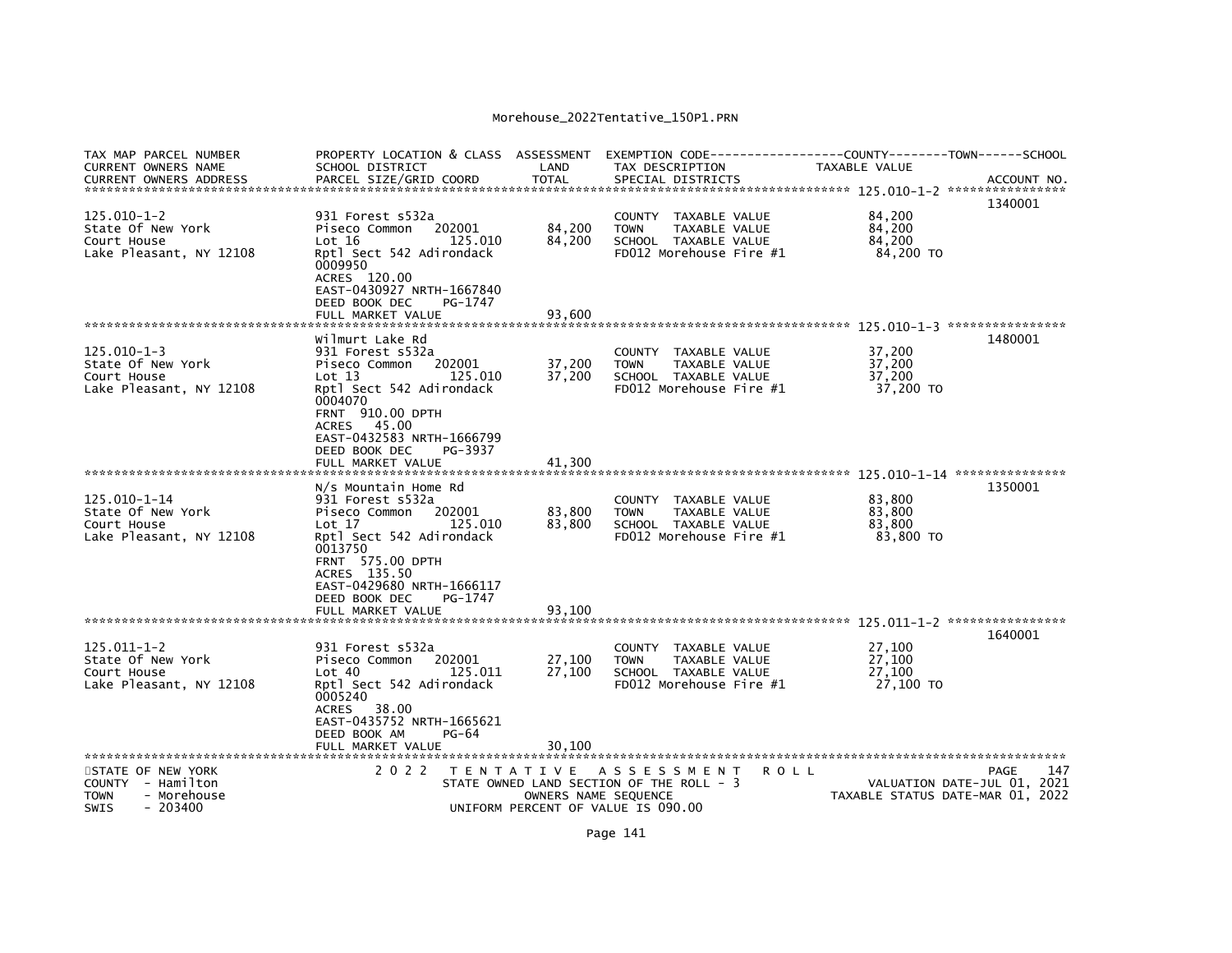Morehouse_2022Tentative_150P1.PRN

```
TAX MAP PARCEL NUMBER          PROPERTY LOCATION & CLASS  ASSESSMENT  EXEMPTION CODE------------------COUNTY--------TOWN------SCHOOL
CURRENT OWNERS NAME            SCHOOL DISTRICT               LAND      TAX DESCRIPTION            TAXABLE VALUE
CURRENT OWNERS ADDRESS         PARCEL SIZE/GRID COORD        TOTAL     SPECIAL DISTRICTS                                    ACCOUNT NO.
******************************************************************************************************* 125.010-1-2 *****************
                                                                                                                         1340001
125.010-1-2                    931 Forest s532a                        COUNTY  TAXABLE VALUE             84,200
State Of New York              Piseco Common   202001       84,200     TOWN    TAXABLE VALUE             84,200
Court House                    Lot 16             125.010   84,200     SCHOOL  TAXABLE VALUE             84,200
Lake Pleasant, NY 12108        Rptl Sect 542 Adirondack                FD012 Morehouse Fire #1            84,200 TO
                               0009950
                               ACRES  120.00
                               EAST-0430927 NRTH-1667840
                               DEED BOOK DEC     PG-1747
                               FULL MARKET VALUE            93,600
******************************************************************************************************* 125.010-1-3 *****************
                               Wilmurt Lake Rd                                                                           1480001
125.010-1-3                    931 Forest s532a                        COUNTY  TAXABLE VALUE             37,200
State Of New York              Piseco Common   202001       37,200     TOWN    TAXABLE VALUE             37,200
Court House                    Lot 13             125.010   37,200     SCHOOL  TAXABLE VALUE             37,200
Lake Pleasant, NY 12108        Rptl Sect 542 Adirondack                FD012 Morehouse Fire #1            37,200 TO
                               0004070
                               FRNT  910.00 DPTH
                               ACRES   45.00
                               EAST-0432583 NRTH-1666799
                               DEED BOOK DEC     PG-3937
                               FULL MARKET VALUE            41,300
******************************************************************************************************* 125.010-1-14 ****************
                               N/s Mountain Home Rd                                                                      1350001
125.010-1-14                   931 Forest s532a                        COUNTY  TAXABLE VALUE             83,800
State Of New York              Piseco Common   202001       83,800     TOWN    TAXABLE VALUE             83,800
Court House                    Lot 17             125.010   83,800     SCHOOL  TAXABLE VALUE             83,800
Lake Pleasant, NY 12108        Rptl Sect 542 Adirondack                FD012 Morehouse Fire #1            83,800 TO
                               0013750
                               FRNT  575.00 DPTH
                               ACRES  135.50
                               EAST-0429680 NRTH-1666117
                               DEED BOOK DEC     PG-1747
                               FULL MARKET VALUE            93,100
******************************************************************************************************* 125.011-1-2 *****************
                                                                                                                         1640001
125.011-1-2                    931 Forest s532a                        COUNTY  TAXABLE VALUE             27,100
State Of New York              Piseco Common   202001       27,100     TOWN    TAXABLE VALUE             27,100
Court House                    Lot 40             125.011   27,100     SCHOOL  TAXABLE VALUE             27,100
Lake Pleasant, NY 12108        Rptl Sect 542 Adirondack                FD012 Morehouse Fire #1            27,100 TO
                               0005240
                               ACRES   38.00
                               EAST-0435752 NRTH-1665621
                               DEED BOOK AM      PG-64
                               FULL MARKET VALUE            30,100
*************************************************************************************************************************************
STATE OF NEW YORK                2 0 2 2   T E N T A T I V E   A S S E S S M E N T   R O L L                              PAGE   147
COUNTY  - Hamilton                         STATE OWNED LAND SECTION OF THE ROLL - 3                      VALUATION DATE-JUL 01, 2021
TOWN    - Morehouse                              OWNERS NAME SEQUENCE                            TAXABLE STATUS DATE-MAR 01, 2022
SWIS    - 203400                           UNIFORM PERCENT OF VALUE IS 090.00
```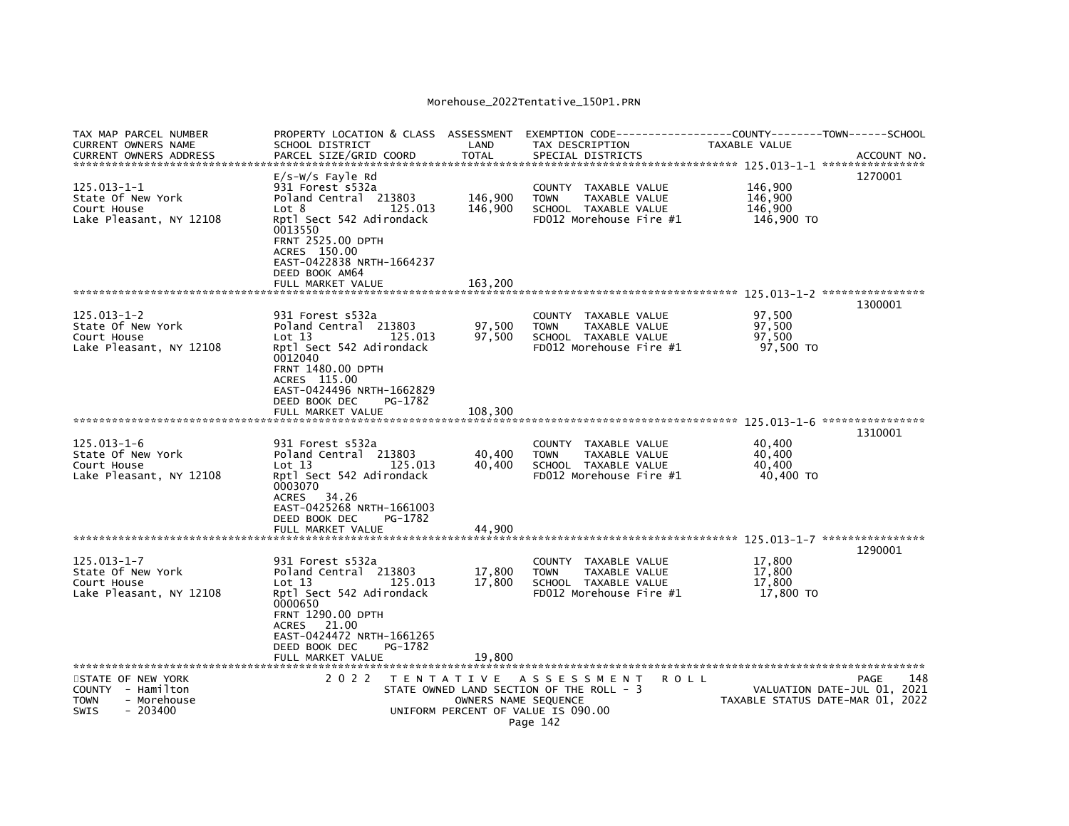Morehouse_2022Tentative_150P1.PRN

| TAX MAP PARCEL NUMBER<br>CURRENT OWNERS NAME<br>CURRENT OWNERS ADDRESS | PROPERTY LOCATION & CLASS<br>SCHOOL DISTRICT<br>PARCEL SIZE/GRID COORD | ASSESSMENT<br>LAND<br>TOTAL | EXEMPTION CODE<br>TAX DESCRIPTION<br>SPECIAL DISTRICTS | COUNTY--------TOWN------SCHOOL<br>TAXABLE VALUE | ACCOUNT NO. |
|---|---|---|---|---|---|
| 125.013-1-1<br>State Of New York<br>Court House<br>Lake Pleasant, NY 12108 | E/s-W/s Fayle Rd<br>931 Forest s532a<br>Poland Central 213803<br>Lot 8 125.013<br>Rptl Sect 542 Adirondack<br>0013550<br>FRNT 2525.00 DPTH<br>ACRES 150.00<br>EAST-0422838 NRTH-1664237<br>DEED BOOK AM64<br>FULL MARKET VALUE | 146,900<br>146,900<br>163,200 | COUNTY TAXABLE VALUE<br>TOWN TAXABLE VALUE<br>SCHOOL TAXABLE VALUE<br>FD012 Morehouse Fire #1 | 146,900<br>146,900<br>146,900<br>146,900 TO | 1270001 |
| 125.013-1-2<br>State Of New York<br>Court House<br>Lake Pleasant, NY 12108 | 931 Forest s532a<br>Poland Central 213803<br>Lot 13 125.013<br>Rptl Sect 542 Adirondack<br>0012040<br>FRNT 1480.00 DPTH<br>ACRES 115.00<br>EAST-0424496 NRTH-1662829<br>DEED BOOK DEC PG-1782<br>FULL MARKET VALUE | 97,500<br>97,500<br>108,300 | COUNTY TAXABLE VALUE<br>TOWN TAXABLE VALUE<br>SCHOOL TAXABLE VALUE<br>FD012 Morehouse Fire #1 | 97,500<br>97,500<br>97,500<br>97,500 TO | 1300001 |
| 125.013-1-6<br>State Of New York<br>Court House<br>Lake Pleasant, NY 12108 | 931 Forest s532a<br>Poland Central 213803<br>Lot 13 125.013<br>Rptl Sect 542 Adirondack<br>0003070<br>ACRES 34.26<br>EAST-0425268 NRTH-1661003<br>DEED BOOK DEC PG-1782<br>FULL MARKET VALUE | 40,400<br>40,400<br>44,900 | COUNTY TAXABLE VALUE<br>TOWN TAXABLE VALUE<br>SCHOOL TAXABLE VALUE<br>FD012 Morehouse Fire #1 | 40,400<br>40,400<br>40,400<br>40,400 TO | 1310001 |
| 125.013-1-7<br>State Of New York<br>Court House<br>Lake Pleasant, NY 12108 | 931 Forest s532a<br>Poland Central 213803<br>Lot 13 125.013<br>Rptl Sect 542 Adirondack<br>0000650<br>FRNT 1290.00 DPTH<br>ACRES 21.00<br>EAST-0424472 NRTH-1661265<br>DEED BOOK DEC PG-1782<br>FULL MARKET VALUE | 17,800<br>17,800<br>19,800 | COUNTY TAXABLE VALUE<br>TOWN TAXABLE VALUE<br>SCHOOL TAXABLE VALUE<br>FD012 Morehouse Fire #1 | 17,800<br>17,800<br>17,800<br>17,800 TO | 1290001 |

STATE OF NEW YORK
COUNTY - Hamilton
TOWN - Morehouse
SWIS - 203400

2022 TENTATIVE ASSESSMENT ROLL
STATE OWNED LAND SECTION OF THE ROLL - 3
OWNERS NAME SEQUENCE
UNIFORM PERCENT OF VALUE IS 090.00

PAGE 148
VALUATION DATE-JUL 01, 2021
TAXABLE STATUS DATE-MAR 01, 2022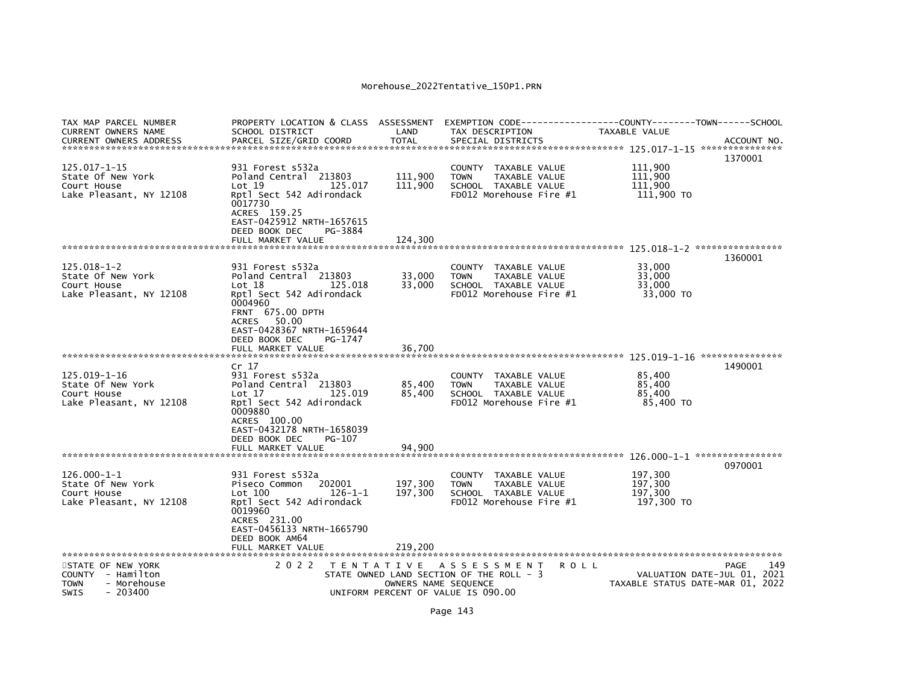Morehouse_2022Tentative_150P1.PRN

```
TAX MAP PARCEL NUMBER          PROPERTY LOCATION & CLASS  ASSESSMENT  EXEMPTION CODE------------------COUNTY--------TOWN------SCHOOL
CURRENT OWNERS NAME            SCHOOL DISTRICT               LAND      TAX DESCRIPTION            TAXABLE VALUE
CURRENT OWNERS ADDRESS         PARCEL SIZE/GRID COORD        TOTAL     SPECIAL DISTRICTS                                        ACCOUNT NO.
******************************************************************************************************* 125.017-1-15 ***************
                                                                                                                            1370001
125.017-1-15                   931 Forest s532a                        COUNTY  TAXABLE VALUE            111,900
State Of New York              Poland Central  213803       111,900    TOWN    TAXABLE VALUE            111,900
Court House                    Lot 19              125.017  111,900    SCHOOL  TAXABLE VALUE            111,900
Lake Pleasant, NY 12108        Rptl Sect 542 Adirondack                FD012 Morehouse Fire #1           111,900 TO
                               0017730
                               ACRES  159.25
                               EAST-0425912 NRTH-1657615
                               DEED BOOK DEC     PG-3884
                               FULL MARKET VALUE            124,300
******************************************************************************************************* 125.018-1-2 ****************
                                                                                                                            1360001
125.018-1-2                    931 Forest s532a                        COUNTY  TAXABLE VALUE             33,000
State Of New York              Poland Central  213803        33,000    TOWN    TAXABLE VALUE             33,000
Court House                    Lot 18              125.018   33,000    SCHOOL  TAXABLE VALUE             33,000
Lake Pleasant, NY 12108        Rptl Sect 542 Adirondack                FD012 Morehouse Fire #1            33,000 TO
                               0004960
                               FRNT  675.00 DPTH
                               ACRES   50.00
                               EAST-0428367 NRTH-1659644
                               DEED BOOK DEC     PG-1747
                               FULL MARKET VALUE             36,700
******************************************************************************************************* 125.019-1-16 ***************
                               Cr 17                                                                                        1490001
125.019-1-16                   931 Forest s532a                        COUNTY  TAXABLE VALUE             85,400
State Of New York              Poland Central  213803        85,400    TOWN    TAXABLE VALUE             85,400
Court House                    Lot 17              125.019   85,400    SCHOOL  TAXABLE VALUE             85,400
Lake Pleasant, NY 12108        Rptl Sect 542 Adirondack                FD012 Morehouse Fire #1            85,400 TO
                               0009880
                               ACRES  100.00
                               EAST-0432178 NRTH-1658039
                               DEED BOOK DEC     PG-107
                               FULL MARKET VALUE             94,900
******************************************************************************************************* 126.000-1-1 ****************
                                                                                                                            0970001
126.000-1-1                    931 Forest s532a                        COUNTY  TAXABLE VALUE            197,300
State Of New York              Piseco Common   202001       197,300    TOWN    TAXABLE VALUE            197,300
Court House                    Lot 100             126-1-1  197,300    SCHOOL  TAXABLE VALUE            197,300
Lake Pleasant, NY 12108        Rptl Sect 542 Adirondack                FD012 Morehouse Fire #1           197,300 TO
                               0019960
                               ACRES  231.00
                               EAST-0456133 NRTH-1665790
                               DEED BOOK AM64
                               FULL MARKET VALUE            219,200
************************************************************************************************************************************
STATE OF NEW YORK                2 0 2 2   T E N T A T I V E   A S S E S S M E N T   R O L L                                PAGE    149
COUNTY  - Hamilton                         STATE OWNED LAND SECTION OF THE ROLL - 3                     VALUATION DATE-JUL 01, 2021
TOWN    - Morehouse                                OWNERS NAME SEQUENCE                            TAXABLE STATUS DATE-MAR 01, 2022
SWIS    - 203400                            UNIFORM PERCENT OF VALUE IS 090.00
```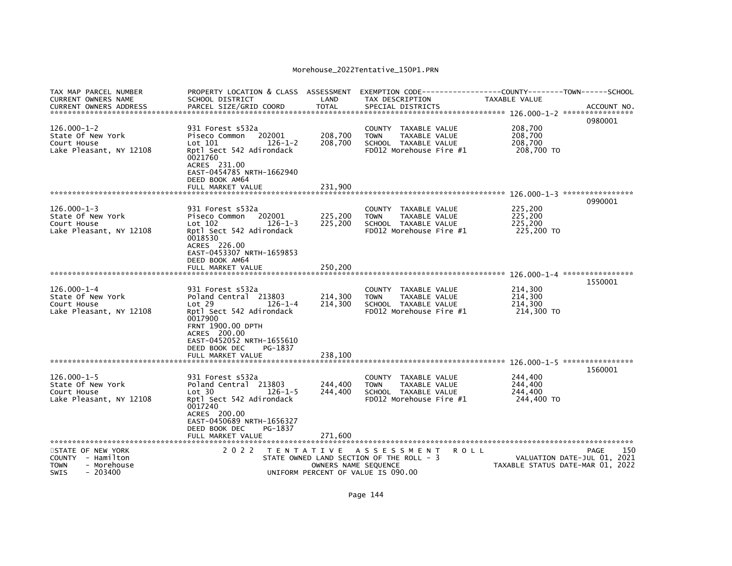| TAX MAP PARCEL NUMBER<br>CURRENT OWNERS NAME<br>CURRENT OWNERS ADDRESS | PROPERTY LOCATION & CLASS<br>SCHOOL DISTRICT<br>PARCEL SIZE/GRID COORD | ASSESSMENT<br>LAND<br>TOTAL | EXEMPTION CODE<br>TAX DESCRIPTION<br>SPECIAL DISTRICTS | COUNTY--------TOWN------SCHOOL<br>TAXABLE VALUE | ACCOUNT NO. |
|---|---|---|---|---|---|
| **126.000-1-2** | | | | | 0980001 |
| 126.000-1-2 | 931 Forest s532a | | COUNTY TAXABLE VALUE | 208,700 | |
| State Of New York | Piseco Common 202001 | 208,700 | TOWN TAXABLE VALUE | 208,700 | |
| Court House | Lot 101 126-1-2 | 208,700 | SCHOOL TAXABLE VALUE | 208,700 | |
| Lake Pleasant, NY 12108 | Rptl Sect 542 Adirondack | | FD012 Morehouse Fire #1 | 208,700 TO | |
| | 0021760 | | | | |
| | ACRES 231.00 | | | | |
| | EAST-0454785 NRTH-1662940 | | | | |
| | DEED BOOK AM64 | | | | |
| | FULL MARKET VALUE | 231,900 | | | |
| **126.000-1-3** | | | | | 0990001 |
| 126.000-1-3 | 931 Forest s532a | | COUNTY TAXABLE VALUE | 225,200 | |
| State Of New York | Piseco Common 202001 | 225,200 | TOWN TAXABLE VALUE | 225,200 | |
| Court House | Lot 102 126-1-3 | 225,200 | SCHOOL TAXABLE VALUE | 225,200 | |
| Lake Pleasant, NY 12108 | Rptl Sect 542 Adirondack | | FD012 Morehouse Fire #1 | 225,200 TO | |
| | 0018530 | | | | |
| | ACRES 226.00 | | | | |
| | EAST-0453307 NRTH-1659853 | | | | |
| | DEED BOOK AM64 | | | | |
| | FULL MARKET VALUE | 250,200 | | | |
| **126.000-1-4** | | | | | 1550001 |
| 126.000-1-4 | 931 Forest s532a | | COUNTY TAXABLE VALUE | 214,300 | |
| State Of New York | Poland Central 213803 | 214,300 | TOWN TAXABLE VALUE | 214,300 | |
| Court House | Lot 29 126-1-4 | 214,300 | SCHOOL TAXABLE VALUE | 214,300 | |
| Lake Pleasant, NY 12108 | Rptl Sect 542 Adirondack | | FD012 Morehouse Fire #1 | 214,300 TO | |
| | 0017900 | | | | |
| | FRNT 1900.00 DPTH | | | | |
| | ACRES 200.00 | | | | |
| | EAST-0452052 NRTH-1655610 | | | | |
| | DEED BOOK DEC PG-1837 | | | | |
| | FULL MARKET VALUE | 238,100 | | | |
| **126.000-1-5** | | | | | 1560001 |
| 126.000-1-5 | 931 Forest s532a | | COUNTY TAXABLE VALUE | 244,400 | |
| State Of New York | Poland Central 213803 | 244,400 | TOWN TAXABLE VALUE | 244,400 | |
| Court House | Lot 30 126-1-5 | 244,400 | SCHOOL TAXABLE VALUE | 244,400 | |
| Lake Pleasant, NY 12108 | Rptl Sect 542 Adirondack | | FD012 Morehouse Fire #1 | 244,400 TO | |
| | 0017240 | | | | |
| | ACRES 200.00 | | | | |
| | EAST-0450689 NRTH-1656327 | | | | |
| | DEED BOOK DEC PG-1837 | | | | |
| | FULL MARKET VALUE | 271,600 | | | |

STATE OF NEW YORK
COUNTY - Hamilton
TOWN - Morehouse
SWIS - 203400

2022 TENTATIVE ASSESSMENT ROLL
STATE OWNED LAND SECTION OF THE ROLL - 3
OWNERS NAME SEQUENCE
UNIFORM PERCENT OF VALUE IS 090.00

PAGE 150
VALUATION DATE-JUL 01, 2021
TAXABLE STATUS DATE-MAR 01, 2022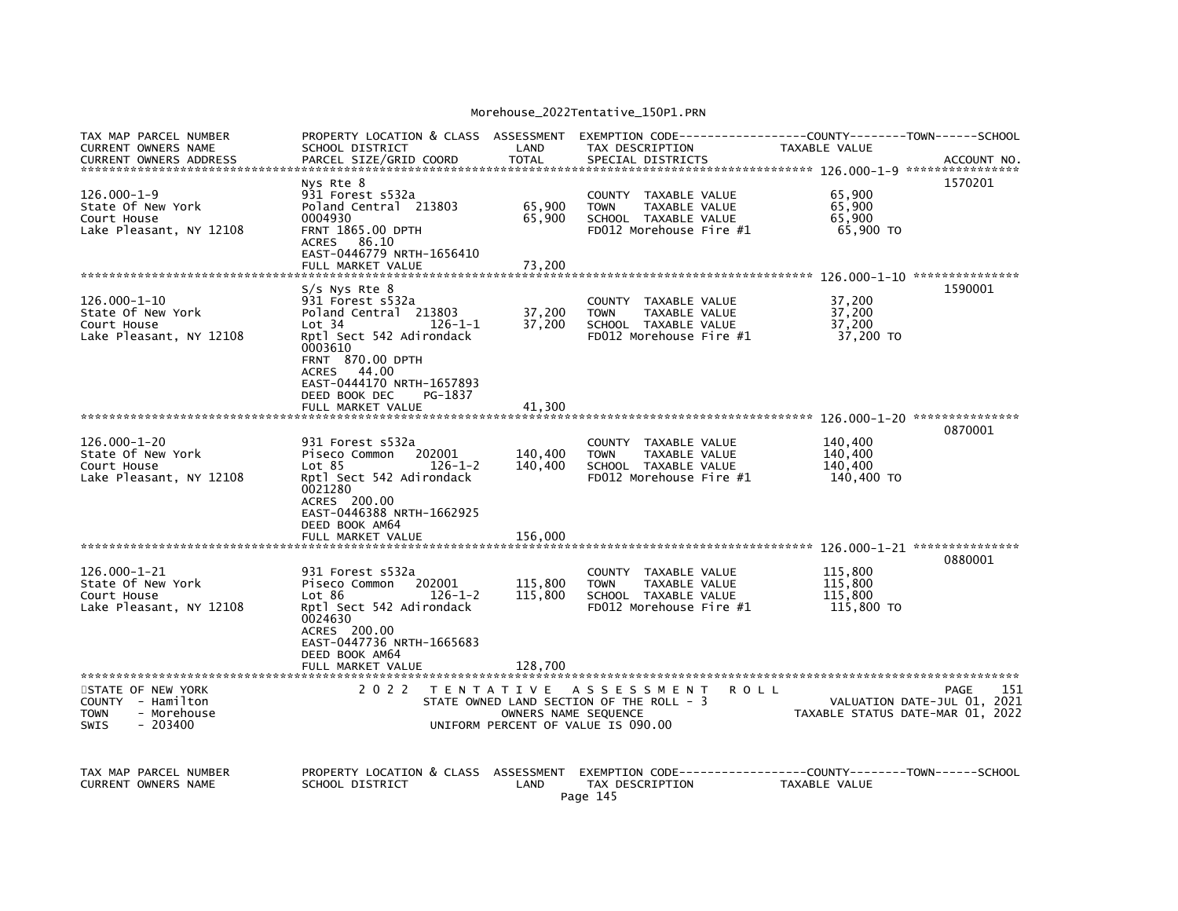Morehouse_2022Tentative_150P1.PRN

```
TAX MAP PARCEL NUMBER          PROPERTY LOCATION & CLASS  ASSESSMENT  EXEMPTION CODE------------------COUNTY--------TOWN------SCHOOL
CURRENT OWNERS NAME            SCHOOL DISTRICT               LAND      TAX DESCRIPTION            TAXABLE VALUE
CURRENT OWNERS ADDRESS         PARCEL SIZE/GRID COORD        TOTAL     SPECIAL DISTRICTS                                    ACCOUNT NO.
******************************************************************************************************* 126.000-1-9 ****************
                               Nys Rte 8                                                                                    1570201
126.000-1-9                    931 Forest s532a                         COUNTY  TAXABLE VALUE           65,900
State Of New York              Poland Central  213803        65,900     TOWN    TAXABLE VALUE           65,900
Court House                    0004930                       65,900     SCHOOL  TAXABLE VALUE           65,900
Lake Pleasant, NY 12108        FRNT 1865.00 DPTH                        FD012 Morehouse Fire #1          65,900 TO
                               ACRES   86.10
                               EAST-0446779 NRTH-1656410
                               FULL MARKET VALUE             73,200
******************************************************************************************************* 126.000-1-10 ***************
                               S/s Nys Rte 8                                                                                1590001
126.000-1-10                   931 Forest s532a                         COUNTY  TAXABLE VALUE           37,200
State Of New York              Poland Central  213803        37,200     TOWN    TAXABLE VALUE           37,200
Court House                    Lot 34              126-1-1   37,200     SCHOOL  TAXABLE VALUE           37,200
Lake Pleasant, NY 12108        Rptl Sect 542 Adirondack                 FD012 Morehouse Fire #1          37,200 TO
                               0003610
                               FRNT  870.00 DPTH
                               ACRES   44.00
                               EAST-0444170 NRTH-1657893
                               DEED BOOK DEC     PG-1837
                               FULL MARKET VALUE             41,300
******************************************************************************************************* 126.000-1-20 ***************
                                                                                                                            0870001
126.000-1-20                   931 Forest s532a                         COUNTY  TAXABLE VALUE          140,400
State Of New York              Piseco Common   202001       140,400     TOWN    TAXABLE VALUE          140,400
Court House                    Lot 85              126-1-2  140,400     SCHOOL  TAXABLE VALUE          140,400
Lake Pleasant, NY 12108        Rptl Sect 542 Adirondack                 FD012 Morehouse Fire #1         140,400 TO
                               0021280
                               ACRES  200.00
                               EAST-0446388 NRTH-1662925
                               DEED BOOK AM64
                               FULL MARKET VALUE            156,000
******************************************************************************************************* 126.000-1-21 ***************
                                                                                                                            0880001
126.000-1-21                   931 Forest s532a                         COUNTY  TAXABLE VALUE          115,800
State Of New York              Piseco Common   202001       115,800     TOWN    TAXABLE VALUE          115,800
Court House                    Lot 86              126-1-2  115,800     SCHOOL  TAXABLE VALUE          115,800
Lake Pleasant, NY 12108        Rptl Sect 542 Adirondack                 FD012 Morehouse Fire #1         115,800 TO
                               0024630
                               ACRES  200.00
                               EAST-0447736 NRTH-1665683
                               DEED BOOK AM64
                               FULL MARKET VALUE            128,700
************************************************************************************************************************************
STATE OF NEW YORK                  2 0 2 2   T E N T A T I V E   A S S E S S M E N T   R O L L                              PAGE   151
COUNTY  - Hamilton                          STATE OWNED LAND SECTION OF THE ROLL - 3                      VALUATION DATE-JUL 01, 2021
TOWN    - Morehouse                                 OWNERS NAME SEQUENCE                              TAXABLE STATUS DATE-MAR 01, 2022
SWIS    - 203400                              UNIFORM PERCENT OF VALUE IS 090.00


TAX MAP PARCEL NUMBER          PROPERTY LOCATION & CLASS  ASSESSMENT  EXEMPTION CODE------------------COUNTY--------TOWN------SCHOOL
CURRENT OWNERS NAME            SCHOOL DISTRICT               LAND      TAX DESCRIPTION            TAXABLE VALUE
```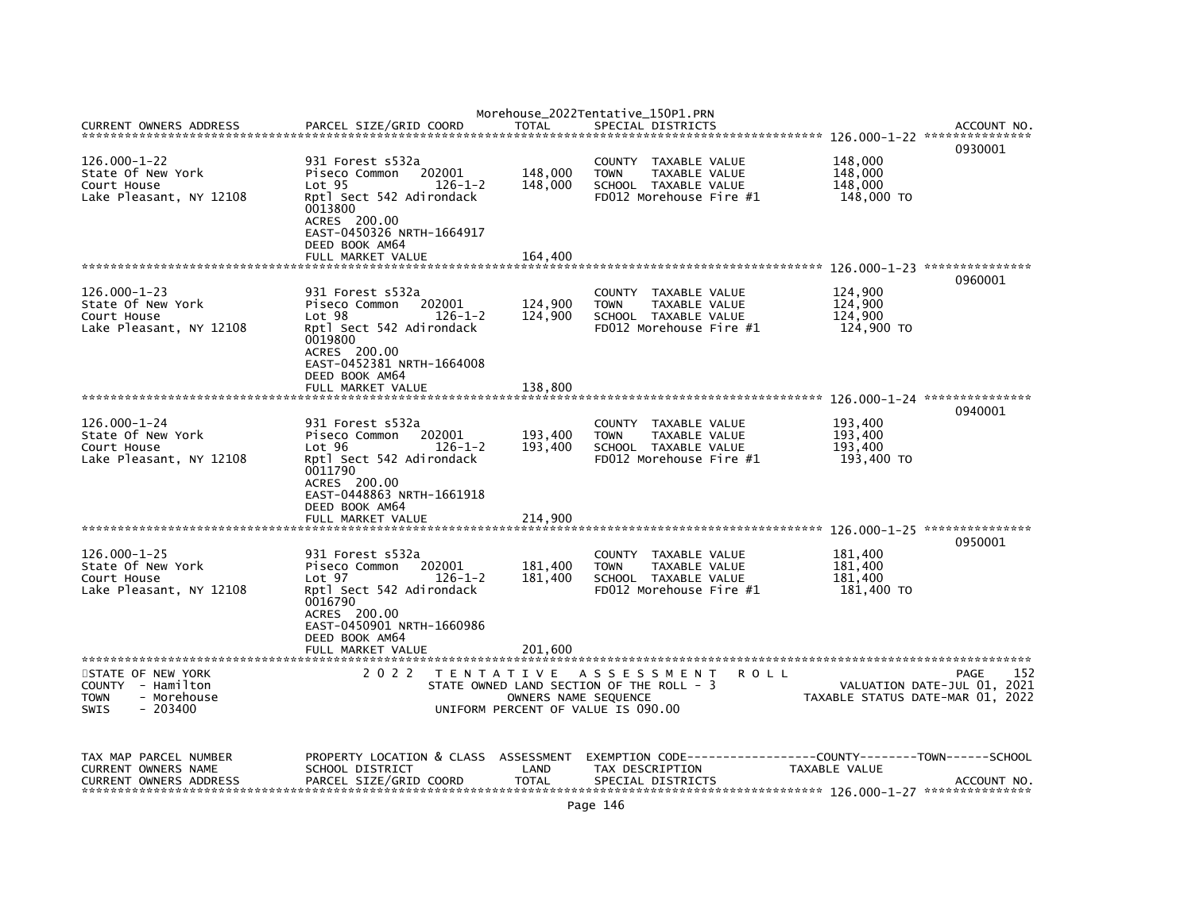| CURRENT OWNERS ADDRESS | PARCEL SIZE/GRID COORD | TOTAL | SPECIAL DISTRICTS | | ACCOUNT NO. |
|---|---|---|---|---|---|

**126.000-1-22**

| | | | | | 0930001 |
|---|---|---|---|---|---|
| 126.000-1-22 | 931 Forest s532a | | COUNTY TAXABLE VALUE | 148,000 | |
| State Of New York | Piseco Common 202001 | 148,000 | TOWN TAXABLE VALUE | 148,000 | |
| Court House | Lot 95 126-1-2 | 148,000 | SCHOOL TAXABLE VALUE | 148,000 | |
| Lake Pleasant, NY 12108 | Rptl Sect 542 Adirondack | | FD012 Morehouse Fire #1 | 148,000 TO | |
| | 0013800 | | | | |
| | ACRES 200.00 | | | | |
| | EAST-0450326 NRTH-1664917 | | | | |
| | DEED BOOK AM64 | | | | |
| | FULL MARKET VALUE | 164,400 | | | |

**126.000-1-23**

| | | | | | 0960001 |
|---|---|---|---|---|---|
| 126.000-1-23 | 931 Forest s532a | | COUNTY TAXABLE VALUE | 124,900 | |
| State Of New York | Piseco Common 202001 | 124,900 | TOWN TAXABLE VALUE | 124,900 | |
| Court House | Lot 98 126-1-2 | 124,900 | SCHOOL TAXABLE VALUE | 124,900 | |
| Lake Pleasant, NY 12108 | Rptl Sect 542 Adirondack | | FD012 Morehouse Fire #1 | 124,900 TO | |
| | 0019800 | | | | |
| | ACRES 200.00 | | | | |
| | EAST-0452381 NRTH-1664008 | | | | |
| | DEED BOOK AM64 | | | | |
| | FULL MARKET VALUE | 138,800 | | | |

**126.000-1-24**

| | | | | | 0940001 |
|---|---|---|---|---|---|
| 126.000-1-24 | 931 Forest s532a | | COUNTY TAXABLE VALUE | 193,400 | |
| State Of New York | Piseco Common 202001 | 193,400 | TOWN TAXABLE VALUE | 193,400 | |
| Court House | Lot 96 126-1-2 | 193,400 | SCHOOL TAXABLE VALUE | 193,400 | |
| Lake Pleasant, NY 12108 | Rptl Sect 542 Adirondack | | FD012 Morehouse Fire #1 | 193,400 TO | |
| | 0011790 | | | | |
| | ACRES 200.00 | | | | |
| | EAST-0448863 NRTH-1661918 | | | | |
| | DEED BOOK AM64 | | | | |
| | FULL MARKET VALUE | 214,900 | | | |

**126.000-1-25**

| | | | | | 0950001 |
|---|---|---|---|---|---|
| 126.000-1-25 | 931 Forest s532a | | COUNTY TAXABLE VALUE | 181,400 | |
| State Of New York | Piseco Common 202001 | 181,400 | TOWN TAXABLE VALUE | 181,400 | |
| Court House | Lot 97 126-1-2 | 181,400 | SCHOOL TAXABLE VALUE | 181,400 | |
| Lake Pleasant, NY 12108 | Rptl Sect 542 Adirondack | | FD012 Morehouse Fire #1 | 181,400 TO | |
| | 0016790 | | | | |
| | ACRES 200.00 | | | | |
| | EAST-0450901 NRTH-1660986 | | | | |
| | DEED BOOK AM64 | | | | |
| | FULL MARKET VALUE | 201,600 | | | |

STATE OF NEW YORK — COUNTY - Hamilton — TOWN - Morehouse — SWIS - 203400

2022 TENTATIVE ASSESSMENT ROLL
STATE OWNED LAND SECTION OF THE ROLL - 3
OWNERS NAME SEQUENCE
UNIFORM PERCENT OF VALUE IS 090.00

PAGE 152
VALUATION DATE-JUL 01, 2021
TAXABLE STATUS DATE-MAR 01, 2022

| TAX MAP PARCEL NUMBER | PROPERTY LOCATION & CLASS | ASSESSMENT | EXEMPTION CODE------------------COUNTY--------TOWN------SCHOOL | | |
|---|---|---|---|---|---|
| CURRENT OWNERS NAME | SCHOOL DISTRICT | LAND | TAX DESCRIPTION | TAXABLE VALUE | |
| CURRENT OWNERS ADDRESS | PARCEL SIZE/GRID COORD | TOTAL | SPECIAL DISTRICTS | | ACCOUNT NO. |

**126.000-1-27**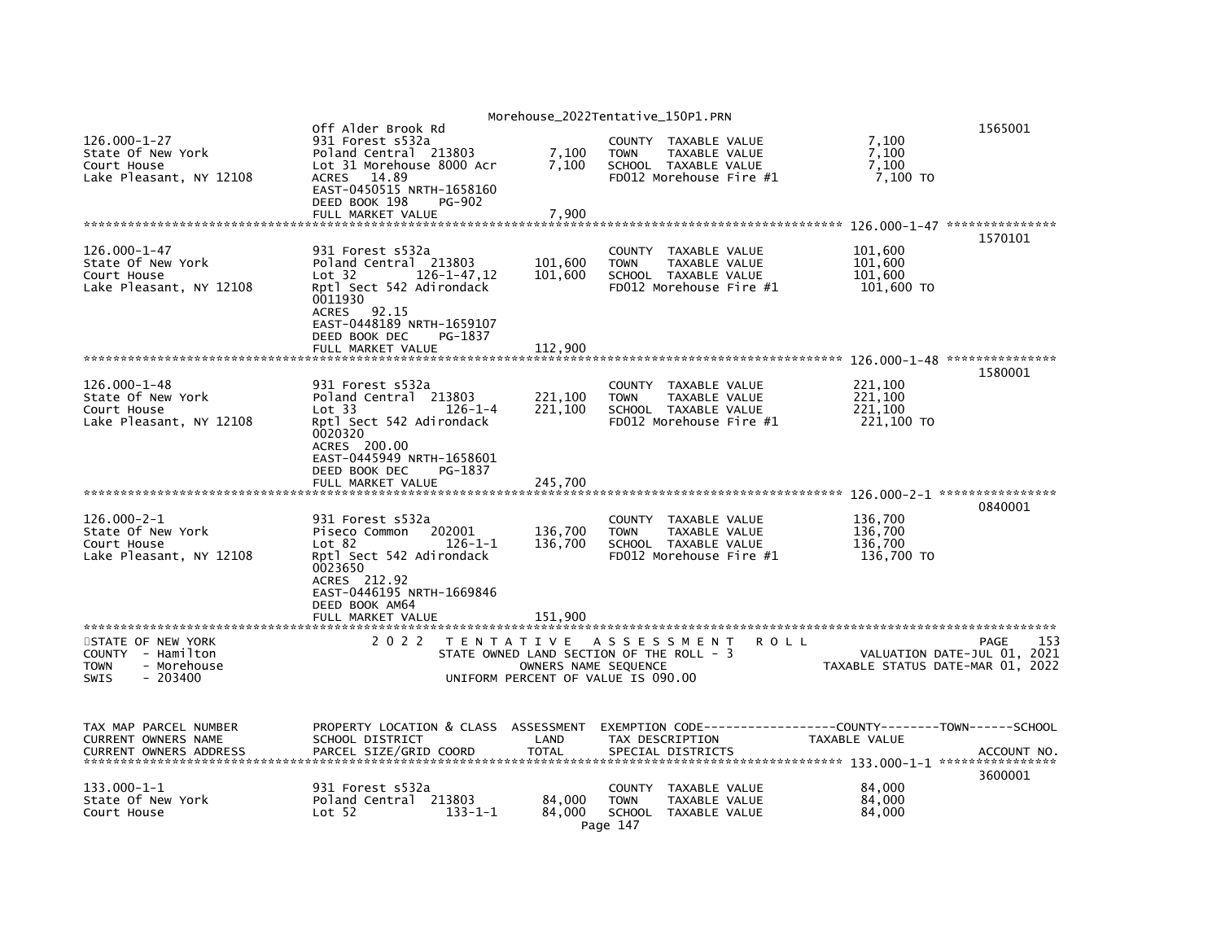126.000-1-27 | Off Alder Brook Rd | | | 1565001
---|---|---|---|---
126.000-1-27 | 931 Forest s532a | | COUNTY TAXABLE VALUE | 7,100
State Of New York | Poland Central 213803 | 7,100 | TOWN TAXABLE VALUE | 7,100
Court House | Lot 31 Morehouse 8000 Acr | 7,100 | SCHOOL TAXABLE VALUE | 7,100
Lake Pleasant, NY 12108 | ACRES 14.89 | | FD012 Morehouse Fire #1 | 7,100 TO
| EAST-0450515 NRTH-1658160 | | |
| DEED BOOK 198 PG-902 | | |
| FULL MARKET VALUE | 7,900 | |

************************************************************************ 126.000-1-47 ***************

| | | | | 1570101 |
|---|---|---|---|---|
| 126.000-1-47 | 931 Forest s532a | | COUNTY TAXABLE VALUE | 101,600 |
| State Of New York | Poland Central 213803 | 101,600 | TOWN TAXABLE VALUE | 101,600 |
| Court House | Lot 32 126-1-47,12 | 101,600 | SCHOOL TAXABLE VALUE | 101,600 |
| Lake Pleasant, NY 12108 | Rptl Sect 542 Adirondack | | FD012 Morehouse Fire #1 | 101,600 TO |
| | 0011930 | | | |
| | ACRES 92.15 | | | |
| | EAST-0448189 NRTH-1659107 | | | |
| | DEED BOOK DEC PG-1837 | | | |
| | FULL MARKET VALUE | 112,900 | | |

************************************************************************ 126.000-1-48 ***************

| | | | | 1580001 |
|---|---|---|---|---|
| 126.000-1-48 | 931 Forest s532a | | COUNTY TAXABLE VALUE | 221,100 |
| State Of New York | Poland Central 213803 | 221,100 | TOWN TAXABLE VALUE | 221,100 |
| Court House | Lot 33 126-1-4 | 221,100 | SCHOOL TAXABLE VALUE | 221,100 |
| Lake Pleasant, NY 12108 | Rptl Sect 542 Adirondack | | FD012 Morehouse Fire #1 | 221,100 TO |
| | 0020320 | | | |
| | ACRES 200.00 | | | |
| | EAST-0445949 NRTH-1658601 | | | |
| | DEED BOOK DEC PG-1837 | | | |
| | FULL MARKET VALUE | 245,700 | | |

************************************************************************ 126.000-2-1 ****************

| | | | | 0840001 |
|---|---|---|---|---|
| 126.000-2-1 | 931 Forest s532a | | COUNTY TAXABLE VALUE | 136,700 |
| State Of New York | Piseco Common 202001 | 136,700 | TOWN TAXABLE VALUE | 136,700 |
| Court House | Lot 82 126-1-1 | 136,700 | SCHOOL TAXABLE VALUE | 136,700 |
| Lake Pleasant, NY 12108 | Rptl Sect 542 Adirondack | | FD012 Morehouse Fire #1 | 136,700 TO |
| | 0023650 | | | |
| | ACRES 212.92 | | | |
| | EAST-0446195 NRTH-1669846 | | | |
| | DEED BOOK AM64 | | | |
| | FULL MARKET VALUE | 151,900 | | |

************************************************************************************************************

STATE OF NEW YORK — 2022 TENTATIVE ASSESSMENT ROLL — PAGE 153
COUNTY - Hamilton — STATE OWNED LAND SECTION OF THE ROLL - 3 — VALUATION DATE-JUL 01, 2021
TOWN - Morehouse — OWNERS NAME SEQUENCE — TAXABLE STATUS DATE-MAR 01, 2022
SWIS - 203400 — UNIFORM PERCENT OF VALUE IS 090.00

| TAX MAP PARCEL NUMBER<br>CURRENT OWNERS NAME<br>CURRENT OWNERS ADDRESS | PROPERTY LOCATION & CLASS<br>SCHOOL DISTRICT<br>PARCEL SIZE/GRID COORD | ASSESSMENT<br>LAND<br>TOTAL | EXEMPTION CODE------------------COUNTY--------TOWN------SCHOOL<br>TAX DESCRIPTION<br>SPECIAL DISTRICTS | TAXABLE VALUE<br><br>ACCOUNT NO. |
|---|---|---|---|---|

************************************************************************ 133.000-1-1 ****************

| | | | | 3600001 |
|---|---|---|---|---|
| 133.000-1-1 | 931 Forest s532a | | COUNTY TAXABLE VALUE | 84,000 |
| State Of New York | Poland Central 213803 | 84,000 | TOWN TAXABLE VALUE | 84,000 |
| Court House | Lot 52 133-1-1 | 84,000 | SCHOOL TAXABLE VALUE | 84,000 |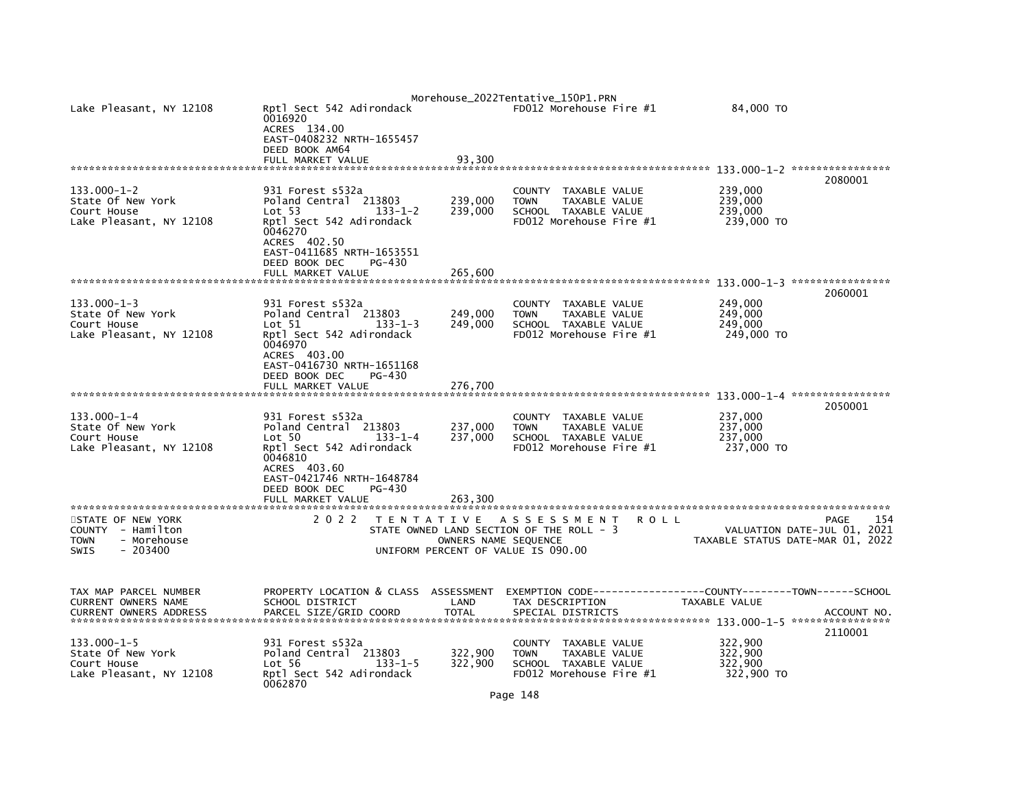| | | | | |
|---|---|---|---|---|
| Lake Pleasant, NY 12108 | Rptl Sect 542 Adirondack<br>0016920<br>ACRES 134.00<br>EAST-0408232 NRTH-1655457<br>DEED BOOK AM64<br>FULL MARKET VALUE | 93,300 | FD012 Morehouse Fire #1 | 84,000 TO |

******************************************************************************************************* 133.000-1-2 ****************

| TAX MAP PARCEL NUMBER / CURRENT OWNERS NAME / CURRENT OWNERS ADDRESS | PROPERTY LOCATION & CLASS / SCHOOL DISTRICT / PARCEL SIZE/GRID COORD | ASSESSMENT LAND / TOTAL | EXEMPTION CODE / TAX DESCRIPTION / SPECIAL DISTRICTS | COUNTY--------TOWN------SCHOOL TAXABLE VALUE | ACCOUNT NO. |
|---|---|---|---|---|---|
| 133.000-1-2<br>State Of New York<br>Court House<br>Lake Pleasant, NY 12108 | 931 Forest s532a<br>Poland Central 213803<br>Lot 53 133-1-2<br>Rptl Sect 542 Adirondack<br>0046270<br>ACRES 402.50<br>EAST-0411685 NRTH-1653551<br>DEED BOOK DEC PG-430<br>FULL MARKET VALUE | 239,000<br>239,000<br><br><br><br><br><br><br>265,600 | COUNTY TAXABLE VALUE<br>TOWN TAXABLE VALUE<br>SCHOOL TAXABLE VALUE<br>FD012 Morehouse Fire #1 | 239,000<br>239,000<br>239,000<br>239,000 TO | 2080001 |
| 133.000-1-3<br>State Of New York<br>Court House<br>Lake Pleasant, NY 12108 | 931 Forest s532a<br>Poland Central 213803<br>Lot 51 133-1-3<br>Rptl Sect 542 Adirondack<br>0046970<br>ACRES 403.00<br>EAST-0416730 NRTH-1651168<br>DEED BOOK DEC PG-430<br>FULL MARKET VALUE | 249,000<br>249,000<br><br><br><br><br><br><br>276,700 | COUNTY TAXABLE VALUE<br>TOWN TAXABLE VALUE<br>SCHOOL TAXABLE VALUE<br>FD012 Morehouse Fire #1 | 249,000<br>249,000<br>249,000<br>249,000 TO | 2060001 |
| 133.000-1-4<br>State Of New York<br>Court House<br>Lake Pleasant, NY 12108 | 931 Forest s532a<br>Poland Central 213803<br>Lot 50 133-1-4<br>Rptl Sect 542 Adirondack<br>0046810<br>ACRES 403.60<br>EAST-0421746 NRTH-1648784<br>DEED BOOK DEC PG-430<br>FULL MARKET VALUE | 237,000<br>237,000<br><br><br><br><br><br><br>263,300 | COUNTY TAXABLE VALUE<br>TOWN TAXABLE VALUE<br>SCHOOL TAXABLE VALUE<br>FD012 Morehouse Fire #1 | 237,000<br>237,000<br>237,000<br>237,000 TO | 2050001 |

STATE OF NEW YORK
COUNTY - Hamilton
TOWN - Morehouse
SWIS - 203400

2 0 2 2 T E N T A T I V E A S S E S S M E N T R O L L
STATE OWNED LAND SECTION OF THE ROLL - 3
OWNERS NAME SEQUENCE
UNIFORM PERCENT OF VALUE IS 090.00

PAGE 154
VALUATION DATE-JUL 01, 2021
TAXABLE STATUS DATE-MAR 01, 2022

| TAX MAP PARCEL NUMBER / CURRENT OWNERS NAME / CURRENT OWNERS ADDRESS | PROPERTY LOCATION & CLASS / SCHOOL DISTRICT / PARCEL SIZE/GRID COORD | ASSESSMENT LAND / TOTAL | EXEMPTION CODE / TAX DESCRIPTION / SPECIAL DISTRICTS | COUNTY--------TOWN------SCHOOL TAXABLE VALUE | ACCOUNT NO. |
|---|---|---|---|---|---|
| 133.000-1-5<br>State Of New York<br>Court House<br>Lake Pleasant, NY 12108 | 931 Forest s532a<br>Poland Central 213803<br>Lot 56 133-1-5<br>Rptl Sect 542 Adirondack<br>0062870 | 322,900<br>322,900 | COUNTY TAXABLE VALUE<br>TOWN TAXABLE VALUE<br>SCHOOL TAXABLE VALUE<br>FD012 Morehouse Fire #1 | 322,900<br>322,900<br>322,900<br>322,900 TO | 2110001 |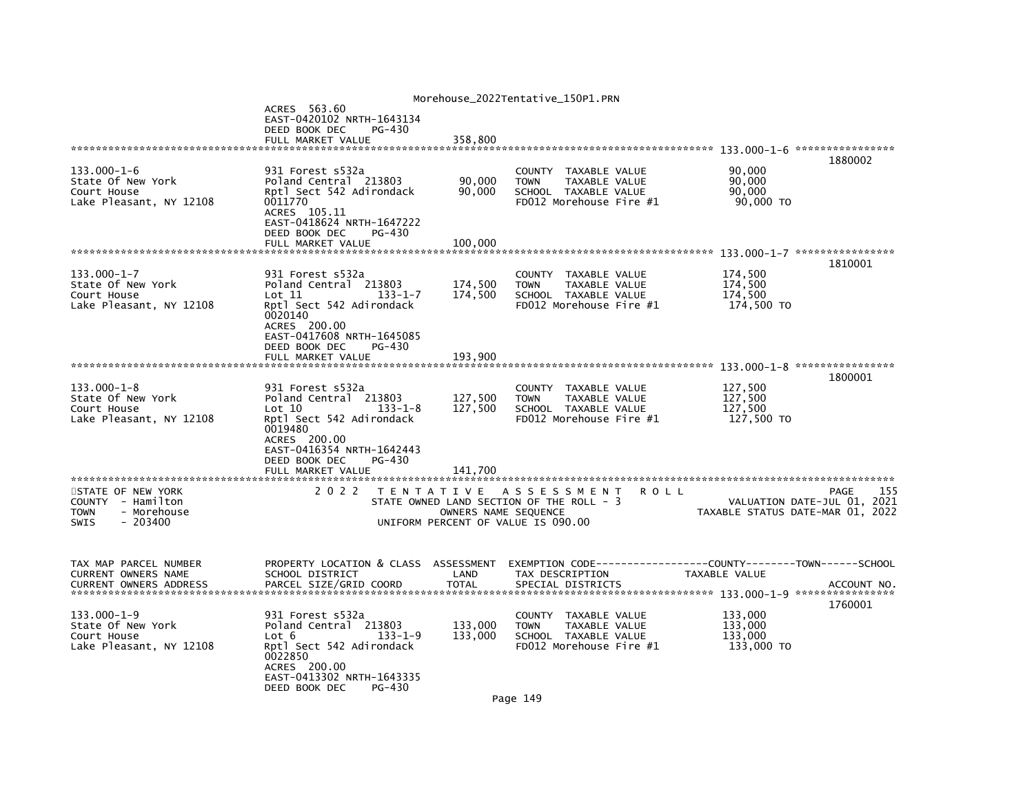```
                                   Morehouse_2022Tentative_150P1.PRN
                    ACRES  563.60
                    EAST-0420102 NRTH-1643134
                    DEED BOOK DEC     PG-430
                    FULL MARKET VALUE              358,800
******************************************************************************************************* 133.000-1-6 *****************
                                                                                                                   1880002
133.000-1-6         931 Forest s532a                        COUNTY  TAXABLE VALUE             90,000
State Of New York   Poland Central  213803        90,000    TOWN    TAXABLE VALUE             90,000
Court House         Rptl Sect 542 Adirondack      90,000    SCHOOL  TAXABLE VALUE             90,000
Lake Pleasant, NY 12108  0011770                            FD012 Morehouse Fire #1            90,000 TO
                    ACRES  105.11
                    EAST-0418624 NRTH-1647222
                    DEED BOOK DEC     PG-430
                    FULL MARKET VALUE              100,000
******************************************************************************************************* 133.000-1-7 *****************
                                                                                                                   1810001
133.000-1-7         931 Forest s532a                        COUNTY  TAXABLE VALUE            174,500
State Of New York   Poland Central  213803       174,500    TOWN    TAXABLE VALUE            174,500
Court House         Lot 11           133-1-7     174,500    SCHOOL  TAXABLE VALUE            174,500
Lake Pleasant, NY 12108  Rptl Sect 542 Adirondack           FD012 Morehouse Fire #1           174,500 TO
                    0020140
                    ACRES  200.00
                    EAST-0417608 NRTH-1645085
                    DEED BOOK DEC     PG-430
                    FULL MARKET VALUE              193,900
******************************************************************************************************* 133.000-1-8 *****************
                                                                                                                   1800001
133.000-1-8         931 Forest s532a                        COUNTY  TAXABLE VALUE            127,500
State Of New York   Poland Central  213803       127,500    TOWN    TAXABLE VALUE            127,500
Court House         Lot 10           133-1-8     127,500    SCHOOL  TAXABLE VALUE            127,500
Lake Pleasant, NY 12108  Rptl Sect 542 Adirondack           FD012 Morehouse Fire #1           127,500 TO
                    0019480
                    ACRES  200.00
                    EAST-0416354 NRTH-1642443
                    DEED BOOK DEC     PG-430
                    FULL MARKET VALUE              141,700
************************************************************************************************************************************
STATE OF NEW YORK              2 0 2 2   T E N T A T I V E   A S S E S S M E N T   R O L L                          PAGE   155
COUNTY  - Hamilton                       STATE OWNED LAND SECTION OF THE ROLL - 3                     VALUATION DATE-JUL 01, 2021
TOWN    - Morehouse                            OWNERS NAME SEQUENCE                           TAXABLE STATUS DATE-MAR 01, 2022
SWIS    - 203400                         UNIFORM PERCENT OF VALUE IS 090.00


TAX MAP PARCEL NUMBER      PROPERTY LOCATION & CLASS  ASSESSMENT  EXEMPTION CODE------------------COUNTY--------TOWN------SCHOOL
CURRENT OWNERS NAME        SCHOOL DISTRICT               LAND      TAX DESCRIPTION             TAXABLE VALUE
CURRENT OWNERS ADDRESS     PARCEL SIZE/GRID COORD        TOTAL     SPECIAL DISTRICTS                                   ACCOUNT NO.
******************************************************************************************************* 133.000-1-9 *****************
                                                                                                                   1760001
133.000-1-9         931 Forest s532a                        COUNTY  TAXABLE VALUE            133,000
State Of New York   Poland Central  213803       133,000    TOWN    TAXABLE VALUE            133,000
Court House         Lot 6            133-1-9     133,000    SCHOOL  TAXABLE VALUE            133,000
Lake Pleasant, NY 12108  Rptl Sect 542 Adirondack           FD012 Morehouse Fire #1           133,000 TO
                    0022850
                    ACRES  200.00
                    EAST-0413302 NRTH-1643335
                    DEED BOOK DEC     PG-430
```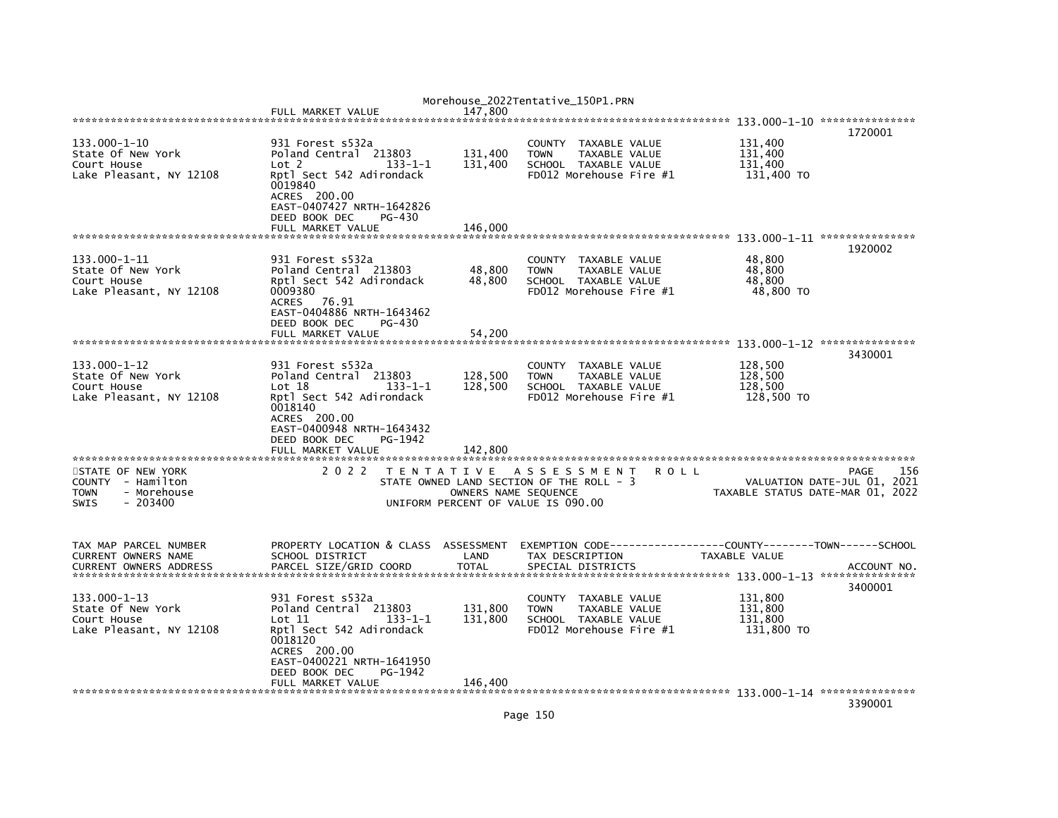FULL MARKET VALUE 147,800

***************************************************************************************** 133.000-1-10 ***************

| | | | | | ACCOUNT NO. |
|---|---|---|---|---|---|
| 133.000-1-10 | 931 Forest s532a | | COUNTY TAXABLE VALUE | 131,400 | 1720001 |
| State Of New York | Poland Central 213803 | 131,400 | TOWN TAXABLE VALUE | 131,400 | |
| Court House | Lot 2 133-1-1 | 131,400 | SCHOOL TAXABLE VALUE | 131,400 | |
| Lake Pleasant, NY 12108 | Rptl Sect 542 Adirondack | | FD012 Morehouse Fire #1 | 131,400 TO | |
| | 0019840 | | | | |
| | ACRES 200.00 | | | | |
| | EAST-0407427 NRTH-1642826 | | | | |
| | DEED BOOK DEC PG-430 | | | | |
| | FULL MARKET VALUE | 146,000 | | | |

***************************************************************************************** 133.000-1-11 ***************

| | | | | | |
|---|---|---|---|---|---|
| 133.000-1-11 | 931 Forest s532a | | COUNTY TAXABLE VALUE | 48,800 | 1920002 |
| State Of New York | Poland Central 213803 | 48,800 | TOWN TAXABLE VALUE | 48,800 | |
| Court House | Rptl Sect 542 Adirondack | 48,800 | SCHOOL TAXABLE VALUE | 48,800 | |
| Lake Pleasant, NY 12108 | 0009380 | | FD012 Morehouse Fire #1 | 48,800 TO | |
| | ACRES 76.91 | | | | |
| | EAST-0404886 NRTH-1643462 | | | | |
| | DEED BOOK DEC PG-430 | | | | |
| | FULL MARKET VALUE | 54,200 | | | |

***************************************************************************************** 133.000-1-12 ***************

| | | | | | |
|---|---|---|---|---|---|
| 133.000-1-12 | 931 Forest s532a | | COUNTY TAXABLE VALUE | 128,500 | 3430001 |
| State Of New York | Poland Central 213803 | 128,500 | TOWN TAXABLE VALUE | 128,500 | |
| Court House | Lot 18 133-1-1 | 128,500 | SCHOOL TAXABLE VALUE | 128,500 | |
| Lake Pleasant, NY 12108 | Rptl Sect 542 Adirondack | | FD012 Morehouse Fire #1 | 128,500 TO | |
| | 0018140 | | | | |
| | ACRES 200.00 | | | | |
| | EAST-0400948 NRTH-1643432 | | | | |
| | DEED BOOK DEC PG-1942 | | | | |
| | FULL MARKET VALUE | 142,800 | | | |

*****************************************************************************************************************************

STATE OF NEW YORK — 2022 TENTATIVE ASSESSMENT ROLL — PAGE 156
COUNTY - Hamilton — STATE OWNED LAND SECTION OF THE ROLL - 3 — VALUATION DATE-JUL 01, 2021
TOWN - Morehouse — OWNERS NAME SEQUENCE — TAXABLE STATUS DATE-MAR 01, 2022
SWIS - 203400 — UNIFORM PERCENT OF VALUE IS 090.00

| TAX MAP PARCEL NUMBER / CURRENT OWNERS NAME / CURRENT OWNERS ADDRESS | PROPERTY LOCATION & CLASS / SCHOOL DISTRICT / PARCEL SIZE/GRID COORD | ASSESSMENT LAND / TOTAL | EXEMPTION CODE / TAX DESCRIPTION / SPECIAL DISTRICTS | COUNTY--------TOWN------SCHOOL TAXABLE VALUE | ACCOUNT NO. |
|---|---|---|---|---|---|
| 133.000-1-13 | 931 Forest s532a | | COUNTY TAXABLE VALUE | 131,800 | 3400001 |
| State Of New York | Poland Central 213803 | 131,800 | TOWN TAXABLE VALUE | 131,800 | |
| Court House | Lot 11 133-1-1 | 131,800 | SCHOOL TAXABLE VALUE | 131,800 | |
| Lake Pleasant, NY 12108 | Rptl Sect 542 Adirondack | | FD012 Morehouse Fire #1 | 131,800 TO | |
| | 0018120 | | | | |
| | ACRES 200.00 | | | | |
| | EAST-0400221 NRTH-1641950 | | | | |
| | DEED BOOK DEC PG-1942 | | | | |
| | FULL MARKET VALUE | 146,400 | | | |

***************************************************************************************** 133.000-1-14 ***************

3390001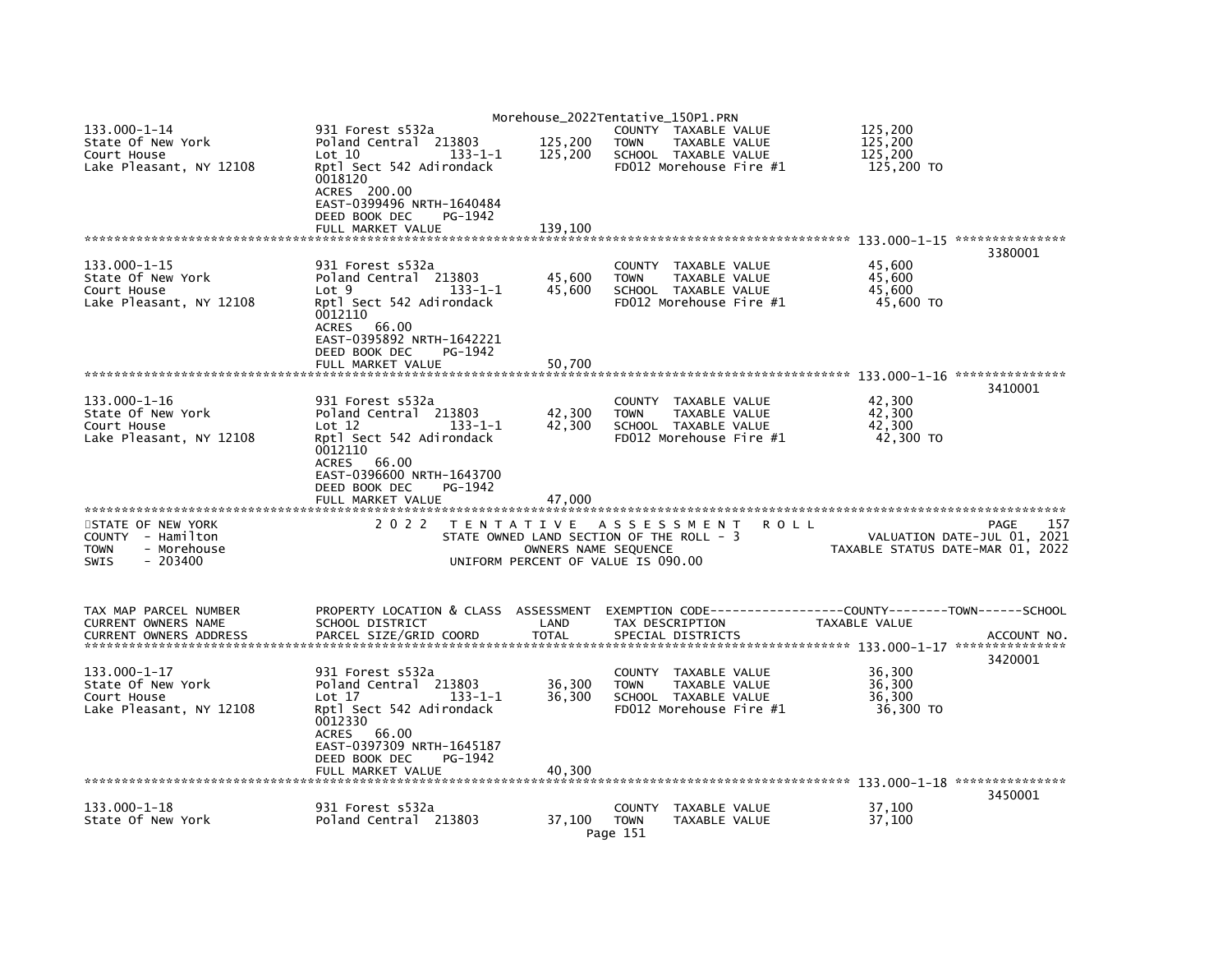133.000-1-14
State Of New York
Court House
Lake Pleasant, NY 12108

931 Forest s532a
Poland Central 213803 — LAND 125,200
Lot 10 133-1-1 — TOTAL 125,200
Rptl Sect 542 Adirondack
0018120
ACRES 200.00
EAST-0399496 NRTH-1640484
DEED BOOK DEC PG-1942
FULL MARKET VALUE 139,100

COUNTY TAXABLE VALUE 125,200
TOWN TAXABLE VALUE 125,200
SCHOOL TAXABLE VALUE 125,200
FD012 Morehouse Fire #1 125,200 TO

************ 133.000-1-15 ************

133.000-1-15 — ACCOUNT NO. 3380001
State Of New York
Court House
Lake Pleasant, NY 12108

931 Forest s532a
Poland Central 213803 — LAND 45,600
Lot 9 133-1-1 — TOTAL 45,600
Rptl Sect 542 Adirondack
0012110
ACRES 66.00
EAST-0395892 NRTH-1642221
DEED BOOK DEC PG-1942
FULL MARKET VALUE 50,700

COUNTY TAXABLE VALUE 45,600
TOWN TAXABLE VALUE 45,600
SCHOOL TAXABLE VALUE 45,600
FD012 Morehouse Fire #1 45,600 TO

************ 133.000-1-16 ************

133.000-1-16 — ACCOUNT NO. 3410001
State Of New York
Court House
Lake Pleasant, NY 12108

931 Forest s532a
Poland Central 213803 — LAND 42,300
Lot 12 133-1-1 — TOTAL 42,300
Rptl Sect 542 Adirondack
0012110
ACRES 66.00
EAST-0396600 NRTH-1643700
DEED BOOK DEC PG-1942
FULL MARKET VALUE 47,000

COUNTY TAXABLE VALUE 42,300
TOWN TAXABLE VALUE 42,300
SCHOOL TAXABLE VALUE 42,300
FD012 Morehouse Fire #1 42,300 TO

STATE OF NEW YORK — 2022 TENTATIVE ASSESSMENT ROLL — PAGE 157
COUNTY - Hamilton — STATE OWNED LAND SECTION OF THE ROLL - 3 — VALUATION DATE-JUL 01, 2021
TOWN - Morehouse — OWNERS NAME SEQUENCE — TAXABLE STATUS DATE-MAR 01, 2022
SWIS - 203400 — UNIFORM PERCENT OF VALUE IS 090.00

| TAX MAP PARCEL NUMBER / CURRENT OWNERS NAME / CURRENT OWNERS ADDRESS | PROPERTY LOCATION & CLASS / SCHOOL DISTRICT / PARCEL SIZE/GRID COORD | ASSESSMENT LAND / TOTAL | EXEMPTION CODE / TAX DESCRIPTION / SPECIAL DISTRICTS | COUNTY--TOWN--SCHOOL TAXABLE VALUE | ACCOUNT NO. |
|---|---|---|---|---|---|

************ 133.000-1-17 ************

133.000-1-17 — ACCOUNT NO. 3420001
State Of New York
Court House
Lake Pleasant, NY 12108

931 Forest s532a
Poland Central 213803 — LAND 36,300
Lot 17 133-1-1 — TOTAL 36,300
Rptl Sect 542 Adirondack
0012330
ACRES 66.00
EAST-0397309 NRTH-1645187
DEED BOOK DEC PG-1942
FULL MARKET VALUE 40,300

COUNTY TAXABLE VALUE 36,300
TOWN TAXABLE VALUE 36,300
SCHOOL TAXABLE VALUE 36,300
FD012 Morehouse Fire #1 36,300 TO

************ 133.000-1-18 ************

133.000-1-18 — ACCOUNT NO. 3450001
State Of New York

931 Forest s532a
Poland Central 213803 — LAND 37,100

COUNTY TAXABLE VALUE 37,100
TOWN TAXABLE VALUE 37,100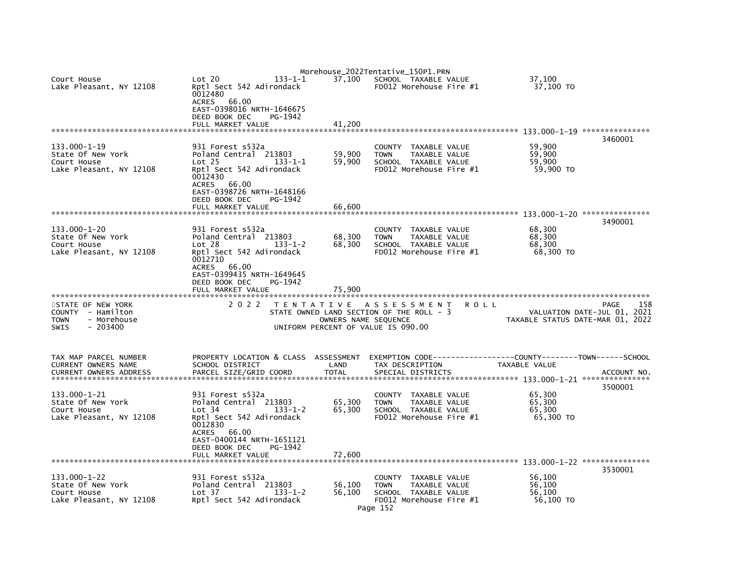```
Court House                 Lot 20           133-1-1     37,100   SCHOOL  TAXABLE VALUE            37,100
Lake Pleasant, NY 12108     Rptl Sect 542 Adirondack               FD012 Morehouse Fire #1           37,100 TO
                            0012480
                            ACRES   66.00
                            EAST-0398016 NRTH-1646675
                            DEED BOOK DEC     PG-1942
                            FULL MARKET VALUE             41,200
******************************************************************************************************* 133.000-1-19 ***************
                                                                                                                       3460001
133.000-1-19                931 Forest s532a                          COUNTY  TAXABLE VALUE            59,900
State Of New York           Poland Central  213803        59,900   TOWN    TAXABLE VALUE            59,900
Court House                 Lot 25           133-1-1      59,900   SCHOOL  TAXABLE VALUE            59,900
Lake Pleasant, NY 12108     Rptl Sect 542 Adirondack               FD012 Morehouse Fire #1           59,900 TO
                            0012430
                            ACRES   66.00
                            EAST-0398726 NRTH-1648166
                            DEED BOOK DEC     PG-1942
                            FULL MARKET VALUE             66,600
******************************************************************************************************* 133.000-1-20 ***************
                                                                                                                       3490001
133.000-1-20                931 Forest s532a                          COUNTY  TAXABLE VALUE            68,300
State Of New York           Poland Central  213803        68,300   TOWN    TAXABLE VALUE            68,300
Court House                 Lot 28           133-1-2      68,300   SCHOOL  TAXABLE VALUE            68,300
Lake Pleasant, NY 12108     Rptl Sect 542 Adirondack               FD012 Morehouse Fire #1           68,300 TO
                            0012710
                            ACRES   66.00
                            EAST-0399435 NRTH-1649645
                            DEED BOOK DEC     PG-1942
                            FULL MARKET VALUE             75,900
************************************************************************************************************************************
STATE OF NEW YORK                2 0 2 2   T E N T A T I V E   A S S E S S M E N T   R O L L                          PAGE    158
COUNTY  - Hamilton                         STATE OWNED LAND SECTION OF THE ROLL - 3                     VALUATION DATE-JUL 01, 2021
TOWN    - Morehouse                               OWNERS NAME SEQUENCE                          TAXABLE STATUS DATE-MAR 01, 2022
SWIS    - 203400                          UNIFORM PERCENT OF VALUE IS 090.00


TAX MAP PARCEL NUMBER       PROPERTY LOCATION & CLASS  ASSESSMENT  EXEMPTION CODE------------------COUNTY--------TOWN------SCHOOL
CURRENT OWNERS NAME         SCHOOL DISTRICT               LAND      TAX DESCRIPTION                  TAXABLE VALUE
CURRENT OWNERS ADDRESS      PARCEL SIZE/GRID COORD        TOTAL     SPECIAL DISTRICTS                                      ACCOUNT NO.
******************************************************************************************************* 133.000-1-21 ***************
                                                                                                                       3500001
133.000-1-21                931 Forest s532a                          COUNTY  TAXABLE VALUE            65,300
State Of New York           Poland Central  213803        65,300   TOWN    TAXABLE VALUE            65,300
Court House                 Lot 34           133-1-2      65,300   SCHOOL  TAXABLE VALUE            65,300
Lake Pleasant, NY 12108     Rptl Sect 542 Adirondack               FD012 Morehouse Fire #1           65,300 TO
                            0012830
                            ACRES   66.00
                            EAST-0400144 NRTH-1651121
                            DEED BOOK DEC     PG-1942
                            FULL MARKET VALUE             72,600
******************************************************************************************************* 133.000-1-22 ***************
                                                                                                                       3530001
133.000-1-22                931 Forest s532a                          COUNTY  TAXABLE VALUE            56,100
State Of New York           Poland Central  213803        56,100   TOWN    TAXABLE VALUE            56,100
Court House                 Lot 37           133-1-2      56,100   SCHOOL  TAXABLE VALUE            56,100
Lake Pleasant, NY 12108     Rptl Sect 542 Adirondack               FD012 Morehouse Fire #1           56,100 TO
```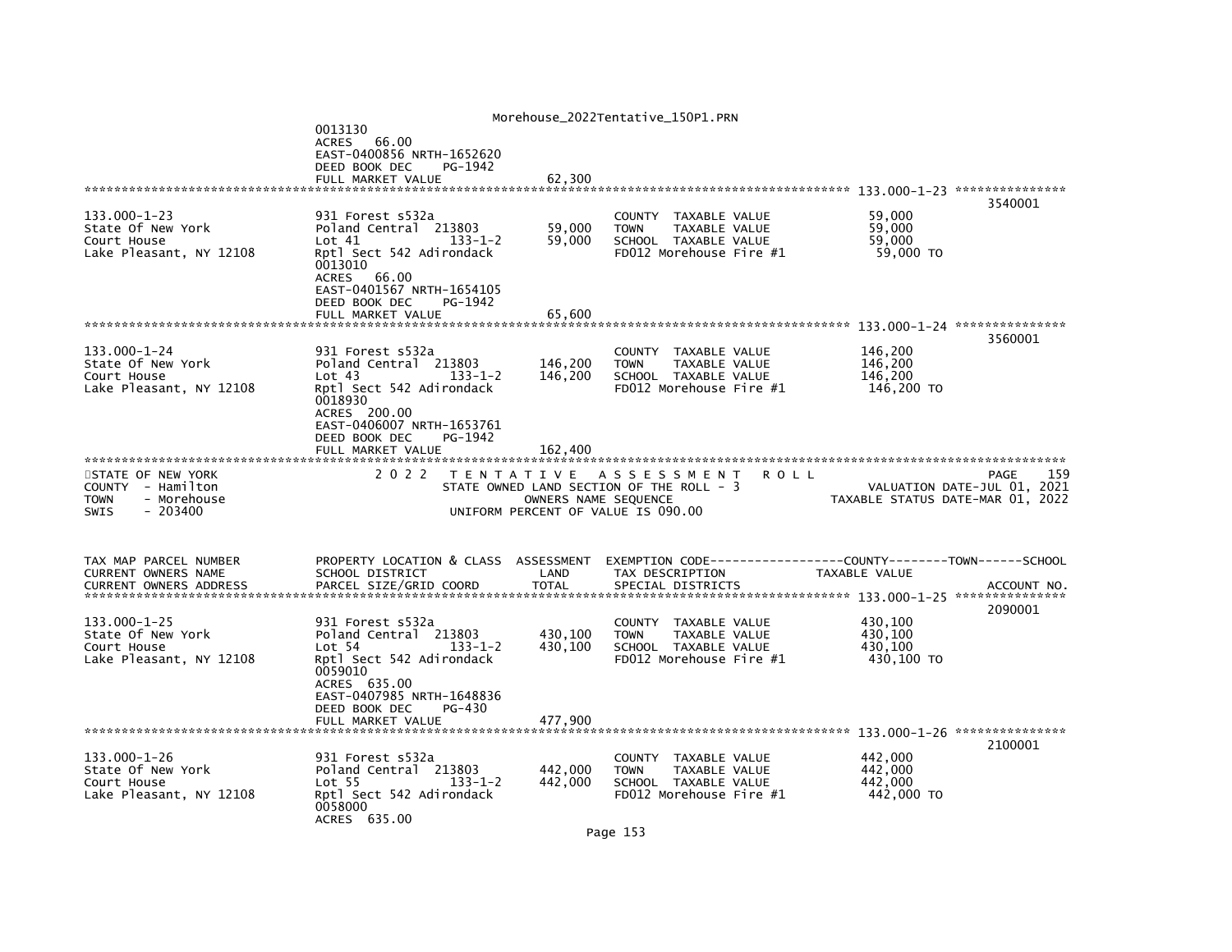0013130
ACRES 66.00
EAST-0400856 NRTH-1652620
DEED BOOK DEC PG-1942
FULL MARKET VALUE 62,300

**133.000-1-23** — 3540001

| TAX MAP PARCEL NUMBER / OWNER | PROPERTY LOCATION & CLASS / SCHOOL DISTRICT / PARCEL SIZE | LAND | TOTAL | TAX DESCRIPTION | TAXABLE VALUE |
|---|---|---|---|---|---|
| 133.000-1-23 | 931 Forest s532a | | | COUNTY TAXABLE VALUE | 59,000 |
| State Of New York | Poland Central 213803 | 59,000 | | TOWN TAXABLE VALUE | 59,000 |
| Court House | Lot 41 133-1-2 | | 59,000 | SCHOOL TAXABLE VALUE | 59,000 |
| Lake Pleasant, NY 12108 | Rptl Sect 542 Adirondack | | | FD012 Morehouse Fire #1 | 59,000 TO |
| | 0013010 | | | | |
| | ACRES 66.00 | | | | |
| | EAST-0401567 NRTH-1654105 | | | | |
| | DEED BOOK DEC PG-1942 | | | | |
| | FULL MARKET VALUE | | 65,600 | | |

**133.000-1-24** — 3560001

| TAX MAP PARCEL NUMBER / OWNER | PROPERTY LOCATION & CLASS / SCHOOL DISTRICT / PARCEL SIZE | LAND | TOTAL | TAX DESCRIPTION | TAXABLE VALUE |
|---|---|---|---|---|---|
| 133.000-1-24 | 931 Forest s532a | | | COUNTY TAXABLE VALUE | 146,200 |
| State Of New York | Poland Central 213803 | 146,200 | | TOWN TAXABLE VALUE | 146,200 |
| Court House | Lot 43 133-1-2 | | 146,200 | SCHOOL TAXABLE VALUE | 146,200 |
| Lake Pleasant, NY 12108 | Rptl Sect 542 Adirondack | | | FD012 Morehouse Fire #1 | 146,200 TO |
| | 0018930 | | | | |
| | ACRES 200.00 | | | | |
| | EAST-0406007 NRTH-1653761 | | | | |
| | DEED BOOK DEC PG-1942 | | | | |
| | FULL MARKET VALUE | | 162,400 | | |

STATE OF NEW YORK
COUNTY - Hamilton
TOWN - Morehouse
SWIS - 203400

2 0 2 2 TENTATIVE ASSESSMENT ROLL
STATE OWNED LAND SECTION OF THE ROLL - 3
OWNERS NAME SEQUENCE
UNIFORM PERCENT OF VALUE IS 090.00

PAGE 159
VALUATION DATE-JUL 01, 2021
TAXABLE STATUS DATE-MAR 01, 2022

| TAX MAP PARCEL NUMBER / CURRENT OWNERS NAME / CURRENT OWNERS ADDRESS | PROPERTY LOCATION & CLASS / SCHOOL DISTRICT / PARCEL SIZE/GRID COORD | ASSESSMENT LAND | ASSESSMENT TOTAL | EXEMPTION CODE / TAX DESCRIPTION / SPECIAL DISTRICTS | COUNTY--------TOWN------SCHOOL TAXABLE VALUE | ACCOUNT NO. |
|---|---|---|---|---|---|---|
| **133.000-1-25** | | | | | | 2090001 |
| 133.000-1-25 | 931 Forest s532a | | | COUNTY TAXABLE VALUE | 430,100 | |
| State Of New York | Poland Central 213803 | 430,100 | | TOWN TAXABLE VALUE | 430,100 | |
| Court House | Lot 54 133-1-2 | | 430,100 | SCHOOL TAXABLE VALUE | 430,100 | |
| Lake Pleasant, NY 12108 | Rptl Sect 542 Adirondack | | | FD012 Morehouse Fire #1 | 430,100 TO | |
| | 0059010 | | | | | |
| | ACRES 635.00 | | | | | |
| | EAST-0407985 NRTH-1648836 | | | | | |
| | DEED BOOK DEC PG-430 | | | | | |
| | FULL MARKET VALUE | | 477,900 | | | |
| **133.000-1-26** | | | | | | 2100001 |
| 133.000-1-26 | 931 Forest s532a | | | COUNTY TAXABLE VALUE | 442,000 | |
| State Of New York | Poland Central 213803 | 442,000 | | TOWN TAXABLE VALUE | 442,000 | |
| Court House | Lot 55 133-1-2 | | 442,000 | SCHOOL TAXABLE VALUE | 442,000 | |
| Lake Pleasant, NY 12108 | Rptl Sect 542 Adirondack | | | FD012 Morehouse Fire #1 | 442,000 TO | |
| | 0058000 | | | | | |
| | ACRES 635.00 | | | | | |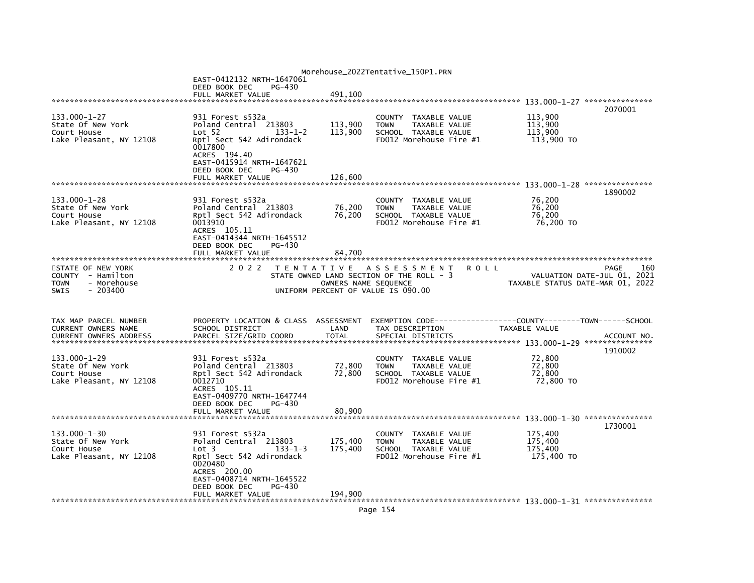```
                                              Morehouse_2022Tentative_150P1.PRN
                           EAST-0412132 NRTH-1647061
                           DEED BOOK DEC      PG-430
                           FULL MARKET VALUE              491,100
******************************************************************************************************* 133.000-1-27 ***************
                                                                                                                  2070001
133.000-1-27               931 Forest s532a                          COUNTY  TAXABLE VALUE            113,900
State Of New York          Poland Central  213803       113,900     TOWN     TAXABLE VALUE            113,900
Court House                Lot 52              133-1-2  113,900     SCHOOL  TAXABLE VALUE            113,900
Lake Pleasant, NY 12108    Rptl Sect 542 Adirondack                FD012 Morehouse Fire #1           113,900 TO
                           0017800
                           ACRES  194.40
                           EAST-0415914 NRTH-1647621
                           DEED BOOK DEC      PG-430
                           FULL MARKET VALUE              126,600
******************************************************************************************************* 133.000-1-28 ***************
                                                                                                                  1890002
133.000-1-28               931 Forest s532a                          COUNTY  TAXABLE VALUE             76,200
State Of New York          Poland Central  213803        76,200     TOWN     TAXABLE VALUE             76,200
Court House                Rptl Sect 542 Adirondack      76,200     SCHOOL  TAXABLE VALUE             76,200
Lake Pleasant, NY 12108    0013910                                 FD012 Morehouse Fire #1            76,200 TO
                           ACRES  105.11
                           EAST-0414344 NRTH-1645512
                           DEED BOOK DEC      PG-430
                           FULL MARKET VALUE               84,700
************************************************************************************************************************************
STATE OF NEW YORK                 2 0 2 2   T E N T A T I V E   A S S E S S M E N T   R O L L                          PAGE    160
COUNTY  - Hamilton                          STATE OWNED LAND SECTION OF THE ROLL - 3                       VALUATION DATE-JUL 01, 2021
TOWN    - Morehouse                                OWNERS NAME SEQUENCE                                TAXABLE STATUS DATE-MAR 01, 2022
SWIS    - 203400                               UNIFORM PERCENT OF VALUE IS 090.00


TAX MAP PARCEL NUMBER      PROPERTY LOCATION & CLASS  ASSESSMENT  EXEMPTION CODE------------------COUNTY--------TOWN------SCHOOL
CURRENT OWNERS NAME        SCHOOL DISTRICT               LAND      TAX DESCRIPTION              TAXABLE VALUE
CURRENT OWNERS ADDRESS     PARCEL SIZE/GRID COORD        TOTAL     SPECIAL DISTRICTS                                   ACCOUNT NO.
******************************************************************************************************* 133.000-1-29 ***************
                                                                                                                  1910002
133.000-1-29               931 Forest s532a                          COUNTY  TAXABLE VALUE             72,800
State Of New York          Poland Central  213803        72,800     TOWN     TAXABLE VALUE             72,800
Court House                Rptl Sect 542 Adirondack      72,800     SCHOOL  TAXABLE VALUE             72,800
Lake Pleasant, NY 12108    0012710                                 FD012 Morehouse Fire #1            72,800 TO
                           ACRES  105.11
                           EAST-0409770 NRTH-1647744
                           DEED BOOK DEC      PG-430
                           FULL MARKET VALUE               80,900
******************************************************************************************************* 133.000-1-30 ***************
                                                                                                                  1730001
133.000-1-30               931 Forest s532a                          COUNTY  TAXABLE VALUE            175,400
State Of New York          Poland Central  213803       175,400     TOWN     TAXABLE VALUE            175,400
Court House                Lot 3               133-1-3  175,400     SCHOOL  TAXABLE VALUE            175,400
Lake Pleasant, NY 12108    Rptl Sect 542 Adirondack                FD012 Morehouse Fire #1           175,400 TO
                           0020480
                           ACRES  200.00
                           EAST-0408714 NRTH-1645522
                           DEED BOOK DEC      PG-430
                           FULL MARKET VALUE              194,900
******************************************************************************************************* 133.000-1-31 ***************
```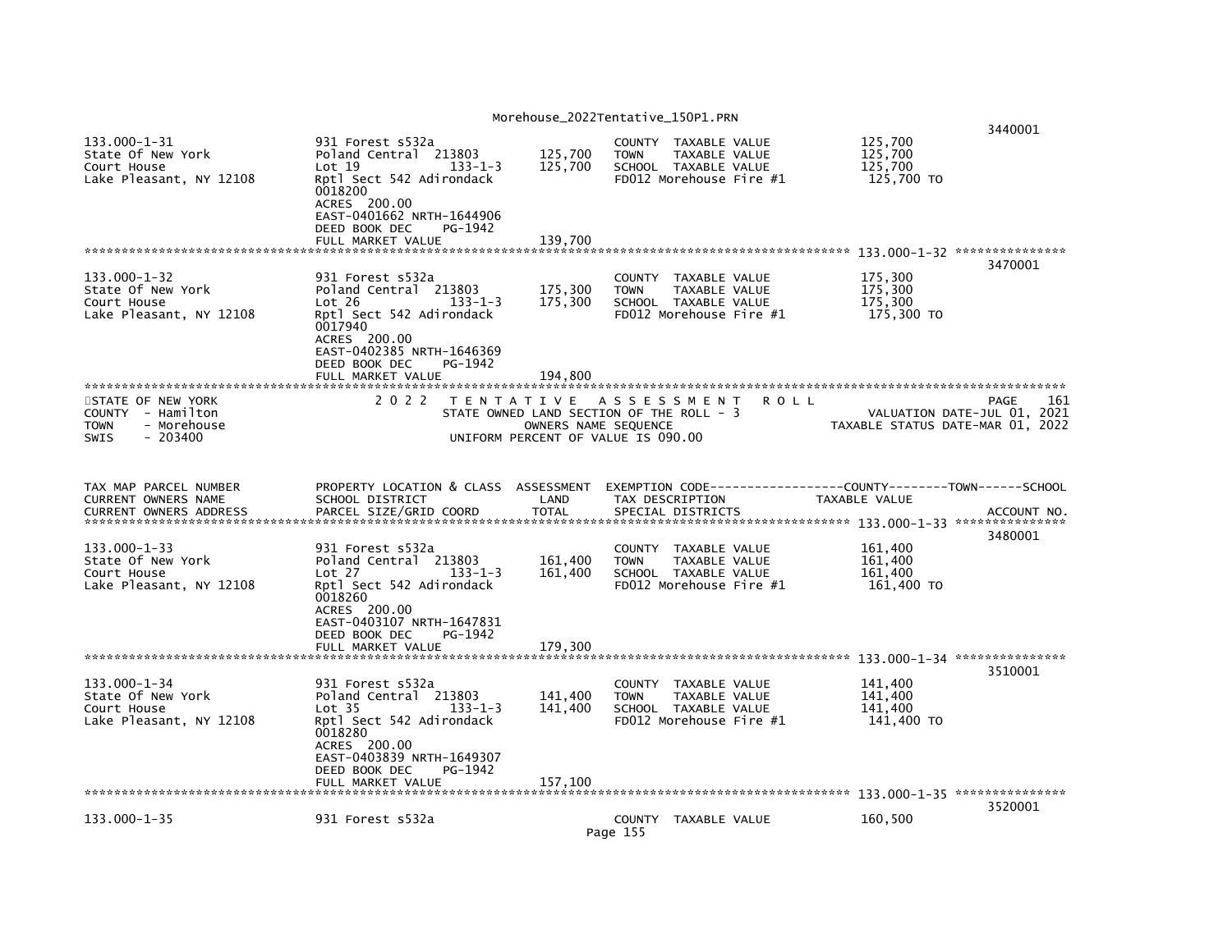| | | | | | |
|---|---|---|---|---|---|
| 133.000-1-31 | 931 Forest s532a | | COUNTY TAXABLE VALUE | 125,700 | 3440001 |
| State Of New York | Poland Central 213803 | 125,700 | TOWN TAXABLE VALUE | 125,700 | |
| Court House | Lot 19 133-1-3 | 125,700 | SCHOOL TAXABLE VALUE | 125,700 | |
| Lake Pleasant, NY 12108 | Rptl Sect 542 Adirondack | | FD012 Morehouse Fire #1 | 125,700 TO | |
| | 0018200 | | | | |
| | ACRES 200.00 | | | | |
| | EAST-0401662 NRTH-1644906 | | | | |
| | DEED BOOK DEC PG-1942 | | | | |
| | FULL MARKET VALUE | 139,700 | | | |

| | | | | | |
|---|---|---|---|---|---|
| 133.000-1-32 | 931 Forest s532a | | COUNTY TAXABLE VALUE | 175,300 | 3470001 |
| State Of New York | Poland Central 213803 | 175,300 | TOWN TAXABLE VALUE | 175,300 | |
| Court House | Lot 26 133-1-3 | 175,300 | SCHOOL TAXABLE VALUE | 175,300 | |
| Lake Pleasant, NY 12108 | Rptl Sect 542 Adirondack | | FD012 Morehouse Fire #1 | 175,300 TO | |
| | 0017940 | | | | |
| | ACRES 200.00 | | | | |
| | EAST-0402385 NRTH-1646369 | | | | |
| | DEED BOOK DEC PG-1942 | | | | |
| | FULL MARKET VALUE | 194,800 | | | |

STATE OF NEW YORK — 2022 TENTATIVE ASSESSMENT ROLL — PAGE 161
COUNTY - Hamilton — STATE OWNED LAND SECTION OF THE ROLL - 3 — VALUATION DATE-JUL 01, 2021
TOWN - Morehouse — OWNERS NAME SEQUENCE — TAXABLE STATUS DATE-MAR 01, 2022
SWIS - 203400 — UNIFORM PERCENT OF VALUE IS 090.00

| TAX MAP PARCEL NUMBER / CURRENT OWNERS NAME / CURRENT OWNERS ADDRESS | PROPERTY LOCATION & CLASS / SCHOOL DISTRICT / PARCEL SIZE/GRID COORD | ASSESSMENT LAND / TOTAL | EXEMPTION CODE / TAX DESCRIPTION / SPECIAL DISTRICTS | COUNTY--TOWN--SCHOOL TAXABLE VALUE | ACCOUNT NO. |
|---|---|---|---|---|---|
| 133.000-1-33 | 931 Forest s532a | | COUNTY TAXABLE VALUE | 161,400 | 3480001 |
| State Of New York | Poland Central 213803 | 161,400 | TOWN TAXABLE VALUE | 161,400 | |
| Court House | Lot 27 133-1-3 | 161,400 | SCHOOL TAXABLE VALUE | 161,400 | |
| Lake Pleasant, NY 12108 | Rptl Sect 542 Adirondack | | FD012 Morehouse Fire #1 | 161,400 TO | |
| | 0018260 | | | | |
| | ACRES 200.00 | | | | |
| | EAST-0403107 NRTH-1647831 | | | | |
| | DEED BOOK DEC PG-1942 | | | | |
| | FULL MARKET VALUE | 179,300 | | | |
| 133.000-1-34 | 931 Forest s532a | | COUNTY TAXABLE VALUE | 141,400 | 3510001 |
| State Of New York | Poland Central 213803 | 141,400 | TOWN TAXABLE VALUE | 141,400 | |
| Court House | Lot 35 133-1-3 | 141,400 | SCHOOL TAXABLE VALUE | 141,400 | |
| Lake Pleasant, NY 12108 | Rptl Sect 542 Adirondack | | FD012 Morehouse Fire #1 | 141,400 TO | |
| | 0018280 | | | | |
| | ACRES 200.00 | | | | |
| | EAST-0403839 NRTH-1649307 | | | | |
| | DEED BOOK DEC PG-1942 | | | | |
| | FULL MARKET VALUE | 157,100 | | | |
| 133.000-1-35 | 931 Forest s532a | | COUNTY TAXABLE VALUE | 160,500 | 3520001 |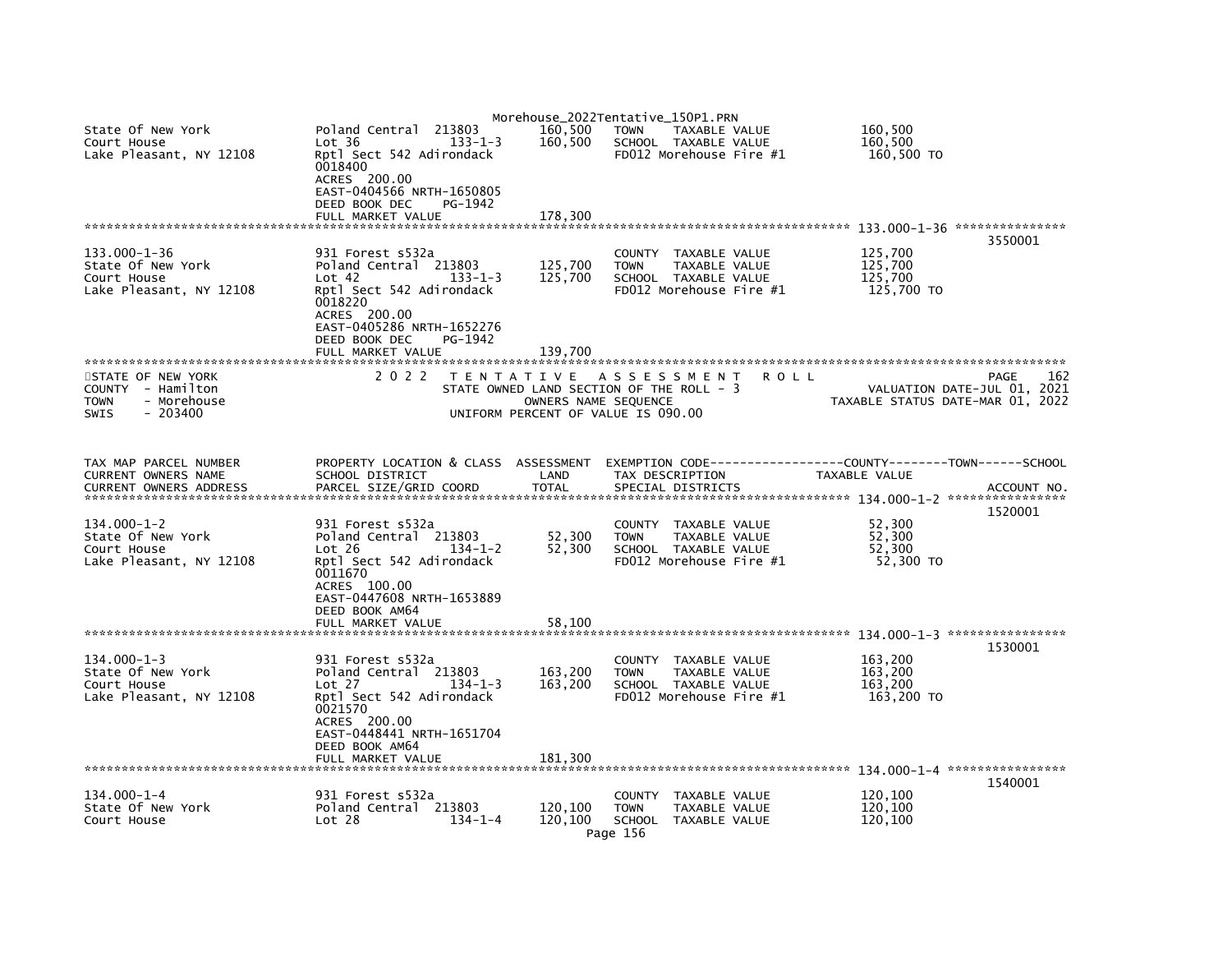| | | | | |
|---|---|---|---|---|
| State Of New York<br>Court House<br>Lake Pleasant, NY 12108 | Poland Central 213803<br>Lot 36 133-1-3<br>Rptl Sect 542 Adirondack<br>0018400<br>ACRES 200.00<br>EAST-0404566 NRTH-1650805<br>DEED BOOK DEC PG-1942<br>FULL MARKET VALUE | 160,500<br>160,500<br><br><br><br><br><br>178,300 | TOWN TAXABLE VALUE<br>SCHOOL TAXABLE VALUE<br>FD012 Morehouse Fire #1 | 160,500<br>160,500<br>160,500 TO |

************ 133.000-1-36 ***************

| | | | | | |
|---|---|---|---|---|---|
| 133.000-1-36<br>State Of New York<br>Court House<br>Lake Pleasant, NY 12108 | 931 Forest s532a<br>Poland Central 213803<br>Lot 42 133-1-3<br>Rptl Sect 542 Adirondack<br>0018220<br>ACRES 200.00<br>EAST-0405286 NRTH-1652276<br>DEED BOOK DEC PG-1942<br>FULL MARKET VALUE | <br>125,700<br>125,700<br><br><br><br><br><br>139,700 | COUNTY TAXABLE VALUE<br>TOWN TAXABLE VALUE<br>SCHOOL TAXABLE VALUE<br>FD012 Morehouse Fire #1 | 125,700<br>125,700<br>125,700<br>125,700 TO | 3550001 |

STATE OF NEW YORK
COUNTY - Hamilton
TOWN - Morehouse
SWIS - 203400

2 0 2 2 T E N T A T I V E A S S E S S M E N T R O L L
STATE OWNED LAND SECTION OF THE ROLL - 3
OWNERS NAME SEQUENCE
UNIFORM PERCENT OF VALUE IS 090.00

PAGE 162
VALUATION DATE-JUL 01, 2021
TAXABLE STATUS DATE-MAR 01, 2022

| TAX MAP PARCEL NUMBER<br>CURRENT OWNERS NAME<br>CURRENT OWNERS ADDRESS | PROPERTY LOCATION & CLASS<br>SCHOOL DISTRICT<br>PARCEL SIZE/GRID COORD | ASSESSMENT<br>LAND<br>TOTAL | EXEMPTION CODE------------------COUNTY--------TOWN------SCHOOL<br>TAX DESCRIPTION<br>SPECIAL DISTRICTS | TAXABLE VALUE | ACCOUNT NO. |
|---|---|---|---|---|---|
| **134.000-1-2** | | | | | |
| 134.000-1-2<br>State Of New York<br>Court House<br>Lake Pleasant, NY 12108 | 931 Forest s532a<br>Poland Central 213803<br>Lot 26 134-1-2<br>Rptl Sect 542 Adirondack<br>0011670<br>ACRES 100.00<br>EAST-0447608 NRTH-1653889<br>DEED BOOK AM64<br>FULL MARKET VALUE | <br>52,300<br>52,300<br><br><br><br><br><br>58,100 | COUNTY TAXABLE VALUE<br>TOWN TAXABLE VALUE<br>SCHOOL TAXABLE VALUE<br>FD012 Morehouse Fire #1 | 52,300<br>52,300<br>52,300<br>52,300 TO | 1520001 |
| **134.000-1-3** | | | | | |
| 134.000-1-3<br>State Of New York<br>Court House<br>Lake Pleasant, NY 12108 | 931 Forest s532a<br>Poland Central 213803<br>Lot 27 134-1-3<br>Rptl Sect 542 Adirondack<br>0021570<br>ACRES 200.00<br>EAST-0448441 NRTH-1651704<br>DEED BOOK AM64<br>FULL MARKET VALUE | <br>163,200<br>163,200<br><br><br><br><br><br>181,300 | COUNTY TAXABLE VALUE<br>TOWN TAXABLE VALUE<br>SCHOOL TAXABLE VALUE<br>FD012 Morehouse Fire #1 | 163,200<br>163,200<br>163,200<br>163,200 TO | 1530001 |
| **134.000-1-4** | | | | | |
| 134.000-1-4<br>State Of New York<br>Court House | 931 Forest s532a<br>Poland Central 213803<br>Lot 28 134-1-4 | <br>120,100<br>120,100 | COUNTY TAXABLE VALUE<br>TOWN TAXABLE VALUE<br>SCHOOL TAXABLE VALUE | 120,100<br>120,100<br>120,100 | 1540001 |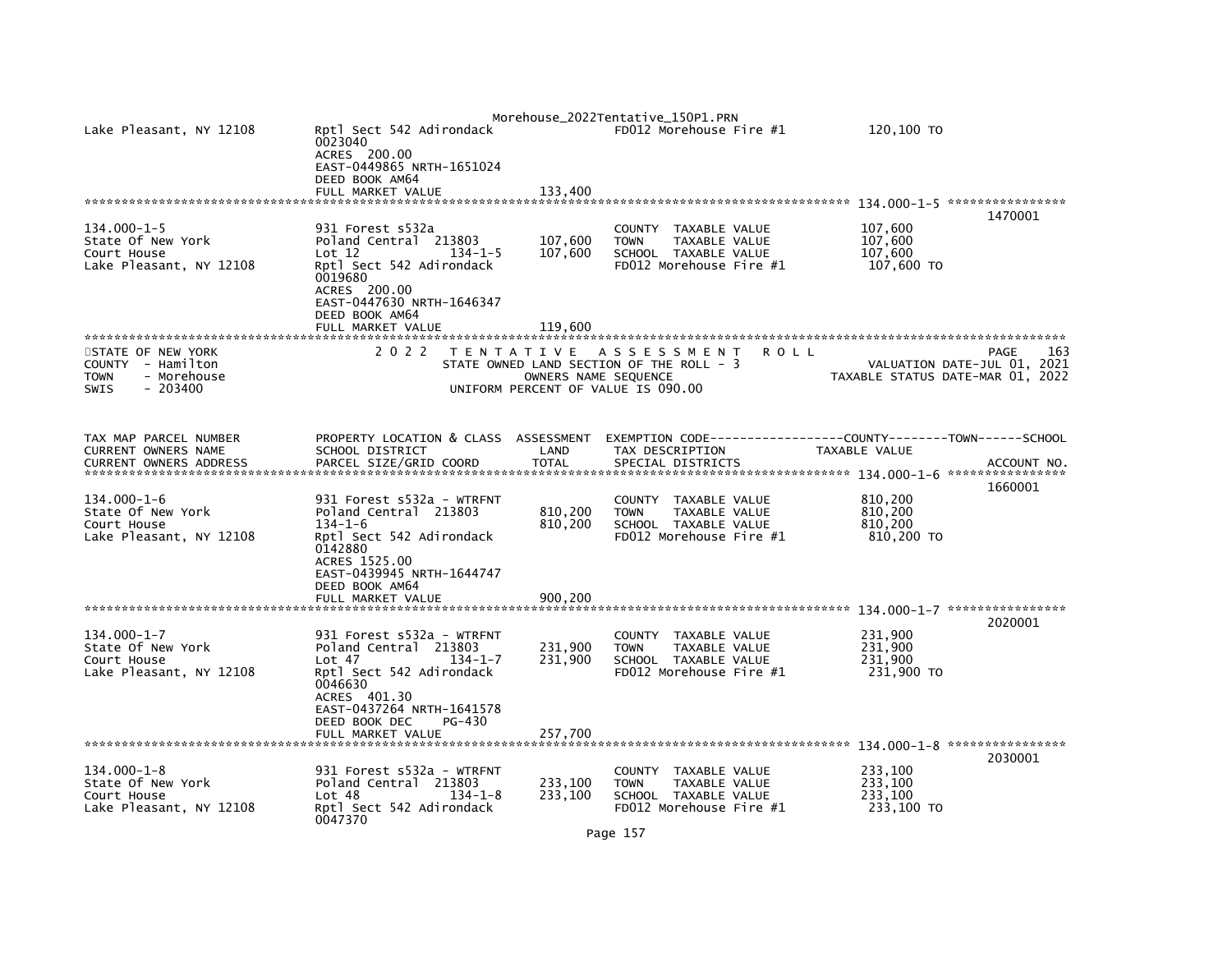```
Lake Pleasant, NY 12108        Rptl Sect 542 Adirondack                FD012 Morehouse Fire #1           120,100 TO
                               0023040
                               ACRES  200.00
                               EAST-0449865 NRTH-1651024
                               DEED BOOK AM64
                               FULL MARKET VALUE            133,400
******************************************************************************************************* 134.000-1-5 *****************
                                                                                                                     1470001
134.000-1-5                    931 Forest s532a                          COUNTY  TAXABLE VALUE           107,600
State Of New York              Poland Central  213803       107,600      TOWN    TAXABLE VALUE           107,600
Court House                    Lot 12              134-1-5  107,600      SCHOOL  TAXABLE VALUE           107,600
Lake Pleasant, NY 12108        Rptl Sect 542 Adirondack                 FD012 Morehouse Fire #1           107,600 TO
                               0019680
                               ACRES  200.00
                               EAST-0447630 NRTH-1646347
                               DEED BOOK AM64
                               FULL MARKET VALUE            119,600
*************************************************************************************************************************************
STATE OF NEW YORK                2022  TENTATIVE ASSESSMENT ROLL                                                   PAGE  163
COUNTY  - Hamilton                    STATE OWNED LAND SECTION OF THE ROLL - 3                     VALUATION DATE-JUL 01, 2021
TOWN    - Morehouse                        OWNERS NAME SEQUENCE                              TAXABLE STATUS DATE-MAR 01, 2022
SWIS    - 203400                     UNIFORM PERCENT OF VALUE IS 090.00


TAX MAP PARCEL NUMBER          PROPERTY LOCATION & CLASS  ASSESSMENT  EXEMPTION CODE------------------COUNTY--------TOWN------SCHOOL
CURRENT OWNERS NAME            SCHOOL DISTRICT               LAND      TAX DESCRIPTION               TAXABLE VALUE
CURRENT OWNERS ADDRESS         PARCEL SIZE/GRID COORD        TOTAL     SPECIAL DISTRICTS                                 ACCOUNT NO.
******************************************************************************************************* 134.000-1-6 *****************
                                                                                                                     1660001
134.000-1-6                    931 Forest s532a - WTRFNT                 COUNTY  TAXABLE VALUE           810,200
State Of New York              Poland Central  213803       810,200      TOWN    TAXABLE VALUE           810,200
Court House                    134-1-6                      810,200      SCHOOL  TAXABLE VALUE           810,200
Lake Pleasant, NY 12108        Rptl Sect 542 Adirondack                 FD012 Morehouse Fire #1           810,200 TO
                               0142880
                               ACRES 1525.00
                               EAST-0439945 NRTH-1644747
                               DEED BOOK AM64
                               FULL MARKET VALUE            900,200
******************************************************************************************************* 134.000-1-7 *****************
                                                                                                                     2020001
134.000-1-7                    931 Forest s532a - WTRFNT                 COUNTY  TAXABLE VALUE           231,900
State Of New York              Poland Central  213803       231,900      TOWN    TAXABLE VALUE           231,900
Court House                    Lot 47              134-1-7  231,900      SCHOOL  TAXABLE VALUE           231,900
Lake Pleasant, NY 12108        Rptl Sect 542 Adirondack                 FD012 Morehouse Fire #1           231,900 TO
                               0046630
                               ACRES  401.30
                               EAST-0437264 NRTH-1641578
                               DEED BOOK DEC     PG-430
                               FULL MARKET VALUE            257,700
******************************************************************************************************* 134.000-1-8 *****************
                                                                                                                     2030001
134.000-1-8                    931 Forest s532a - WTRFNT                 COUNTY  TAXABLE VALUE           233,100
State Of New York              Poland Central  213803       233,100      TOWN    TAXABLE VALUE           233,100
Court House                    Lot 48              134-1-8  233,100      SCHOOL  TAXABLE VALUE           233,100
Lake Pleasant, NY 12108        Rptl Sect 542 Adirondack                 FD012 Morehouse Fire #1           233,100 TO
                               0047370
```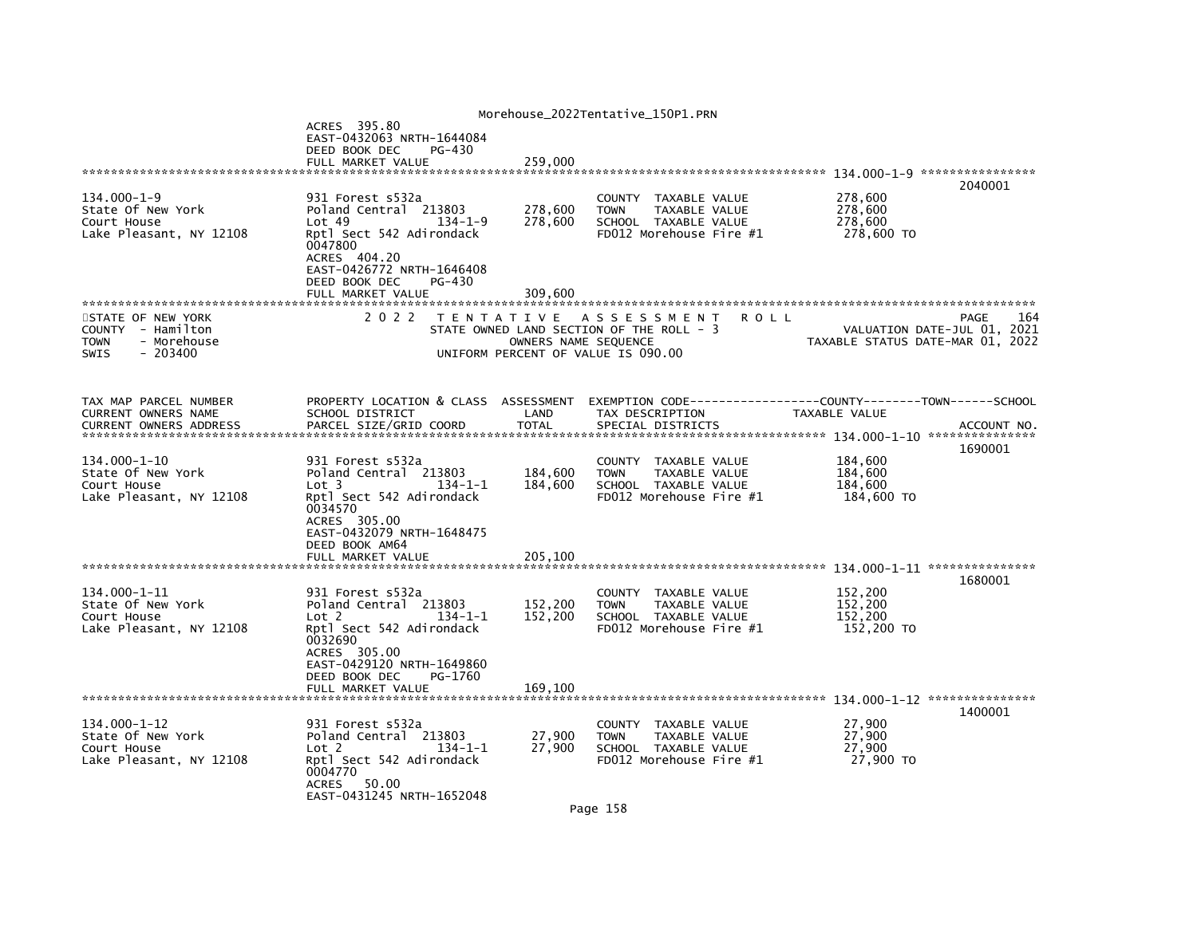ACRES 395.80
EAST-0432063 NRTH-1644084
DEED BOOK DEC PG-430
FULL MARKET VALUE 259,000

******************************************************************************************************* 134.000-1-9 ****************

| | | | | | 2040001 |
|---|---|---|---|---|---|
| 134.000-1-9 | 931 Forest s532a | | COUNTY TAXABLE VALUE | 278,600 | |
| State Of New York | Poland Central 213803 | 278,600 | TOWN TAXABLE VALUE | 278,600 | |
| Court House | Lot 49 134-1-9 | 278,600 | SCHOOL TAXABLE VALUE | 278,600 | |
| Lake Pleasant, NY 12108 | Rptl Sect 542 Adirondack | | FD012 Morehouse Fire #1 | 278,600 TO | |
| | 0047800 | | | | |
| | ACRES 404.20 | | | | |
| | EAST-0426772 NRTH-1646408 | | | | |
| | DEED BOOK DEC PG-430 | | | | |
| | FULL MARKET VALUE | 309,600 | | | |

STATE OF NEW YORK
COUNTY - Hamilton
TOWN - Morehouse
SWIS - 203400

2 0 2 2 T E N T A T I V E A S S E S S M E N T R O L L
STATE OWNED LAND SECTION OF THE ROLL - 3
OWNERS NAME SEQUENCE
UNIFORM PERCENT OF VALUE IS 090.00

PAGE 164
VALUATION DATE-JUL 01, 2021
TAXABLE STATUS DATE-MAR 01, 2022

| TAX MAP PARCEL NUMBER<br>CURRENT OWNERS NAME<br>CURRENT OWNERS ADDRESS | PROPERTY LOCATION & CLASS<br>SCHOOL DISTRICT<br>PARCEL SIZE/GRID COORD | ASSESSMENT<br>LAND<br>TOTAL | EXEMPTION CODE------------------COUNTY--------TOWN------SCHOOL<br>TAX DESCRIPTION<br>SPECIAL DISTRICTS | TAXABLE VALUE | ACCOUNT NO. |
|---|---|---|---|---|---|
| | | | | | 1690001 |
| 134.000-1-10 | 931 Forest s532a | | COUNTY TAXABLE VALUE | 184,600 | |
| State Of New York | Poland Central 213803 | 184,600 | TOWN TAXABLE VALUE | 184,600 | |
| Court House | Lot 3 134-1-1 | 184,600 | SCHOOL TAXABLE VALUE | 184,600 | |
| Lake Pleasant, NY 12108 | Rptl Sect 542 Adirondack | | FD012 Morehouse Fire #1 | 184,600 TO | |
| | 0034570 | | | | |
| | ACRES 305.00 | | | | |
| | EAST-0432079 NRTH-1648475 | | | | |
| | DEED BOOK AM64 | | | | |
| | FULL MARKET VALUE | 205,100 | | | |
| | | | | | 1680001 |
| 134.000-1-11 | 931 Forest s532a | | COUNTY TAXABLE VALUE | 152,200 | |
| State Of New York | Poland Central 213803 | 152,200 | TOWN TAXABLE VALUE | 152,200 | |
| Court House | Lot 2 134-1-1 | 152,200 | SCHOOL TAXABLE VALUE | 152,200 | |
| Lake Pleasant, NY 12108 | Rptl Sect 542 Adirondack | | FD012 Morehouse Fire #1 | 152,200 TO | |
| | 0032690 | | | | |
| | ACRES 305.00 | | | | |
| | EAST-0429120 NRTH-1649860 | | | | |
| | DEED BOOK DEC PG-1760 | | | | |
| | FULL MARKET VALUE | 169,100 | | | |
| | | | | | 1400001 |
| 134.000-1-12 | 931 Forest s532a | | COUNTY TAXABLE VALUE | 27,900 | |
| State Of New York | Poland Central 213803 | 27,900 | TOWN TAXABLE VALUE | 27,900 | |
| Court House | Lot 2 134-1-1 | 27,900 | SCHOOL TAXABLE VALUE | 27,900 | |
| Lake Pleasant, NY 12108 | Rptl Sect 542 Adirondack | | FD012 Morehouse Fire #1 | 27,900 TO | |
| | 0004770 | | | | |
| | ACRES 50.00 | | | | |
| | EAST-0431245 NRTH-1652048 | | | | |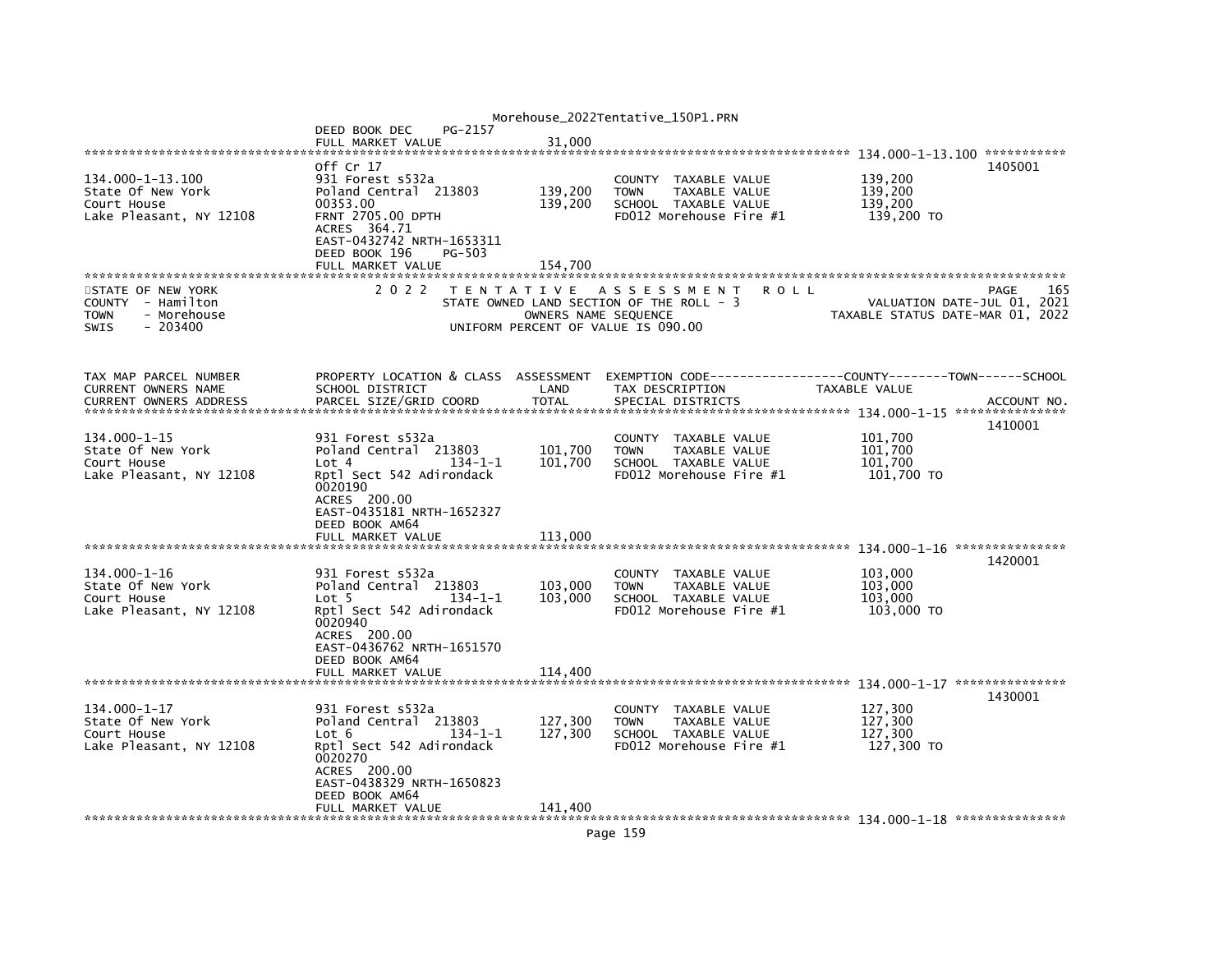```
                              DEED BOOK DEC      PG-2157
                              FULL MARKET VALUE              31,000
******************************************************************************************************* 134.000-1-13.100 ***********
                              Off Cr 17                                                                            1405001
134.000-1-13.100              931 Forest s532a                          COUNTY  TAXABLE VALUE            139,200
State Of New York             Poland Central  213803       139,200      TOWN    TAXABLE VALUE            139,200
Court House                   00353.00                     139,200      SCHOOL  TAXABLE VALUE            139,200
Lake Pleasant, NY 12108       FRNT 2705.00 DPTH                         FD012 Morehouse Fire #1          139,200 TO
                              ACRES  364.71
                              EAST-0432742 NRTH-1653311
                              DEED BOOK 196      PG-503
                              FULL MARKET VALUE             154,700
************************************************************************************************************************************
STATE OF NEW YORK              2 0 2 2   T E N T A T I V E   A S S E S S M E N T   R O L L                               PAGE    165
COUNTY  - Hamilton                        STATE OWNED LAND SECTION OF THE ROLL - 3                       VALUATION DATE-JUL 01, 2021
TOWN    - Morehouse                                OWNERS NAME SEQUENCE                               TAXABLE STATUS DATE-MAR 01, 2022
SWIS    - 203400                               UNIFORM PERCENT OF VALUE IS 090.00


TAX MAP PARCEL NUMBER         PROPERTY LOCATION & CLASS  ASSESSMENT  EXEMPTION CODE------------------COUNTY--------TOWN------SCHOOL
CURRENT OWNERS NAME           SCHOOL DISTRICT               LAND      TAX DESCRIPTION            TAXABLE VALUE
CURRENT OWNERS ADDRESS        PARCEL SIZE/GRID COORD        TOTAL     SPECIAL DISTRICTS                                   ACCOUNT NO.
******************************************************************************************************* 134.000-1-15 ***************
                                                                                                                   1410001
134.000-1-15                  931 Forest s532a                          COUNTY  TAXABLE VALUE            101,700
State Of New York             Poland Central  213803       101,700      TOWN    TAXABLE VALUE            101,700
Court House                   Lot 4              134-1-1   101,700      SCHOOL  TAXABLE VALUE            101,700
Lake Pleasant, NY 12108       Rptl Sect 542 Adirondack                  FD012 Morehouse Fire #1          101,700 TO
                              0020190
                              ACRES  200.00
                              EAST-0435181 NRTH-1652327
                              DEED BOOK AM64
                              FULL MARKET VALUE             113,000
******************************************************************************************************* 134.000-1-16 ***************
                                                                                                                   1420001
134.000-1-16                  931 Forest s532a                          COUNTY  TAXABLE VALUE            103,000
State Of New York             Poland Central  213803       103,000      TOWN    TAXABLE VALUE            103,000
Court House                   Lot 5              134-1-1   103,000      SCHOOL  TAXABLE VALUE            103,000
Lake Pleasant, NY 12108       Rptl Sect 542 Adirondack                  FD012 Morehouse Fire #1          103,000 TO
                              0020940
                              ACRES  200.00
                              EAST-0436762 NRTH-1651570
                              DEED BOOK AM64
                              FULL MARKET VALUE             114,400
******************************************************************************************************* 134.000-1-17 ***************
                                                                                                                   1430001
134.000-1-17                  931 Forest s532a                          COUNTY  TAXABLE VALUE            127,300
State Of New York             Poland Central  213803       127,300      TOWN    TAXABLE VALUE            127,300
Court House                   Lot 6              134-1-1   127,300      SCHOOL  TAXABLE VALUE            127,300
Lake Pleasant, NY 12108       Rptl Sect 542 Adirondack                  FD012 Morehouse Fire #1          127,300 TO
                              0020270
                              ACRES  200.00
                              EAST-0438329 NRTH-1650823
                              DEED BOOK AM64
                              FULL MARKET VALUE             141,400
******************************************************************************************************* 134.000-1-18 ***************
```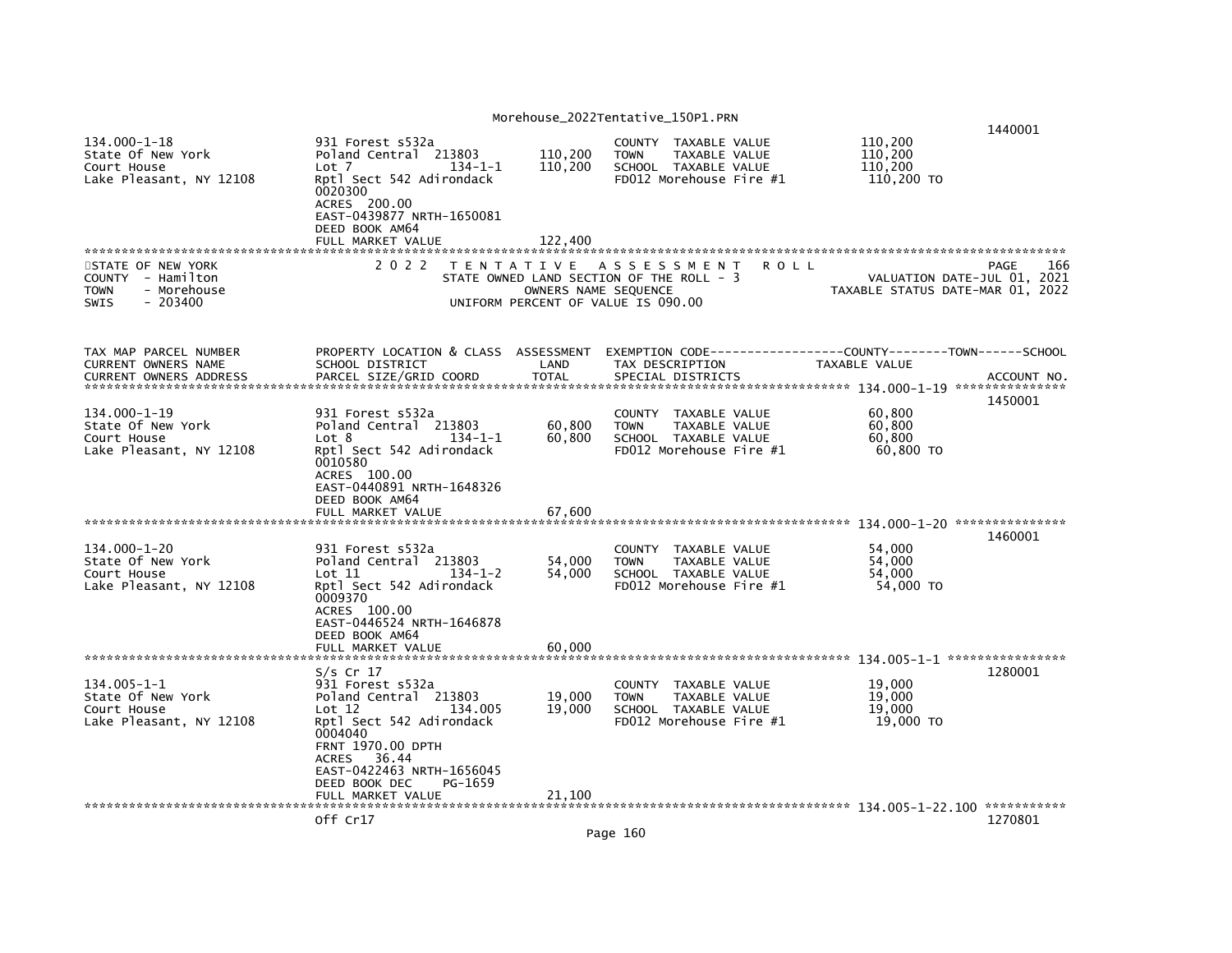```
                                                                                                                              1440001
134.000-1-18                     931 Forest s532a                            COUNTY  TAXABLE VALUE              110,200
State Of New York                Poland Central  213803       110,200       TOWN    TAXABLE VALUE              110,200
Court House                      Lot 7                134-1-1 110,200       SCHOOL  TAXABLE VALUE              110,200
Lake Pleasant, NY 12108          Rptl Sect 542 Adirondack                    FD012 Morehouse Fire #1             110,200 TO
                                 0020300
                                 ACRES  200.00
                                 EAST-0439877 NRTH-1650081
                                 DEED BOOK AM64
                                 FULL MARKET VALUE            122,400
*****************************************************************************************************************************************
STATE OF NEW YORK                  2 0 2 2   T E N T A T I V E   A S S E S S M E N T   R O L L                                PAGE    166
COUNTY  - Hamilton                           STATE OWNED LAND SECTION OF THE ROLL - 3                          VALUATION DATE-JUL 01, 2021
TOWN    - Morehouse                                  OWNERS NAME SEQUENCE                                 TAXABLE STATUS DATE-MAR 01, 2022
SWIS    - 203400                             UNIFORM PERCENT OF VALUE IS 090.00


TAX MAP PARCEL NUMBER            PROPERTY LOCATION & CLASS  ASSESSMENT  EXEMPTION CODE------------------COUNTY--------TOWN------SCHOOL
CURRENT OWNERS NAME              SCHOOL DISTRICT               LAND      TAX DESCRIPTION            TAXABLE VALUE
CURRENT OWNERS ADDRESS           PARCEL SIZE/GRID COORD        TOTAL     SPECIAL DISTRICTS                                   ACCOUNT NO.
******************************************************************************************************* 134.000-1-19 ***************
                                                                                                                              1450001
134.000-1-19                     931 Forest s532a                            COUNTY  TAXABLE VALUE               60,800
State Of New York                Poland Central  213803        60,800       TOWN    TAXABLE VALUE               60,800
Court House                      Lot 8                134-1-1  60,800       SCHOOL  TAXABLE VALUE               60,800
Lake Pleasant, NY 12108          Rptl Sect 542 Adirondack                    FD012 Morehouse Fire #1              60,800 TO
                                 0010580
                                 ACRES  100.00
                                 EAST-0440891 NRTH-1648326
                                 DEED BOOK AM64
                                 FULL MARKET VALUE             67,600
******************************************************************************************************* 134.000-1-20 ***************
                                                                                                                              1460001
134.000-1-20                     931 Forest s532a                            COUNTY  TAXABLE VALUE               54,000
State Of New York                Poland Central  213803        54,000       TOWN    TAXABLE VALUE               54,000
Court House                      Lot 11               134-1-2  54,000       SCHOOL  TAXABLE VALUE               54,000
Lake Pleasant, NY 12108          Rptl Sect 542 Adirondack                    FD012 Morehouse Fire #1              54,000 TO
                                 0009370
                                 ACRES  100.00
                                 EAST-0446524 NRTH-1646878
                                 DEED BOOK AM64
                                 FULL MARKET VALUE             60,000
******************************************************************************************************* 134.005-1-1 ****************
                                 S/s Cr 17                                                                                    1280001
134.005-1-1                      931 Forest s532a                            COUNTY  TAXABLE VALUE               19,000
State Of New York                Poland Central  213803        19,000       TOWN    TAXABLE VALUE               19,000
Court House                      Lot 12               134.005  19,000       SCHOOL  TAXABLE VALUE               19,000
Lake Pleasant, NY 12108          Rptl Sect 542 Adirondack                    FD012 Morehouse Fire #1              19,000 TO
                                 0004040
                                 FRNT 1970.00 DPTH
                                 ACRES   36.44
                                 EAST-0422463 NRTH-1656045
                                 DEED BOOK DEC     PG-1659
                                 FULL MARKET VALUE             21,100
******************************************************************************************************* 134.005-1-22.100 ***********
                                 Off Cr17                                                                                     1270801
```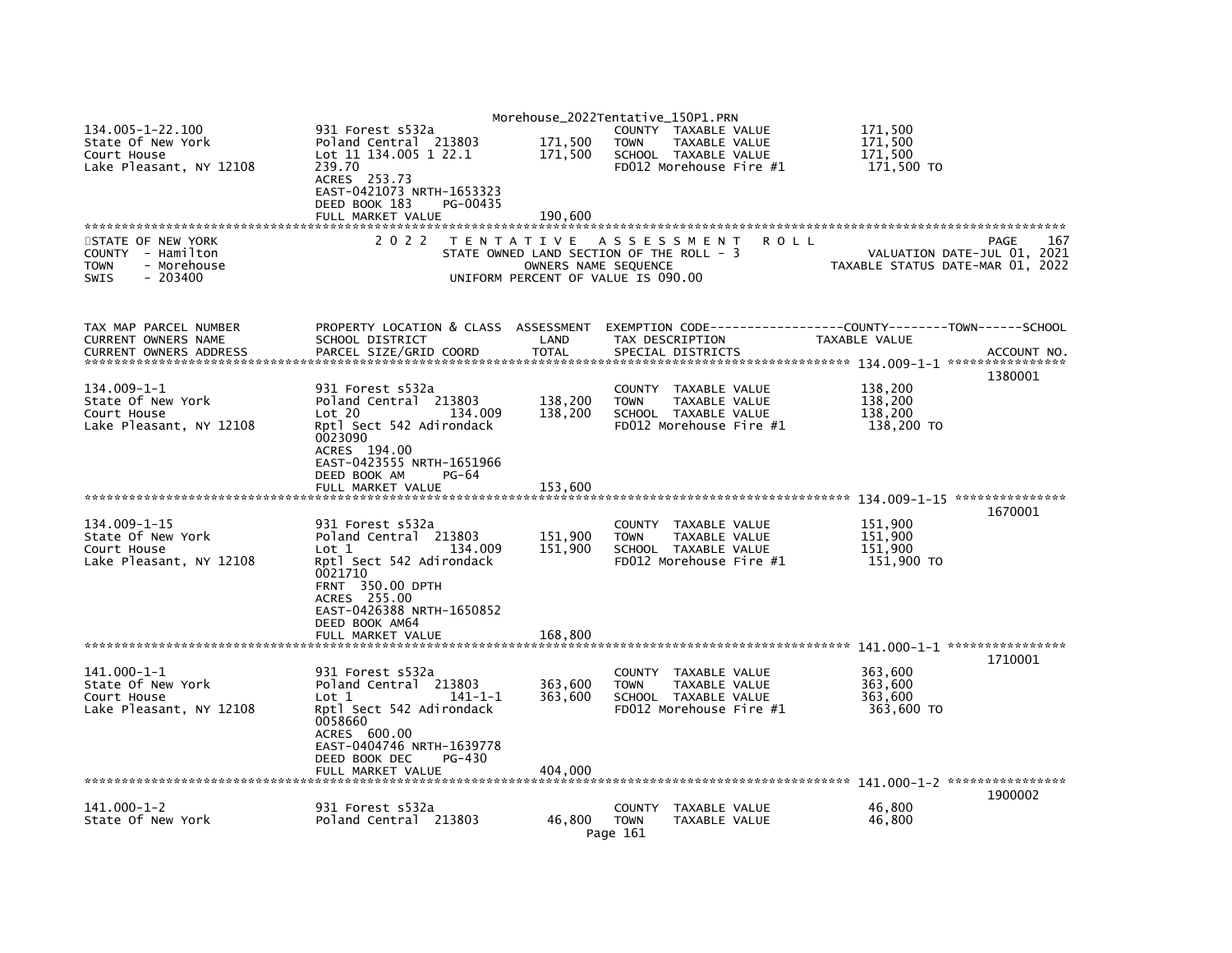| | | | | |
|---|---|---|---|---|
| 134.005-1-22.100 | 931 Forest s532a | | COUNTY TAXABLE VALUE | 171,500 |
| State Of New York | Poland Central 213803 | 171,500 | TOWN TAXABLE VALUE | 171,500 |
| Court House | Lot 11 134.005 1 22.1 | 171,500 | SCHOOL TAXABLE VALUE | 171,500 |
| Lake Pleasant, NY 12108 | 239.70 | | FD012 Morehouse Fire #1 | 171,500 TO |
| | ACRES 253.73 | | | |
| | EAST-0421073 NRTH-1653323 | | | |
| | DEED BOOK 183 PG-00435 | | | |
| | FULL MARKET VALUE | 190,600 | | |

STATE OF NEW YORK — 2 0 2 2 TENTATIVE ASSESSMENT ROLL — PAGE 167
COUNTY - Hamilton — STATE OWNED LAND SECTION OF THE ROLL - 3 — VALUATION DATE-JUL 01, 2021
TOWN - Morehouse — OWNERS NAME SEQUENCE — TAXABLE STATUS DATE-MAR 01, 2022
SWIS - 203400 — UNIFORM PERCENT OF VALUE IS 090.00

| TAX MAP PARCEL NUMBER / CURRENT OWNERS NAME / CURRENT OWNERS ADDRESS | PROPERTY LOCATION & CLASS / SCHOOL DISTRICT / PARCEL SIZE/GRID COORD | ASSESSMENT LAND / TOTAL | EXEMPTION CODE / TAX DESCRIPTION / SPECIAL DISTRICTS | COUNTY--------TOWN------SCHOOL TAXABLE VALUE | ACCOUNT NO. |
|---|---|---|---|---|---|
| **134.009-1-1** | | | | | 1380001 |
| 134.009-1-1 | 931 Forest s532a | | COUNTY TAXABLE VALUE | 138,200 | |
| State Of New York | Poland Central 213803 | 138,200 | TOWN TAXABLE VALUE | 138,200 | |
| Court House | Lot 20 134.009 | 138,200 | SCHOOL TAXABLE VALUE | 138,200 | |
| Lake Pleasant, NY 12108 | Rptl Sect 542 Adirondack | | FD012 Morehouse Fire #1 | 138,200 TO | |
| | 0023090 | | | | |
| | ACRES 194.00 | | | | |
| | EAST-0423555 NRTH-1651966 | | | | |
| | DEED BOOK AM PG-64 | | | | |
| | FULL MARKET VALUE | 153,600 | | | |
| **134.009-1-15** | | | | | 1670001 |
| 134.009-1-15 | 931 Forest s532a | | COUNTY TAXABLE VALUE | 151,900 | |
| State Of New York | Poland Central 213803 | 151,900 | TOWN TAXABLE VALUE | 151,900 | |
| Court House | Lot 1 134.009 | 151,900 | SCHOOL TAXABLE VALUE | 151,900 | |
| Lake Pleasant, NY 12108 | Rptl Sect 542 Adirondack | | FD012 Morehouse Fire #1 | 151,900 TO | |
| | 0021710 | | | | |
| | FRNT 350.00 DPTH | | | | |
| | ACRES 255.00 | | | | |
| | EAST-0426388 NRTH-1650852 | | | | |
| | DEED BOOK AM64 | | | | |
| | FULL MARKET VALUE | 168,800 | | | |
| **141.000-1-1** | | | | | 1710001 |
| 141.000-1-1 | 931 Forest s532a | | COUNTY TAXABLE VALUE | 363,600 | |
| State Of New York | Poland Central 213803 | 363,600 | TOWN TAXABLE VALUE | 363,600 | |
| Court House | Lot 1 141-1-1 | 363,600 | SCHOOL TAXABLE VALUE | 363,600 | |
| Lake Pleasant, NY 12108 | Rptl Sect 542 Adirondack | | FD012 Morehouse Fire #1 | 363,600 TO | |
| | 0058660 | | | | |
| | ACRES 600.00 | | | | |
| | EAST-0404746 NRTH-1639778 | | | | |
| | DEED BOOK DEC PG-430 | | | | |
| | FULL MARKET VALUE | 404,000 | | | |
| **141.000-1-2** | | | | | 1900002 |
| 141.000-1-2 | 931 Forest s532a | | COUNTY TAXABLE VALUE | 46,800 | |
| State Of New York | Poland Central 213803 | 46,800 | TOWN TAXABLE VALUE | 46,800 | |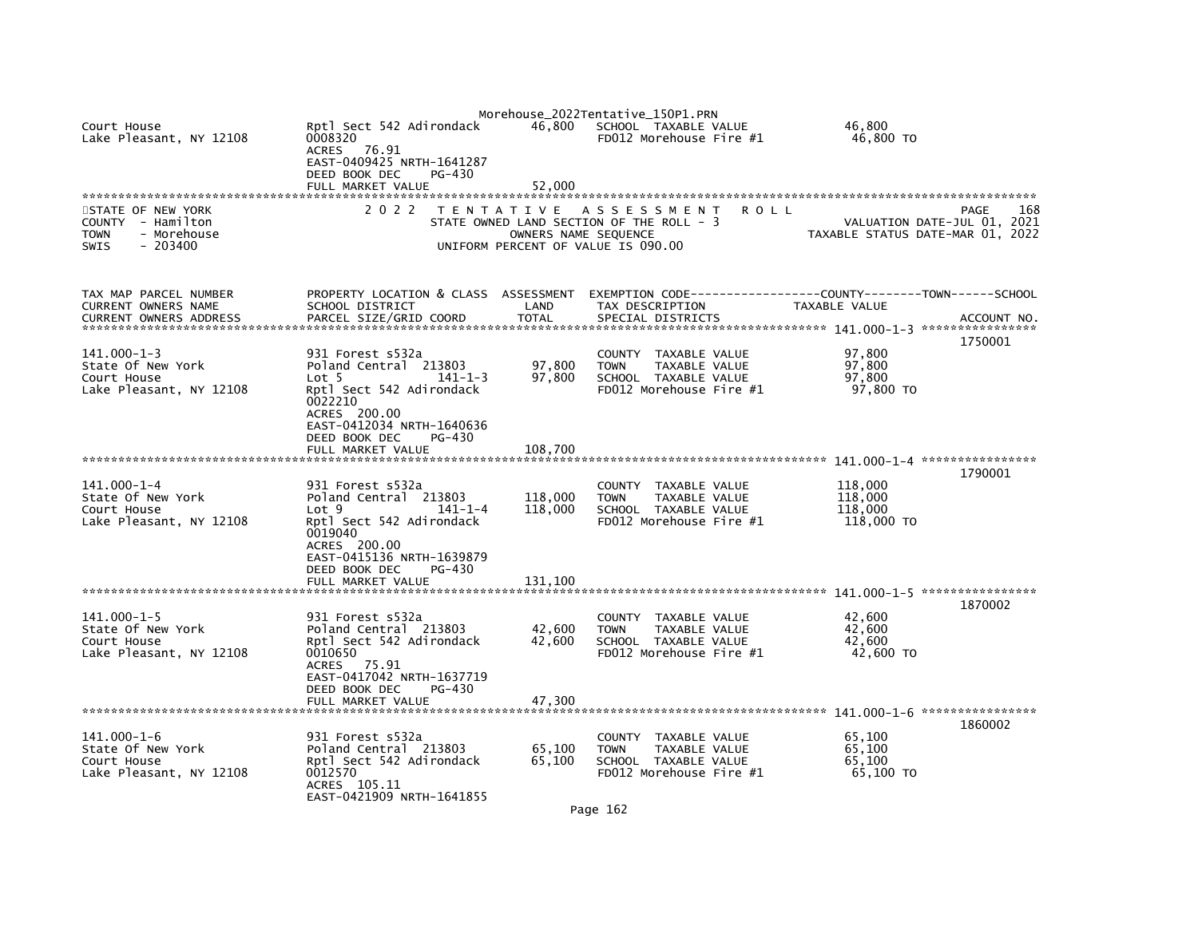| | | | | |
|---|---|---|---|---|
| Court House | Rptl Sect 542 Adirondack | 46,800 | SCHOOL TAXABLE VALUE | 46,800 |
| Lake Pleasant, NY 12108 | 0008320 | | FD012 Morehouse Fire #1 | 46,800 TO |
| | ACRES 76.91 | | | |
| | EAST-0409425 NRTH-1641287 | | | |
| | DEED BOOK DEC PG-430 | | | |
| | FULL MARKET VALUE | 52,000 | | |

STATE OF NEW YORK
COUNTY - Hamilton
TOWN - Morehouse
SWIS - 203400

2 0 2 2 TENTATIVE ASSESSMENT ROLL
STATE OWNED LAND SECTION OF THE ROLL - 3
OWNERS NAME SEQUENCE
UNIFORM PERCENT OF VALUE IS 090.00

PAGE 168
VALUATION DATE-JUL 01, 2021
TAXABLE STATUS DATE-MAR 01, 2022

| TAX MAP PARCEL NUMBER / CURRENT OWNERS NAME / CURRENT OWNERS ADDRESS | PROPERTY LOCATION & CLASS / SCHOOL DISTRICT / PARCEL SIZE/GRID COORD | ASSESSMENT LAND / TOTAL | EXEMPTION CODE / TAX DESCRIPTION / SPECIAL DISTRICTS | COUNTY--------TOWN------SCHOOL TAXABLE VALUE | ACCOUNT NO. |
|---|---|---|---|---|---|
| **141.000-1-3** | | | | | 1750001 |
| 141.000-1-3 | 931 Forest s532a | | COUNTY TAXABLE VALUE | 97,800 | |
| State Of New York | Poland Central 213803 | 97,800 | TOWN TAXABLE VALUE | 97,800 | |
| Court House | Lot 5 141-1-3 | 97,800 | SCHOOL TAXABLE VALUE | 97,800 | |
| Lake Pleasant, NY 12108 | Rptl Sect 542 Adirondack | | FD012 Morehouse Fire #1 | 97,800 TO | |
| | 0022210 | | | | |
| | ACRES 200.00 | | | | |
| | EAST-0412034 NRTH-1640636 | | | | |
| | DEED BOOK DEC PG-430 | | | | |
| | FULL MARKET VALUE | 108,700 | | | |
| **141.000-1-4** | | | | | 1790001 |
| 141.000-1-4 | 931 Forest s532a | | COUNTY TAXABLE VALUE | 118,000 | |
| State Of New York | Poland Central 213803 | 118,000 | TOWN TAXABLE VALUE | 118,000 | |
| Court House | Lot 9 141-1-4 | 118,000 | SCHOOL TAXABLE VALUE | 118,000 | |
| Lake Pleasant, NY 12108 | Rptl Sect 542 Adirondack | | FD012 Morehouse Fire #1 | 118,000 TO | |
| | 0019040 | | | | |
| | ACRES 200.00 | | | | |
| | EAST-0415136 NRTH-1639879 | | | | |
| | DEED BOOK DEC PG-430 | | | | |
| | FULL MARKET VALUE | 131,100 | | | |
| **141.000-1-5** | | | | | 1870002 |
| 141.000-1-5 | 931 Forest s532a | | COUNTY TAXABLE VALUE | 42,600 | |
| State Of New York | Poland Central 213803 | 42,600 | TOWN TAXABLE VALUE | 42,600 | |
| Court House | Rptl Sect 542 Adirondack | 42,600 | SCHOOL TAXABLE VALUE | 42,600 | |
| Lake Pleasant, NY 12108 | 0010650 | | FD012 Morehouse Fire #1 | 42,600 TO | |
| | ACRES 75.91 | | | | |
| | EAST-0417042 NRTH-1637719 | | | | |
| | DEED BOOK DEC PG-430 | | | | |
| | FULL MARKET VALUE | 47,300 | | | |
| **141.000-1-6** | | | | | 1860002 |
| 141.000-1-6 | 931 Forest s532a | | COUNTY TAXABLE VALUE | 65,100 | |
| State Of New York | Poland Central 213803 | 65,100 | TOWN TAXABLE VALUE | 65,100 | |
| Court House | Rptl Sect 542 Adirondack | 65,100 | SCHOOL TAXABLE VALUE | 65,100 | |
| Lake Pleasant, NY 12108 | 0012570 | | FD012 Morehouse Fire #1 | 65,100 TO | |
| | ACRES 105.11 | | | | |
| | EAST-0421909 NRTH-1641855 | | | | |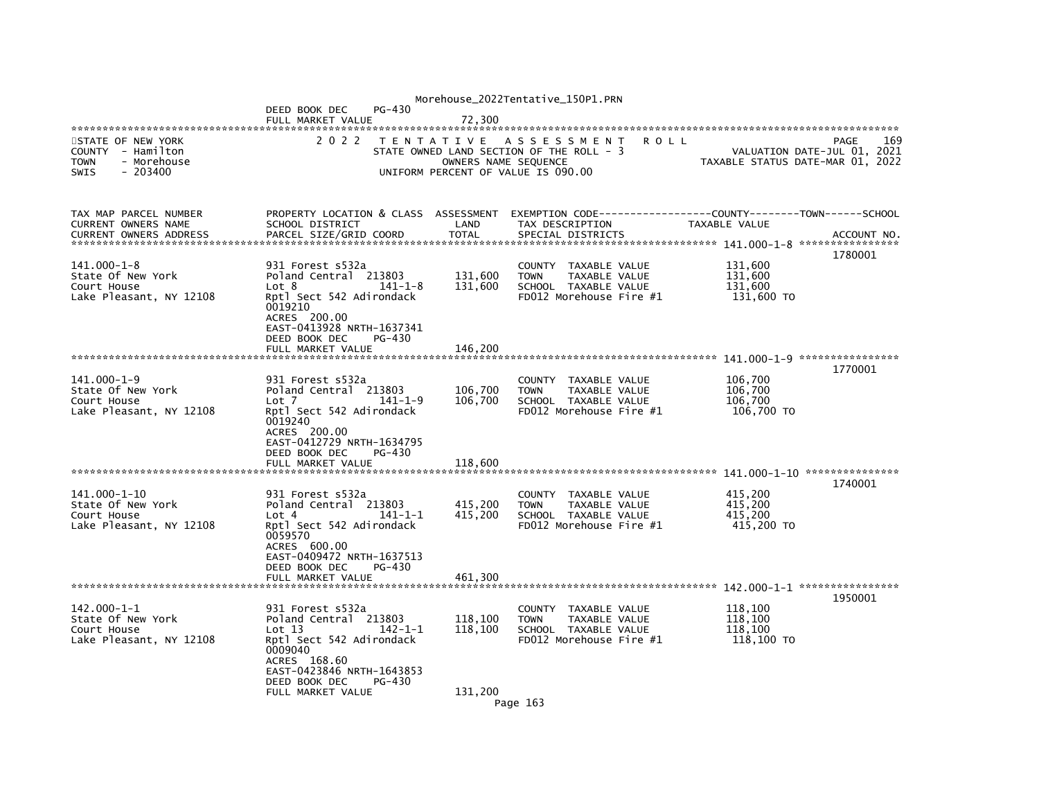DEED BOOK DEC PG-430
FULL MARKET VALUE 72,300

STATE OF NEW YORK
COUNTY - Hamilton
TOWN - Morehouse
SWIS - 203400

2022 TENTATIVE ASSESSMENT ROLL
STATE OWNED LAND SECTION OF THE ROLL - 3
OWNERS NAME SEQUENCE
UNIFORM PERCENT OF VALUE IS 090.00

PAGE 169
VALUATION DATE-JUL 01, 2021
TAXABLE STATUS DATE-MAR 01, 2022

| TAX MAP PARCEL NUMBER<br>CURRENT OWNERS NAME<br>CURRENT OWNERS ADDRESS | PROPERTY LOCATION & CLASS<br>SCHOOL DISTRICT<br>PARCEL SIZE/GRID COORD | ASSESSMENT<br>LAND<br>TOTAL | EXEMPTION CODE------COUNTY-------TOWN------SCHOOL<br>TAX DESCRIPTION<br>SPECIAL DISTRICTS | TAXABLE VALUE | ACCOUNT NO. |
|---|---|---|---|---|---|
| 141.000-1-8 | | | | | 1780001 |
| 141.000-1-8 | 931 Forest s532a | | COUNTY TAXABLE VALUE | 131,600 | |
| State Of New York | Poland Central 213803 | 131,600 | TOWN TAXABLE VALUE | 131,600 | |
| Court House | Lot 8 141-1-8 | 131,600 | SCHOOL TAXABLE VALUE | 131,600 | |
| Lake Pleasant, NY 12108 | Rptl Sect 542 Adirondack | | FD012 Morehouse Fire #1 | 131,600 TO | |
| | 0019210 | | | | |
| | ACRES 200.00 | | | | |
| | EAST-0413928 NRTH-1637341 | | | | |
| | DEED BOOK DEC PG-430 | | | | |
| | FULL MARKET VALUE | 146,200 | | | |
| 141.000-1-9 | | | | | 1770001 |
| 141.000-1-9 | 931 Forest s532a | | COUNTY TAXABLE VALUE | 106,700 | |
| State Of New York | Poland Central 213803 | 106,700 | TOWN TAXABLE VALUE | 106,700 | |
| Court House | Lot 7 141-1-9 | 106,700 | SCHOOL TAXABLE VALUE | 106,700 | |
| Lake Pleasant, NY 12108 | Rptl Sect 542 Adirondack | | FD012 Morehouse Fire #1 | 106,700 TO | |
| | 0019240 | | | | |
| | ACRES 200.00 | | | | |
| | EAST-0412729 NRTH-1634795 | | | | |
| | DEED BOOK DEC PG-430 | | | | |
| | FULL MARKET VALUE | 118,600 | | | |
| 141.000-1-10 | | | | | 1740001 |
| 141.000-1-10 | 931 Forest s532a | | COUNTY TAXABLE VALUE | 415,200 | |
| State Of New York | Poland Central 213803 | 415,200 | TOWN TAXABLE VALUE | 415,200 | |
| Court House | Lot 4 141-1-1 | 415,200 | SCHOOL TAXABLE VALUE | 415,200 | |
| Lake Pleasant, NY 12108 | Rptl Sect 542 Adirondack | | FD012 Morehouse Fire #1 | 415,200 TO | |
| | 0059570 | | | | |
| | ACRES 600.00 | | | | |
| | EAST-0409472 NRTH-1637513 | | | | |
| | DEED BOOK DEC PG-430 | | | | |
| | FULL MARKET VALUE | 461,300 | | | |
| 142.000-1-1 | | | | | 1950001 |
| 142.000-1-1 | 931 Forest s532a | | COUNTY TAXABLE VALUE | 118,100 | |
| State Of New York | Poland Central 213803 | 118,100 | TOWN TAXABLE VALUE | 118,100 | |
| Court House | Lot 13 142-1-1 | 118,100 | SCHOOL TAXABLE VALUE | 118,100 | |
| Lake Pleasant, NY 12108 | Rptl Sect 542 Adirondack | | FD012 Morehouse Fire #1 | 118,100 TO | |
| | 0009040 | | | | |
| | ACRES 168.60 | | | | |
| | EAST-0423846 NRTH-1643853 | | | | |
| | DEED BOOK DEC PG-430 | | | | |
| | FULL MARKET VALUE | 131,200 | | | |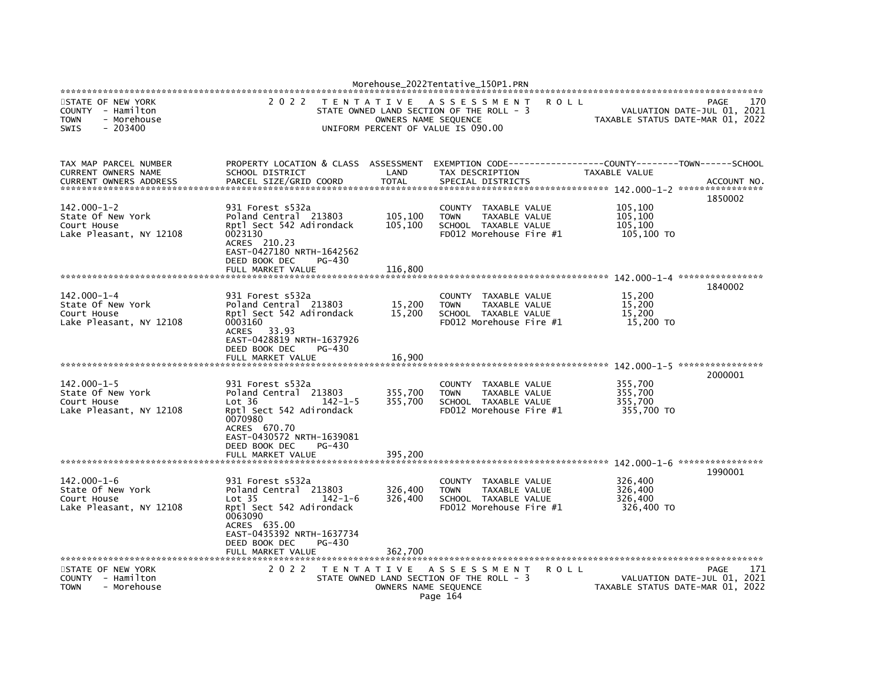STATE OF NEW YORK
COUNTY - Hamilton
TOWN - Morehouse
SWIS - 203400

2 0 2 2 TENTATIVE ASSESSMENT ROLL
STATE OWNED LAND SECTION OF THE ROLL - 3
OWNERS NAME SEQUENCE
UNIFORM PERCENT OF VALUE IS 090.00

PAGE 170
VALUATION DATE-JUL 01, 2021
TAXABLE STATUS DATE-MAR 01, 2022

| TAX MAP PARCEL NUMBER / CURRENT OWNERS NAME / CURRENT OWNERS ADDRESS | PROPERTY LOCATION & CLASS / SCHOOL DISTRICT / PARCEL SIZE/GRID COORD | ASSESSMENT LAND / TOTAL | EXEMPTION CODE / TAX DESCRIPTION / SPECIAL DISTRICTS | COUNTY--------TOWN------SCHOOL TAXABLE VALUE | ACCOUNT NO. |
|---|---|---|---|---|---|
| 142.000-1-2 | 931 Forest s532a | | | | 1850002 |
| State Of New York | Poland Central 213803 | 105,100 | COUNTY TAXABLE VALUE | 105,100 | |
| Court House | Rptl Sect 542 Adirondack | 105,100 | TOWN TAXABLE VALUE | 105,100 | |
| Lake Pleasant, NY 12108 | 0023130 | | SCHOOL TAXABLE VALUE | 105,100 | |
| | ACRES 210.23 | | FD012 Morehouse Fire #1 | 105,100 TO | |
| | EAST-0427180 NRTH-1642562 | | | | |
| | DEED BOOK DEC PG-430 | | | | |
| | FULL MARKET VALUE | 116,800 | | | |
| 142.000-1-4 | 931 Forest s532a | | | | 1840002 |
| State Of New York | Poland Central 213803 | 15,200 | COUNTY TAXABLE VALUE | 15,200 | |
| Court House | Rptl Sect 542 Adirondack | 15,200 | TOWN TAXABLE VALUE | 15,200 | |
| Lake Pleasant, NY 12108 | 0003160 | | SCHOOL TAXABLE VALUE | 15,200 | |
| | ACRES 33.93 | | FD012 Morehouse Fire #1 | 15,200 TO | |
| | EAST-0428819 NRTH-1637926 | | | | |
| | DEED BOOK DEC PG-430 | | | | |
| | FULL MARKET VALUE | 16,900 | | | |
| 142.000-1-5 | 931 Forest s532a | | | | 2000001 |
| State Of New York | Poland Central 213803 | 355,700 | COUNTY TAXABLE VALUE | 355,700 | |
| Court House | Lot 36 142-1-5 | 355,700 | TOWN TAXABLE VALUE | 355,700 | |
| Lake Pleasant, NY 12108 | Rptl Sect 542 Adirondack | | SCHOOL TAXABLE VALUE | 355,700 | |
| | 0070980 | | FD012 Morehouse Fire #1 | 355,700 TO | |
| | ACRES 670.70 | | | | |
| | EAST-0430572 NRTH-1639081 | | | | |
| | DEED BOOK DEC PG-430 | | | | |
| | FULL MARKET VALUE | 395,200 | | | |
| 142.000-1-6 | 931 Forest s532a | | | | 1990001 |
| State Of New York | Poland Central 213803 | 326,400 | COUNTY TAXABLE VALUE | 326,400 | |
| Court House | Lot 35 142-1-6 | 326,400 | TOWN TAXABLE VALUE | 326,400 | |
| Lake Pleasant, NY 12108 | Rptl Sect 542 Adirondack | | SCHOOL TAXABLE VALUE | 326,400 | |
| | 0063090 | | FD012 Morehouse Fire #1 | 326,400 TO | |
| | ACRES 635.00 | | | | |
| | EAST-0435392 NRTH-1637734 | | | | |
| | DEED BOOK DEC PG-430 | | | | |
| | FULL MARKET VALUE | 362,700 | | | |

STATE OF NEW YORK
COUNTY - Hamilton
TOWN - Morehouse

2 0 2 2 TENTATIVE ASSESSMENT ROLL
STATE OWNED LAND SECTION OF THE ROLL - 3
OWNERS NAME SEQUENCE

PAGE 171
VALUATION DATE-JUL 01, 2021
TAXABLE STATUS DATE-MAR 01, 2022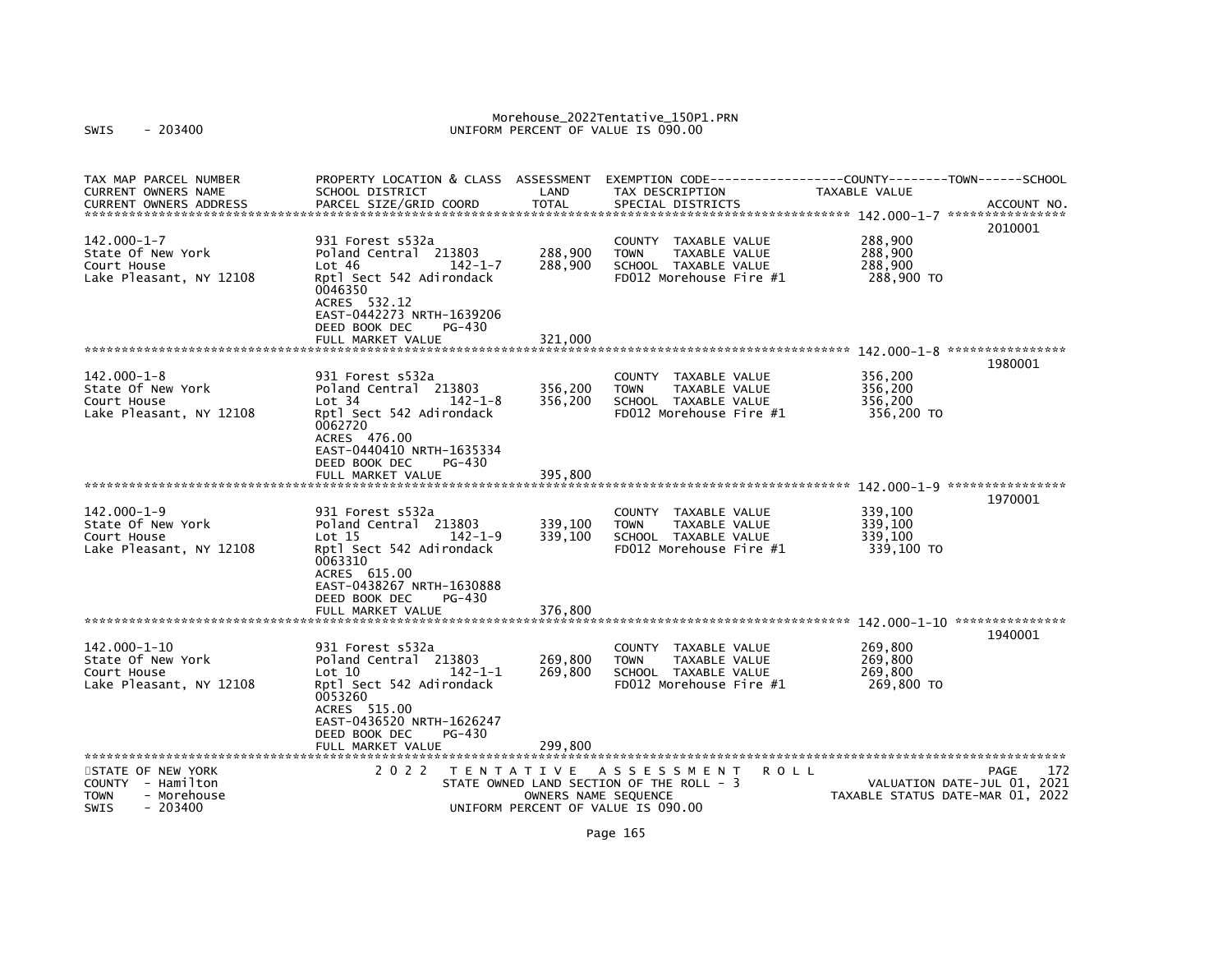Morehouse_2022Tentative_150P1.PRN
SWIS - 203400 UNIFORM PERCENT OF VALUE IS 090.00

| TAX MAP PARCEL NUMBER<br>CURRENT OWNERS NAME<br>CURRENT OWNERS ADDRESS | PROPERTY LOCATION & CLASS<br>SCHOOL DISTRICT<br>PARCEL SIZE/GRID COORD | ASSESSMENT<br>LAND<br>TOTAL | EXEMPTION CODE------COUNTY------TOWN------SCHOOL<br>TAX DESCRIPTION<br>SPECIAL DISTRICTS | TAXABLE VALUE | ACCOUNT NO. |
|---|---|---|---|---|---|
| **142.000-1-7** | | | | | |
| 142.000-1-7 | 931 Forest s532a | | | | 2010001 |
| State Of New York | Poland Central 213803 | 288,900 | COUNTY TAXABLE VALUE | 288,900 | |
| Court House | Lot 46 142-1-7 | 288,900 | TOWN TAXABLE VALUE | 288,900 | |
| Lake Pleasant, NY 12108 | Rptl Sect 542 Adirondack | | SCHOOL TAXABLE VALUE | 288,900 | |
| | 0046350 | | FD012 Morehouse Fire #1 | 288,900 TO | |
| | ACRES 532.12 | | | | |
| | EAST-0442273 NRTH-1639206 | | | | |
| | DEED BOOK DEC PG-430 | | | | |
| | FULL MARKET VALUE | 321,000 | | | |
| **142.000-1-8** | | | | | |
| 142.000-1-8 | 931 Forest s532a | | | | 1980001 |
| State Of New York | Poland Central 213803 | 356,200 | COUNTY TAXABLE VALUE | 356,200 | |
| Court House | Lot 34 142-1-8 | 356,200 | TOWN TAXABLE VALUE | 356,200 | |
| Lake Pleasant, NY 12108 | Rptl Sect 542 Adirondack | | SCHOOL TAXABLE VALUE | 356,200 | |
| | 0062720 | | FD012 Morehouse Fire #1 | 356,200 TO | |
| | ACRES 476.00 | | | | |
| | EAST-0440410 NRTH-1635334 | | | | |
| | DEED BOOK DEC PG-430 | | | | |
| | FULL MARKET VALUE | 395,800 | | | |
| **142.000-1-9** | | | | | |
| 142.000-1-9 | 931 Forest s532a | | | | 1970001 |
| State Of New York | Poland Central 213803 | 339,100 | COUNTY TAXABLE VALUE | 339,100 | |
| Court House | Lot 15 142-1-9 | 339,100 | TOWN TAXABLE VALUE | 339,100 | |
| Lake Pleasant, NY 12108 | Rptl Sect 542 Adirondack | | SCHOOL TAXABLE VALUE | 339,100 | |
| | 0063310 | | FD012 Morehouse Fire #1 | 339,100 TO | |
| | ACRES 615.00 | | | | |
| | EAST-0438267 NRTH-1630888 | | | | |
| | DEED BOOK DEC PG-430 | | | | |
| | FULL MARKET VALUE | 376,800 | | | |
| **142.000-1-10** | | | | | |
| 142.000-1-10 | 931 Forest s532a | | | | 1940001 |
| State Of New York | Poland Central 213803 | 269,800 | COUNTY TAXABLE VALUE | 269,800 | |
| Court House | Lot 10 142-1-1 | 269,800 | TOWN TAXABLE VALUE | 269,800 | |
| Lake Pleasant, NY 12108 | Rptl Sect 542 Adirondack | | SCHOOL TAXABLE VALUE | 269,800 | |
| | 0053260 | | FD012 Morehouse Fire #1 | 269,800 TO | |
| | ACRES 515.00 | | | | |
| | EAST-0436520 NRTH-1626247 | | | | |
| | DEED BOOK DEC PG-430 | | | | |
| | FULL MARKET VALUE | 299,800 | | | |

STATE OF NEW YORK — 2022 TENTATIVE ASSESSMENT ROLL — PAGE 172
COUNTY - Hamilton — STATE OWNED LAND SECTION OF THE ROLL - 3 — VALUATION DATE-JUL 01, 2021
TOWN - Morehouse — OWNERS NAME SEQUENCE — TAXABLE STATUS DATE-MAR 01, 2022
SWIS - 203400 — UNIFORM PERCENT OF VALUE IS 090.00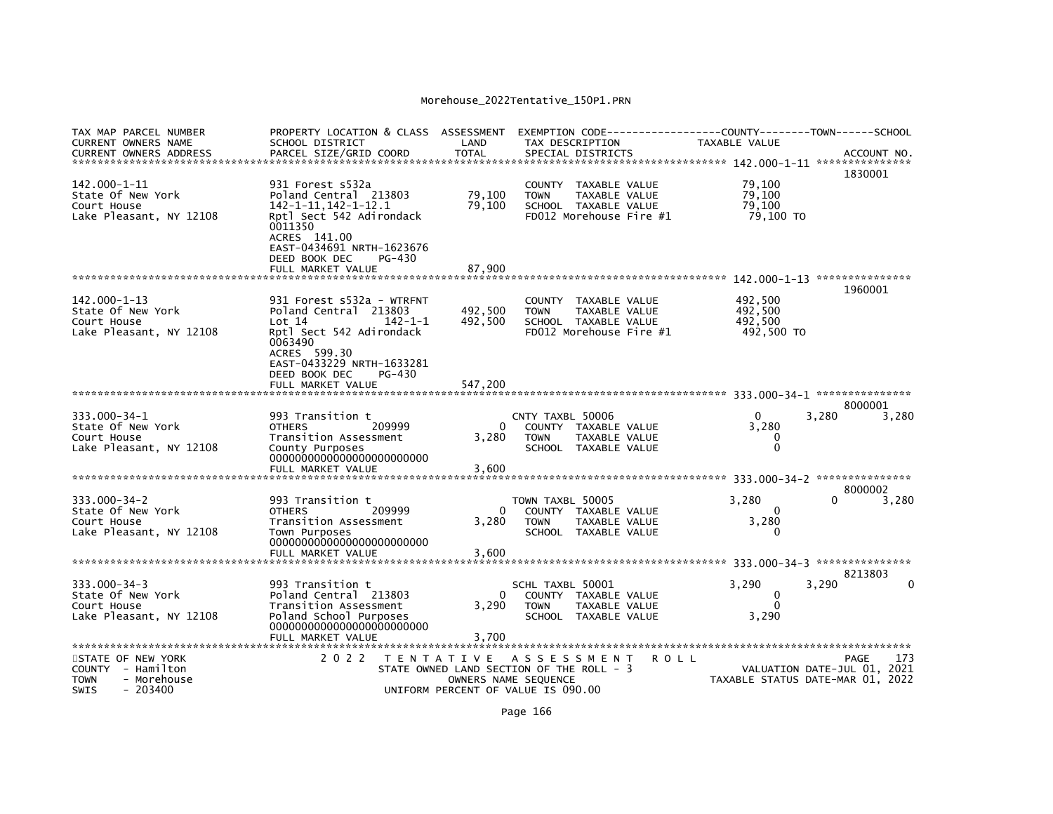Morehouse_2022Tentative_150P1.PRN

```
TAX MAP PARCEL NUMBER          PROPERTY LOCATION & CLASS  ASSESSMENT  EXEMPTION CODE------------------COUNTY--------TOWN------SCHOOL
CURRENT OWNERS NAME            SCHOOL DISTRICT               LAND      TAX DESCRIPTION            TAXABLE VALUE
CURRENT OWNERS ADDRESS         PARCEL SIZE/GRID COORD        TOTAL     SPECIAL DISTRICTS                                          ACCOUNT NO.
******************************************************************************************************* 142.000-1-11 ***************
                                                                                                                             1830001
142.000-1-11                   931 Forest s532a                        COUNTY  TAXABLE VALUE            79,100
State Of New York              Poland Central  213803       79,100    TOWN    TAXABLE VALUE            79,100
Court House                    142-1-11,142-1-12.1          79,100    SCHOOL  TAXABLE VALUE            79,100
Lake Pleasant, NY 12108        Rptl Sect 542 Adirondack                FD012 Morehouse Fire #1           79,100 TO
                               0011350
                               ACRES  141.00
                               EAST-0434691 NRTH-1623676
                               DEED BOOK DEC     PG-430
                               FULL MARKET VALUE            87,900
******************************************************************************************************* 142.000-1-13 ***************
                                                                                                                             1960001
142.000-1-13                   931 Forest s532a - WTRFNT               COUNTY  TAXABLE VALUE           492,500
State Of New York              Poland Central  213803      492,500    TOWN    TAXABLE VALUE           492,500
Court House                    Lot 14          142-1-1     492,500    SCHOOL  TAXABLE VALUE           492,500
Lake Pleasant, NY 12108        Rptl Sect 542 Adirondack                FD012 Morehouse Fire #1          492,500 TO
                               0063490
                               ACRES  599.30
                               EAST-0433229 NRTH-1633281
                               DEED BOOK DEC     PG-430
                               FULL MARKET VALUE           547,200
******************************************************************************************************* 333.000-34-1 ***************
                                                                                                                             8000001
333.000-34-1                   993 Transition t                       CNTY TAXBL 50006                   0        3,280        3,280
State Of New York              OTHERS          209999            0    COUNTY  TAXABLE VALUE             3,280
Court House                    Transition Assessment         3,280    TOWN    TAXABLE VALUE                 0
Lake Pleasant, NY 12108        County Purposes                         SCHOOL  TAXABLE VALUE                 0
                               0000000000000000000000000
                               FULL MARKET VALUE             3,600
******************************************************************************************************* 333.000-34-2 ***************
                                                                                                                             8000002
333.000-34-2                   993 Transition t                       TOWN TAXBL 50005               3,280            0        3,280
State Of New York              OTHERS          209999            0    COUNTY  TAXABLE VALUE                 0
Court House                    Transition Assessment         3,280    TOWN    TAXABLE VALUE             3,280
Lake Pleasant, NY 12108        Town Purposes                           SCHOOL  TAXABLE VALUE                 0
                               0000000000000000000000000
                               FULL MARKET VALUE             3,600
******************************************************************************************************* 333.000-34-3 ***************
                                                                                                                             8213803
333.000-34-3                   993 Transition t                       SCHL TAXBL 50001               3,290        3,290            0
State Of New York              Poland Central  213803            0    COUNTY  TAXABLE VALUE                 0
Court House                    Transition Assessment         3,290    TOWN    TAXABLE VALUE                 0
Lake Pleasant, NY 12108        Poland School Purposes                  SCHOOL  TAXABLE VALUE             3,290
                               0000000000000000000000000
                               FULL MARKET VALUE             3,700
************************************************************************************************************************************
STATE OF NEW YORK                2 0 2 2   T E N T A T I V E   A S S E S S M E N T   R O L L                            PAGE    173
COUNTY  - Hamilton                        STATE OWNED LAND SECTION OF THE ROLL - 3                     VALUATION DATE-JUL 01, 2021
TOWN    - Morehouse                              OWNERS NAME SEQUENCE                               TAXABLE STATUS DATE-MAR 01, 2022
SWIS    - 203400                            UNIFORM PERCENT OF VALUE IS 090.00
```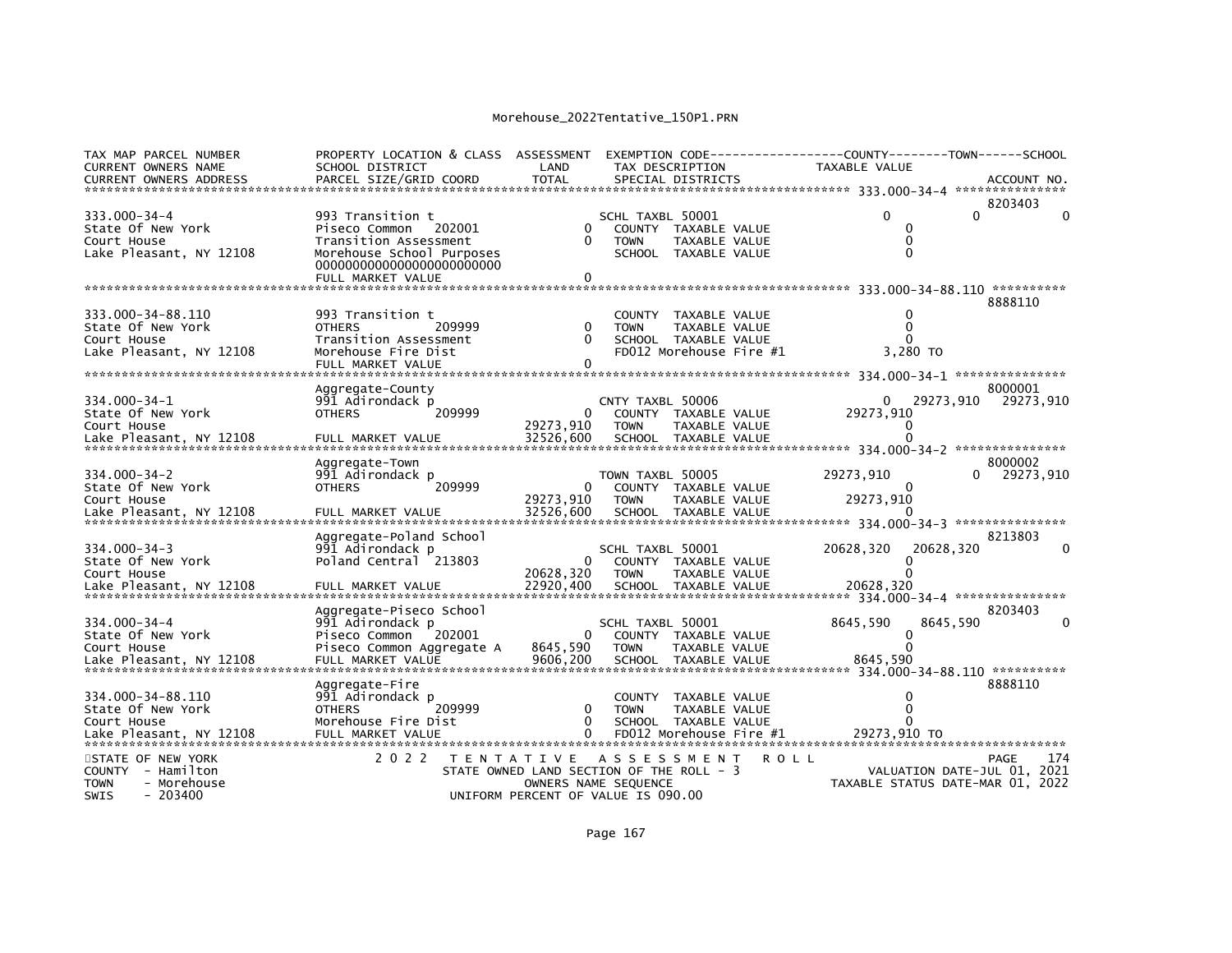Morehouse_2022Tentative_150P1.PRN

```
TAX MAP PARCEL NUMBER          PROPERTY LOCATION & CLASS  ASSESSMENT  EXEMPTION CODE------------------COUNTY--------TOWN------SCHOOL
CURRENT OWNERS NAME            SCHOOL DISTRICT               LAND      TAX DESCRIPTION            TAXABLE VALUE
CURRENT OWNERS ADDRESS         PARCEL SIZE/GRID COORD        TOTAL     SPECIAL DISTRICTS                                   ACCOUNT NO.
******************************************************************************************************* 333.000-34-4 ***************
                                                                                                                             8203403
333.000-34-4                   993 Transition t                         SCHL TAXBL 50001                 0            0          0
State Of New York              Piseco Common   202001           0    COUNTY  TAXABLE VALUE                 0
Court House                    Transition Assessment            0    TOWN    TAXABLE VALUE                 0
Lake Pleasant, NY 12108        Morehouse School Purposes             SCHOOL  TAXABLE VALUE                 0
                               0000000000000000000000000
                               FULL MARKET VALUE                0
******************************************************************************************************* 333.000-34-88.110 **********
                                                                                                                             8888110
333.000-34-88.110              993 Transition t                         COUNTY  TAXABLE VALUE                 0
State Of New York              OTHERS          209999           0    TOWN    TAXABLE VALUE                 0
Court House                    Transition Assessment            0    SCHOOL  TAXABLE VALUE                 0
Lake Pleasant, NY 12108        Morehouse Fire Dist                   FD012 Morehouse Fire #1           3,280 TO
                               FULL MARKET VALUE                0
******************************************************************************************************* 334.000-34-1 ***************
                               Aggregate-County                                                                              8000001
334.000-34-1                   991 Adirondack p                         CNTY TAXBL 50006                 0   29273,910   29273,910
State Of New York              OTHERS          209999           0    COUNTY  TAXABLE VALUE         29273,910
Court House                                              29273,910    TOWN    TAXABLE VALUE                 0
Lake Pleasant, NY 12108        FULL MARKET VALUE         32526,600    SCHOOL  TAXABLE VALUE                 0
******************************************************************************************************* 334.000-34-2 ***************
                               Aggregate-Town                                                                                8000002
334.000-34-2                   991 Adirondack p                         TOWN TAXBL 50005         29273,910           0   29273,910
State Of New York              OTHERS          209999           0    COUNTY  TAXABLE VALUE                 0
Court House                                              29273,910    TOWN    TAXABLE VALUE         29273,910
Lake Pleasant, NY 12108        FULL MARKET VALUE         32526,600    SCHOOL  TAXABLE VALUE                 0
******************************************************************************************************* 334.000-34-3 ***************
                               Aggregate-Poland School                                                                       8213803
334.000-34-3                   991 Adirondack p                         SCHL TAXBL 50001         20628,320   20628,320          0
State Of New York              Poland Central  213803           0    COUNTY  TAXABLE VALUE                 0
Court House                                              20628,320    TOWN    TAXABLE VALUE                 0
Lake Pleasant, NY 12108        FULL MARKET VALUE         22920,400    SCHOOL  TAXABLE VALUE         20628,320
******************************************************************************************************* 334.000-34-4 ***************
                               Aggregate-Piseco School                                                                       8203403
334.000-34-4                   991 Adirondack p                         SCHL TAXBL 50001          8645,590    8645,590          0
State Of New York              Piseco Common   202001           0    COUNTY  TAXABLE VALUE                 0
Court House                    Piseco Common Aggregate A  8645,590    TOWN    TAXABLE VALUE                 0
Lake Pleasant, NY 12108        FULL MARKET VALUE          9606,200    SCHOOL  TAXABLE VALUE          8645,590
******************************************************************************************************* 334.000-34-88.110 **********
                               Aggregate-Fire                                                                                8888110
334.000-34-88.110              991 Adirondack p                         COUNTY  TAXABLE VALUE                 0
State Of New York              OTHERS          209999           0    TOWN    TAXABLE VALUE                 0
Court House                    Morehouse Fire Dist              0    SCHOOL  TAXABLE VALUE                 0
Lake Pleasant, NY 12108        FULL MARKET VALUE                0    FD012 Morehouse Fire #1       29273,910 TO
************************************************************************************************************************************
STATE OF NEW YORK                2 0 2 2   T E N T A T I V E   A S S E S S M E N T   R O L L                        PAGE    174
COUNTY  - Hamilton                         STATE OWNED LAND SECTION OF THE ROLL - 3                      VALUATION DATE-JUL 01, 2021
TOWN    - Morehouse                               OWNERS NAME SEQUENCE                             TAXABLE STATUS DATE-MAR 01, 2022
SWIS    - 203400                            UNIFORM PERCENT OF VALUE IS 090.00
```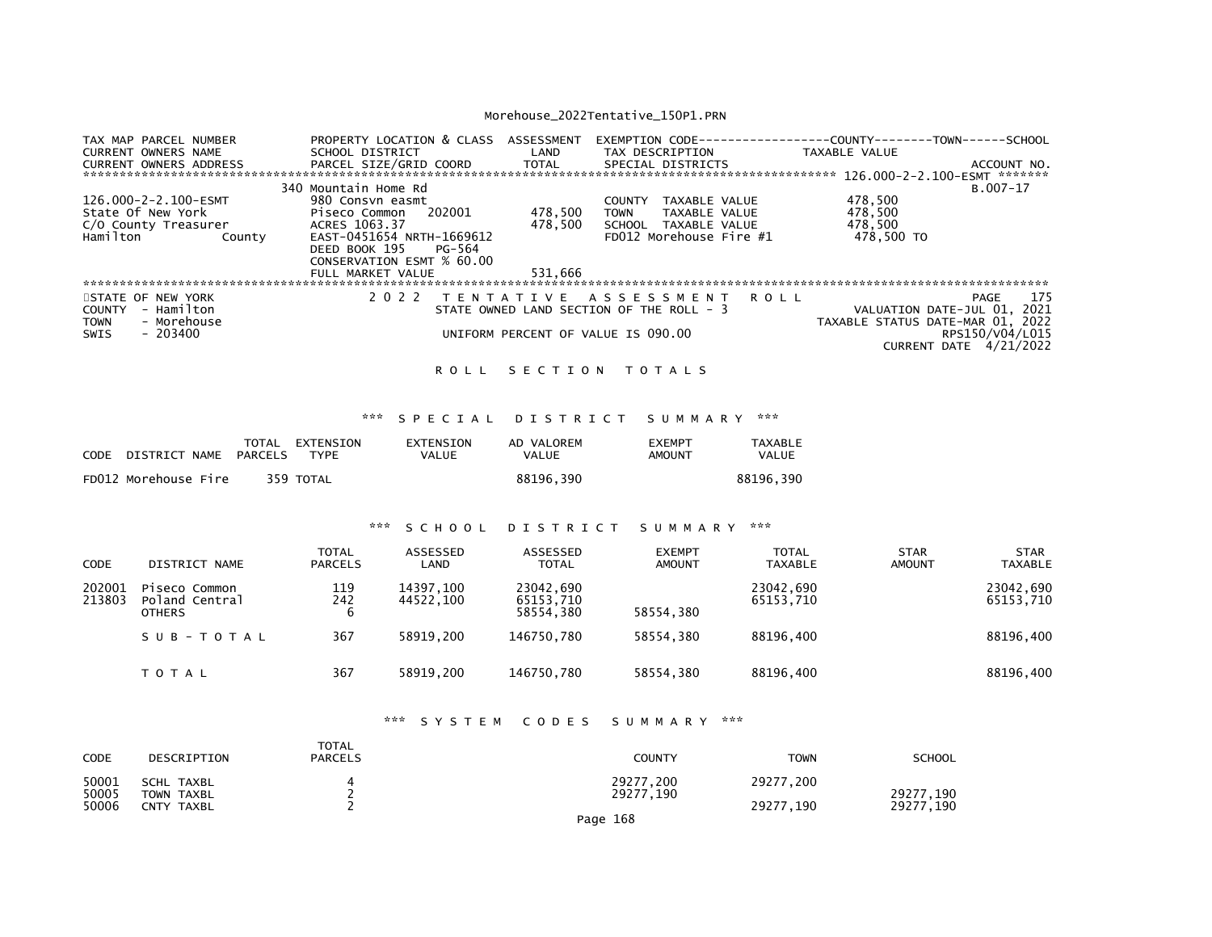| TAX MAP PARCEL NUMBER<br>CURRENT OWNERS NAME<br>CURRENT OWNERS ADDRESS | PROPERTY LOCATION & CLASS<br>SCHOOL DISTRICT<br>PARCEL SIZE/GRID COORD | ASSESSMENT<br>LAND<br>TOTAL | EXEMPTION CODE------------------COUNTY--------TOWN------SCHOOL<br>TAX DESCRIPTION<br>SPECIAL DISTRICTS | TAXABLE VALUE | ACCOUNT NO. |
|---|---|---|---|---|---|
| ****************** 126.000-2-2.100-ESMT ******* | | | | | |
| | 340 Mountain Home Rd | | | | B.007-17 |
| 126.000-2-2.100-ESMT | 980 Consvn easmt | | COUNTY TAXABLE VALUE | 478,500 | |
| State Of New York | Piseco Common 202001 | 478,500 | TOWN TAXABLE VALUE | 478,500 | |
| C/O County Treasurer | ACRES 1063.37 | 478,500 | SCHOOL TAXABLE VALUE | 478,500 | |
| Hamilton County | EAST-0451654 NRTH-1669612 | | FD012 Morehouse Fire #1 | 478,500 TO | |
| | DEED BOOK 195 PG-564 | | | | |
| | CONSERVATION ESMT % 60.00 | | | | |
| | FULL MARKET VALUE | 531,666 | | | |

STATE OF NEW YORK
COUNTY - Hamilton
TOWN - Morehouse
SWIS - 203400

2022 TENTATIVE ASSESSMENT ROLL
STATE OWNED LAND SECTION OF THE ROLL - 3

UNIFORM PERCENT OF VALUE IS 090.00

PAGE 175
VALUATION DATE-JUL 01, 2021
TAXABLE STATUS DATE-MAR 01, 2022
RPS150/V04/L015
CURRENT DATE 4/21/2022

## ROLL SECTION TOTALS

### *** SPECIAL DISTRICT SUMMARY ***

| CODE DISTRICT NAME | TOTAL PARCELS | EXTENSION TYPE | EXTENSION VALUE | AD VALOREM VALUE | EXEMPT AMOUNT | TAXABLE VALUE |
|---|---|---|---|---|---|---|
| FD012 Morehouse Fire | 359 | TOTAL | | 88196,390 | | 88196,390 |

### *** SCHOOL DISTRICT SUMMARY ***

| CODE | DISTRICT NAME | TOTAL PARCELS | ASSESSED LAND | ASSESSED TOTAL | EXEMPT AMOUNT | TOTAL TAXABLE | STAR AMOUNT | STAR TAXABLE |
|---|---|---|---|---|---|---|---|---|
| 202001 | Piseco Common | 119 | 14397,100 | 23042,690 | | 23042,690 | | 23042,690 |
| 213803 | Poland Central | 242 | 44522,100 | 65153,710 | | 65153,710 | | 65153,710 |
| | OTHERS | 6 | | 58554,380 | 58554,380 | | | |
| | SUB-TOTAL | 367 | 58919,200 | 146750,780 | 58554,380 | 88196,400 | | 88196,400 |
| | TOTAL | 367 | 58919,200 | 146750,780 | 58554,380 | 88196,400 | | 88196,400 |

### *** SYSTEM CODES SUMMARY ***

| CODE | DESCRIPTION | TOTAL PARCELS | COUNTY | TOWN | SCHOOL |
|---|---|---|---|---|---|
| 50001 | SCHL TAXBL | 4 | 29277,200 | 29277,200 | |
| 50005 | TOWN TAXBL | 2 | 29277,190 | | 29277,190 |
| 50006 | CNTY TAXBL | 2 | | 29277,190 | 29277,190 |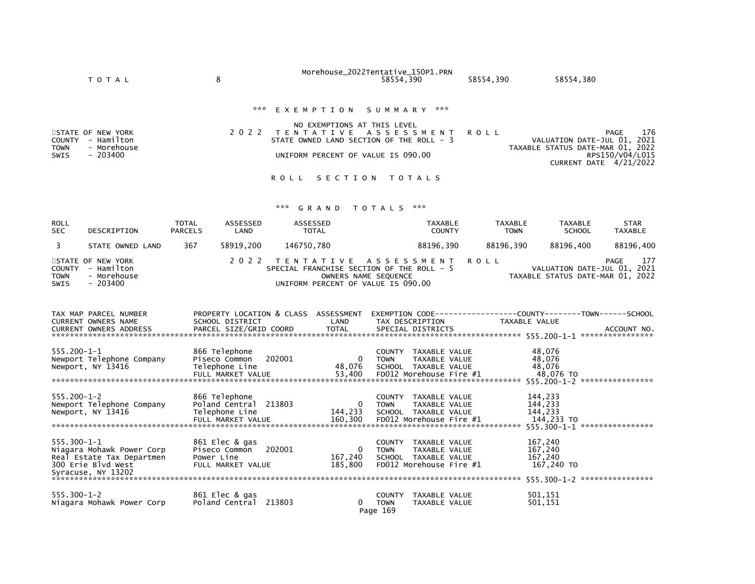| T O T A L | 8 | | 58554,390 | 58554,390 | 58554,380 |
|---|---|---|---|---|---|

*** E X E M P T I O N   S U M M A R Y ***

NO EXEMPTIONS AT THIS LEVEL

STATE OF NEW YORK
COUNTY - Hamilton
TOWN - Morehouse
SWIS - 203400

2 0 2 2   T E N T A T I V E   A S S E S S M E N T   R O L L
STATE OWNED LAND SECTION OF THE ROLL - 3
UNIFORM PERCENT OF VALUE IS 090.00

PAGE 176
VALUATION DATE-JUL 01, 2021
TAXABLE STATUS DATE-MAR 01, 2022
RPS150/V04/L015
CURRENT DATE 4/21/2022

R O L L   S E C T I O N   T O T A L S

*** G R A N D   T O T A L S ***

| ROLL SEC | DESCRIPTION | TOTAL PARCELS | ASSESSED LAND | ASSESSED TOTAL | TAXABLE COUNTY | TAXABLE TOWN | TAXABLE SCHOOL | STAR TAXABLE |
|---|---|---|---|---|---|---|---|---|
| 3 | STATE OWNED LAND | 367 | 58919,200 | 146750,780 | 88196,390 | 88196,390 | 88196,400 | 88196,400 |

STATE OF NEW YORK
COUNTY - Hamilton
TOWN - Morehouse
SWIS - 203400

2 0 2 2   T E N T A T I V E   A S S E S S M E N T   R O L L
SPECIAL FRANCHISE SECTION OF THE ROLL - 5
OWNERS NAME SEQUENCE
UNIFORM PERCENT OF VALUE IS 090.00

PAGE 177
VALUATION DATE-JUL 01, 2021
TAXABLE STATUS DATE-MAR 01, 2022

| TAX MAP PARCEL NUMBER / CURRENT OWNERS NAME / CURRENT OWNERS ADDRESS | PROPERTY LOCATION & CLASS / SCHOOL DISTRICT / PARCEL SIZE/GRID COORD | ASSESSMENT LAND / TOTAL | EXEMPTION CODE / TAX DESCRIPTION / SPECIAL DISTRICTS | COUNTY--TOWN--SCHOOL TAXABLE VALUE | ACCOUNT NO. |
|---|---|---|---|---|---|
| 555.200-1-1 | 866 Telephone | | COUNTY TAXABLE VALUE | 48,076 | |
| Newport Telephone Company | Piseco Common 202001 | 0 | TOWN TAXABLE VALUE | 48,076 | |
| Newport, NY 13416 | Telephone Line | 48,076 | SCHOOL TAXABLE VALUE | 48,076 | |
| | FULL MARKET VALUE | 53,400 | FD012 Morehouse Fire #1 | 48,076 TO | |
| 555.200-1-2 | 866 Telephone | | COUNTY TAXABLE VALUE | 144,233 | |
| Newport Telephone Company | Poland Central 213803 | 0 | TOWN TAXABLE VALUE | 144,233 | |
| Newport, NY 13416 | Telephone Line | 144,233 | SCHOOL TAXABLE VALUE | 144,233 | |
| | FULL MARKET VALUE | 160,300 | FD012 Morehouse Fire #1 | 144,233 TO | |
| 555.300-1-1 | 861 Elec & gas | | COUNTY TAXABLE VALUE | 167,240 | |
| Niagara Mohawk Power Corp | Piseco Common 202001 | 0 | TOWN TAXABLE VALUE | 167,240 | |
| Real Estate Tax Departmen | Power Line | 167,240 | SCHOOL TAXABLE VALUE | 167,240 | |
| 300 Erie Blvd West | FULL MARKET VALUE | 185,800 | FD012 Morehouse Fire #1 | 167,240 TO | |
| Syracuse, NY 13202 | | | | | |
| 555.300-1-2 | 861 Elec & gas | | COUNTY TAXABLE VALUE | 501,151 | |
| Niagara Mohawk Power Corp | Poland Central 213803 | 0 | TOWN TAXABLE VALUE | 501,151 | |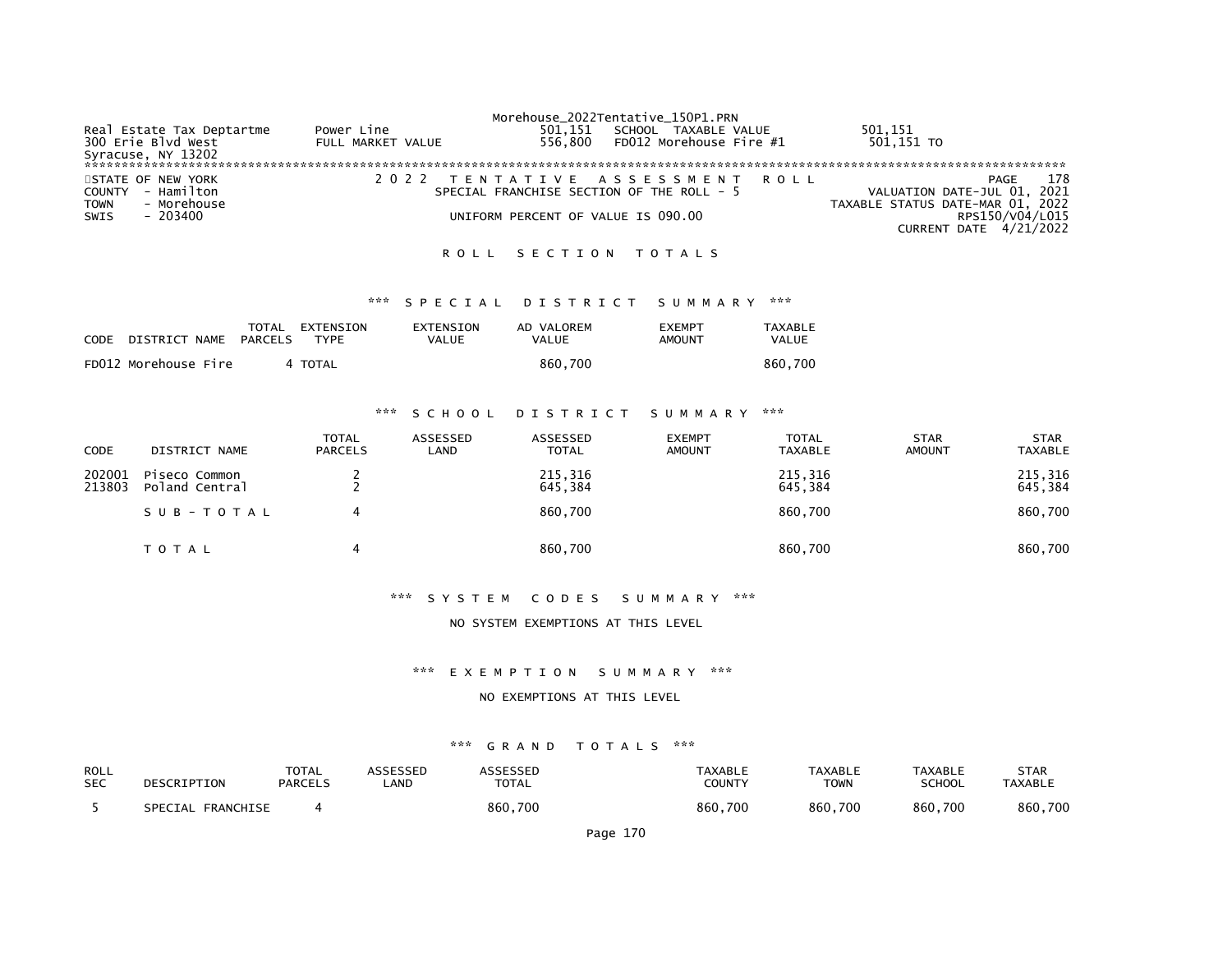Morehouse_2022Tentative_150P1.PRN

Real Estate Tax Deptartme　　Power Line　　501,151　　SCHOOL TAXABLE VALUE　　501,151
300 Erie Blvd West　　FULL MARKET VALUE　　556,800　　FD012 Morehouse Fire #1　　501,151 TO
Syracuse, NY 13202

******************************************************************************************************************************

STATE OF NEW YORK
COUNTY - Hamilton
TOWN - Morehouse
SWIS - 203400

2 0 2 2 T E N T A T I V E A S S E S S M E N T R O L L
SPECIAL FRANCHISE SECTION OF THE ROLL - 5
UNIFORM PERCENT OF VALUE IS 090.00

PAGE 178
VALUATION DATE-JUL 01, 2021
TAXABLE STATUS DATE-MAR 01, 2022
RPS150/V04/L015
CURRENT DATE 4/21/2022

R O L L S E C T I O N T O T A L S

*** S P E C I A L D I S T R I C T S U M M A R Y ***

| CODE DISTRICT NAME | TOTAL PARCELS | EXTENSION TYPE | EXTENSION VALUE | AD VALOREM VALUE | EXEMPT AMOUNT | TAXABLE VALUE |
|---|---|---|---|---|---|---|
| FD012 Morehouse Fire | 4 | TOTAL | | 860,700 | | 860,700 |

*** S C H O O L D I S T R I C T S U M M A R Y ***

| CODE | DISTRICT NAME | TOTAL PARCELS | ASSESSED LAND | ASSESSED TOTAL | EXEMPT AMOUNT | TOTAL TAXABLE | STAR AMOUNT | STAR TAXABLE |
|---|---|---|---|---|---|---|---|---|
| 202001 | Piseco Common | 2 | | 215,316 | | 215,316 | | 215,316 |
| 213803 | Poland Central | 2 | | 645,384 | | 645,384 | | 645,384 |
| | S U B - T O T A L | 4 | | 860,700 | | 860,700 | | 860,700 |
| | T O T A L | 4 | | 860,700 | | 860,700 | | 860,700 |

*** S Y S T E M C O D E S S U M M A R Y ***

NO SYSTEM EXEMPTIONS AT THIS LEVEL

*** E X E M P T I O N S U M M A R Y ***

NO EXEMPTIONS AT THIS LEVEL

*** G R A N D T O T A L S ***

| ROLL SEC | DESCRIPTION | TOTAL PARCELS | ASSESSED LAND | ASSESSED TOTAL | TAXABLE COUNTY | TAXABLE TOWN | TAXABLE SCHOOL | STAR TAXABLE |
|---|---|---|---|---|---|---|---|---|
| 5 | SPECIAL FRANCHISE | 4 | | 860,700 | 860,700 | 860,700 | 860,700 | 860,700 |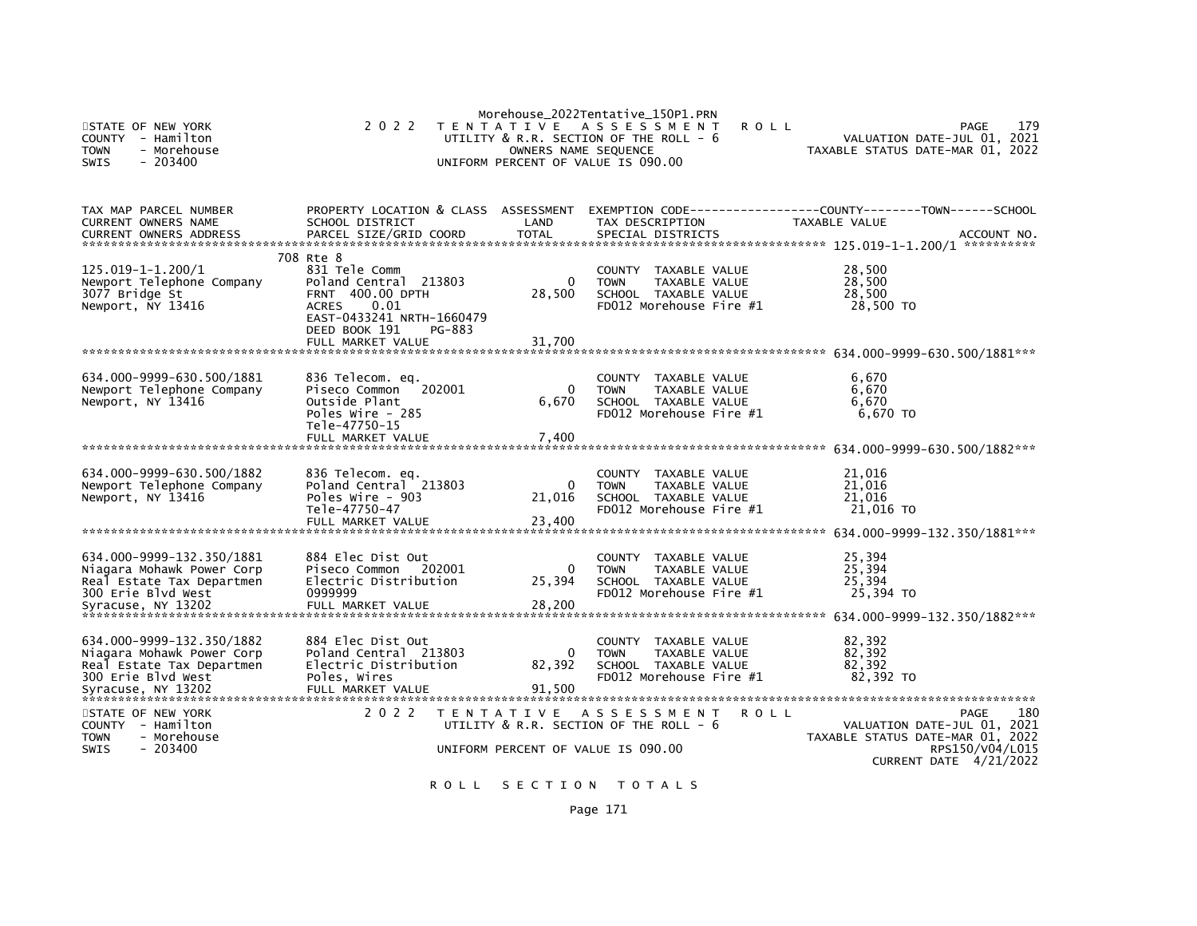Morehouse_2022Tentative_150P1.PRN

STATE OF NEW YORK — 2022 TENTATIVE ASSESSMENT ROLL — PAGE 179
COUNTY - Hamilton — UTILITY & R.R. SECTION OF THE ROLL - 6 — VALUATION DATE-JUL 01, 2021
TOWN - Morehouse — OWNERS NAME SEQUENCE — TAXABLE STATUS DATE-MAR 01, 2022
SWIS - 203400 — UNIFORM PERCENT OF VALUE IS 090.00

| TAX MAP PARCEL NUMBER / CURRENT OWNERS NAME / CURRENT OWNERS ADDRESS | PROPERTY LOCATION & CLASS / SCHOOL DISTRICT / PARCEL SIZE/GRID COORD | ASSESSMENT LAND / TOTAL | EXEMPTION CODE / TAX DESCRIPTION / SPECIAL DISTRICTS | COUNTY--------TOWN------SCHOOL TAXABLE VALUE / ACCOUNT NO. |
|---|---|---|---|---|
| **125.019-1-1.200/1** | 708 Rte 8 | | | |
| 125.019-1-1.200/1 | 831 Tele Comm | | COUNTY TAXABLE VALUE | 28,500 |
| Newport Telephone Company | Poland Central 213803 | 0 | TOWN TAXABLE VALUE | 28,500 |
| 3077 Bridge St | FRNT 400.00 DPTH | 28,500 | SCHOOL TAXABLE VALUE | 28,500 |
| Newport, NY 13416 | ACRES 0.01 | | FD012 Morehouse Fire #1 | 28,500 TO |
| | EAST-0433241 NRTH-1660479 | | | |
| | DEED BOOK 191 PG-883 | | | |
| | FULL MARKET VALUE | 31,700 | | |
| **634.000-9999-630.500/1881** | | | | |
| 634.000-9999-630.500/1881 | 836 Telecom. eq. | | COUNTY TAXABLE VALUE | 6,670 |
| Newport Telephone Company | Piseco Common 202001 | 0 | TOWN TAXABLE VALUE | 6,670 |
| Newport, NY 13416 | Outside Plant | 6,670 | SCHOOL TAXABLE VALUE | 6,670 |
| | Poles Wire - 285 | | FD012 Morehouse Fire #1 | 6,670 TO |
| | Tele-47750-15 | | | |
| | FULL MARKET VALUE | 7,400 | | |
| **634.000-9999-630.500/1882** | | | | |
| 634.000-9999-630.500/1882 | 836 Telecom. eq. | | COUNTY TAXABLE VALUE | 21,016 |
| Newport Telephone Company | Poland Central 213803 | 0 | TOWN TAXABLE VALUE | 21,016 |
| Newport, NY 13416 | Poles Wire - 903 | 21,016 | SCHOOL TAXABLE VALUE | 21,016 |
| | Tele-47750-47 | | FD012 Morehouse Fire #1 | 21,016 TO |
| | FULL MARKET VALUE | 23,400 | | |
| **634.000-9999-132.350/1881** | | | | |
| 634.000-9999-132.350/1881 | 884 Elec Dist Out | | COUNTY TAXABLE VALUE | 25,394 |
| Niagara Mohawk Power Corp | Piseco Common 202001 | 0 | TOWN TAXABLE VALUE | 25,394 |
| Real Estate Tax Departmen | Electric Distribution | 25,394 | SCHOOL TAXABLE VALUE | 25,394 |
| 300 Erie Blvd West | 0999999 | | FD012 Morehouse Fire #1 | 25,394 TO |
| Syracuse, NY 13202 | FULL MARKET VALUE | 28,200 | | |
| **634.000-9999-132.350/1882** | | | | |
| 634.000-9999-132.350/1882 | 884 Elec Dist Out | | COUNTY TAXABLE VALUE | 82,392 |
| Niagara Mohawk Power Corp | Poland Central 213803 | 0 | TOWN TAXABLE VALUE | 82,392 |
| Real Estate Tax Departmen | Electric Distribution | 82,392 | SCHOOL TAXABLE VALUE | 82,392 |
| 300 Erie Blvd West | Poles, Wires | | FD012 Morehouse Fire #1 | 82,392 TO |
| Syracuse, NY 13202 | FULL MARKET VALUE | 91,500 | | |

STATE OF NEW YORK — 2022 TENTATIVE ASSESSMENT ROLL — PAGE 180
COUNTY - Hamilton — UTILITY & R.R. SECTION OF THE ROLL - 6 — VALUATION DATE-JUL 01, 2021
TOWN - Morehouse — TAXABLE STATUS DATE-MAR 01, 2022
SWIS - 203400 — UNIFORM PERCENT OF VALUE IS 090.00 — RPS150/V04/L015
CURRENT DATE 4/21/2022

## ROLL SECTION TOTALS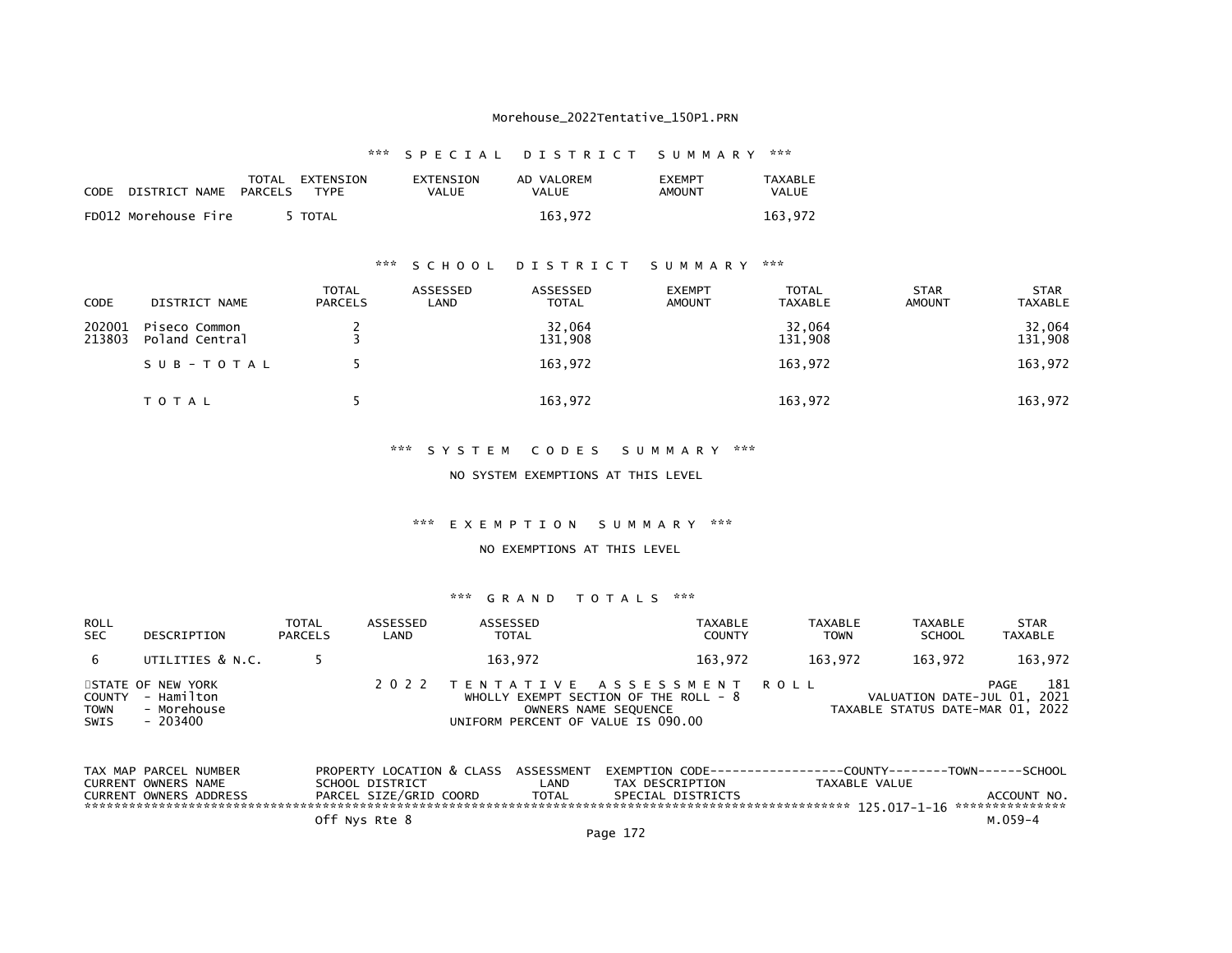Morehouse_2022Tentative_150P1.PRN

### *** SPECIAL DISTRICT SUMMARY ***

| CODE | DISTRICT NAME | TOTAL PARCELS | EXTENSION TYPE | EXTENSION VALUE | AD VALOREM VALUE | EXEMPT AMOUNT | TAXABLE VALUE |
|---|---|---|---|---|---|---|---|
| FD012 | Morehouse Fire | 5 | TOTAL | | 163,972 | | 163,972 |

### *** SCHOOL DISTRICT SUMMARY ***

| CODE | DISTRICT NAME | TOTAL PARCELS | ASSESSED LAND | ASSESSED TOTAL | EXEMPT AMOUNT | TOTAL TAXABLE | STAR AMOUNT | STAR TAXABLE |
|---|---|---|---|---|---|---|---|---|
| 202001 | Piseco Common | 2 | | 32,064 | | 32,064 | | 32,064 |
| 213803 | Poland Central | 3 | | 131,908 | | 131,908 | | 131,908 |
| | SUB-TOTAL | 5 | | 163,972 | | 163,972 | | 163,972 |
| | TOTAL | 5 | | 163,972 | | 163,972 | | 163,972 |

### *** SYSTEM CODES SUMMARY ***

NO SYSTEM EXEMPTIONS AT THIS LEVEL

### *** EXEMPTION SUMMARY ***

NO EXEMPTIONS AT THIS LEVEL

### *** GRAND TOTALS ***

| ROLL SEC | DESCRIPTION | TOTAL PARCELS | ASSESSED LAND | ASSESSED TOTAL | TAXABLE COUNTY | TAXABLE TOWN | TAXABLE SCHOOL | STAR TAXABLE |
|---|---|---|---|---|---|---|---|---|
| 6 | UTILITIES & N.C. | 5 | | 163,972 | 163,972 | 163,972 | 163,972 | 163,972 |

STATE OF NEW YORK | 2022 TENTATIVE ASSESSMENT ROLL | PAGE 181
COUNTY - Hamilton | WHOLLY EXEMPT SECTION OF THE ROLL - 8 | VALUATION DATE-JUL 01, 2021
TOWN - Morehouse | OWNERS NAME SEQUENCE | TAXABLE STATUS DATE-MAR 01, 2022
SWIS - 203400 | UNIFORM PERCENT OF VALUE IS 090.00

```
TAX MAP PARCEL NUMBER        PROPERTY LOCATION & CLASS  ASSESSMENT  EXEMPTION CODE------------------COUNTY--------TOWN------SCHOOL
CURRENT OWNERS NAME          SCHOOL DISTRICT                 LAND      TAX DESCRIPTION             TAXABLE VALUE
CURRENT OWNERS ADDRESS       PARCEL SIZE/GRID COORD         TOTAL      SPECIAL DISTRICTS                                      ACCOUNT NO.
****************************************************************************************************** 125.017-1-16 ***************
                             Off Nys Rte 8                                                                                M.059-4
```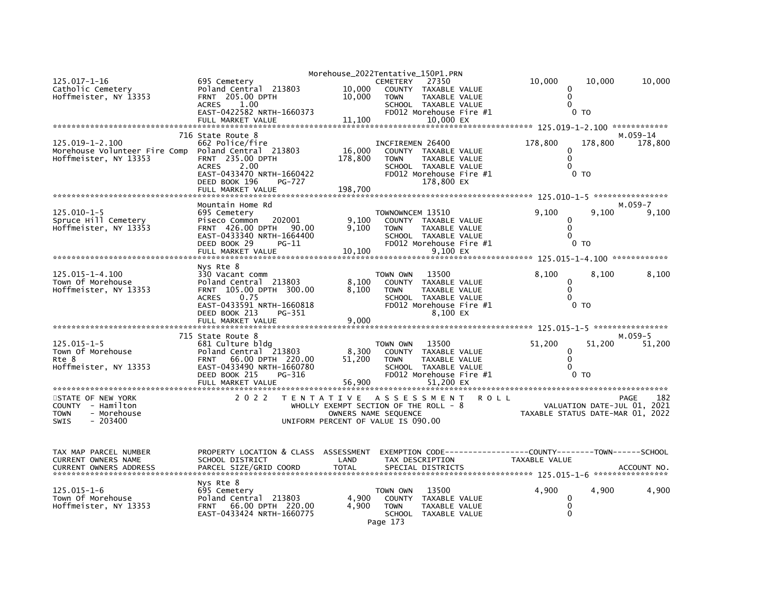```
125.017-1-16                  695 Cemetery                          CEMETERY   27350               10,000      10,000      10,000
Catholic Cemetery             Poland Central  213803       10,000   COUNTY  TAXABLE VALUE                0
Hoffmeister, NY 13353         FRNT 205.00 DPTH             10,000   TOWN    TAXABLE VALUE                0
                              ACRES    1.00                         SCHOOL  TAXABLE VALUE                0
                              EAST-0422582 NRTH-1660373             FD012 Morehouse Fire #1               0 TO
                              FULL MARKET VALUE            11,100           10,000 EX
******************************************************************************************************* 125.019-1-2.100 ************
                              716 State Route 8                                                                        M.059-14
125.019-1-2.100               662 Police/fire                       INCFIREMEN 26400              178,800     178,800     178,800
Morehouse Volunteer Fire Comp Poland Central  213803       16,000   COUNTY  TAXABLE VALUE                0
Hoffmeister, NY 13353         FRNT 235.00 DPTH            178,800   TOWN    TAXABLE VALUE                0
                              ACRES    2.00                         SCHOOL  TAXABLE VALUE                0
                              EAST-0433470 NRTH-1660422             FD012 Morehouse Fire #1               0 TO
                              DEED BOOK 196    PG-727                       178,800 EX
                              FULL MARKET VALUE           198,700
******************************************************************************************************* 125.010-1-5 ****************
                              Mountain Home Rd                                                                         M.059-7
125.010-1-5                   695 Cemetery                          TOWNOWNCEM 13510                9,100       9,100       9,100
Spruce Hill Cemetery          Piseco Common   202001        9,100   COUNTY  TAXABLE VALUE                0
Hoffmeister, NY 13353         FRNT 426.00 DPTH  90.00       9,100   TOWN    TAXABLE VALUE                0
                              EAST-0433340 NRTH-1664400             SCHOOL  TAXABLE VALUE                0
                              DEED BOOK 29     PG-11                FD012 Morehouse Fire #1               0 TO
                              FULL MARKET VALUE            10,100            9,100 EX
******************************************************************************************************* 125.015-1-4.100 ************
                              Nys Rte 8
125.015-1-4.100               330 Vacant comm                       TOWN OWN   13500                8,100       8,100       8,100
Town Of Morehouse             Poland Central  213803        8,100   COUNTY  TAXABLE VALUE                0
Hoffmeister, NY 13353         FRNT 105.00 DPTH 300.00       8,100   TOWN    TAXABLE VALUE                0
                              ACRES    0.75                         SCHOOL  TAXABLE VALUE                0
                              EAST-0433591 NRTH-1660818             FD012 Morehouse Fire #1               0 TO
                              DEED BOOK 213    PG-351                        8,100 EX
                              FULL MARKET VALUE             9,000
******************************************************************************************************* 125.015-1-5 ****************
                              715 State Route 8                                                                        M.059-5
125.015-1-5                   681 Culture bldg                      TOWN OWN   13500               51,200      51,200      51,200
Town Of Morehouse             Poland Central  213803        8,300   COUNTY  TAXABLE VALUE                0
Rte 8                         FRNT  66.00 DPTH 220.00      51,200   TOWN    TAXABLE VALUE                0
Hoffmeister, NY 13353         EAST-0433490 NRTH-1660780             SCHOOL  TAXABLE VALUE                0
                              DEED BOOK 215    PG-316               FD012 Morehouse Fire #1               0 TO
                              FULL MARKET VALUE            56,900           51,200 EX
************************************************************************************************************************************
STATE OF NEW YORK               2 0 2 2   T E N T A T I V E   A S S E S S M E N T   R O L L                          PAGE    182
COUNTY  - Hamilton                        WHOLLY EXEMPT SECTION OF THE ROLL - 8                      VALUATION DATE-JUL 01, 2021
TOWN    - Morehouse                             OWNERS NAME SEQUENCE                            TAXABLE STATUS DATE-MAR 01, 2022
SWIS    - 203400                          UNIFORM PERCENT OF VALUE IS 090.00


TAX MAP PARCEL NUMBER         PROPERTY LOCATION & CLASS  ASSESSMENT  EXEMPTION CODE------------------COUNTY--------TOWN------SCHOOL
CURRENT OWNERS NAME           SCHOOL DISTRICT               LAND      TAX DESCRIPTION             TAXABLE VALUE
CURRENT OWNERS ADDRESS        PARCEL SIZE/GRID COORD        TOTAL     SPECIAL DISTRICTS                                  ACCOUNT NO.
******************************************************************************************************* 125.015-1-6 ****************
                              Nys Rte 8
125.015-1-6                   695 Cemetery                          TOWN OWN   13500                4,900       4,900       4,900
Town Of Morehouse             Poland Central  213803        4,900   COUNTY  TAXABLE VALUE                0
Hoffmeister, NY 13353         FRNT  66.00 DPTH 220.00       4,900   TOWN    TAXABLE VALUE                0
                              EAST-0433424 NRTH-1660775             SCHOOL  TAXABLE VALUE                0
```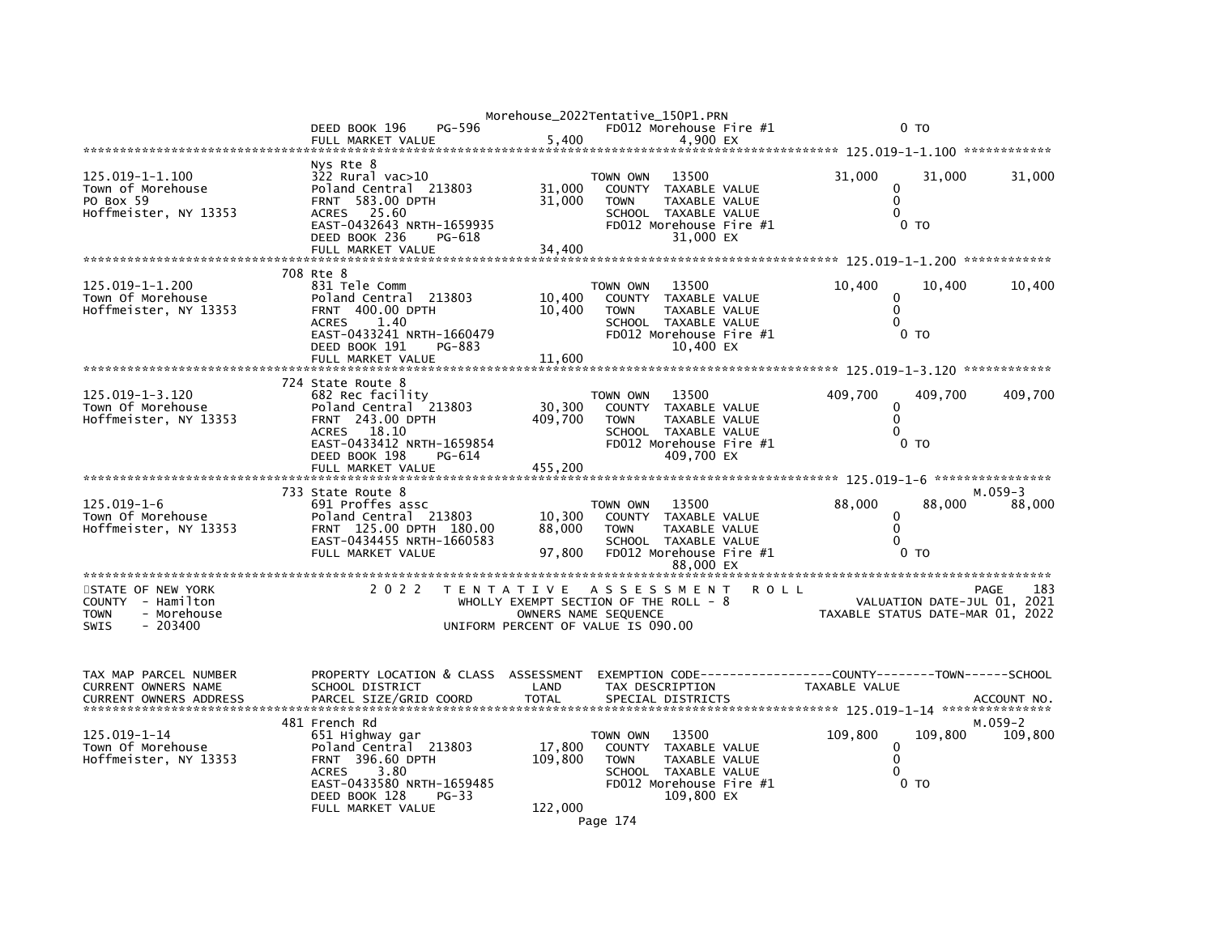| | | | | | |
|---|---|---|---|---|---|
| | DEED BOOK 196 PG-596 | | FD012 Morehouse Fire #1 | 0 TO | |
| | FULL MARKET VALUE | 5,400 | 4,900 EX | | |

**125.019-1-1.100**

| TAX MAP PARCEL NUMBER / OWNER | PROPERTY LOCATION & CLASS | ASSESSMENT | EXEMPTION / TAX DESCRIPTION | COUNTY | TOWN | SCHOOL |
|---|---|---|---|---|---|---|
| | Nys Rte 8 | | | | | |
| 125.019-1-1.100 | 322 Rural vac>10 | | TOWN OWN 13500 | 31,000 | 31,000 | 31,000 |
| Town of Morehouse | Poland Central 213803 | 31,000 | COUNTY TAXABLE VALUE | 0 | | |
| PO Box 59 | FRNT 583.00 DPTH | 31,000 | TOWN TAXABLE VALUE | 0 | | |
| Hoffmeister, NY 13353 | ACRES 25.60 | | SCHOOL TAXABLE VALUE | 0 | | |
| | EAST-0432643 NRTH-1659935 | | FD012 Morehouse Fire #1 | 0 TO | | |
| | DEED BOOK 236 PG-618 | | 31,000 EX | | | |
| | FULL MARKET VALUE | 34,400 | | | | |

**125.019-1-1.200**

| TAX MAP PARCEL NUMBER / OWNER | PROPERTY LOCATION & CLASS | ASSESSMENT | EXEMPTION / TAX DESCRIPTION | COUNTY | TOWN | SCHOOL |
|---|---|---|---|---|---|---|
| | 708 Rte 8 | | | | | |
| 125.019-1-1.200 | 831 Tele Comm | | TOWN OWN 13500 | 10,400 | 10,400 | 10,400 |
| Town Of Morehouse | Poland Central 213803 | 10,400 | COUNTY TAXABLE VALUE | 0 | | |
| Hoffmeister, NY 13353 | FRNT 400.00 DPTH | 10,400 | TOWN TAXABLE VALUE | 0 | | |
| | ACRES 1.40 | | SCHOOL TAXABLE VALUE | 0 | | |
| | EAST-0433241 NRTH-1660479 | | FD012 Morehouse Fire #1 | 0 TO | | |
| | DEED BOOK 191 PG-883 | | 10,400 EX | | | |
| | FULL MARKET VALUE | 11,600 | | | | |

**125.019-1-3.120**

| TAX MAP PARCEL NUMBER / OWNER | PROPERTY LOCATION & CLASS | ASSESSMENT | EXEMPTION / TAX DESCRIPTION | COUNTY | TOWN | SCHOOL |
|---|---|---|---|---|---|---|
| | 724 State Route 8 | | | | | |
| 125.019-1-3.120 | 682 Rec facility | | TOWN OWN 13500 | 409,700 | 409,700 | 409,700 |
| Town Of Morehouse | Poland Central 213803 | 30,300 | COUNTY TAXABLE VALUE | 0 | | |
| Hoffmeister, NY 13353 | FRNT 243.00 DPTH | 409,700 | TOWN TAXABLE VALUE | 0 | | |
| | ACRES 18.10 | | SCHOOL TAXABLE VALUE | 0 | | |
| | EAST-0433412 NRTH-1659854 | | FD012 Morehouse Fire #1 | 0 TO | | |
| | DEED BOOK 198 PG-614 | | 409,700 EX | | | |
| | FULL MARKET VALUE | 455,200 | | | | |

**125.019-1-6**

| TAX MAP PARCEL NUMBER / OWNER | PROPERTY LOCATION & CLASS | ASSESSMENT | EXEMPTION / TAX DESCRIPTION | COUNTY | TOWN | SCHOOL |
|---|---|---|---|---|---|---|
| | 733 State Route 8 | | | | | M.059-3 |
| 125.019-1-6 | 691 Proffes assc | | TOWN OWN 13500 | 88,000 | 88,000 | 88,000 |
| Town Of Morehouse | Poland Central 213803 | 10,300 | COUNTY TAXABLE VALUE | 0 | | |
| Hoffmeister, NY 13353 | FRNT 125.00 DPTH 180.00 | 88,000 | TOWN TAXABLE VALUE | 0 | | |
| | EAST-0434455 NRTH-1660583 | | SCHOOL TAXABLE VALUE | 0 | | |
| | FULL MARKET VALUE | 97,800 | FD012 Morehouse Fire #1 | 0 TO | | |
| | | | 88,000 EX | | | |

STATE OF NEW YORK
COUNTY - Hamilton
TOWN - Morehouse
SWIS - 203400

2 0 2 2 TENTATIVE ASSESSMENT ROLL
WHOLLY EXEMPT SECTION OF THE ROLL - 8
OWNERS NAME SEQUENCE
UNIFORM PERCENT OF VALUE IS 090.00

PAGE 183
VALUATION DATE-JUL 01, 2021
TAXABLE STATUS DATE-MAR 01, 2022

**125.019-1-14**

| TAX MAP PARCEL NUMBER / CURRENT OWNERS NAME / CURRENT OWNERS ADDRESS | PROPERTY LOCATION & CLASS / SCHOOL DISTRICT / PARCEL SIZE/GRID COORD | ASSESSMENT LAND / TOTAL | EXEMPTION CODE / TAX DESCRIPTION / SPECIAL DISTRICTS | COUNTY (TAXABLE VALUE) | TOWN | SCHOOL / ACCOUNT NO. |
|---|---|---|---|---|---|---|
| | 481 French Rd | | | | | M.059-2 |
| 125.019-1-14 | 651 Highway gar | | TOWN OWN 13500 | 109,800 | 109,800 | 109,800 |
| Town Of Morehouse | Poland Central 213803 | 17,800 | COUNTY TAXABLE VALUE | 0 | | |
| Hoffmeister, NY 13353 | FRNT 396.60 DPTH | 109,800 | TOWN TAXABLE VALUE | 0 | | |
| | ACRES 3.80 | | SCHOOL TAXABLE VALUE | 0 | | |
| | EAST-0433580 NRTH-1659485 | | FD012 Morehouse Fire #1 | 0 TO | | |
| | DEED BOOK 128 PG-33 | | 109,800 EX | | | |
| | FULL MARKET VALUE | 122,000 | | | | |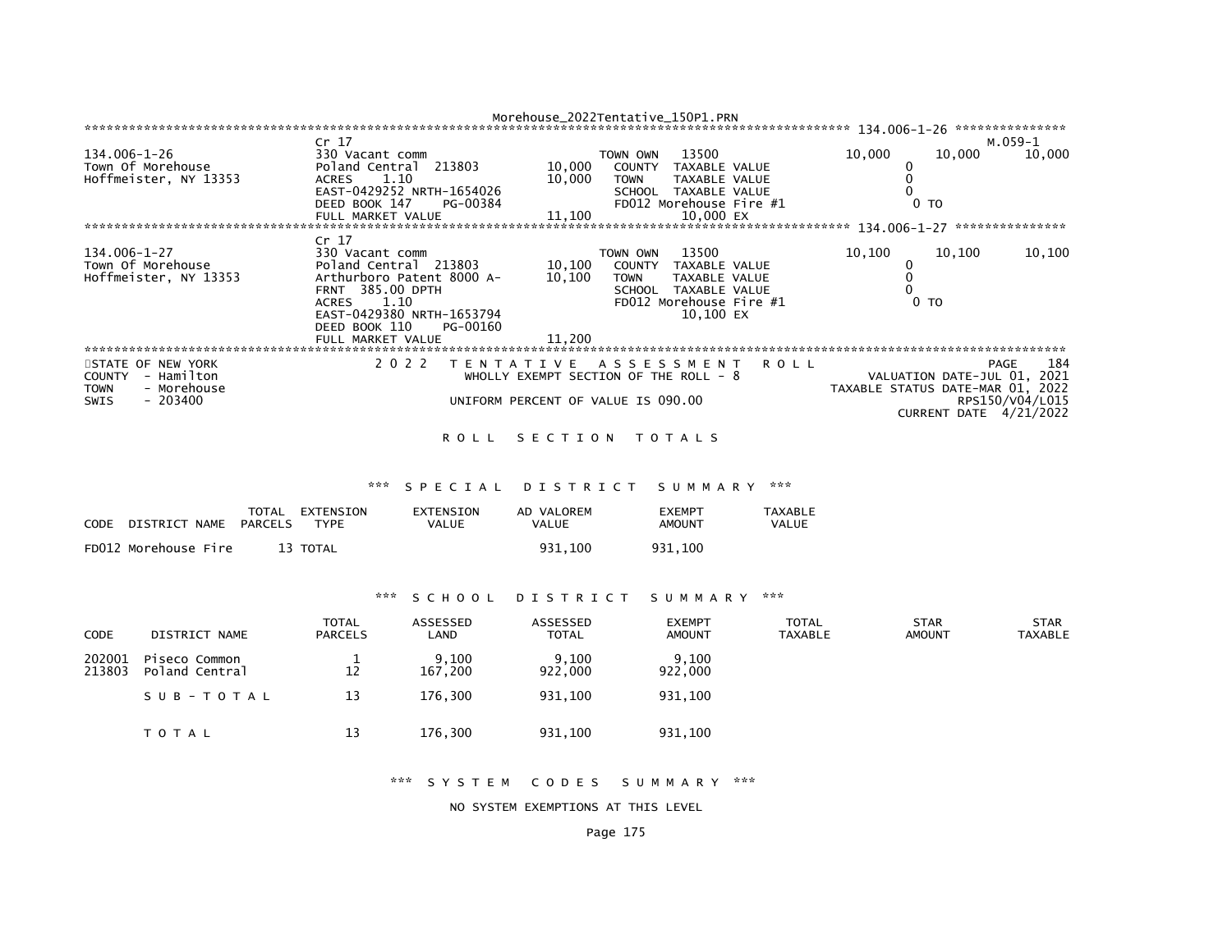Morehouse_2022Tentative_150P1.PRN

```
******************************************************************************************************* 134.006-1-26 ***************
                             Cr 17                                                                                        M.059-1
134.006-1-26                 330 Vacant comm                           TOWN OWN    13500              10,000       10,000       10,000
Town Of Morehouse            Poland Central  213803          10,000    COUNTY  TAXABLE VALUE                0
Hoffmeister, NY 13353        ACRES     1.10                  10,000    TOWN     TAXABLE VALUE               0
                             EAST-0429252 NRTH-1654026                 SCHOOL  TAXABLE VALUE                0
                             DEED BOOK 147     PG-00384                FD012 Morehouse Fire #1                0 TO
                             FULL MARKET VALUE               11,100             10,000 EX
******************************************************************************************************* 134.006-1-27 ***************
                             Cr 17
134.006-1-27                 330 Vacant comm                           TOWN OWN    13500              10,100       10,100       10,100
Town Of Morehouse            Poland Central  213803          10,100    COUNTY  TAXABLE VALUE                0
Hoffmeister, NY 13353        Arthurboro Patent 8000 A-       10,100    TOWN     TAXABLE VALUE               0
                             FRNT  385.00 DPTH                         SCHOOL  TAXABLE VALUE                0
                             ACRES     1.10                            FD012 Morehouse Fire #1                0 TO
                             EAST-0429380 NRTH-1653794                          10,100 EX
                             DEED BOOK 110     PG-00160
                             FULL MARKET VALUE               11,200
************************************************************************************************************************************
STATE OF NEW YORK                2 0 2 2   T E N T A T I V E   A S S E S S M E N T   R O L L                             PAGE    184
COUNTY  - Hamilton                          WHOLLY EXEMPT SECTION OF THE ROLL - 8                   VALUATION DATE-JUL 01, 2021
TOWN    - Morehouse                                                                          TAXABLE STATUS DATE-MAR 01, 2022
SWIS    - 203400                             UNIFORM PERCENT OF VALUE IS 090.00                                  RPS150/V04/L015
                                                                                                          CURRENT DATE  4/21/2022
```

R O L L   S E C T I O N   T O T A L S

*** S P E C I A L   D I S T R I C T   S U M M A R Y ***

| CODE DISTRICT NAME | TOTAL PARCELS | EXTENSION TYPE | EXTENSION VALUE | AD VALOREM VALUE | EXEMPT AMOUNT | TAXABLE VALUE |
|---|---|---|---|---|---|---|
| FD012 Morehouse Fire | 13 | TOTAL | | 931,100 | 931,100 | |

*** S C H O O L   D I S T R I C T   S U M M A R Y ***

| CODE | DISTRICT NAME | TOTAL PARCELS | ASSESSED LAND | ASSESSED TOTAL | EXEMPT AMOUNT | TOTAL TAXABLE | STAR AMOUNT | STAR TAXABLE |
|---|---|---|---|---|---|---|---|---|
| 202001 | Piseco Common | 1 | 9,100 | 9,100 | 9,100 | | | |
| 213803 | Poland Central | 12 | 167,200 | 922,000 | 922,000 | | | |
| | S U B - T O T A L | 13 | 176,300 | 931,100 | 931,100 | | | |
| | T O T A L | 13 | 176,300 | 931,100 | 931,100 | | | |

*** S Y S T E M   C O D E S   S U M M A R Y ***

NO SYSTEM EXEMPTIONS AT THIS LEVEL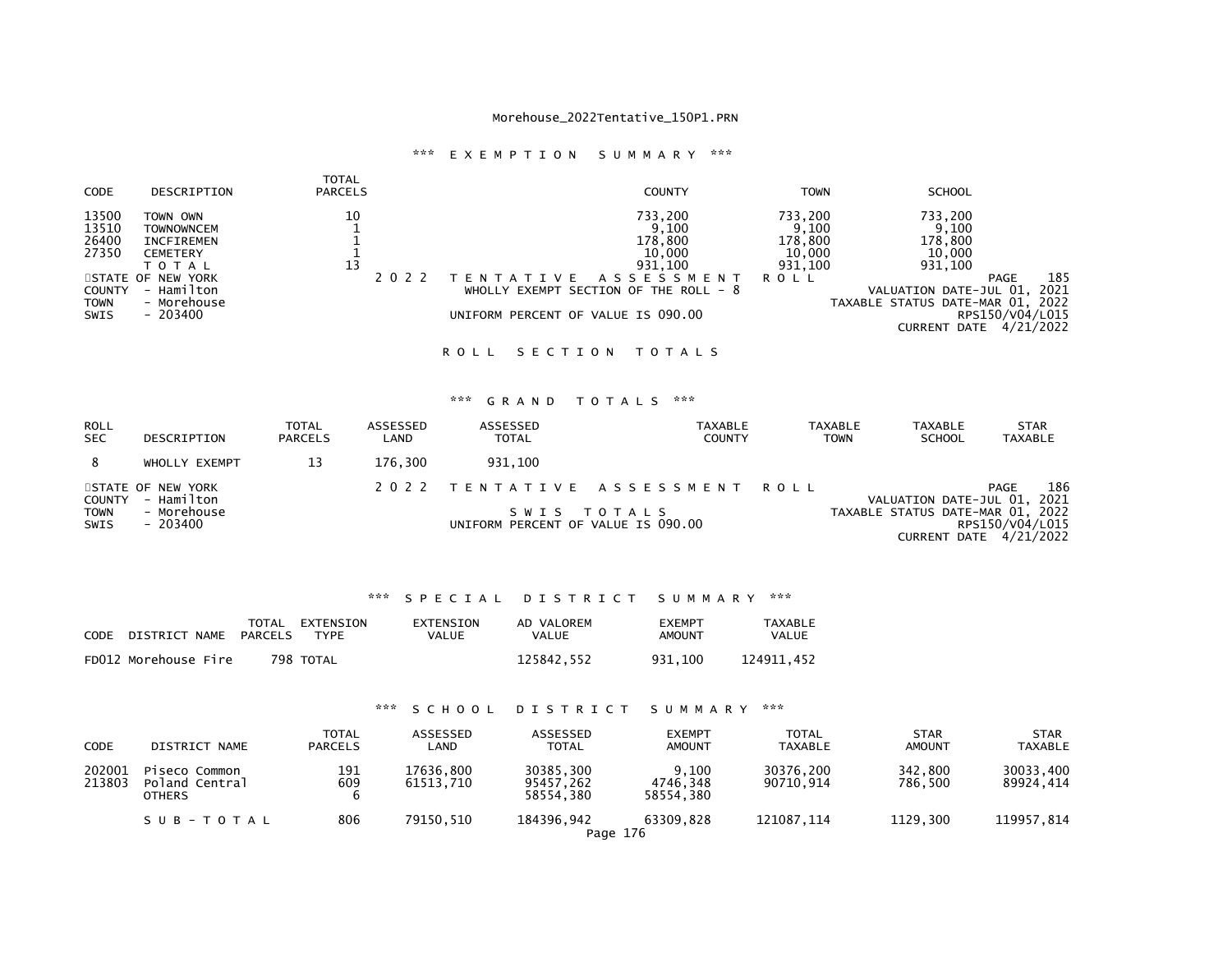Morehouse_2022Tentative_150P1.PRN

### \*\*\* E X E M P T I O N   S U M M A R Y \*\*\*

| CODE | DESCRIPTION | TOTAL PARCELS | COUNTY | TOWN | SCHOOL |
|---|---|---|---|---|---|
| 13500 | TOWN OWN | 10 | 733,200 | 733,200 | 733,200 |
| 13510 | TOWNOWNCEM | 1 | 9,100 | 9,100 | 9,100 |
| 26400 | INCFIREMEN | 1 | 178,800 | 178,800 | 178,800 |
| 27350 | CEMETERY | 1 | 10,000 | 10,000 | 10,000 |
| | T O T A L | 13 | 931,100 | 931,100 | 931,100 |

STATE OF NEW YORK — 2 0 2 2 T E N T A T I V E A S S E S S M E N T R O L L — PAGE 185
COUNTY - Hamilton — WHOLLY EXEMPT SECTION OF THE ROLL - 8 — VALUATION DATE-JUL 01, 2021
TOWN - Morehouse — TAXABLE STATUS DATE-MAR 01, 2022
SWIS - 203400 — UNIFORM PERCENT OF VALUE IS 090.00 — RPS150/V04/L015
CURRENT DATE 4/21/2022

### R O L L   S E C T I O N   T O T A L S

### \*\*\* G R A N D   T O T A L S \*\*\*

| ROLL SEC | DESCRIPTION | TOTAL PARCELS | ASSESSED LAND | ASSESSED TOTAL | TAXABLE COUNTY | TAXABLE TOWN | TAXABLE SCHOOL | STAR TAXABLE |
|---|---|---|---|---|---|---|---|---|
| 8 | WHOLLY EXEMPT | 13 | 176,300 | 931,100 | | | | |

STATE OF NEW YORK — 2 0 2 2 T E N T A T I V E A S S E S S M E N T R O L L — PAGE 186
COUNTY - Hamilton — VALUATION DATE-JUL 01, 2021
TOWN - Morehouse — S W I S T O T A L S — TAXABLE STATUS DATE-MAR 01, 2022
SWIS - 203400 — UNIFORM PERCENT OF VALUE IS 090.00 — RPS150/V04/L015
CURRENT DATE 4/21/2022

### \*\*\* S P E C I A L   D I S T R I C T   S U M M A R Y \*\*\*

| CODE DISTRICT NAME | TOTAL PARCELS | EXTENSION TYPE | EXTENSION VALUE | AD VALOREM VALUE | EXEMPT AMOUNT | TAXABLE VALUE |
|---|---|---|---|---|---|---|
| FD012 Morehouse Fire | 798 | TOTAL | | 125842,552 | 931,100 | 124911,452 |

### \*\*\* S C H O O L   D I S T R I C T   S U M M A R Y \*\*\*

| CODE | DISTRICT NAME | TOTAL PARCELS | ASSESSED LAND | ASSESSED TOTAL | EXEMPT AMOUNT | TOTAL TAXABLE | STAR AMOUNT | STAR TAXABLE |
|---|---|---|---|---|---|---|---|---|
| 202001 | Piseco Common | 191 | 17636,800 | 30385,300 | 9,100 | 30376,200 | 342,800 | 30033,400 |
| 213803 | Poland Central | 609 | 61513,710 | 95457,262 | 4746,348 | 90710,914 | 786,500 | 89924,414 |
| | OTHERS | 6 | | 58554,380 | 58554,380 | | | |
| | S U B - T O T A L | 806 | 79150,510 | 184396,942 | 63309,828 | 121087,114 | 1129,300 | 119957,814 |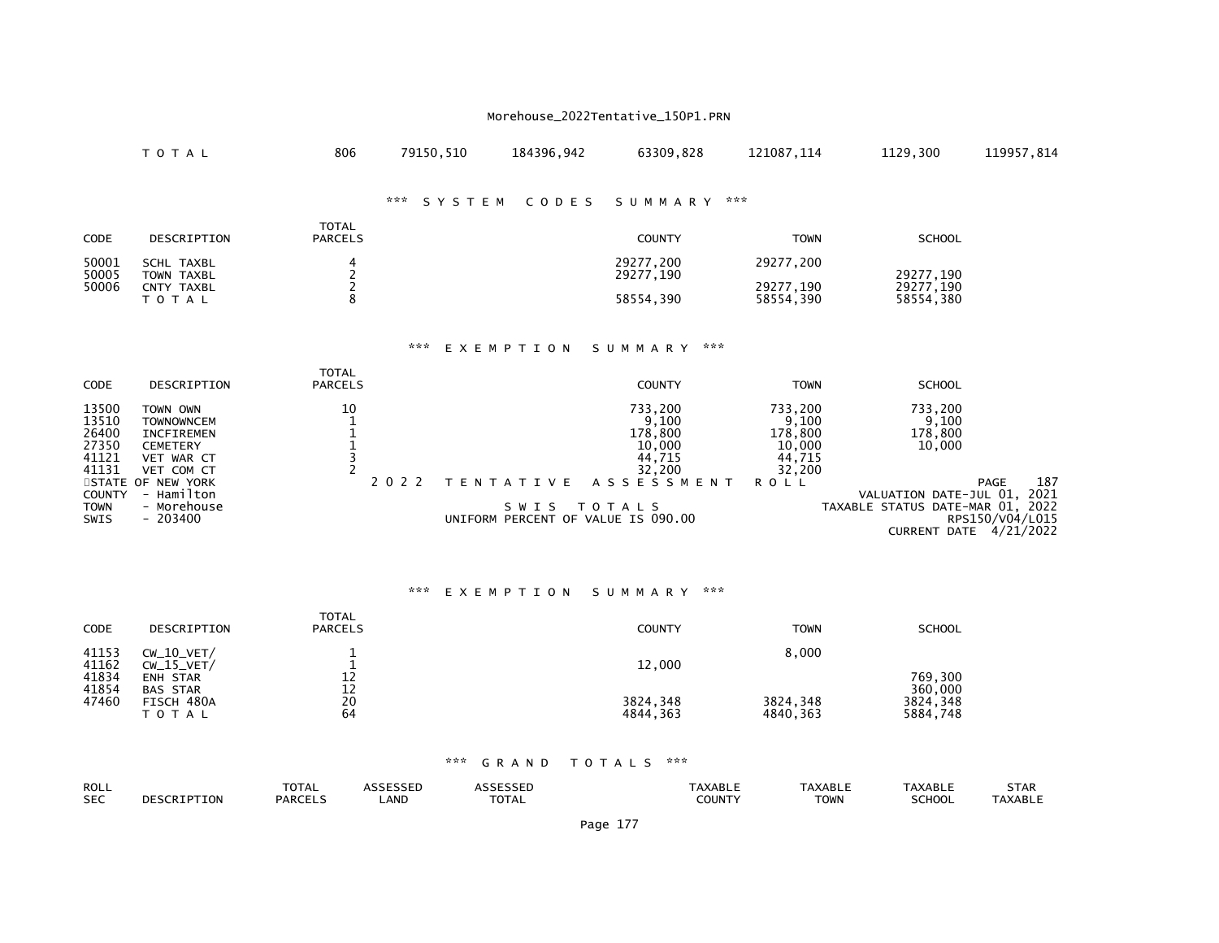Morehouse_2022Tentative_150P1.PRN

| T O T A L | 806 | 79150,510 | 184396,942 | 63309,828 | 121087,114 | 1129,300 | 119957,814 |
|---|---|---|---|---|---|---|---|

### *** S Y S T E M C O D E S S U M M A R Y ***

| CODE | DESCRIPTION | TOTAL PARCELS | COUNTY | TOWN | SCHOOL |
|---|---|---|---|---|---|
| 50001 | SCHL TAXBL | 4 | 29277,200 | 29277,200 | |
| 50005 | TOWN TAXBL | 2 | 29277,190 | | 29277,190 |
| 50006 | CNTY TAXBL | 2 | | 29277,190 | 29277,190 |
| | T O T A L | 8 | 58554,390 | 58554,390 | 58554,380 |

### *** E X E M P T I O N S U M M A R Y ***

| CODE | DESCRIPTION | TOTAL PARCELS | COUNTY | TOWN | SCHOOL |
|---|---|---|---|---|---|
| 13500 | TOWN OWN | 10 | 733,200 | 733,200 | 733,200 |
| 13510 | TOWNOWNCEM | 1 | 9,100 | 9,100 | 9,100 |
| 26400 | INCFIREMEN | 1 | 178,800 | 178,800 | 178,800 |
| 27350 | CEMETERY | 1 | 10,000 | 10,000 | 10,000 |
| 41121 | VET WAR CT | 3 | 44,715 | 44,715 | |
| 41131 | VET COM CT | 2 | 32,200 | 32,200 | |

STATE OF NEW YORK — 2 0 2 2 T E N T A T I V E A S S E S S M E N T R O L L — PAGE 187
COUNTY - Hamilton — VALUATION DATE-JUL 01, 2021
TOWN - Morehouse — S W I S T O T A L S — TAXABLE STATUS DATE-MAR 01, 2022
SWIS - 203400 — UNIFORM PERCENT OF VALUE IS 090.00 — RPS150/V04/L015
CURRENT DATE 4/21/2022

### *** E X E M P T I O N S U M M A R Y ***

| CODE | DESCRIPTION | TOTAL PARCELS | COUNTY | TOWN | SCHOOL |
|---|---|---|---|---|---|
| 41153 | CW_10_VET/ | 1 | | 8,000 | |
| 41162 | CW_15_VET/ | 1 | 12,000 | | |
| 41834 | ENH STAR | 12 | | | 769,300 |
| 41854 | BAS STAR | 12 | | | 360,000 |
| 47460 | FISCH 480A | 20 | 3824,348 | 3824,348 | 3824,348 |
| | T O T A L | 64 | 4844,363 | 4840,363 | 5884,748 |

### *** G R A N D T O T A L S ***

| ROLL SEC | DESCRIPTION | TOTAL PARCELS | ASSESSED LAND | ASSESSED TOTAL | TAXABLE COUNTY | TAXABLE TOWN | TAXABLE SCHOOL | STAR TAXABLE |
|---|---|---|---|---|---|---|---|---|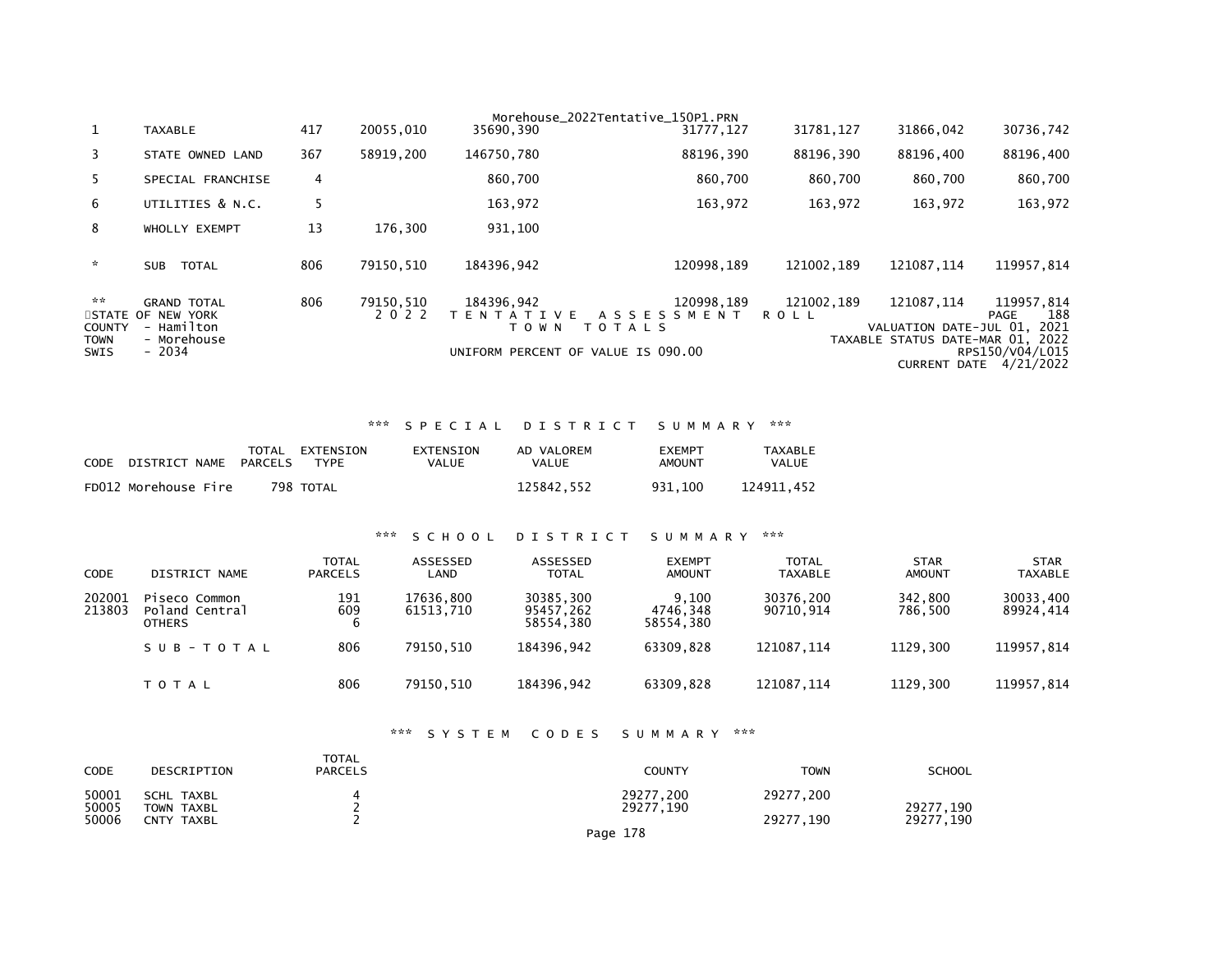| | | | | | | | | |
|---|---|---|---|---|---|---|---|---|
| 1 | TAXABLE | 417 | 20055,010 | 35690,390 | 31777,127 | 31781,127 | 31866,042 | 30736,742 |
| 3 | STATE OWNED LAND | 367 | 58919,200 | 146750,780 | 88196,390 | 88196,390 | 88196,400 | 88196,400 |
| 5 | SPECIAL FRANCHISE | 4 | | 860,700 | 860,700 | 860,700 | 860,700 | 860,700 |
| 6 | UTILITIES & N.C. | 5 | | 163,972 | 163,972 | 163,972 | 163,972 | 163,972 |
| 8 | WHOLLY EXEMPT | 13 | 176,300 | 931,100 | | | | |
| * | SUB TOTAL | 806 | 79150,510 | 184396,942 | 120998,189 | 121002,189 | 121087,114 | 119957,814 |
| ** | GRAND TOTAL | 806 | 79150,510 | 184396,942 | 120998,189 | 121002,189 | 121087,114 | 119957,814 |

STATE OF NEW YORK — 2 0 2 2 T E N T A T I V E A S S E S S M E N T R O L L — PAGE 188

COUNTY - Hamilton — T O W N T O T A L S — VALUATION DATE-JUL 01, 2021

TOWN - Morehouse — TAXABLE STATUS DATE-MAR 01, 2022

SWIS - 2034 — UNIFORM PERCENT OF VALUE IS 090.00 — RPS150/V04/L015

CURRENT DATE 4/21/2022

### *** S P E C I A L D I S T R I C T S U M M A R Y ***

| CODE | DISTRICT NAME | TOTAL PARCELS | EXTENSION TYPE | EXTENSION VALUE | AD VALOREM VALUE | EXEMPT AMOUNT | TAXABLE VALUE |
|---|---|---|---|---|---|---|---|
| FD012 | Morehouse Fire | 798 | TOTAL | | 125842,552 | 931,100 | 124911,452 |

### *** S C H O O L D I S T R I C T S U M M A R Y ***

| CODE | DISTRICT NAME | TOTAL PARCELS | ASSESSED LAND | ASSESSED TOTAL | EXEMPT AMOUNT | TOTAL TAXABLE | STAR AMOUNT | STAR TAXABLE |
|---|---|---|---|---|---|---|---|---|
| 202001 | Piseco Common | 191 | 17636,800 | 30385,300 | 9,100 | 30376,200 | 342,800 | 30033,400 |
| 213803 | Poland Central | 609 | 61513,710 | 95457,262 | 4746,348 | 90710,914 | 786,500 | 89924,414 |
| | OTHERS | 6 | | 58554,380 | 58554,380 | | | |
| | S U B - T O T A L | 806 | 79150,510 | 184396,942 | 63309,828 | 121087,114 | 1129,300 | 119957,814 |
| | T O T A L | 806 | 79150,510 | 184396,942 | 63309,828 | 121087,114 | 1129,300 | 119957,814 |

### *** S Y S T E M C O D E S S U M M A R Y ***

| CODE | DESCRIPTION | TOTAL PARCELS | COUNTY | TOWN | SCHOOL |
|---|---|---|---|---|---|
| 50001 | SCHL TAXBL | 4 | 29277,200 | 29277,200 | |
| 50005 | TOWN TAXBL | 2 | 29277,190 | | 29277,190 |
| 50006 | CNTY TAXBL | 2 | | 29277,190 | 29277,190 |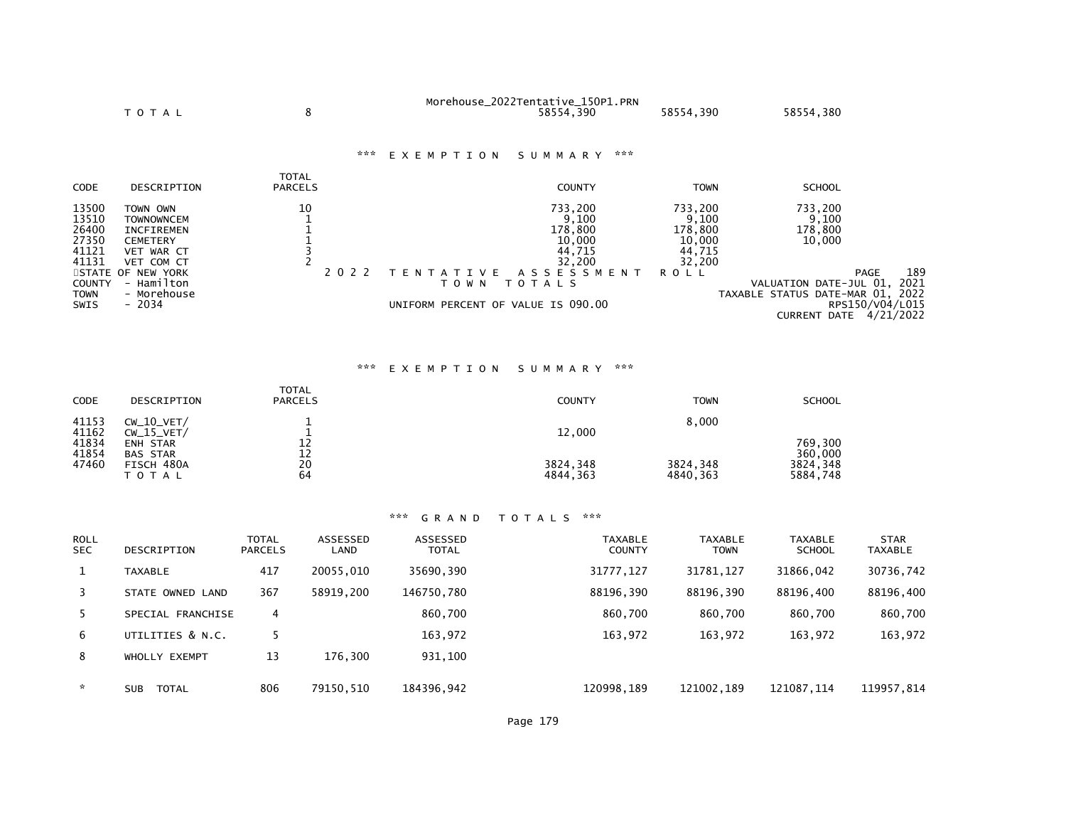| | | | | | |
|---|---|---|---|---|---|
| T O T A L | | 8 | 58554,390 | 58554,390 | 58554,380 |

*** E X E M P T I O N S U M M A R Y ***

| CODE | DESCRIPTION | TOTAL PARCELS | COUNTY | TOWN | SCHOOL |
|---|---|---|---|---|---|
| 13500 | TOWN OWN | 10 | 733,200 | 733,200 | 733,200 |
| 13510 | TOWNOWNCEM | 1 | 9,100 | 9,100 | 9,100 |
| 26400 | INCFIREMEN | 1 | 178,800 | 178,800 | 178,800 |
| 27350 | CEMETERY | 1 | 10,000 | 10,000 | 10,000 |
| 41121 | VET WAR CT | 3 | 44,715 | 44,715 | |
| 41131 | VET COM CT | 2 | 32,200 | 32,200 | |

STATE OF NEW YORK — 2 0 2 2 T E N T A T I V E A S S E S S M E N T R O L L — PAGE 189
COUNTY - Hamilton — T O W N T O T A L S — VALUATION DATE-JUL 01, 2021
TOWN - Morehouse — TAXABLE STATUS DATE-MAR 01, 2022
SWIS - 2034 — UNIFORM PERCENT OF VALUE IS 090.00 — RPS150/V04/L015
CURRENT DATE 4/21/2022

*** E X E M P T I O N S U M M A R Y ***

| CODE | DESCRIPTION | TOTAL PARCELS | COUNTY | TOWN | SCHOOL |
|---|---|---|---|---|---|
| 41153 | CW_10_VET/ | 1 | | 8,000 | |
| 41162 | CW_15_VET/ | 1 | 12,000 | | |
| 41834 | ENH STAR | 12 | | | 769,300 |
| 41854 | BAS STAR | 12 | | | 360,000 |
| 47460 | FISCH 480A | 20 | 3824,348 | 3824,348 | 3824,348 |
| | T O T A L | 64 | 4844,363 | 4840,363 | 5884,748 |

*** G R A N D T O T A L S ***

| ROLL SEC | DESCRIPTION | TOTAL PARCELS | ASSESSED LAND | ASSESSED TOTAL | TAXABLE COUNTY | TAXABLE TOWN | TAXABLE SCHOOL | STAR TAXABLE |
|---|---|---|---|---|---|---|---|---|
| 1 | TAXABLE | 417 | 20055,010 | 35690,390 | 31777,127 | 31781,127 | 31866,042 | 30736,742 |
| 3 | STATE OWNED LAND | 367 | 58919,200 | 146750,780 | 88196,390 | 88196,390 | 88196,400 | 88196,400 |
| 5 | SPECIAL FRANCHISE | 4 | | 860,700 | 860,700 | 860,700 | 860,700 | 860,700 |
| 6 | UTILITIES & N.C. | 5 | | 163,972 | 163,972 | 163,972 | 163,972 | 163,972 |
| 8 | WHOLLY EXEMPT | 13 | 176,300 | 931,100 | | | | |
| * | SUB TOTAL | 806 | 79150,510 | 184396,942 | 120998,189 | 121002,189 | 121087,114 | 119957,814 |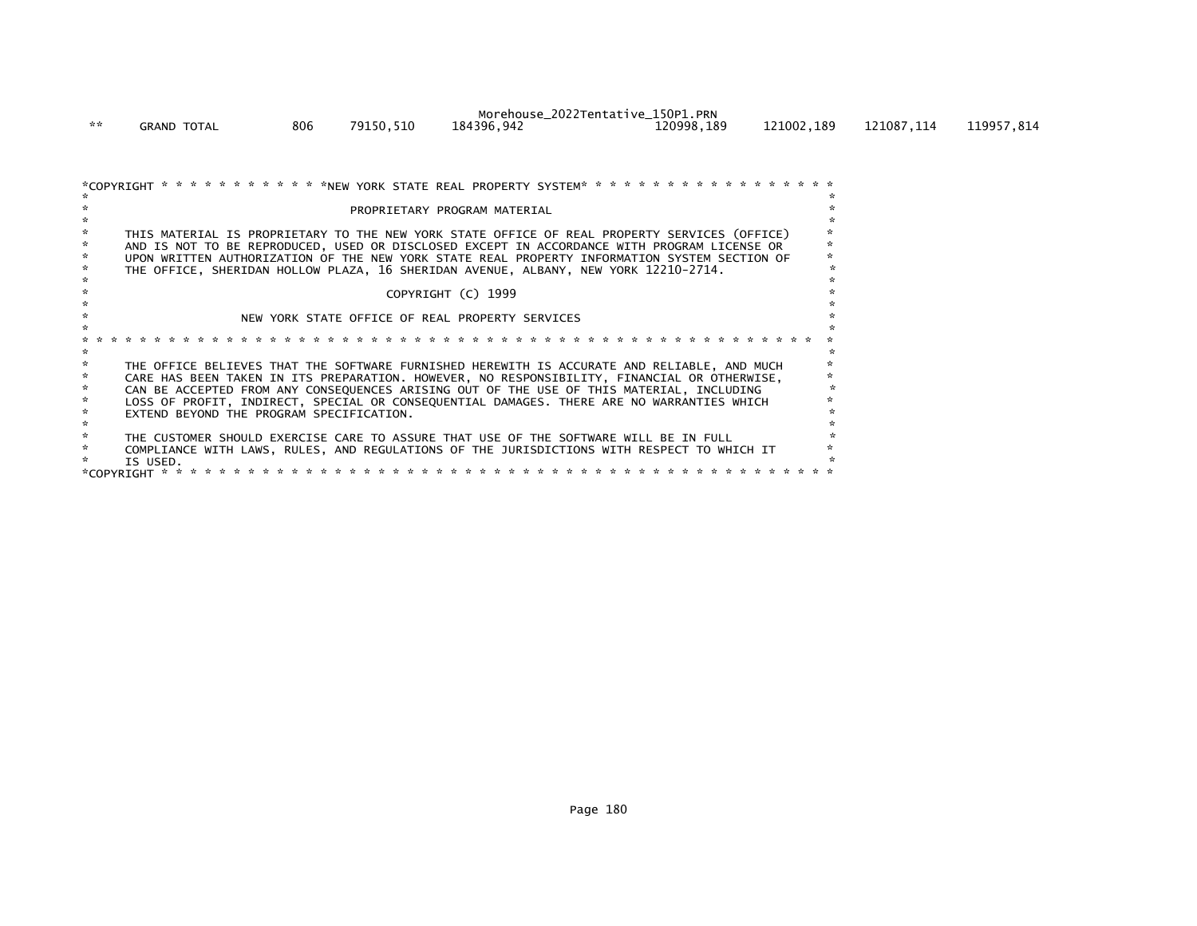| | | | | | | | | |
|---|---|---|---|---|---|---|---|---|
| ** | GRAND TOTAL | 806 | 79150,510 | 184396,942 | 120998,189 | 121002,189 | 121087,114 | 119957,814 |

```
*COPYRIGHT * * * * * * * * * * * *NEW YORK STATE REAL PROPERTY SYSTEM* * * * * * * * * * * * * * * * * *
*                                                                                                         *
*                                        PROPRIETARY PROGRAM MATERIAL                                     *
*                                                                                                         *
*    THIS MATERIAL IS PROPRIETARY TO THE NEW YORK STATE OFFICE OF REAL PROPERTY SERVICES (OFFICE)        *
*    AND IS NOT TO BE REPRODUCED, USED OR DISCLOSED EXCEPT IN ACCORDANCE WITH PROGRAM LICENSE OR          *
*    UPON WRITTEN AUTHORIZATION OF THE NEW YORK STATE REAL PROPERTY INFORMATION SYSTEM SECTION OF         *
*    THE OFFICE, SHERIDAN HOLLOW PLAZA, 16 SHERIDAN AVENUE, ALBANY, NEW YORK 12210-2714.                  *
*                                                                                                         *
*                                        COPYRIGHT (C) 1999                                               *
*                                                                                                         *
*                      NEW YORK STATE OFFICE OF REAL PROPERTY SERVICES                                    *
*                                                                                                         *
* * * * * * * * * * * * * * * * * * * * * * * * * * * * * * * * * * * * * * * * * * * * * * * * * * * *
*                                                                                                         *
*    THE OFFICE BELIEVES THAT THE SOFTWARE FURNISHED HEREWITH IS ACCURATE AND RELIABLE, AND MUCH          *
*    CARE HAS BEEN TAKEN IN ITS PREPARATION. HOWEVER, NO RESPONSIBILITY, FINANCIAL OR OTHERWISE,          *
*    CAN BE ACCEPTED FROM ANY CONSEQUENCES ARISING OUT OF THE USE OF THIS MATERIAL, INCLUDING             *
*    LOSS OF PROFIT, INDIRECT, SPECIAL OR CONSEQUENTIAL DAMAGES. THERE ARE NO WARRANTIES WHICH            *
*    EXTEND BEYOND THE PROGRAM SPECIFICATION.                                                             *
*                                                                                                         *
*    THE CUSTOMER SHOULD EXERCISE CARE TO ASSURE THAT USE OF THE SOFTWARE WILL BE IN FULL                 *
*    COMPLIANCE WITH LAWS, RULES, AND REGULATIONS OF THE JURISDICTIONS WITH RESPECT TO WHICH IT           *
*    IS USED.                                                                                             *
*COPYRIGHT * * * * * * * * * * * * * * * * * * * * * * * * * * * * * * * * * * * * * * * * * * * * * * *
```